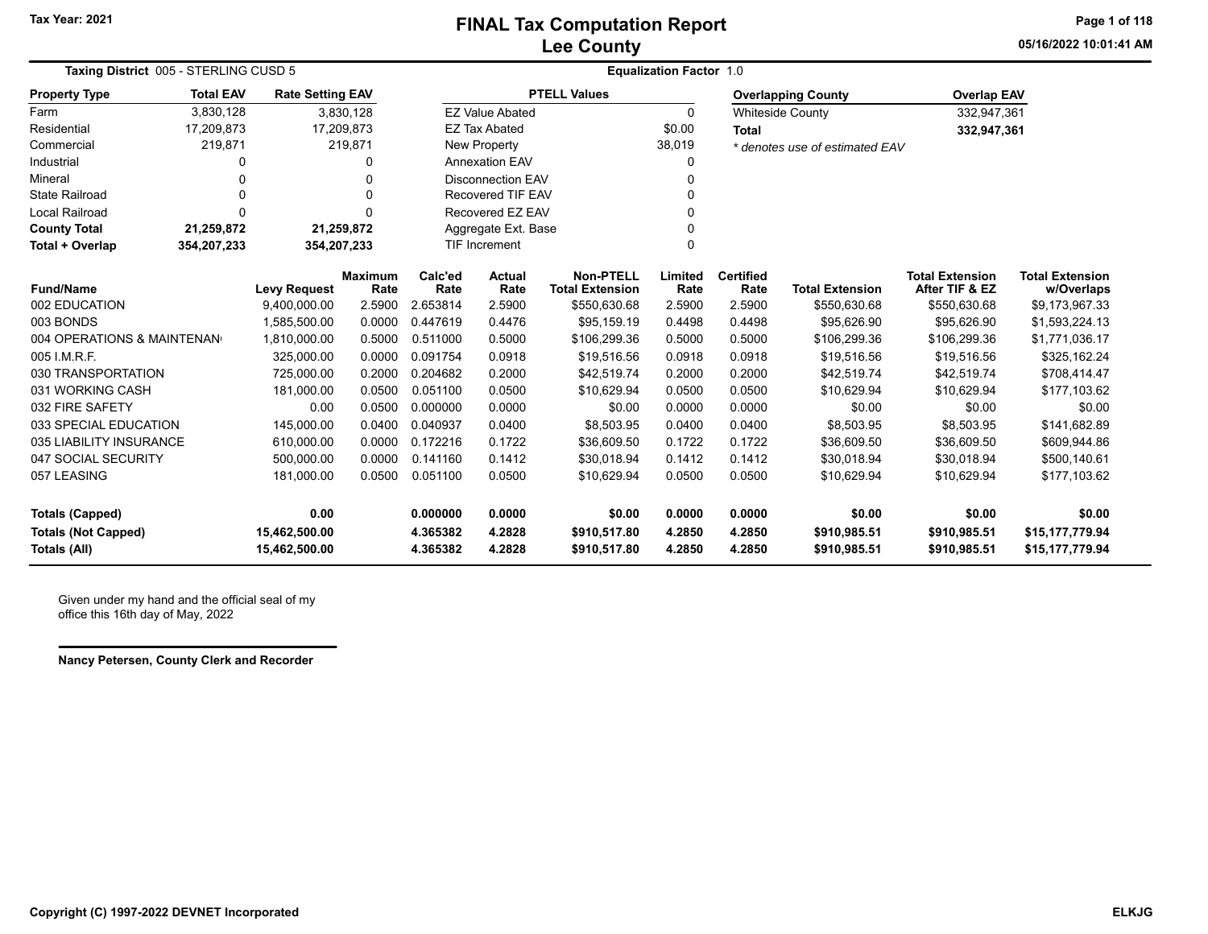Tax Year: 2021

# FINAL Tax Computation Report
## Lee County

05/16/2022 10:01:41 AM

**Taxing District** 005 - STERLING CUSD 5 | **Equalization Factor** 1.0

| Property Type | Total EAV | Rate Setting EAV |
|---|---|---|
| Farm | 3,830,128 | 3,830,128 |
| Residential | 17,209,873 | 17,209,873 |
| Commercial | 219,871 | 219,871 |
| Industrial | 0 | 0 |
| Mineral | 0 | 0 |
| State Railroad | 0 | 0 |
| Local Railroad | 0 | 0 |
| **County Total** | **21,259,872** | **21,259,872** |
| **Total + Overlap** | **354,207,233** | **354,207,233** |

| PTELL Values | |
|---|---|
| EZ Value Abated | 0 |
| EZ Tax Abated | $0.00 |
| New Property | 38,019 |
| Annexation EAV | 0 |
| Disconnection EAV | 0 |
| Recovered TIF EAV | 0 |
| Recovered EZ EAV | 0 |
| Aggregate Ext. Base | 0 |
| TIF Increment | 0 |

| Overlapping County | Overlap EAV |
|---|---|
| Whiteside County | 332,947,361 |
| **Total** | **332,947,361** |

*\* denotes use of estimated EAV*

| Fund/Name | Levy Request | Maximum Rate | Calc'ed Rate | Actual Rate | Non-PTELL Total Extension | Limited Rate | Certified Rate | Total Extension | Total Extension After TIF & EZ | Total Extension w/Overlaps |
|---|---|---|---|---|---|---|---|---|---|---|
| 002 EDUCATION | 9,400,000.00 | 2.5900 | 2.653814 | 2.5900 | $550,630.68 | 2.5900 | 2.5900 | $550,630.68 | $550,630.68 | $9,173,967.33 |
| 003 BONDS | 1,585,500.00 | 0.0000 | 0.447619 | 0.4476 | $95,159.19 | 0.4498 | 0.4498 | $95,626.90 | $95,626.90 | $1,593,224.13 |
| 004 OPERATIONS & MAINTENAN | 1,810,000.00 | 0.5000 | 0.511000 | 0.5000 | $106,299.36 | 0.5000 | 0.5000 | $106,299.36 | $106,299.36 | $1,771,036.17 |
| 005 I.M.R.F. | 325,000.00 | 0.0000 | 0.091754 | 0.0918 | $19,516.56 | 0.0918 | 0.0918 | $19,516.56 | $19,516.56 | $325,162.24 |
| 030 TRANSPORTATION | 725,000.00 | 0.2000 | 0.204682 | 0.2000 | $42,519.74 | 0.2000 | 0.2000 | $42,519.74 | $42,519.74 | $708,414.47 |
| 031 WORKING CASH | 181,000.00 | 0.0500 | 0.051100 | 0.0500 | $10,629.94 | 0.0500 | 0.0500 | $10,629.94 | $10,629.94 | $177,103.62 |
| 032 FIRE SAFETY | 0.00 | 0.0500 | 0.000000 | 0.0000 | $0.00 | 0.0000 | 0.0000 | $0.00 | $0.00 | $0.00 |
| 033 SPECIAL EDUCATION | 145,000.00 | 0.0400 | 0.040937 | 0.0400 | $8,503.95 | 0.0400 | 0.0400 | $8,503.95 | $8,503.95 | $141,682.89 |
| 035 LIABILITY INSURANCE | 610,000.00 | 0.0000 | 0.172216 | 0.1722 | $36,609.50 | 0.1722 | 0.1722 | $36,609.50 | $36,609.50 | $609,944.86 |
| 047 SOCIAL SECURITY | 500,000.00 | 0.0000 | 0.141160 | 0.1412 | $30,018.94 | 0.1412 | 0.1412 | $30,018.94 | $30,018.94 | $500,140.61 |
| 057 LEASING | 181,000.00 | 0.0500 | 0.051100 | 0.0500 | $10,629.94 | 0.0500 | 0.0500 | $10,629.94 | $10,629.94 | $177,103.62 |
| **Totals (Capped)** | **0.00** | | **0.000000** | **0.0000** | **$0.00** | **0.0000** | **0.0000** | **$0.00** | **$0.00** | **$0.00** |
| **Totals (Not Capped)** | **15,462,500.00** | | **4.365382** | **4.2828** | **$910,517.80** | **4.2850** | **4.2850** | **$910,985.51** | **$910,985.51** | **$15,177,779.94** |
| **Totals (All)** | **15,462,500.00** | | **4.365382** | **4.2828** | **$910,517.80** | **4.2850** | **4.2850** | **$910,985.51** | **$910,985.51** | **$15,177,779.94** |

Given under my hand and the official seal of my office this 16th day of May, 2022

**Nancy Petersen, County Clerk and Recorder**

**Copyright (C) 1997-2022 DEVNET Incorporated** | **ELKJG**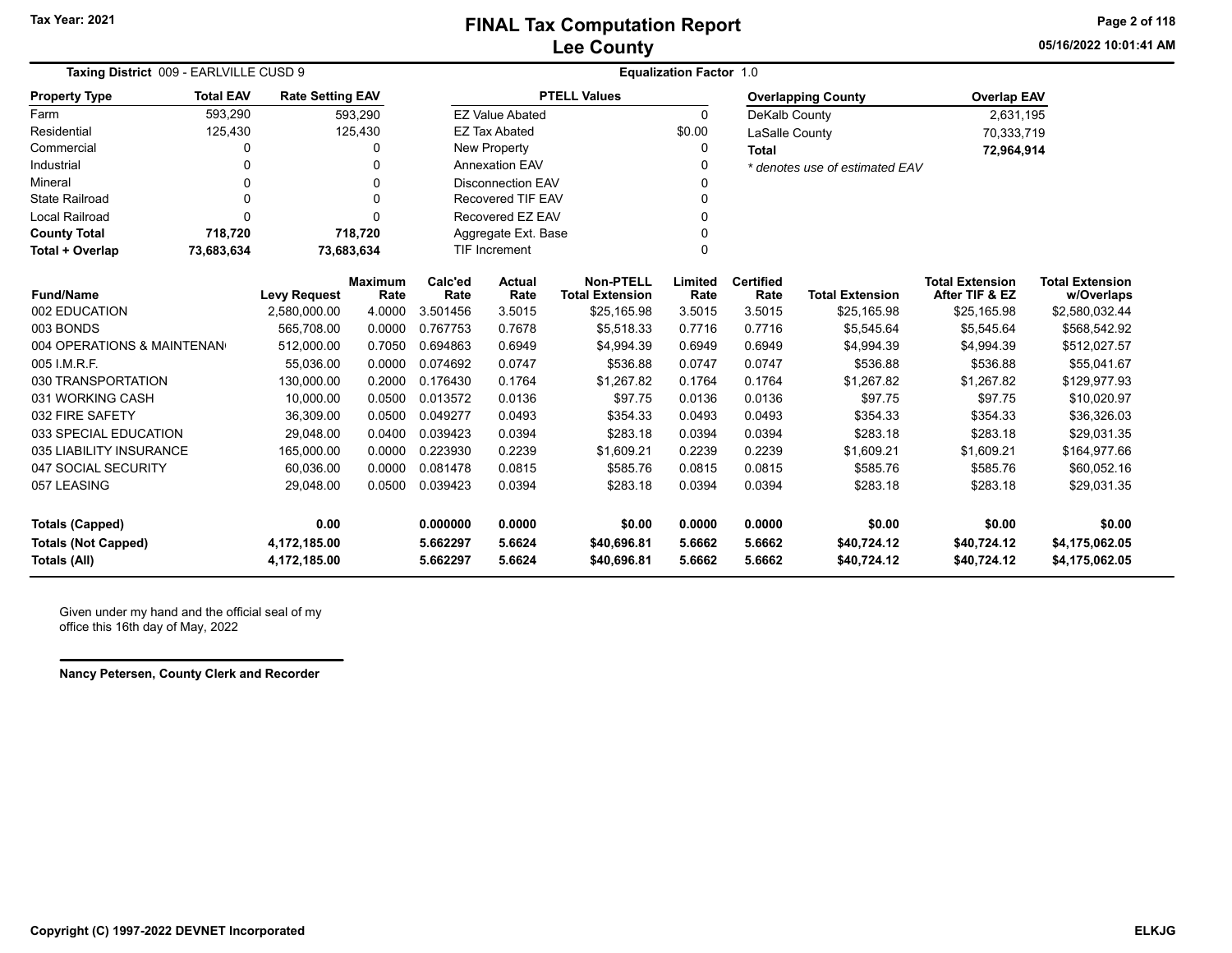# FINAL Tax Computation Report
## Lee County

Tax Year: 2021

05/16/2022 10:01:41 AM

**Taxing District** 009 - EARLVILLE CUSD 9 **Equalization Factor** 1.0

| Property Type | Total EAV | Rate Setting EAV |
|---|---|---|
| Farm | 593,290 | 593,290 |
| Residential | 125,430 | 125,430 |
| Commercial | 0 | 0 |
| Industrial | 0 | 0 |
| Mineral | 0 | 0 |
| State Railroad | 0 | 0 |
| Local Railroad | 0 | 0 |
| **County Total** | **718,720** | **718,720** |
| **Total + Overlap** | **73,683,634** | **73,683,634** |

| PTELL Values | |
|---|---|
| EZ Value Abated | 0 |
| EZ Tax Abated | $0.00 |
| New Property | 0 |
| Annexation EAV | 0 |
| Disconnection EAV | 0 |
| Recovered TIF EAV | 0 |
| Recovered EZ EAV | 0 |
| Aggregate Ext. Base | 0 |
| TIF Increment | 0 |

| Overlapping County | Overlap EAV |
|---|---|
| DeKalb County | 2,631,195 |
| LaSalle County | 70,333,719 |
| **Total** | **72,964,914** |

*\* denotes use of estimated EAV*

| Fund/Name | Levy Request | Maximum Rate | Calc'ed Rate | Actual Rate | Non-PTELL Total Extension | Limited Rate | Certified Rate | Total Extension | Total Extension After TIF & EZ | Total Extension w/Overlaps |
|---|---|---|---|---|---|---|---|---|---|---|
| 002 EDUCATION | 2,580,000.00 | 4.0000 | 3.501456 | 3.5015 | $25,165.98 | 3.5015 | 3.5015 | $25,165.98 | $25,165.98 | $2,580,032.44 |
| 003 BONDS | 565,708.00 | 0.0000 | 0.767753 | 0.7678 | $5,518.33 | 0.7716 | 0.7716 | $5,545.64 | $5,545.64 | $568,542.92 |
| 004 OPERATIONS & MAINTENAN | 512,000.00 | 0.7050 | 0.694863 | 0.6949 | $4,994.39 | 0.6949 | 0.6949 | $4,994.39 | $4,994.39 | $512,027.57 |
| 005 I.M.R.F. | 55,036.00 | 0.0000 | 0.074692 | 0.0747 | $536.88 | 0.0747 | 0.0747 | $536.88 | $536.88 | $55,041.67 |
| 030 TRANSPORTATION | 130,000.00 | 0.2000 | 0.176430 | 0.1764 | $1,267.82 | 0.1764 | 0.1764 | $1,267.82 | $1,267.82 | $129,977.93 |
| 031 WORKING CASH | 10,000.00 | 0.0500 | 0.013572 | 0.0136 | $97.75 | 0.0136 | 0.0136 | $97.75 | $97.75 | $10,020.97 |
| 032 FIRE SAFETY | 36,309.00 | 0.0500 | 0.049277 | 0.0493 | $354.33 | 0.0493 | 0.0493 | $354.33 | $354.33 | $36,326.03 |
| 033 SPECIAL EDUCATION | 29,048.00 | 0.0400 | 0.039423 | 0.0394 | $283.18 | 0.0394 | 0.0394 | $283.18 | $283.18 | $29,031.35 |
| 035 LIABILITY INSURANCE | 165,000.00 | 0.0000 | 0.223930 | 0.2239 | $1,609.21 | 0.2239 | 0.2239 | $1,609.21 | $1,609.21 | $164,977.66 |
| 047 SOCIAL SECURITY | 60,036.00 | 0.0000 | 0.081478 | 0.0815 | $585.76 | 0.0815 | 0.0815 | $585.76 | $585.76 | $60,052.16 |
| 057 LEASING | 29,048.00 | 0.0500 | 0.039423 | 0.0394 | $283.18 | 0.0394 | 0.0394 | $283.18 | $283.18 | $29,031.35 |
| **Totals (Capped)** | **0.00** | | **0.000000** | **0.0000** | **$0.00** | **0.0000** | **0.0000** | **$0.00** | **$0.00** | **$0.00** |
| **Totals (Not Capped)** | **4,172,185.00** | | **5.662297** | **5.6624** | **$40,696.81** | **5.6662** | **5.6662** | **$40,724.12** | **$40,724.12** | **$4,175,062.05** |
| **Totals (All)** | **4,172,185.00** | | **5.662297** | **5.6624** | **$40,696.81** | **5.6662** | **5.6662** | **$40,724.12** | **$40,724.12** | **$4,175,062.05** |

Given under my hand and the official seal of my office this 16th day of May, 2022

**Nancy Petersen, County Clerk and Recorder**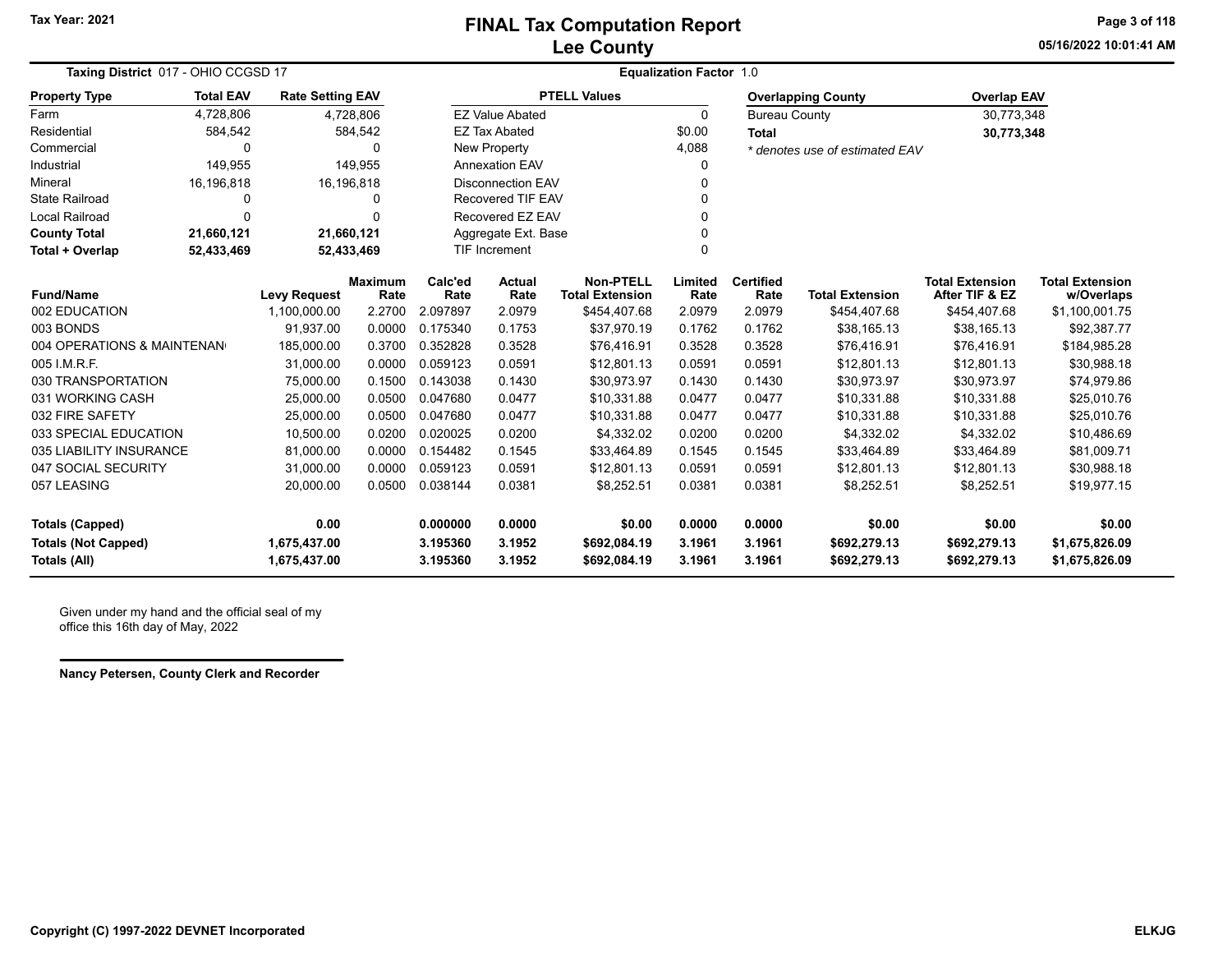Tax Year: 2021

# FINAL Tax Computation Report
## Lee County

05/16/2022 10:01:41 AM

**Taxing District** 017 - OHIO CCGSD 17 — **Equalization Factor** 1.0

| Property Type | Total EAV | Rate Setting EAV |
|---|---|---|
| Farm | 4,728,806 | 4,728,806 |
| Residential | 584,542 | 584,542 |
| Commercial | 0 | 0 |
| Industrial | 149,955 | 149,955 |
| Mineral | 16,196,818 | 16,196,818 |
| State Railroad | 0 | 0 |
| Local Railroad | 0 | 0 |
| **County Total** | **21,660,121** | **21,660,121** |
| **Total + Overlap** | **52,433,469** | **52,433,469** |

| PTELL Values | |
|---|---|
| EZ Value Abated | 0 |
| EZ Tax Abated | $0.00 |
| New Property | 4,088 |
| Annexation EAV | 0 |
| Disconnection EAV | 0 |
| Recovered TIF EAV | 0 |
| Recovered EZ EAV | 0 |
| Aggregate Ext. Base | 0 |
| TIF Increment | 0 |

| Overlapping County | Overlap EAV |
|---|---|
| Bureau County | 30,773,348 |
| **Total** | **30,773,348** |

*\* denotes use of estimated EAV*

| Fund/Name | Levy Request | Maximum Rate | Calc'ed Rate | Actual Rate | Non-PTELL Total Extension | Limited Rate | Certified Rate | Total Extension | Total Extension After TIF & EZ | Total Extension w/Overlaps |
|---|---|---|---|---|---|---|---|---|---|---|
| 002 EDUCATION | 1,100,000.00 | 2.2700 | 2.097897 | 2.0979 | $454,407.68 | 2.0979 | 2.0979 | $454,407.68 | $454,407.68 | $1,100,001.75 |
| 003 BONDS | 91,937.00 | 0.0000 | 0.175340 | 0.1753 | $37,970.19 | 0.1762 | 0.1762 | $38,165.13 | $38,165.13 | $92,387.77 |
| 004 OPERATIONS & MAINTENAN | 185,000.00 | 0.3700 | 0.352828 | 0.3528 | $76,416.91 | 0.3528 | 0.3528 | $76,416.91 | $76,416.91 | $184,985.28 |
| 005 I.M.R.F. | 31,000.00 | 0.0000 | 0.059123 | 0.0591 | $12,801.13 | 0.0591 | 0.0591 | $12,801.13 | $12,801.13 | $30,988.18 |
| 030 TRANSPORTATION | 75,000.00 | 0.1500 | 0.143038 | 0.1430 | $30,973.97 | 0.1430 | 0.1430 | $30,973.97 | $30,973.97 | $74,979.86 |
| 031 WORKING CASH | 25,000.00 | 0.0500 | 0.047680 | 0.0477 | $10,331.88 | 0.0477 | 0.0477 | $10,331.88 | $10,331.88 | $25,010.76 |
| 032 FIRE SAFETY | 25,000.00 | 0.0500 | 0.047680 | 0.0477 | $10,331.88 | 0.0477 | 0.0477 | $10,331.88 | $10,331.88 | $25,010.76 |
| 033 SPECIAL EDUCATION | 10,500.00 | 0.0200 | 0.020025 | 0.0200 | $4,332.02 | 0.0200 | 0.0200 | $4,332.02 | $4,332.02 | $10,486.69 |
| 035 LIABILITY INSURANCE | 81,000.00 | 0.0000 | 0.154482 | 0.1545 | $33,464.89 | 0.1545 | 0.1545 | $33,464.89 | $33,464.89 | $81,009.71 |
| 047 SOCIAL SECURITY | 31,000.00 | 0.0000 | 0.059123 | 0.0591 | $12,801.13 | 0.0591 | 0.0591 | $12,801.13 | $12,801.13 | $30,988.18 |
| 057 LEASING | 20,000.00 | 0.0500 | 0.038144 | 0.0381 | $8,252.51 | 0.0381 | 0.0381 | $8,252.51 | $8,252.51 | $19,977.15 |
| **Totals (Capped)** | **0.00** | | **0.000000** | **0.0000** | **$0.00** | **0.0000** | **0.0000** | **$0.00** | **$0.00** | **$0.00** |
| **Totals (Not Capped)** | **1,675,437.00** | | **3.195360** | **3.1952** | **$692,084.19** | **3.1961** | **3.1961** | **$692,279.13** | **$692,279.13** | **$1,675,826.09** |
| **Totals (All)** | **1,675,437.00** | | **3.195360** | **3.1952** | **$692,084.19** | **3.1961** | **3.1961** | **$692,279.13** | **$692,279.13** | **$1,675,826.09** |

Given under my hand and the official seal of my office this 16th day of May, 2022

**Nancy Petersen, County Clerk and Recorder**

**Copyright (C) 1997-2022 DEVNET Incorporated** — **ELKJG**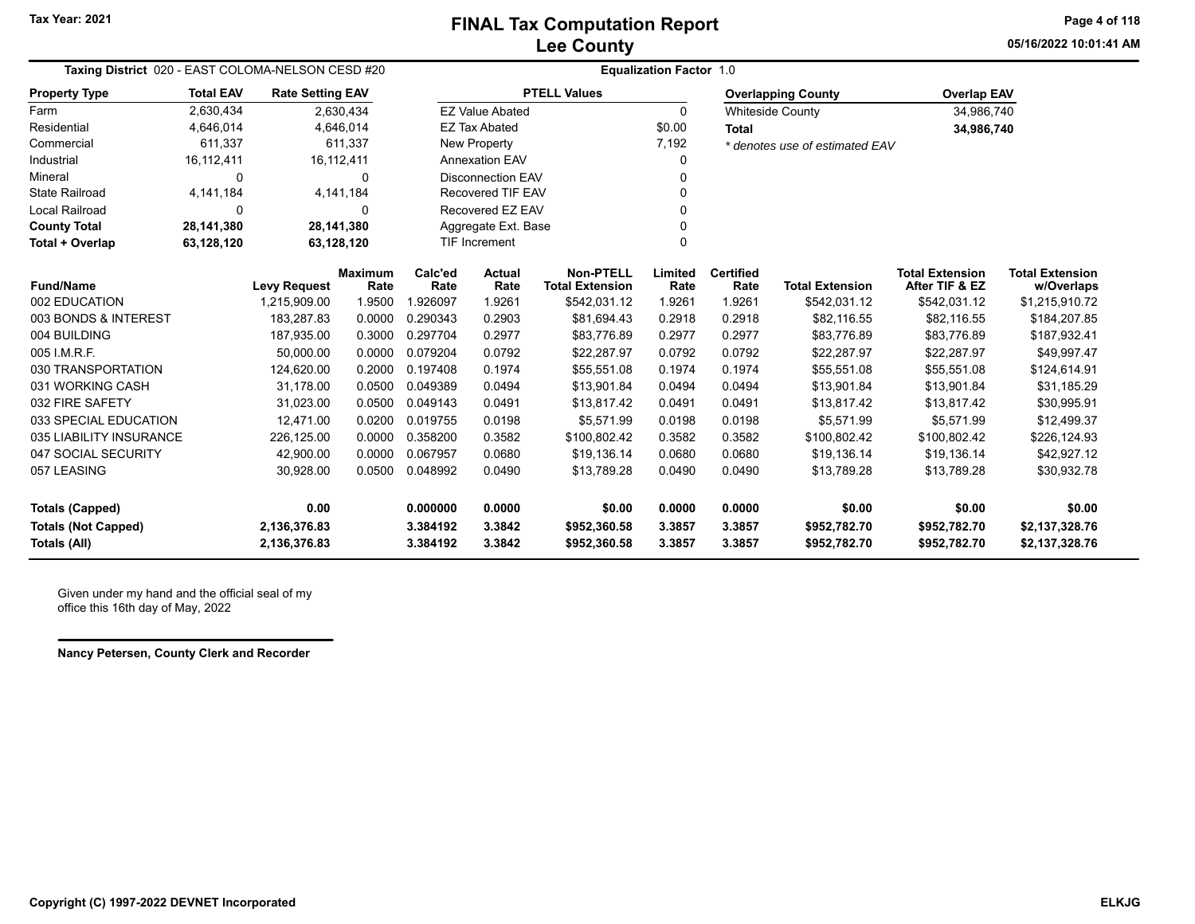# FINAL Tax Computation Report
## Lee County

Tax Year: 2021

**Taxing District** 020 - EAST COLOMA-NELSON CESD #20 **Equalization Factor** 1.0

| Property Type | Total EAV | Rate Setting EAV |
|---|---|---|
| Farm | 2,630,434 | 2,630,434 |
| Residential | 4,646,014 | 4,646,014 |
| Commercial | 611,337 | 611,337 |
| Industrial | 16,112,411 | 16,112,411 |
| Mineral | 0 | 0 |
| State Railroad | 4,141,184 | 4,141,184 |
| Local Railroad | 0 | 0 |
| **County Total** | **28,141,380** | **28,141,380** |
| **Total + Overlap** | **63,128,120** | **63,128,120** |

| PTELL Values | |
|---|---|
| EZ Value Abated | 0 |
| EZ Tax Abated | $0.00 |
| New Property | 7,192 |
| Annexation EAV | 0 |
| Disconnection EAV | 0 |
| Recovered TIF EAV | 0 |
| Recovered EZ EAV | 0 |
| Aggregate Ext. Base | 0 |
| TIF Increment | 0 |

| Overlapping County | Overlap EAV |
|---|---|
| Whiteside County | 34,986,740 |
| **Total** | **34,986,740** |

*\* denotes use of estimated EAV*

| Fund/Name | Levy Request | Maximum Rate | Calc'ed Rate | Actual Rate | Non-PTELL Total Extension | Limited Rate | Certified Rate | Total Extension | Total Extension After TIF & EZ | Total Extension w/Overlaps |
|---|---|---|---|---|---|---|---|---|---|---|
| 002 EDUCATION | 1,215,909.00 | 1.9500 | 1.926097 | 1.9261 | $542,031.12 | 1.9261 | 1.9261 | $542,031.12 | $542,031.12 | $1,215,910.72 |
| 003 BONDS & INTEREST | 183,287.83 | 0.0000 | 0.290343 | 0.2903 | $81,694.43 | 0.2918 | 0.2918 | $82,116.55 | $82,116.55 | $184,207.85 |
| 004 BUILDING | 187,935.00 | 0.3000 | 0.297704 | 0.2977 | $83,776.89 | 0.2977 | 0.2977 | $83,776.89 | $83,776.89 | $187,932.41 |
| 005 I.M.R.F. | 50,000.00 | 0.0000 | 0.079204 | 0.0792 | $22,287.97 | 0.0792 | 0.0792 | $22,287.97 | $22,287.97 | $49,997.47 |
| 030 TRANSPORTATION | 124,620.00 | 0.2000 | 0.197408 | 0.1974 | $55,551.08 | 0.1974 | 0.1974 | $55,551.08 | $55,551.08 | $124,614.91 |
| 031 WORKING CASH | 31,178.00 | 0.0500 | 0.049389 | 0.0494 | $13,901.84 | 0.0494 | 0.0494 | $13,901.84 | $13,901.84 | $31,185.29 |
| 032 FIRE SAFETY | 31,023.00 | 0.0500 | 0.049143 | 0.0491 | $13,817.42 | 0.0491 | 0.0491 | $13,817.42 | $13,817.42 | $30,995.91 |
| 033 SPECIAL EDUCATION | 12,471.00 | 0.0200 | 0.019755 | 0.0198 | $5,571.99 | 0.0198 | 0.0198 | $5,571.99 | $5,571.99 | $12,499.37 |
| 035 LIABILITY INSURANCE | 226,125.00 | 0.0000 | 0.358200 | 0.3582 | $100,802.42 | 0.3582 | 0.3582 | $100,802.42 | $100,802.42 | $226,124.93 |
| 047 SOCIAL SECURITY | 42,900.00 | 0.0000 | 0.067957 | 0.0680 | $19,136.14 | 0.0680 | 0.0680 | $19,136.14 | $19,136.14 | $42,927.12 |
| 057 LEASING | 30,928.00 | 0.0500 | 0.048992 | 0.0490 | $13,789.28 | 0.0490 | 0.0490 | $13,789.28 | $13,789.28 | $30,932.78 |
| **Totals (Capped)** | **0.00** | | **0.000000** | **0.0000** | **$0.00** | **0.0000** | **0.0000** | **$0.00** | **$0.00** | **$0.00** |
| **Totals (Not Capped)** | **2,136,376.83** | | **3.384192** | **3.3842** | **$952,360.58** | **3.3857** | **3.3857** | **$952,782.70** | **$952,782.70** | **$2,137,328.76** |
| **Totals (All)** | **2,136,376.83** | | **3.384192** | **3.3842** | **$952,360.58** | **3.3857** | **3.3857** | **$952,782.70** | **$952,782.70** | **$2,137,328.76** |

Given under my hand and the official seal of my office this 16th day of May, 2022

**Nancy Petersen, County Clerk and Recorder**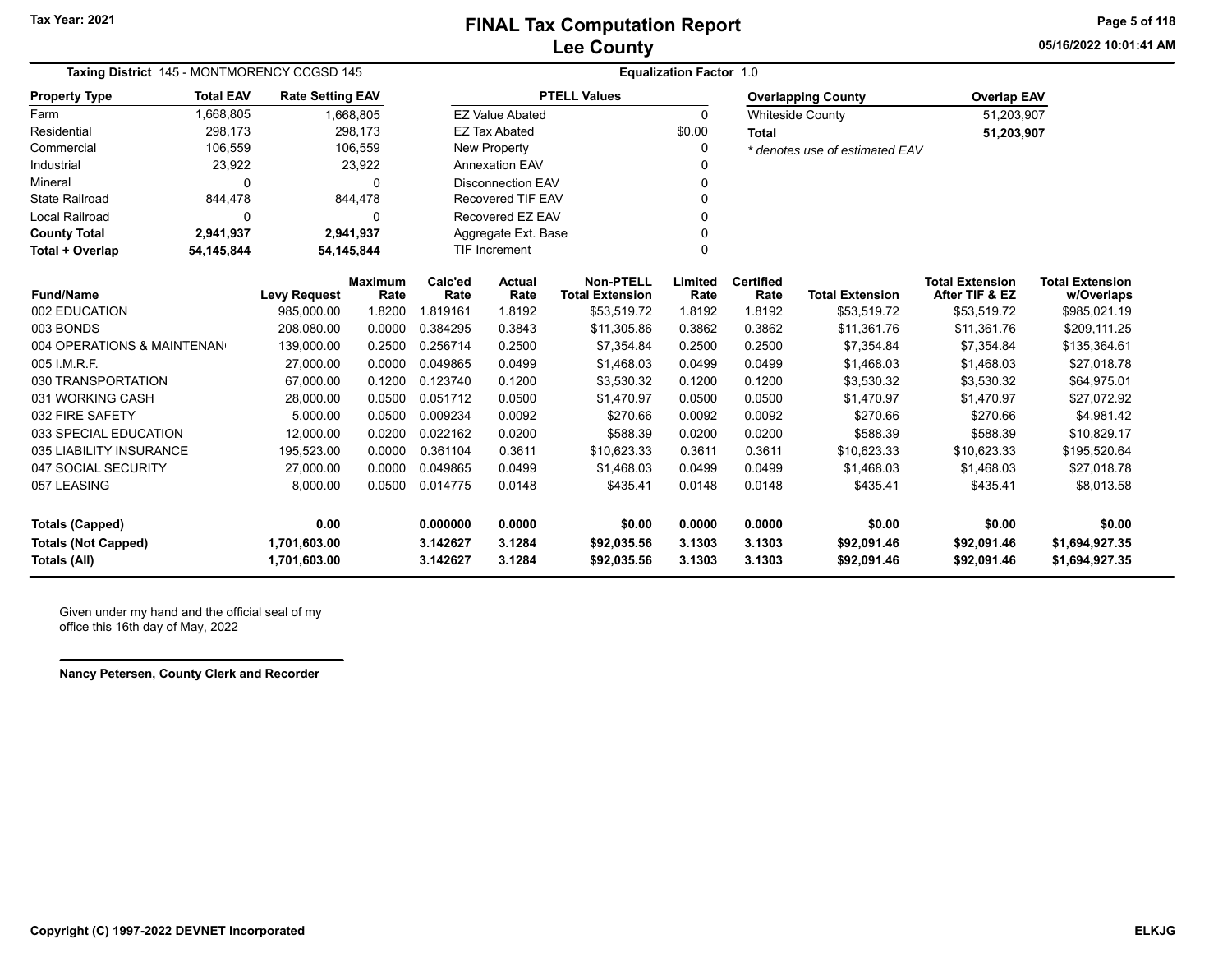# FINAL Tax Computation Report
## Lee County

Tax Year: 2021

05/16/2022 10:01:41 AM

**Taxing District** 145 - MONTMORENCY CCGSD 145 **Equalization Factor** 1.0

| Property Type | Total EAV | Rate Setting EAV |
|---|---|---|
| Farm | 1,668,805 | 1,668,805 |
| Residential | 298,173 | 298,173 |
| Commercial | 106,559 | 106,559 |
| Industrial | 23,922 | 23,922 |
| Mineral | 0 | 0 |
| State Railroad | 844,478 | 844,478 |
| Local Railroad | 0 | 0 |
| **County Total** | **2,941,937** | **2,941,937** |
| **Total + Overlap** | **54,145,844** | **54,145,844** |

| PTELL Values | |
|---|---|
| EZ Value Abated | 0 |
| EZ Tax Abated | $0.00 |
| New Property | 0 |
| Annexation EAV | 0 |
| Disconnection EAV | 0 |
| Recovered TIF EAV | 0 |
| Recovered EZ EAV | 0 |
| Aggregate Ext. Base | 0 |
| TIF Increment | 0 |

| Overlapping County | Overlap EAV |
|---|---|
| Whiteside County | 51,203,907 |
| **Total** | **51,203,907** |

*\* denotes use of estimated EAV*

| Fund/Name | Levy Request | Maximum Rate | Calc'ed Rate | Actual Rate | Non-PTELL Total Extension | Limited Rate | Certified Rate | Total Extension | Total Extension After TIF & EZ | Total Extension w/Overlaps |
|---|---|---|---|---|---|---|---|---|---|---|
| 002 EDUCATION | 985,000.00 | 1.8200 | 1.819161 | 1.8192 | $53,519.72 | 1.8192 | 1.8192 | $53,519.72 | $53,519.72 | $985,021.19 |
| 003 BONDS | 208,080.00 | 0.0000 | 0.384295 | 0.3843 | $11,305.86 | 0.3862 | 0.3862 | $11,361.76 | $11,361.76 | $209,111.25 |
| 004 OPERATIONS & MAINTENAN | 139,000.00 | 0.2500 | 0.256714 | 0.2500 | $7,354.84 | 0.2500 | 0.2500 | $7,354.84 | $7,354.84 | $135,364.61 |
| 005 I.M.R.F. | 27,000.00 | 0.0000 | 0.049865 | 0.0499 | $1,468.03 | 0.0499 | 0.0499 | $1,468.03 | $1,468.03 | $27,018.78 |
| 030 TRANSPORTATION | 67,000.00 | 0.1200 | 0.123740 | 0.1200 | $3,530.32 | 0.1200 | 0.1200 | $3,530.32 | $3,530.32 | $64,975.01 |
| 031 WORKING CASH | 28,000.00 | 0.0500 | 0.051712 | 0.0500 | $1,470.97 | 0.0500 | 0.0500 | $1,470.97 | $1,470.97 | $27,072.92 |
| 032 FIRE SAFETY | 5,000.00 | 0.0500 | 0.009234 | 0.0092 | $270.66 | 0.0092 | 0.0092 | $270.66 | $270.66 | $4,981.42 |
| 033 SPECIAL EDUCATION | 12,000.00 | 0.0200 | 0.022162 | 0.0200 | $588.39 | 0.0200 | 0.0200 | $588.39 | $588.39 | $10,829.17 |
| 035 LIABILITY INSURANCE | 195,523.00 | 0.0000 | 0.361104 | 0.3611 | $10,623.33 | 0.3611 | 0.3611 | $10,623.33 | $10,623.33 | $195,520.64 |
| 047 SOCIAL SECURITY | 27,000.00 | 0.0000 | 0.049865 | 0.0499 | $1,468.03 | 0.0499 | 0.0499 | $1,468.03 | $1,468.03 | $27,018.78 |
| 057 LEASING | 8,000.00 | 0.0500 | 0.014775 | 0.0148 | $435.41 | 0.0148 | 0.0148 | $435.41 | $435.41 | $8,013.58 |
| **Totals (Capped)** | **0.00** | | **0.000000** | **0.0000** | **$0.00** | **0.0000** | **0.0000** | **$0.00** | **$0.00** | **$0.00** |
| **Totals (Not Capped)** | **1,701,603.00** | | **3.142627** | **3.1284** | **$92,035.56** | **3.1303** | **3.1303** | **$92,091.46** | **$92,091.46** | **$1,694,927.35** |
| **Totals (All)** | **1,701,603.00** | | **3.142627** | **3.1284** | **$92,035.56** | **3.1303** | **3.1303** | **$92,091.46** | **$92,091.46** | **$1,694,927.35** |

Given under my hand and the official seal of my office this 16th day of May, 2022

**Nancy Petersen, County Clerk and Recorder**

Copyright (C) 1997-2022 DEVNET Incorporated

ELKJG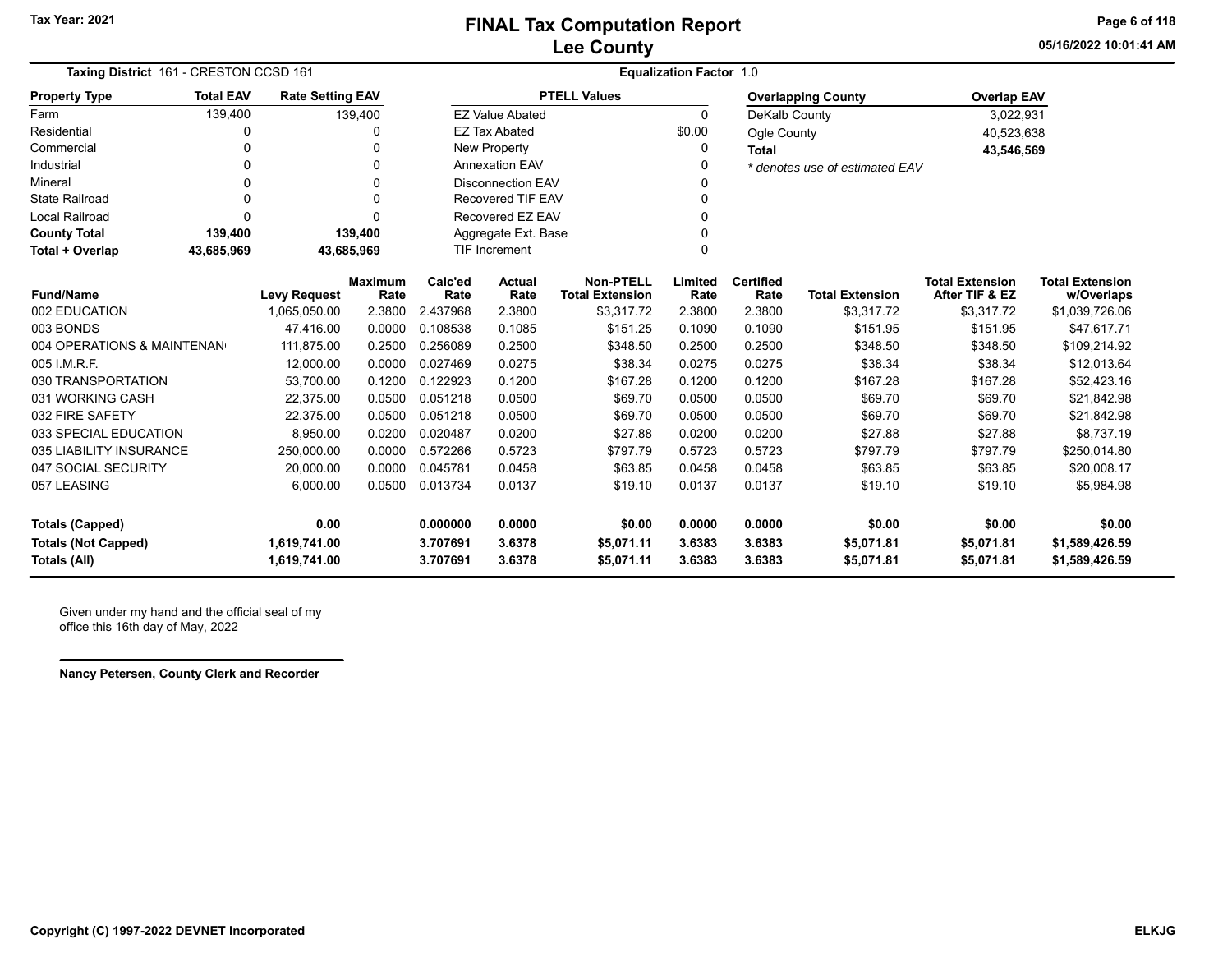# FINAL Tax Computation Report
## Lee County

Tax Year: 2021

**Taxing District** 161 - CRESTON CCSD 161 **Equalization Factor** 1.0

| Property Type | Total EAV | Rate Setting EAV |
|---|---|---|
| Farm | 139,400 | 139,400 |
| Residential | 0 | 0 |
| Commercial | 0 | 0 |
| Industrial | 0 | 0 |
| Mineral | 0 | 0 |
| State Railroad | 0 | 0 |
| Local Railroad | 0 | 0 |
| **County Total** | **139,400** | **139,400** |
| **Total + Overlap** | **43,685,969** | **43,685,969** |

| PTELL Values | |
|---|---|
| EZ Value Abated | 0 |
| EZ Tax Abated | $0.00 |
| New Property | 0 |
| Annexation EAV | 0 |
| Disconnection EAV | 0 |
| Recovered TIF EAV | 0 |
| Recovered EZ EAV | 0 |
| Aggregate Ext. Base | 0 |
| TIF Increment | 0 |

| Overlapping County | Overlap EAV |
|---|---|
| DeKalb County | 3,022,931 |
| Ogle County | 40,523,638 |
| **Total** | **43,546,569** |

*\* denotes use of estimated EAV*

| Fund/Name | Levy Request | Maximum Rate | Calc'ed Rate | Actual Rate | Non-PTELL Total Extension | Limited Rate | Certified Rate | Total Extension | Total Extension After TIF & EZ | Total Extension w/Overlaps |
|---|---|---|---|---|---|---|---|---|---|---|
| 002 EDUCATION | 1,065,050.00 | 2.3800 | 2.437968 | 2.3800 | $3,317.72 | 2.3800 | 2.3800 | $3,317.72 | $3,317.72 | $1,039,726.06 |
| 003 BONDS | 47,416.00 | 0.0000 | 0.108538 | 0.1085 | $151.25 | 0.1090 | 0.1090 | $151.95 | $151.95 | $47,617.71 |
| 004 OPERATIONS & MAINTENAN | 111,875.00 | 0.2500 | 0.256089 | 0.2500 | $348.50 | 0.2500 | 0.2500 | $348.50 | $348.50 | $109,214.92 |
| 005 I.M.R.F. | 12,000.00 | 0.0000 | 0.027469 | 0.0275 | $38.34 | 0.0275 | 0.0275 | $38.34 | $38.34 | $12,013.64 |
| 030 TRANSPORTATION | 53,700.00 | 0.1200 | 0.122923 | 0.1200 | $167.28 | 0.1200 | 0.1200 | $167.28 | $167.28 | $52,423.16 |
| 031 WORKING CASH | 22,375.00 | 0.0500 | 0.051218 | 0.0500 | $69.70 | 0.0500 | 0.0500 | $69.70 | $69.70 | $21,842.98 |
| 032 FIRE SAFETY | 22,375.00 | 0.0500 | 0.051218 | 0.0500 | $69.70 | 0.0500 | 0.0500 | $69.70 | $69.70 | $21,842.98 |
| 033 SPECIAL EDUCATION | 8,950.00 | 0.0200 | 0.020487 | 0.0200 | $27.88 | 0.0200 | 0.0200 | $27.88 | $27.88 | $8,737.19 |
| 035 LIABILITY INSURANCE | 250,000.00 | 0.0000 | 0.572266 | 0.5723 | $797.79 | 0.5723 | 0.5723 | $797.79 | $797.79 | $250,014.80 |
| 047 SOCIAL SECURITY | 20,000.00 | 0.0000 | 0.045781 | 0.0458 | $63.85 | 0.0458 | 0.0458 | $63.85 | $63.85 | $20,008.17 |
| 057 LEASING | 6,000.00 | 0.0500 | 0.013734 | 0.0137 | $19.10 | 0.0137 | 0.0137 | $19.10 | $19.10 | $5,984.98 |
| **Totals (Capped)** | **0.00** | | **0.000000** | **0.0000** | **$0.00** | **0.0000** | **0.0000** | **$0.00** | **$0.00** | **$0.00** |
| **Totals (Not Capped)** | **1,619,741.00** | | **3.707691** | **3.6378** | **$5,071.11** | **3.6383** | **3.6383** | **$5,071.81** | **$5,071.81** | **$1,589,426.59** |
| **Totals (All)** | **1,619,741.00** | | **3.707691** | **3.6378** | **$5,071.11** | **3.6383** | **3.6383** | **$5,071.81** | **$5,071.81** | **$1,589,426.59** |

Given under my hand and the official seal of my office this 16th day of May, 2022

**Nancy Petersen, County Clerk and Recorder**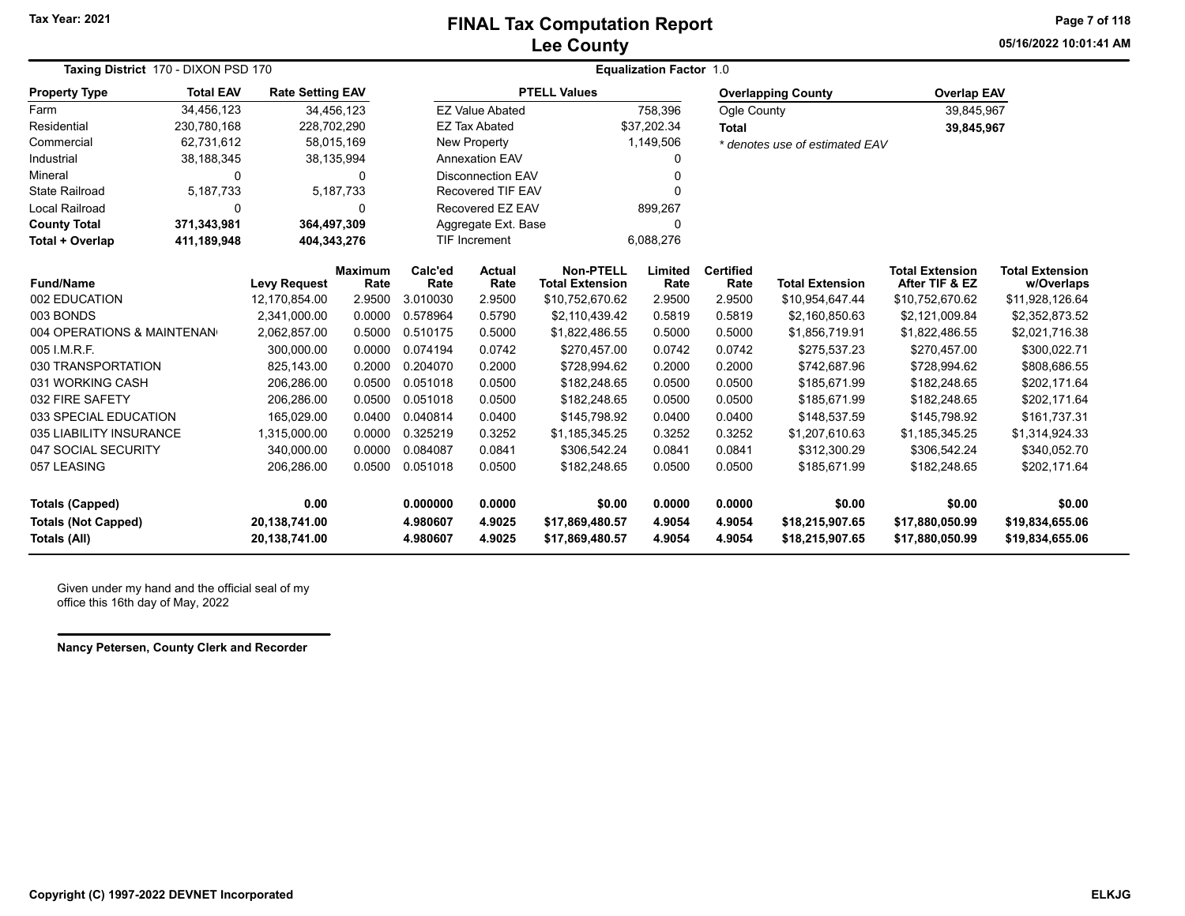Tax Year: 2021

# FINAL Tax Computation Report
## Lee County

05/16/2022 10:01:41 AM

**Taxing District** 170 - DIXON PSD 170 | **Equalization Factor** 1.0

| Property Type | Total EAV | Rate Setting EAV |
|---|---|---|
| Farm | 34,456,123 | 34,456,123 |
| Residential | 230,780,168 | 228,702,290 |
| Commercial | 62,731,612 | 58,015,169 |
| Industrial | 38,188,345 | 38,135,994 |
| Mineral | 0 | 0 |
| State Railroad | 5,187,733 | 5,187,733 |
| Local Railroad | 0 | 0 |
| **County Total** | **371,343,981** | **364,497,309** |
| **Total + Overlap** | **411,189,948** | **404,343,276** |

| PTELL Values | |
|---|---|
| EZ Value Abated | 758,396 |
| EZ Tax Abated | $37,202.34 |
| New Property | 1,149,506 |
| Annexation EAV | 0 |
| Disconnection EAV | 0 |
| Recovered TIF EAV | 0 |
| Recovered EZ EAV | 899,267 |
| Aggregate Ext. Base | 0 |
| TIF Increment | 6,088,276 |

| Overlapping County | Overlap EAV |
|---|---|
| Ogle County | 39,845,967 |
| **Total** | **39,845,967** |

*\* denotes use of estimated EAV*

| Fund/Name | Levy Request | Maximum Rate | Calc'ed Rate | Actual Rate | Non-PTELL Total Extension | Limited Rate | Certified Rate | Total Extension | Total Extension After TIF & EZ | Total Extension w/Overlaps |
|---|---|---|---|---|---|---|---|---|---|---|
| 002 EDUCATION | 12,170,854.00 | 2.9500 | 3.010030 | 2.9500 | $10,752,670.62 | 2.9500 | 2.9500 | $10,954,647.44 | $10,752,670.62 | $11,928,126.64 |
| 003 BONDS | 2,341,000.00 | 0.0000 | 0.578964 | 0.5790 | $2,110,439.42 | 0.5819 | 0.5819 | $2,160,850.63 | $2,121,009.84 | $2,352,873.52 |
| 004 OPERATIONS & MAINTENAN | 2,062,857.00 | 0.5000 | 0.510175 | 0.5000 | $1,822,486.55 | 0.5000 | 0.5000 | $1,856,719.91 | $1,822,486.55 | $2,021,716.38 |
| 005 I.M.R.F. | 300,000.00 | 0.0000 | 0.074194 | 0.0742 | $270,457.00 | 0.0742 | 0.0742 | $275,537.23 | $270,457.00 | $300,022.71 |
| 030 TRANSPORTATION | 825,143.00 | 0.2000 | 0.204070 | 0.2000 | $728,994.62 | 0.2000 | 0.2000 | $742,687.96 | $728,994.62 | $808,686.55 |
| 031 WORKING CASH | 206,286.00 | 0.0500 | 0.051018 | 0.0500 | $182,248.65 | 0.0500 | 0.0500 | $185,671.99 | $182,248.65 | $202,171.64 |
| 032 FIRE SAFETY | 206,286.00 | 0.0500 | 0.051018 | 0.0500 | $182,248.65 | 0.0500 | 0.0500 | $185,671.99 | $182,248.65 | $202,171.64 |
| 033 SPECIAL EDUCATION | 165,029.00 | 0.0400 | 0.040814 | 0.0400 | $145,798.92 | 0.0400 | 0.0400 | $148,537.59 | $145,798.92 | $161,737.31 |
| 035 LIABILITY INSURANCE | 1,315,000.00 | 0.0000 | 0.325219 | 0.3252 | $1,185,345.25 | 0.3252 | 0.3252 | $1,207,610.63 | $1,185,345.25 | $1,314,924.33 |
| 047 SOCIAL SECURITY | 340,000.00 | 0.0000 | 0.084087 | 0.0841 | $306,542.24 | 0.0841 | 0.0841 | $312,300.29 | $306,542.24 | $340,052.70 |
| 057 LEASING | 206,286.00 | 0.0500 | 0.051018 | 0.0500 | $182,248.65 | 0.0500 | 0.0500 | $185,671.99 | $182,248.65 | $202,171.64 |
| **Totals (Capped)** | **0.00** | | **0.000000** | **0.0000** | **$0.00** | **0.0000** | **0.0000** | **$0.00** | **$0.00** | **$0.00** |
| **Totals (Not Capped)** | **20,138,741.00** | | **4.980607** | **4.9025** | **$17,869,480.57** | **4.9054** | **4.9054** | **$18,215,907.65** | **$17,880,050.99** | **$19,834,655.06** |
| **Totals (All)** | **20,138,741.00** | | **4.980607** | **4.9025** | **$17,869,480.57** | **4.9054** | **4.9054** | **$18,215,907.65** | **$17,880,050.99** | **$19,834,655.06** |

Given under my hand and the official seal of my office this 16th day of May, 2022

**Nancy Petersen, County Clerk and Recorder**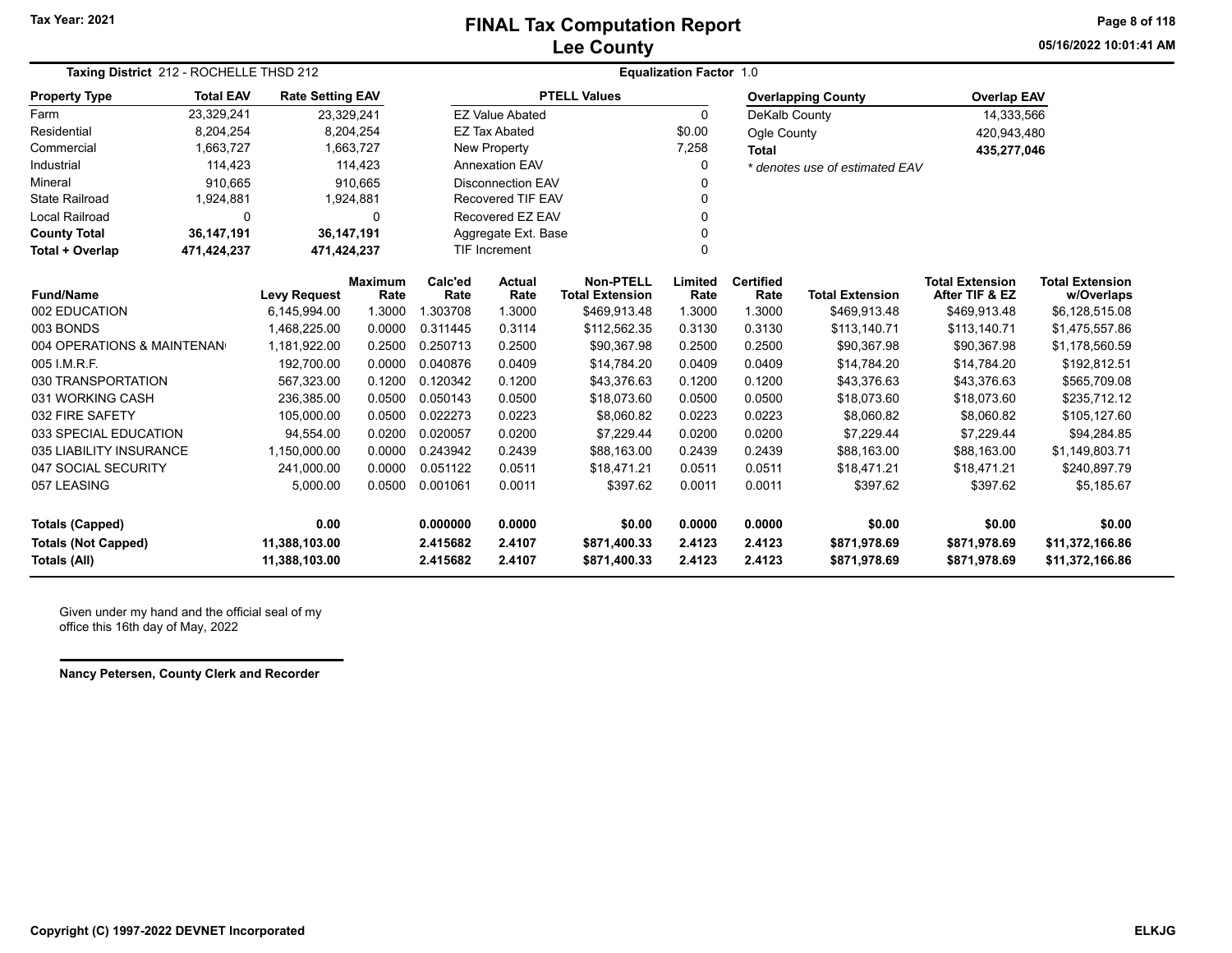# FINAL Tax Computation Report
## Lee County

Tax Year: 2021

05/16/2022 10:01:41 AM

**Taxing District** 212 - ROCHELLE THSD 212

**Equalization Factor** 1.0

| Property Type | Total EAV | Rate Setting EAV |
|---|---|---|
| Farm | 23,329,241 | 23,329,241 |
| Residential | 8,204,254 | 8,204,254 |
| Commercial | 1,663,727 | 1,663,727 |
| Industrial | 114,423 | 114,423 |
| Mineral | 910,665 | 910,665 |
| State Railroad | 1,924,881 | 1,924,881 |
| Local Railroad | 0 | 0 |
| **County Total** | **36,147,191** | **36,147,191** |
| **Total + Overlap** | **471,424,237** | **471,424,237** |

| PTELL Values | |
|---|---|
| EZ Value Abated | 0 |
| EZ Tax Abated | $0.00 |
| New Property | 7,258 |
| Annexation EAV | 0 |
| Disconnection EAV | 0 |
| Recovered TIF EAV | 0 |
| Recovered EZ EAV | 0 |
| Aggregate Ext. Base | 0 |
| TIF Increment | 0 |

| Overlapping County | Overlap EAV |
|---|---|
| DeKalb County | 14,333,566 |
| Ogle County | 420,943,480 |
| **Total** | **435,277,046** |

*\* denotes use of estimated EAV*

| Fund/Name | Levy Request | Maximum Rate | Calc'ed Rate | Actual Rate | Non-PTELL Total Extension | Limited Rate | Certified Rate | Total Extension | Total Extension After TIF & EZ | Total Extension w/Overlaps |
|---|---|---|---|---|---|---|---|---|---|---|
| 002 EDUCATION | 6,145,994.00 | 1.3000 | 1.303708 | 1.3000 | $469,913.48 | 1.3000 | 1.3000 | $469,913.48 | $469,913.48 | $6,128,515.08 |
| 003 BONDS | 1,468,225.00 | 0.0000 | 0.311445 | 0.3114 | $112,562.35 | 0.3130 | 0.3130 | $113,140.71 | $113,140.71 | $1,475,557.86 |
| 004 OPERATIONS & MAINTENAN | 1,181,922.00 | 0.2500 | 0.250713 | 0.2500 | $90,367.98 | 0.2500 | 0.2500 | $90,367.98 | $90,367.98 | $1,178,560.59 |
| 005 I.M.R.F. | 192,700.00 | 0.0000 | 0.040876 | 0.0409 | $14,784.20 | 0.0409 | 0.0409 | $14,784.20 | $14,784.20 | $192,812.51 |
| 030 TRANSPORTATION | 567,323.00 | 0.1200 | 0.120342 | 0.1200 | $43,376.63 | 0.1200 | 0.1200 | $43,376.63 | $43,376.63 | $565,709.08 |
| 031 WORKING CASH | 236,385.00 | 0.0500 | 0.050143 | 0.0500 | $18,073.60 | 0.0500 | 0.0500 | $18,073.60 | $18,073.60 | $235,712.12 |
| 032 FIRE SAFETY | 105,000.00 | 0.0500 | 0.022273 | 0.0223 | $8,060.82 | 0.0223 | 0.0223 | $8,060.82 | $8,060.82 | $105,127.60 |
| 033 SPECIAL EDUCATION | 94,554.00 | 0.0200 | 0.020057 | 0.0200 | $7,229.44 | 0.0200 | 0.0200 | $7,229.44 | $7,229.44 | $94,284.85 |
| 035 LIABILITY INSURANCE | 1,150,000.00 | 0.0000 | 0.243942 | 0.2439 | $88,163.00 | 0.2439 | 0.2439 | $88,163.00 | $88,163.00 | $1,149,803.71 |
| 047 SOCIAL SECURITY | 241,000.00 | 0.0000 | 0.051122 | 0.0511 | $18,471.21 | 0.0511 | 0.0511 | $18,471.21 | $18,471.21 | $240,897.79 |
| 057 LEASING | 5,000.00 | 0.0500 | 0.001061 | 0.0011 | $397.62 | 0.0011 | 0.0011 | $397.62 | $397.62 | $5,185.67 |
| **Totals (Capped)** | **0.00** | | **0.000000** | **0.0000** | **$0.00** | **0.0000** | **0.0000** | **$0.00** | **$0.00** | **$0.00** |
| **Totals (Not Capped)** | **11,388,103.00** | | **2.415682** | **2.4107** | **$871,400.33** | **2.4123** | **2.4123** | **$871,978.69** | **$871,978.69** | **$11,372,166.86** |
| **Totals (All)** | **11,388,103.00** | | **2.415682** | **2.4107** | **$871,400.33** | **2.4123** | **2.4123** | **$871,978.69** | **$871,978.69** | **$11,372,166.86** |

Given under my hand and the official seal of my office this 16th day of May, 2022

**Nancy Petersen, County Clerk and Recorder**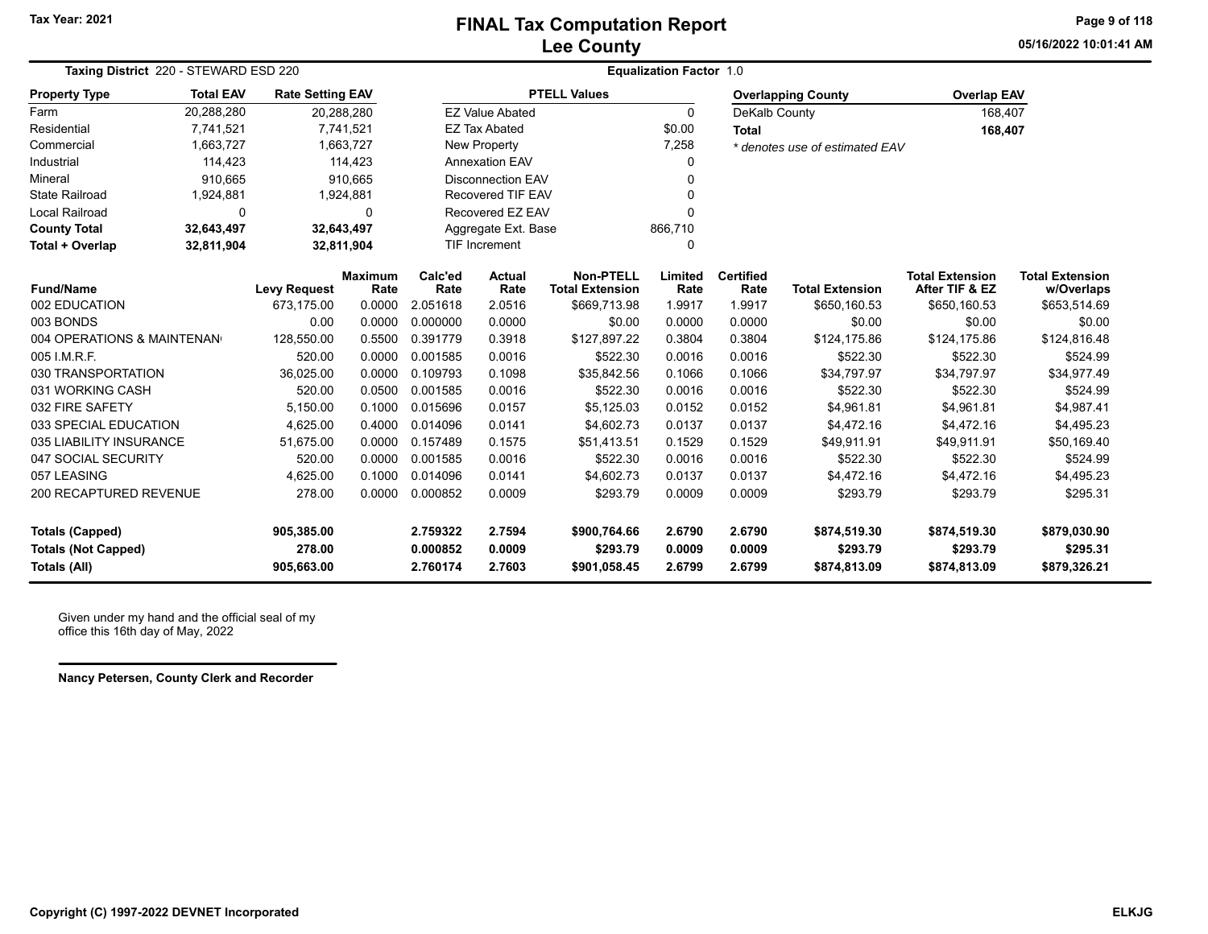# FINAL Tax Computation Report
## Lee County

Tax Year: 2021

05/16/2022 10:01:41 AM

**Taxing District** 220 - STEWARD ESD 220

**Equalization Factor** 1.0

| Property Type | Total EAV | Rate Setting EAV |
|---|---|---|
| Farm | 20,288,280 | 20,288,280 |
| Residential | 7,741,521 | 7,741,521 |
| Commercial | 1,663,727 | 1,663,727 |
| Industrial | 114,423 | 114,423 |
| Mineral | 910,665 | 910,665 |
| State Railroad | 1,924,881 | 1,924,881 |
| Local Railroad | 0 | 0 |
| **County Total** | **32,643,497** | **32,643,497** |
| **Total + Overlap** | **32,811,904** | **32,811,904** |

| PTELL Values | |
|---|---|
| EZ Value Abated | 0 |
| EZ Tax Abated | $0.00 |
| New Property | 7,258 |
| Annexation EAV | 0 |
| Disconnection EAV | 0 |
| Recovered TIF EAV | 0 |
| Recovered EZ EAV | 0 |
| Aggregate Ext. Base | 866,710 |
| TIF Increment | 0 |

| Overlapping County | Overlap EAV |
|---|---|
| DeKalb County | 168,407 |
| **Total** | **168,407** |

*\* denotes use of estimated EAV*

| Fund/Name | Levy Request | Maximum Rate | Calc'ed Rate | Actual Rate | Non-PTELL Total Extension | Limited Rate | Certified Rate | Total Extension | Total Extension After TIF & EZ | Total Extension w/Overlaps |
|---|---|---|---|---|---|---|---|---|---|---|
| 002 EDUCATION | 673,175.00 | 0.0000 | 2.051618 | 2.0516 | $669,713.98 | 1.9917 | 1.9917 | $650,160.53 | $650,160.53 | $653,514.69 |
| 003 BONDS | 0.00 | 0.0000 | 0.000000 | 0.0000 | $0.00 | 0.0000 | 0.0000 | $0.00 | $0.00 | $0.00 |
| 004 OPERATIONS & MAINTENAN | 128,550.00 | 0.5500 | 0.391779 | 0.3918 | $127,897.22 | 0.3804 | 0.3804 | $124,175.86 | $124,175.86 | $124,816.48 |
| 005 I.M.R.F. | 520.00 | 0.0000 | 0.001585 | 0.0016 | $522.30 | 0.0016 | 0.0016 | $522.30 | $522.30 | $524.99 |
| 030 TRANSPORTATION | 36,025.00 | 0.0000 | 0.109793 | 0.1098 | $35,842.56 | 0.1066 | 0.1066 | $34,797.97 | $34,797.97 | $34,977.49 |
| 031 WORKING CASH | 520.00 | 0.0500 | 0.001585 | 0.0016 | $522.30 | 0.0016 | 0.0016 | $522.30 | $522.30 | $524.99 |
| 032 FIRE SAFETY | 5,150.00 | 0.1000 | 0.015696 | 0.0157 | $5,125.03 | 0.0152 | 0.0152 | $4,961.81 | $4,961.81 | $4,987.41 |
| 033 SPECIAL EDUCATION | 4,625.00 | 0.4000 | 0.014096 | 0.0141 | $4,602.73 | 0.0137 | 0.0137 | $4,472.16 | $4,472.16 | $4,495.23 |
| 035 LIABILITY INSURANCE | 51,675.00 | 0.0000 | 0.157489 | 0.1575 | $51,413.51 | 0.1529 | 0.1529 | $49,911.91 | $49,911.91 | $50,169.40 |
| 047 SOCIAL SECURITY | 520.00 | 0.0000 | 0.001585 | 0.0016 | $522.30 | 0.0016 | 0.0016 | $522.30 | $522.30 | $524.99 |
| 057 LEASING | 4,625.00 | 0.1000 | 0.014096 | 0.0141 | $4,602.73 | 0.0137 | 0.0137 | $4,472.16 | $4,472.16 | $4,495.23 |
| 200 RECAPTURED REVENUE | 278.00 | 0.0000 | 0.000852 | 0.0009 | $293.79 | 0.0009 | 0.0009 | $293.79 | $293.79 | $295.31 |
| **Totals (Capped)** | **905,385.00** | | **2.759322** | **2.7594** | **$900,764.66** | **2.6790** | **2.6790** | **$874,519.30** | **$874,519.30** | **$879,030.90** |
| **Totals (Not Capped)** | **278.00** | | **0.000852** | **0.0009** | **$293.79** | **0.0009** | **0.0009** | **$293.79** | **$293.79** | **$295.31** |
| **Totals (All)** | **905,663.00** | | **2.760174** | **2.7603** | **$901,058.45** | **2.6799** | **2.6799** | **$874,813.09** | **$874,813.09** | **$879,326.21** |

Given under my hand and the official seal of my office this 16th day of May, 2022

**Nancy Petersen, County Clerk and Recorder**

**Copyright (C) 1997-2022 DEVNET Incorporated** **ELKJG**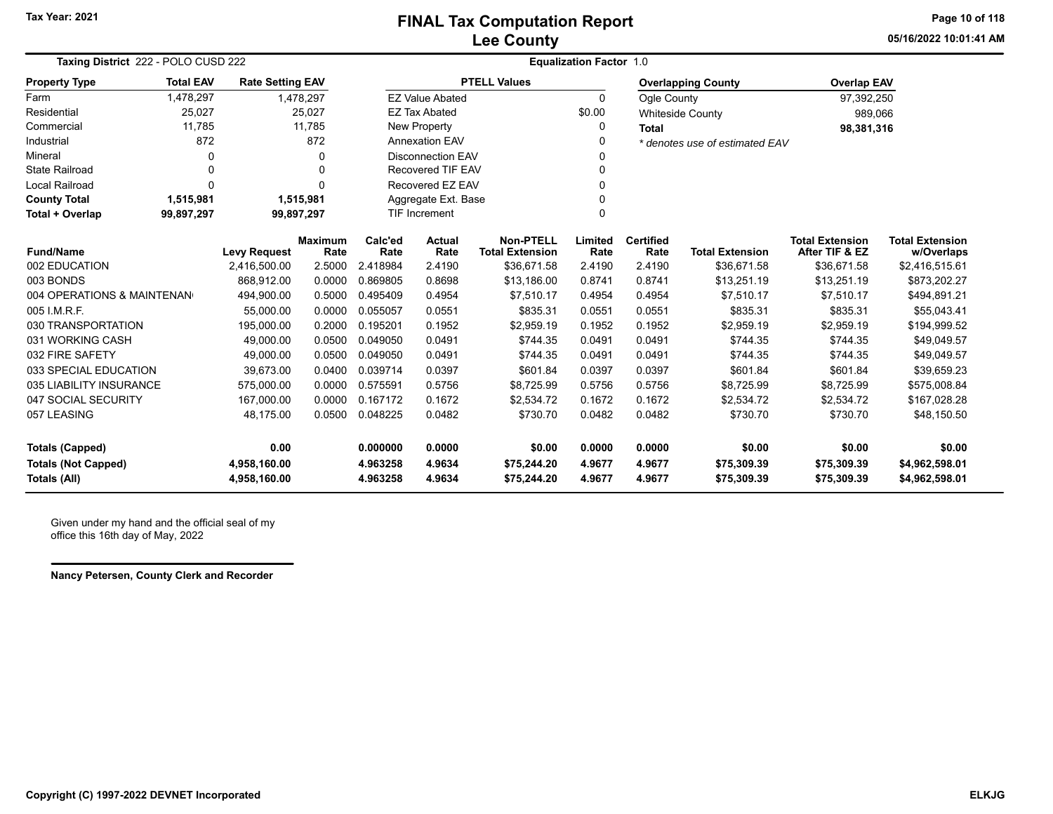# FINAL Tax Computation Report
## Lee County

Tax Year: 2021

05/16/2022 10:01:41 AM

**Taxing District** 222 - POLO CUSD 222 **Equalization Factor** 1.0

| Property Type | Total EAV | Rate Setting EAV |
|---|---|---|
| Farm | 1,478,297 | 1,478,297 |
| Residential | 25,027 | 25,027 |
| Commercial | 11,785 | 11,785 |
| Industrial | 872 | 872 |
| Mineral | 0 | 0 |
| State Railroad | 0 | 0 |
| Local Railroad | 0 | 0 |
| **County Total** | **1,515,981** | **1,515,981** |
| **Total + Overlap** | **99,897,297** | **99,897,297** |

| PTELL Values | |
|---|---|
| EZ Value Abated | 0 |
| EZ Tax Abated | $0.00 |
| New Property | 0 |
| Annexation EAV | 0 |
| Disconnection EAV | 0 |
| Recovered TIF EAV | 0 |
| Recovered EZ EAV | 0 |
| Aggregate Ext. Base | 0 |
| TIF Increment | 0 |

| Overlapping County | Overlap EAV |
|---|---|
| Ogle County | 97,392,250 |
| Whiteside County | 989,066 |
| **Total** | **98,381,316** |

*\* denotes use of estimated EAV*

| Fund/Name | Levy Request | Maximum Rate | Calc'ed Rate | Actual Rate | Non-PTELL Total Extension | Limited Rate | Certified Rate | Total Extension | Total Extension After TIF & EZ | Total Extension w/Overlaps |
|---|---|---|---|---|---|---|---|---|---|---|
| 002 EDUCATION | 2,416,500.00 | 2.5000 | 2.418984 | 2.4190 | $36,671.58 | 2.4190 | 2.4190 | $36,671.58 | $36,671.58 | $2,416,515.61 |
| 003 BONDS | 868,912.00 | 0.0000 | 0.869805 | 0.8698 | $13,186.00 | 0.8741 | 0.8741 | $13,251.19 | $13,251.19 | $873,202.27 |
| 004 OPERATIONS & MAINTENAN | 494,900.00 | 0.5000 | 0.495409 | 0.4954 | $7,510.17 | 0.4954 | 0.4954 | $7,510.17 | $7,510.17 | $494,891.21 |
| 005 I.M.R.F. | 55,000.00 | 0.0000 | 0.055057 | 0.0551 | $835.31 | 0.0551 | 0.0551 | $835.31 | $835.31 | $55,043.41 |
| 030 TRANSPORTATION | 195,000.00 | 0.2000 | 0.195201 | 0.1952 | $2,959.19 | 0.1952 | 0.1952 | $2,959.19 | $2,959.19 | $194,999.52 |
| 031 WORKING CASH | 49,000.00 | 0.0500 | 0.049050 | 0.0491 | $744.35 | 0.0491 | 0.0491 | $744.35 | $744.35 | $49,049.57 |
| 032 FIRE SAFETY | 49,000.00 | 0.0500 | 0.049050 | 0.0491 | $744.35 | 0.0491 | 0.0491 | $744.35 | $744.35 | $49,049.57 |
| 033 SPECIAL EDUCATION | 39,673.00 | 0.0400 | 0.039714 | 0.0397 | $601.84 | 0.0397 | 0.0397 | $601.84 | $601.84 | $39,659.23 |
| 035 LIABILITY INSURANCE | 575,000.00 | 0.0000 | 0.575591 | 0.5756 | $8,725.99 | 0.5756 | 0.5756 | $8,725.99 | $8,725.99 | $575,008.84 |
| 047 SOCIAL SECURITY | 167,000.00 | 0.0000 | 0.167172 | 0.1672 | $2,534.72 | 0.1672 | 0.1672 | $2,534.72 | $2,534.72 | $167,028.28 |
| 057 LEASING | 48,175.00 | 0.0500 | 0.048225 | 0.0482 | $730.70 | 0.0482 | 0.0482 | $730.70 | $730.70 | $48,150.50 |
| **Totals (Capped)** | **0.00** | | **0.000000** | **0.0000** | **$0.00** | **0.0000** | **0.0000** | **$0.00** | **$0.00** | **$0.00** |
| **Totals (Not Capped)** | **4,958,160.00** | | **4.963258** | **4.9634** | **$75,244.20** | **4.9677** | **4.9677** | **$75,309.39** | **$75,309.39** | **$4,962,598.01** |
| **Totals (All)** | **4,958,160.00** | | **4.963258** | **4.9634** | **$75,244.20** | **4.9677** | **4.9677** | **$75,309.39** | **$75,309.39** | **$4,962,598.01** |

Given under my hand and the official seal of my office this 16th day of May, 2022

**Nancy Petersen, County Clerk and Recorder**

**Copyright (C) 1997-2022 DEVNET Incorporated** **ELKJG**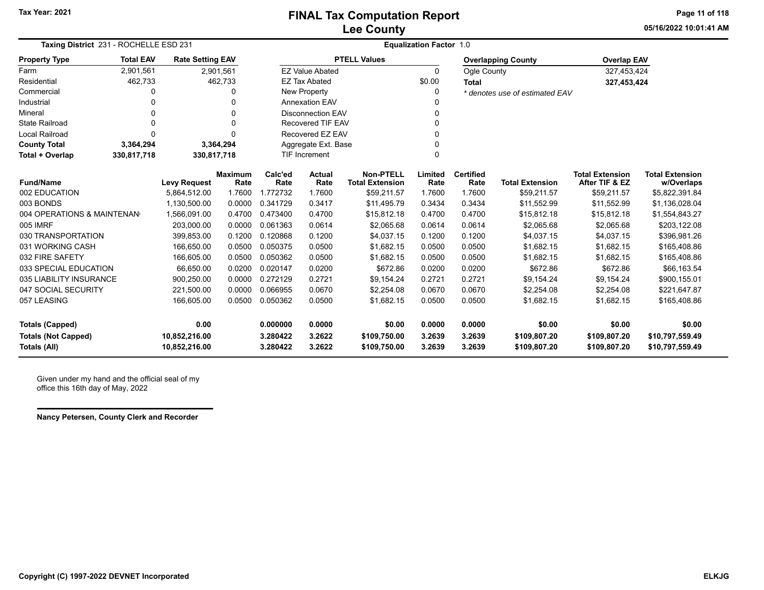# FINAL Tax Computation Report
## Lee County

Tax Year: 2021

05/16/2022 10:01:41 AM

**Taxing District** 231 - ROCHELLE ESD 231 | **Equalization Factor** 1.0

| Property Type | Total EAV | Rate Setting EAV |
|---|---|---|
| Farm | 2,901,561 | 2,901,561 |
| Residential | 462,733 | 462,733 |
| Commercial | 0 | 0 |
| Industrial | 0 | 0 |
| Mineral | 0 | 0 |
| State Railroad | 0 | 0 |
| Local Railroad | 0 | 0 |
| **County Total** | **3,364,294** | **3,364,294** |
| **Total + Overlap** | **330,817,718** | **330,817,718** |

| PTELL Values | |
|---|---|
| EZ Value Abated | 0 |
| EZ Tax Abated | $0.00 |
| New Property | 0 |
| Annexation EAV | 0 |
| Disconnection EAV | 0 |
| Recovered TIF EAV | 0 |
| Recovered EZ EAV | 0 |
| Aggregate Ext. Base | 0 |
| TIF Increment | 0 |

| Overlapping County | Overlap EAV |
|---|---|
| Ogle County | 327,453,424 |
| **Total** | **327,453,424** |

*\* denotes use of estimated EAV*

| Fund/Name | Levy Request | Maximum Rate | Calc'ed Rate | Actual Rate | Non-PTELL Total Extension | Limited Rate | Certified Rate | Total Extension | Total Extension After TIF & EZ | Total Extension w/Overlaps |
|---|---|---|---|---|---|---|---|---|---|---|
| 002 EDUCATION | 5,864,512.00 | 1.7600 | 1.772732 | 1.7600 | $59,211.57 | 1.7600 | 1.7600 | $59,211.57 | $59,211.57 | $5,822,391.84 |
| 003 BONDS | 1,130,500.00 | 0.0000 | 0.341729 | 0.3417 | $11,495.79 | 0.3434 | 0.3434 | $11,552.99 | $11,552.99 | $1,136,028.04 |
| 004 OPERATIONS & MAINTENAN | 1,566,091.00 | 0.4700 | 0.473400 | 0.4700 | $15,812.18 | 0.4700 | 0.4700 | $15,812.18 | $15,812.18 | $1,554,843.27 |
| 005 IMRF | 203,000.00 | 0.0000 | 0.061363 | 0.0614 | $2,065.68 | 0.0614 | 0.0614 | $2,065.68 | $2,065.68 | $203,122.08 |
| 030 TRANSPORTATION | 399,853.00 | 0.1200 | 0.120868 | 0.1200 | $4,037.15 | 0.1200 | 0.1200 | $4,037.15 | $4,037.15 | $396,981.26 |
| 031 WORKING CASH | 166,650.00 | 0.0500 | 0.050375 | 0.0500 | $1,682.15 | 0.0500 | 0.0500 | $1,682.15 | $1,682.15 | $165,408.86 |
| 032 FIRE SAFETY | 166,605.00 | 0.0500 | 0.050362 | 0.0500 | $1,682.15 | 0.0500 | 0.0500 | $1,682.15 | $1,682.15 | $165,408.86 |
| 033 SPECIAL EDUCATION | 66,650.00 | 0.0200 | 0.020147 | 0.0200 | $672.86 | 0.0200 | 0.0200 | $672.86 | $672.86 | $66,163.54 |
| 035 LIABILITY INSURANCE | 900,250.00 | 0.0000 | 0.272129 | 0.2721 | $9,154.24 | 0.2721 | 0.2721 | $9,154.24 | $9,154.24 | $900,155.01 |
| 047 SOCIAL SECURITY | 221,500.00 | 0.0000 | 0.066955 | 0.0670 | $2,254.08 | 0.0670 | 0.0670 | $2,254.08 | $2,254.08 | $221,647.87 |
| 057 LEASING | 166,605.00 | 0.0500 | 0.050362 | 0.0500 | $1,682.15 | 0.0500 | 0.0500 | $1,682.15 | $1,682.15 | $165,408.86 |
| **Totals (Capped)** | **0.00** | | **0.000000** | **0.0000** | **$0.00** | **0.0000** | **0.0000** | **$0.00** | **$0.00** | **$0.00** |
| **Totals (Not Capped)** | **10,852,216.00** | | **3.280422** | **3.2622** | **$109,750.00** | **3.2639** | **3.2639** | **$109,807.20** | **$109,807.20** | **$10,797,559.49** |
| **Totals (All)** | **10,852,216.00** | | **3.280422** | **3.2622** | **$109,750.00** | **3.2639** | **3.2639** | **$109,807.20** | **$109,807.20** | **$10,797,559.49** |

Given under my hand and the official seal of my office this 16th day of May, 2022

**Nancy Petersen, County Clerk and Recorder**

**Copyright (C) 1997-2022 DEVNET Incorporated** | **ELKJG**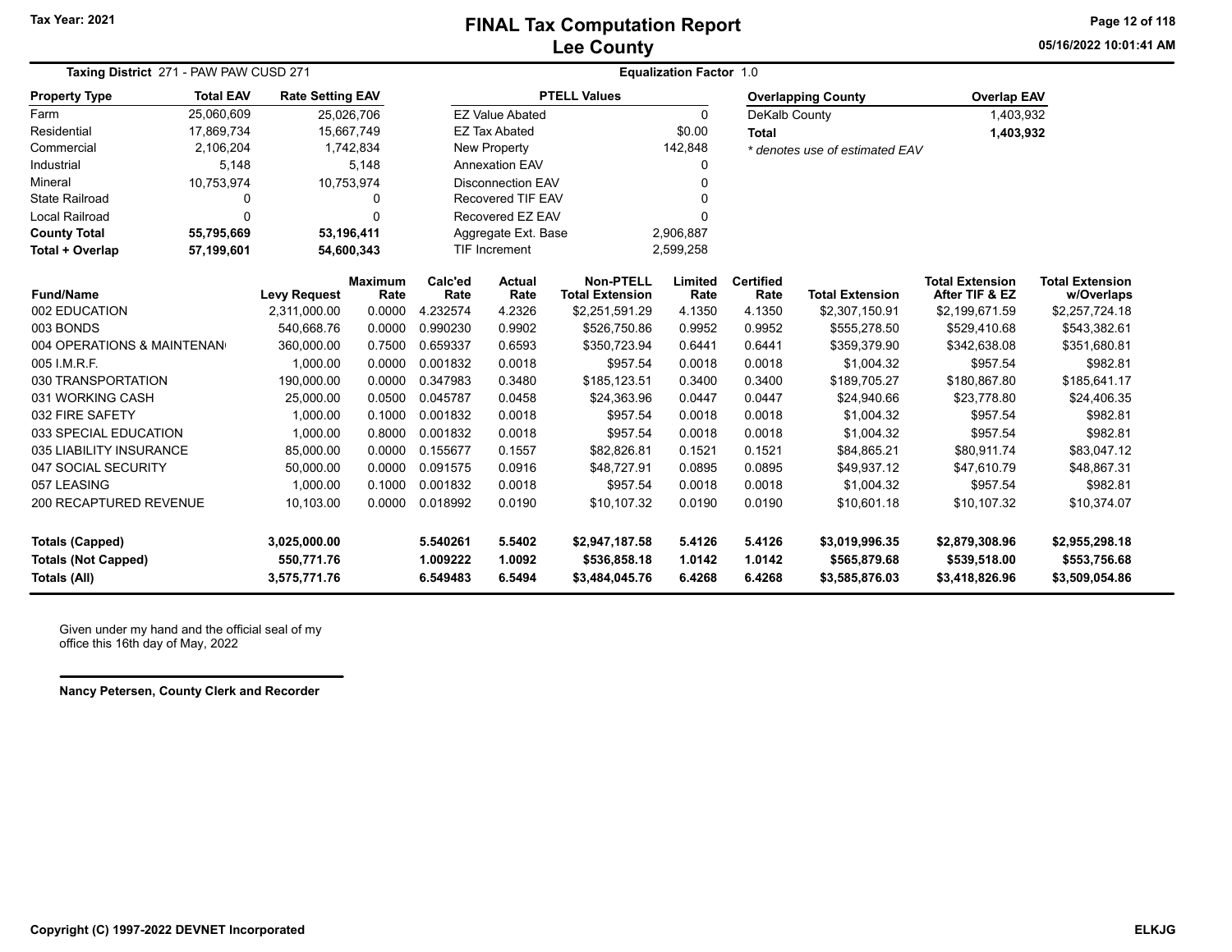Tax Year: 2021

# FINAL Tax Computation Report
## Lee County

05/16/2022 10:01:41 AM

**Taxing District** 271 - PAW PAW CUSD 271 — **Equalization Factor** 1.0

| Property Type | Total EAV | Rate Setting EAV |
|---|---|---|
| Farm | 25,060,609 | 25,026,706 |
| Residential | 17,869,734 | 15,667,749 |
| Commercial | 2,106,204 | 1,742,834 |
| Industrial | 5,148 | 5,148 |
| Mineral | 10,753,974 | 10,753,974 |
| State Railroad | 0 | 0 |
| Local Railroad | 0 | 0 |
| **County Total** | **55,795,669** | **53,196,411** |
| **Total + Overlap** | **57,199,601** | **54,600,343** |

| PTELL Values | |
|---|---|
| EZ Value Abated | 0 |
| EZ Tax Abated | $0.00 |
| New Property | 142,848 |
| Annexation EAV | 0 |
| Disconnection EAV | 0 |
| Recovered TIF EAV | 0 |
| Recovered EZ EAV | 0 |
| Aggregate Ext. Base | 2,906,887 |
| TIF Increment | 2,599,258 |

| Overlapping County | Overlap EAV |
|---|---|
| DeKalb County | 1,403,932 |
| **Total** | **1,403,932** |

*\* denotes use of estimated EAV*

| Fund/Name | Levy Request | Maximum Rate | Calc'ed Rate | Actual Rate | Non-PTELL Total Extension | Limited Rate | Certified Rate | Total Extension | Total Extension After TIF & EZ | Total Extension w/Overlaps |
|---|---|---|---|---|---|---|---|---|---|---|
| 002 EDUCATION | 2,311,000.00 | 0.0000 | 4.232574 | 4.2326 | $2,251,591.29 | 4.1350 | 4.1350 | $2,307,150.91 | $2,199,671.59 | $2,257,724.18 |
| 003 BONDS | 540,668.76 | 0.0000 | 0.990230 | 0.9902 | $526,750.86 | 0.9952 | 0.9952 | $555,278.50 | $529,410.68 | $543,382.61 |
| 004 OPERATIONS & MAINTENAN | 360,000.00 | 0.7500 | 0.659337 | 0.6593 | $350,723.94 | 0.6441 | 0.6441 | $359,379.90 | $342,638.08 | $351,680.81 |
| 005 I.M.R.F. | 1,000.00 | 0.0000 | 0.001832 | 0.0018 | $957.54 | 0.0018 | 0.0018 | $1,004.32 | $957.54 | $982.81 |
| 030 TRANSPORTATION | 190,000.00 | 0.0000 | 0.347983 | 0.3480 | $185,123.51 | 0.3400 | 0.3400 | $189,705.27 | $180,867.80 | $185,641.17 |
| 031 WORKING CASH | 25,000.00 | 0.0500 | 0.045787 | 0.0458 | $24,363.96 | 0.0447 | 0.0447 | $24,940.66 | $23,778.80 | $24,406.35 |
| 032 FIRE SAFETY | 1,000.00 | 0.1000 | 0.001832 | 0.0018 | $957.54 | 0.0018 | 0.0018 | $1,004.32 | $957.54 | $982.81 |
| 033 SPECIAL EDUCATION | 1,000.00 | 0.8000 | 0.001832 | 0.0018 | $957.54 | 0.0018 | 0.0018 | $1,004.32 | $957.54 | $982.81 |
| 035 LIABILITY INSURANCE | 85,000.00 | 0.0000 | 0.155677 | 0.1557 | $82,826.81 | 0.1521 | 0.1521 | $84,865.21 | $80,911.74 | $83,047.12 |
| 047 SOCIAL SECURITY | 50,000.00 | 0.0000 | 0.091575 | 0.0916 | $48,727.91 | 0.0895 | 0.0895 | $49,937.12 | $47,610.79 | $48,867.31 |
| 057 LEASING | 1,000.00 | 0.1000 | 0.001832 | 0.0018 | $957.54 | 0.0018 | 0.0018 | $1,004.32 | $957.54 | $982.81 |
| 200 RECAPTURED REVENUE | 10,103.00 | 0.0000 | 0.018992 | 0.0190 | $10,107.32 | 0.0190 | 0.0190 | $10,601.18 | $10,107.32 | $10,374.07 |
| **Totals (Capped)** | **3,025,000.00** | | **5.540261** | **5.5402** | **$2,947,187.58** | **5.4126** | **5.4126** | **$3,019,996.35** | **$2,879,308.96** | **$2,955,298.18** |
| **Totals (Not Capped)** | **550,771.76** | | **1.009222** | **1.0092** | **$536,858.18** | **1.0142** | **1.0142** | **$565,879.68** | **$539,518.00** | **$553,756.68** |
| **Totals (All)** | **3,575,771.76** | | **6.549483** | **6.5494** | **$3,484,045.76** | **6.4268** | **6.4268** | **$3,585,876.03** | **$3,418,826.96** | **$3,509,054.86** |

Given under my hand and the official seal of my office this 16th day of May, 2022

**Nancy Petersen, County Clerk and Recorder**

Copyright (C) 1997-2022 DEVNET Incorporated — ELKJG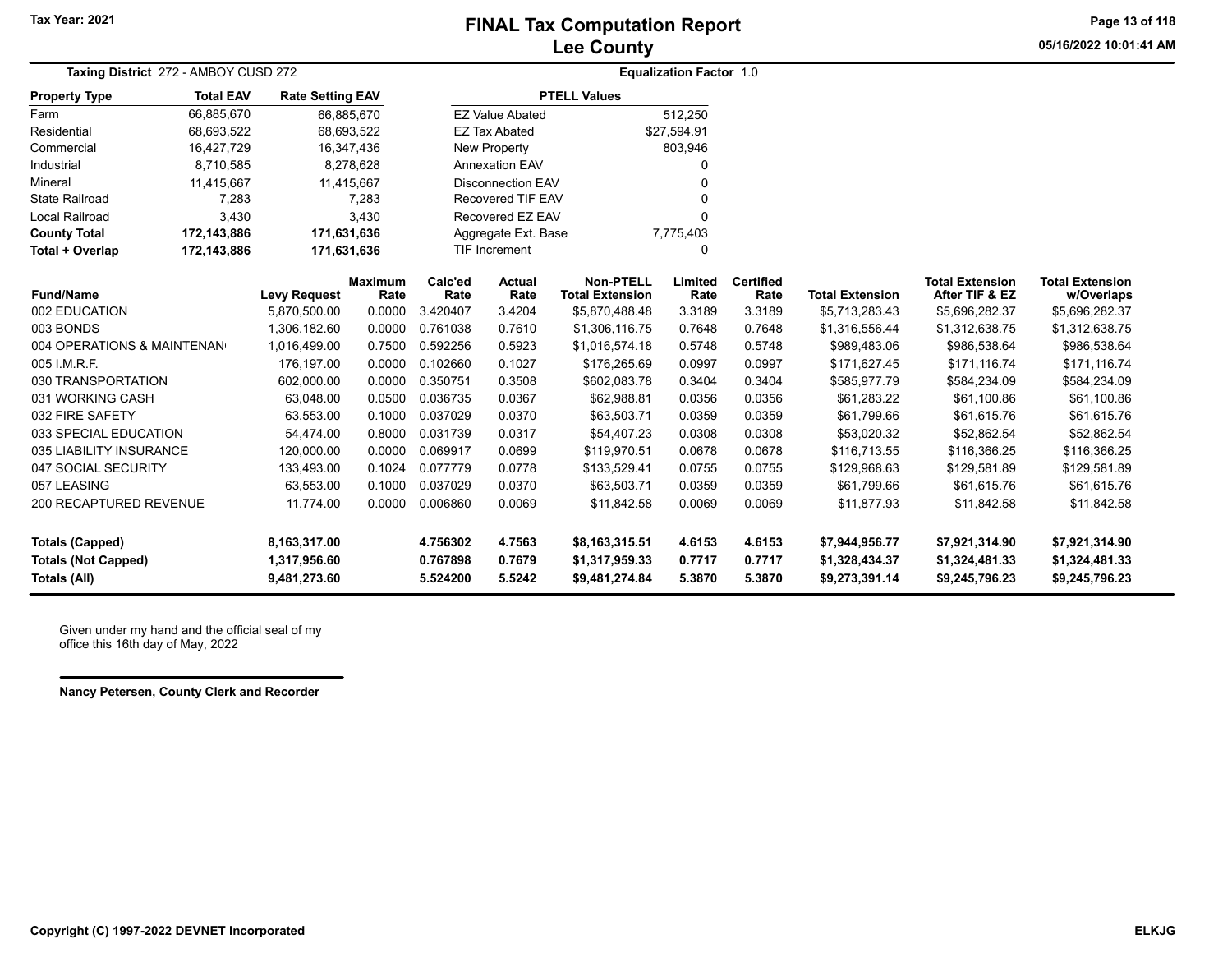# FINAL Tax Computation Report
# Lee County

Tax Year: 2021

05/16/2022 10:01:41 AM

**Taxing District** 272 - AMBOY CUSD 272

**Equalization Factor** 1.0

| Property Type | Total EAV | Rate Setting EAV |
|---|---|---|
| Farm | 66,885,670 | 66,885,670 |
| Residential | 68,693,522 | 68,693,522 |
| Commercial | 16,427,729 | 16,347,436 |
| Industrial | 8,710,585 | 8,278,628 |
| Mineral | 11,415,667 | 11,415,667 |
| State Railroad | 7,283 | 7,283 |
| Local Railroad | 3,430 | 3,430 |
| **County Total** | **172,143,886** | **171,631,636** |
| **Total + Overlap** | **172,143,886** | **171,631,636** |

| PTELL Values | |
|---|---|
| EZ Value Abated | 512,250 |
| EZ Tax Abated | $27,594.91 |
| New Property | 803,946 |
| Annexation EAV | 0 |
| Disconnection EAV | 0 |
| Recovered TIF EAV | 0 |
| Recovered EZ EAV | 0 |
| Aggregate Ext. Base | 7,775,403 |
| TIF Increment | 0 |

| Fund/Name | Levy Request | Maximum Rate | Calc'ed Rate | Actual Rate | Non-PTELL Total Extension | Limited Rate | Certified Rate | Total Extension | Total Extension After TIF & EZ | Total Extension w/Overlaps |
|---|---|---|---|---|---|---|---|---|---|---|
| 002 EDUCATION | 5,870,500.00 | 0.0000 | 3.420407 | 3.4204 | $5,870,488.48 | 3.3189 | 3.3189 | $5,713,283.43 | $5,696,282.37 | $5,696,282.37 |
| 003 BONDS | 1,306,182.60 | 0.0000 | 0.761038 | 0.7610 | $1,306,116.75 | 0.7648 | 0.7648 | $1,316,556.44 | $1,312,638.75 | $1,312,638.75 |
| 004 OPERATIONS & MAINTENAN | 1,016,499.00 | 0.7500 | 0.592256 | 0.5923 | $1,016,574.18 | 0.5748 | 0.5748 | $989,483.06 | $986,538.64 | $986,538.64 |
| 005 I.M.R.F. | 176,197.00 | 0.0000 | 0.102660 | 0.1027 | $176,265.69 | 0.0997 | 0.0997 | $171,627.45 | $171,116.74 | $171,116.74 |
| 030 TRANSPORTATION | 602,000.00 | 0.0000 | 0.350751 | 0.3508 | $602,083.78 | 0.3404 | 0.3404 | $585,977.79 | $584,234.09 | $584,234.09 |
| 031 WORKING CASH | 63,048.00 | 0.0500 | 0.036735 | 0.0367 | $62,988.81 | 0.0356 | 0.0356 | $61,283.22 | $61,100.86 | $61,100.86 |
| 032 FIRE SAFETY | 63,553.00 | 0.1000 | 0.037029 | 0.0370 | $63,503.71 | 0.0359 | 0.0359 | $61,799.66 | $61,615.76 | $61,615.76 |
| 033 SPECIAL EDUCATION | 54,474.00 | 0.8000 | 0.031739 | 0.0317 | $54,407.23 | 0.0308 | 0.0308 | $53,020.32 | $52,862.54 | $52,862.54 |
| 035 LIABILITY INSURANCE | 120,000.00 | 0.0000 | 0.069917 | 0.0699 | $119,970.51 | 0.0678 | 0.0678 | $116,713.55 | $116,366.25 | $116,366.25 |
| 047 SOCIAL SECURITY | 133,493.00 | 0.1024 | 0.077779 | 0.0778 | $133,529.41 | 0.0755 | 0.0755 | $129,968.63 | $129,581.89 | $129,581.89 |
| 057 LEASING | 63,553.00 | 0.1000 | 0.037029 | 0.0370 | $63,503.71 | 0.0359 | 0.0359 | $61,799.66 | $61,615.76 | $61,615.76 |
| 200 RECAPTURED REVENUE | 11,774.00 | 0.0000 | 0.006860 | 0.0069 | $11,842.58 | 0.0069 | 0.0069 | $11,877.93 | $11,842.58 | $11,842.58 |
| **Totals (Capped)** | **8,163,317.00** | | **4.756302** | **4.7563** | **$8,163,315.51** | **4.6153** | **4.6153** | **$7,944,956.77** | **$7,921,314.90** | **$7,921,314.90** |
| **Totals (Not Capped)** | **1,317,956.60** | | **0.767898** | **0.7679** | **$1,317,959.33** | **0.7717** | **0.7717** | **$1,328,434.37** | **$1,324,481.33** | **$1,324,481.33** |
| **Totals (All)** | **9,481,273.60** | | **5.524200** | **5.5242** | **$9,481,274.84** | **5.3870** | **5.3870** | **$9,273,391.14** | **$9,245,796.23** | **$9,245,796.23** |

Given under my hand and the official seal of my office this 16th day of May, 2022

**Nancy Petersen, County Clerk and Recorder**

Copyright (C) 1997-2022 DEVNET Incorporated

ELKJG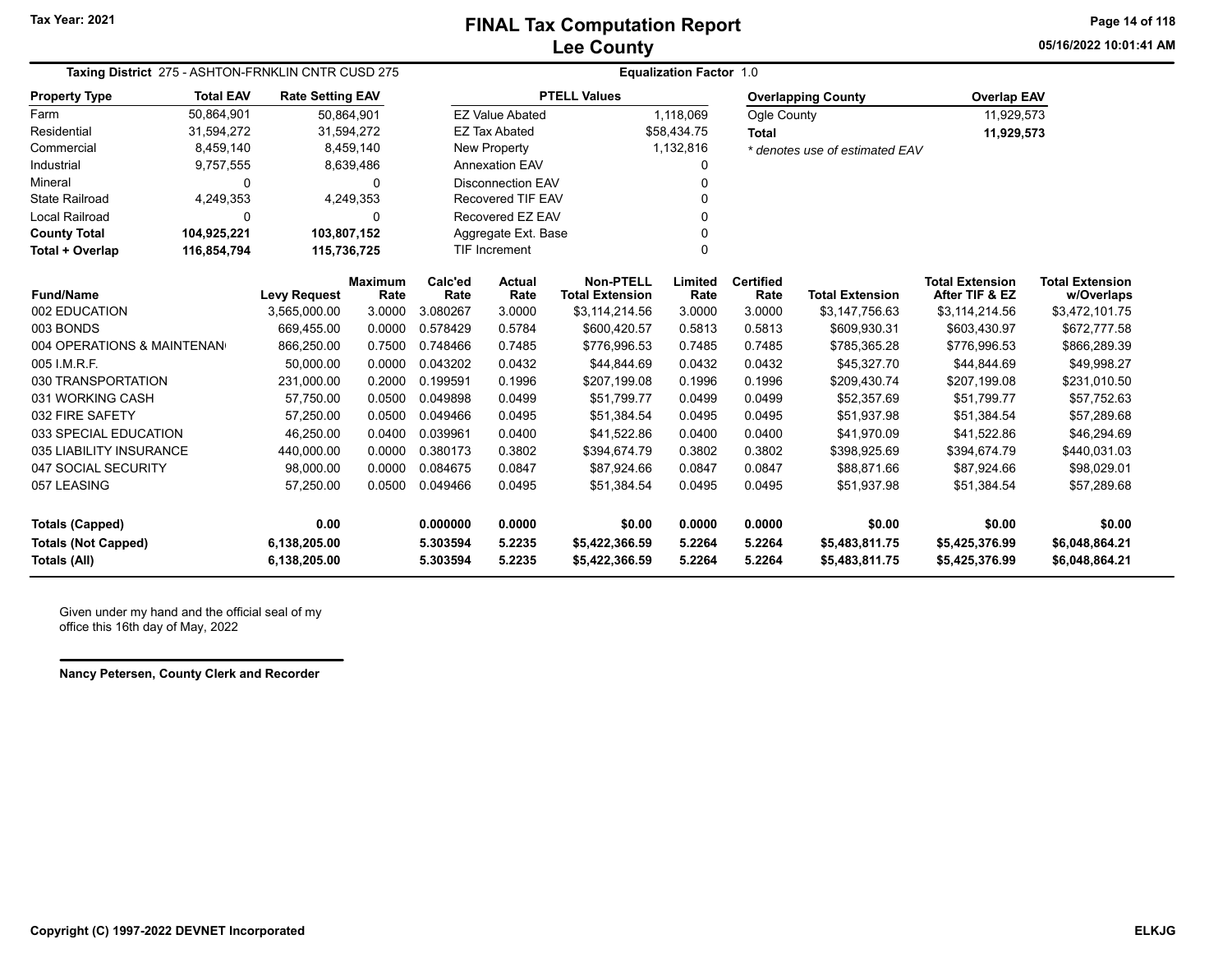# FINAL Tax Computation Report
## Lee County

Tax Year: 2021

**Taxing District** 275 - ASHTON-FRNKLIN CNTR CUSD 275

**Equalization Factor** 1.0

| Property Type | Total EAV | Rate Setting EAV |
|---|---|---|
| Farm | 50,864,901 | 50,864,901 |
| Residential | 31,594,272 | 31,594,272 |
| Commercial | 8,459,140 | 8,459,140 |
| Industrial | 9,757,555 | 8,639,486 |
| Mineral | 0 | 0 |
| State Railroad | 4,249,353 | 4,249,353 |
| Local Railroad | 0 | 0 |
| **County Total** | **104,925,221** | **103,807,152** |
| **Total + Overlap** | **116,854,794** | **115,736,725** |

| PTELL Values | |
|---|---|
| EZ Value Abated | 1,118,069 |
| EZ Tax Abated | $58,434.75 |
| New Property | 1,132,816 |
| Annexation EAV | 0 |
| Disconnection EAV | 0 |
| Recovered TIF EAV | 0 |
| Recovered EZ EAV | 0 |
| Aggregate Ext. Base | 0 |
| TIF Increment | 0 |

| Overlapping County | Overlap EAV |
|---|---|
| Ogle County | 11,929,573 |
| **Total** | **11,929,573** |

*\* denotes use of estimated EAV*

| Fund/Name | Levy Request | Maximum Rate | Calc'ed Rate | Actual Rate | Non-PTELL Total Extension | Limited Rate | Certified Rate | Total Extension | Total Extension After TIF & EZ | Total Extension w/Overlaps |
|---|---|---|---|---|---|---|---|---|---|---|
| 002 EDUCATION | 3,565,000.00 | 3.0000 | 3.080267 | 3.0000 | $3,114,214.56 | 3.0000 | 3.0000 | $3,147,756.63 | $3,114,214.56 | $3,472,101.75 |
| 003 BONDS | 669,455.00 | 0.0000 | 0.578429 | 0.5784 | $600,420.57 | 0.5813 | 0.5813 | $609,930.31 | $603,430.97 | $672,777.58 |
| 004 OPERATIONS & MAINTENAN | 866,250.00 | 0.7500 | 0.748466 | 0.7485 | $776,996.53 | 0.7485 | 0.7485 | $785,365.28 | $776,996.53 | $866,289.39 |
| 005 I.M.R.F. | 50,000.00 | 0.0000 | 0.043202 | 0.0432 | $44,844.69 | 0.0432 | 0.0432 | $45,327.70 | $44,844.69 | $49,998.27 |
| 030 TRANSPORTATION | 231,000.00 | 0.2000 | 0.199591 | 0.1996 | $207,199.08 | 0.1996 | 0.1996 | $209,430.74 | $207,199.08 | $231,010.50 |
| 031 WORKING CASH | 57,750.00 | 0.0500 | 0.049898 | 0.0499 | $51,799.77 | 0.0499 | 0.0499 | $52,357.69 | $51,799.77 | $57,752.63 |
| 032 FIRE SAFETY | 57,250.00 | 0.0500 | 0.049466 | 0.0495 | $51,384.54 | 0.0495 | 0.0495 | $51,937.98 | $51,384.54 | $57,289.68 |
| 033 SPECIAL EDUCATION | 46,250.00 | 0.0400 | 0.039961 | 0.0400 | $41,522.86 | 0.0400 | 0.0400 | $41,970.09 | $41,522.86 | $46,294.69 |
| 035 LIABILITY INSURANCE | 440,000.00 | 0.0000 | 0.380173 | 0.3802 | $394,674.79 | 0.3802 | 0.3802 | $398,925.69 | $394,674.79 | $440,031.03 |
| 047 SOCIAL SECURITY | 98,000.00 | 0.0000 | 0.084675 | 0.0847 | $87,924.66 | 0.0847 | 0.0847 | $88,871.66 | $87,924.66 | $98,029.01 |
| 057 LEASING | 57,250.00 | 0.0500 | 0.049466 | 0.0495 | $51,384.54 | 0.0495 | 0.0495 | $51,937.98 | $51,384.54 | $57,289.68 |
| **Totals (Capped)** | **0.00** | | **0.000000** | **0.0000** | **$0.00** | **0.0000** | **0.0000** | **$0.00** | **$0.00** | **$0.00** |
| **Totals (Not Capped)** | **6,138,205.00** | | **5.303594** | **5.2235** | **$5,422,366.59** | **5.2264** | **5.2264** | **$5,483,811.75** | **$5,425,376.99** | **$6,048,864.21** |
| **Totals (All)** | **6,138,205.00** | | **5.303594** | **5.2235** | **$5,422,366.59** | **5.2264** | **5.2264** | **$5,483,811.75** | **$5,425,376.99** | **$6,048,864.21** |

Given under my hand and the official seal of my office this 16th day of May, 2022

**Nancy Petersen, County Clerk and Recorder**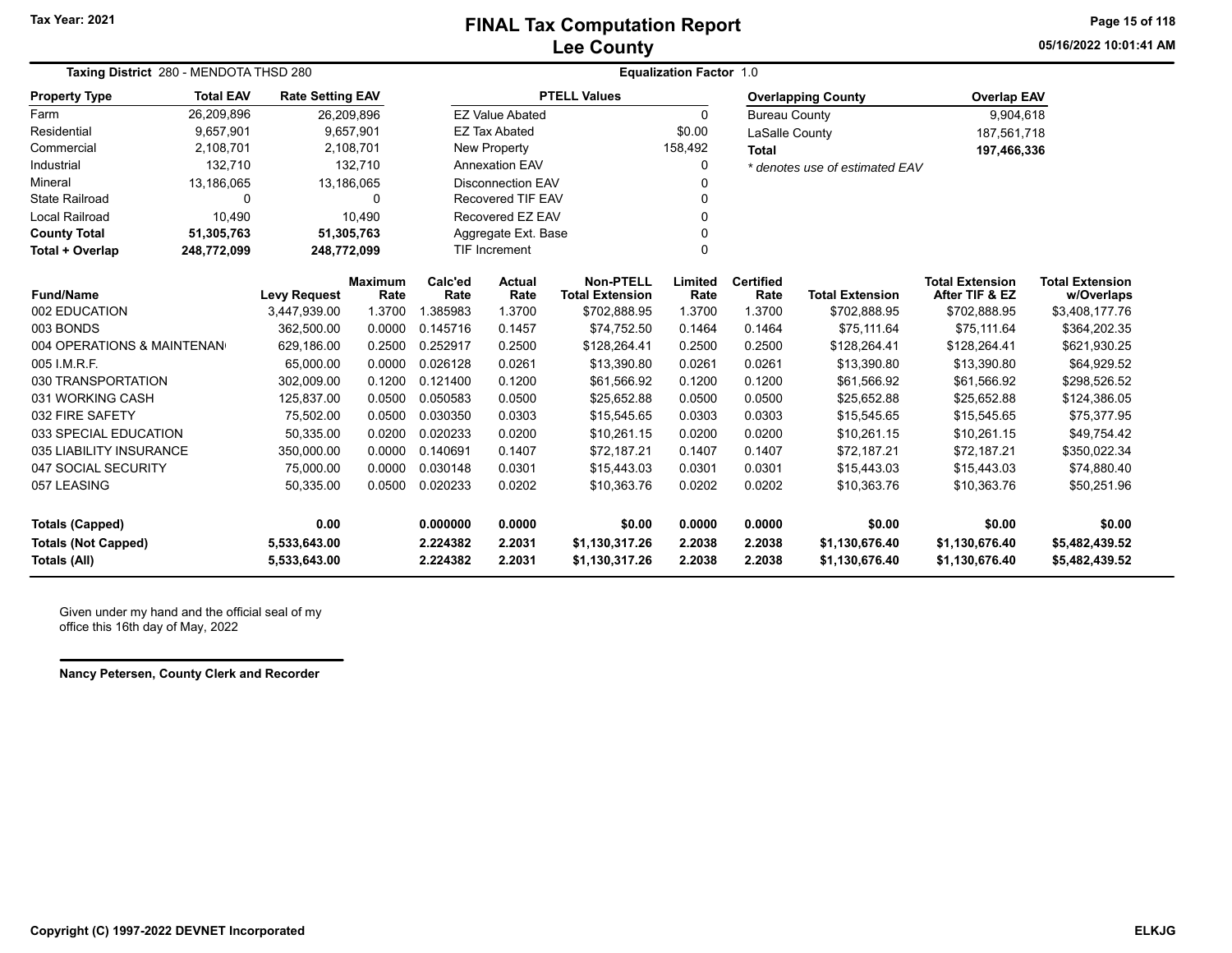# FINAL Tax Computation Report
## Lee County

Tax Year: 2021

05/16/2022 10:01:41 AM

**Taxing District** 280 - MENDOTA THSD 280

**Equalization Factor** 1.0

| Property Type | Total EAV | Rate Setting EAV |
|---|---|---|
| Farm | 26,209,896 | 26,209,896 |
| Residential | 9,657,901 | 9,657,901 |
| Commercial | 2,108,701 | 2,108,701 |
| Industrial | 132,710 | 132,710 |
| Mineral | 13,186,065 | 13,186,065 |
| State Railroad | 0 | 0 |
| Local Railroad | 10,490 | 10,490 |
| **County Total** | **51,305,763** | **51,305,763** |
| **Total + Overlap** | **248,772,099** | **248,772,099** |

| PTELL Values | |
|---|---|
| EZ Value Abated | 0 |
| EZ Tax Abated | $0.00 |
| New Property | 158,492 |
| Annexation EAV | 0 |
| Disconnection EAV | 0 |
| Recovered TIF EAV | 0 |
| Recovered EZ EAV | 0 |
| Aggregate Ext. Base | 0 |
| TIF Increment | 0 |

| Overlapping County | Overlap EAV |
|---|---|
| Bureau County | 9,904,618 |
| LaSalle County | 187,561,718 |
| **Total** | **197,466,336** |

*\* denotes use of estimated EAV*

| Fund/Name | Levy Request | Maximum Rate | Calc'ed Rate | Actual Rate | Non-PTELL Total Extension | Limited Rate | Certified Rate | Total Extension | Total Extension After TIF & EZ | Total Extension w/Overlaps |
|---|---|---|---|---|---|---|---|---|---|---|
| 002 EDUCATION | 3,447,939.00 | 1.3700 | 1.385983 | 1.3700 | $702,888.95 | 1.3700 | 1.3700 | $702,888.95 | $702,888.95 | $3,408,177.76 |
| 003 BONDS | 362,500.00 | 0.0000 | 0.145716 | 0.1457 | $74,752.50 | 0.1464 | 0.1464 | $75,111.64 | $75,111.64 | $364,202.35 |
| 004 OPERATIONS & MAINTENAN | 629,186.00 | 0.2500 | 0.252917 | 0.2500 | $128,264.41 | 0.2500 | 0.2500 | $128,264.41 | $128,264.41 | $621,930.25 |
| 005 I.M.R.F. | 65,000.00 | 0.0000 | 0.026128 | 0.0261 | $13,390.80 | 0.0261 | 0.0261 | $13,390.80 | $13,390.80 | $64,929.52 |
| 030 TRANSPORTATION | 302,009.00 | 0.1200 | 0.121400 | 0.1200 | $61,566.92 | 0.1200 | 0.1200 | $61,566.92 | $61,566.92 | $298,526.52 |
| 031 WORKING CASH | 125,837.00 | 0.0500 | 0.050583 | 0.0500 | $25,652.88 | 0.0500 | 0.0500 | $25,652.88 | $25,652.88 | $124,386.05 |
| 032 FIRE SAFETY | 75,502.00 | 0.0500 | 0.030350 | 0.0303 | $15,545.65 | 0.0303 | 0.0303 | $15,545.65 | $15,545.65 | $75,377.95 |
| 033 SPECIAL EDUCATION | 50,335.00 | 0.0200 | 0.020233 | 0.0200 | $10,261.15 | 0.0200 | 0.0200 | $10,261.15 | $10,261.15 | $49,754.42 |
| 035 LIABILITY INSURANCE | 350,000.00 | 0.0000 | 0.140691 | 0.1407 | $72,187.21 | 0.1407 | 0.1407 | $72,187.21 | $72,187.21 | $350,022.34 |
| 047 SOCIAL SECURITY | 75,000.00 | 0.0000 | 0.030148 | 0.0301 | $15,443.03 | 0.0301 | 0.0301 | $15,443.03 | $15,443.03 | $74,880.40 |
| 057 LEASING | 50,335.00 | 0.0500 | 0.020233 | 0.0202 | $10,363.76 | 0.0202 | 0.0202 | $10,363.76 | $10,363.76 | $50,251.96 |
| **Totals (Capped)** | **0.00** | | **0.000000** | **0.0000** | **$0.00** | **0.0000** | **0.0000** | **$0.00** | **$0.00** | **$0.00** |
| **Totals (Not Capped)** | **5,533,643.00** | | **2.224382** | **2.2031** | **$1,130,317.26** | **2.2038** | **2.2038** | **$1,130,676.40** | **$1,130,676.40** | **$5,482,439.52** |
| **Totals (All)** | **5,533,643.00** | | **2.224382** | **2.2031** | **$1,130,317.26** | **2.2038** | **2.2038** | **$1,130,676.40** | **$1,130,676.40** | **$5,482,439.52** |

Given under my hand and the official seal of my office this 16th day of May, 2022

**Nancy Petersen, County Clerk and Recorder**

**Copyright (C) 1997-2022 DEVNET Incorporated** **ELKJG**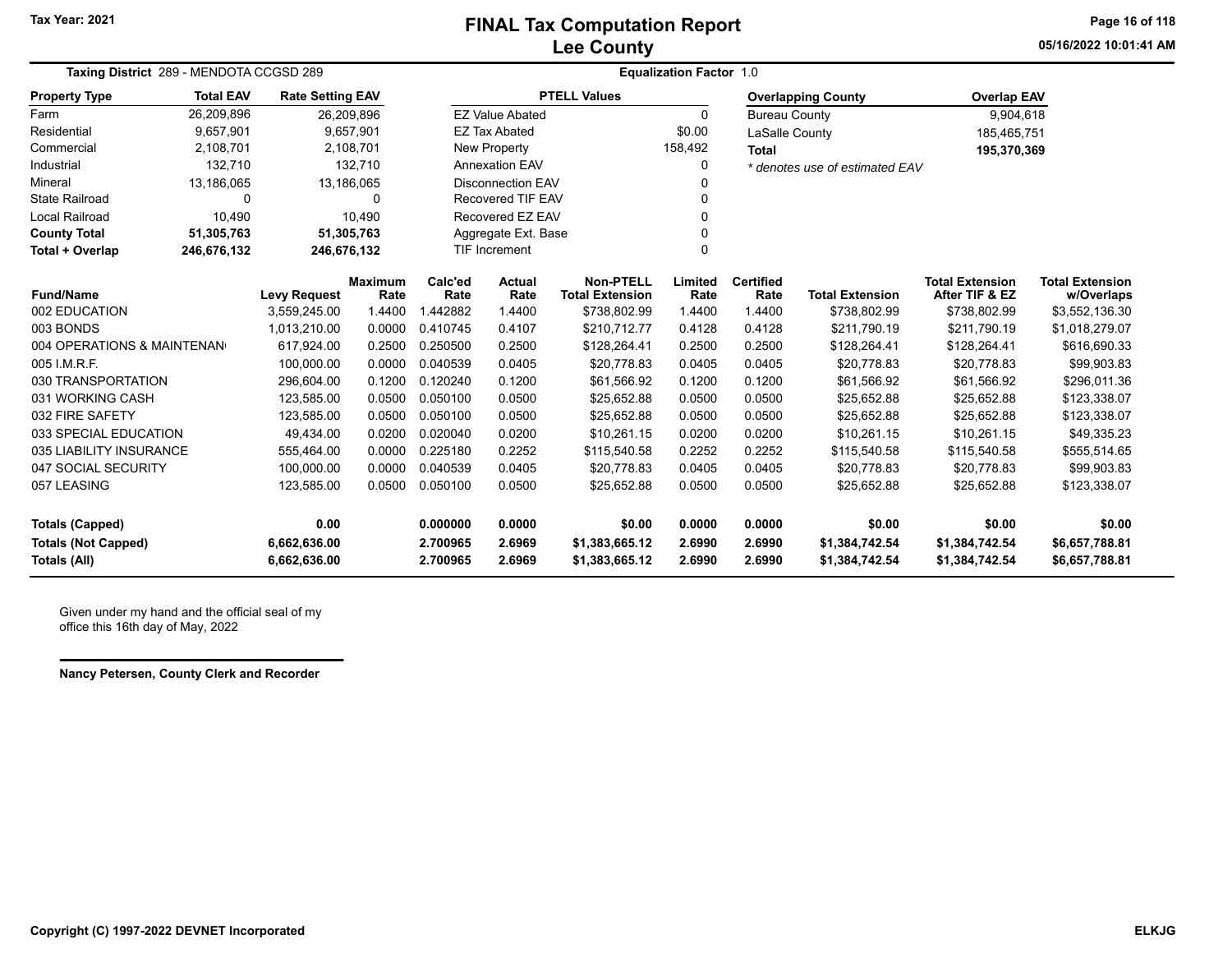# FINAL Tax Computation Report
# Lee County

Tax Year: 2021

05/16/2022 10:01:41 AM

**Taxing District** 289 - MENDOTA CCGSD 289 **Equalization Factor** 1.0

| Property Type | Total EAV | Rate Setting EAV |
|---|---|---|
| Farm | 26,209,896 | 26,209,896 |
| Residential | 9,657,901 | 9,657,901 |
| Commercial | 2,108,701 | 2,108,701 |
| Industrial | 132,710 | 132,710 |
| Mineral | 13,186,065 | 13,186,065 |
| State Railroad | 0 | 0 |
| Local Railroad | 10,490 | 10,490 |
| **County Total** | **51,305,763** | **51,305,763** |
| **Total + Overlap** | **246,676,132** | **246,676,132** |

| PTELL Values | |
|---|---|
| EZ Value Abated | 0 |
| EZ Tax Abated | $0.00 |
| New Property | 158,492 |
| Annexation EAV | 0 |
| Disconnection EAV | 0 |
| Recovered TIF EAV | 0 |
| Recovered EZ EAV | 0 |
| Aggregate Ext. Base | 0 |
| TIF Increment | 0 |

| Overlapping County | Overlap EAV |
|---|---|
| Bureau County | 9,904,618 |
| LaSalle County | 185,465,751 |
| **Total** | **195,370,369** |

*\* denotes use of estimated EAV*

| Fund/Name | Levy Request | Maximum Rate | Calc'ed Rate | Actual Rate | Non-PTELL Total Extension | Limited Rate | Certified Rate | Total Extension | Total Extension After TIF & EZ | Total Extension w/Overlaps |
|---|---|---|---|---|---|---|---|---|---|---|
| 002 EDUCATION | 3,559,245.00 | 1.4400 | 1.442882 | 1.4400 | $738,802.99 | 1.4400 | 1.4400 | $738,802.99 | $738,802.99 | $3,552,136.30 |
| 003 BONDS | 1,013,210.00 | 0.0000 | 0.410745 | 0.4107 | $210,712.77 | 0.4128 | 0.4128 | $211,790.19 | $211,790.19 | $1,018,279.07 |
| 004 OPERATIONS & MAINTENAN | 617,924.00 | 0.2500 | 0.250500 | 0.2500 | $128,264.41 | 0.2500 | 0.2500 | $128,264.41 | $128,264.41 | $616,690.33 |
| 005 I.M.R.F. | 100,000.00 | 0.0000 | 0.040539 | 0.0405 | $20,778.83 | 0.0405 | 0.0405 | $20,778.83 | $20,778.83 | $99,903.83 |
| 030 TRANSPORTATION | 296,604.00 | 0.1200 | 0.120240 | 0.1200 | $61,566.92 | 0.1200 | 0.1200 | $61,566.92 | $61,566.92 | $296,011.36 |
| 031 WORKING CASH | 123,585.00 | 0.0500 | 0.050100 | 0.0500 | $25,652.88 | 0.0500 | 0.0500 | $25,652.88 | $25,652.88 | $123,338.07 |
| 032 FIRE SAFETY | 123,585.00 | 0.0500 | 0.050100 | 0.0500 | $25,652.88 | 0.0500 | 0.0500 | $25,652.88 | $25,652.88 | $123,338.07 |
| 033 SPECIAL EDUCATION | 49,434.00 | 0.0200 | 0.020040 | 0.0200 | $10,261.15 | 0.0200 | 0.0200 | $10,261.15 | $10,261.15 | $49,335.23 |
| 035 LIABILITY INSURANCE | 555,464.00 | 0.0000 | 0.225180 | 0.2252 | $115,540.58 | 0.2252 | 0.2252 | $115,540.58 | $115,540.58 | $555,514.65 |
| 047 SOCIAL SECURITY | 100,000.00 | 0.0000 | 0.040539 | 0.0405 | $20,778.83 | 0.0405 | 0.0405 | $20,778.83 | $20,778.83 | $99,903.83 |
| 057 LEASING | 123,585.00 | 0.0500 | 0.050100 | 0.0500 | $25,652.88 | 0.0500 | 0.0500 | $25,652.88 | $25,652.88 | $123,338.07 |
| **Totals (Capped)** | **0.00** | | **0.000000** | **0.0000** | **$0.00** | **0.0000** | **0.0000** | **$0.00** | **$0.00** | **$0.00** |
| **Totals (Not Capped)** | **6,662,636.00** | | **2.700965** | **2.6969** | **$1,383,665.12** | **2.6990** | **2.6990** | **$1,384,742.54** | **$1,384,742.54** | **$6,657,788.81** |
| **Totals (All)** | **6,662,636.00** | | **2.700965** | **2.6969** | **$1,383,665.12** | **2.6990** | **2.6990** | **$1,384,742.54** | **$1,384,742.54** | **$6,657,788.81** |

Given under my hand and the official seal of my office this 16th day of May, 2022

**Nancy Petersen, County Clerk and Recorder**

**Copyright (C) 1997-2022 DEVNET Incorporated** **ELKJG**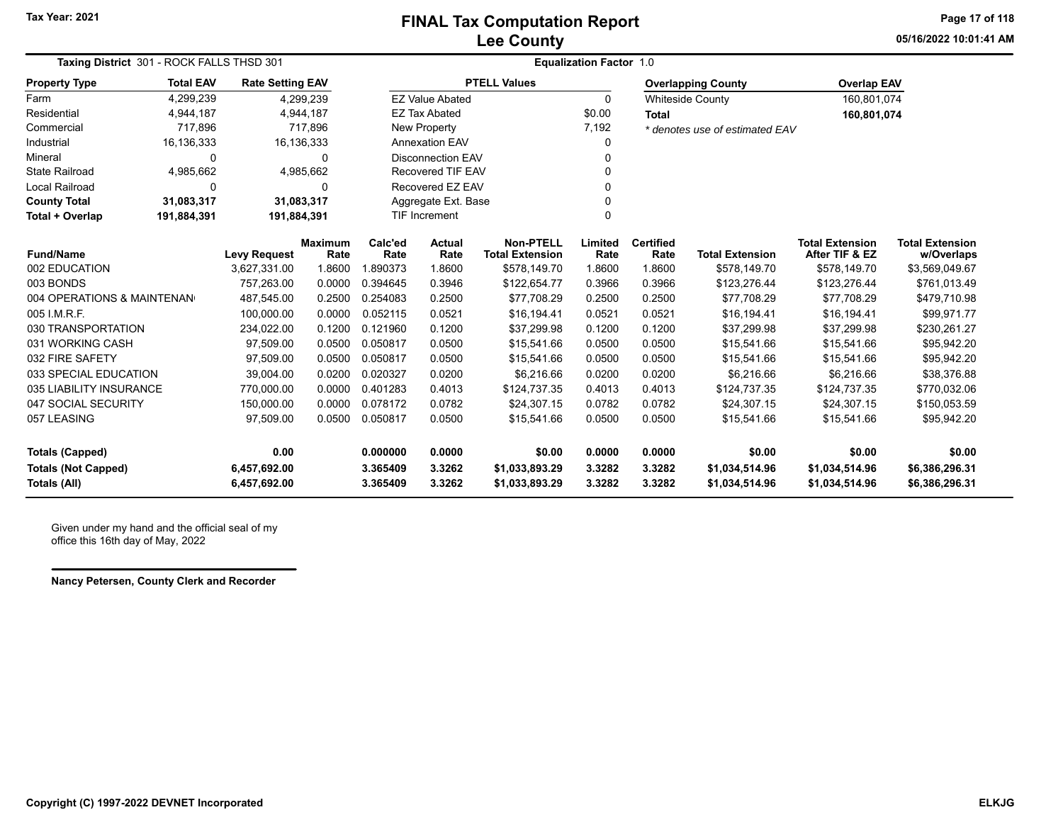# FINAL Tax Computation Report
## Lee County

Tax Year: 2021

05/16/2022 10:01:41 AM

**Taxing District** 301 - ROCK FALLS THSD 301 **Equalization Factor** 1.0

| Property Type | Total EAV | Rate Setting EAV |
|---|---|---|
| Farm | 4,299,239 | 4,299,239 |
| Residential | 4,944,187 | 4,944,187 |
| Commercial | 717,896 | 717,896 |
| Industrial | 16,136,333 | 16,136,333 |
| Mineral | 0 | 0 |
| State Railroad | 4,985,662 | 4,985,662 |
| Local Railroad | 0 | 0 |
| **County Total** | **31,083,317** | **31,083,317** |
| **Total + Overlap** | **191,884,391** | **191,884,391** |

| PTELL Values | |
|---|---|
| EZ Value Abated | 0 |
| EZ Tax Abated | $0.00 |
| New Property | 7,192 |
| Annexation EAV | 0 |
| Disconnection EAV | 0 |
| Recovered TIF EAV | 0 |
| Recovered EZ EAV | 0 |
| Aggregate Ext. Base | 0 |
| TIF Increment | 0 |

| Overlapping County | Overlap EAV |
|---|---|
| Whiteside County | 160,801,074 |
| **Total** | **160,801,074** |

*\* denotes use of estimated EAV*

| Fund/Name | Levy Request | Maximum Rate | Calc'ed Rate | Actual Rate | Non-PTELL Total Extension | Limited Rate | Certified Rate | Total Extension | Total Extension After TIF & EZ | Total Extension w/Overlaps |
|---|---|---|---|---|---|---|---|---|---|---|
| 002 EDUCATION | 3,627,331.00 | 1.8600 | 1.890373 | 1.8600 | $578,149.70 | 1.8600 | 1.8600 | $578,149.70 | $578,149.70 | $3,569,049.67 |
| 003 BONDS | 757,263.00 | 0.0000 | 0.394645 | 0.3946 | $122,654.77 | 0.3966 | 0.3966 | $123,276.44 | $123,276.44 | $761,013.49 |
| 004 OPERATIONS & MAINTENAN | 487,545.00 | 0.2500 | 0.254083 | 0.2500 | $77,708.29 | 0.2500 | 0.2500 | $77,708.29 | $77,708.29 | $479,710.98 |
| 005 I.M.R.F. | 100,000.00 | 0.0000 | 0.052115 | 0.0521 | $16,194.41 | 0.0521 | 0.0521 | $16,194.41 | $16,194.41 | $99,971.77 |
| 030 TRANSPORTATION | 234,022.00 | 0.1200 | 0.121960 | 0.1200 | $37,299.98 | 0.1200 | 0.1200 | $37,299.98 | $37,299.98 | $230,261.27 |
| 031 WORKING CASH | 97,509.00 | 0.0500 | 0.050817 | 0.0500 | $15,541.66 | 0.0500 | 0.0500 | $15,541.66 | $15,541.66 | $95,942.20 |
| 032 FIRE SAFETY | 97,509.00 | 0.0500 | 0.050817 | 0.0500 | $15,541.66 | 0.0500 | 0.0500 | $15,541.66 | $15,541.66 | $95,942.20 |
| 033 SPECIAL EDUCATION | 39,004.00 | 0.0200 | 0.020327 | 0.0200 | $6,216.66 | 0.0200 | 0.0200 | $6,216.66 | $6,216.66 | $38,376.88 |
| 035 LIABILITY INSURANCE | 770,000.00 | 0.0000 | 0.401283 | 0.4013 | $124,737.35 | 0.4013 | 0.4013 | $124,737.35 | $124,737.35 | $770,032.06 |
| 047 SOCIAL SECURITY | 150,000.00 | 0.0000 | 0.078172 | 0.0782 | $24,307.15 | 0.0782 | 0.0782 | $24,307.15 | $24,307.15 | $150,053.59 |
| 057 LEASING | 97,509.00 | 0.0500 | 0.050817 | 0.0500 | $15,541.66 | 0.0500 | 0.0500 | $15,541.66 | $15,541.66 | $95,942.20 |
| **Totals (Capped)** | **0.00** | | **0.000000** | **0.0000** | **$0.00** | **0.0000** | **0.0000** | **$0.00** | **$0.00** | **$0.00** |
| **Totals (Not Capped)** | **6,457,692.00** | | **3.365409** | **3.3262** | **$1,033,893.29** | **3.3282** | **3.3282** | **$1,034,514.96** | **$1,034,514.96** | **$6,386,296.31** |
| **Totals (All)** | **6,457,692.00** | | **3.365409** | **3.3262** | **$1,033,893.29** | **3.3282** | **3.3282** | **$1,034,514.96** | **$1,034,514.96** | **$6,386,296.31** |

Given under my hand and the official seal of my office this 16th day of May, 2022

**Nancy Petersen, County Clerk and Recorder**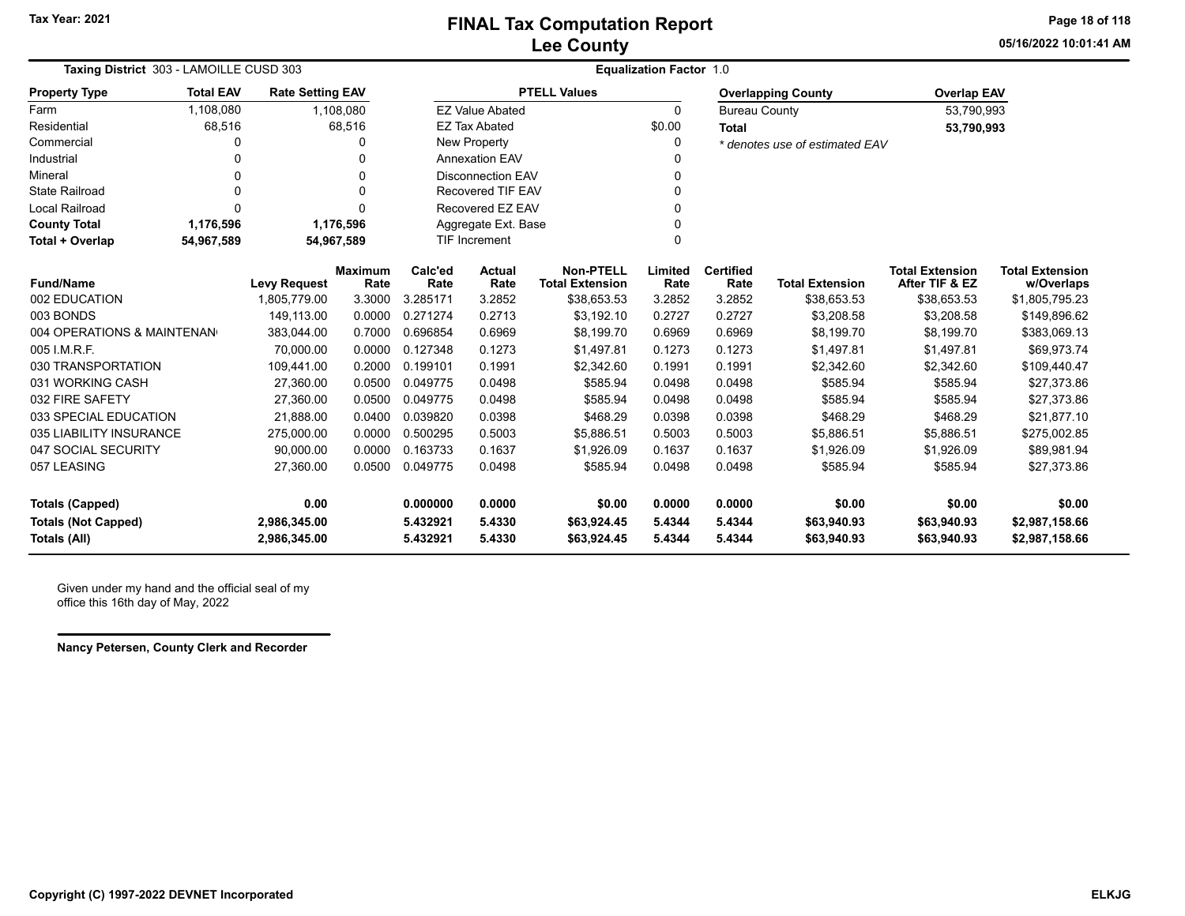# FINAL Tax Computation Report
## Lee County

Tax Year: 2021

05/16/2022 10:01:41 AM

**Taxing District** 303 - LAMOILLE CUSD 303

**Equalization Factor** 1.0

| Property Type | Total EAV | Rate Setting EAV |
|---|---|---|
| Farm | 1,108,080 | 1,108,080 |
| Residential | 68,516 | 68,516 |
| Commercial | 0 | 0 |
| Industrial | 0 | 0 |
| Mineral | 0 | 0 |
| State Railroad | 0 | 0 |
| Local Railroad | 0 | 0 |
| **County Total** | **1,176,596** | **1,176,596** |
| **Total + Overlap** | **54,967,589** | **54,967,589** |

| PTELL Values | |
|---|---|
| EZ Value Abated | 0 |
| EZ Tax Abated | $0.00 |
| New Property | 0 |
| Annexation EAV | 0 |
| Disconnection EAV | 0 |
| Recovered TIF EAV | 0 |
| Recovered EZ EAV | 0 |
| Aggregate Ext. Base | 0 |
| TIF Increment | 0 |

| Overlapping County | Overlap EAV |
|---|---|
| Bureau County | 53,790,993 |
| **Total** | **53,790,993** |

*\* denotes use of estimated EAV*

| Fund/Name | Levy Request | Maximum Rate | Calc'ed Rate | Actual Rate | Non-PTELL Total Extension | Limited Rate | Certified Rate | Total Extension | Total Extension After TIF & EZ | Total Extension w/Overlaps |
|---|---|---|---|---|---|---|---|---|---|---|
| 002 EDUCATION | 1,805,779.00 | 3.3000 | 3.285171 | 3.2852 | $38,653.53 | 3.2852 | 3.2852 | $38,653.53 | $38,653.53 | $1,805,795.23 |
| 003 BONDS | 149,113.00 | 0.0000 | 0.271274 | 0.2713 | $3,192.10 | 0.2727 | 0.2727 | $3,208.58 | $3,208.58 | $149,896.62 |
| 004 OPERATIONS & MAINTENAN | 383,044.00 | 0.7000 | 0.696854 | 0.6969 | $8,199.70 | 0.6969 | 0.6969 | $8,199.70 | $8,199.70 | $383,069.13 |
| 005 I.M.R.F. | 70,000.00 | 0.0000 | 0.127348 | 0.1273 | $1,497.81 | 0.1273 | 0.1273 | $1,497.81 | $1,497.81 | $69,973.74 |
| 030 TRANSPORTATION | 109,441.00 | 0.2000 | 0.199101 | 0.1991 | $2,342.60 | 0.1991 | 0.1991 | $2,342.60 | $2,342.60 | $109,440.47 |
| 031 WORKING CASH | 27,360.00 | 0.0500 | 0.049775 | 0.0498 | $585.94 | 0.0498 | 0.0498 | $585.94 | $585.94 | $27,373.86 |
| 032 FIRE SAFETY | 27,360.00 | 0.0500 | 0.049775 | 0.0498 | $585.94 | 0.0498 | 0.0498 | $585.94 | $585.94 | $27,373.86 |
| 033 SPECIAL EDUCATION | 21,888.00 | 0.0400 | 0.039820 | 0.0398 | $468.29 | 0.0398 | 0.0398 | $468.29 | $468.29 | $21,877.10 |
| 035 LIABILITY INSURANCE | 275,000.00 | 0.0000 | 0.500295 | 0.5003 | $5,886.51 | 0.5003 | 0.5003 | $5,886.51 | $5,886.51 | $275,002.85 |
| 047 SOCIAL SECURITY | 90,000.00 | 0.0000 | 0.163733 | 0.1637 | $1,926.09 | 0.1637 | 0.1637 | $1,926.09 | $1,926.09 | $89,981.94 |
| 057 LEASING | 27,360.00 | 0.0500 | 0.049775 | 0.0498 | $585.94 | 0.0498 | 0.0498 | $585.94 | $585.94 | $27,373.86 |
| **Totals (Capped)** | **0.00** | | **0.000000** | **0.0000** | **$0.00** | **0.0000** | **0.0000** | **$0.00** | **$0.00** | **$0.00** |
| **Totals (Not Capped)** | **2,986,345.00** | | **5.432921** | **5.4330** | **$63,924.45** | **5.4344** | **5.4344** | **$63,940.93** | **$63,940.93** | **$2,987,158.66** |
| **Totals (All)** | **2,986,345.00** | | **5.432921** | **5.4330** | **$63,924.45** | **5.4344** | **5.4344** | **$63,940.93** | **$63,940.93** | **$2,987,158.66** |

Given under my hand and the official seal of my office this 16th day of May, 2022

**Nancy Petersen, County Clerk and Recorder**

Copyright (C) 1997-2022 DEVNET Incorporated

ELKJG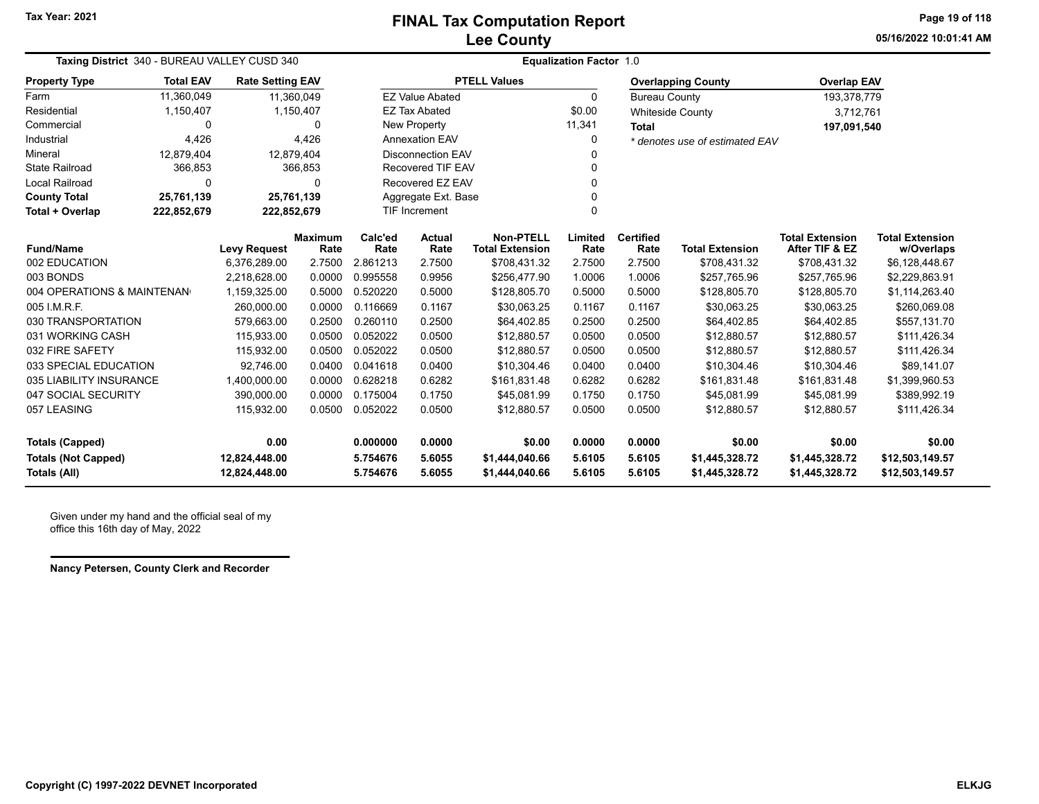Tax Year: 2021

# FINAL Tax Computation Report
## Lee County

05/16/2022 10:01:41 AM

**Taxing District** 340 - BUREAU VALLEY CUSD 340 **Equalization Factor** 1.0

| Property Type | Total EAV | Rate Setting EAV |
|---|---|---|
| Farm | 11,360,049 | 11,360,049 |
| Residential | 1,150,407 | 1,150,407 |
| Commercial | 0 | 0 |
| Industrial | 4,426 | 4,426 |
| Mineral | 12,879,404 | 12,879,404 |
| State Railroad | 366,853 | 366,853 |
| Local Railroad | 0 | 0 |
| **County Total** | **25,761,139** | **25,761,139** |
| **Total + Overlap** | **222,852,679** | **222,852,679** |

| PTELL Values | |
|---|---|
| EZ Value Abated | 0 |
| EZ Tax Abated | $0.00 |
| New Property | 11,341 |
| Annexation EAV | 0 |
| Disconnection EAV | 0 |
| Recovered TIF EAV | 0 |
| Recovered EZ EAV | 0 |
| Aggregate Ext. Base | 0 |
| TIF Increment | 0 |

| Overlapping County | Overlap EAV |
|---|---|
| Bureau County | 193,378,779 |
| Whiteside County | 3,712,761 |
| **Total** | **197,091,540** |

*\* denotes use of estimated EAV*

| Fund/Name | Levy Request | Maximum Rate | Calc'ed Rate | Actual Rate | Non-PTELL Total Extension | Limited Rate | Certified Rate | Total Extension | Total Extension After TIF & EZ | Total Extension w/Overlaps |
|---|---|---|---|---|---|---|---|---|---|---|
| 002 EDUCATION | 6,376,289.00 | 2.7500 | 2.861213 | 2.7500 | $708,431.32 | 2.7500 | 2.7500 | $708,431.32 | $708,431.32 | $6,128,448.67 |
| 003 BONDS | 2,218,628.00 | 0.0000 | 0.995558 | 0.9956 | $256,477.90 | 1.0006 | 1.0006 | $257,765.96 | $257,765.96 | $2,229,863.91 |
| 004 OPERATIONS & MAINTENAN | 1,159,325.00 | 0.5000 | 0.520220 | 0.5000 | $128,805.70 | 0.5000 | 0.5000 | $128,805.70 | $128,805.70 | $1,114,263.40 |
| 005 I.M.R.F. | 260,000.00 | 0.0000 | 0.116669 | 0.1167 | $30,063.25 | 0.1167 | 0.1167 | $30,063.25 | $30,063.25 | $260,069.08 |
| 030 TRANSPORTATION | 579,663.00 | 0.2500 | 0.260110 | 0.2500 | $64,402.85 | 0.2500 | 0.2500 | $64,402.85 | $64,402.85 | $557,131.70 |
| 031 WORKING CASH | 115,933.00 | 0.0500 | 0.052022 | 0.0500 | $12,880.57 | 0.0500 | 0.0500 | $12,880.57 | $12,880.57 | $111,426.34 |
| 032 FIRE SAFETY | 115,932.00 | 0.0500 | 0.052022 | 0.0500 | $12,880.57 | 0.0500 | 0.0500 | $12,880.57 | $12,880.57 | $111,426.34 |
| 033 SPECIAL EDUCATION | 92,746.00 | 0.0400 | 0.041618 | 0.0400 | $10,304.46 | 0.0400 | 0.0400 | $10,304.46 | $10,304.46 | $89,141.07 |
| 035 LIABILITY INSURANCE | 1,400,000.00 | 0.0000 | 0.628218 | 0.6282 | $161,831.48 | 0.6282 | 0.6282 | $161,831.48 | $161,831.48 | $1,399,960.53 |
| 047 SOCIAL SECURITY | 390,000.00 | 0.0000 | 0.175004 | 0.1750 | $45,081.99 | 0.1750 | 0.1750 | $45,081.99 | $45,081.99 | $389,992.19 |
| 057 LEASING | 115,932.00 | 0.0500 | 0.052022 | 0.0500 | $12,880.57 | 0.0500 | 0.0500 | $12,880.57 | $12,880.57 | $111,426.34 |
| **Totals (Capped)** | **0.00** | | **0.000000** | **0.0000** | **$0.00** | **0.0000** | **0.0000** | **$0.00** | **$0.00** | **$0.00** |
| **Totals (Not Capped)** | **12,824,448.00** | | **5.754676** | **5.6055** | **$1,444,040.66** | **5.6105** | **5.6105** | **$1,445,328.72** | **$1,445,328.72** | **$12,503,149.57** |
| **Totals (All)** | **12,824,448.00** | | **5.754676** | **5.6055** | **$1,444,040.66** | **5.6105** | **5.6105** | **$1,445,328.72** | **$1,445,328.72** | **$12,503,149.57** |

Given under my hand and the official seal of my office this 16th day of May, 2022

**Nancy Petersen, County Clerk and Recorder**

**Copyright (C) 1997-2022 DEVNET Incorporated** **ELKJG**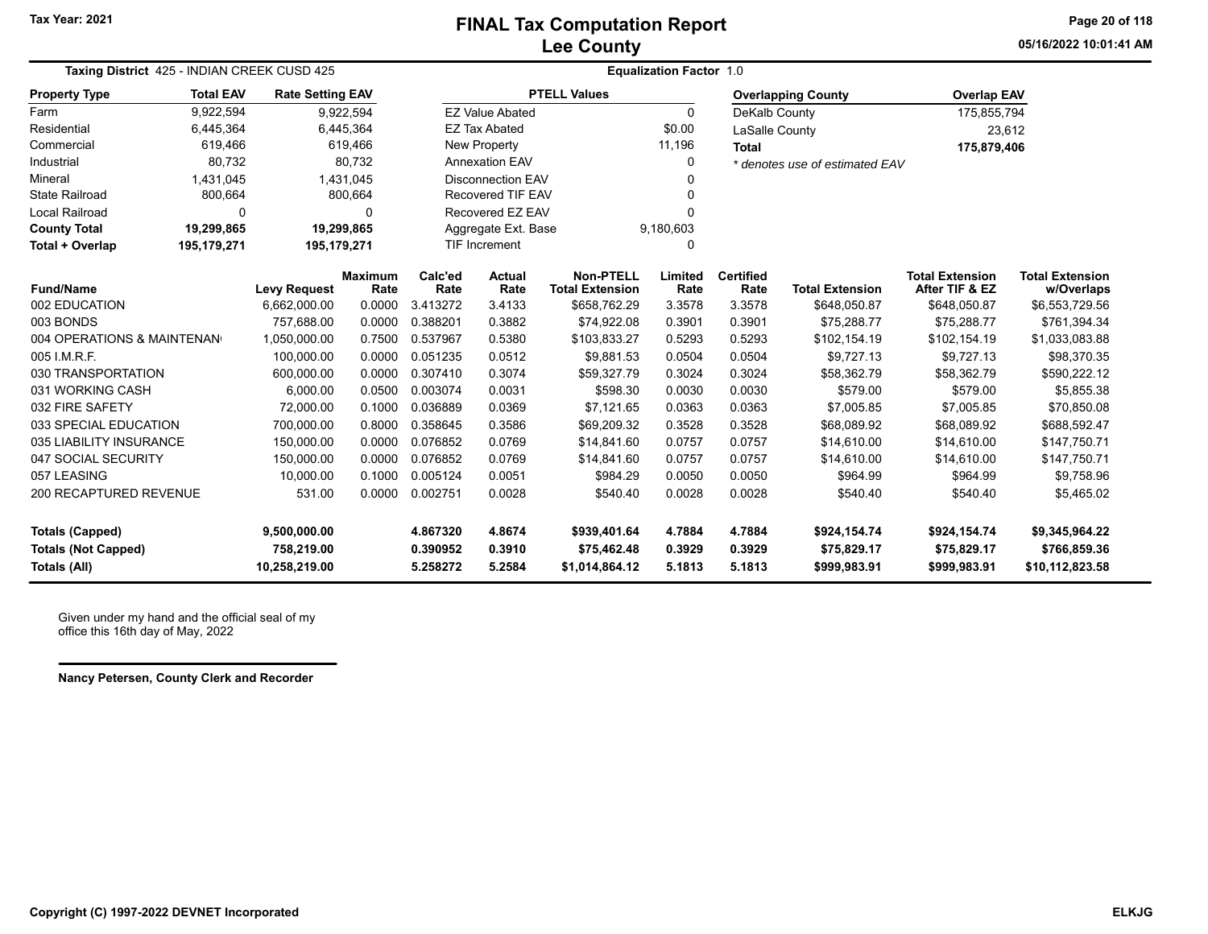Tax Year: 2021

# FINAL Tax Computation Report
## Lee County

05/16/2022 10:01:41 AM

**Taxing District** 425 - INDIAN CREEK CUSD 425 | **Equalization Factor** 1.0

| Property Type | Total EAV | Rate Setting EAV |
|---|---|---|
| Farm | 9,922,594 | 9,922,594 |
| Residential | 6,445,364 | 6,445,364 |
| Commercial | 619,466 | 619,466 |
| Industrial | 80,732 | 80,732 |
| Mineral | 1,431,045 | 1,431,045 |
| State Railroad | 800,664 | 800,664 |
| Local Railroad | 0 | 0 |
| **County Total** | **19,299,865** | **19,299,865** |
| **Total + Overlap** | **195,179,271** | **195,179,271** |

| PTELL Values | |
|---|---|
| EZ Value Abated | 0 |
| EZ Tax Abated | $0.00 |
| New Property | 11,196 |
| Annexation EAV | 0 |
| Disconnection EAV | 0 |
| Recovered TIF EAV | 0 |
| Recovered EZ EAV | 0 |
| Aggregate Ext. Base | 9,180,603 |
| TIF Increment | 0 |

| Overlapping County | Overlap EAV |
|---|---|
| DeKalb County | 175,855,794 |
| LaSalle County | 23,612 |
| **Total** | **175,879,406** |

*\* denotes use of estimated EAV*

| Fund/Name | Levy Request | Maximum Rate | Calc'ed Rate | Actual Rate | Non-PTELL Total Extension | Limited Rate | Certified Rate | Total Extension | Total Extension After TIF & EZ | Total Extension w/Overlaps |
|---|---|---|---|---|---|---|---|---|---|---|
| 002 EDUCATION | 6,662,000.00 | 0.0000 | 3.413272 | 3.4133 | $658,762.29 | 3.3578 | 3.3578 | $648,050.87 | $648,050.87 | $6,553,729.56 |
| 003 BONDS | 757,688.00 | 0.0000 | 0.388201 | 0.3882 | $74,922.08 | 0.3901 | 0.3901 | $75,288.77 | $75,288.77 | $761,394.34 |
| 004 OPERATIONS & MAINTENAN | 1,050,000.00 | 0.7500 | 0.537967 | 0.5380 | $103,833.27 | 0.5293 | 0.5293 | $102,154.19 | $102,154.19 | $1,033,083.88 |
| 005 I.M.R.F. | 100,000.00 | 0.0000 | 0.051235 | 0.0512 | $9,881.53 | 0.0504 | 0.0504 | $9,727.13 | $9,727.13 | $98,370.35 |
| 030 TRANSPORTATION | 600,000.00 | 0.0000 | 0.307410 | 0.3074 | $59,327.79 | 0.3024 | 0.3024 | $58,362.79 | $58,362.79 | $590,222.12 |
| 031 WORKING CASH | 6,000.00 | 0.0500 | 0.003074 | 0.0031 | $598.30 | 0.0030 | 0.0030 | $579.00 | $579.00 | $5,855.38 |
| 032 FIRE SAFETY | 72,000.00 | 0.1000 | 0.036889 | 0.0369 | $7,121.65 | 0.0363 | 0.0363 | $7,005.85 | $7,005.85 | $70,850.08 |
| 033 SPECIAL EDUCATION | 700,000.00 | 0.8000 | 0.358645 | 0.3586 | $69,209.32 | 0.3528 | 0.3528 | $68,089.92 | $68,089.92 | $688,592.47 |
| 035 LIABILITY INSURANCE | 150,000.00 | 0.0000 | 0.076852 | 0.0769 | $14,841.60 | 0.0757 | 0.0757 | $14,610.00 | $14,610.00 | $147,750.71 |
| 047 SOCIAL SECURITY | 150,000.00 | 0.0000 | 0.076852 | 0.0769 | $14,841.60 | 0.0757 | 0.0757 | $14,610.00 | $14,610.00 | $147,750.71 |
| 057 LEASING | 10,000.00 | 0.1000 | 0.005124 | 0.0051 | $984.29 | 0.0050 | 0.0050 | $964.99 | $964.99 | $9,758.96 |
| 200 RECAPTURED REVENUE | 531.00 | 0.0000 | 0.002751 | 0.0028 | $540.40 | 0.0028 | 0.0028 | $540.40 | $540.40 | $5,465.02 |
| **Totals (Capped)** | **9,500,000.00** | | **4.867320** | **4.8674** | **$939,401.64** | **4.7884** | **4.7884** | **$924,154.74** | **$924,154.74** | **$9,345,964.22** |
| **Totals (Not Capped)** | **758,219.00** | | **0.390952** | **0.3910** | **$75,462.48** | **0.3929** | **0.3929** | **$75,829.17** | **$75,829.17** | **$766,859.36** |
| **Totals (All)** | **10,258,219.00** | | **5.258272** | **5.2584** | **$1,014,864.12** | **5.1813** | **5.1813** | **$999,983.91** | **$999,983.91** | **$10,112,823.58** |

Given under my hand and the official seal of my office this 16th day of May, 2022

**Nancy Petersen, County Clerk and Recorder**

Copyright (C) 1997-2022 DEVNET Incorporated

ELKJG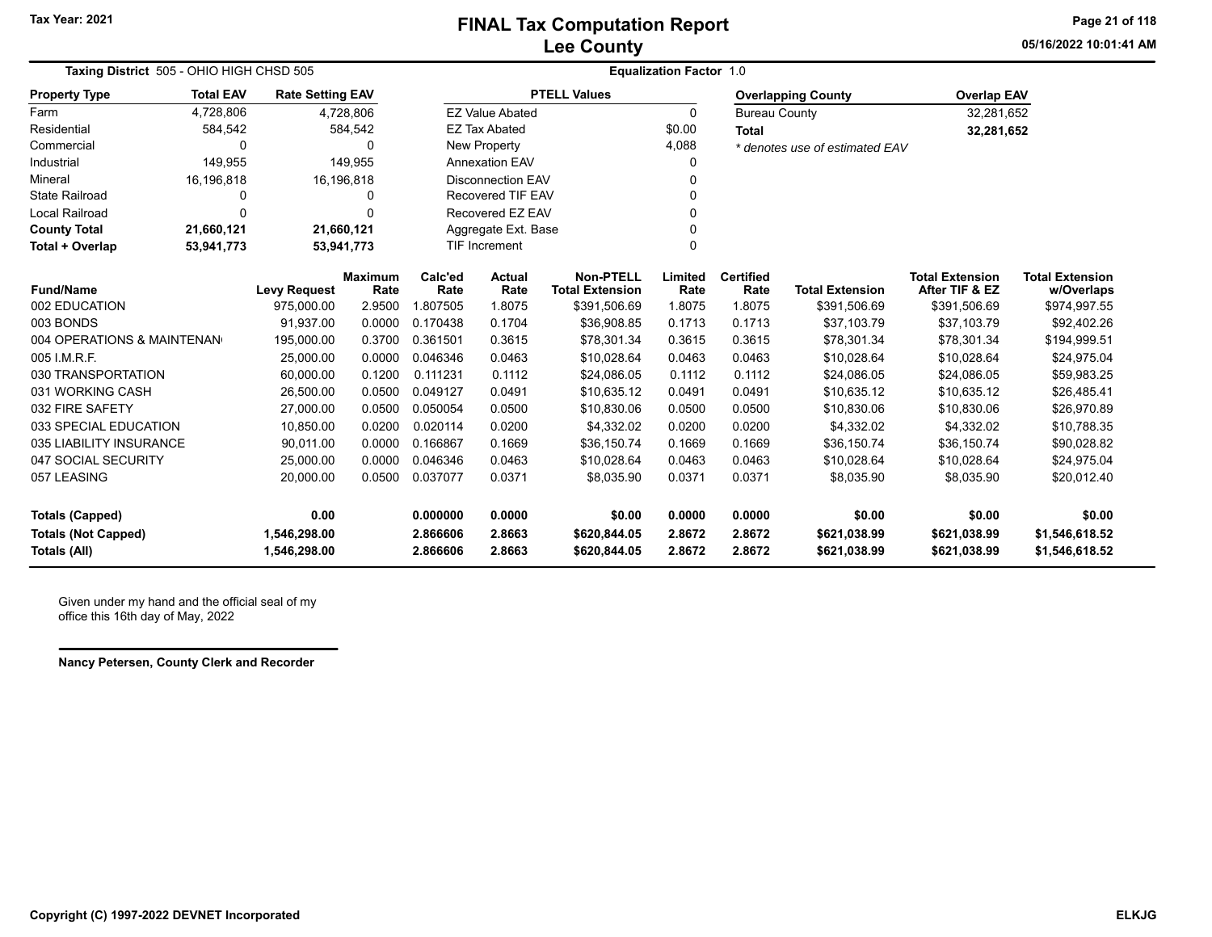# FINAL Tax Computation Report
## Lee County

Tax Year: 2021

05/16/2022 10:01:41 AM

**Taxing District** 505 - OHIO HIGH CHSD 505

**Equalization Factor** 1.0

| Property Type | Total EAV | Rate Setting EAV |
|---|---|---|
| Farm | 4,728,806 | 4,728,806 |
| Residential | 584,542 | 584,542 |
| Commercial | 0 | 0 |
| Industrial | 149,955 | 149,955 |
| Mineral | 16,196,818 | 16,196,818 |
| State Railroad | 0 | 0 |
| Local Railroad | 0 | 0 |
| **County Total** | **21,660,121** | **21,660,121** |
| **Total + Overlap** | **53,941,773** | **53,941,773** |

| PTELL Values | |
|---|---|
| EZ Value Abated | 0 |
| EZ Tax Abated | $0.00 |
| New Property | 4,088 |
| Annexation EAV | 0 |
| Disconnection EAV | 0 |
| Recovered TIF EAV | 0 |
| Recovered EZ EAV | 0 |
| Aggregate Ext. Base | 0 |
| TIF Increment | 0 |

| Overlapping County | Overlap EAV |
|---|---|
| Bureau County | 32,281,652 |
| **Total** | **32,281,652** |

*\* denotes use of estimated EAV*

| Fund/Name | Levy Request | Maximum Rate | Calc'ed Rate | Actual Rate | Non-PTELL Total Extension | Limited Rate | Certified Rate | Total Extension | Total Extension After TIF & EZ | Total Extension w/Overlaps |
|---|---|---|---|---|---|---|---|---|---|---|
| 002 EDUCATION | 975,000.00 | 2.9500 | 1.807505 | 1.8075 | $391,506.69 | 1.8075 | 1.8075 | $391,506.69 | $391,506.69 | $974,997.55 |
| 003 BONDS | 91,937.00 | 0.0000 | 0.170438 | 0.1704 | $36,908.85 | 0.1713 | 0.1713 | $37,103.79 | $37,103.79 | $92,402.26 |
| 004 OPERATIONS & MAINTENAN | 195,000.00 | 0.3700 | 0.361501 | 0.3615 | $78,301.34 | 0.3615 | 0.3615 | $78,301.34 | $78,301.34 | $194,999.51 |
| 005 I.M.R.F. | 25,000.00 | 0.0000 | 0.046346 | 0.0463 | $10,028.64 | 0.0463 | 0.0463 | $10,028.64 | $10,028.64 | $24,975.04 |
| 030 TRANSPORTATION | 60,000.00 | 0.1200 | 0.111231 | 0.1112 | $24,086.05 | 0.1112 | 0.1112 | $24,086.05 | $24,086.05 | $59,983.25 |
| 031 WORKING CASH | 26,500.00 | 0.0500 | 0.049127 | 0.0491 | $10,635.12 | 0.0491 | 0.0491 | $10,635.12 | $10,635.12 | $26,485.41 |
| 032 FIRE SAFETY | 27,000.00 | 0.0500 | 0.050054 | 0.0500 | $10,830.06 | 0.0500 | 0.0500 | $10,830.06 | $10,830.06 | $26,970.89 |
| 033 SPECIAL EDUCATION | 10,850.00 | 0.0200 | 0.020114 | 0.0200 | $4,332.02 | 0.0200 | 0.0200 | $4,332.02 | $4,332.02 | $10,788.35 |
| 035 LIABILITY INSURANCE | 90,011.00 | 0.0000 | 0.166867 | 0.1669 | $36,150.74 | 0.1669 | 0.1669 | $36,150.74 | $36,150.74 | $90,028.82 |
| 047 SOCIAL SECURITY | 25,000.00 | 0.0000 | 0.046346 | 0.0463 | $10,028.64 | 0.0463 | 0.0463 | $10,028.64 | $10,028.64 | $24,975.04 |
| 057 LEASING | 20,000.00 | 0.0500 | 0.037077 | 0.0371 | $8,035.90 | 0.0371 | 0.0371 | $8,035.90 | $8,035.90 | $20,012.40 |
| **Totals (Capped)** | **0.00** | | **0.000000** | **0.0000** | **$0.00** | **0.0000** | **0.0000** | **$0.00** | **$0.00** | **$0.00** |
| **Totals (Not Capped)** | **1,546,298.00** | | **2.866606** | **2.8663** | **$620,844.05** | **2.8672** | **2.8672** | **$621,038.99** | **$621,038.99** | **$1,546,618.52** |
| **Totals (All)** | **1,546,298.00** | | **2.866606** | **2.8663** | **$620,844.05** | **2.8672** | **2.8672** | **$621,038.99** | **$621,038.99** | **$1,546,618.52** |

Given under my hand and the official seal of my office this 16th day of May, 2022

**Nancy Petersen, County Clerk and Recorder**

**Copyright (C) 1997-2022 DEVNET Incorporated** **ELKJG**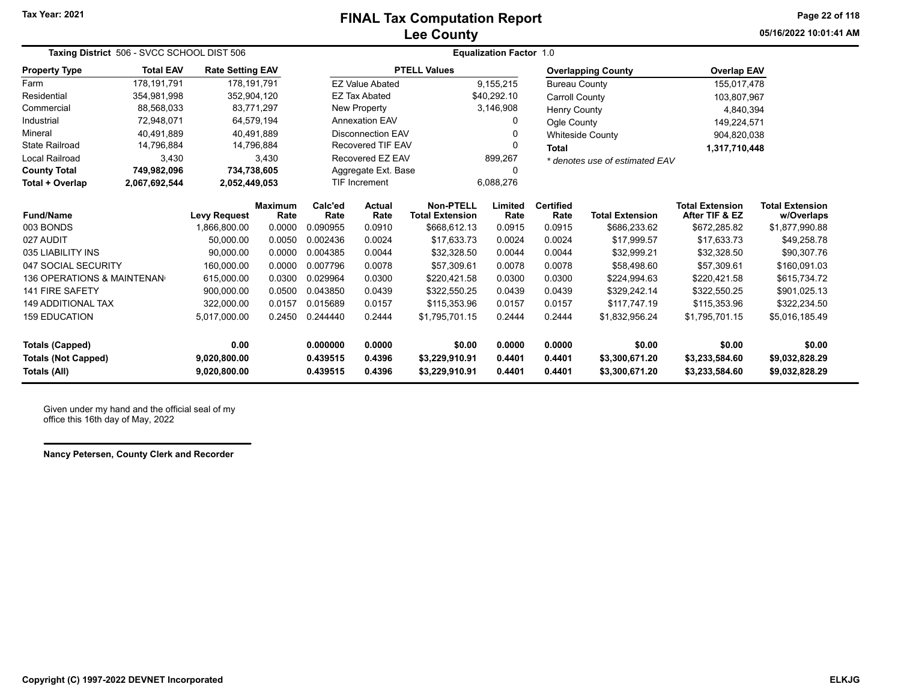Tax Year: 2021

# FINAL Tax Computation Report
## Lee County

05/16/2022 10:01:41 AM

**Taxing District** 506 - SVCC SCHOOL DIST 506 — **Equalization Factor** 1.0

| Property Type | Total EAV | Rate Setting EAV |
|---|---|---|
| Farm | 178,191,791 | 178,191,791 |
| Residential | 354,981,998 | 352,904,120 |
| Commercial | 88,568,033 | 83,771,297 |
| Industrial | 72,948,071 | 64,579,194 |
| Mineral | 40,491,889 | 40,491,889 |
| State Railroad | 14,796,884 | 14,796,884 |
| Local Railroad | 3,430 | 3,430 |
| **County Total** | **749,982,096** | **734,738,605** |
| **Total + Overlap** | **2,067,692,544** | **2,052,449,053** |

| PTELL Values | |
|---|---|
| EZ Value Abated | 9,155,215 |
| EZ Tax Abated | $40,292.10 |
| New Property | 3,146,908 |
| Annexation EAV | 0 |
| Disconnection EAV | 0 |
| Recovered TIF EAV | 0 |
| Recovered EZ EAV | 899,267 |
| Aggregate Ext. Base | 0 |
| TIF Increment | 6,088,276 |

| Overlapping County | Overlap EAV |
|---|---|
| Bureau County | 155,017,478 |
| Carroll County | 103,807,967 |
| Henry County | 4,840,394 |
| Ogle County | 149,224,571 |
| Whiteside County | 904,820,038 |
| **Total** | **1,317,710,448** |

*\* denotes use of estimated EAV*

| Fund/Name | Levy Request | Maximum Rate | Calc'ed Rate | Actual Rate | Non-PTELL Total Extension | Limited Rate | Certified Rate | Total Extension | Total Extension After TIF & EZ | Total Extension w/Overlaps |
|---|---|---|---|---|---|---|---|---|---|---|
| 003 BONDS | 1,866,800.00 | 0.0000 | 0.090955 | 0.0910 | $668,612.13 | 0.0915 | 0.0915 | $686,233.62 | $672,285.82 | $1,877,990.88 |
| 027 AUDIT | 50,000.00 | 0.0050 | 0.002436 | 0.0024 | $17,633.73 | 0.0024 | 0.0024 | $17,999.57 | $17,633.73 | $49,258.78 |
| 035 LIABILITY INS | 90,000.00 | 0.0000 | 0.004385 | 0.0044 | $32,328.50 | 0.0044 | 0.0044 | $32,999.21 | $32,328.50 | $90,307.76 |
| 047 SOCIAL SECURITY | 160,000.00 | 0.0000 | 0.007796 | 0.0078 | $57,309.61 | 0.0078 | 0.0078 | $58,498.60 | $57,309.61 | $160,091.03 |
| 136 OPERATIONS & MAINTENAN | 615,000.00 | 0.0300 | 0.029964 | 0.0300 | $220,421.58 | 0.0300 | 0.0300 | $224,994.63 | $220,421.58 | $615,734.72 |
| 141 FIRE SAFETY | 900,000.00 | 0.0500 | 0.043850 | 0.0439 | $322,550.25 | 0.0439 | 0.0439 | $329,242.14 | $322,550.25 | $901,025.13 |
| 149 ADDITIONAL TAX | 322,000.00 | 0.0157 | 0.015689 | 0.0157 | $115,353.96 | 0.0157 | 0.0157 | $117,747.19 | $115,353.96 | $322,234.50 |
| 159 EDUCATION | 5,017,000.00 | 0.2450 | 0.244440 | 0.2444 | $1,795,701.15 | 0.2444 | 0.2444 | $1,832,956.24 | $1,795,701.15 | $5,016,185.49 |
| **Totals (Capped)** | **0.00** | | **0.000000** | **0.0000** | **$0.00** | **0.0000** | **0.0000** | **$0.00** | **$0.00** | **$0.00** |
| **Totals (Not Capped)** | **9,020,800.00** | | **0.439515** | **0.4396** | **$3,229,910.91** | **0.4401** | **0.4401** | **$3,300,671.20** | **$3,233,584.60** | **$9,032,828.29** |
| **Totals (All)** | **9,020,800.00** | | **0.439515** | **0.4396** | **$3,229,910.91** | **0.4401** | **0.4401** | **$3,300,671.20** | **$3,233,584.60** | **$9,032,828.29** |

Given under my hand and the official seal of my office this 16th day of May, 2022

**Nancy Petersen, County Clerk and Recorder**

**Copyright (C) 1997-2022 DEVNET Incorporated** — **ELKJG**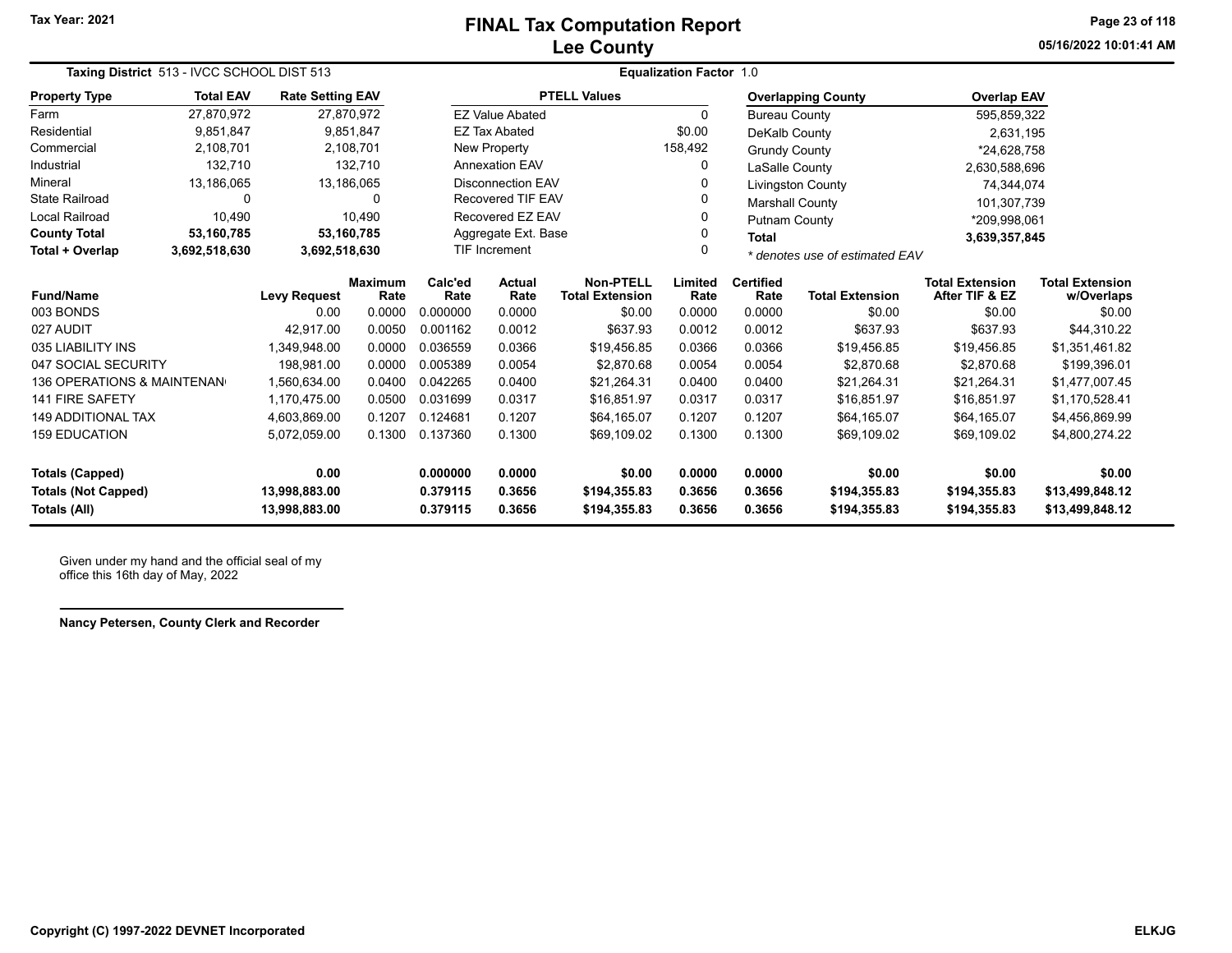# FINAL Tax Computation Report
## Lee County

Tax Year: 2021

05/16/2022 10:01:41 AM

**Taxing District** 513 - IVCC SCHOOL DIST 513 **Equalization Factor** 1.0

| Property Type | Total EAV | Rate Setting EAV |
|---|---|---|
| Farm | 27,870,972 | 27,870,972 |
| Residential | 9,851,847 | 9,851,847 |
| Commercial | 2,108,701 | 2,108,701 |
| Industrial | 132,710 | 132,710 |
| Mineral | 13,186,065 | 13,186,065 |
| State Railroad | 0 | 0 |
| Local Railroad | 10,490 | 10,490 |
| **County Total** | **53,160,785** | **53,160,785** |
| **Total + Overlap** | **3,692,518,630** | **3,692,518,630** |

| PTELL Values | |
|---|---|
| EZ Value Abated | 0 |
| EZ Tax Abated | $0.00 |
| New Property | 158,492 |
| Annexation EAV | 0 |
| Disconnection EAV | 0 |
| Recovered TIF EAV | 0 |
| Recovered EZ EAV | 0 |
| Aggregate Ext. Base | 0 |
| TIF Increment | 0 |

| Overlapping County | Overlap EAV |
|---|---|
| Bureau County | 595,859,322 |
| DeKalb County | 2,631,195 |
| Grundy County | *24,628,758 |
| LaSalle County | 2,630,588,696 |
| Livingston County | 74,344,074 |
| Marshall County | 101,307,739 |
| Putnam County | *209,998,061 |
| **Total** | **3,639,357,845** |

*\* denotes use of estimated EAV*

| Fund/Name | Levy Request | Maximum Rate | Calc'ed Rate | Actual Rate | Non-PTELL Total Extension | Limited Rate | Certified Rate | Total Extension | Total Extension After TIF & EZ | Total Extension w/Overlaps |
|---|---|---|---|---|---|---|---|---|---|---|
| 003 BONDS | 0.00 | 0.0000 | 0.000000 | 0.0000 | $0.00 | 0.0000 | 0.0000 | $0.00 | $0.00 | $0.00 |
| 027 AUDIT | 42,917.00 | 0.0050 | 0.001162 | 0.0012 | $637.93 | 0.0012 | 0.0012 | $637.93 | $637.93 | $44,310.22 |
| 035 LIABILITY INS | 1,349,948.00 | 0.0000 | 0.036559 | 0.0366 | $19,456.85 | 0.0366 | 0.0366 | $19,456.85 | $19,456.85 | $1,351,461.82 |
| 047 SOCIAL SECURITY | 198,981.00 | 0.0000 | 0.005389 | 0.0054 | $2,870.68 | 0.0054 | 0.0054 | $2,870.68 | $2,870.68 | $199,396.01 |
| 136 OPERATIONS & MAINTENAN | 1,560,634.00 | 0.0400 | 0.042265 | 0.0400 | $21,264.31 | 0.0400 | 0.0400 | $21,264.31 | $21,264.31 | $1,477,007.45 |
| 141 FIRE SAFETY | 1,170,475.00 | 0.0500 | 0.031699 | 0.0317 | $16,851.97 | 0.0317 | 0.0317 | $16,851.97 | $16,851.97 | $1,170,528.41 |
| 149 ADDITIONAL TAX | 4,603,869.00 | 0.1207 | 0.124681 | 0.1207 | $64,165.07 | 0.1207 | 0.1207 | $64,165.07 | $64,165.07 | $4,456,869.99 |
| 159 EDUCATION | 5,072,059.00 | 0.1300 | 0.137360 | 0.1300 | $69,109.02 | 0.1300 | 0.1300 | $69,109.02 | $69,109.02 | $4,800,274.22 |
| **Totals (Capped)** | **0.00** | | **0.000000** | **0.0000** | **$0.00** | **0.0000** | **0.0000** | **$0.00** | **$0.00** | **$0.00** |
| **Totals (Not Capped)** | **13,998,883.00** | | **0.379115** | **0.3656** | **$194,355.83** | **0.3656** | **0.3656** | **$194,355.83** | **$194,355.83** | **$13,499,848.12** |
| **Totals (All)** | **13,998,883.00** | | **0.379115** | **0.3656** | **$194,355.83** | **0.3656** | **0.3656** | **$194,355.83** | **$194,355.83** | **$13,499,848.12** |

Given under my hand and the official seal of my office this 16th day of May, 2022

**Nancy Petersen, County Clerk and Recorder**

**Copyright (C) 1997-2022 DEVNET Incorporated** **ELKJG**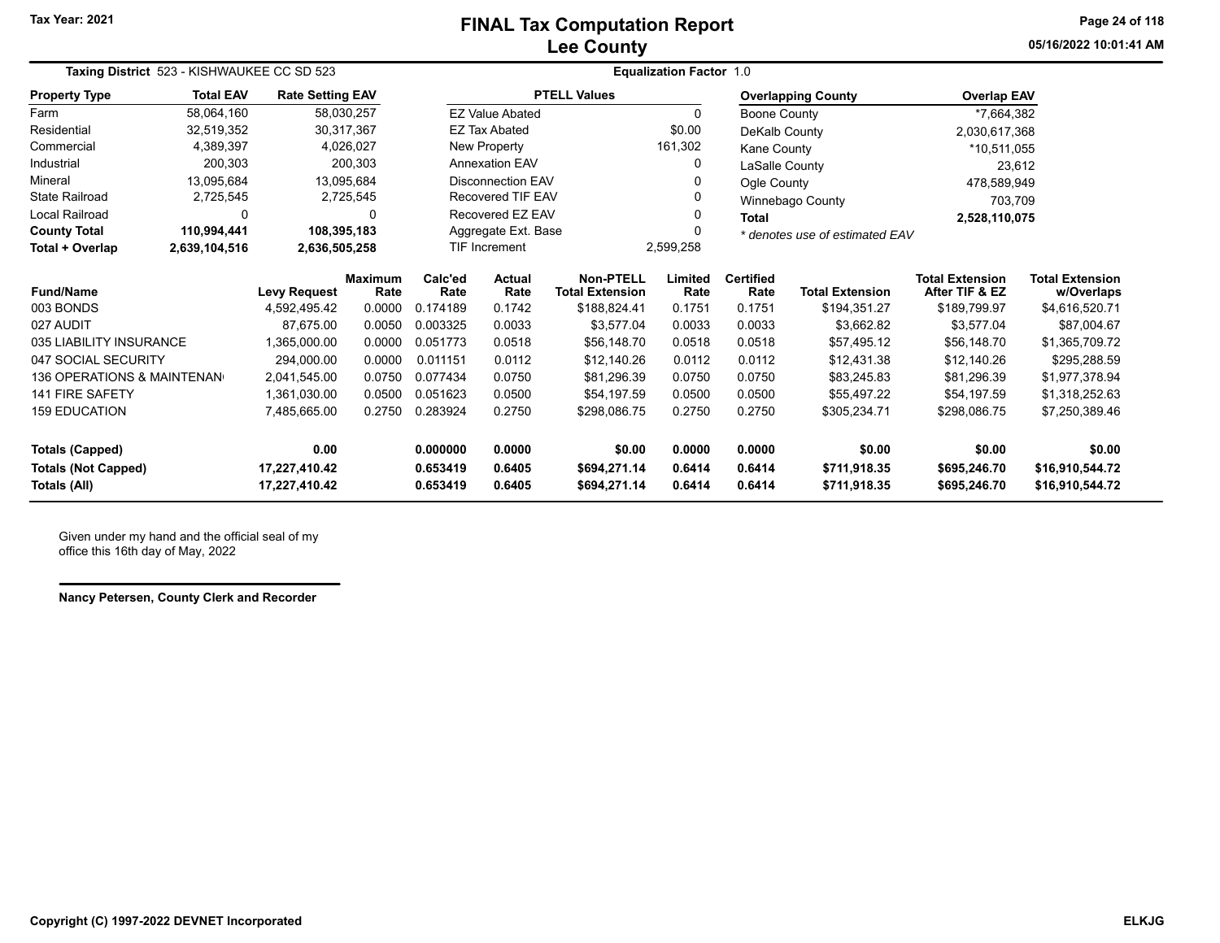# FINAL Tax Computation Report
## Lee County

Tax Year: 2021

05/16/2022 10:01:41 AM

**Taxing District** 523 - KISHWAUKEE CC SD 523 | **Equalization Factor** 1.0

| Property Type | Total EAV | Rate Setting EAV |
|---|---|---|
| Farm | 58,064,160 | 58,030,257 |
| Residential | 32,519,352 | 30,317,367 |
| Commercial | 4,389,397 | 4,026,027 |
| Industrial | 200,303 | 200,303 |
| Mineral | 13,095,684 | 13,095,684 |
| State Railroad | 2,725,545 | 2,725,545 |
| Local Railroad | 0 | 0 |
| **County Total** | **110,994,441** | **108,395,183** |
| **Total + Overlap** | **2,639,104,516** | **2,636,505,258** |

| PTELL Values | |
|---|---|
| EZ Value Abated | 0 |
| EZ Tax Abated | $0.00 |
| New Property | 161,302 |
| Annexation EAV | 0 |
| Disconnection EAV | 0 |
| Recovered TIF EAV | 0 |
| Recovered EZ EAV | 0 |
| Aggregate Ext. Base | 0 |
| TIF Increment | 2,599,258 |

| Overlapping County | Overlap EAV |
|---|---|
| Boone County | *7,664,382 |
| DeKalb County | 2,030,617,368 |
| Kane County | *10,511,055 |
| LaSalle County | 23,612 |
| Ogle County | 478,589,949 |
| Winnebago County | 703,709 |
| **Total** | **2,528,110,075** |

*\* denotes use of estimated EAV*

| Fund/Name | Levy Request | Maximum Rate | Calc'ed Rate | Actual Rate | Non-PTELL Total Extension | Limited Rate | Certified Rate | Total Extension | Total Extension After TIF & EZ | Total Extension w/Overlaps |
|---|---|---|---|---|---|---|---|---|---|---|
| 003 BONDS | 4,592,495.42 | 0.0000 | 0.174189 | 0.1742 | $188,824.41 | 0.1751 | 0.1751 | $194,351.27 | $189,799.97 | $4,616,520.71 |
| 027 AUDIT | 87,675.00 | 0.0050 | 0.003325 | 0.0033 | $3,577.04 | 0.0033 | 0.0033 | $3,662.82 | $3,577.04 | $87,004.67 |
| 035 LIABILITY INSURANCE | 1,365,000.00 | 0.0000 | 0.051773 | 0.0518 | $56,148.70 | 0.0518 | 0.0518 | $57,495.12 | $56,148.70 | $1,365,709.72 |
| 047 SOCIAL SECURITY | 294,000.00 | 0.0000 | 0.011151 | 0.0112 | $12,140.26 | 0.0112 | 0.0112 | $12,431.38 | $12,140.26 | $295,288.59 |
| 136 OPERATIONS & MAINTENAN | 2,041,545.00 | 0.0750 | 0.077434 | 0.0750 | $81,296.39 | 0.0750 | 0.0750 | $83,245.83 | $81,296.39 | $1,977,378.94 |
| 141 FIRE SAFETY | 1,361,030.00 | 0.0500 | 0.051623 | 0.0500 | $54,197.59 | 0.0500 | 0.0500 | $55,497.22 | $54,197.59 | $1,318,252.63 |
| 159 EDUCATION | 7,485,665.00 | 0.2750 | 0.283924 | 0.2750 | $298,086.75 | 0.2750 | 0.2750 | $305,234.71 | $298,086.75 | $7,250,389.46 |
| **Totals (Capped)** | **0.00** | | **0.000000** | **0.0000** | **$0.00** | **0.0000** | **0.0000** | **$0.00** | **$0.00** | **$0.00** |
| **Totals (Not Capped)** | **17,227,410.42** | | **0.653419** | **0.6405** | **$694,271.14** | **0.6414** | **0.6414** | **$711,918.35** | **$695,246.70** | **$16,910,544.72** |
| **Totals (All)** | **17,227,410.42** | | **0.653419** | **0.6405** | **$694,271.14** | **0.6414** | **0.6414** | **$711,918.35** | **$695,246.70** | **$16,910,544.72** |

Given under my hand and the official seal of my office this 16th day of May, 2022

**Nancy Petersen, County Clerk and Recorder**

Copyright (C) 1997-2022 DEVNET Incorporated

ELKJG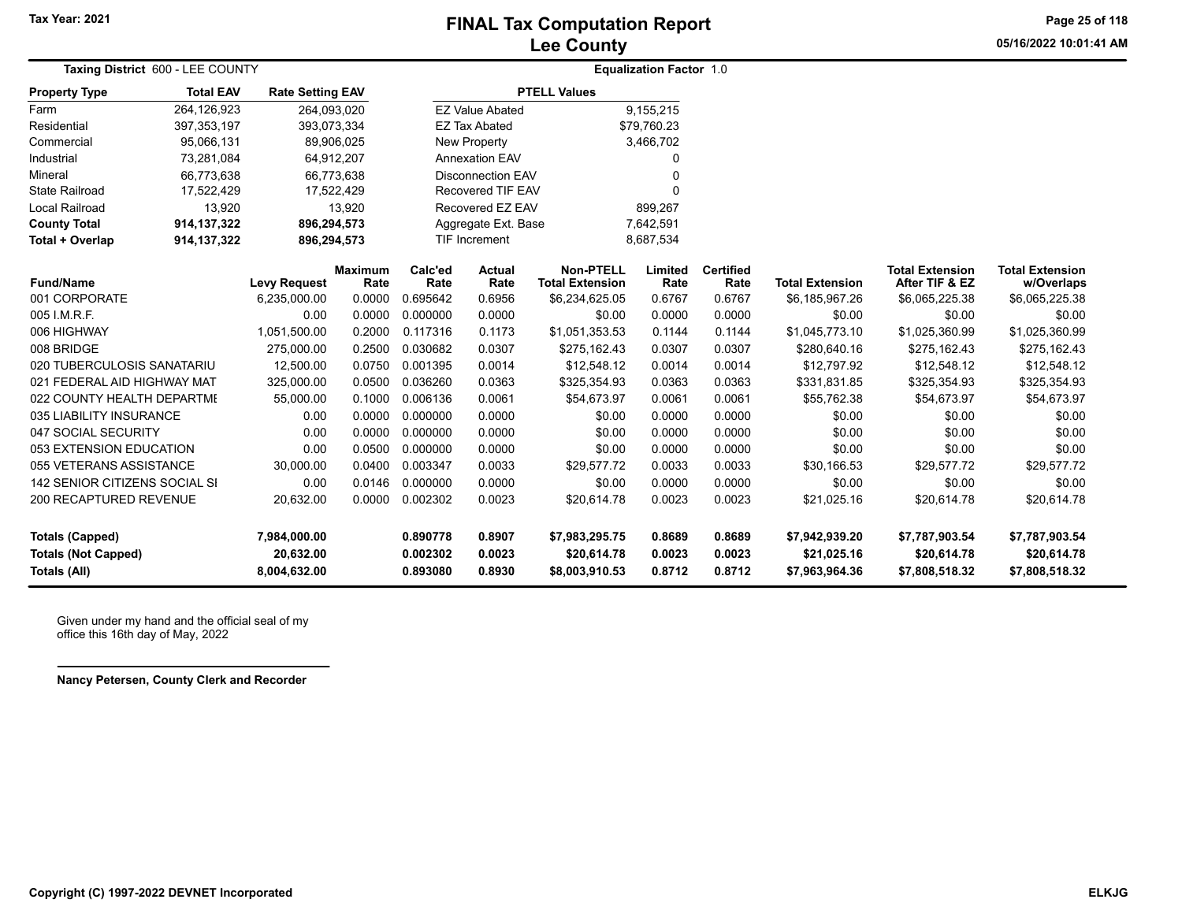# FINAL Tax Computation Report
## Lee County

Tax Year: 2021

**Taxing District** 600 - LEE COUNTY

**Equalization Factor** 1.0

| Property Type | Total EAV | Rate Setting EAV |
|---|---|---|
| Farm | 264,126,923 | 264,093,020 |
| Residential | 397,353,197 | 393,073,334 |
| Commercial | 95,066,131 | 89,906,025 |
| Industrial | 73,281,084 | 64,912,207 |
| Mineral | 66,773,638 | 66,773,638 |
| State Railroad | 17,522,429 | 17,522,429 |
| Local Railroad | 13,920 | 13,920 |
| **County Total** | **914,137,322** | **896,294,573** |
| **Total + Overlap** | **914,137,322** | **896,294,573** |

| PTELL Values | |
|---|---|
| EZ Value Abated | 9,155,215 |
| EZ Tax Abated | $79,760.23 |
| New Property | 3,466,702 |
| Annexation EAV | 0 |
| Disconnection EAV | 0 |
| Recovered TIF EAV | 0 |
| Recovered EZ EAV | 899,267 |
| Aggregate Ext. Base | 7,642,591 |
| TIF Increment | 8,687,534 |

| Fund/Name | Levy Request | Maximum Rate | Calc'ed Rate | Actual Rate | Non-PTELL Total Extension | Limited Rate | Certified Rate | Total Extension | Total Extension After TIF & EZ | Total Extension w/Overlaps |
|---|---|---|---|---|---|---|---|---|---|---|
| 001 CORPORATE | 6,235,000.00 | 0.0000 | 0.695642 | 0.6956 | $6,234,625.05 | 0.6767 | 0.6767 | $6,185,967.26 | $6,065,225.38 | $6,065,225.38 |
| 005 I.M.R.F. | 0.00 | 0.0000 | 0.000000 | 0.0000 | $0.00 | 0.0000 | 0.0000 | $0.00 | $0.00 | $0.00 |
| 006 HIGHWAY | 1,051,500.00 | 0.2000 | 0.117316 | 0.1173 | $1,051,353.53 | 0.1144 | 0.1144 | $1,045,773.10 | $1,025,360.99 | $1,025,360.99 |
| 008 BRIDGE | 275,000.00 | 0.2500 | 0.030682 | 0.0307 | $275,162.43 | 0.0307 | 0.0307 | $280,640.16 | $275,162.43 | $275,162.43 |
| 020 TUBERCULOSIS SANATARIU | 12,500.00 | 0.0750 | 0.001395 | 0.0014 | $12,548.12 | 0.0014 | 0.0014 | $12,797.92 | $12,548.12 | $12,548.12 |
| 021 FEDERAL AID HIGHWAY MAT | 325,000.00 | 0.0500 | 0.036260 | 0.0363 | $325,354.93 | 0.0363 | 0.0363 | $331,831.85 | $325,354.93 | $325,354.93 |
| 022 COUNTY HEALTH DEPARTMI | 55,000.00 | 0.1000 | 0.006136 | 0.0061 | $54,673.97 | 0.0061 | 0.0061 | $55,762.38 | $54,673.97 | $54,673.97 |
| 035 LIABILITY INSURANCE | 0.00 | 0.0000 | 0.000000 | 0.0000 | $0.00 | 0.0000 | 0.0000 | $0.00 | $0.00 | $0.00 |
| 047 SOCIAL SECURITY | 0.00 | 0.0000 | 0.000000 | 0.0000 | $0.00 | 0.0000 | 0.0000 | $0.00 | $0.00 | $0.00 |
| 053 EXTENSION EDUCATION | 0.00 | 0.0500 | 0.000000 | 0.0000 | $0.00 | 0.0000 | 0.0000 | $0.00 | $0.00 | $0.00 |
| 055 VETERANS ASSISTANCE | 30,000.00 | 0.0400 | 0.003347 | 0.0033 | $29,577.72 | 0.0033 | 0.0033 | $30,166.53 | $29,577.72 | $29,577.72 |
| 142 SENIOR CITIZENS SOCIAL SI | 0.00 | 0.0146 | 0.000000 | 0.0000 | $0.00 | 0.0000 | 0.0000 | $0.00 | $0.00 | $0.00 |
| 200 RECAPTURED REVENUE | 20,632.00 | 0.0000 | 0.002302 | 0.0023 | $20,614.78 | 0.0023 | 0.0023 | $21,025.16 | $20,614.78 | $20,614.78 |
| **Totals (Capped)** | **7,984,000.00** | | **0.890778** | **0.8907** | **$7,983,295.75** | **0.8689** | **0.8689** | **$7,942,939.20** | **$7,787,903.54** | **$7,787,903.54** |
| **Totals (Not Capped)** | **20,632.00** | | **0.002302** | **0.0023** | **$20,614.78** | **0.0023** | **0.0023** | **$21,025.16** | **$20,614.78** | **$20,614.78** |
| **Totals (All)** | **8,004,632.00** | | **0.893080** | **0.8930** | **$8,003,910.53** | **0.8712** | **0.8712** | **$7,963,964.36** | **$7,808,518.32** | **$7,808,518.32** |

Given under my hand and the official seal of my office this 16th day of May, 2022

**Nancy Petersen, County Clerk and Recorder**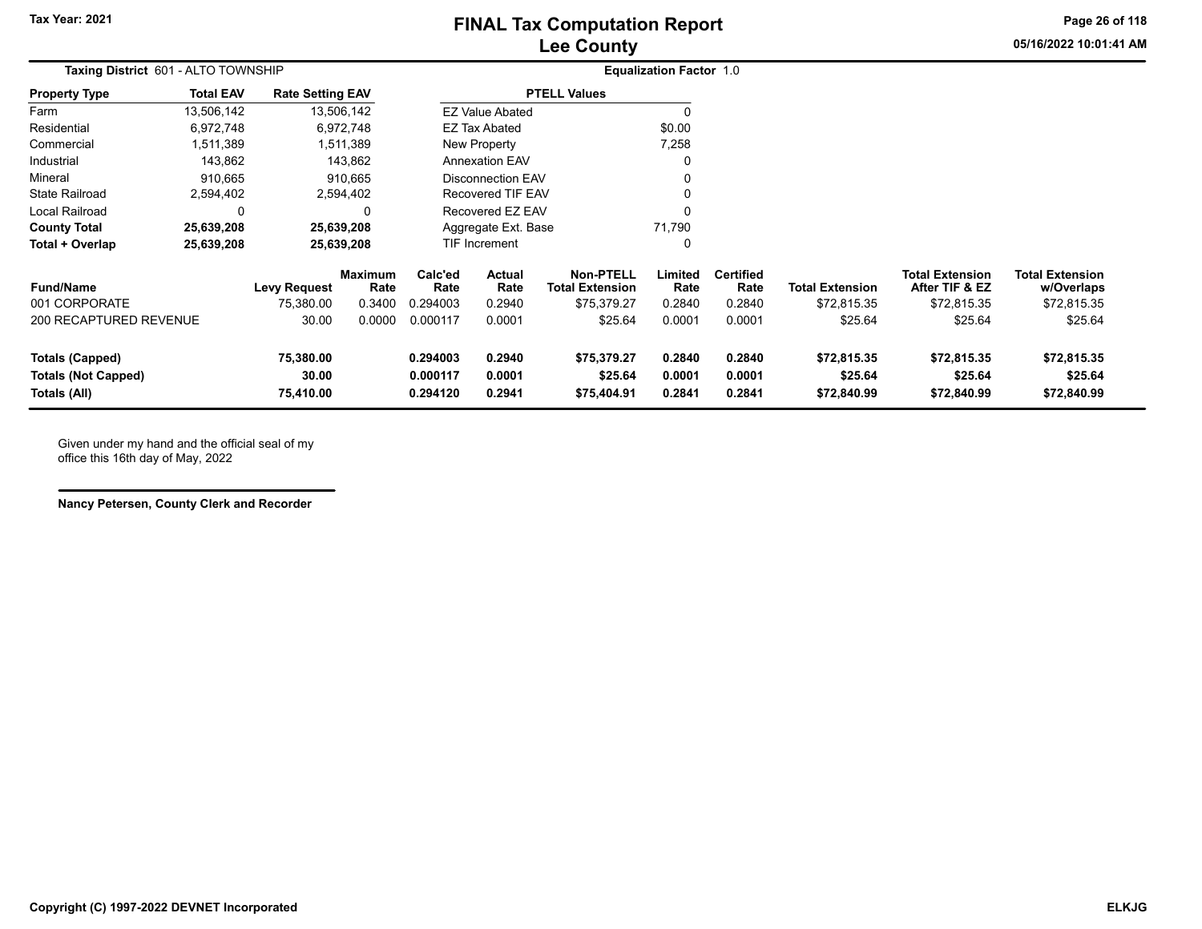**Taxing District** 601 - ALTO TOWNSHIP

**Equalization Factor** 1.0

| Property Type | Total EAV | Rate Setting EAV |
|---|---|---|
| Farm | 13,506,142 | 13,506,142 |
| Residential | 6,972,748 | 6,972,748 |
| Commercial | 1,511,389 | 1,511,389 |
| Industrial | 143,862 | 143,862 |
| Mineral | 910,665 | 910,665 |
| State Railroad | 2,594,402 | 2,594,402 |
| Local Railroad | 0 | 0 |
| **County Total** | **25,639,208** | **25,639,208** |
| **Total + Overlap** | **25,639,208** | **25,639,208** |

| PTELL Values | |
|---|---|
| EZ Value Abated | 0 |
| EZ Tax Abated | $0.00 |
| New Property | 7,258 |
| Annexation EAV | 0 |
| Disconnection EAV | 0 |
| Recovered TIF EAV | 0 |
| Recovered EZ EAV | 0 |
| Aggregate Ext. Base | 71,790 |
| TIF Increment | 0 |

| Fund/Name | Levy Request | Maximum Rate | Calc'ed Rate | Actual Rate | Non-PTELL Total Extension | Limited Rate | Certified Rate | Total Extension | Total Extension After TIF & EZ | Total Extension w/Overlaps |
|---|---|---|---|---|---|---|---|---|---|---|
| 001 CORPORATE | 75,380.00 | 0.3400 | 0.294003 | 0.2940 | $75,379.27 | 0.2840 | 0.2840 | $72,815.35 | $72,815.35 | $72,815.35 |
| 200 RECAPTURED REVENUE | 30.00 | 0.0000 | 0.000117 | 0.0001 | $25.64 | 0.0001 | 0.0001 | $25.64 | $25.64 | $25.64 |
| **Totals (Capped)** | **75,380.00** | | **0.294003** | **0.2940** | **$75,379.27** | **0.2840** | **0.2840** | **$72,815.35** | **$72,815.35** | **$72,815.35** |
| **Totals (Not Capped)** | **30.00** | | **0.000117** | **0.0001** | **$25.64** | **0.0001** | **0.0001** | **$25.64** | **$25.64** | **$25.64** |
| **Totals (All)** | **75,410.00** | | **0.294120** | **0.2941** | **$75,404.91** | **0.2841** | **0.2841** | **$72,840.99** | **$72,840.99** | **$72,840.99** |

Given under my hand and the official seal of my office this 16th day of May, 2022

**Nancy Petersen, County Clerk and Recorder**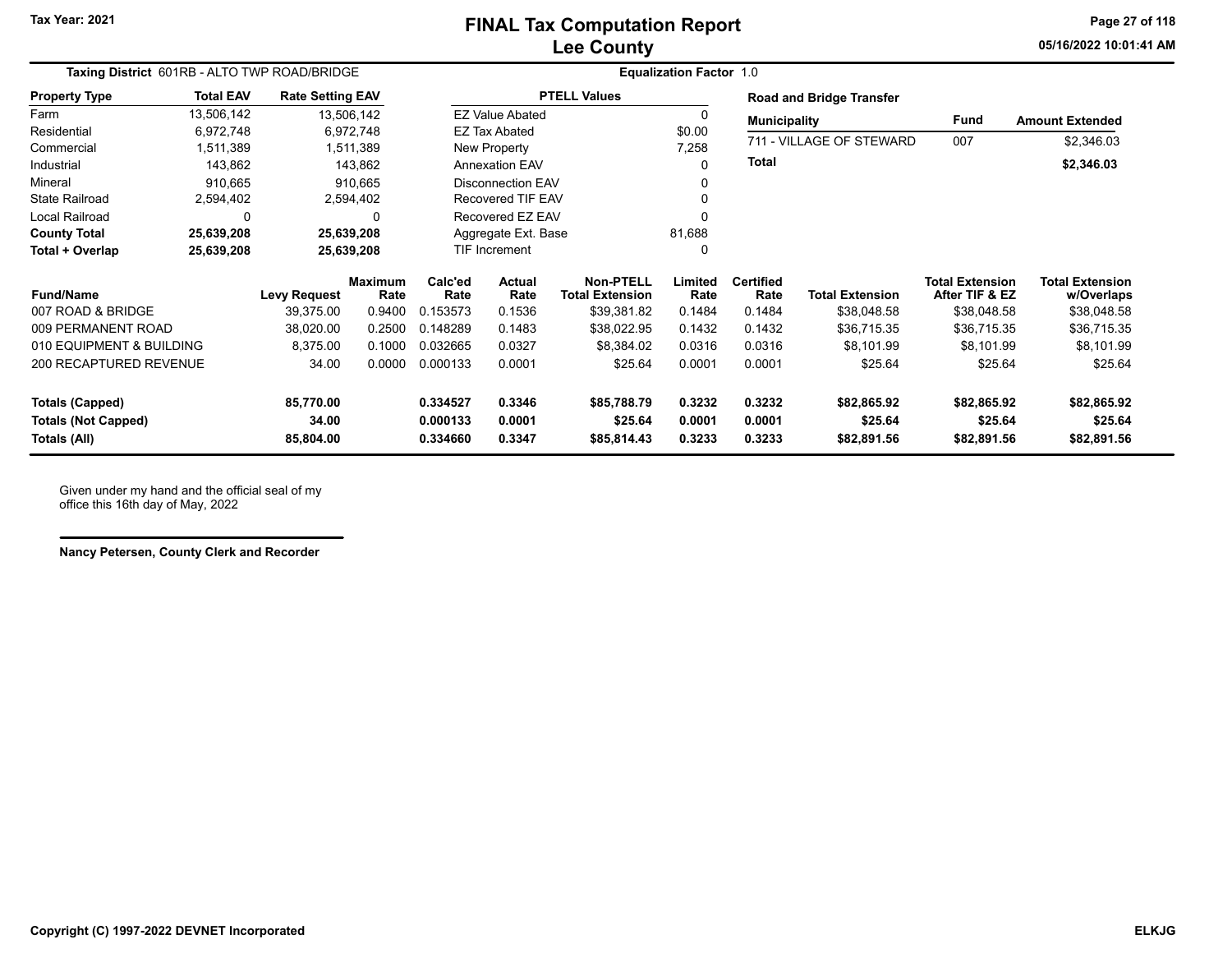# FINAL Tax Computation Report
## Lee County

Tax Year: 2021

**Taxing District** 601RB - ALTO TWP ROAD/BRIDGE

**Equalization Factor** 1.0

| Property Type | Total EAV | Rate Setting EAV |
|---|---|---|
| Farm | 13,506,142 | 13,506,142 |
| Residential | 6,972,748 | 6,972,748 |
| Commercial | 1,511,389 | 1,511,389 |
| Industrial | 143,862 | 143,862 |
| Mineral | 910,665 | 910,665 |
| State Railroad | 2,594,402 | 2,594,402 |
| Local Railroad | 0 | 0 |
| **County Total** | **25,639,208** | **25,639,208** |
| **Total + Overlap** | **25,639,208** | **25,639,208** |

| PTELL Values | |
|---|---|
| EZ Value Abated | 0 |
| EZ Tax Abated | $0.00 |
| New Property | 7,258 |
| Annexation EAV | 0 |
| Disconnection EAV | 0 |
| Recovered TIF EAV | 0 |
| Recovered EZ EAV | 0 |
| Aggregate Ext. Base | 81,688 |
| TIF Increment | 0 |

**Road and Bridge Transfer**

| Municipality | Fund | Amount Extended |
|---|---|---|
| 711 - VILLAGE OF STEWARD | 007 | $2,346.03 |
| **Total** | | **$2,346.03** |

| Fund/Name | Levy Request | Maximum Rate | Calc'ed Rate | Actual Rate | Non-PTELL Total Extension | Limited Rate | Certified Rate | Total Extension | Total Extension After TIF & EZ | Total Extension w/Overlaps |
|---|---|---|---|---|---|---|---|---|---|---|
| 007 ROAD & BRIDGE | 39,375.00 | 0.9400 | 0.153573 | 0.1536 | $39,381.82 | 0.1484 | 0.1484 | $38,048.58 | $38,048.58 | $38,048.58 |
| 009 PERMANENT ROAD | 38,020.00 | 0.2500 | 0.148289 | 0.1483 | $38,022.95 | 0.1432 | 0.1432 | $36,715.35 | $36,715.35 | $36,715.35 |
| 010 EQUIPMENT & BUILDING | 8,375.00 | 0.1000 | 0.032665 | 0.0327 | $8,384.02 | 0.0316 | 0.0316 | $8,101.99 | $8,101.99 | $8,101.99 |
| 200 RECAPTURED REVENUE | 34.00 | 0.0000 | 0.000133 | 0.0001 | $25.64 | 0.0001 | 0.0001 | $25.64 | $25.64 | $25.64 |
| **Totals (Capped)** | **85,770.00** | | **0.334527** | **0.3346** | **$85,788.79** | **0.3232** | **0.3232** | **$82,865.92** | **$82,865.92** | **$82,865.92** |
| **Totals (Not Capped)** | **34.00** | | **0.000133** | **0.0001** | **$25.64** | **0.0001** | **0.0001** | **$25.64** | **$25.64** | **$25.64** |
| **Totals (All)** | **85,804.00** | | **0.334660** | **0.3347** | **$85,814.43** | **0.3233** | **0.3233** | **$82,891.56** | **$82,891.56** | **$82,891.56** |

Given under my hand and the official seal of my office this 16th day of May, 2022

**Nancy Petersen, County Clerk and Recorder**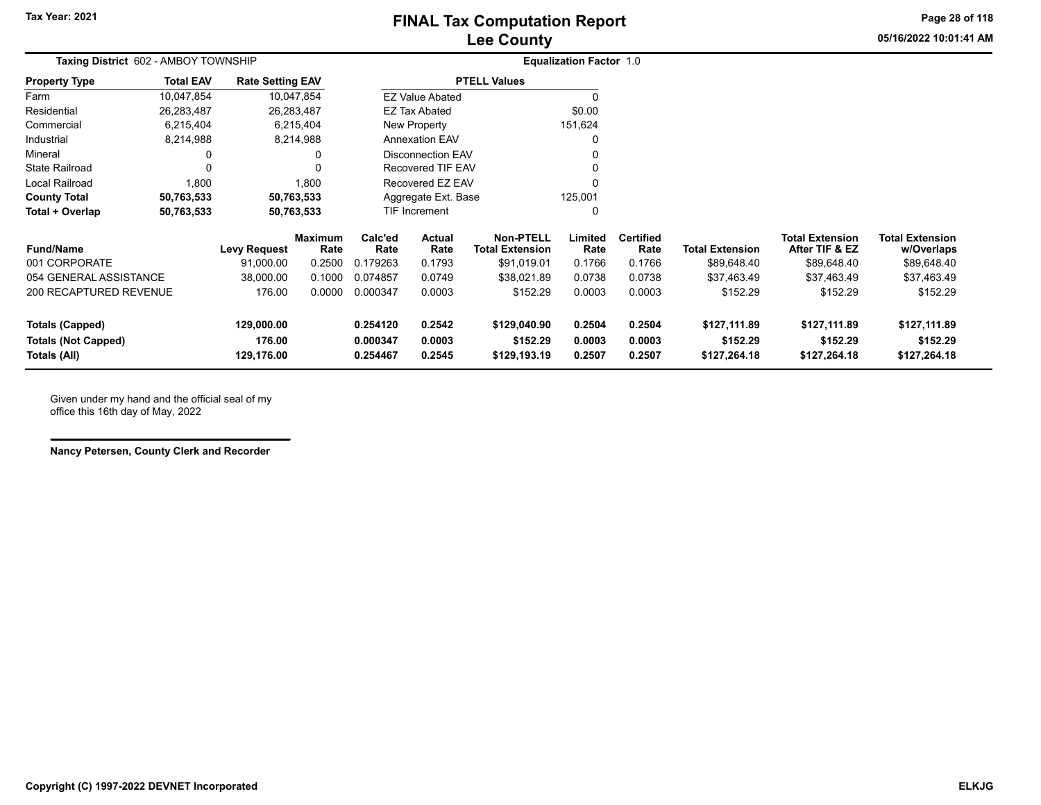# FINAL Tax Computation Report
## Lee County

Tax Year: 2021

**Taxing District** 602 - AMBOY TOWNSHIP

**Equalization Factor** 1.0

| Property Type | Total EAV | Rate Setting EAV |
|---|---|---|
| Farm | 10,047,854 | 10,047,854 |
| Residential | 26,283,487 | 26,283,487 |
| Commercial | 6,215,404 | 6,215,404 |
| Industrial | 8,214,988 | 8,214,988 |
| Mineral | 0 | 0 |
| State Railroad | 0 | 0 |
| Local Railroad | 1,800 | 1,800 |
| **County Total** | **50,763,533** | **50,763,533** |
| **Total + Overlap** | **50,763,533** | **50,763,533** |

| PTELL Values | |
|---|---|
| EZ Value Abated | 0 |
| EZ Tax Abated | $0.00 |
| New Property | 151,624 |
| Annexation EAV | 0 |
| Disconnection EAV | 0 |
| Recovered TIF EAV | 0 |
| Recovered EZ EAV | 0 |
| Aggregate Ext. Base | 125,001 |
| TIF Increment | 0 |

| Fund/Name | Levy Request | Maximum Rate | Calc'ed Rate | Actual Rate | Non-PTELL Total Extension | Limited Rate | Certified Rate | Total Extension | Total Extension After TIF & EZ | Total Extension w/Overlaps |
|---|---|---|---|---|---|---|---|---|---|---|
| 001 CORPORATE | 91,000.00 | 0.2500 | 0.179263 | 0.1793 | $91,019.01 | 0.1766 | 0.1766 | $89,648.40 | $89,648.40 | $89,648.40 |
| 054 GENERAL ASSISTANCE | 38,000.00 | 0.1000 | 0.074857 | 0.0749 | $38,021.89 | 0.0738 | 0.0738 | $37,463.49 | $37,463.49 | $37,463.49 |
| 200 RECAPTURED REVENUE | 176.00 | 0.0000 | 0.000347 | 0.0003 | $152.29 | 0.0003 | 0.0003 | $152.29 | $152.29 | $152.29 |
| **Totals (Capped)** | **129,000.00** | | **0.254120** | **0.2542** | **$129,040.90** | **0.2504** | **0.2504** | **$127,111.89** | **$127,111.89** | **$127,111.89** |
| **Totals (Not Capped)** | **176.00** | | **0.000347** | **0.0003** | **$152.29** | **0.0003** | **0.0003** | **$152.29** | **$152.29** | **$152.29** |
| **Totals (All)** | **129,176.00** | | **0.254467** | **0.2545** | **$129,193.19** | **0.2507** | **0.2507** | **$127,264.18** | **$127,264.18** | **$127,264.18** |

Given under my hand and the official seal of my office this 16th day of May, 2022

**Nancy Petersen, County Clerk and Recorder**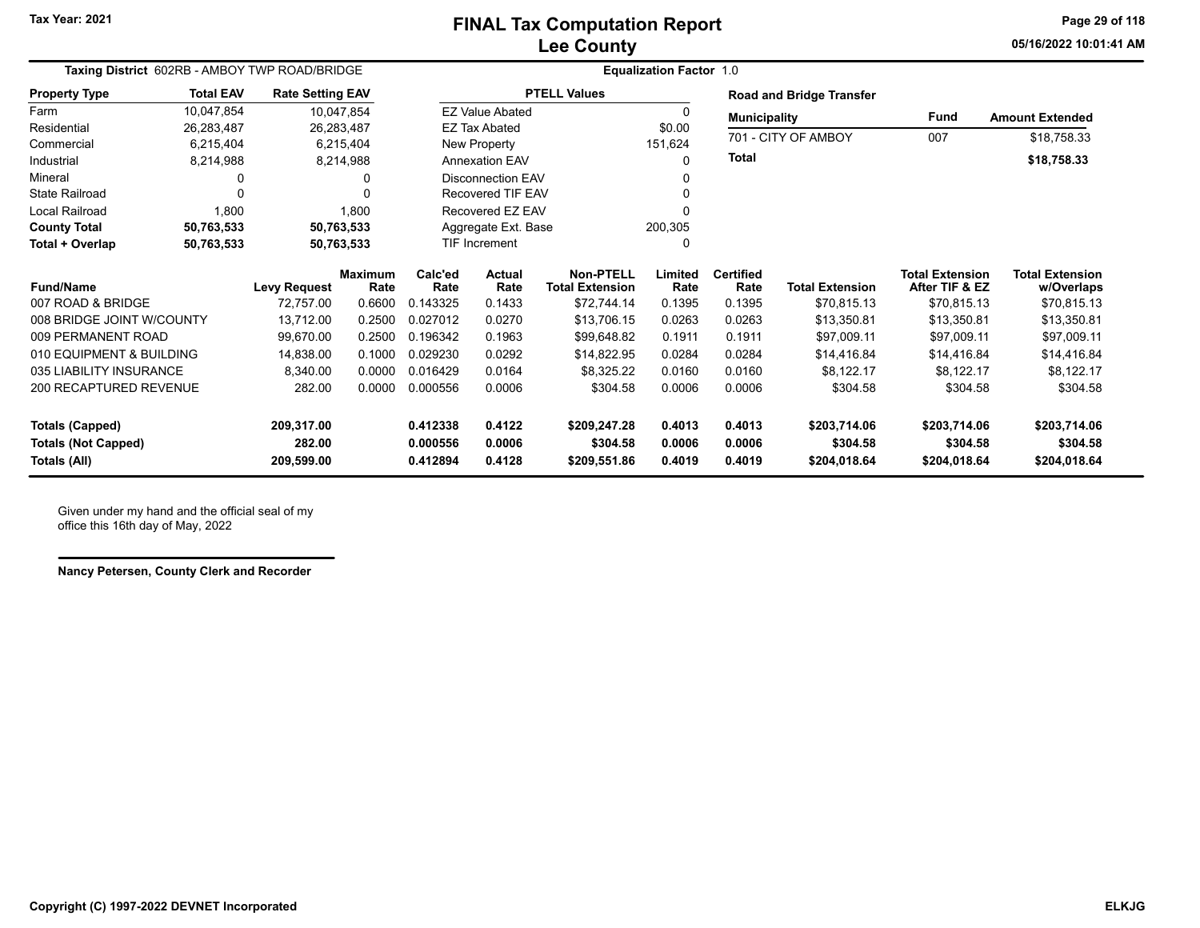# FINAL Tax Computation Report
## Lee County

Tax Year: 2021

05/16/2022 10:01:41 AM

**Taxing District** 602RB - AMBOY TWP ROAD/BRIDGE

**Equalization Factor** 1.0

| Property Type | Total EAV | Rate Setting EAV |
|---|---|---|
| Farm | 10,047,854 | 10,047,854 |
| Residential | 26,283,487 | 26,283,487 |
| Commercial | 6,215,404 | 6,215,404 |
| Industrial | 8,214,988 | 8,214,988 |
| Mineral | 0 | 0 |
| State Railroad | 0 | 0 |
| Local Railroad | 1,800 | 1,800 |
| **County Total** | **50,763,533** | **50,763,533** |
| **Total + Overlap** | **50,763,533** | **50,763,533** |

| PTELL Values | |
|---|---|
| EZ Value Abated | 0 |
| EZ Tax Abated | $0.00 |
| New Property | 151,624 |
| Annexation EAV | 0 |
| Disconnection EAV | 0 |
| Recovered TIF EAV | 0 |
| Recovered EZ EAV | 0 |
| Aggregate Ext. Base | 200,305 |
| TIF Increment | 0 |

**Road and Bridge Transfer**

| Municipality | Fund | Amount Extended |
|---|---|---|
| 701 - CITY OF AMBOY | 007 | $18,758.33 |
| **Total** | | **$18,758.33** |

| Fund/Name | Levy Request | Maximum Rate | Calc'ed Rate | Actual Rate | Non-PTELL Total Extension | Limited Rate | Certified Rate | Total Extension | Total Extension After TIF & EZ | Total Extension w/Overlaps |
|---|---|---|---|---|---|---|---|---|---|---|
| 007 ROAD & BRIDGE | 72,757.00 | 0.6600 | 0.143325 | 0.1433 | $72,744.14 | 0.1395 | 0.1395 | $70,815.13 | $70,815.13 | $70,815.13 |
| 008 BRIDGE JOINT W/COUNTY | 13,712.00 | 0.2500 | 0.027012 | 0.0270 | $13,706.15 | 0.0263 | 0.0263 | $13,350.81 | $13,350.81 | $13,350.81 |
| 009 PERMANENT ROAD | 99,670.00 | 0.2500 | 0.196342 | 0.1963 | $99,648.82 | 0.1911 | 0.1911 | $97,009.11 | $97,009.11 | $97,009.11 |
| 010 EQUIPMENT & BUILDING | 14,838.00 | 0.1000 | 0.029230 | 0.0292 | $14,822.95 | 0.0284 | 0.0284 | $14,416.84 | $14,416.84 | $14,416.84 |
| 035 LIABILITY INSURANCE | 8,340.00 | 0.0000 | 0.016429 | 0.0164 | $8,325.22 | 0.0160 | 0.0160 | $8,122.17 | $8,122.17 | $8,122.17 |
| 200 RECAPTURED REVENUE | 282.00 | 0.0000 | 0.000556 | 0.0006 | $304.58 | 0.0006 | 0.0006 | $304.58 | $304.58 | $304.58 |
| **Totals (Capped)** | **209,317.00** | | **0.412338** | **0.4122** | **$209,247.28** | **0.4013** | **0.4013** | **$203,714.06** | **$203,714.06** | **$203,714.06** |
| **Totals (Not Capped)** | **282.00** | | **0.000556** | **0.0006** | **$304.58** | **0.0006** | **0.0006** | **$304.58** | **$304.58** | **$304.58** |
| **Totals (All)** | **209,599.00** | | **0.412894** | **0.4128** | **$209,551.86** | **0.4019** | **0.4019** | **$204,018.64** | **$204,018.64** | **$204,018.64** |

Given under my hand and the official seal of my office this 16th day of May, 2022

**Nancy Petersen, County Clerk and Recorder**

**Copyright (C) 1997-2022 DEVNET Incorporated** **ELKJG**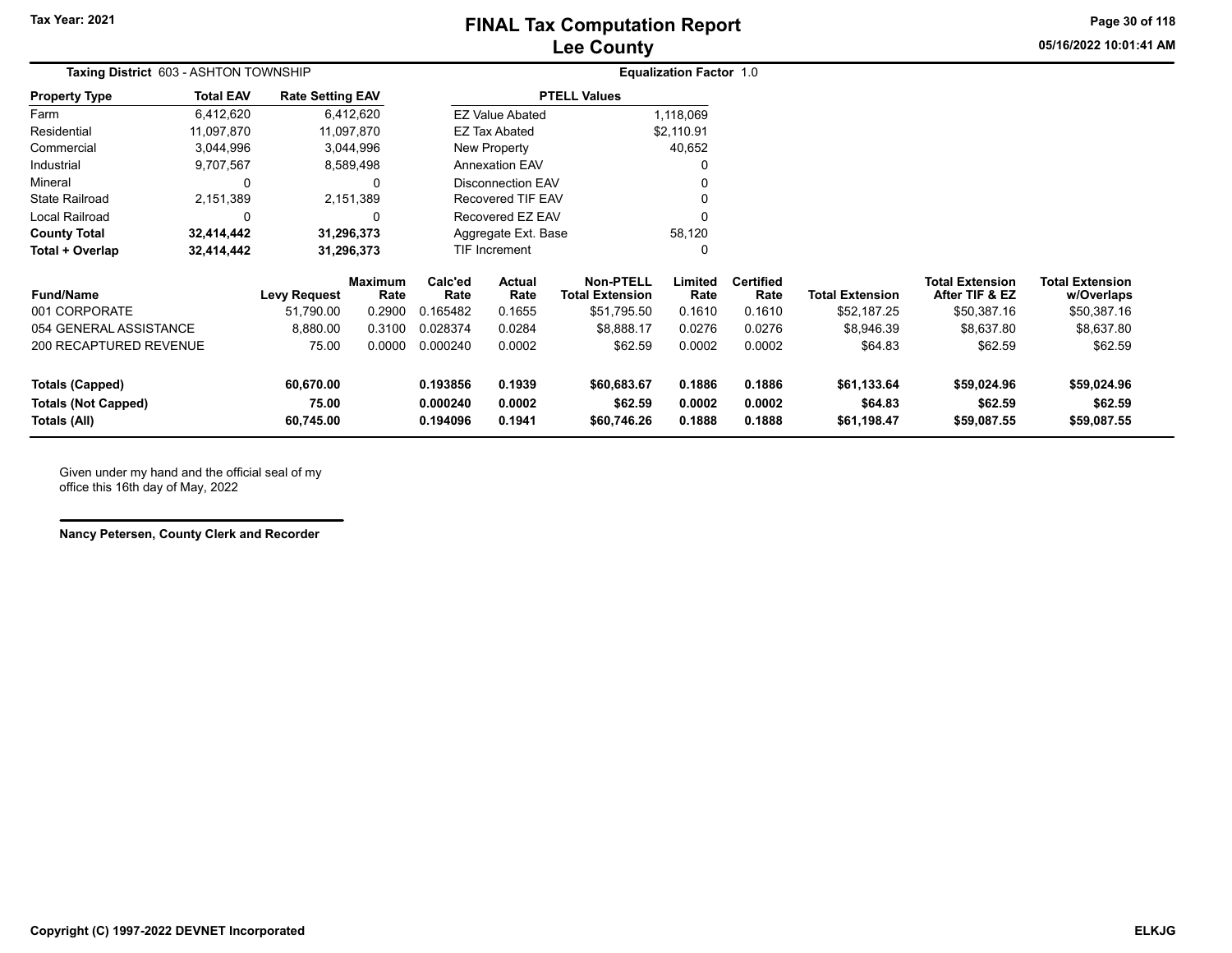# FINAL Tax Computation Report
## Lee County

Tax Year: 2021

05/16/2022 10:01:41 AM

**Taxing District** 603 - ASHTON TOWNSHIP

**Equalization Factor** 1.0

| Property Type | Total EAV | Rate Setting EAV |
|---|---|---|
| Farm | 6,412,620 | 6,412,620 |
| Residential | 11,097,870 | 11,097,870 |
| Commercial | 3,044,996 | 3,044,996 |
| Industrial | 9,707,567 | 8,589,498 |
| Mineral | 0 | 0 |
| State Railroad | 2,151,389 | 2,151,389 |
| Local Railroad | 0 | 0 |
| **County Total** | **32,414,442** | **31,296,373** |
| **Total + Overlap** | **32,414,442** | **31,296,373** |

| PTELL Values | |
|---|---|
| EZ Value Abated | 1,118,069 |
| EZ Tax Abated | $2,110.91 |
| New Property | 40,652 |
| Annexation EAV | 0 |
| Disconnection EAV | 0 |
| Recovered TIF EAV | 0 |
| Recovered EZ EAV | 0 |
| Aggregate Ext. Base | 58,120 |
| TIF Increment | 0 |

| Fund/Name | Levy Request | Maximum Rate | Calc'ed Rate | Actual Rate | Non-PTELL Total Extension | Limited Rate | Certified Rate | Total Extension | Total Extension After TIF & EZ | Total Extension w/Overlaps |
|---|---|---|---|---|---|---|---|---|---|---|
| 001 CORPORATE | 51,790.00 | 0.2900 | 0.165482 | 0.1655 | $51,795.50 | 0.1610 | 0.1610 | $52,187.25 | $50,387.16 | $50,387.16 |
| 054 GENERAL ASSISTANCE | 8,880.00 | 0.3100 | 0.028374 | 0.0284 | $8,888.17 | 0.0276 | 0.0276 | $8,946.39 | $8,637.80 | $8,637.80 |
| 200 RECAPTURED REVENUE | 75.00 | 0.0000 | 0.000240 | 0.0002 | $62.59 | 0.0002 | 0.0002 | $64.83 | $62.59 | $62.59 |
| **Totals (Capped)** | **60,670.00** | | **0.193856** | **0.1939** | **$60,683.67** | **0.1886** | **0.1886** | **$61,133.64** | **$59,024.96** | **$59,024.96** |
| **Totals (Not Capped)** | **75.00** | | **0.000240** | **0.0002** | **$62.59** | **0.0002** | **0.0002** | **$64.83** | **$62.59** | **$62.59** |
| **Totals (All)** | **60,745.00** | | **0.194096** | **0.1941** | **$60,746.26** | **0.1888** | **0.1888** | **$61,198.47** | **$59,087.55** | **$59,087.55** |

Given under my hand and the official seal of my office this 16th day of May, 2022

**Nancy Petersen, County Clerk and Recorder**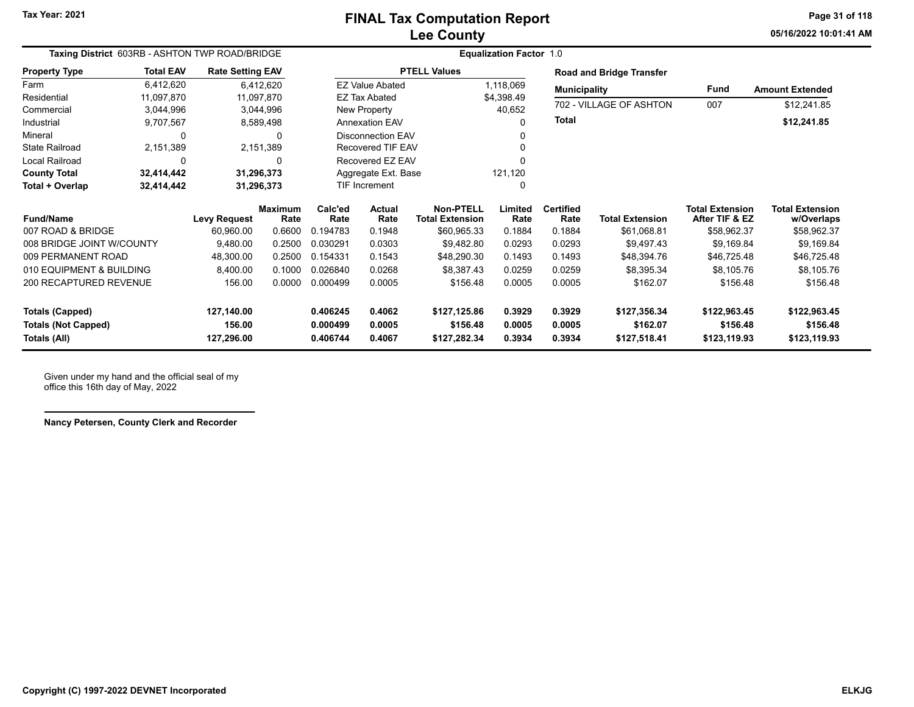# FINAL Tax Computation Report
## Lee County

Tax Year: 2021

05/16/2022 10:01:41 AM

**Taxing District** 603RB - ASHTON TWP ROAD/BRIDGE

**Equalization Factor** 1.0

| Property Type | Total EAV | Rate Setting EAV |
|---|---|---|
| Farm | 6,412,620 | 6,412,620 |
| Residential | 11,097,870 | 11,097,870 |
| Commercial | 3,044,996 | 3,044,996 |
| Industrial | 9,707,567 | 8,589,498 |
| Mineral | 0 | 0 |
| State Railroad | 2,151,389 | 2,151,389 |
| Local Railroad | 0 | 0 |
| **County Total** | **32,414,442** | **31,296,373** |
| **Total + Overlap** | **32,414,442** | **31,296,373** |

| PTELL Values | |
|---|---|
| EZ Value Abated | 1,118,069 |
| EZ Tax Abated | $4,398.49 |
| New Property | 40,652 |
| Annexation EAV | 0 |
| Disconnection EAV | 0 |
| Recovered TIF EAV | 0 |
| Recovered EZ EAV | 0 |
| Aggregate Ext. Base | 121,120 |
| TIF Increment | 0 |

**Road and Bridge Transfer**

| Municipality | Fund | Amount Extended |
|---|---|---|
| 702 - VILLAGE OF ASHTON | 007 | $12,241.85 |
| **Total** | | **$12,241.85** |

| Fund/Name | Levy Request | Maximum Rate | Calc'ed Rate | Actual Rate | Non-PTELL Total Extension | Limited Rate | Certified Rate | Total Extension | Total Extension After TIF & EZ | Total Extension w/Overlaps |
|---|---|---|---|---|---|---|---|---|---|---|
| 007 ROAD & BRIDGE | 60,960.00 | 0.6600 | 0.194783 | 0.1948 | $60,965.33 | 0.1884 | 0.1884 | $61,068.81 | $58,962.37 | $58,962.37 |
| 008 BRIDGE JOINT W/COUNTY | 9,480.00 | 0.2500 | 0.030291 | 0.0303 | $9,482.80 | 0.0293 | 0.0293 | $9,497.43 | $9,169.84 | $9,169.84 |
| 009 PERMANENT ROAD | 48,300.00 | 0.2500 | 0.154331 | 0.1543 | $48,290.30 | 0.1493 | 0.1493 | $48,394.76 | $46,725.48 | $46,725.48 |
| 010 EQUIPMENT & BUILDING | 8,400.00 | 0.1000 | 0.026840 | 0.0268 | $8,387.43 | 0.0259 | 0.0259 | $8,395.34 | $8,105.76 | $8,105.76 |
| 200 RECAPTURED REVENUE | 156.00 | 0.0000 | 0.000499 | 0.0005 | $156.48 | 0.0005 | 0.0005 | $162.07 | $156.48 | $156.48 |
| **Totals (Capped)** | **127,140.00** | | **0.406245** | **0.4062** | **$127,125.86** | **0.3929** | **0.3929** | **$127,356.34** | **$122,963.45** | **$122,963.45** |
| **Totals (Not Capped)** | **156.00** | | **0.000499** | **0.0005** | **$156.48** | **0.0005** | **0.0005** | **$162.07** | **$156.48** | **$156.48** |
| **Totals (All)** | **127,296.00** | | **0.406744** | **0.4067** | **$127,282.34** | **0.3934** | **0.3934** | **$127,518.41** | **$123,119.93** | **$123,119.93** |

Given under my hand and the official seal of my office this 16th day of May, 2022

**Nancy Petersen, County Clerk and Recorder**

Copyright (C) 1997-2022 DEVNET Incorporated

ELKJG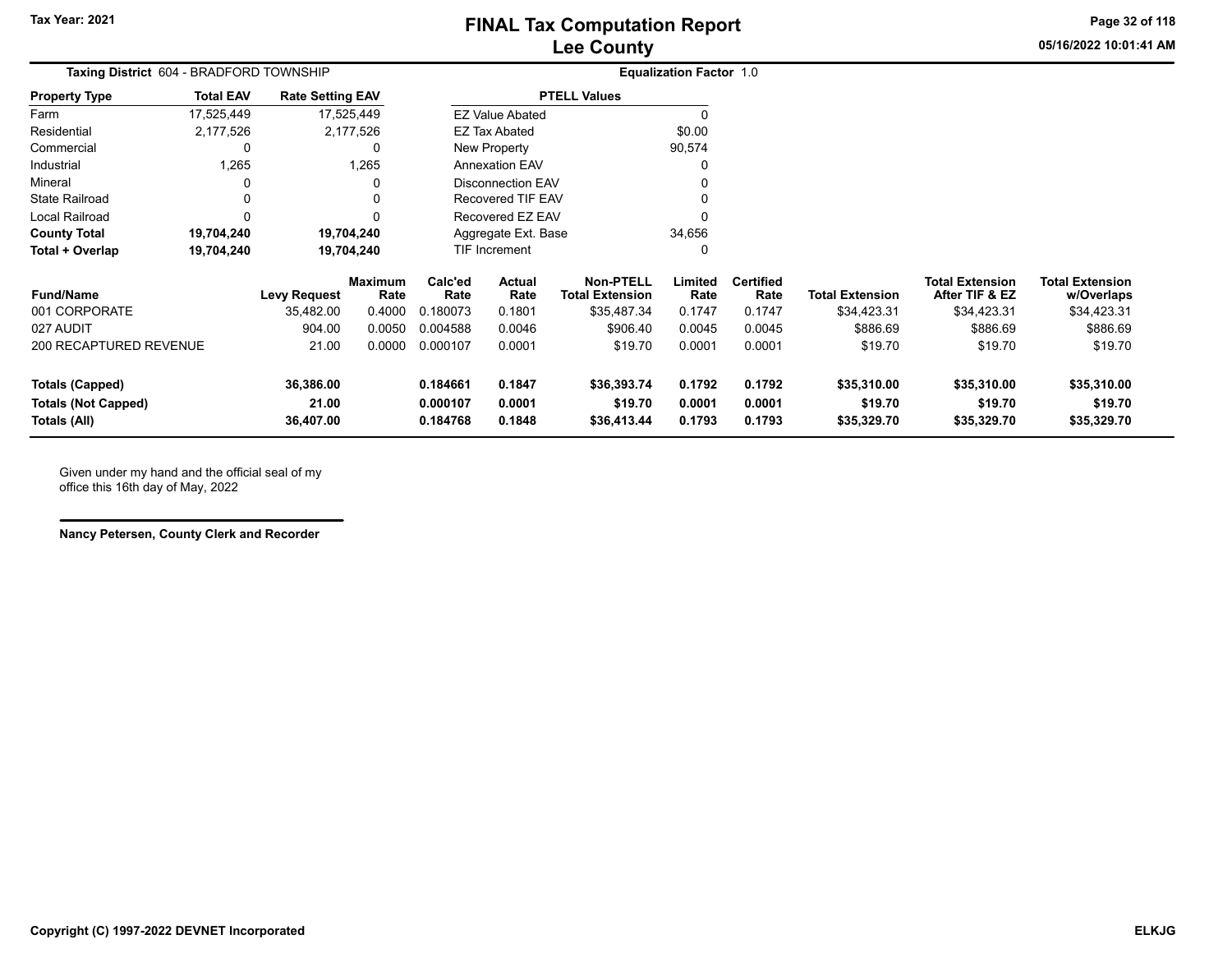# FINAL Tax Computation Report
## Lee County

Tax Year: 2021

05/16/2022 10:01:41 AM

**Taxing District** 604 - BRADFORD TOWNSHIP

**Equalization Factor** 1.0

| Property Type | Total EAV | Rate Setting EAV |
|---|---|---|
| Farm | 17,525,449 | 17,525,449 |
| Residential | 2,177,526 | 2,177,526 |
| Commercial | 0 | 0 |
| Industrial | 1,265 | 1,265 |
| Mineral | 0 | 0 |
| State Railroad | 0 | 0 |
| Local Railroad | 0 | 0 |
| **County Total** | **19,704,240** | **19,704,240** |
| **Total + Overlap** | **19,704,240** | **19,704,240** |

| PTELL Values | |
|---|---|
| EZ Value Abated | 0 |
| EZ Tax Abated | $0.00 |
| New Property | 90,574 |
| Annexation EAV | 0 |
| Disconnection EAV | 0 |
| Recovered TIF EAV | 0 |
| Recovered EZ EAV | 0 |
| Aggregate Ext. Base | 34,656 |
| TIF Increment | 0 |

| Fund/Name | Levy Request | Maximum Rate | Calc'ed Rate | Actual Rate | Non-PTELL Total Extension | Limited Rate | Certified Rate | Total Extension | Total Extension After TIF & EZ | Total Extension w/Overlaps |
|---|---|---|---|---|---|---|---|---|---|---|
| 001 CORPORATE | 35,482.00 | 0.4000 | 0.180073 | 0.1801 | $35,487.34 | 0.1747 | 0.1747 | $34,423.31 | $34,423.31 | $34,423.31 |
| 027 AUDIT | 904.00 | 0.0050 | 0.004588 | 0.0046 | $906.40 | 0.0045 | 0.0045 | $886.69 | $886.69 | $886.69 |
| 200 RECAPTURED REVENUE | 21.00 | 0.0000 | 0.000107 | 0.0001 | $19.70 | 0.0001 | 0.0001 | $19.70 | $19.70 | $19.70 |
| **Totals (Capped)** | **36,386.00** | | **0.184661** | **0.1847** | **$36,393.74** | **0.1792** | **0.1792** | **$35,310.00** | **$35,310.00** | **$35,310.00** |
| **Totals (Not Capped)** | **21.00** | | **0.000107** | **0.0001** | **$19.70** | **0.0001** | **0.0001** | **$19.70** | **$19.70** | **$19.70** |
| **Totals (All)** | **36,407.00** | | **0.184768** | **0.1848** | **$36,413.44** | **0.1793** | **0.1793** | **$35,329.70** | **$35,329.70** | **$35,329.70** |

Given under my hand and the official seal of my office this 16th day of May, 2022

**Nancy Petersen, County Clerk and Recorder**

Copyright (C) 1997-2022 DEVNET Incorporated

ELKJG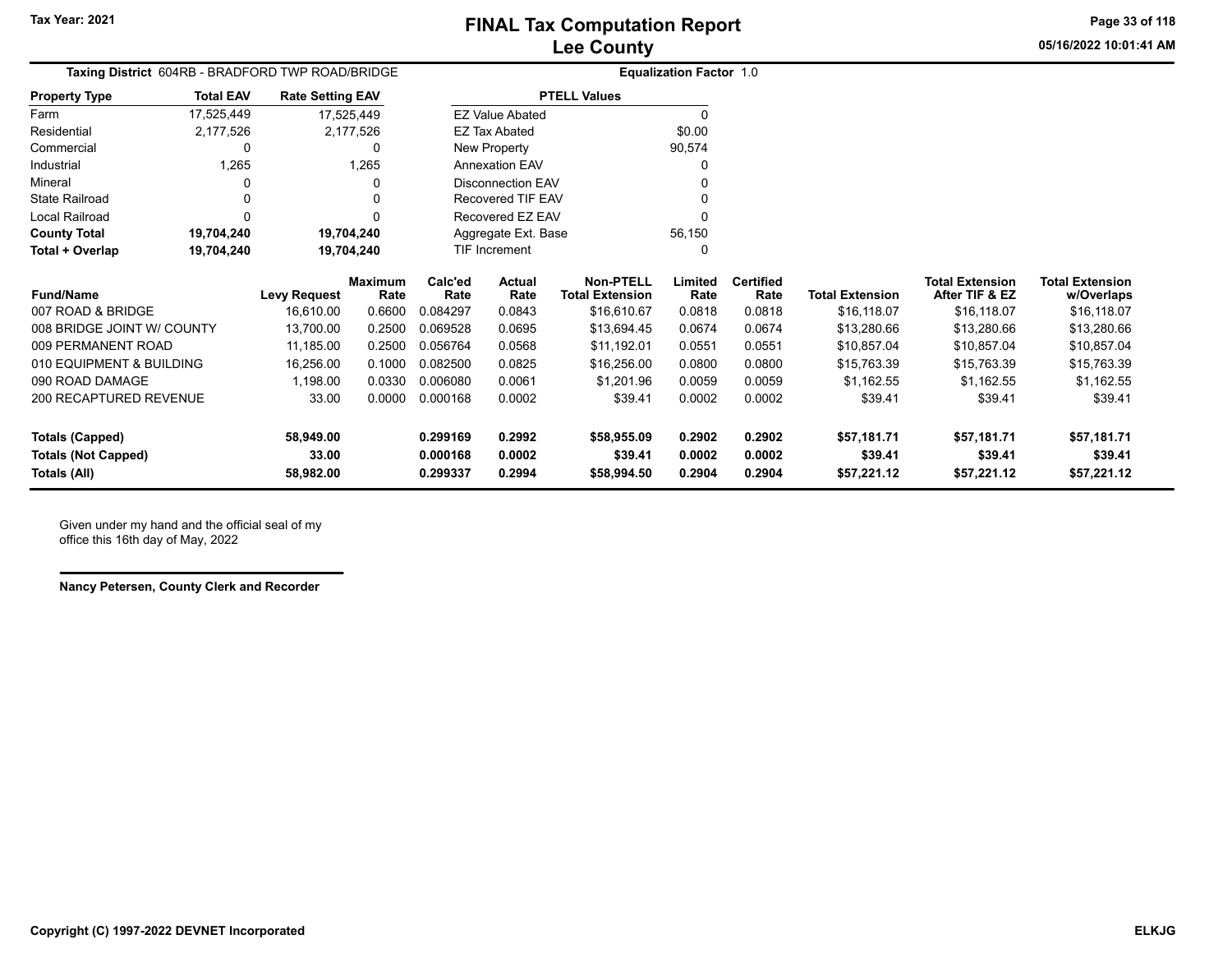# FINAL Tax Computation Report
## Lee County

Tax Year: 2021

05/16/2022 10:01:41 AM

**Taxing District** 604RB - BRADFORD TWP ROAD/BRIDGE

**Equalization Factor** 1.0

| Property Type | Total EAV | Rate Setting EAV |
|---|---|---|
| Farm | 17,525,449 | 17,525,449 |
| Residential | 2,177,526 | 2,177,526 |
| Commercial | 0 | 0 |
| Industrial | 1,265 | 1,265 |
| Mineral | 0 | 0 |
| State Railroad | 0 | 0 |
| Local Railroad | 0 | 0 |
| **County Total** | **19,704,240** | **19,704,240** |
| **Total + Overlap** | **19,704,240** | **19,704,240** |

| PTELL Values | |
|---|---|
| EZ Value Abated | 0 |
| EZ Tax Abated | $0.00 |
| New Property | 90,574 |
| Annexation EAV | 0 |
| Disconnection EAV | 0 |
| Recovered TIF EAV | 0 |
| Recovered EZ EAV | 0 |
| Aggregate Ext. Base | 56,150 |
| TIF Increment | 0 |

| Fund/Name | Levy Request | Maximum Rate | Calc'ed Rate | Actual Rate | Non-PTELL Total Extension | Limited Rate | Certified Rate | Total Extension | Total Extension After TIF & EZ | Total Extension w/Overlaps |
|---|---|---|---|---|---|---|---|---|---|---|
| 007 ROAD & BRIDGE | 16,610.00 | 0.6600 | 0.084297 | 0.0843 | $16,610.67 | 0.0818 | 0.0818 | $16,118.07 | $16,118.07 | $16,118.07 |
| 008 BRIDGE JOINT W/ COUNTY | 13,700.00 | 0.2500 | 0.069528 | 0.0695 | $13,694.45 | 0.0674 | 0.0674 | $13,280.66 | $13,280.66 | $13,280.66 |
| 009 PERMANENT ROAD | 11,185.00 | 0.2500 | 0.056764 | 0.0568 | $11,192.01 | 0.0551 | 0.0551 | $10,857.04 | $10,857.04 | $10,857.04 |
| 010 EQUIPMENT & BUILDING | 16,256.00 | 0.1000 | 0.082500 | 0.0825 | $16,256.00 | 0.0800 | 0.0800 | $15,763.39 | $15,763.39 | $15,763.39 |
| 090 ROAD DAMAGE | 1,198.00 | 0.0330 | 0.006080 | 0.0061 | $1,201.96 | 0.0059 | 0.0059 | $1,162.55 | $1,162.55 | $1,162.55 |
| 200 RECAPTURED REVENUE | 33.00 | 0.0000 | 0.000168 | 0.0002 | $39.41 | 0.0002 | 0.0002 | $39.41 | $39.41 | $39.41 |
| **Totals (Capped)** | **58,949.00** | | **0.299169** | **0.2992** | **$58,955.09** | **0.2902** | **0.2902** | **$57,181.71** | **$57,181.71** | **$57,181.71** |
| **Totals (Not Capped)** | **33.00** | | **0.000168** | **0.0002** | **$39.41** | **0.0002** | **0.0002** | **$39.41** | **$39.41** | **$39.41** |
| **Totals (All)** | **58,982.00** | | **0.299337** | **0.2994** | **$58,994.50** | **0.2904** | **0.2904** | **$57,221.12** | **$57,221.12** | **$57,221.12** |

Given under my hand and the official seal of my office this 16th day of May, 2022

**Nancy Petersen, County Clerk and Recorder**

**Copyright (C) 1997-2022 DEVNET Incorporated** **ELKJG**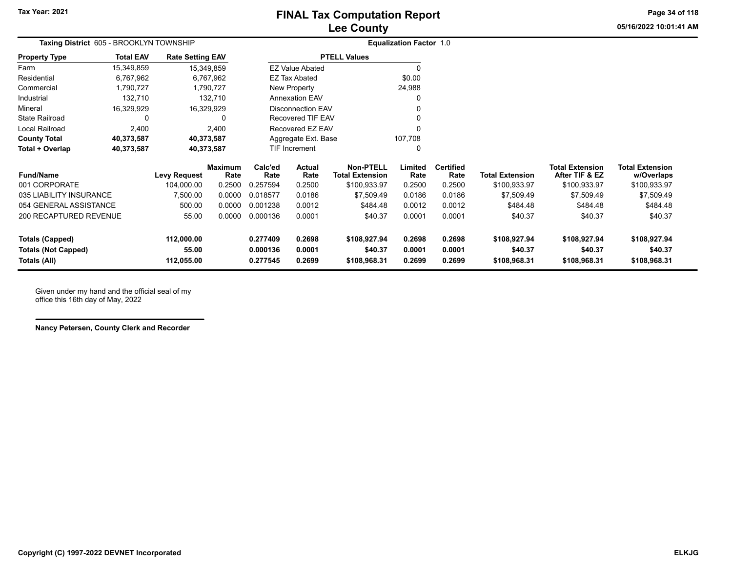# FINAL Tax Computation Report
## Lee County

Tax Year: 2021

05/16/2022 10:01:41 AM

**Taxing District** 605 - BROOKLYN TOWNSHIP

**Equalization Factor** 1.0

| Property Type | Total EAV | Rate Setting EAV |
|---|---|---|
| Farm | 15,349,859 | 15,349,859 |
| Residential | 6,767,962 | 6,767,962 |
| Commercial | 1,790,727 | 1,790,727 |
| Industrial | 132,710 | 132,710 |
| Mineral | 16,329,929 | 16,329,929 |
| State Railroad | 0 | 0 |
| Local Railroad | 2,400 | 2,400 |
| **County Total** | **40,373,587** | **40,373,587** |
| **Total + Overlap** | **40,373,587** | **40,373,587** |

| PTELL Values | |
|---|---|
| EZ Value Abated | 0 |
| EZ Tax Abated | $0.00 |
| New Property | 24,988 |
| Annexation EAV | 0 |
| Disconnection EAV | 0 |
| Recovered TIF EAV | 0 |
| Recovered EZ EAV | 0 |
| Aggregate Ext. Base | 107,708 |
| TIF Increment | 0 |

| Fund/Name | Levy Request | Maximum Rate | Calc'ed Rate | Actual Rate | Non-PTELL Total Extension | Limited Rate | Certified Rate | Total Extension | Total Extension After TIF & EZ | Total Extension w/Overlaps |
|---|---|---|---|---|---|---|---|---|---|---|
| 001 CORPORATE | 104,000.00 | 0.2500 | 0.257594 | 0.2500 | $100,933.97 | 0.2500 | 0.2500 | $100,933.97 | $100,933.97 | $100,933.97 |
| 035 LIABILITY INSURANCE | 7,500.00 | 0.0000 | 0.018577 | 0.0186 | $7,509.49 | 0.0186 | 0.0186 | $7,509.49 | $7,509.49 | $7,509.49 |
| 054 GENERAL ASSISTANCE | 500.00 | 0.0000 | 0.001238 | 0.0012 | $484.48 | 0.0012 | 0.0012 | $484.48 | $484.48 | $484.48 |
| 200 RECAPTURED REVENUE | 55.00 | 0.0000 | 0.000136 | 0.0001 | $40.37 | 0.0001 | 0.0001 | $40.37 | $40.37 | $40.37 |
| **Totals (Capped)** | **112,000.00** | | **0.277409** | **0.2698** | **$108,927.94** | **0.2698** | **0.2698** | **$108,927.94** | **$108,927.94** | **$108,927.94** |
| **Totals (Not Capped)** | **55.00** | | **0.000136** | **0.0001** | **$40.37** | **0.0001** | **0.0001** | **$40.37** | **$40.37** | **$40.37** |
| **Totals (All)** | **112,055.00** | | **0.277545** | **0.2699** | **$108,968.31** | **0.2699** | **0.2699** | **$108,968.31** | **$108,968.31** | **$108,968.31** |

Given under my hand and the official seal of my office this 16th day of May, 2022

**Nancy Petersen, County Clerk and Recorder**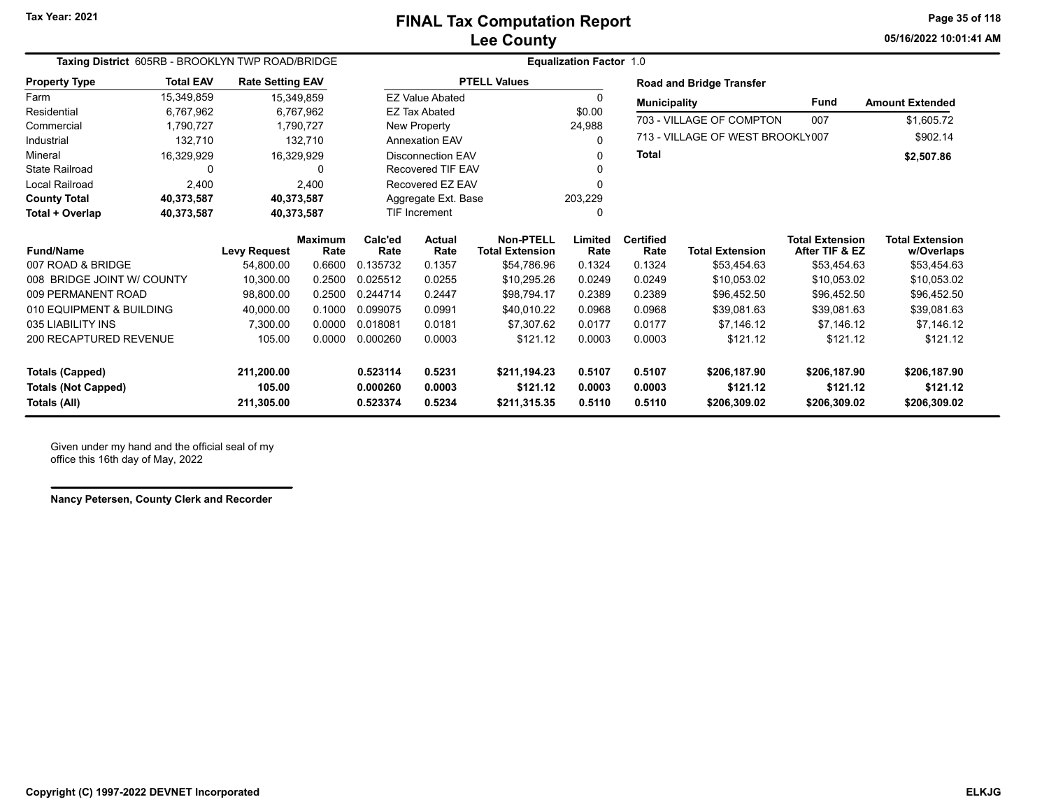# FINAL Tax Computation Report
## Lee County

Tax Year: 2021

05/16/2022 10:01:41 AM

**Taxing District** 605RB - BROOKLYN TWP ROAD/BRIDGE **Equalization Factor** 1.0

| Property Type | Total EAV | Rate Setting EAV |
|---|---|---|
| Farm | 15,349,859 | 15,349,859 |
| Residential | 6,767,962 | 6,767,962 |
| Commercial | 1,790,727 | 1,790,727 |
| Industrial | 132,710 | 132,710 |
| Mineral | 16,329,929 | 16,329,929 |
| State Railroad | 0 | 0 |
| Local Railroad | 2,400 | 2,400 |
| **County Total** | **40,373,587** | **40,373,587** |
| **Total + Overlap** | **40,373,587** | **40,373,587** |

| PTELL Values | |
|---|---|
| EZ Value Abated | 0 |
| EZ Tax Abated | $0.00 |
| New Property | 24,988 |
| Annexation EAV | 0 |
| Disconnection EAV | 0 |
| Recovered TIF EAV | 0 |
| Recovered EZ EAV | 0 |
| Aggregate Ext. Base | 203,229 |
| TIF Increment | 0 |

**Road and Bridge Transfer**

| Municipality | Fund | Amount Extended |
|---|---|---|
| 703 - VILLAGE OF COMPTON | 007 | $1,605.72 |
| 713 - VILLAGE OF WEST BROOKLY | 007 | $902.14 |
| **Total** | | **$2,507.86** |

| Fund/Name | Levy Request | Maximum Rate | Calc'ed Rate | Actual Rate | Non-PTELL Total Extension | Limited Rate | Certified Rate | Total Extension | Total Extension After TIF & EZ | Total Extension w/Overlaps |
|---|---|---|---|---|---|---|---|---|---|---|
| 007 ROAD & BRIDGE | 54,800.00 | 0.6600 | 0.135732 | 0.1357 | $54,786.96 | 0.1324 | 0.1324 | $53,454.63 | $53,454.63 | $53,454.63 |
| 008 BRIDGE JOINT W/ COUNTY | 10,300.00 | 0.2500 | 0.025512 | 0.0255 | $10,295.26 | 0.0249 | 0.0249 | $10,053.02 | $10,053.02 | $10,053.02 |
| 009 PERMANENT ROAD | 98,800.00 | 0.2500 | 0.244714 | 0.2447 | $98,794.17 | 0.2389 | 0.2389 | $96,452.50 | $96,452.50 | $96,452.50 |
| 010 EQUIPMENT & BUILDING | 40,000.00 | 0.1000 | 0.099075 | 0.0991 | $40,010.22 | 0.0968 | 0.0968 | $39,081.63 | $39,081.63 | $39,081.63 |
| 035 LIABILITY INS | 7,300.00 | 0.0000 | 0.018081 | 0.0181 | $7,307.62 | 0.0177 | 0.0177 | $7,146.12 | $7,146.12 | $7,146.12 |
| 200 RECAPTURED REVENUE | 105.00 | 0.0000 | 0.000260 | 0.0003 | $121.12 | 0.0003 | 0.0003 | $121.12 | $121.12 | $121.12 |
| **Totals (Capped)** | **211,200.00** | | **0.523114** | **0.5231** | **$211,194.23** | **0.5107** | **0.5107** | **$206,187.90** | **$206,187.90** | **$206,187.90** |
| **Totals (Not Capped)** | **105.00** | | **0.000260** | **0.0003** | **$121.12** | **0.0003** | **0.0003** | **$121.12** | **$121.12** | **$121.12** |
| **Totals (All)** | **211,305.00** | | **0.523374** | **0.5234** | **$211,315.35** | **0.5110** | **0.5110** | **$206,309.02** | **$206,309.02** | **$206,309.02** |

Given under my hand and the official seal of my office this 16th day of May, 2022

**Nancy Petersen, County Clerk and Recorder**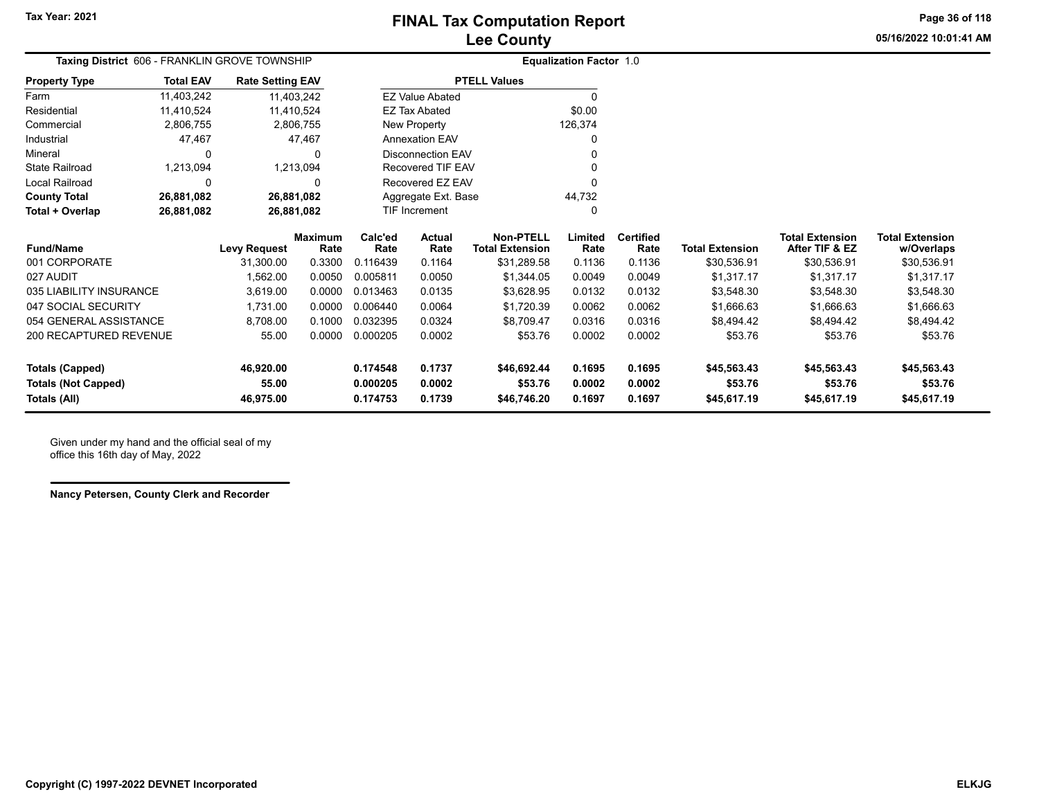# FINAL Tax Computation Report
## Lee County

Tax Year: 2021

**Taxing District** 606 - FRANKLIN GROVE TOWNSHIP

**Equalization Factor** 1.0

| Property Type | Total EAV | Rate Setting EAV |
|---|---|---|
| Farm | 11,403,242 | 11,403,242 |
| Residential | 11,410,524 | 11,410,524 |
| Commercial | 2,806,755 | 2,806,755 |
| Industrial | 47,467 | 47,467 |
| Mineral | 0 | 0 |
| State Railroad | 1,213,094 | 1,213,094 |
| Local Railroad | 0 | 0 |
| **County Total** | **26,881,082** | **26,881,082** |
| **Total + Overlap** | **26,881,082** | **26,881,082** |

| PTELL Values | |
|---|---|
| EZ Value Abated | 0 |
| EZ Tax Abated | $0.00 |
| New Property | 126,374 |
| Annexation EAV | 0 |
| Disconnection EAV | 0 |
| Recovered TIF EAV | 0 |
| Recovered EZ EAV | 0 |
| Aggregate Ext. Base | 44,732 |
| TIF Increment | 0 |

| Fund/Name | Levy Request | Maximum Rate | Calc'ed Rate | Actual Rate | Non-PTELL Total Extension | Limited Rate | Certified Rate | Total Extension | Total Extension After TIF & EZ | Total Extension w/Overlaps |
|---|---|---|---|---|---|---|---|---|---|---|
| 001 CORPORATE | 31,300.00 | 0.3300 | 0.116439 | 0.1164 | $31,289.58 | 0.1136 | 0.1136 | $30,536.91 | $30,536.91 | $30,536.91 |
| 027 AUDIT | 1,562.00 | 0.0050 | 0.005811 | 0.0050 | $1,344.05 | 0.0049 | 0.0049 | $1,317.17 | $1,317.17 | $1,317.17 |
| 035 LIABILITY INSURANCE | 3,619.00 | 0.0000 | 0.013463 | 0.0135 | $3,628.95 | 0.0132 | 0.0132 | $3,548.30 | $3,548.30 | $3,548.30 |
| 047 SOCIAL SECURITY | 1,731.00 | 0.0000 | 0.006440 | 0.0064 | $1,720.39 | 0.0062 | 0.0062 | $1,666.63 | $1,666.63 | $1,666.63 |
| 054 GENERAL ASSISTANCE | 8,708.00 | 0.1000 | 0.032395 | 0.0324 | $8,709.47 | 0.0316 | 0.0316 | $8,494.42 | $8,494.42 | $8,494.42 |
| 200 RECAPTURED REVENUE | 55.00 | 0.0000 | 0.000205 | 0.0002 | $53.76 | 0.0002 | 0.0002 | $53.76 | $53.76 | $53.76 |
| **Totals (Capped)** | **46,920.00** | | **0.174548** | **0.1737** | **$46,692.44** | **0.1695** | **0.1695** | **$45,563.43** | **$45,563.43** | **$45,563.43** |
| **Totals (Not Capped)** | **55.00** | | **0.000205** | **0.0002** | **$53.76** | **0.0002** | **0.0002** | **$53.76** | **$53.76** | **$53.76** |
| **Totals (All)** | **46,975.00** | | **0.174753** | **0.1739** | **$46,746.20** | **0.1697** | **0.1697** | **$45,617.19** | **$45,617.19** | **$45,617.19** |

Given under my hand and the official seal of my office this 16th day of May, 2022

**Nancy Petersen, County Clerk and Recorder**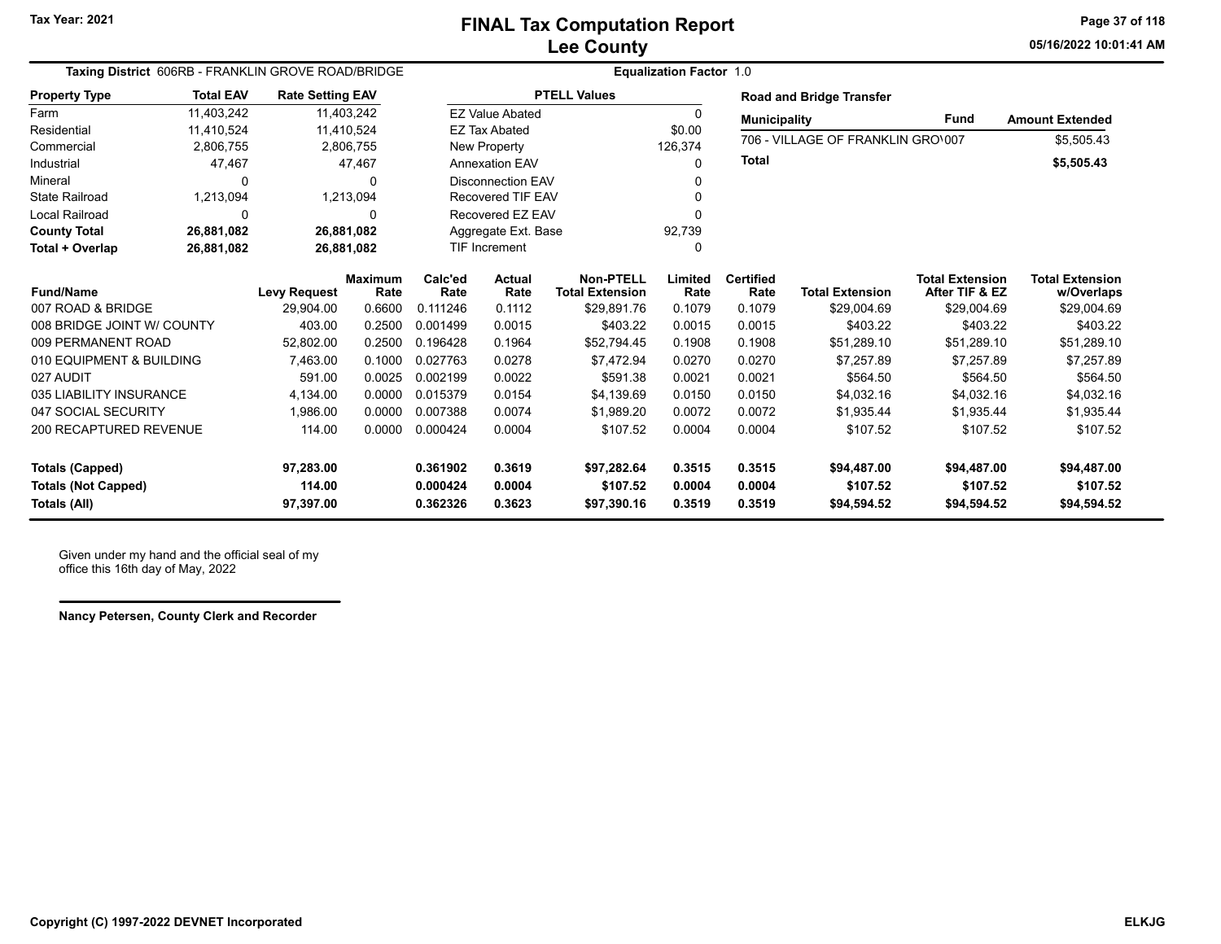# FINAL Tax Computation Report
## Lee County

Tax Year: 2021

05/16/2022 10:01:41 AM

**Taxing District** 606RB - FRANKLIN GROVE ROAD/BRIDGE

**Equalization Factor** 1.0

| Property Type | Total EAV | Rate Setting EAV |
|---|---|---|
| Farm | 11,403,242 | 11,403,242 |
| Residential | 11,410,524 | 11,410,524 |
| Commercial | 2,806,755 | 2,806,755 |
| Industrial | 47,467 | 47,467 |
| Mineral | 0 | 0 |
| State Railroad | 1,213,094 | 1,213,094 |
| Local Railroad | 0 | 0 |
| **County Total** | **26,881,082** | **26,881,082** |
| **Total + Overlap** | **26,881,082** | **26,881,082** |

| PTELL Values | |
|---|---|
| EZ Value Abated | 0 |
| EZ Tax Abated | $0.00 |
| New Property | 126,374 |
| Annexation EAV | 0 |
| Disconnection EAV | 0 |
| Recovered TIF EAV | 0 |
| Recovered EZ EAV | 0 |
| Aggregate Ext. Base | 92,739 |
| TIF Increment | 0 |

**Road and Bridge Transfer**

| Municipality | Fund | Amount Extended |
|---|---|---|
| 706 - VILLAGE OF FRANKLIN GRO\ | 007 | $5,505.43 |
| **Total** | | **$5,505.43** |

| Fund/Name | Levy Request | Maximum Rate | Calc'ed Rate | Actual Rate | Non-PTELL Total Extension | Limited Rate | Certified Rate | Total Extension | Total Extension After TIF & EZ | Total Extension w/Overlaps |
|---|---|---|---|---|---|---|---|---|---|---|
| 007 ROAD & BRIDGE | 29,904.00 | 0.6600 | 0.111246 | 0.1112 | $29,891.76 | 0.1079 | 0.1079 | $29,004.69 | $29,004.69 | $29,004.69 |
| 008 BRIDGE JOINT W/ COUNTY | 403.00 | 0.2500 | 0.001499 | 0.0015 | $403.22 | 0.0015 | 0.0015 | $403.22 | $403.22 | $403.22 |
| 009 PERMANENT ROAD | 52,802.00 | 0.2500 | 0.196428 | 0.1964 | $52,794.45 | 0.1908 | 0.1908 | $51,289.10 | $51,289.10 | $51,289.10 |
| 010 EQUIPMENT & BUILDING | 7,463.00 | 0.1000 | 0.027763 | 0.0278 | $7,472.94 | 0.0270 | 0.0270 | $7,257.89 | $7,257.89 | $7,257.89 |
| 027 AUDIT | 591.00 | 0.0025 | 0.002199 | 0.0022 | $591.38 | 0.0021 | 0.0021 | $564.50 | $564.50 | $564.50 |
| 035 LIABILITY INSURANCE | 4,134.00 | 0.0000 | 0.015379 | 0.0154 | $4,139.69 | 0.0150 | 0.0150 | $4,032.16 | $4,032.16 | $4,032.16 |
| 047 SOCIAL SECURITY | 1,986.00 | 0.0000 | 0.007388 | 0.0074 | $1,989.20 | 0.0072 | 0.0072 | $1,935.44 | $1,935.44 | $1,935.44 |
| 200 RECAPTURED REVENUE | 114.00 | 0.0000 | 0.000424 | 0.0004 | $107.52 | 0.0004 | 0.0004 | $107.52 | $107.52 | $107.52 |
| **Totals (Capped)** | **97,283.00** | | **0.361902** | **0.3619** | **$97,282.64** | **0.3515** | **0.3515** | **$94,487.00** | **$94,487.00** | **$94,487.00** |
| **Totals (Not Capped)** | **114.00** | | **0.000424** | **0.0004** | **$107.52** | **0.0004** | **0.0004** | **$107.52** | **$107.52** | **$107.52** |
| **Totals (All)** | **97,397.00** | | **0.362326** | **0.3623** | **$97,390.16** | **0.3519** | **0.3519** | **$94,594.52** | **$94,594.52** | **$94,594.52** |

Given under my hand and the official seal of my office this 16th day of May, 2022

**Nancy Petersen, County Clerk and Recorder**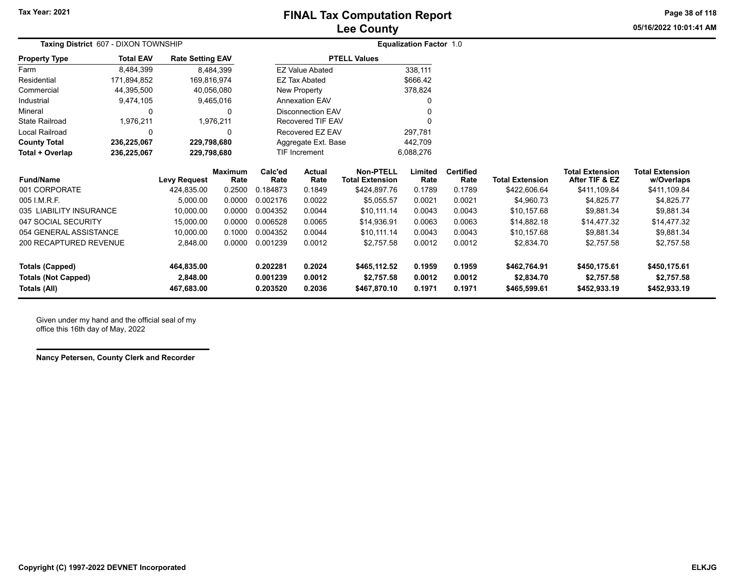# FINAL Tax Computation Report

## Lee County

Tax Year: 2021

05/16/2022 10:01:41 AM

**Taxing District** 607 - DIXON TOWNSHIP

**Equalization Factor** 1.0

| Property Type | Total EAV | Rate Setting EAV |
|---|---|---|
| Farm | 8,484,399 | 8,484,399 |
| Residential | 171,894,852 | 169,816,974 |
| Commercial | 44,395,500 | 40,056,080 |
| Industrial | 9,474,105 | 9,465,016 |
| Mineral | 0 | 0 |
| State Railroad | 1,976,211 | 1,976,211 |
| Local Railroad | 0 | 0 |
| **County Total** | **236,225,067** | **229,798,680** |
| **Total + Overlap** | **236,225,067** | **229,798,680** |

| PTELL Values | |
|---|---|
| EZ Value Abated | 338,111 |
| EZ Tax Abated | $666.42 |
| New Property | 378,824 |
| Annexation EAV | 0 |
| Disconnection EAV | 0 |
| Recovered TIF EAV | 0 |
| Recovered EZ EAV | 297,781 |
| Aggregate Ext. Base | 442,709 |
| TIF Increment | 6,088,276 |

| Fund/Name | Levy Request | Maximum Rate | Calc'ed Rate | Actual Rate | Non-PTELL Total Extension | Limited Rate | Certified Rate | Total Extension | Total Extension After TIF & EZ | Total Extension w/Overlaps |
|---|---|---|---|---|---|---|---|---|---|---|
| 001 CORPORATE | 424,835.00 | 0.2500 | 0.184873 | 0.1849 | $424,897.76 | 0.1789 | 0.1789 | $422,606.64 | $411,109.84 | $411,109.84 |
| 005 I.M.R.F. | 5,000.00 | 0.0000 | 0.002176 | 0.0022 | $5,055.57 | 0.0021 | 0.0021 | $4,960.73 | $4,825.77 | $4,825.77 |
| 035 LIABILITY INSURANCE | 10,000.00 | 0.0000 | 0.004352 | 0.0044 | $10,111.14 | 0.0043 | 0.0043 | $10,157.68 | $9,881.34 | $9,881.34 |
| 047 SOCIAL SECURITY | 15,000.00 | 0.0000 | 0.006528 | 0.0065 | $14,936.91 | 0.0063 | 0.0063 | $14,882.18 | $14,477.32 | $14,477.32 |
| 054 GENERAL ASSISTANCE | 10,000.00 | 0.1000 | 0.004352 | 0.0044 | $10,111.14 | 0.0043 | 0.0043 | $10,157.68 | $9,881.34 | $9,881.34 |
| 200 RECAPTURED REVENUE | 2,848.00 | 0.0000 | 0.001239 | 0.0012 | $2,757.58 | 0.0012 | 0.0012 | $2,834.70 | $2,757.58 | $2,757.58 |
| **Totals (Capped)** | **464,835.00** | | **0.202281** | **0.2024** | **$465,112.52** | **0.1959** | **0.1959** | **$462,764.91** | **$450,175.61** | **$450,175.61** |
| **Totals (Not Capped)** | **2,848.00** | | **0.001239** | **0.0012** | **$2,757.58** | **0.0012** | **0.0012** | **$2,834.70** | **$2,757.58** | **$2,757.58** |
| **Totals (All)** | **467,683.00** | | **0.203520** | **0.2036** | **$467,870.10** | **0.1971** | **0.1971** | **$465,599.61** | **$452,933.19** | **$452,933.19** |

Given under my hand and the official seal of my office this 16th day of May, 2022

**Nancy Petersen, County Clerk and Recorder**

Copyright (C) 1997-2022 DEVNET Incorporated

ELKJG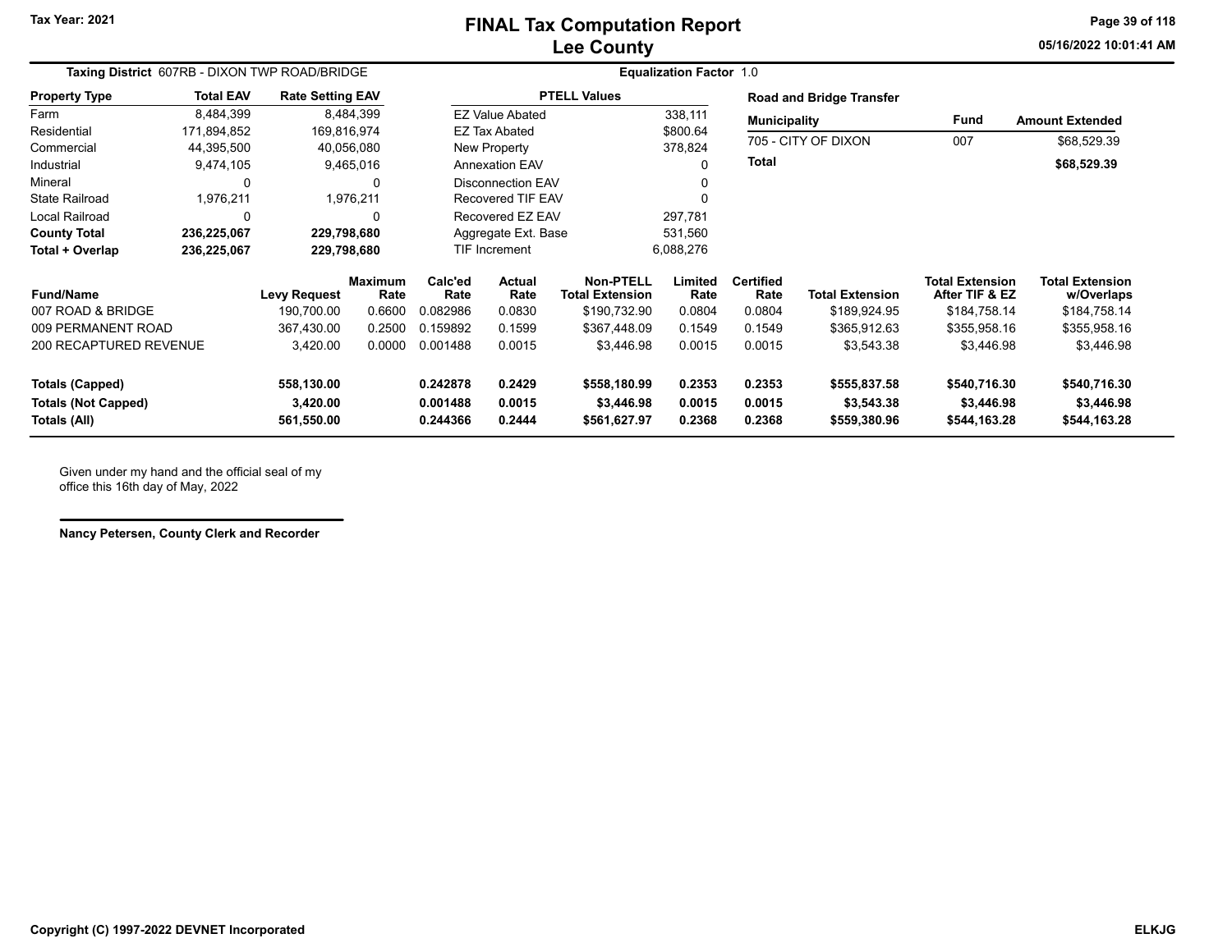# FINAL Tax Computation Report
## Lee County

Tax Year: 2021

05/16/2022 10:01:41 AM

**Taxing District** 607RB - DIXON TWP ROAD/BRIDGE

**Equalization Factor** 1.0

| Property Type | Total EAV | Rate Setting EAV |
|---|---|---|
| Farm | 8,484,399 | 8,484,399 |
| Residential | 171,894,852 | 169,816,974 |
| Commercial | 44,395,500 | 40,056,080 |
| Industrial | 9,474,105 | 9,465,016 |
| Mineral | 0 | 0 |
| State Railroad | 1,976,211 | 1,976,211 |
| Local Railroad | 0 | 0 |
| **County Total** | **236,225,067** | **229,798,680** |
| **Total + Overlap** | **236,225,067** | **229,798,680** |

| PTELL Values | |
|---|---|
| EZ Value Abated | 338,111 |
| EZ Tax Abated | $800.64 |
| New Property | 378,824 |
| Annexation EAV | 0 |
| Disconnection EAV | 0 |
| Recovered TIF EAV | 0 |
| Recovered EZ EAV | 297,781 |
| Aggregate Ext. Base | 531,560 |
| TIF Increment | 6,088,276 |

**Road and Bridge Transfer**

| Municipality | Fund | Amount Extended |
|---|---|---|
| 705 - CITY OF DIXON | 007 | $68,529.39 |
| **Total** | | **$68,529.39** |

| Fund/Name | Levy Request | Maximum Rate | Calc'ed Rate | Actual Rate | Non-PTELL Total Extension | Limited Rate | Certified Rate | Total Extension | Total Extension After TIF & EZ | Total Extension w/Overlaps |
|---|---|---|---|---|---|---|---|---|---|---|
| 007 ROAD & BRIDGE | 190,700.00 | 0.6600 | 0.082986 | 0.0830 | $190,732.90 | 0.0804 | 0.0804 | $189,924.95 | $184,758.14 | $184,758.14 |
| 009 PERMANENT ROAD | 367,430.00 | 0.2500 | 0.159892 | 0.1599 | $367,448.09 | 0.1549 | 0.1549 | $365,912.63 | $355,958.16 | $355,958.16 |
| 200 RECAPTURED REVENUE | 3,420.00 | 0.0000 | 0.001488 | 0.0015 | $3,446.98 | 0.0015 | 0.0015 | $3,543.38 | $3,446.98 | $3,446.98 |
| **Totals (Capped)** | **558,130.00** | | **0.242878** | **0.2429** | **$558,180.99** | **0.2353** | **0.2353** | **$555,837.58** | **$540,716.30** | **$540,716.30** |
| **Totals (Not Capped)** | **3,420.00** | | **0.001488** | **0.0015** | **$3,446.98** | **0.0015** | **0.0015** | **$3,543.38** | **$3,446.98** | **$3,446.98** |
| **Totals (All)** | **561,550.00** | | **0.244366** | **0.2444** | **$561,627.97** | **0.2368** | **0.2368** | **$559,380.96** | **$544,163.28** | **$544,163.28** |

Given under my hand and the official seal of my office this 16th day of May, 2022

**Nancy Petersen, County Clerk and Recorder**

**Copyright (C) 1997-2022 DEVNET Incorporated** **ELKJG**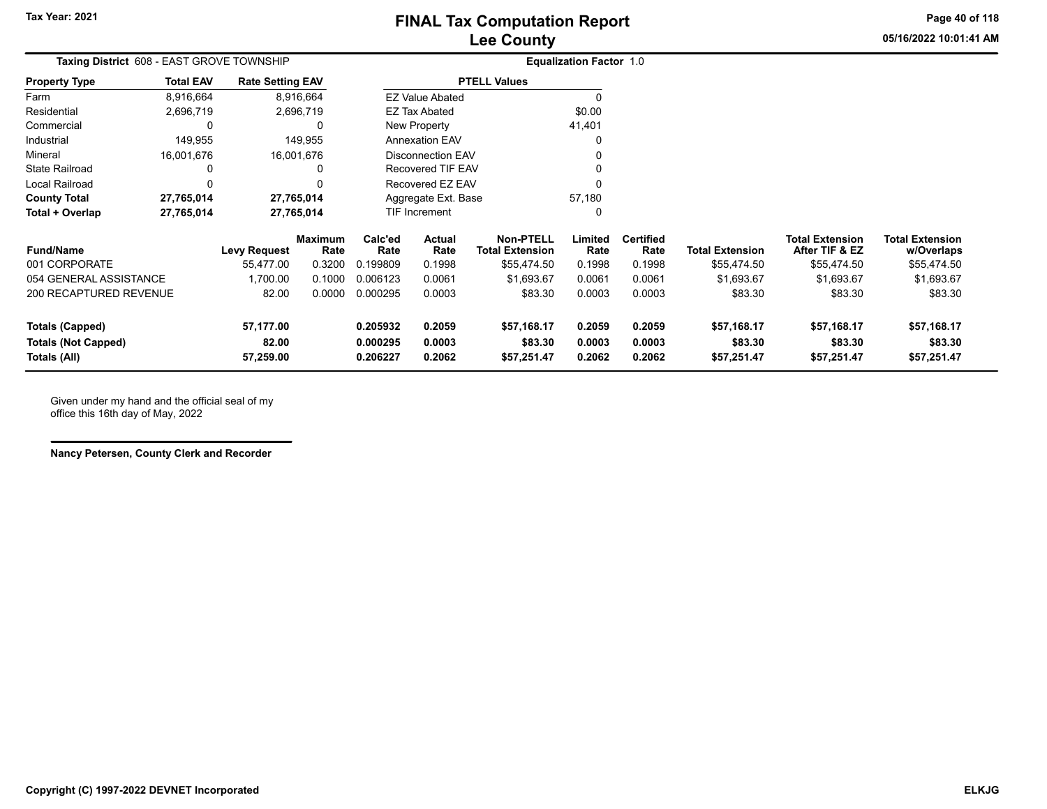# FINAL Tax Computation Report
## Lee County

Tax Year: 2021

**Taxing District** 608 - EAST GROVE TOWNSHIP

**Equalization Factor** 1.0

| Property Type | Total EAV | Rate Setting EAV |
|---|---|---|
| Farm | 8,916,664 | 8,916,664 |
| Residential | 2,696,719 | 2,696,719 |
| Commercial | 0 | 0 |
| Industrial | 149,955 | 149,955 |
| Mineral | 16,001,676 | 16,001,676 |
| State Railroad | 0 | 0 |
| Local Railroad | 0 | 0 |
| **County Total** | **27,765,014** | **27,765,014** |
| **Total + Overlap** | **27,765,014** | **27,765,014** |

| PTELL Values | |
|---|---|
| EZ Value Abated | 0 |
| EZ Tax Abated | $0.00 |
| New Property | 41,401 |
| Annexation EAV | 0 |
| Disconnection EAV | 0 |
| Recovered TIF EAV | 0 |
| Recovered EZ EAV | 0 |
| Aggregate Ext. Base | 57,180 |
| TIF Increment | 0 |

| Fund/Name | Levy Request | Maximum Rate | Calc'ed Rate | Actual Rate | Non-PTELL Total Extension | Limited Rate | Certified Rate | Total Extension | Total Extension After TIF & EZ | Total Extension w/Overlaps |
|---|---|---|---|---|---|---|---|---|---|---|
| 001 CORPORATE | 55,477.00 | 0.3200 | 0.199809 | 0.1998 | $55,474.50 | 0.1998 | 0.1998 | $55,474.50 | $55,474.50 | $55,474.50 |
| 054 GENERAL ASSISTANCE | 1,700.00 | 0.1000 | 0.006123 | 0.0061 | $1,693.67 | 0.0061 | 0.0061 | $1,693.67 | $1,693.67 | $1,693.67 |
| 200 RECAPTURED REVENUE | 82.00 | 0.0000 | 0.000295 | 0.0003 | $83.30 | 0.0003 | 0.0003 | $83.30 | $83.30 | $83.30 |
| **Totals (Capped)** | **57,177.00** | | **0.205932** | **0.2059** | **$57,168.17** | **0.2059** | **0.2059** | **$57,168.17** | **$57,168.17** | **$57,168.17** |
| **Totals (Not Capped)** | **82.00** | | **0.000295** | **0.0003** | **$83.30** | **0.0003** | **0.0003** | **$83.30** | **$83.30** | **$83.30** |
| **Totals (All)** | **57,259.00** | | **0.206227** | **0.2062** | **$57,251.47** | **0.2062** | **0.2062** | **$57,251.47** | **$57,251.47** | **$57,251.47** |

Given under my hand and the official seal of my office this 16th day of May, 2022

**Nancy Petersen, County Clerk and Recorder**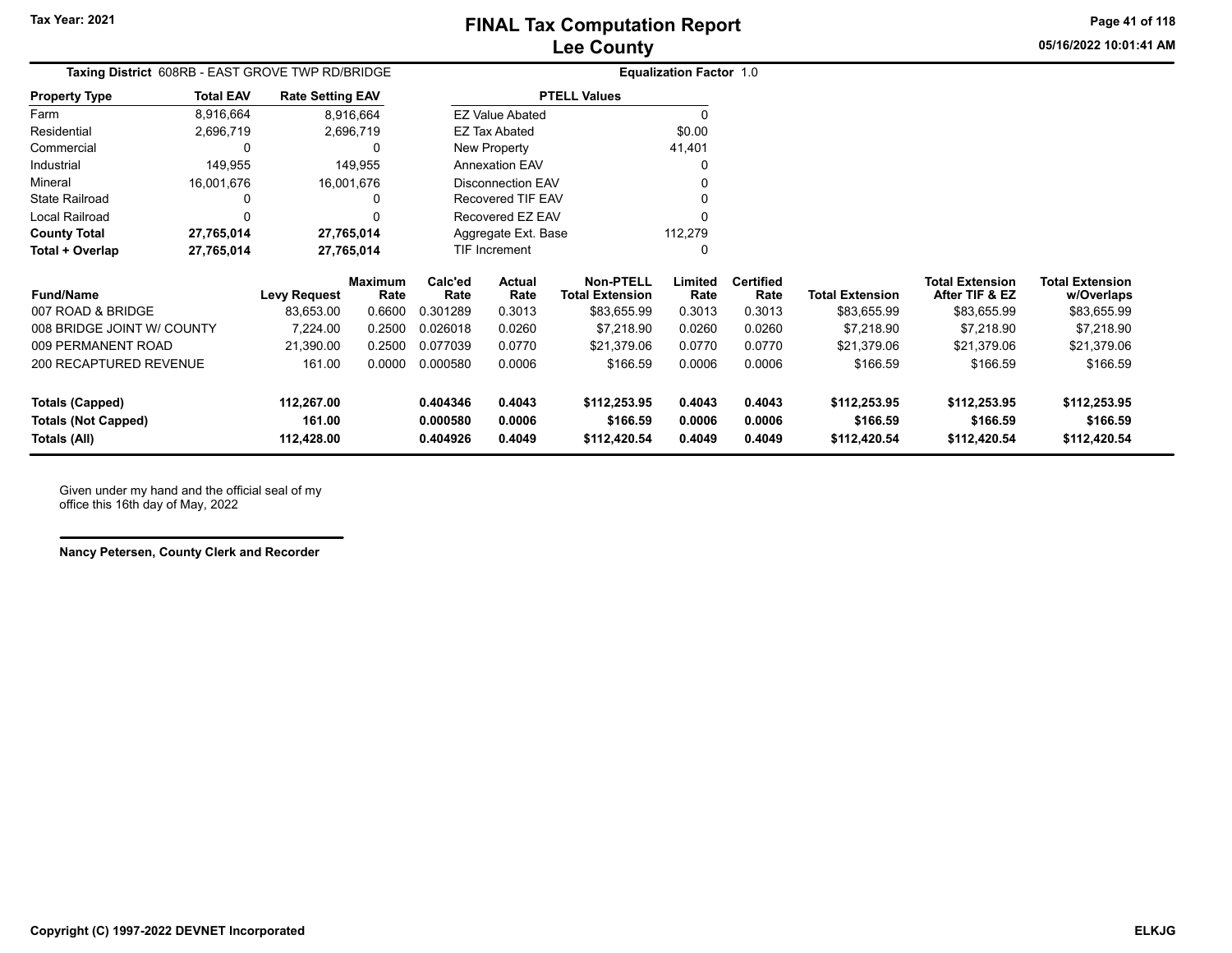# FINAL Tax Computation Report
## Lee County

Tax Year: 2021

05/16/2022 10:01:41 AM

**Taxing District** 608RB - EAST GROVE TWP RD/BRIDGE **Equalization Factor** 1.0

| Property Type | Total EAV | Rate Setting EAV |
|---|---|---|
| Farm | 8,916,664 | 8,916,664 |
| Residential | 2,696,719 | 2,696,719 |
| Commercial | 0 | 0 |
| Industrial | 149,955 | 149,955 |
| Mineral | 16,001,676 | 16,001,676 |
| State Railroad | 0 | 0 |
| Local Railroad | 0 | 0 |
| **County Total** | **27,765,014** | **27,765,014** |
| **Total + Overlap** | **27,765,014** | **27,765,014** |

| PTELL Values | |
|---|---|
| EZ Value Abated | 0 |
| EZ Tax Abated | $0.00 |
| New Property | 41,401 |
| Annexation EAV | 0 |
| Disconnection EAV | 0 |
| Recovered TIF EAV | 0 |
| Recovered EZ EAV | 0 |
| Aggregate Ext. Base | 112,279 |
| TIF Increment | 0 |

| Fund/Name | Levy Request | Maximum Rate | Calc'ed Rate | Actual Rate | Non-PTELL Total Extension | Limited Rate | Certified Rate | Total Extension | Total Extension After TIF & EZ | Total Extension w/Overlaps |
|---|---|---|---|---|---|---|---|---|---|---|
| 007 ROAD & BRIDGE | 83,653.00 | 0.6600 | 0.301289 | 0.3013 | $83,655.99 | 0.3013 | 0.3013 | $83,655.99 | $83,655.99 | $83,655.99 |
| 008 BRIDGE JOINT W/ COUNTY | 7,224.00 | 0.2500 | 0.026018 | 0.0260 | $7,218.90 | 0.0260 | 0.0260 | $7,218.90 | $7,218.90 | $7,218.90 |
| 009 PERMANENT ROAD | 21,390.00 | 0.2500 | 0.077039 | 0.0770 | $21,379.06 | 0.0770 | 0.0770 | $21,379.06 | $21,379.06 | $21,379.06 |
| 200 RECAPTURED REVENUE | 161.00 | 0.0000 | 0.000580 | 0.0006 | $166.59 | 0.0006 | 0.0006 | $166.59 | $166.59 | $166.59 |
| **Totals (Capped)** | **112,267.00** | | **0.404346** | **0.4043** | **$112,253.95** | **0.4043** | **0.4043** | **$112,253.95** | **$112,253.95** | **$112,253.95** |
| **Totals (Not Capped)** | **161.00** | | **0.000580** | **0.0006** | **$166.59** | **0.0006** | **0.0006** | **$166.59** | **$166.59** | **$166.59** |
| **Totals (All)** | **112,428.00** | | **0.404926** | **0.4049** | **$112,420.54** | **0.4049** | **0.4049** | **$112,420.54** | **$112,420.54** | **$112,420.54** |

Given under my hand and the official seal of my office this 16th day of May, 2022

**Nancy Petersen, County Clerk and Recorder**

Copyright (C) 1997-2022 DEVNET Incorporated

ELKJG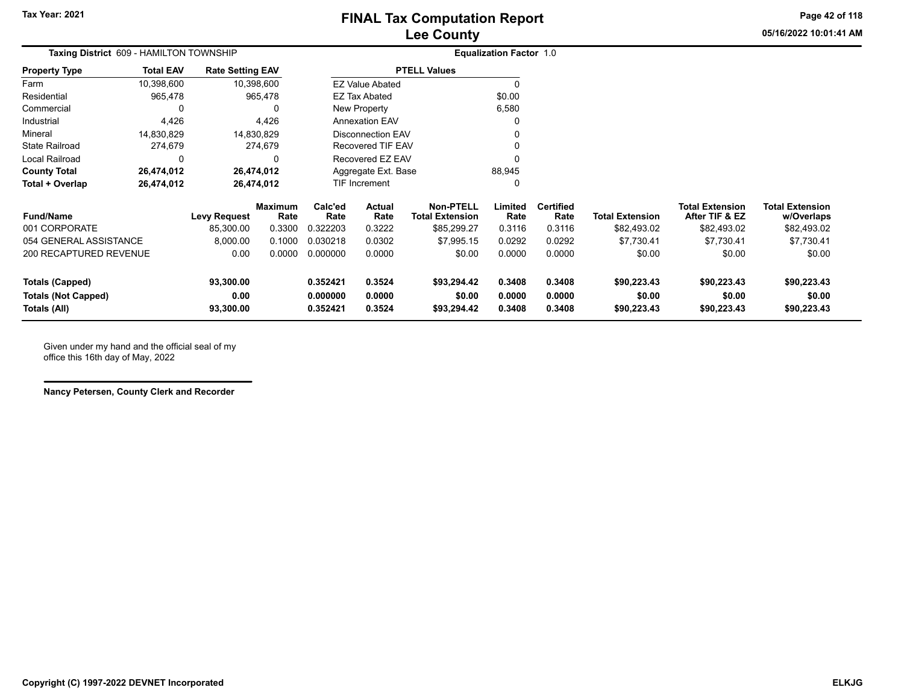# FINAL Tax Computation Report
## Lee County

Tax Year: 2021

05/16/2022 10:01:41 AM

**Taxing District** 609 - HAMILTON TOWNSHIP

**Equalization Factor** 1.0

| Property Type | Total EAV | Rate Setting EAV |
|---|---|---|
| Farm | 10,398,600 | 10,398,600 |
| Residential | 965,478 | 965,478 |
| Commercial | 0 | 0 |
| Industrial | 4,426 | 4,426 |
| Mineral | 14,830,829 | 14,830,829 |
| State Railroad | 274,679 | 274,679 |
| Local Railroad | 0 | 0 |
| **County Total** | **26,474,012** | **26,474,012** |
| **Total + Overlap** | **26,474,012** | **26,474,012** |

| PTELL Values | |
|---|---|
| EZ Value Abated | 0 |
| EZ Tax Abated | $0.00 |
| New Property | 6,580 |
| Annexation EAV | 0 |
| Disconnection EAV | 0 |
| Recovered TIF EAV | 0 |
| Recovered EZ EAV | 0 |
| Aggregate Ext. Base | 88,945 |
| TIF Increment | 0 |

| Fund/Name | Levy Request | Maximum Rate | Calc'ed Rate | Actual Rate | Non-PTELL Total Extension | Limited Rate | Certified Rate | Total Extension | Total Extension After TIF & EZ | Total Extension w/Overlaps |
|---|---|---|---|---|---|---|---|---|---|---|
| 001 CORPORATE | 85,300.00 | 0.3300 | 0.322203 | 0.3222 | $85,299.27 | 0.3116 | 0.3116 | $82,493.02 | $82,493.02 | $82,493.02 |
| 054 GENERAL ASSISTANCE | 8,000.00 | 0.1000 | 0.030218 | 0.0302 | $7,995.15 | 0.0292 | 0.0292 | $7,730.41 | $7,730.41 | $7,730.41 |
| 200 RECAPTURED REVENUE | 0.00 | 0.0000 | 0.000000 | 0.0000 | $0.00 | 0.0000 | 0.0000 | $0.00 | $0.00 | $0.00 |
| **Totals (Capped)** | **93,300.00** | | **0.352421** | **0.3524** | **$93,294.42** | **0.3408** | **0.3408** | **$90,223.43** | **$90,223.43** | **$90,223.43** |
| **Totals (Not Capped)** | **0.00** | | **0.000000** | **0.0000** | **$0.00** | **0.0000** | **0.0000** | **$0.00** | **$0.00** | **$0.00** |
| **Totals (All)** | **93,300.00** | | **0.352421** | **0.3524** | **$93,294.42** | **0.3408** | **0.3408** | **$90,223.43** | **$90,223.43** | **$90,223.43** |

Given under my hand and the official seal of my office this 16th day of May, 2022

**Nancy Petersen, County Clerk and Recorder**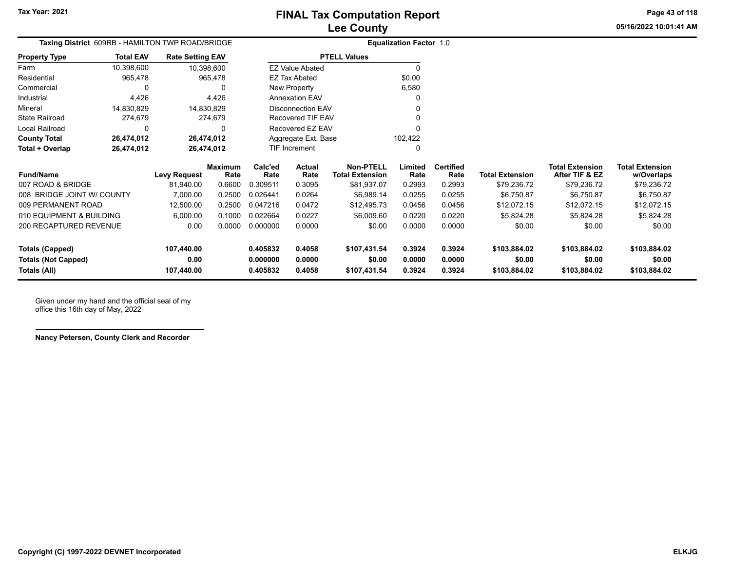# FINAL Tax Computation Report
## Lee County

Tax Year: 2021

05/16/2022 10:01:41 AM

**Taxing District** 609RB - HAMILTON TWP ROAD/BRIDGE

**Equalization Factor** 1.0

| Property Type | Total EAV | Rate Setting EAV |
|---|---|---|
| Farm | 10,398,600 | 10,398,600 |
| Residential | 965,478 | 965,478 |
| Commercial | 0 | 0 |
| Industrial | 4,426 | 4,426 |
| Mineral | 14,830,829 | 14,830,829 |
| State Railroad | 274,679 | 274,679 |
| Local Railroad | 0 | 0 |
| **County Total** | **26,474,012** | **26,474,012** |
| **Total + Overlap** | **26,474,012** | **26,474,012** |

| PTELL Values | |
|---|---|
| EZ Value Abated | 0 |
| EZ Tax Abated | $0.00 |
| New Property | 6,580 |
| Annexation EAV | 0 |
| Disconnection EAV | 0 |
| Recovered TIF EAV | 0 |
| Recovered EZ EAV | 0 |
| Aggregate Ext. Base | 102,422 |
| TIF Increment | 0 |

| Fund/Name | Levy Request | Maximum Rate | Calc'ed Rate | Actual Rate | Non-PTELL Total Extension | Limited Rate | Certified Rate | Total Extension | Total Extension After TIF & EZ | Total Extension w/Overlaps |
|---|---|---|---|---|---|---|---|---|---|---|
| 007 ROAD & BRIDGE | 81,940.00 | 0.6600 | 0.309511 | 0.3095 | $81,937.07 | 0.2993 | 0.2993 | $79,236.72 | $79,236.72 | $79,236.72 |
| 008 BRIDGE JOINT W/ COUNTY | 7,000.00 | 0.2500 | 0.026441 | 0.0264 | $6,989.14 | 0.0255 | 0.0255 | $6,750.87 | $6,750.87 | $6,750.87 |
| 009 PERMANENT ROAD | 12,500.00 | 0.2500 | 0.047216 | 0.0472 | $12,495.73 | 0.0456 | 0.0456 | $12,072.15 | $12,072.15 | $12,072.15 |
| 010 EQUIPMENT & BUILDING | 6,000.00 | 0.1000 | 0.022664 | 0.0227 | $6,009.60 | 0.0220 | 0.0220 | $5,824.28 | $5,824.28 | $5,824.28 |
| 200 RECAPTURED REVENUE | 0.00 | 0.0000 | 0.000000 | 0.0000 | $0.00 | 0.0000 | 0.0000 | $0.00 | $0.00 | $0.00 |
| **Totals (Capped)** | **107,440.00** | | **0.405832** | **0.4058** | **$107,431.54** | **0.3924** | **0.3924** | **$103,884.02** | **$103,884.02** | **$103,884.02** |
| **Totals (Not Capped)** | **0.00** | | **0.000000** | **0.0000** | **$0.00** | **0.0000** | **0.0000** | **$0.00** | **$0.00** | **$0.00** |
| **Totals (All)** | **107,440.00** | | **0.405832** | **0.4058** | **$107,431.54** | **0.3924** | **0.3924** | **$103,884.02** | **$103,884.02** | **$103,884.02** |

Given under my hand and the official seal of my office this 16th day of May, 2022

**Nancy Petersen, County Clerk and Recorder**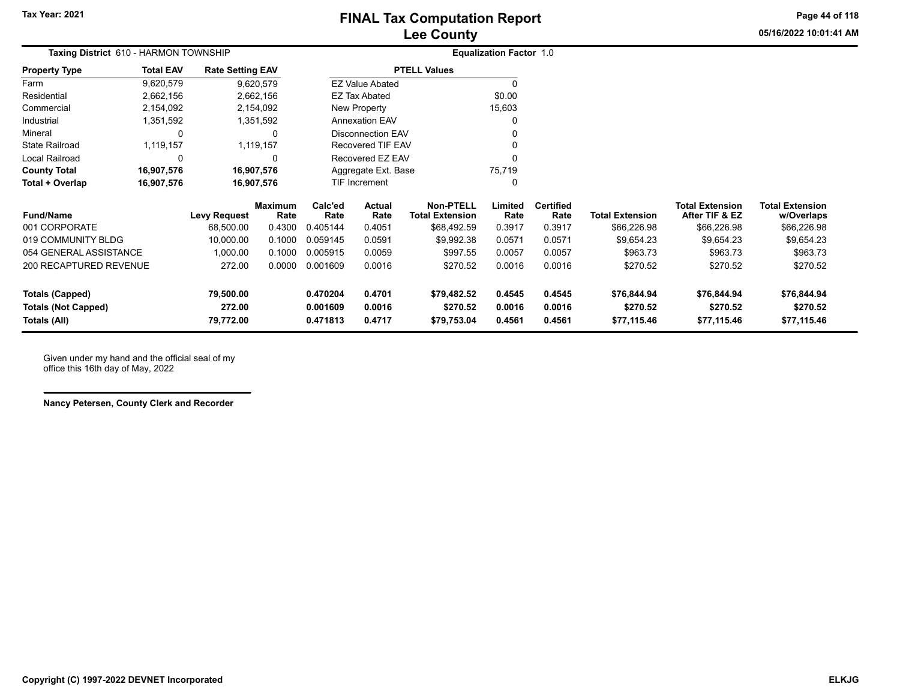# FINAL Tax Computation Report
## Lee County

**Tax Year: 2021**

**Taxing District** 610 - HARMON TOWNSHIP

**Equalization Factor** 1.0

| Property Type | Total EAV | Rate Setting EAV |
|---|---|---|
| Farm | 9,620,579 | 9,620,579 |
| Residential | 2,662,156 | 2,662,156 |
| Commercial | 2,154,092 | 2,154,092 |
| Industrial | 1,351,592 | 1,351,592 |
| Mineral | 0 | 0 |
| State Railroad | 1,119,157 | 1,119,157 |
| Local Railroad | 0 | 0 |
| **County Total** | **16,907,576** | **16,907,576** |
| **Total + Overlap** | **16,907,576** | **16,907,576** |

| PTELL Values | |
|---|---|
| EZ Value Abated | 0 |
| EZ Tax Abated | $0.00 |
| New Property | 15,603 |
| Annexation EAV | 0 |
| Disconnection EAV | 0 |
| Recovered TIF EAV | 0 |
| Recovered EZ EAV | 0 |
| Aggregate Ext. Base | 75,719 |
| TIF Increment | 0 |

| Fund/Name | Levy Request | Maximum Rate | Calc'ed Rate | Actual Rate | Non-PTELL Total Extension | Limited Rate | Certified Rate | Total Extension | Total Extension After TIF & EZ | Total Extension w/Overlaps |
|---|---|---|---|---|---|---|---|---|---|---|
| 001 CORPORATE | 68,500.00 | 0.4300 | 0.405144 | 0.4051 | $68,492.59 | 0.3917 | 0.3917 | $66,226.98 | $66,226.98 | $66,226.98 |
| 019 COMMUNITY BLDG | 10,000.00 | 0.1000 | 0.059145 | 0.0591 | $9,992.38 | 0.0571 | 0.0571 | $9,654.23 | $9,654.23 | $9,654.23 |
| 054 GENERAL ASSISTANCE | 1,000.00 | 0.1000 | 0.005915 | 0.0059 | $997.55 | 0.0057 | 0.0057 | $963.73 | $963.73 | $963.73 |
| 200 RECAPTURED REVENUE | 272.00 | 0.0000 | 0.001609 | 0.0016 | $270.52 | 0.0016 | 0.0016 | $270.52 | $270.52 | $270.52 |
| **Totals (Capped)** | **79,500.00** | | **0.470204** | **0.4701** | **$79,482.52** | **0.4545** | **0.4545** | **$76,844.94** | **$76,844.94** | **$76,844.94** |
| **Totals (Not Capped)** | **272.00** | | **0.001609** | **0.0016** | **$270.52** | **0.0016** | **0.0016** | **$270.52** | **$270.52** | **$270.52** |
| **Totals (All)** | **79,772.00** | | **0.471813** | **0.4717** | **$79,753.04** | **0.4561** | **0.4561** | **$77,115.46** | **$77,115.46** | **$77,115.46** |

Given under my hand and the official seal of my office this 16th day of May, 2022

**Nancy Petersen, County Clerk and Recorder**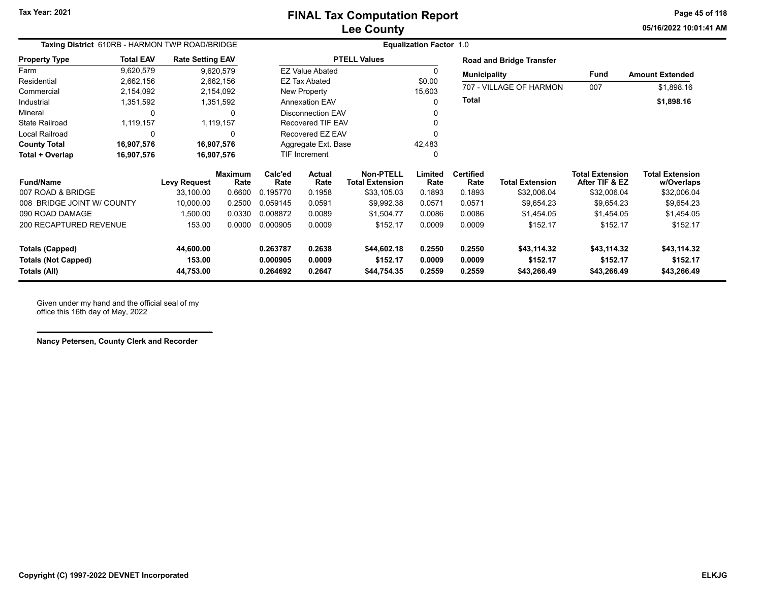# FINAL Tax Computation Report
## Lee County

Tax Year: 2021

**Taxing District** 610RB - HARMON TWP ROAD/BRIDGE

**Equalization Factor** 1.0

| Property Type | Total EAV | Rate Setting EAV |
|---|---|---|
| Farm | 9,620,579 | 9,620,579 |
| Residential | 2,662,156 | 2,662,156 |
| Commercial | 2,154,092 | 2,154,092 |
| Industrial | 1,351,592 | 1,351,592 |
| Mineral | 0 | 0 |
| State Railroad | 1,119,157 | 1,119,157 |
| Local Railroad | 0 | 0 |
| **County Total** | **16,907,576** | **16,907,576** |
| **Total + Overlap** | **16,907,576** | **16,907,576** |

| PTELL Values | |
|---|---|
| EZ Value Abated | 0 |
| EZ Tax Abated | $0.00 |
| New Property | 15,603 |
| Annexation EAV | 0 |
| Disconnection EAV | 0 |
| Recovered TIF EAV | 0 |
| Recovered EZ EAV | 0 |
| Aggregate Ext. Base | 42,483 |
| TIF Increment | 0 |

**Road and Bridge Transfer**

| Municipality | Fund | Amount Extended |
|---|---|---|
| 707 - VILLAGE OF HARMON | 007 | $1,898.16 |
| **Total** | | **$1,898.16** |

| Fund/Name | Levy Request | Maximum Rate | Calc'ed Rate | Actual Rate | Non-PTELL Total Extension | Limited Rate | Certified Rate | Total Extension | Total Extension After TIF & EZ | Total Extension w/Overlaps |
|---|---|---|---|---|---|---|---|---|---|---|
| 007 ROAD & BRIDGE | 33,100.00 | 0.6600 | 0.195770 | 0.1958 | $33,105.03 | 0.1893 | 0.1893 | $32,006.04 | $32,006.04 | $32,006.04 |
| 008 BRIDGE JOINT W/ COUNTY | 10,000.00 | 0.2500 | 0.059145 | 0.0591 | $9,992.38 | 0.0571 | 0.0571 | $9,654.23 | $9,654.23 | $9,654.23 |
| 090 ROAD DAMAGE | 1,500.00 | 0.0330 | 0.008872 | 0.0089 | $1,504.77 | 0.0086 | 0.0086 | $1,454.05 | $1,454.05 | $1,454.05 |
| 200 RECAPTURED REVENUE | 153.00 | 0.0000 | 0.000905 | 0.0009 | $152.17 | 0.0009 | 0.0009 | $152.17 | $152.17 | $152.17 |
| **Totals (Capped)** | **44,600.00** | | **0.263787** | **0.2638** | **$44,602.18** | **0.2550** | **0.2550** | **$43,114.32** | **$43,114.32** | **$43,114.32** |
| **Totals (Not Capped)** | **153.00** | | **0.000905** | **0.0009** | **$152.17** | **0.0009** | **0.0009** | **$152.17** | **$152.17** | **$152.17** |
| **Totals (All)** | **44,753.00** | | **0.264692** | **0.2647** | **$44,754.35** | **0.2559** | **0.2559** | **$43,266.49** | **$43,266.49** | **$43,266.49** |

Given under my hand and the official seal of my office this 16th day of May, 2022

**Nancy Petersen, County Clerk and Recorder**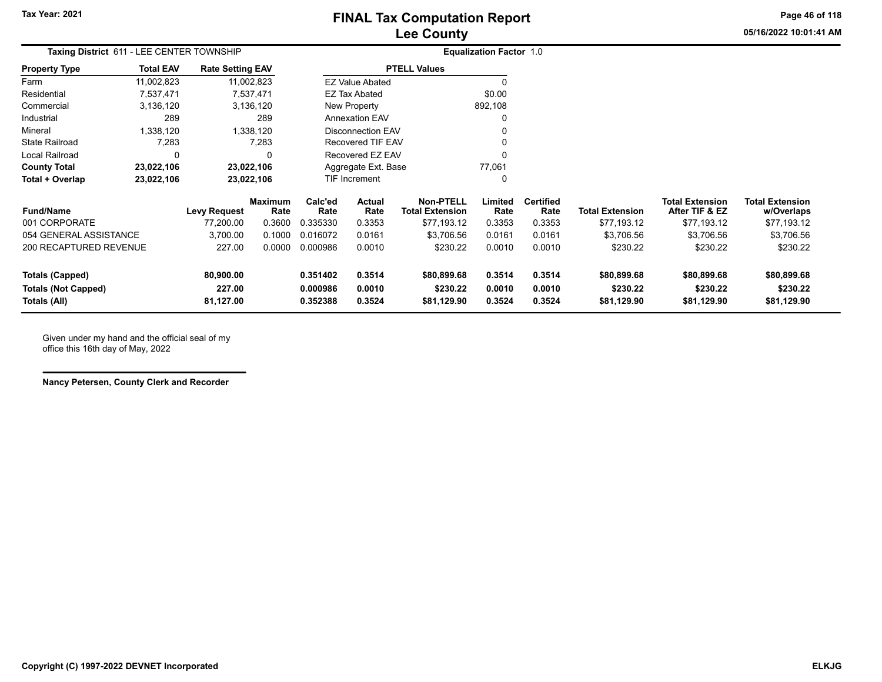# FINAL Tax Computation Report
## Lee County

Tax Year: 2021

05/16/2022 10:01:41 AM

**Taxing District** 611 - LEE CENTER TOWNSHIP

**Equalization Factor** 1.0

| Property Type | Total EAV | Rate Setting EAV |
|---|---|---|
| Farm | 11,002,823 | 11,002,823 |
| Residential | 7,537,471 | 7,537,471 |
| Commercial | 3,136,120 | 3,136,120 |
| Industrial | 289 | 289 |
| Mineral | 1,338,120 | 1,338,120 |
| State Railroad | 7,283 | 7,283 |
| Local Railroad | 0 | 0 |
| **County Total** | **23,022,106** | **23,022,106** |
| **Total + Overlap** | **23,022,106** | **23,022,106** |

| PTELL Values | |
|---|---|
| EZ Value Abated | 0 |
| EZ Tax Abated | $0.00 |
| New Property | 892,108 |
| Annexation EAV | 0 |
| Disconnection EAV | 0 |
| Recovered TIF EAV | 0 |
| Recovered EZ EAV | 0 |
| Aggregate Ext. Base | 77,061 |
| TIF Increment | 0 |

| Fund/Name | Levy Request | Maximum Rate | Calc'ed Rate | Actual Rate | Non-PTELL Total Extension | Limited Rate | Certified Rate | Total Extension | Total Extension After TIF & EZ | Total Extension w/Overlaps |
|---|---|---|---|---|---|---|---|---|---|---|
| 001 CORPORATE | 77,200.00 | 0.3600 | 0.335330 | 0.3353 | $77,193.12 | 0.3353 | 0.3353 | $77,193.12 | $77,193.12 | $77,193.12 |
| 054 GENERAL ASSISTANCE | 3,700.00 | 0.1000 | 0.016072 | 0.0161 | $3,706.56 | 0.0161 | 0.0161 | $3,706.56 | $3,706.56 | $3,706.56 |
| 200 RECAPTURED REVENUE | 227.00 | 0.0000 | 0.000986 | 0.0010 | $230.22 | 0.0010 | 0.0010 | $230.22 | $230.22 | $230.22 |
| **Totals (Capped)** | **80,900.00** | | **0.351402** | **0.3514** | **$80,899.68** | **0.3514** | **0.3514** | **$80,899.68** | **$80,899.68** | **$80,899.68** |
| **Totals (Not Capped)** | **227.00** | | **0.000986** | **0.0010** | **$230.22** | **0.0010** | **0.0010** | **$230.22** | **$230.22** | **$230.22** |
| **Totals (All)** | **81,127.00** | | **0.352388** | **0.3524** | **$81,129.90** | **0.3524** | **0.3524** | **$81,129.90** | **$81,129.90** | **$81,129.90** |

Given under my hand and the official seal of my office this 16th day of May, 2022

**Nancy Petersen, County Clerk and Recorder**

Copyright (C) 1997-2022 DEVNET Incorporated

ELKJG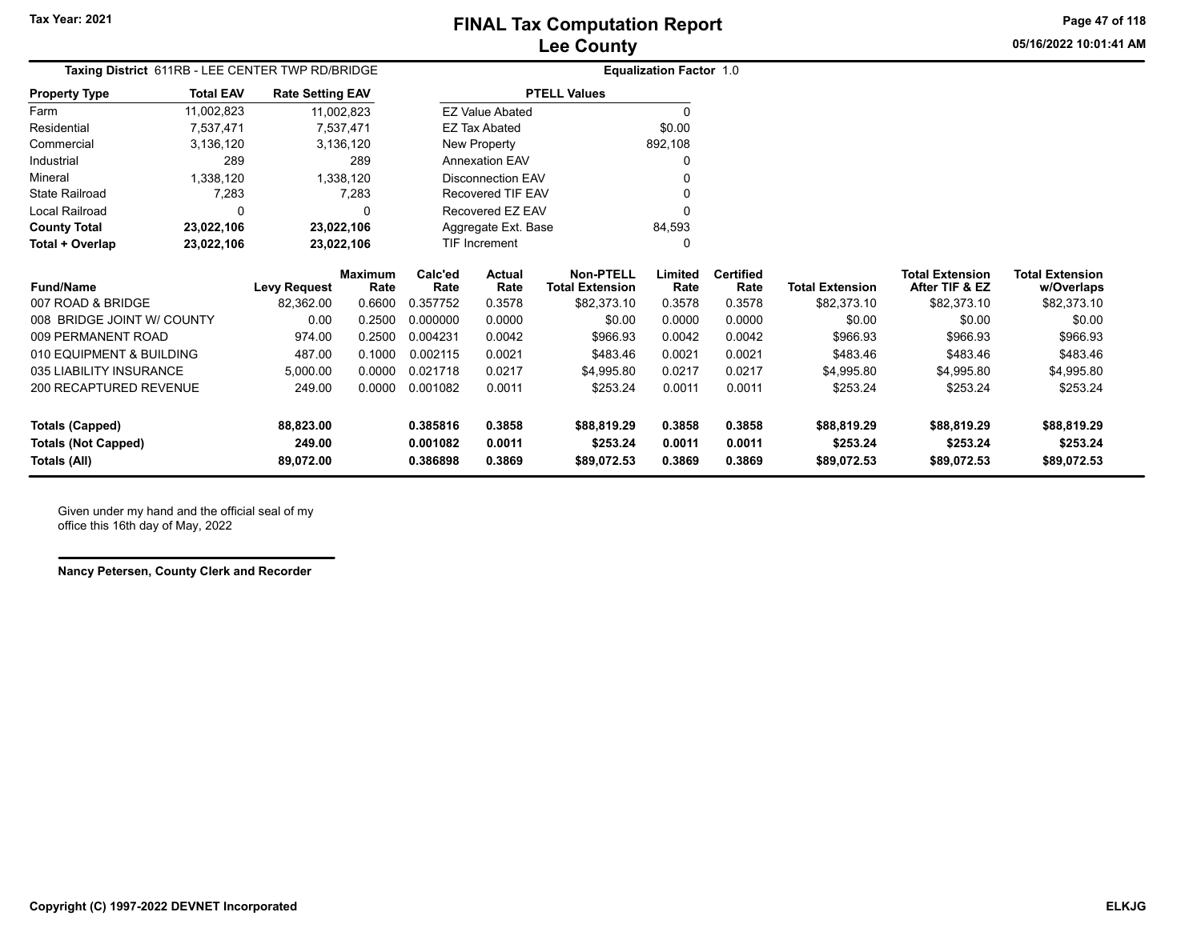# FINAL Tax Computation Report
## Lee County

**Tax Year: 2021**

05/16/2022 10:01:41 AM

**Taxing District** 611RB - LEE CENTER TWP RD/BRIDGE

**Equalization Factor** 1.0

| Property Type | Total EAV | Rate Setting EAV |
|---|---|---|
| Farm | 11,002,823 | 11,002,823 |
| Residential | 7,537,471 | 7,537,471 |
| Commercial | 3,136,120 | 3,136,120 |
| Industrial | 289 | 289 |
| Mineral | 1,338,120 | 1,338,120 |
| State Railroad | 7,283 | 7,283 |
| Local Railroad | 0 | 0 |
| **County Total** | **23,022,106** | **23,022,106** |
| **Total + Overlap** | **23,022,106** | **23,022,106** |

| PTELL Values | |
|---|---|
| EZ Value Abated | 0 |
| EZ Tax Abated | $0.00 |
| New Property | 892,108 |
| Annexation EAV | 0 |
| Disconnection EAV | 0 |
| Recovered TIF EAV | 0 |
| Recovered EZ EAV | 0 |
| Aggregate Ext. Base | 84,593 |
| TIF Increment | 0 |

| Fund/Name | Levy Request | Maximum Rate | Calc'ed Rate | Actual Rate | Non-PTELL Total Extension | Limited Rate | Certified Rate | Total Extension | Total Extension After TIF & EZ | Total Extension w/Overlaps |
|---|---|---|---|---|---|---|---|---|---|---|
| 007 ROAD & BRIDGE | 82,362.00 | 0.6600 | 0.357752 | 0.3578 | $82,373.10 | 0.3578 | 0.3578 | $82,373.10 | $82,373.10 | $82,373.10 |
| 008 BRIDGE JOINT W/ COUNTY | 0.00 | 0.2500 | 0.000000 | 0.0000 | $0.00 | 0.0000 | 0.0000 | $0.00 | $0.00 | $0.00 |
| 009 PERMANENT ROAD | 974.00 | 0.2500 | 0.004231 | 0.0042 | $966.93 | 0.0042 | 0.0042 | $966.93 | $966.93 | $966.93 |
| 010 EQUIPMENT & BUILDING | 487.00 | 0.1000 | 0.002115 | 0.0021 | $483.46 | 0.0021 | 0.0021 | $483.46 | $483.46 | $483.46 |
| 035 LIABILITY INSURANCE | 5,000.00 | 0.0000 | 0.021718 | 0.0217 | $4,995.80 | 0.0217 | 0.0217 | $4,995.80 | $4,995.80 | $4,995.80 |
| 200 RECAPTURED REVENUE | 249.00 | 0.0000 | 0.001082 | 0.0011 | $253.24 | 0.0011 | 0.0011 | $253.24 | $253.24 | $253.24 |
| **Totals (Capped)** | **88,823.00** | | **0.385816** | **0.3858** | **$88,819.29** | **0.3858** | **0.3858** | **$88,819.29** | **$88,819.29** | **$88,819.29** |
| **Totals (Not Capped)** | **249.00** | | **0.001082** | **0.0011** | **$253.24** | **0.0011** | **0.0011** | **$253.24** | **$253.24** | **$253.24** |
| **Totals (All)** | **89,072.00** | | **0.386898** | **0.3869** | **$89,072.53** | **0.3869** | **0.3869** | **$89,072.53** | **$89,072.53** | **$89,072.53** |

Given under my hand and the official seal of my office this 16th day of May, 2022

**Nancy Petersen, County Clerk and Recorder**

**Copyright (C) 1997-2022 DEVNET Incorporated** **ELKJG**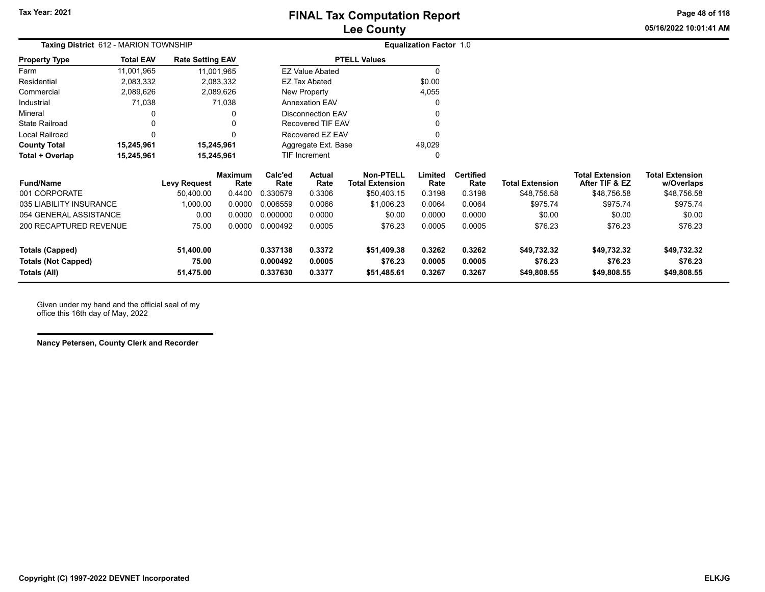Tax Year: 2021

# FINAL Tax Computation Report
## Lee County

05/16/2022 10:01:41 AM

**Taxing District** 612 - MARION TOWNSHIP

**Equalization Factor** 1.0

| Property Type | Total EAV | Rate Setting EAV |
|---|---|---|
| Farm | 11,001,965 | 11,001,965 |
| Residential | 2,083,332 | 2,083,332 |
| Commercial | 2,089,626 | 2,089,626 |
| Industrial | 71,038 | 71,038 |
| Mineral | 0 | 0 |
| State Railroad | 0 | 0 |
| Local Railroad | 0 | 0 |
| **County Total** | **15,245,961** | **15,245,961** |
| **Total + Overlap** | **15,245,961** | **15,245,961** |

| PTELL Values | |
|---|---|
| EZ Value Abated | 0 |
| EZ Tax Abated | $0.00 |
| New Property | 4,055 |
| Annexation EAV | 0 |
| Disconnection EAV | 0 |
| Recovered TIF EAV | 0 |
| Recovered EZ EAV | 0 |
| Aggregate Ext. Base | 49,029 |
| TIF Increment | 0 |

| Fund/Name | Levy Request | Maximum Rate | Calc'ed Rate | Actual Rate | Non-PTELL Total Extension | Limited Rate | Certified Rate | Total Extension | Total Extension After TIF & EZ | Total Extension w/Overlaps |
|---|---|---|---|---|---|---|---|---|---|---|
| 001 CORPORATE | 50,400.00 | 0.4400 | 0.330579 | 0.3306 | $50,403.15 | 0.3198 | 0.3198 | $48,756.58 | $48,756.58 | $48,756.58 |
| 035 LIABILITY INSURANCE | 1,000.00 | 0.0000 | 0.006559 | 0.0066 | $1,006.23 | 0.0064 | 0.0064 | $975.74 | $975.74 | $975.74 |
| 054 GENERAL ASSISTANCE | 0.00 | 0.0000 | 0.000000 | 0.0000 | $0.00 | 0.0000 | 0.0000 | $0.00 | $0.00 | $0.00 |
| 200 RECAPTURED REVENUE | 75.00 | 0.0000 | 0.000492 | 0.0005 | $76.23 | 0.0005 | 0.0005 | $76.23 | $76.23 | $76.23 |
| **Totals (Capped)** | **51,400.00** | | **0.337138** | **0.3372** | **$51,409.38** | **0.3262** | **0.3262** | **$49,732.32** | **$49,732.32** | **$49,732.32** |
| **Totals (Not Capped)** | **75.00** | | **0.000492** | **0.0005** | **$76.23** | **0.0005** | **0.0005** | **$76.23** | **$76.23** | **$76.23** |
| **Totals (All)** | **51,475.00** | | **0.337630** | **0.3377** | **$51,485.61** | **0.3267** | **0.3267** | **$49,808.55** | **$49,808.55** | **$49,808.55** |

Given under my hand and the official seal of my office this 16th day of May, 2022

**Nancy Petersen, County Clerk and Recorder**

**Copyright (C) 1997-2022 DEVNET Incorporated**

**ELKJG**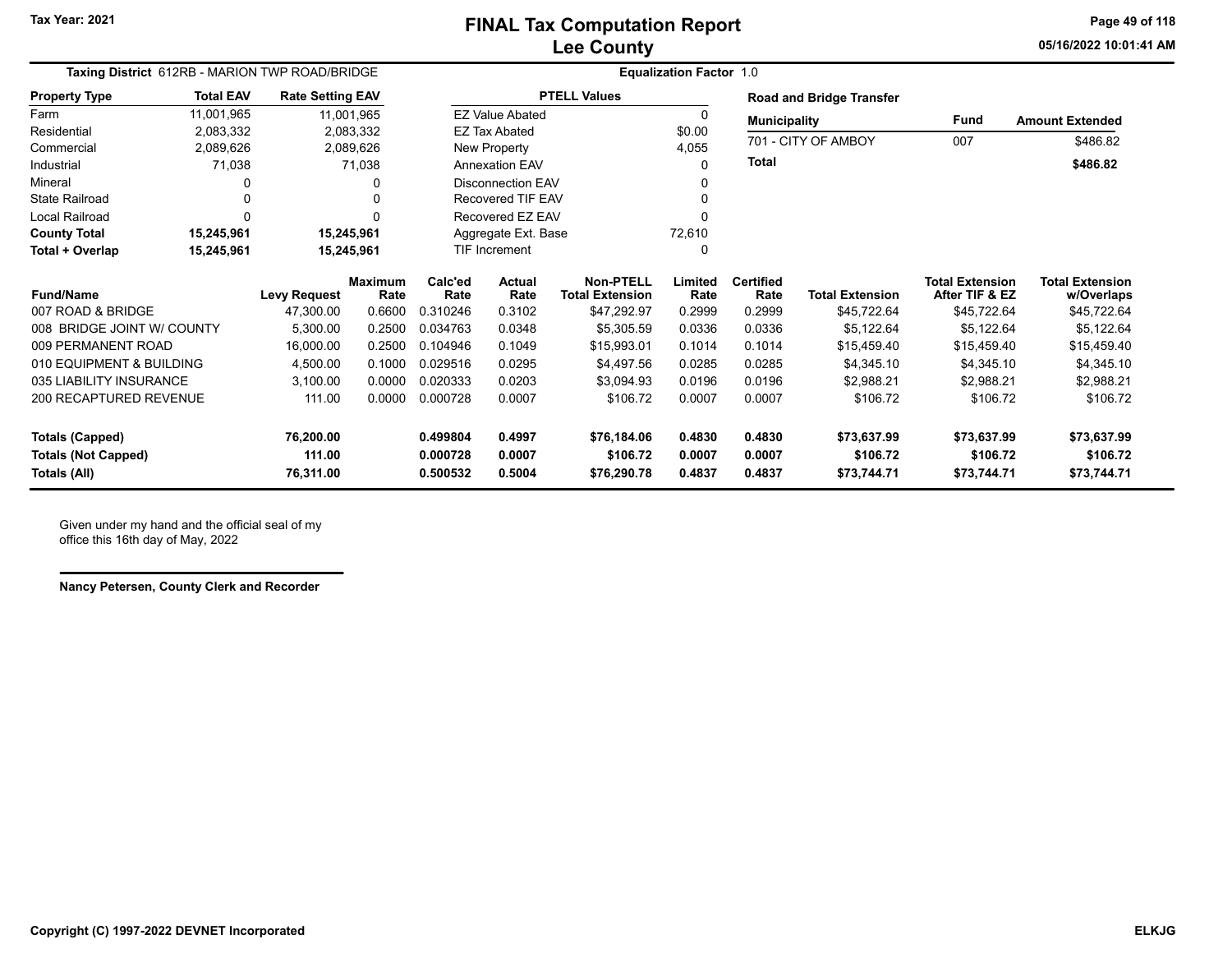Tax Year: 2021

# FINAL Tax Computation Report
## Lee County

**Taxing District** 612RB - MARION TWP ROAD/BRIDGE

**Equalization Factor** 1.0

| Property Type | Total EAV | Rate Setting EAV |
|---|---|---|
| Farm | 11,001,965 | 11,001,965 |
| Residential | 2,083,332 | 2,083,332 |
| Commercial | 2,089,626 | 2,089,626 |
| Industrial | 71,038 | 71,038 |
| Mineral | 0 | 0 |
| State Railroad | 0 | 0 |
| Local Railroad | 0 | 0 |
| **County Total** | **15,245,961** | **15,245,961** |
| **Total + Overlap** | **15,245,961** | **15,245,961** |

| PTELL Values | |
|---|---|
| EZ Value Abated | 0 |
| EZ Tax Abated | $0.00 |
| New Property | 4,055 |
| Annexation EAV | 0 |
| Disconnection EAV | 0 |
| Recovered TIF EAV | 0 |
| Recovered EZ EAV | 0 |
| Aggregate Ext. Base | 72,610 |
| TIF Increment | 0 |

**Road and Bridge Transfer**

| Municipality | Fund | Amount Extended |
|---|---|---|
| 701 - CITY OF AMBOY | 007 | $486.82 |
| **Total** | | **$486.82** |

| Fund/Name | Levy Request | Maximum Rate | Calc'ed Rate | Actual Rate | Non-PTELL Total Extension | Limited Rate | Certified Rate | Total Extension | Total Extension After TIF & EZ | Total Extension w/Overlaps |
|---|---|---|---|---|---|---|---|---|---|---|
| 007 ROAD & BRIDGE | 47,300.00 | 0.6600 | 0.310246 | 0.3102 | $47,292.97 | 0.2999 | 0.2999 | $45,722.64 | $45,722.64 | $45,722.64 |
| 008 BRIDGE JOINT W/ COUNTY | 5,300.00 | 0.2500 | 0.034763 | 0.0348 | $5,305.59 | 0.0336 | 0.0336 | $5,122.64 | $5,122.64 | $5,122.64 |
| 009 PERMANENT ROAD | 16,000.00 | 0.2500 | 0.104946 | 0.1049 | $15,993.01 | 0.1014 | 0.1014 | $15,459.40 | $15,459.40 | $15,459.40 |
| 010 EQUIPMENT & BUILDING | 4,500.00 | 0.1000 | 0.029516 | 0.0295 | $4,497.56 | 0.0285 | 0.0285 | $4,345.10 | $4,345.10 | $4,345.10 |
| 035 LIABILITY INSURANCE | 3,100.00 | 0.0000 | 0.020333 | 0.0203 | $3,094.93 | 0.0196 | 0.0196 | $2,988.21 | $2,988.21 | $2,988.21 |
| 200 RECAPTURED REVENUE | 111.00 | 0.0000 | 0.000728 | 0.0007 | $106.72 | 0.0007 | 0.0007 | $106.72 | $106.72 | $106.72 |
| **Totals (Capped)** | **76,200.00** | | **0.499804** | **0.4997** | **$76,184.06** | **0.4830** | **0.4830** | **$73,637.99** | **$73,637.99** | **$73,637.99** |
| **Totals (Not Capped)** | **111.00** | | **0.000728** | **0.0007** | **$106.72** | **0.0007** | **0.0007** | **$106.72** | **$106.72** | **$106.72** |
| **Totals (All)** | **76,311.00** | | **0.500532** | **0.5004** | **$76,290.78** | **0.4837** | **0.4837** | **$73,744.71** | **$73,744.71** | **$73,744.71** |

Given under my hand and the official seal of my office this 16th day of May, 2022

**Nancy Petersen, County Clerk and Recorder**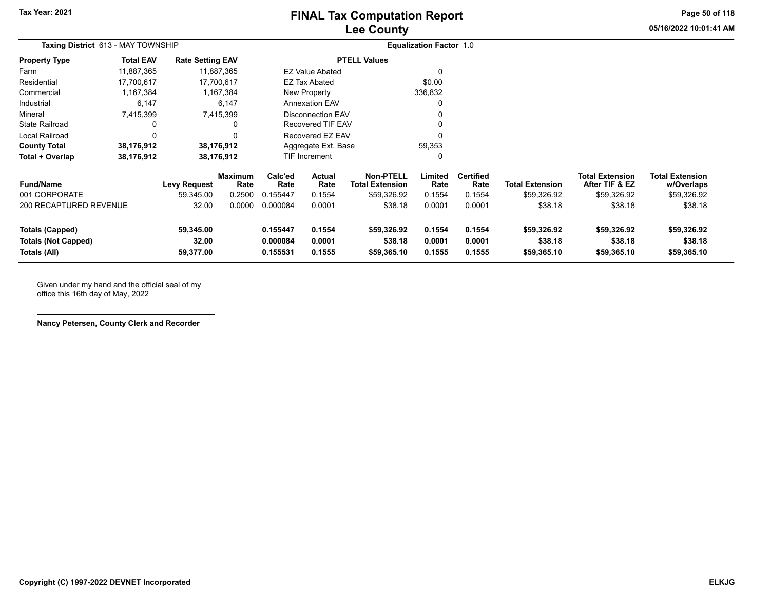Tax Year: 2021

# FINAL Tax Computation Report
## Lee County

05/16/2022 10:01:41 AM

**Taxing District** 613 - MAY TOWNSHIP

**Equalization Factor** 1.0

| Property Type | Total EAV | Rate Setting EAV |
|---|---|---|
| Farm | 11,887,365 | 11,887,365 |
| Residential | 17,700,617 | 17,700,617 |
| Commercial | 1,167,384 | 1,167,384 |
| Industrial | 6,147 | 6,147 |
| Mineral | 7,415,399 | 7,415,399 |
| State Railroad | 0 | 0 |
| Local Railroad | 0 | 0 |
| **County Total** | **38,176,912** | **38,176,912** |
| **Total + Overlap** | **38,176,912** | **38,176,912** |

| PTELL Values | |
|---|---|
| EZ Value Abated | 0 |
| EZ Tax Abated | $0.00 |
| New Property | 336,832 |
| Annexation EAV | 0 |
| Disconnection EAV | 0 |
| Recovered TIF EAV | 0 |
| Recovered EZ EAV | 0 |
| Aggregate Ext. Base | 59,353 |
| TIF Increment | 0 |

| Fund/Name | Levy Request | Maximum Rate | Calc'ed Rate | Actual Rate | Non-PTELL Total Extension | Limited Rate | Certified Rate | Total Extension | Total Extension After TIF & EZ | Total Extension w/Overlaps |
|---|---|---|---|---|---|---|---|---|---|---|
| 001 CORPORATE | 59,345.00 | 0.2500 | 0.155447 | 0.1554 | $59,326.92 | 0.1554 | 0.1554 | $59,326.92 | $59,326.92 | $59,326.92 |
| 200 RECAPTURED REVENUE | 32.00 | 0.0000 | 0.000084 | 0.0001 | $38.18 | 0.0001 | 0.0001 | $38.18 | $38.18 | $38.18 |
| **Totals (Capped)** | **59,345.00** | | **0.155447** | **0.1554** | **$59,326.92** | **0.1554** | **0.1554** | **$59,326.92** | **$59,326.92** | **$59,326.92** |
| **Totals (Not Capped)** | **32.00** | | **0.000084** | **0.0001** | **$38.18** | **0.0001** | **0.0001** | **$38.18** | **$38.18** | **$38.18** |
| **Totals (All)** | **59,377.00** | | **0.155531** | **0.1555** | **$59,365.10** | **0.1555** | **0.1555** | **$59,365.10** | **$59,365.10** | **$59,365.10** |

Given under my hand and the official seal of my office this 16th day of May, 2022

**Nancy Petersen, County Clerk and Recorder**

**Copyright (C) 1997-2022 DEVNET Incorporated** **ELKJG**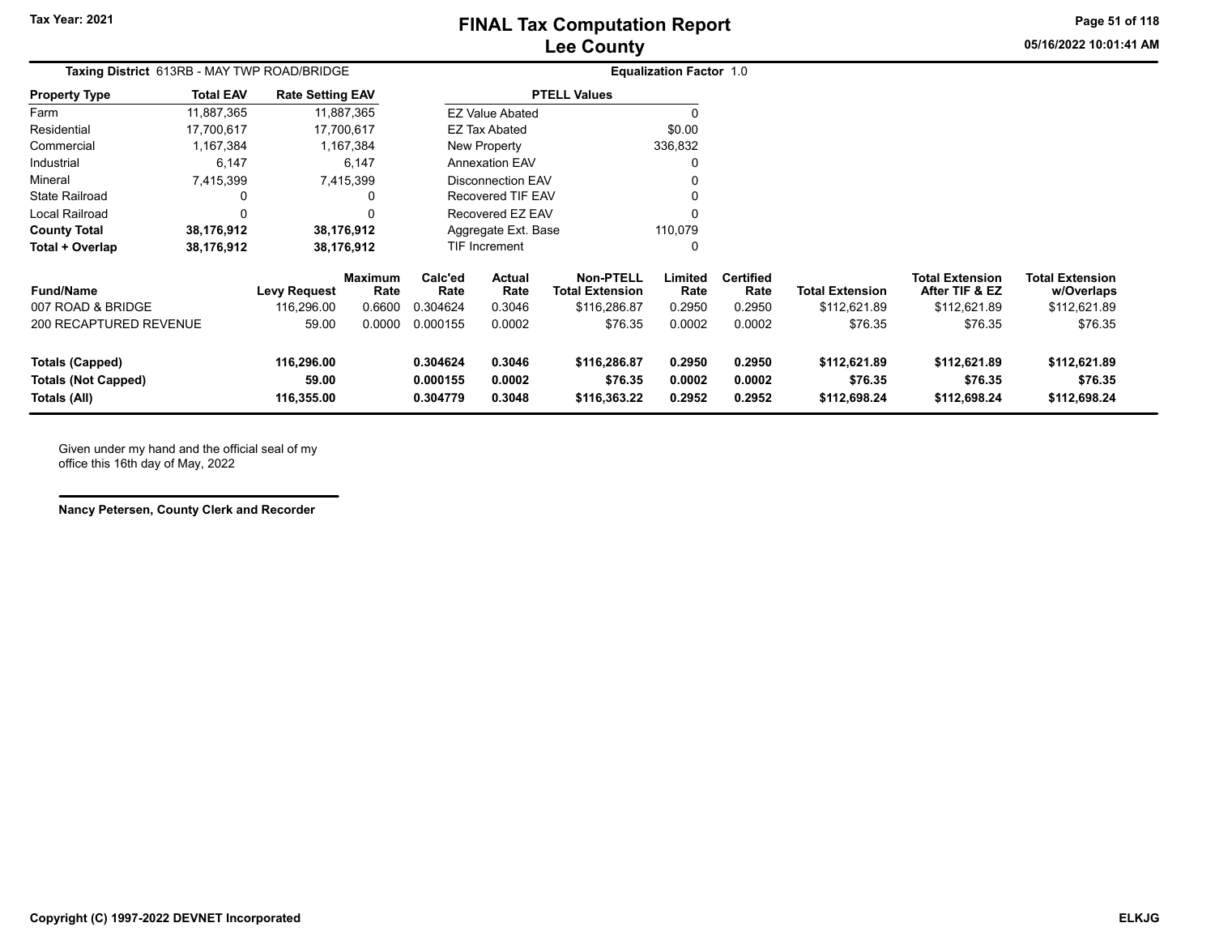Tax Year: 2021

# FINAL Tax Computation Report
## Lee County

05/16/2022 10:01:41 AM

**Taxing District** 613RB - MAY TWP ROAD/BRIDGE

**Equalization Factor** 1.0

| Property Type | Total EAV | Rate Setting EAV |
|---|---|---|
| Farm | 11,887,365 | 11,887,365 |
| Residential | 17,700,617 | 17,700,617 |
| Commercial | 1,167,384 | 1,167,384 |
| Industrial | 6,147 | 6,147 |
| Mineral | 7,415,399 | 7,415,399 |
| State Railroad | 0 | 0 |
| Local Railroad | 0 | 0 |
| **County Total** | **38,176,912** | **38,176,912** |
| **Total + Overlap** | **38,176,912** | **38,176,912** |

| PTELL Values | |
|---|---|
| EZ Value Abated | 0 |
| EZ Tax Abated | $0.00 |
| New Property | 336,832 |
| Annexation EAV | 0 |
| Disconnection EAV | 0 |
| Recovered TIF EAV | 0 |
| Recovered EZ EAV | 0 |
| Aggregate Ext. Base | 110,079 |
| TIF Increment | 0 |

| Fund/Name | Levy Request | Maximum Rate | Calc'ed Rate | Actual Rate | Non-PTELL Total Extension | Limited Rate | Certified Rate | Total Extension | Total Extension After TIF & EZ | Total Extension w/Overlaps |
|---|---|---|---|---|---|---|---|---|---|---|
| 007 ROAD & BRIDGE | 116,296.00 | 0.6600 | 0.304624 | 0.3046 | $116,286.87 | 0.2950 | 0.2950 | $112,621.89 | $112,621.89 | $112,621.89 |
| 200 RECAPTURED REVENUE | 59.00 | 0.0000 | 0.000155 | 0.0002 | $76.35 | 0.0002 | 0.0002 | $76.35 | $76.35 | $76.35 |
| **Totals (Capped)** | **116,296.00** | | **0.304624** | **0.3046** | **$116,286.87** | **0.2950** | **0.2950** | **$112,621.89** | **$112,621.89** | **$112,621.89** |
| **Totals (Not Capped)** | **59.00** | | **0.000155** | **0.0002** | **$76.35** | **0.0002** | **0.0002** | **$76.35** | **$76.35** | **$76.35** |
| **Totals (All)** | **116,355.00** | | **0.304779** | **0.3048** | **$116,363.22** | **0.2952** | **0.2952** | **$112,698.24** | **$112,698.24** | **$112,698.24** |

Given under my hand and the official seal of my office this 16th day of May, 2022

**Nancy Petersen, County Clerk and Recorder**

Copyright (C) 1997-2022 DEVNET Incorporated

ELKJG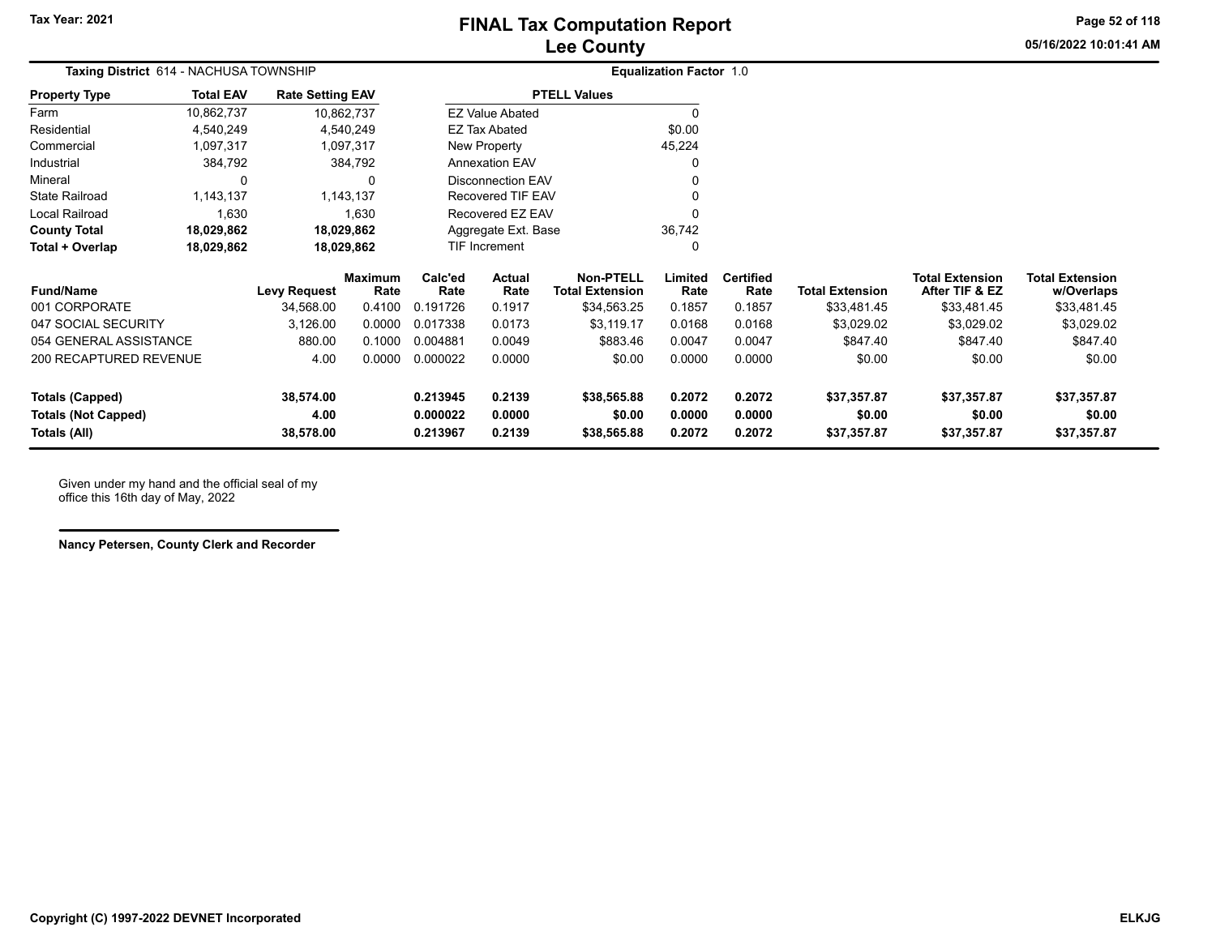Tax Year: 2021

# FINAL Tax Computation Report
## Lee County

**Taxing District** 614 - NACHUSA TOWNSHIP

**Equalization Factor** 1.0

| Property Type | Total EAV | Rate Setting EAV |
|---|---|---|
| Farm | 10,862,737 | 10,862,737 |
| Residential | 4,540,249 | 4,540,249 |
| Commercial | 1,097,317 | 1,097,317 |
| Industrial | 384,792 | 384,792 |
| Mineral | 0 | 0 |
| State Railroad | 1,143,137 | 1,143,137 |
| Local Railroad | 1,630 | 1,630 |
| **County Total** | **18,029,862** | **18,029,862** |
| **Total + Overlap** | **18,029,862** | **18,029,862** |

| PTELL Values | |
|---|---|
| EZ Value Abated | 0 |
| EZ Tax Abated | $0.00 |
| New Property | 45,224 |
| Annexation EAV | 0 |
| Disconnection EAV | 0 |
| Recovered TIF EAV | 0 |
| Recovered EZ EAV | 0 |
| Aggregate Ext. Base | 36,742 |
| TIF Increment | 0 |

| Fund/Name | Levy Request | Maximum Rate | Calc'ed Rate | Actual Rate | Non-PTELL Total Extension | Limited Rate | Certified Rate | Total Extension | Total Extension After TIF & EZ | Total Extension w/Overlaps |
|---|---|---|---|---|---|---|---|---|---|---|
| 001 CORPORATE | 34,568.00 | 0.4100 | 0.191726 | 0.1917 | $34,563.25 | 0.1857 | 0.1857 | $33,481.45 | $33,481.45 | $33,481.45 |
| 047 SOCIAL SECURITY | 3,126.00 | 0.0000 | 0.017338 | 0.0173 | $3,119.17 | 0.0168 | 0.0168 | $3,029.02 | $3,029.02 | $3,029.02 |
| 054 GENERAL ASSISTANCE | 880.00 | 0.1000 | 0.004881 | 0.0049 | $883.46 | 0.0047 | 0.0047 | $847.40 | $847.40 | $847.40 |
| 200 RECAPTURED REVENUE | 4.00 | 0.0000 | 0.000022 | 0.0000 | $0.00 | 0.0000 | 0.0000 | $0.00 | $0.00 | $0.00 |
| **Totals (Capped)** | **38,574.00** | | **0.213945** | **0.2139** | **$38,565.88** | **0.2072** | **0.2072** | **$37,357.87** | **$37,357.87** | **$37,357.87** |
| **Totals (Not Capped)** | **4.00** | | **0.000022** | **0.0000** | **$0.00** | **0.0000** | **0.0000** | **$0.00** | **$0.00** | **$0.00** |
| **Totals (All)** | **38,578.00** | | **0.213967** | **0.2139** | **$38,565.88** | **0.2072** | **0.2072** | **$37,357.87** | **$37,357.87** | **$37,357.87** |

Given under my hand and the official seal of my office this 16th day of May, 2022

**Nancy Petersen, County Clerk and Recorder**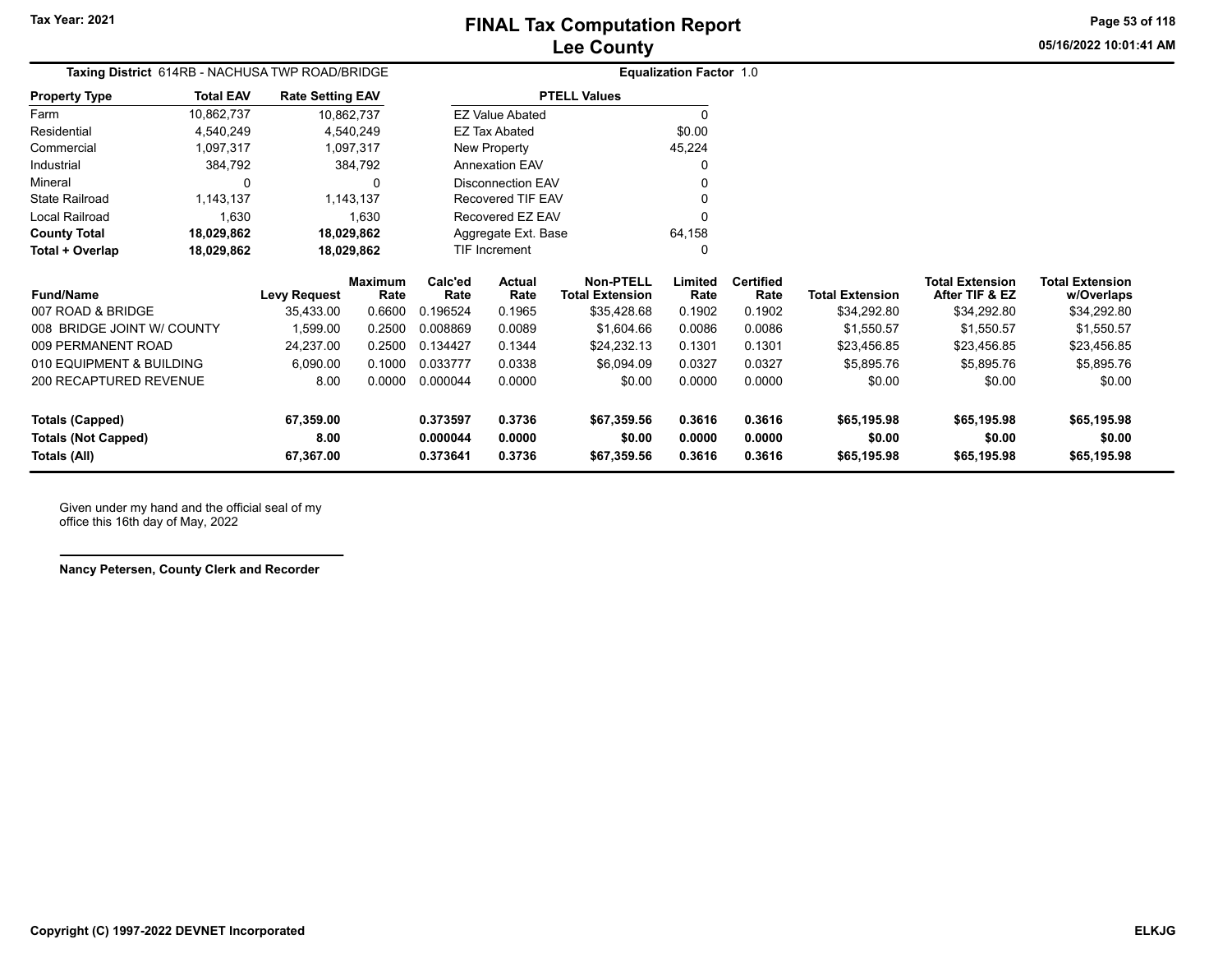# FINAL Tax Computation Report
## Lee County

Tax Year: 2021

05/16/2022 10:01:41 AM

**Taxing District** 614RB - NACHUSA TWP ROAD/BRIDGE **Equalization Factor** 1.0

| Property Type | Total EAV | Rate Setting EAV |
|---|---|---|
| Farm | 10,862,737 | 10,862,737 |
| Residential | 4,540,249 | 4,540,249 |
| Commercial | 1,097,317 | 1,097,317 |
| Industrial | 384,792 | 384,792 |
| Mineral | 0 | 0 |
| State Railroad | 1,143,137 | 1,143,137 |
| Local Railroad | 1,630 | 1,630 |
| **County Total** | **18,029,862** | **18,029,862** |
| **Total + Overlap** | **18,029,862** | **18,029,862** |

| PTELL Values | |
|---|---|
| EZ Value Abated | 0 |
| EZ Tax Abated | $0.00 |
| New Property | 45,224 |
| Annexation EAV | 0 |
| Disconnection EAV | 0 |
| Recovered TIF EAV | 0 |
| Recovered EZ EAV | 0 |
| Aggregate Ext. Base | 64,158 |
| TIF Increment | 0 |

| Fund/Name | Levy Request | Maximum Rate | Calc'ed Rate | Actual Rate | Non-PTELL Total Extension | Limited Rate | Certified Rate | Total Extension | Total Extension After TIF & EZ | Total Extension w/Overlaps |
|---|---|---|---|---|---|---|---|---|---|---|
| 007 ROAD & BRIDGE | 35,433.00 | 0.6600 | 0.196524 | 0.1965 | $35,428.68 | 0.1902 | 0.1902 | $34,292.80 | $34,292.80 | $34,292.80 |
| 008 BRIDGE JOINT W/ COUNTY | 1,599.00 | 0.2500 | 0.008869 | 0.0089 | $1,604.66 | 0.0086 | 0.0086 | $1,550.57 | $1,550.57 | $1,550.57 |
| 009 PERMANENT ROAD | 24,237.00 | 0.2500 | 0.134427 | 0.1344 | $24,232.13 | 0.1301 | 0.1301 | $23,456.85 | $23,456.85 | $23,456.85 |
| 010 EQUIPMENT & BUILDING | 6,090.00 | 0.1000 | 0.033777 | 0.0338 | $6,094.09 | 0.0327 | 0.0327 | $5,895.76 | $5,895.76 | $5,895.76 |
| 200 RECAPTURED REVENUE | 8.00 | 0.0000 | 0.000044 | 0.0000 | $0.00 | 0.0000 | 0.0000 | $0.00 | $0.00 | $0.00 |
| **Totals (Capped)** | **67,359.00** | | **0.373597** | **0.3736** | **$67,359.56** | **0.3616** | **0.3616** | **$65,195.98** | **$65,195.98** | **$65,195.98** |
| **Totals (Not Capped)** | **8.00** | | **0.000044** | **0.0000** | **$0.00** | **0.0000** | **0.0000** | **$0.00** | **$0.00** | **$0.00** |
| **Totals (All)** | **67,367.00** | | **0.373641** | **0.3736** | **$67,359.56** | **0.3616** | **0.3616** | **$65,195.98** | **$65,195.98** | **$65,195.98** |

Given under my hand and the official seal of my office this 16th day of May, 2022

**Nancy Petersen, County Clerk and Recorder**

**Copyright (C) 1997-2022 DEVNET Incorporated** **ELKJG**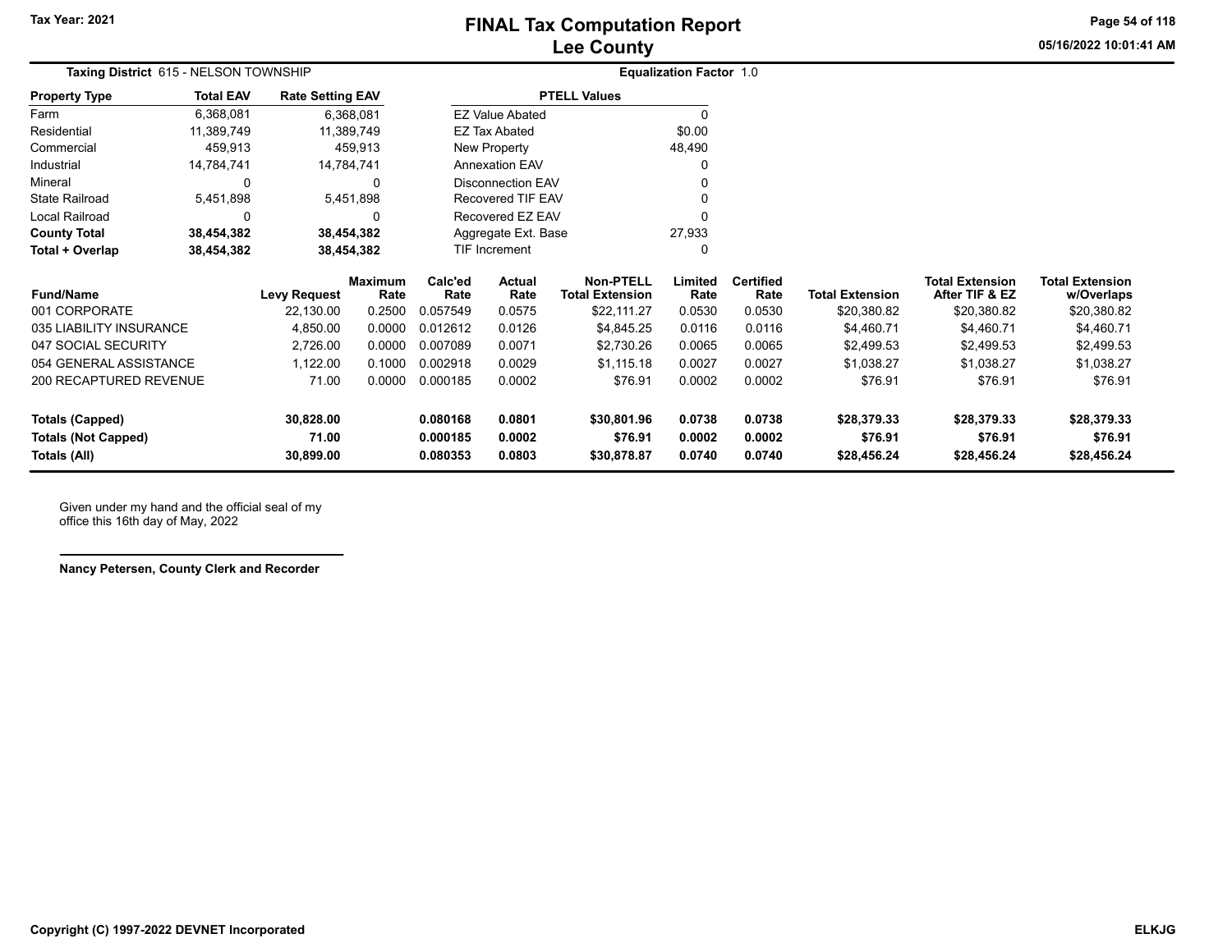# FINAL Tax Computation Report
## Lee County

Tax Year: 2021

**Taxing District** 615 - NELSON TOWNSHIP

**Equalization Factor** 1.0

| Property Type | Total EAV | Rate Setting EAV |
|---|---|---|
| Farm | 6,368,081 | 6,368,081 |
| Residential | 11,389,749 | 11,389,749 |
| Commercial | 459,913 | 459,913 |
| Industrial | 14,784,741 | 14,784,741 |
| Mineral | 0 | 0 |
| State Railroad | 5,451,898 | 5,451,898 |
| Local Railroad | 0 | 0 |
| **County Total** | **38,454,382** | **38,454,382** |
| **Total + Overlap** | **38,454,382** | **38,454,382** |

| PTELL Values | |
|---|---|
| EZ Value Abated | 0 |
| EZ Tax Abated | $0.00 |
| New Property | 48,490 |
| Annexation EAV | 0 |
| Disconnection EAV | 0 |
| Recovered TIF EAV | 0 |
| Recovered EZ EAV | 0 |
| Aggregate Ext. Base | 27,933 |
| TIF Increment | 0 |

| Fund/Name | Levy Request | Maximum Rate | Calc'ed Rate | Actual Rate | Non-PTELL Total Extension | Limited Rate | Certified Rate | Total Extension | Total Extension After TIF & EZ | Total Extension w/Overlaps |
|---|---|---|---|---|---|---|---|---|---|---|
| 001 CORPORATE | 22,130.00 | 0.2500 | 0.057549 | 0.0575 | $22,111.27 | 0.0530 | 0.0530 | $20,380.82 | $20,380.82 | $20,380.82 |
| 035 LIABILITY INSURANCE | 4,850.00 | 0.0000 | 0.012612 | 0.0126 | $4,845.25 | 0.0116 | 0.0116 | $4,460.71 | $4,460.71 | $4,460.71 |
| 047 SOCIAL SECURITY | 2,726.00 | 0.0000 | 0.007089 | 0.0071 | $2,730.26 | 0.0065 | 0.0065 | $2,499.53 | $2,499.53 | $2,499.53 |
| 054 GENERAL ASSISTANCE | 1,122.00 | 0.1000 | 0.002918 | 0.0029 | $1,115.18 | 0.0027 | 0.0027 | $1,038.27 | $1,038.27 | $1,038.27 |
| 200 RECAPTURED REVENUE | 71.00 | 0.0000 | 0.000185 | 0.0002 | $76.91 | 0.0002 | 0.0002 | $76.91 | $76.91 | $76.91 |
| **Totals (Capped)** | **30,828.00** | | **0.080168** | **0.0801** | **$30,801.96** | **0.0738** | **0.0738** | **$28,379.33** | **$28,379.33** | **$28,379.33** |
| **Totals (Not Capped)** | **71.00** | | **0.000185** | **0.0002** | **$76.91** | **0.0002** | **0.0002** | **$76.91** | **$76.91** | **$76.91** |
| **Totals (All)** | **30,899.00** | | **0.080353** | **0.0803** | **$30,878.87** | **0.0740** | **0.0740** | **$28,456.24** | **$28,456.24** | **$28,456.24** |

Given under my hand and the official seal of my office this 16th day of May, 2022

**Nancy Petersen, County Clerk and Recorder**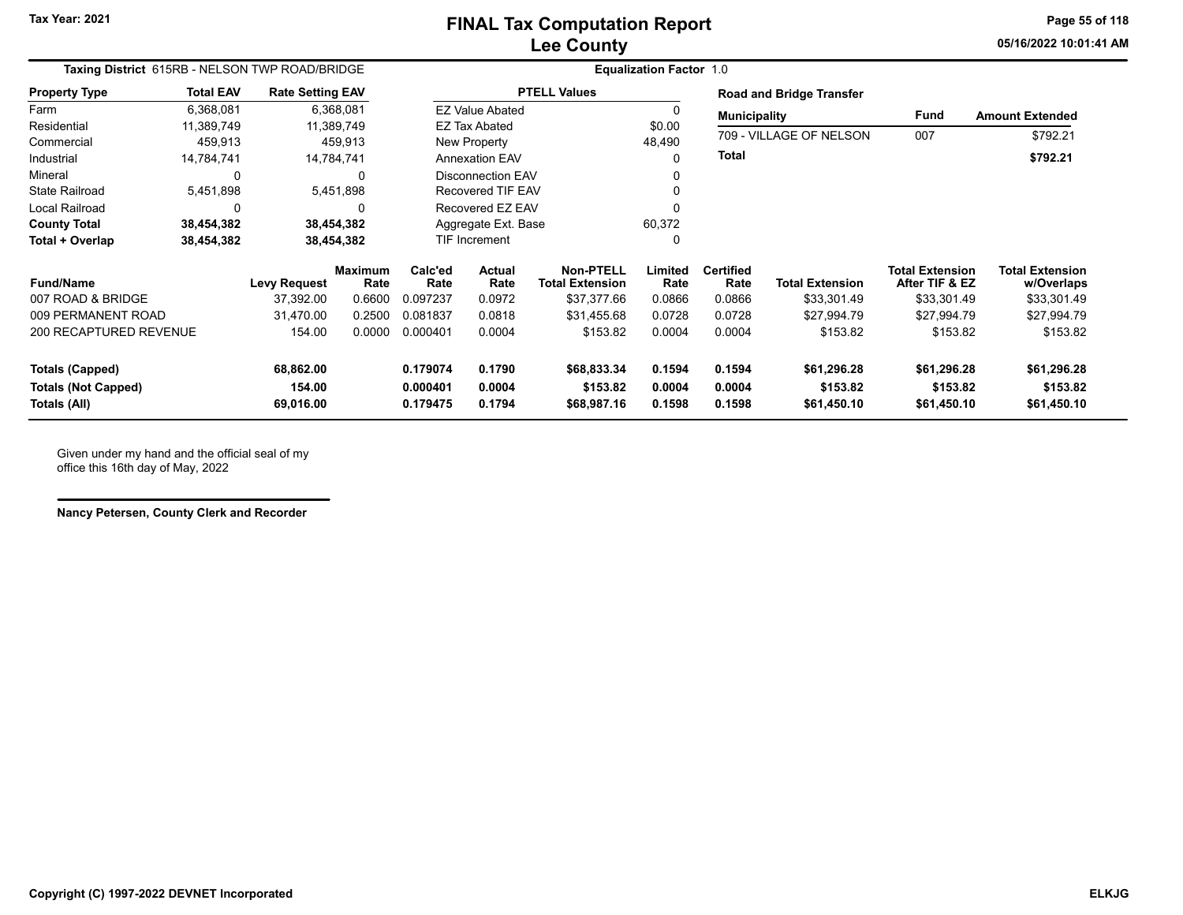# FINAL Tax Computation Report
## Lee County

Tax Year: 2021

05/16/2022 10:01:41 AM

**Taxing District** 615RB - NELSON TWP ROAD/BRIDGE

**Equalization Factor** 1.0

| Property Type | Total EAV | Rate Setting EAV |
|---|---|---|
| Farm | 6,368,081 | 6,368,081 |
| Residential | 11,389,749 | 11,389,749 |
| Commercial | 459,913 | 459,913 |
| Industrial | 14,784,741 | 14,784,741 |
| Mineral | 0 | 0 |
| State Railroad | 5,451,898 | 5,451,898 |
| Local Railroad | 0 | 0 |
| **County Total** | **38,454,382** | **38,454,382** |
| **Total + Overlap** | **38,454,382** | **38,454,382** |

| PTELL Values | |
|---|---|
| EZ Value Abated | 0 |
| EZ Tax Abated | $0.00 |
| New Property | 48,490 |
| Annexation EAV | 0 |
| Disconnection EAV | 0 |
| Recovered TIF EAV | 0 |
| Recovered EZ EAV | 0 |
| Aggregate Ext. Base | 60,372 |
| TIF Increment | 0 |

**Road and Bridge Transfer**

| Municipality | Fund | Amount Extended |
|---|---|---|
| 709 - VILLAGE OF NELSON | 007 | $792.21 |
| **Total** | | **$792.21** |

| Fund/Name | Levy Request | Maximum Rate | Calc'ed Rate | Actual Rate | Non-PTELL Total Extension | Limited Rate | Certified Rate | Total Extension | Total Extension After TIF & EZ | Total Extension w/Overlaps |
|---|---|---|---|---|---|---|---|---|---|---|
| 007 ROAD & BRIDGE | 37,392.00 | 0.6600 | 0.097237 | 0.0972 | $37,377.66 | 0.0866 | 0.0866 | $33,301.49 | $33,301.49 | $33,301.49 |
| 009 PERMANENT ROAD | 31,470.00 | 0.2500 | 0.081837 | 0.0818 | $31,455.68 | 0.0728 | 0.0728 | $27,994.79 | $27,994.79 | $27,994.79 |
| 200 RECAPTURED REVENUE | 154.00 | 0.0000 | 0.000401 | 0.0004 | $153.82 | 0.0004 | 0.0004 | $153.82 | $153.82 | $153.82 |
| **Totals (Capped)** | **68,862.00** | | **0.179074** | **0.1790** | **$68,833.34** | **0.1594** | **0.1594** | **$61,296.28** | **$61,296.28** | **$61,296.28** |
| **Totals (Not Capped)** | **154.00** | | **0.000401** | **0.0004** | **$153.82** | **0.0004** | **0.0004** | **$153.82** | **$153.82** | **$153.82** |
| **Totals (All)** | **69,016.00** | | **0.179475** | **0.1794** | **$68,987.16** | **0.1598** | **0.1598** | **$61,450.10** | **$61,450.10** | **$61,450.10** |

Given under my hand and the official seal of my office this 16th day of May, 2022

**Nancy Petersen, County Clerk and Recorder**

Copyright (C) 1997-2022 DEVNET Incorporated

ELKJG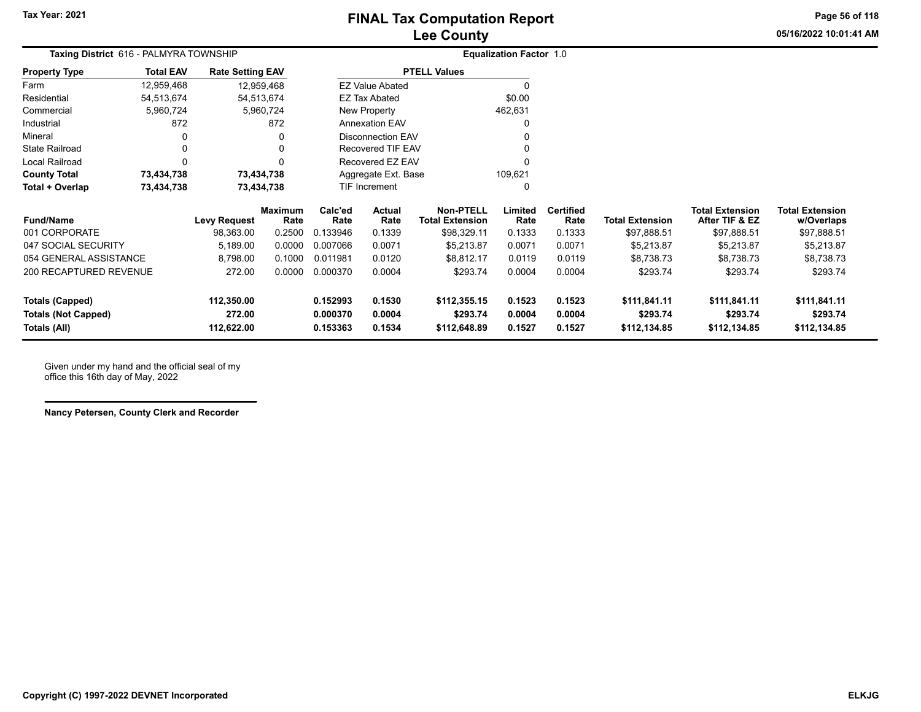# FINAL Tax Computation Report
## Lee County

Tax Year: 2021

05/16/2022 10:01:41 AM

**Taxing District** 616 - PALMYRA TOWNSHIP

**Equalization Factor** 1.0

| Property Type | Total EAV | Rate Setting EAV |
|---|---|---|
| Farm | 12,959,468 | 12,959,468 |
| Residential | 54,513,674 | 54,513,674 |
| Commercial | 5,960,724 | 5,960,724 |
| Industrial | 872 | 872 |
| Mineral | 0 | 0 |
| State Railroad | 0 | 0 |
| Local Railroad | 0 | 0 |
| **County Total** | **73,434,738** | **73,434,738** |
| **Total + Overlap** | **73,434,738** | **73,434,738** |

| PTELL Values | |
|---|---|
| EZ Value Abated | 0 |
| EZ Tax Abated | $0.00 |
| New Property | 462,631 |
| Annexation EAV | 0 |
| Disconnection EAV | 0 |
| Recovered TIF EAV | 0 |
| Recovered EZ EAV | 0 |
| Aggregate Ext. Base | 109,621 |
| TIF Increment | 0 |

| Fund/Name | Levy Request | Maximum Rate | Calc'ed Rate | Actual Rate | Non-PTELL Total Extension | Limited Rate | Certified Rate | Total Extension | Total Extension After TIF & EZ | Total Extension w/Overlaps |
|---|---|---|---|---|---|---|---|---|---|---|
| 001 CORPORATE | 98,363.00 | 0.2500 | 0.133946 | 0.1339 | $98,329.11 | 0.1333 | 0.1333 | $97,888.51 | $97,888.51 | $97,888.51 |
| 047 SOCIAL SECURITY | 5,189.00 | 0.0000 | 0.007066 | 0.0071 | $5,213.87 | 0.0071 | 0.0071 | $5,213.87 | $5,213.87 | $5,213.87 |
| 054 GENERAL ASSISTANCE | 8,798.00 | 0.1000 | 0.011981 | 0.0120 | $8,812.17 | 0.0119 | 0.0119 | $8,738.73 | $8,738.73 | $8,738.73 |
| 200 RECAPTURED REVENUE | 272.00 | 0.0000 | 0.000370 | 0.0004 | $293.74 | 0.0004 | 0.0004 | $293.74 | $293.74 | $293.74 |
| **Totals (Capped)** | **112,350.00** | | **0.152993** | **0.1530** | **$112,355.15** | **0.1523** | **0.1523** | **$111,841.11** | **$111,841.11** | **$111,841.11** |
| **Totals (Not Capped)** | **272.00** | | **0.000370** | **0.0004** | **$293.74** | **0.0004** | **0.0004** | **$293.74** | **$293.74** | **$293.74** |
| **Totals (All)** | **112,622.00** | | **0.153363** | **0.1534** | **$112,648.89** | **0.1527** | **0.1527** | **$112,134.85** | **$112,134.85** | **$112,134.85** |

Given under my hand and the official seal of my office this 16th day of May, 2022

**Nancy Petersen, County Clerk and Recorder**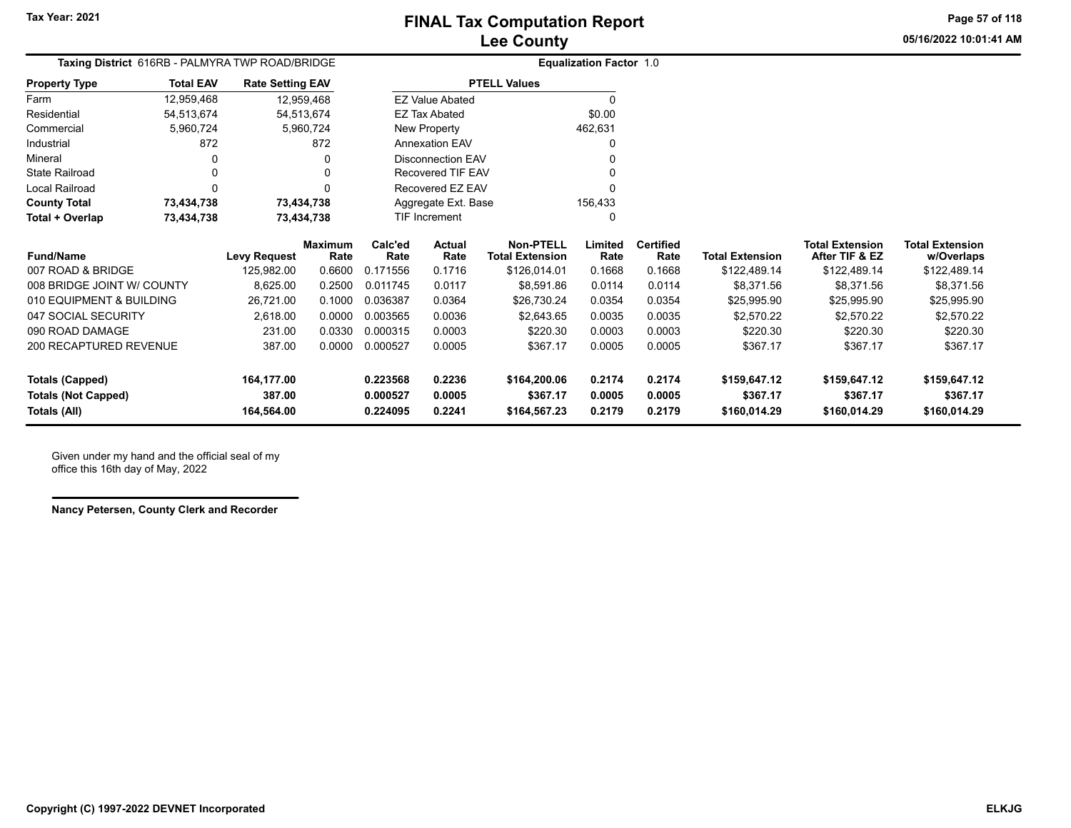# FINAL Tax Computation Report
## Lee County

Tax Year: 2021

05/16/2022 10:01:41 AM

**Taxing District** 616RB - PALMYRA TWP ROAD/BRIDGE

**Equalization Factor** 1.0

| Property Type | Total EAV | Rate Setting EAV |
|---|---|---|
| Farm | 12,959,468 | 12,959,468 |
| Residential | 54,513,674 | 54,513,674 |
| Commercial | 5,960,724 | 5,960,724 |
| Industrial | 872 | 872 |
| Mineral | 0 | 0 |
| State Railroad | 0 | 0 |
| Local Railroad | 0 | 0 |
| **County Total** | **73,434,738** | **73,434,738** |
| **Total + Overlap** | **73,434,738** | **73,434,738** |

| PTELL Values | |
|---|---|
| EZ Value Abated | 0 |
| EZ Tax Abated | $0.00 |
| New Property | 462,631 |
| Annexation EAV | 0 |
| Disconnection EAV | 0 |
| Recovered TIF EAV | 0 |
| Recovered EZ EAV | 0 |
| Aggregate Ext. Base | 156,433 |
| TIF Increment | 0 |

| Fund/Name | Levy Request | Maximum Rate | Calc'ed Rate | Actual Rate | Non-PTELL Total Extension | Limited Rate | Certified Rate | Total Extension | Total Extension After TIF & EZ | Total Extension w/Overlaps |
|---|---|---|---|---|---|---|---|---|---|---|
| 007 ROAD & BRIDGE | 125,982.00 | 0.6600 | 0.171556 | 0.1716 | $126,014.01 | 0.1668 | 0.1668 | $122,489.14 | $122,489.14 | $122,489.14 |
| 008 BRIDGE JOINT W/ COUNTY | 8,625.00 | 0.2500 | 0.011745 | 0.0117 | $8,591.86 | 0.0114 | 0.0114 | $8,371.56 | $8,371.56 | $8,371.56 |
| 010 EQUIPMENT & BUILDING | 26,721.00 | 0.1000 | 0.036387 | 0.0364 | $26,730.24 | 0.0354 | 0.0354 | $25,995.90 | $25,995.90 | $25,995.90 |
| 047 SOCIAL SECURITY | 2,618.00 | 0.0000 | 0.003565 | 0.0036 | $2,643.65 | 0.0035 | 0.0035 | $2,570.22 | $2,570.22 | $2,570.22 |
| 090 ROAD DAMAGE | 231.00 | 0.0330 | 0.000315 | 0.0003 | $220.30 | 0.0003 | 0.0003 | $220.30 | $220.30 | $220.30 |
| 200 RECAPTURED REVENUE | 387.00 | 0.0000 | 0.000527 | 0.0005 | $367.17 | 0.0005 | 0.0005 | $367.17 | $367.17 | $367.17 |
| **Totals (Capped)** | **164,177.00** | | **0.223568** | **0.2236** | **$164,200.06** | **0.2174** | **0.2174** | **$159,647.12** | **$159,647.12** | **$159,647.12** |
| **Totals (Not Capped)** | **387.00** | | **0.000527** | **0.0005** | **$367.17** | **0.0005** | **0.0005** | **$367.17** | **$367.17** | **$367.17** |
| **Totals (All)** | **164,564.00** | | **0.224095** | **0.2241** | **$164,567.23** | **0.2179** | **0.2179** | **$160,014.29** | **$160,014.29** | **$160,014.29** |

Given under my hand and the official seal of my office this 16th day of May, 2022

**Nancy Petersen, County Clerk and Recorder**

Copyright (C) 1997-2022 DEVNET Incorporated

ELKJG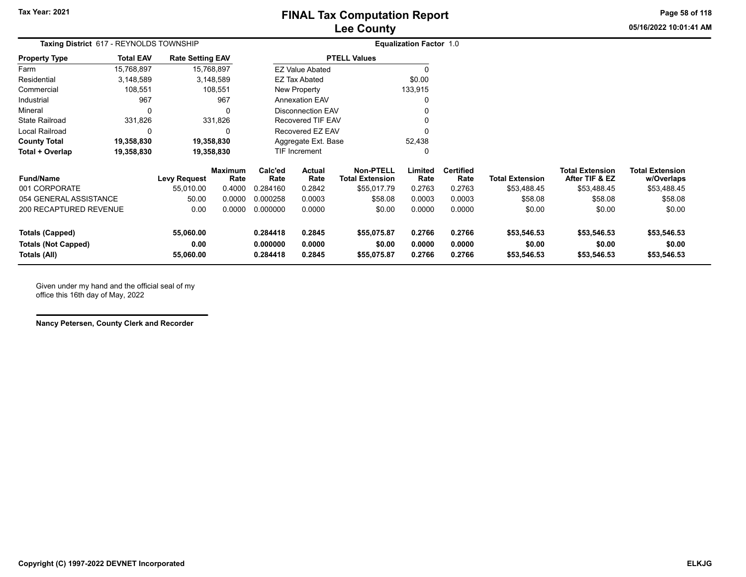# FINAL Tax Computation Report
# Lee County

Tax Year: 2021

05/16/2022 10:01:41 AM

**Taxing District** 617 - REYNOLDS TOWNSHIP **Equalization Factor** 1.0

| Property Type | Total EAV | Rate Setting EAV |
|---|---|---|
| Farm | 15,768,897 | 15,768,897 |
| Residential | 3,148,589 | 3,148,589 |
| Commercial | 108,551 | 108,551 |
| Industrial | 967 | 967 |
| Mineral | 0 | 0 |
| State Railroad | 331,826 | 331,826 |
| Local Railroad | 0 | 0 |
| **County Total** | **19,358,830** | **19,358,830** |
| **Total + Overlap** | **19,358,830** | **19,358,830** |

| PTELL Values | |
|---|---|
| EZ Value Abated | 0 |
| EZ Tax Abated | $0.00 |
| New Property | 133,915 |
| Annexation EAV | 0 |
| Disconnection EAV | 0 |
| Recovered TIF EAV | 0 |
| Recovered EZ EAV | 0 |
| Aggregate Ext. Base | 52,438 |
| TIF Increment | 0 |

| Fund/Name | Levy Request | Maximum Rate | Calc'ed Rate | Actual Rate | Non-PTELL Total Extension | Limited Rate | Certified Rate | Total Extension | Total Extension After TIF & EZ | Total Extension w/Overlaps |
|---|---|---|---|---|---|---|---|---|---|---|
| 001 CORPORATE | 55,010.00 | 0.4000 | 0.284160 | 0.2842 | $55,017.79 | 0.2763 | 0.2763 | $53,488.45 | $53,488.45 | $53,488.45 |
| 054 GENERAL ASSISTANCE | 50.00 | 0.0000 | 0.000258 | 0.0003 | $58.08 | 0.0003 | 0.0003 | $58.08 | $58.08 | $58.08 |
| 200 RECAPTURED REVENUE | 0.00 | 0.0000 | 0.000000 | 0.0000 | $0.00 | 0.0000 | 0.0000 | $0.00 | $0.00 | $0.00 |
| **Totals (Capped)** | **55,060.00** | | **0.284418** | **0.2845** | **$55,075.87** | **0.2766** | **0.2766** | **$53,546.53** | **$53,546.53** | **$53,546.53** |
| **Totals (Not Capped)** | **0.00** | | **0.000000** | **0.0000** | **$0.00** | **0.0000** | **0.0000** | **$0.00** | **$0.00** | **$0.00** |
| **Totals (All)** | **55,060.00** | | **0.284418** | **0.2845** | **$55,075.87** | **0.2766** | **0.2766** | **$53,546.53** | **$53,546.53** | **$53,546.53** |

Given under my hand and the official seal of my office this 16th day of May, 2022

**Nancy Petersen, County Clerk and Recorder**

**Copyright (C) 1997-2022 DEVNET Incorporated** **ELKJG**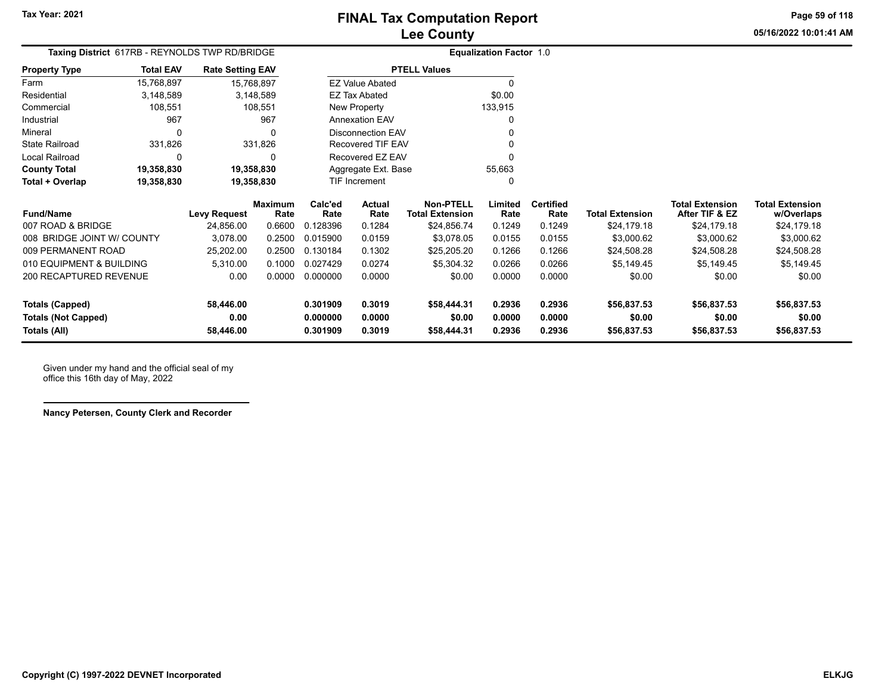# FINAL Tax Computation Report
## Lee County

Tax Year: 2021

**Taxing District** 617RB - REYNOLDS TWP RD/BRIDGE

**Equalization Factor** 1.0

| Property Type | Total EAV | Rate Setting EAV |
|---|---|---|
| Farm | 15,768,897 | 15,768,897 |
| Residential | 3,148,589 | 3,148,589 |
| Commercial | 108,551 | 108,551 |
| Industrial | 967 | 967 |
| Mineral | 0 | 0 |
| State Railroad | 331,826 | 331,826 |
| Local Railroad | 0 | 0 |
| **County Total** | **19,358,830** | **19,358,830** |
| **Total + Overlap** | **19,358,830** | **19,358,830** |

| PTELL Values | |
|---|---|
| EZ Value Abated | 0 |
| EZ Tax Abated | $0.00 |
| New Property | 133,915 |
| Annexation EAV | 0 |
| Disconnection EAV | 0 |
| Recovered TIF EAV | 0 |
| Recovered EZ EAV | 0 |
| Aggregate Ext. Base | 55,663 |
| TIF Increment | 0 |

| Fund/Name | Levy Request | Maximum Rate | Calc'ed Rate | Actual Rate | Non-PTELL Total Extension | Limited Rate | Certified Rate | Total Extension | Total Extension After TIF & EZ | Total Extension w/Overlaps |
|---|---|---|---|---|---|---|---|---|---|---|
| 007 ROAD & BRIDGE | 24,856.00 | 0.6600 | 0.128396 | 0.1284 | $24,856.74 | 0.1249 | 0.1249 | $24,179.18 | $24,179.18 | $24,179.18 |
| 008 BRIDGE JOINT W/ COUNTY | 3,078.00 | 0.2500 | 0.015900 | 0.0159 | $3,078.05 | 0.0155 | 0.0155 | $3,000.62 | $3,000.62 | $3,000.62 |
| 009 PERMANENT ROAD | 25,202.00 | 0.2500 | 0.130184 | 0.1302 | $25,205.20 | 0.1266 | 0.1266 | $24,508.28 | $24,508.28 | $24,508.28 |
| 010 EQUIPMENT & BUILDING | 5,310.00 | 0.1000 | 0.027429 | 0.0274 | $5,304.32 | 0.0266 | 0.0266 | $5,149.45 | $5,149.45 | $5,149.45 |
| 200 RECAPTURED REVENUE | 0.00 | 0.0000 | 0.000000 | 0.0000 | $0.00 | 0.0000 | 0.0000 | $0.00 | $0.00 | $0.00 |
| **Totals (Capped)** | **58,446.00** | | **0.301909** | **0.3019** | **$58,444.31** | **0.2936** | **0.2936** | **$56,837.53** | **$56,837.53** | **$56,837.53** |
| **Totals (Not Capped)** | **0.00** | | **0.000000** | **0.0000** | **$0.00** | **0.0000** | **0.0000** | **$0.00** | **$0.00** | **$0.00** |
| **Totals (All)** | **58,446.00** | | **0.301909** | **0.3019** | **$58,444.31** | **0.2936** | **0.2936** | **$56,837.53** | **$56,837.53** | **$56,837.53** |

Given under my hand and the official seal of my office this 16th day of May, 2022

**Nancy Petersen, County Clerk and Recorder**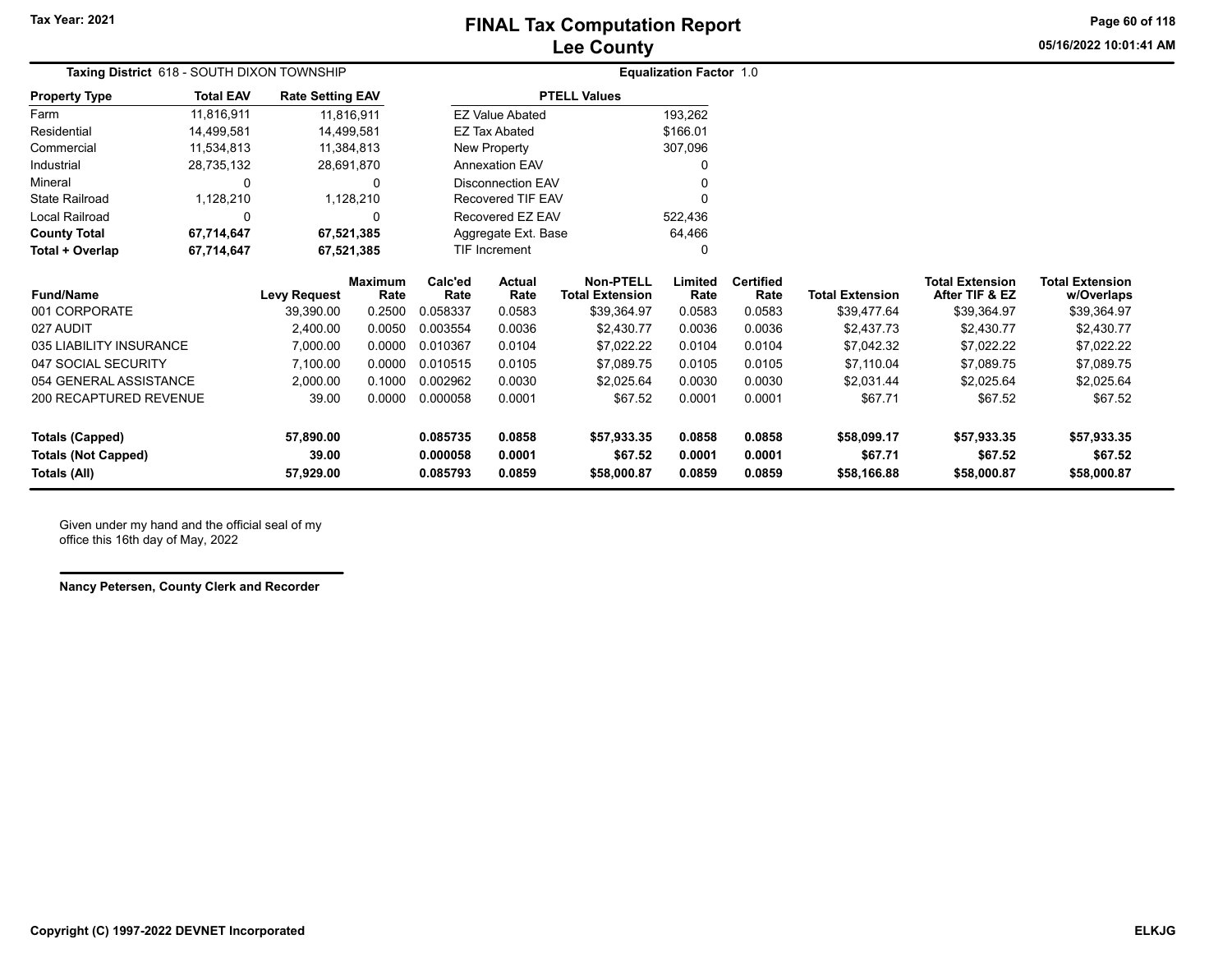# FINAL Tax Computation Report
## Lee County

Tax Year: 2021

05/16/2022 10:01:41 AM

**Taxing District** 618 - SOUTH DIXON TOWNSHIP

**Equalization Factor** 1.0

| Property Type | Total EAV | Rate Setting EAV |
|---|---|---|
| Farm | 11,816,911 | 11,816,911 |
| Residential | 14,499,581 | 14,499,581 |
| Commercial | 11,534,813 | 11,384,813 |
| Industrial | 28,735,132 | 28,691,870 |
| Mineral | 0 | 0 |
| State Railroad | 1,128,210 | 1,128,210 |
| Local Railroad | 0 | 0 |
| **County Total** | **67,714,647** | **67,521,385** |
| **Total + Overlap** | **67,714,647** | **67,521,385** |

| PTELL Values | |
|---|---|
| EZ Value Abated | 193,262 |
| EZ Tax Abated | $166.01 |
| New Property | 307,096 |
| Annexation EAV | 0 |
| Disconnection EAV | 0 |
| Recovered TIF EAV | 0 |
| Recovered EZ EAV | 522,436 |
| Aggregate Ext. Base | 64,466 |
| TIF Increment | 0 |

| Fund/Name | Levy Request | Maximum Rate | Calc'ed Rate | Actual Rate | Non-PTELL Total Extension | Limited Rate | Certified Rate | Total Extension | Total Extension After TIF & EZ | Total Extension w/Overlaps |
|---|---|---|---|---|---|---|---|---|---|---|
| 001 CORPORATE | 39,390.00 | 0.2500 | 0.058337 | 0.0583 | $39,364.97 | 0.0583 | 0.0583 | $39,477.64 | $39,364.97 | $39,364.97 |
| 027 AUDIT | 2,400.00 | 0.0050 | 0.003554 | 0.0036 | $2,430.77 | 0.0036 | 0.0036 | $2,437.73 | $2,430.77 | $2,430.77 |
| 035 LIABILITY INSURANCE | 7,000.00 | 0.0000 | 0.010367 | 0.0104 | $7,022.22 | 0.0104 | 0.0104 | $7,042.32 | $7,022.22 | $7,022.22 |
| 047 SOCIAL SECURITY | 7,100.00 | 0.0000 | 0.010515 | 0.0105 | $7,089.75 | 0.0105 | 0.0105 | $7,110.04 | $7,089.75 | $7,089.75 |
| 054 GENERAL ASSISTANCE | 2,000.00 | 0.1000 | 0.002962 | 0.0030 | $2,025.64 | 0.0030 | 0.0030 | $2,031.44 | $2,025.64 | $2,025.64 |
| 200 RECAPTURED REVENUE | 39.00 | 0.0000 | 0.000058 | 0.0001 | $67.52 | 0.0001 | 0.0001 | $67.71 | $67.52 | $67.52 |
| **Totals (Capped)** | **57,890.00** | | **0.085735** | **0.0858** | **$57,933.35** | **0.0858** | **0.0858** | **$58,099.17** | **$57,933.35** | **$57,933.35** |
| **Totals (Not Capped)** | **39.00** | | **0.000058** | **0.0001** | **$67.52** | **0.0001** | **0.0001** | **$67.71** | **$67.52** | **$67.52** |
| **Totals (All)** | **57,929.00** | | **0.085793** | **0.0859** | **$58,000.87** | **0.0859** | **0.0859** | **$58,166.88** | **$58,000.87** | **$58,000.87** |

Given under my hand and the official seal of my office this 16th day of May, 2022

**Nancy Petersen, County Clerk and Recorder**

Copyright (C) 1997-2022 DEVNET Incorporated

ELKJG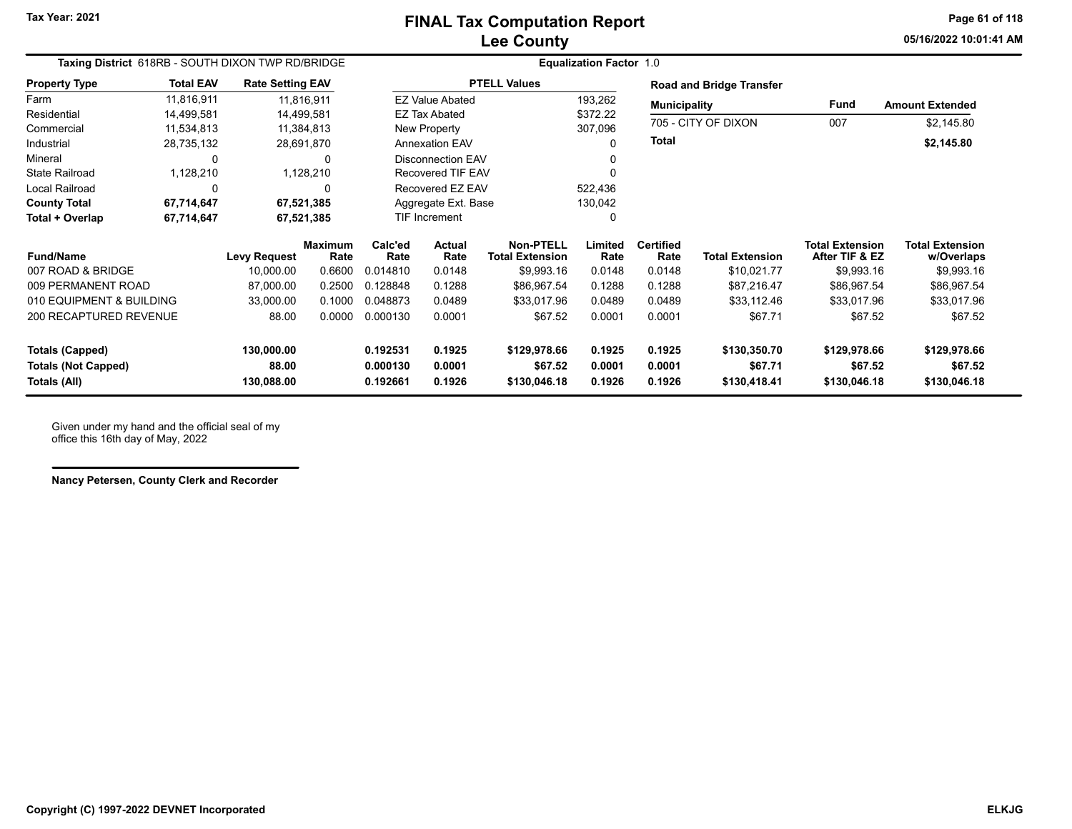# FINAL Tax Computation Report
## Lee County

Tax Year: 2021

05/16/2022 10:01:41 AM

**Taxing District** 618RB - SOUTH DIXON TWP RD/BRIDGE

**Equalization Factor** 1.0

| Property Type | Total EAV | Rate Setting EAV |
|---|---|---|
| Farm | 11,816,911 | 11,816,911 |
| Residential | 14,499,581 | 14,499,581 |
| Commercial | 11,534,813 | 11,384,813 |
| Industrial | 28,735,132 | 28,691,870 |
| Mineral | 0 | 0 |
| State Railroad | 1,128,210 | 1,128,210 |
| Local Railroad | 0 | 0 |
| **County Total** | **67,714,647** | **67,521,385** |
| **Total + Overlap** | **67,714,647** | **67,521,385** |

| PTELL Values | |
|---|---|
| EZ Value Abated | 193,262 |
| EZ Tax Abated | $372.22 |
| New Property | 307,096 |
| Annexation EAV | 0 |
| Disconnection EAV | 0 |
| Recovered TIF EAV | 0 |
| Recovered EZ EAV | 522,436 |
| Aggregate Ext. Base | 130,042 |
| TIF Increment | 0 |

**Road and Bridge Transfer**

| Municipality | Fund | Amount Extended |
|---|---|---|
| 705 - CITY OF DIXON | 007 | $2,145.80 |
| **Total** | | **$2,145.80** |

| Fund/Name | Levy Request | Maximum Rate | Calc'ed Rate | Actual Rate | Non-PTELL Total Extension | Limited Rate | Certified Rate | Total Extension | Total Extension After TIF & EZ | Total Extension w/Overlaps |
|---|---|---|---|---|---|---|---|---|---|---|
| 007 ROAD & BRIDGE | 10,000.00 | 0.6600 | 0.014810 | 0.0148 | $9,993.16 | 0.0148 | 0.0148 | $10,021.77 | $9,993.16 | $9,993.16 |
| 009 PERMANENT ROAD | 87,000.00 | 0.2500 | 0.128848 | 0.1288 | $86,967.54 | 0.1288 | 0.1288 | $87,216.47 | $86,967.54 | $86,967.54 |
| 010 EQUIPMENT & BUILDING | 33,000.00 | 0.1000 | 0.048873 | 0.0489 | $33,017.96 | 0.0489 | 0.0489 | $33,112.46 | $33,017.96 | $33,017.96 |
| 200 RECAPTURED REVENUE | 88.00 | 0.0000 | 0.000130 | 0.0001 | $67.52 | 0.0001 | 0.0001 | $67.71 | $67.52 | $67.52 |
| **Totals (Capped)** | **130,000.00** | | **0.192531** | **0.1925** | **$129,978.66** | **0.1925** | **0.1925** | **$130,350.70** | **$129,978.66** | **$129,978.66** |
| **Totals (Not Capped)** | **88.00** | | **0.000130** | **0.0001** | **$67.52** | **0.0001** | **0.0001** | **$67.71** | **$67.52** | **$67.52** |
| **Totals (All)** | **130,088.00** | | **0.192661** | **0.1926** | **$130,046.18** | **0.1926** | **0.1926** | **$130,418.41** | **$130,046.18** | **$130,046.18** |

Given under my hand and the official seal of my office this 16th day of May, 2022

**Nancy Petersen, County Clerk and Recorder**

Copyright (C) 1997-2022 DEVNET Incorporated

ELKJG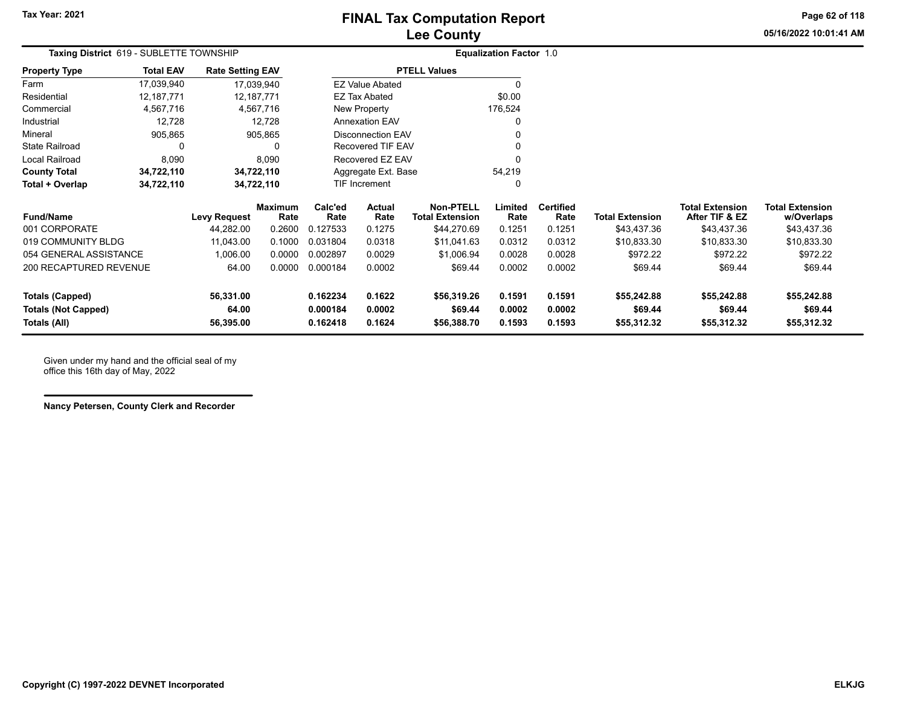# FINAL Tax Computation Report
## Lee County

Tax Year: 2021

**Taxing District** 619 - SUBLETTE TOWNSHIP

**Equalization Factor** 1.0

| Property Type | Total EAV | Rate Setting EAV |
|---|---|---|
| Farm | 17,039,940 | 17,039,940 |
| Residential | 12,187,771 | 12,187,771 |
| Commercial | 4,567,716 | 4,567,716 |
| Industrial | 12,728 | 12,728 |
| Mineral | 905,865 | 905,865 |
| State Railroad | 0 | 0 |
| Local Railroad | 8,090 | 8,090 |
| **County Total** | **34,722,110** | **34,722,110** |
| **Total + Overlap** | **34,722,110** | **34,722,110** |

| PTELL Values | |
|---|---|
| EZ Value Abated | 0 |
| EZ Tax Abated | $0.00 |
| New Property | 176,524 |
| Annexation EAV | 0 |
| Disconnection EAV | 0 |
| Recovered TIF EAV | 0 |
| Recovered EZ EAV | 0 |
| Aggregate Ext. Base | 54,219 |
| TIF Increment | 0 |

| Fund/Name | Levy Request | Maximum Rate | Calc'ed Rate | Actual Rate | Non-PTELL Total Extension | Limited Rate | Certified Rate | Total Extension | Total Extension After TIF & EZ | Total Extension w/Overlaps |
|---|---|---|---|---|---|---|---|---|---|---|
| 001 CORPORATE | 44,282.00 | 0.2600 | 0.127533 | 0.1275 | $44,270.69 | 0.1251 | 0.1251 | $43,437.36 | $43,437.36 | $43,437.36 |
| 019 COMMUNITY BLDG | 11,043.00 | 0.1000 | 0.031804 | 0.0318 | $11,041.63 | 0.0312 | 0.0312 | $10,833.30 | $10,833.30 | $10,833.30 |
| 054 GENERAL ASSISTANCE | 1,006.00 | 0.0000 | 0.002897 | 0.0029 | $1,006.94 | 0.0028 | 0.0028 | $972.22 | $972.22 | $972.22 |
| 200 RECAPTURED REVENUE | 64.00 | 0.0000 | 0.000184 | 0.0002 | $69.44 | 0.0002 | 0.0002 | $69.44 | $69.44 | $69.44 |
| **Totals (Capped)** | **56,331.00** | | **0.162234** | **0.1622** | **$56,319.26** | **0.1591** | **0.1591** | **$55,242.88** | **$55,242.88** | **$55,242.88** |
| **Totals (Not Capped)** | **64.00** | | **0.000184** | **0.0002** | **$69.44** | **0.0002** | **0.0002** | **$69.44** | **$69.44** | **$69.44** |
| **Totals (All)** | **56,395.00** | | **0.162418** | **0.1624** | **$56,388.70** | **0.1593** | **0.1593** | **$55,312.32** | **$55,312.32** | **$55,312.32** |

Given under my hand and the official seal of my office this 16th day of May, 2022

**Nancy Petersen, County Clerk and Recorder**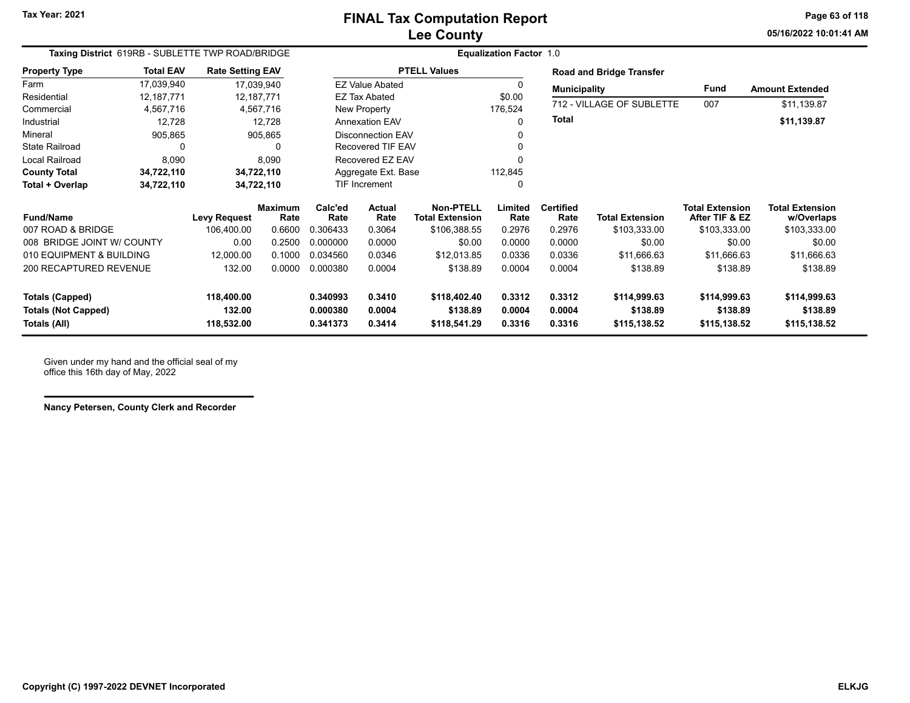# FINAL Tax Computation Report
## Lee County

Tax Year: 2021

05/16/2022 10:01:41 AM

**Taxing District** 619RB - SUBLETTE TWP ROAD/BRIDGE

**Equalization Factor** 1.0

| Property Type | Total EAV | Rate Setting EAV |
|---|---|---|
| Farm | 17,039,940 | 17,039,940 |
| Residential | 12,187,771 | 12,187,771 |
| Commercial | 4,567,716 | 4,567,716 |
| Industrial | 12,728 | 12,728 |
| Mineral | 905,865 | 905,865 |
| State Railroad | 0 | 0 |
| Local Railroad | 8,090 | 8,090 |
| **County Total** | **34,722,110** | **34,722,110** |
| **Total + Overlap** | **34,722,110** | **34,722,110** |

| PTELL Values | |
|---|---|
| EZ Value Abated | 0 |
| EZ Tax Abated | $0.00 |
| New Property | 176,524 |
| Annexation EAV | 0 |
| Disconnection EAV | 0 |
| Recovered TIF EAV | 0 |
| Recovered EZ EAV | 0 |
| Aggregate Ext. Base | 112,845 |
| TIF Increment | 0 |

**Road and Bridge Transfer**

| Municipality | Fund | Amount Extended |
|---|---|---|
| 712 - VILLAGE OF SUBLETTE | 007 | $11,139.87 |
| **Total** | | **$11,139.87** |

| Fund/Name | Levy Request | Maximum Rate | Calc'ed Rate | Actual Rate | Non-PTELL Total Extension | Limited Rate | Certified Rate | Total Extension | Total Extension After TIF & EZ | Total Extension w/Overlaps |
|---|---|---|---|---|---|---|---|---|---|---|
| 007 ROAD & BRIDGE | 106,400.00 | 0.6600 | 0.306433 | 0.3064 | $106,388.55 | 0.2976 | 0.2976 | $103,333.00 | $103,333.00 | $103,333.00 |
| 008 BRIDGE JOINT W/ COUNTY | 0.00 | 0.2500 | 0.000000 | 0.0000 | $0.00 | 0.0000 | 0.0000 | $0.00 | $0.00 | $0.00 |
| 010 EQUIPMENT & BUILDING | 12,000.00 | 0.1000 | 0.034560 | 0.0346 | $12,013.85 | 0.0336 | 0.0336 | $11,666.63 | $11,666.63 | $11,666.63 |
| 200 RECAPTURED REVENUE | 132.00 | 0.0000 | 0.000380 | 0.0004 | $138.89 | 0.0004 | 0.0004 | $138.89 | $138.89 | $138.89 |
| **Totals (Capped)** | **118,400.00** | | **0.340993** | **0.3410** | **$118,402.40** | **0.3312** | **0.3312** | **$114,999.63** | **$114,999.63** | **$114,999.63** |
| **Totals (Not Capped)** | **132.00** | | **0.000380** | **0.0004** | **$138.89** | **0.0004** | **0.0004** | **$138.89** | **$138.89** | **$138.89** |
| **Totals (All)** | **118,532.00** | | **0.341373** | **0.3414** | **$118,541.29** | **0.3316** | **0.3316** | **$115,138.52** | **$115,138.52** | **$115,138.52** |

Given under my hand and the official seal of my office this 16th day of May, 2022

**Nancy Petersen, County Clerk and Recorder**

Copyright (C) 1997-2022 DEVNET Incorporated

ELKJG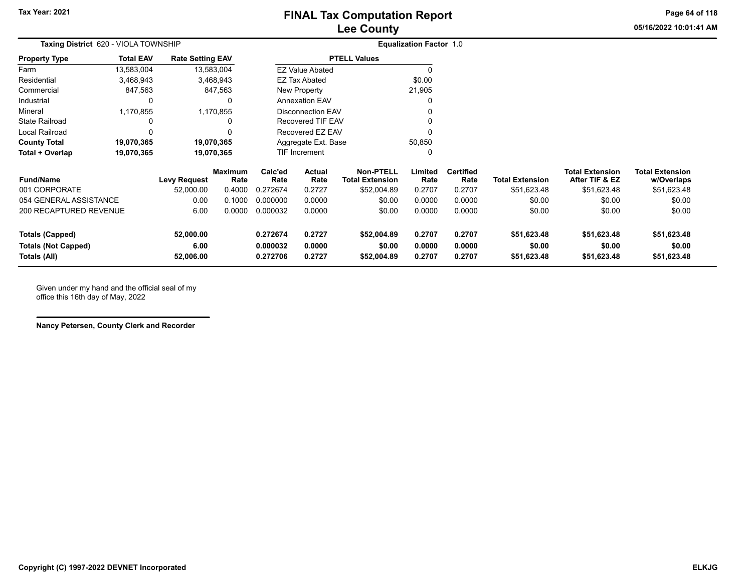# FINAL Tax Computation Report
## Lee County

Tax Year: 2021

05/16/2022 10:01:41 AM

**Taxing District** 620 - VIOLA TOWNSHIP

**Equalization Factor** 1.0

| Property Type | Total EAV | Rate Setting EAV |
|---|---|---|
| Farm | 13,583,004 | 13,583,004 |
| Residential | 3,468,943 | 3,468,943 |
| Commercial | 847,563 | 847,563 |
| Industrial | 0 | 0 |
| Mineral | 1,170,855 | 1,170,855 |
| State Railroad | 0 | 0 |
| Local Railroad | 0 | 0 |
| **County Total** | **19,070,365** | **19,070,365** |
| **Total + Overlap** | **19,070,365** | **19,070,365** |

| PTELL Values | |
|---|---|
| EZ Value Abated | 0 |
| EZ Tax Abated | $0.00 |
| New Property | 21,905 |
| Annexation EAV | 0 |
| Disconnection EAV | 0 |
| Recovered TIF EAV | 0 |
| Recovered EZ EAV | 0 |
| Aggregate Ext. Base | 50,850 |
| TIF Increment | 0 |

| Fund/Name | Levy Request | Maximum Rate | Calc'ed Rate | Actual Rate | Non-PTELL Total Extension | Limited Rate | Certified Rate | Total Extension | Total Extension After TIF & EZ | Total Extension w/Overlaps |
|---|---|---|---|---|---|---|---|---|---|---|
| 001 CORPORATE | 52,000.00 | 0.4000 | 0.272674 | 0.2727 | $52,004.89 | 0.2707 | 0.2707 | $51,623.48 | $51,623.48 | $51,623.48 |
| 054 GENERAL ASSISTANCE | 0.00 | 0.1000 | 0.000000 | 0.0000 | $0.00 | 0.0000 | 0.0000 | $0.00 | $0.00 | $0.00 |
| 200 RECAPTURED REVENUE | 6.00 | 0.0000 | 0.000032 | 0.0000 | $0.00 | 0.0000 | 0.0000 | $0.00 | $0.00 | $0.00 |
| **Totals (Capped)** | **52,000.00** | | **0.272674** | **0.2727** | **$52,004.89** | **0.2707** | **0.2707** | **$51,623.48** | **$51,623.48** | **$51,623.48** |
| **Totals (Not Capped)** | **6.00** | | **0.000032** | **0.0000** | **$0.00** | **0.0000** | **0.0000** | **$0.00** | **$0.00** | **$0.00** |
| **Totals (All)** | **52,006.00** | | **0.272706** | **0.2727** | **$52,004.89** | **0.2707** | **0.2707** | **$51,623.48** | **$51,623.48** | **$51,623.48** |

Given under my hand and the official seal of my office this 16th day of May, 2022

**Nancy Petersen, County Clerk and Recorder**

Copyright (C) 1997-2022 DEVNET Incorporated

ELKJG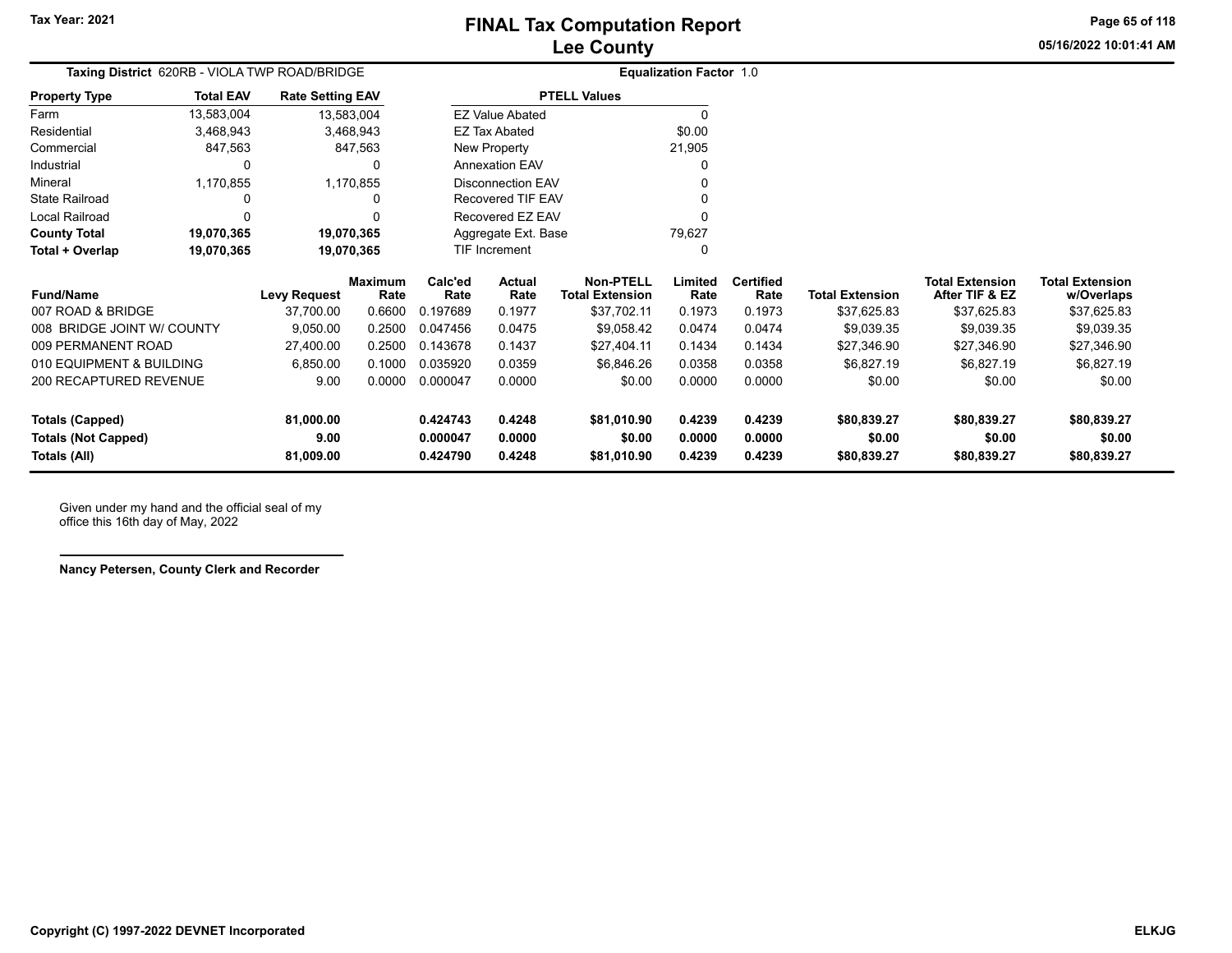Tax Year: 2021

# FINAL Tax Computation Report
## Lee County

**Taxing District** 620RB - VIOLA TWP ROAD/BRIDGE

**Equalization Factor** 1.0

| Property Type | Total EAV | Rate Setting EAV |
|---|---|---|
| Farm | 13,583,004 | 13,583,004 |
| Residential | 3,468,943 | 3,468,943 |
| Commercial | 847,563 | 847,563 |
| Industrial | 0 | 0 |
| Mineral | 1,170,855 | 1,170,855 |
| State Railroad | 0 | 0 |
| Local Railroad | 0 | 0 |
| **County Total** | **19,070,365** | **19,070,365** |
| **Total + Overlap** | **19,070,365** | **19,070,365** |

| PTELL Values | |
|---|---|
| EZ Value Abated | 0 |
| EZ Tax Abated | $0.00 |
| New Property | 21,905 |
| Annexation EAV | 0 |
| Disconnection EAV | 0 |
| Recovered TIF EAV | 0 |
| Recovered EZ EAV | 0 |
| Aggregate Ext. Base | 79,627 |
| TIF Increment | 0 |

| Fund/Name | Levy Request | Maximum Rate | Calc'ed Rate | Actual Rate | Non-PTELL Total Extension | Limited Rate | Certified Rate | Total Extension | Total Extension After TIF & EZ | Total Extension w/Overlaps |
|---|---|---|---|---|---|---|---|---|---|---|
| 007 ROAD & BRIDGE | 37,700.00 | 0.6600 | 0.197689 | 0.1977 | $37,702.11 | 0.1973 | 0.1973 | $37,625.83 | $37,625.83 | $37,625.83 |
| 008 BRIDGE JOINT W/ COUNTY | 9,050.00 | 0.2500 | 0.047456 | 0.0475 | $9,058.42 | 0.0474 | 0.0474 | $9,039.35 | $9,039.35 | $9,039.35 |
| 009 PERMANENT ROAD | 27,400.00 | 0.2500 | 0.143678 | 0.1437 | $27,404.11 | 0.1434 | 0.1434 | $27,346.90 | $27,346.90 | $27,346.90 |
| 010 EQUIPMENT & BUILDING | 6,850.00 | 0.1000 | 0.035920 | 0.0359 | $6,846.26 | 0.0358 | 0.0358 | $6,827.19 | $6,827.19 | $6,827.19 |
| 200 RECAPTURED REVENUE | 9.00 | 0.0000 | 0.000047 | 0.0000 | $0.00 | 0.0000 | 0.0000 | $0.00 | $0.00 | $0.00 |
| **Totals (Capped)** | **81,000.00** | | **0.424743** | **0.4248** | **$81,010.90** | **0.4239** | **0.4239** | **$80,839.27** | **$80,839.27** | **$80,839.27** |
| **Totals (Not Capped)** | **9.00** | | **0.000047** | **0.0000** | **$0.00** | **0.0000** | **0.0000** | **$0.00** | **$0.00** | **$0.00** |
| **Totals (All)** | **81,009.00** | | **0.424790** | **0.4248** | **$81,010.90** | **0.4239** | **0.4239** | **$80,839.27** | **$80,839.27** | **$80,839.27** |

Given under my hand and the official seal of my office this 16th day of May, 2022

**Nancy Petersen, County Clerk and Recorder**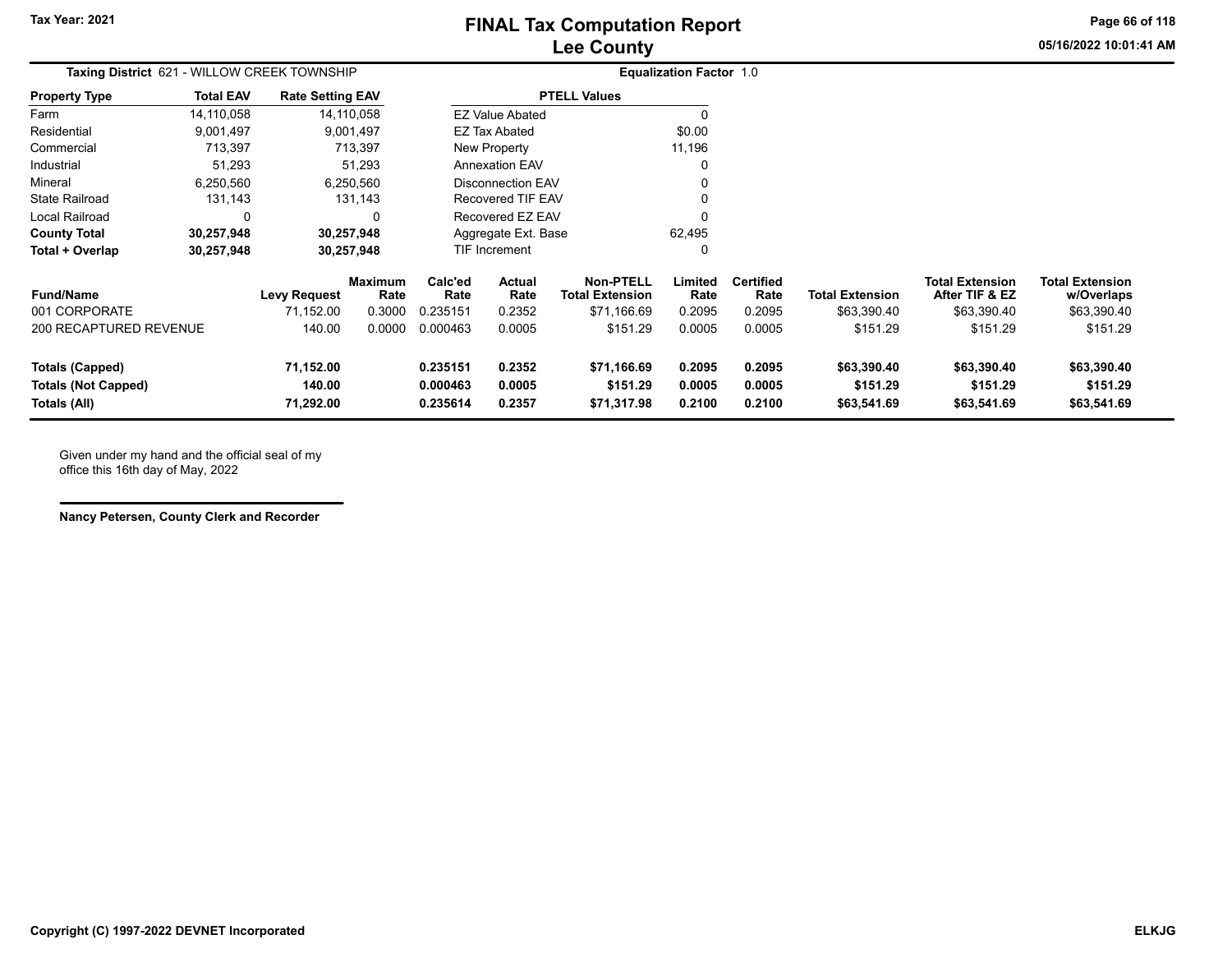# FINAL Tax Computation Report
## Lee County

Tax Year: 2021

05/16/2022 10:01:41 AM

**Taxing District** 621 - WILLOW CREEK TOWNSHIP

**Equalization Factor** 1.0

| Property Type | Total EAV | Rate Setting EAV |
|---|---|---|
| Farm | 14,110,058 | 14,110,058 |
| Residential | 9,001,497 | 9,001,497 |
| Commercial | 713,397 | 713,397 |
| Industrial | 51,293 | 51,293 |
| Mineral | 6,250,560 | 6,250,560 |
| State Railroad | 131,143 | 131,143 |
| Local Railroad | 0 | 0 |
| **County Total** | **30,257,948** | **30,257,948** |
| **Total + Overlap** | **30,257,948** | **30,257,948** |

| PTELL Values | |
|---|---|
| EZ Value Abated | 0 |
| EZ Tax Abated | $0.00 |
| New Property | 11,196 |
| Annexation EAV | 0 |
| Disconnection EAV | 0 |
| Recovered TIF EAV | 0 |
| Recovered EZ EAV | 0 |
| Aggregate Ext. Base | 62,495 |
| TIF Increment | 0 |

| Fund/Name | Levy Request | Maximum Rate | Calc'ed Rate | Actual Rate | Non-PTELL Total Extension | Limited Rate | Certified Rate | Total Extension | Total Extension After TIF & EZ | Total Extension w/Overlaps |
|---|---|---|---|---|---|---|---|---|---|---|
| 001 CORPORATE | 71,152.00 | 0.3000 | 0.235151 | 0.2352 | $71,166.69 | 0.2095 | 0.2095 | $63,390.40 | $63,390.40 | $63,390.40 |
| 200 RECAPTURED REVENUE | 140.00 | 0.0000 | 0.000463 | 0.0005 | $151.29 | 0.0005 | 0.0005 | $151.29 | $151.29 | $151.29 |
| **Totals (Capped)** | **71,152.00** | | **0.235151** | **0.2352** | **$71,166.69** | **0.2095** | **0.2095** | **$63,390.40** | **$63,390.40** | **$63,390.40** |
| **Totals (Not Capped)** | **140.00** | | **0.000463** | **0.0005** | **$151.29** | **0.0005** | **0.0005** | **$151.29** | **$151.29** | **$151.29** |
| **Totals (All)** | **71,292.00** | | **0.235614** | **0.2357** | **$71,317.98** | **0.2100** | **0.2100** | **$63,541.69** | **$63,541.69** | **$63,541.69** |

Given under my hand and the official seal of my office this 16th day of May, 2022

**Nancy Petersen, County Clerk and Recorder**

**Copyright (C) 1997-2022 DEVNET Incorporated** **ELKJG**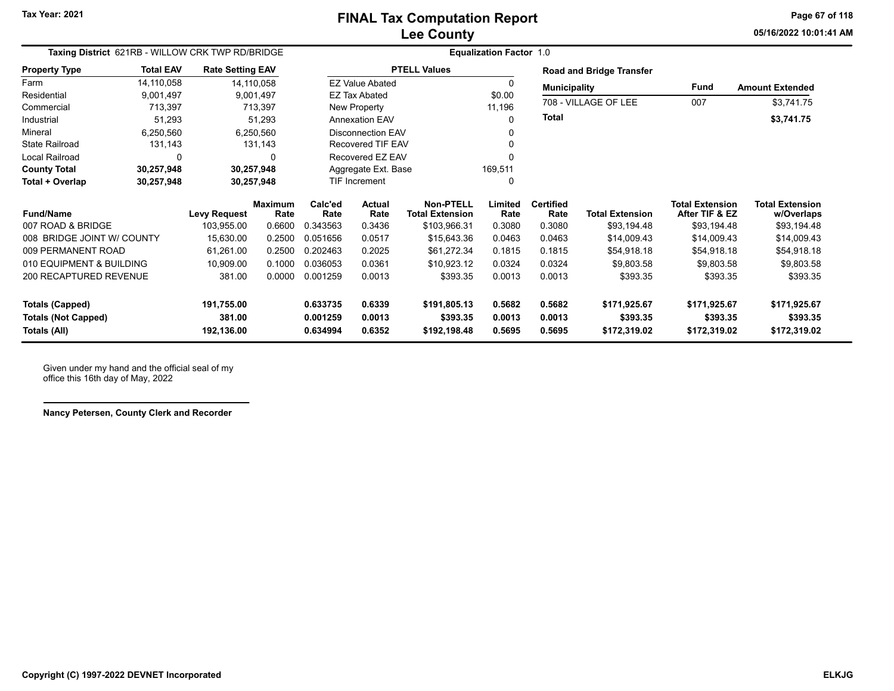Tax Year: 2021

# FINAL Tax Computation Report
## Lee County

05/16/2022 10:01:41 AM

**Taxing District** 621RB - WILLOW CRK TWP RD/BRIDGE | **Equalization Factor** 1.0

| Property Type | Total EAV | Rate Setting EAV |
|---|---|---|
| Farm | 14,110,058 | 14,110,058 |
| Residential | 9,001,497 | 9,001,497 |
| Commercial | 713,397 | 713,397 |
| Industrial | 51,293 | 51,293 |
| Mineral | 6,250,560 | 6,250,560 |
| State Railroad | 131,143 | 131,143 |
| Local Railroad | 0 | 0 |
| **County Total** | **30,257,948** | **30,257,948** |
| **Total + Overlap** | **30,257,948** | **30,257,948** |

| PTELL Values | |
|---|---|
| EZ Value Abated | 0 |
| EZ Tax Abated | $0.00 |
| New Property | 11,196 |
| Annexation EAV | 0 |
| Disconnection EAV | 0 |
| Recovered TIF EAV | 0 |
| Recovered EZ EAV | 0 |
| Aggregate Ext. Base | 169,511 |
| TIF Increment | 0 |

**Road and Bridge Transfer**

| Municipality | Fund | Amount Extended |
|---|---|---|
| 708 - VILLAGE OF LEE | 007 | $3,741.75 |
| **Total** | | **$3,741.75** |

| Fund/Name | Levy Request | Maximum Rate | Calc'ed Rate | Actual Rate | Non-PTELL Total Extension | Limited Rate | Certified Rate | Total Extension | Total Extension After TIF & EZ | Total Extension w/Overlaps |
|---|---|---|---|---|---|---|---|---|---|---|
| 007 ROAD & BRIDGE | 103,955.00 | 0.6600 | 0.343563 | 0.3436 | $103,966.31 | 0.3080 | 0.3080 | $93,194.48 | $93,194.48 | $93,194.48 |
| 008 BRIDGE JOINT W/ COUNTY | 15,630.00 | 0.2500 | 0.051656 | 0.0517 | $15,643.36 | 0.0463 | 0.0463 | $14,009.43 | $14,009.43 | $14,009.43 |
| 009 PERMANENT ROAD | 61,261.00 | 0.2500 | 0.202463 | 0.2025 | $61,272.34 | 0.1815 | 0.1815 | $54,918.18 | $54,918.18 | $54,918.18 |
| 010 EQUIPMENT & BUILDING | 10,909.00 | 0.1000 | 0.036053 | 0.0361 | $10,923.12 | 0.0324 | 0.0324 | $9,803.58 | $9,803.58 | $9,803.58 |
| 200 RECAPTURED REVENUE | 381.00 | 0.0000 | 0.001259 | 0.0013 | $393.35 | 0.0013 | 0.0013 | $393.35 | $393.35 | $393.35 |
| **Totals (Capped)** | **191,755.00** | | **0.633735** | **0.6339** | **$191,805.13** | **0.5682** | **0.5682** | **$171,925.67** | **$171,925.67** | **$171,925.67** |
| **Totals (Not Capped)** | **381.00** | | **0.001259** | **0.0013** | **$393.35** | **0.0013** | **0.0013** | **$393.35** | **$393.35** | **$393.35** |
| **Totals (All)** | **192,136.00** | | **0.634994** | **0.6352** | **$192,198.48** | **0.5695** | **0.5695** | **$172,319.02** | **$172,319.02** | **$172,319.02** |

Given under my hand and the official seal of my office this 16th day of May, 2022

**Nancy Petersen, County Clerk and Recorder**

**Copyright (C) 1997-2022 DEVNET Incorporated** | **ELKJG**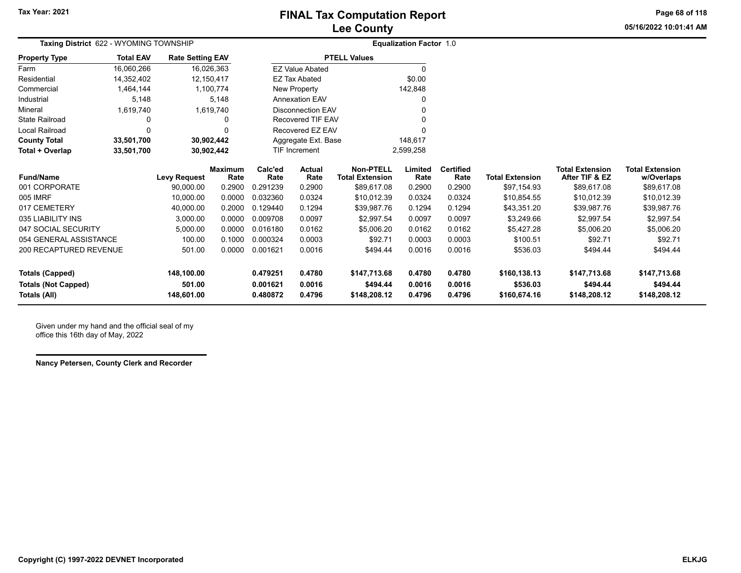# FINAL Tax Computation Report
## Lee County

Tax Year: 2021

05/16/2022 10:01:41 AM

**Taxing District** 622 - WYOMING TOWNSHIP

**Equalization Factor** 1.0

| Property Type | Total EAV | Rate Setting EAV |
|---|---|---|
| Farm | 16,060,266 | 16,026,363 |
| Residential | 14,352,402 | 12,150,417 |
| Commercial | 1,464,144 | 1,100,774 |
| Industrial | 5,148 | 5,148 |
| Mineral | 1,619,740 | 1,619,740 |
| State Railroad | 0 | 0 |
| Local Railroad | 0 | 0 |
| **County Total** | **33,501,700** | **30,902,442** |
| **Total + Overlap** | **33,501,700** | **30,902,442** |

| PTELL Values | |
|---|---|
| EZ Value Abated | 0 |
| EZ Tax Abated | $0.00 |
| New Property | 142,848 |
| Annexation EAV | 0 |
| Disconnection EAV | 0 |
| Recovered TIF EAV | 0 |
| Recovered EZ EAV | 0 |
| Aggregate Ext. Base | 148,617 |
| TIF Increment | 2,599,258 |

| Fund/Name | Levy Request | Maximum Rate | Calc'ed Rate | Actual Rate | Non-PTELL Total Extension | Limited Rate | Certified Rate | Total Extension | Total Extension After TIF & EZ | Total Extension w/Overlaps |
|---|---|---|---|---|---|---|---|---|---|---|
| 001 CORPORATE | 90,000.00 | 0.2900 | 0.291239 | 0.2900 | $89,617.08 | 0.2900 | 0.2900 | $97,154.93 | $89,617.08 | $89,617.08 |
| 005 IMRF | 10,000.00 | 0.0000 | 0.032360 | 0.0324 | $10,012.39 | 0.0324 | 0.0324 | $10,854.55 | $10,012.39 | $10,012.39 |
| 017 CEMETERY | 40,000.00 | 0.2000 | 0.129440 | 0.1294 | $39,987.76 | 0.1294 | 0.1294 | $43,351.20 | $39,987.76 | $39,987.76 |
| 035 LIABILITY INS | 3,000.00 | 0.0000 | 0.009708 | 0.0097 | $2,997.54 | 0.0097 | 0.0097 | $3,249.66 | $2,997.54 | $2,997.54 |
| 047 SOCIAL SECURITY | 5,000.00 | 0.0000 | 0.016180 | 0.0162 | $5,006.20 | 0.0162 | 0.0162 | $5,427.28 | $5,006.20 | $5,006.20 |
| 054 GENERAL ASSISTANCE | 100.00 | 0.1000 | 0.000324 | 0.0003 | $92.71 | 0.0003 | 0.0003 | $100.51 | $92.71 | $92.71 |
| 200 RECAPTURED REVENUE | 501.00 | 0.0000 | 0.001621 | 0.0016 | $494.44 | 0.0016 | 0.0016 | $536.03 | $494.44 | $494.44 |
| **Totals (Capped)** | **148,100.00** | | **0.479251** | **0.4780** | **$147,713.68** | **0.4780** | **0.4780** | **$160,138.13** | **$147,713.68** | **$147,713.68** |
| **Totals (Not Capped)** | **501.00** | | **0.001621** | **0.0016** | **$494.44** | **0.0016** | **0.0016** | **$536.03** | **$494.44** | **$494.44** |
| **Totals (All)** | **148,601.00** | | **0.480872** | **0.4796** | **$148,208.12** | **0.4796** | **0.4796** | **$160,674.16** | **$148,208.12** | **$148,208.12** |

Given under my hand and the official seal of my office this 16th day of May, 2022

**Nancy Petersen, County Clerk and Recorder**

Copyright (C) 1997-2022 DEVNET Incorporated

ELKJG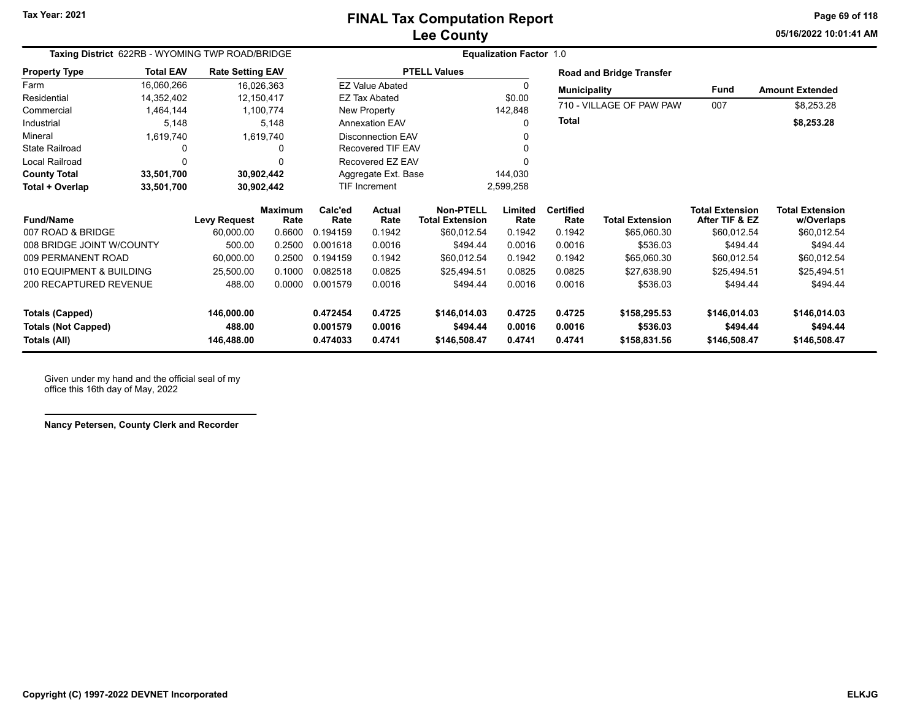Tax Year: 2021

# FINAL Tax Computation Report
## Lee County

**Taxing District** 622RB - WYOMING TWP ROAD/BRIDGE

**Equalization Factor** 1.0

| Property Type | Total EAV | Rate Setting EAV |
|---|---|---|
| Farm | 16,060,266 | 16,026,363 |
| Residential | 14,352,402 | 12,150,417 |
| Commercial | 1,464,144 | 1,100,774 |
| Industrial | 5,148 | 5,148 |
| Mineral | 1,619,740 | 1,619,740 |
| State Railroad | 0 | 0 |
| Local Railroad | 0 | 0 |
| **County Total** | **33,501,700** | **30,902,442** |
| **Total + Overlap** | **33,501,700** | **30,902,442** |

| PTELL Values | |
|---|---|
| EZ Value Abated | 0 |
| EZ Tax Abated | $0.00 |
| New Property | 142,848 |
| Annexation EAV | 0 |
| Disconnection EAV | 0 |
| Recovered TIF EAV | 0 |
| Recovered EZ EAV | 0 |
| Aggregate Ext. Base | 144,030 |
| TIF Increment | 2,599,258 |

**Road and Bridge Transfer**

| Municipality | Fund | Amount Extended |
|---|---|---|
| 710 - VILLAGE OF PAW PAW | 007 | $8,253.28 |
| **Total** | | **$8,253.28** |

| Fund/Name | Levy Request | Maximum Rate | Calc'ed Rate | Actual Rate | Non-PTELL Total Extension | Limited Rate | Certified Rate | Total Extension | Total Extension After TIF & EZ | Total Extension w/Overlaps |
|---|---|---|---|---|---|---|---|---|---|---|
| 007 ROAD & BRIDGE | 60,000.00 | 0.6600 | 0.194159 | 0.1942 | $60,012.54 | 0.1942 | 0.1942 | $65,060.30 | $60,012.54 | $60,012.54 |
| 008 BRIDGE JOINT W/COUNTY | 500.00 | 0.2500 | 0.001618 | 0.0016 | $494.44 | 0.0016 | 0.0016 | $536.03 | $494.44 | $494.44 |
| 009 PERMANENT ROAD | 60,000.00 | 0.2500 | 0.194159 | 0.1942 | $60,012.54 | 0.1942 | 0.1942 | $65,060.30 | $60,012.54 | $60,012.54 |
| 010 EQUIPMENT & BUILDING | 25,500.00 | 0.1000 | 0.082518 | 0.0825 | $25,494.51 | 0.0825 | 0.0825 | $27,638.90 | $25,494.51 | $25,494.51 |
| 200 RECAPTURED REVENUE | 488.00 | 0.0000 | 0.001579 | 0.0016 | $494.44 | 0.0016 | 0.0016 | $536.03 | $494.44 | $494.44 |
| **Totals (Capped)** | **146,000.00** | | **0.472454** | **0.4725** | **$146,014.03** | **0.4725** | **0.4725** | **$158,295.53** | **$146,014.03** | **$146,014.03** |
| **Totals (Not Capped)** | **488.00** | | **0.001579** | **0.0016** | **$494.44** | **0.0016** | **0.0016** | **$536.03** | **$494.44** | **$494.44** |
| **Totals (All)** | **146,488.00** | | **0.474033** | **0.4741** | **$146,508.47** | **0.4741** | **0.4741** | **$158,831.56** | **$146,508.47** | **$146,508.47** |

Given under my hand and the official seal of my office this 16th day of May, 2022

**Nancy Petersen, County Clerk and Recorder**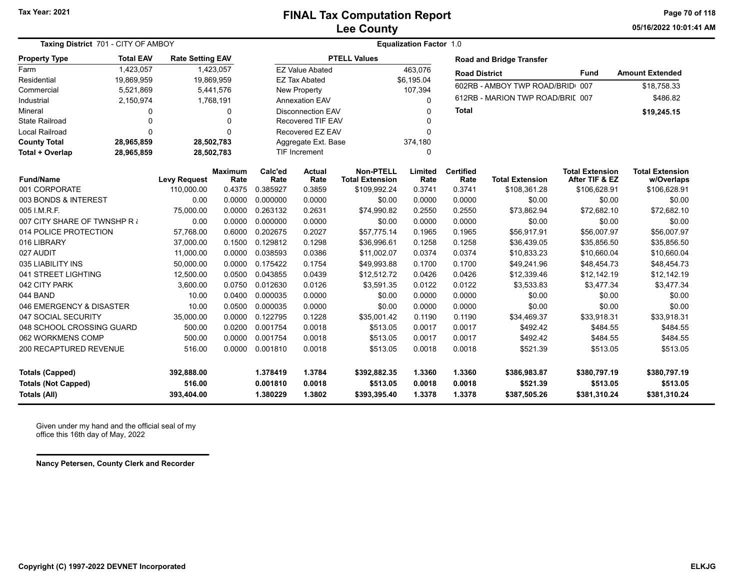Tax Year: 2021

# FINAL Tax Computation Report
## Lee County

05/16/2022 10:01:41 AM

**Taxing District** 701 - CITY OF AMBOY | **Equalization Factor** 1.0

| Property Type | Total EAV | Rate Setting EAV |
|---|---|---|
| Farm | 1,423,057 | 1,423,057 |
| Residential | 19,869,959 | 19,869,959 |
| Commercial | 5,521,869 | 5,441,576 |
| Industrial | 2,150,974 | 1,768,191 |
| Mineral | 0 | 0 |
| State Railroad | 0 | 0 |
| Local Railroad | 0 | 0 |
| **County Total** | **28,965,859** | **28,502,783** |
| **Total + Overlap** | **28,965,859** | **28,502,783** |

| PTELL Values | |
|---|---|
| EZ Value Abated | 463,076 |
| EZ Tax Abated | $6,195.04 |
| New Property | 107,394 |
| Annexation EAV | 0 |
| Disconnection EAV | 0 |
| Recovered TIF EAV | 0 |
| Recovered EZ EAV | 0 |
| Aggregate Ext. Base | 374,180 |
| TIF Increment | 0 |

**Road and Bridge Transfer**

| Road District | Fund | Amount Extended |
|---|---|---|
| 602RB - AMBOY TWP ROAD/BRID | 007 | $18,758.33 |
| 612RB - MARION TWP ROAD/BRIL | 007 | $486.82 |
| **Total** | | **$19,245.15** |

| Fund/Name | Levy Request | Maximum Rate | Calc'ed Rate | Actual Rate | Non-PTELL Total Extension | Limited Rate | Certified Rate | Total Extension | Total Extension After TIF & EZ | Total Extension w/Overlaps |
|---|---|---|---|---|---|---|---|---|---|---|
| 001 CORPORATE | 110,000.00 | 0.4375 | 0.385927 | 0.3859 | $109,992.24 | 0.3741 | 0.3741 | $108,361.28 | $106,628.91 | $106,628.91 |
| 003 BONDS & INTEREST | 0.00 | 0.0000 | 0.000000 | 0.0000 | $0.00 | 0.0000 | 0.0000 | $0.00 | $0.00 | $0.00 |
| 005 I.M.R.F. | 75,000.00 | 0.0000 | 0.263132 | 0.2631 | $74,990.82 | 0.2550 | 0.2550 | $73,862.94 | $72,682.10 | $72,682.10 |
| 007 CITY SHARE OF TWNSHP R & | 0.00 | 0.0000 | 0.000000 | 0.0000 | $0.00 | 0.0000 | 0.0000 | $0.00 | $0.00 | $0.00 |
| 014 POLICE PROTECTION | 57,768.00 | 0.6000 | 0.202675 | 0.2027 | $57,775.14 | 0.1965 | 0.1965 | $56,917.91 | $56,007.97 | $56,007.97 |
| 016 LIBRARY | 37,000.00 | 0.1500 | 0.129812 | 0.1298 | $36,996.61 | 0.1258 | 0.1258 | $36,439.05 | $35,856.50 | $35,856.50 |
| 027 AUDIT | 11,000.00 | 0.0000 | 0.038593 | 0.0386 | $11,002.07 | 0.0374 | 0.0374 | $10,833.23 | $10,660.04 | $10,660.04 |
| 035 LIABILITY INS | 50,000.00 | 0.0000 | 0.175422 | 0.1754 | $49,993.88 | 0.1700 | 0.1700 | $49,241.96 | $48,454.73 | $48,454.73 |
| 041 STREET LIGHTING | 12,500.00 | 0.0500 | 0.043855 | 0.0439 | $12,512.72 | 0.0426 | 0.0426 | $12,339.46 | $12,142.19 | $12,142.19 |
| 042 CITY PARK | 3,600.00 | 0.0750 | 0.012630 | 0.0126 | $3,591.35 | 0.0122 | 0.0122 | $3,533.83 | $3,477.34 | $3,477.34 |
| 044 BAND | 10.00 | 0.0400 | 0.000035 | 0.0000 | $0.00 | 0.0000 | 0.0000 | $0.00 | $0.00 | $0.00 |
| 046 EMERGENCY & DISASTER | 10.00 | 0.0500 | 0.000035 | 0.0000 | $0.00 | 0.0000 | 0.0000 | $0.00 | $0.00 | $0.00 |
| 047 SOCIAL SECURITY | 35,000.00 | 0.0000 | 0.122795 | 0.1228 | $35,001.42 | 0.1190 | 0.1190 | $34,469.37 | $33,918.31 | $33,918.31 |
| 048 SCHOOL CROSSING GUARD | 500.00 | 0.0200 | 0.001754 | 0.0018 | $513.05 | 0.0017 | 0.0017 | $492.42 | $484.55 | $484.55 |
| 062 WORKMENS COMP | 500.00 | 0.0000 | 0.001754 | 0.0018 | $513.05 | 0.0017 | 0.0017 | $492.42 | $484.55 | $484.55 |
| 200 RECAPTURED REVENUE | 516.00 | 0.0000 | 0.001810 | 0.0018 | $513.05 | 0.0018 | 0.0018 | $521.39 | $513.05 | $513.05 |
| **Totals (Capped)** | **392,888.00** | | **1.378419** | **1.3784** | **$392,882.35** | **1.3360** | **1.3360** | **$386,983.87** | **$380,797.19** | **$380,797.19** |
| **Totals (Not Capped)** | **516.00** | | **0.001810** | **0.0018** | **$513.05** | **0.0018** | **0.0018** | **$521.39** | **$513.05** | **$513.05** |
| **Totals (All)** | **393,404.00** | | **1.380229** | **1.3802** | **$393,395.40** | **1.3378** | **1.3378** | **$387,505.26** | **$381,310.24** | **$381,310.24** |

Given under my hand and the official seal of my office this 16th day of May, 2022

**Nancy Petersen, County Clerk and Recorder**

**Copyright (C) 1997-2022 DEVNET Incorporated** — **ELKJG**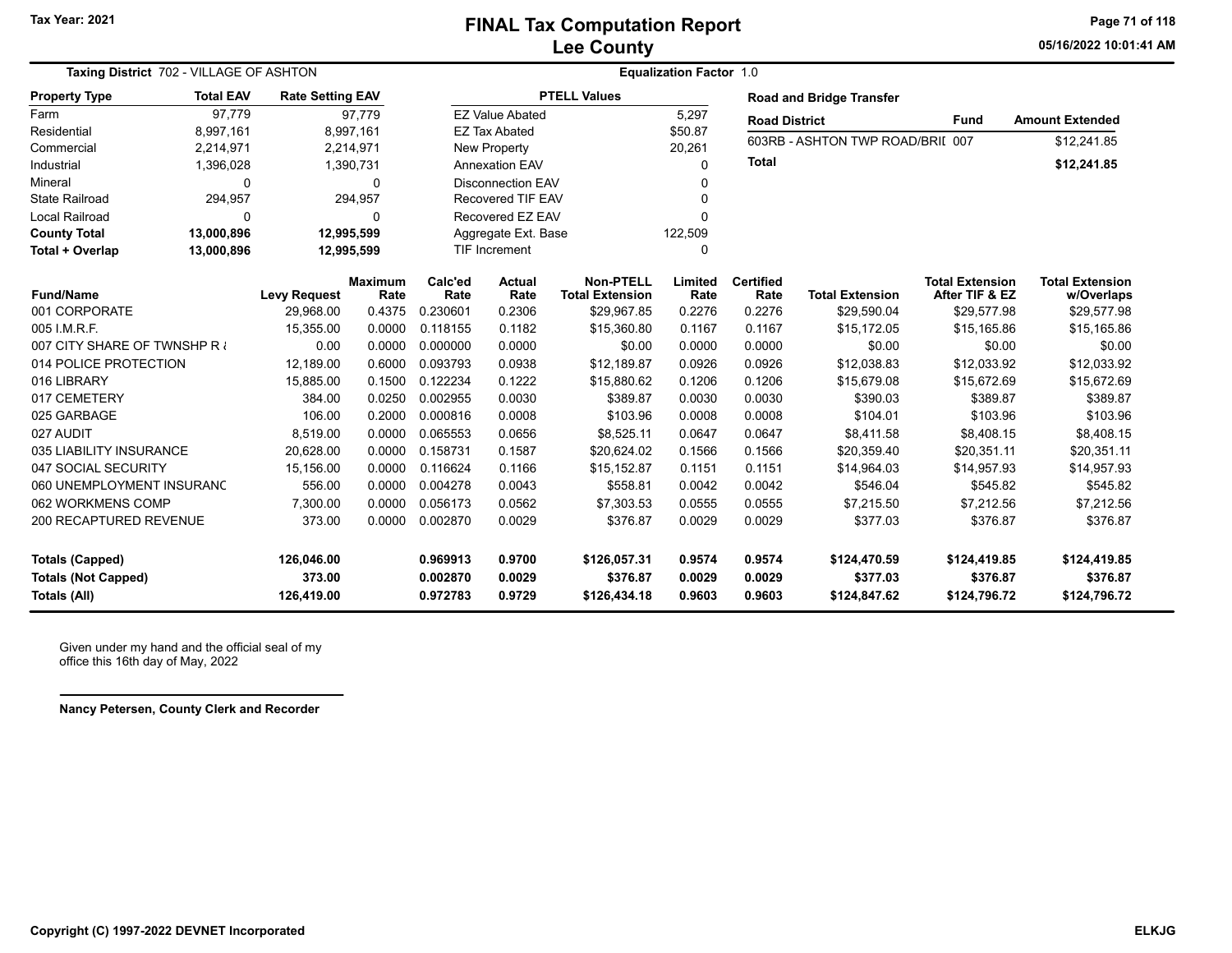Tax Year: 2021

# FINAL Tax Computation Report
## Lee County

**Taxing District** 702 - VILLAGE OF ASHTON

**Equalization Factor** 1.0

| Property Type | Total EAV | Rate Setting EAV |
|---|---|---|
| Farm | 97,779 | 97,779 |
| Residential | 8,997,161 | 8,997,161 |
| Commercial | 2,214,971 | 2,214,971 |
| Industrial | 1,396,028 | 1,390,731 |
| Mineral | 0 | 0 |
| State Railroad | 294,957 | 294,957 |
| Local Railroad | 0 | 0 |
| **County Total** | **13,000,896** | **12,995,599** |
| **Total + Overlap** | **13,000,896** | **12,995,599** |

| PTELL Values | |
|---|---|
| EZ Value Abated | 5,297 |
| EZ Tax Abated | $50.87 |
| New Property | 20,261 |
| Annexation EAV | 0 |
| Disconnection EAV | 0 |
| Recovered TIF EAV | 0 |
| Recovered EZ EAV | 0 |
| Aggregate Ext. Base | 122,509 |
| TIF Increment | 0 |

**Road and Bridge Transfer**

| Road District | Fund | Amount Extended |
|---|---|---|
| 603RB - ASHTON TWP ROAD/BRI[ | 007 | $12,241.85 |
| **Total** | | **$12,241.85** |

| Fund/Name | Levy Request | Maximum Rate | Calc'ed Rate | Actual Rate | Non-PTELL Total Extension | Limited Rate | Certified Rate | Total Extension | Total Extension After TIF & EZ | Total Extension w/Overlaps |
|---|---|---|---|---|---|---|---|---|---|---|
| 001 CORPORATE | 29,968.00 | 0.4375 | 0.230601 | 0.2306 | $29,967.85 | 0.2276 | 0.2276 | $29,590.04 | $29,577.98 | $29,577.98 |
| 005 I.M.R.F. | 15,355.00 | 0.0000 | 0.118155 | 0.1182 | $15,360.80 | 0.1167 | 0.1167 | $15,172.05 | $15,165.86 | $15,165.86 |
| 007 CITY SHARE OF TWNSHP R & | 0.00 | 0.0000 | 0.000000 | 0.0000 | $0.00 | 0.0000 | 0.0000 | $0.00 | $0.00 | $0.00 |
| 014 POLICE PROTECTION | 12,189.00 | 0.6000 | 0.093793 | 0.0938 | $12,189.87 | 0.0926 | 0.0926 | $12,038.83 | $12,033.92 | $12,033.92 |
| 016 LIBRARY | 15,885.00 | 0.1500 | 0.122234 | 0.1222 | $15,880.62 | 0.1206 | 0.1206 | $15,679.08 | $15,672.69 | $15,672.69 |
| 017 CEMETERY | 384.00 | 0.0250 | 0.002955 | 0.0030 | $389.87 | 0.0030 | 0.0030 | $390.03 | $389.87 | $389.87 |
| 025 GARBAGE | 106.00 | 0.2000 | 0.000816 | 0.0008 | $103.96 | 0.0008 | 0.0008 | $104.01 | $103.96 | $103.96 |
| 027 AUDIT | 8,519.00 | 0.0000 | 0.065553 | 0.0656 | $8,525.11 | 0.0647 | 0.0647 | $8,411.58 | $8,408.15 | $8,408.15 |
| 035 LIABILITY INSURANCE | 20,628.00 | 0.0000 | 0.158731 | 0.1587 | $20,624.02 | 0.1566 | 0.1566 | $20,359.40 | $20,351.11 | $20,351.11 |
| 047 SOCIAL SECURITY | 15,156.00 | 0.0000 | 0.116624 | 0.1166 | $15,152.87 | 0.1151 | 0.1151 | $14,964.03 | $14,957.93 | $14,957.93 |
| 060 UNEMPLOYMENT INSURANC | 556.00 | 0.0000 | 0.004278 | 0.0043 | $558.81 | 0.0042 | 0.0042 | $546.04 | $545.82 | $545.82 |
| 062 WORKMENS COMP | 7,300.00 | 0.0000 | 0.056173 | 0.0562 | $7,303.53 | 0.0555 | 0.0555 | $7,215.50 | $7,212.56 | $7,212.56 |
| 200 RECAPTURED REVENUE | 373.00 | 0.0000 | 0.002870 | 0.0029 | $376.87 | 0.0029 | 0.0029 | $377.03 | $376.87 | $376.87 |
| **Totals (Capped)** | **126,046.00** | | **0.969913** | **0.9700** | **$126,057.31** | **0.9574** | **0.9574** | **$124,470.59** | **$124,419.85** | **$124,419.85** |
| **Totals (Not Capped)** | **373.00** | | **0.002870** | **0.0029** | **$376.87** | **0.0029** | **0.0029** | **$377.03** | **$376.87** | **$376.87** |
| **Totals (All)** | **126,419.00** | | **0.972783** | **0.9729** | **$126,434.18** | **0.9603** | **0.9603** | **$124,847.62** | **$124,796.72** | **$124,796.72** |

Given under my hand and the official seal of my office this 16th day of May, 2022

**Nancy Petersen, County Clerk and Recorder**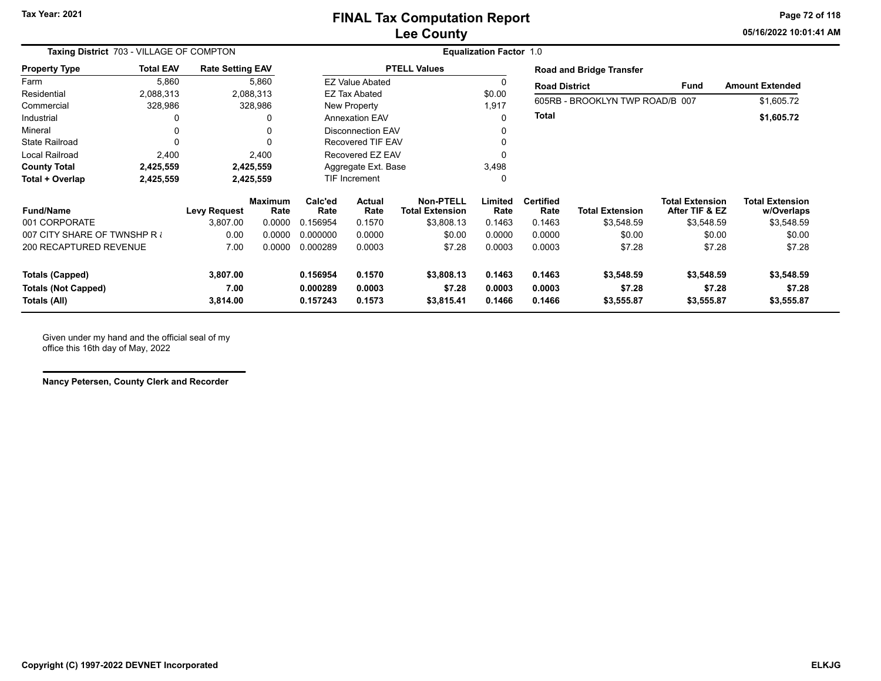# FINAL Tax Computation Report
## Lee County

Tax Year: 2021

**Taxing District** 703 - VILLAGE OF COMPTON

**Equalization Factor** 1.0

| Property Type | Total EAV | Rate Setting EAV |
|---|---|---|
| Farm | 5,860 | 5,860 |
| Residential | 2,088,313 | 2,088,313 |
| Commercial | 328,986 | 328,986 |
| Industrial | 0 | 0 |
| Mineral | 0 | 0 |
| State Railroad | 0 | 0 |
| Local Railroad | 2,400 | 2,400 |
| **County Total** | **2,425,559** | **2,425,559** |
| **Total + Overlap** | **2,425,559** | **2,425,559** |

| PTELL Values | |
|---|---|
| EZ Value Abated | 0 |
| EZ Tax Abated | $0.00 |
| New Property | 1,917 |
| Annexation EAV | 0 |
| Disconnection EAV | 0 |
| Recovered TIF EAV | 0 |
| Recovered EZ EAV | 0 |
| Aggregate Ext. Base | 3,498 |
| TIF Increment | 0 |

**Road and Bridge Transfer**

| Road District | Fund | Amount Extended |
|---|---|---|
| 605RB - BROOKLYN TWP ROAD/B | 007 | $1,605.72 |
| **Total** | | **$1,605.72** |

| Fund/Name | Levy Request | Maximum Rate | Calc'ed Rate | Actual Rate | Non-PTELL Total Extension | Limited Rate | Certified Rate | Total Extension | Total Extension After TIF & EZ | Total Extension w/Overlaps |
|---|---|---|---|---|---|---|---|---|---|---|
| 001 CORPORATE | 3,807.00 | 0.0000 | 0.156954 | 0.1570 | $3,808.13 | 0.1463 | 0.1463 | $3,548.59 | $3,548.59 | $3,548.59 |
| 007 CITY SHARE OF TWNSHP R & | 0.00 | 0.0000 | 0.000000 | 0.0000 | $0.00 | 0.0000 | 0.0000 | $0.00 | $0.00 | $0.00 |
| 200 RECAPTURED REVENUE | 7.00 | 0.0000 | 0.000289 | 0.0003 | $7.28 | 0.0003 | 0.0003 | $7.28 | $7.28 | $7.28 |
| **Totals (Capped)** | **3,807.00** | | **0.156954** | **0.1570** | **$3,808.13** | **0.1463** | **0.1463** | **$3,548.59** | **$3,548.59** | **$3,548.59** |
| **Totals (Not Capped)** | **7.00** | | **0.000289** | **0.0003** | **$7.28** | **0.0003** | **0.0003** | **$7.28** | **$7.28** | **$7.28** |
| **Totals (All)** | **3,814.00** | | **0.157243** | **0.1573** | **$3,815.41** | **0.1466** | **0.1466** | **$3,555.87** | **$3,555.87** | **$3,555.87** |

Given under my hand and the official seal of my office this 16th day of May, 2022

**Nancy Petersen, County Clerk and Recorder**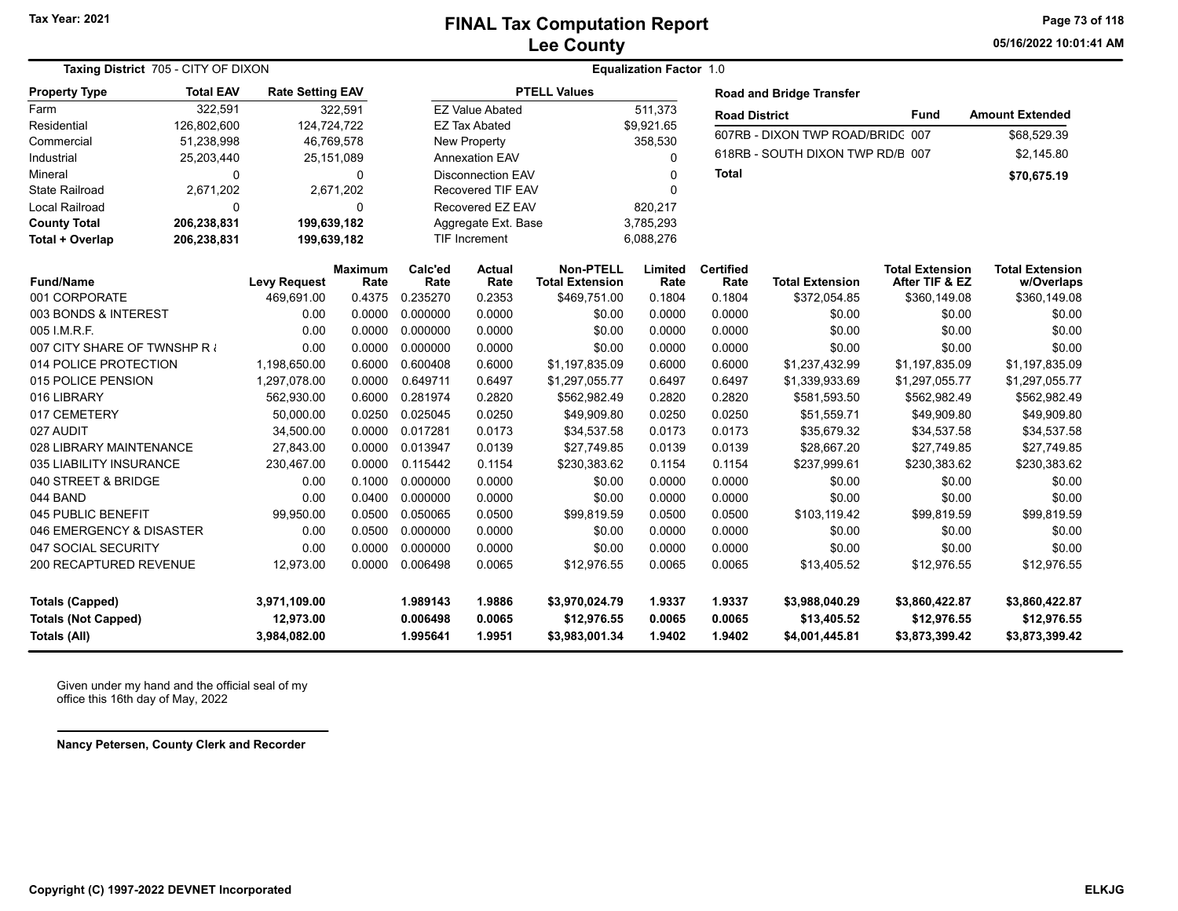# FINAL Tax Computation Report
## Lee County

Tax Year: 2021

**Taxing District** 705 - CITY OF DIXON

**Equalization Factor** 1.0

| Property Type | Total EAV | Rate Setting EAV |
|---|---|---|
| Farm | 322,591 | 322,591 |
| Residential | 126,802,600 | 124,724,722 |
| Commercial | 51,238,998 | 46,769,578 |
| Industrial | 25,203,440 | 25,151,089 |
| Mineral | 0 | 0 |
| State Railroad | 2,671,202 | 2,671,202 |
| Local Railroad | 0 | 0 |
| **County Total** | **206,238,831** | **199,639,182** |
| **Total + Overlap** | **206,238,831** | **199,639,182** |

| PTELL Values | |
|---|---|
| EZ Value Abated | 511,373 |
| EZ Tax Abated | $9,921.65 |
| New Property | 358,530 |
| Annexation EAV | 0 |
| Disconnection EAV | 0 |
| Recovered TIF EAV | 0 |
| Recovered EZ EAV | 820,217 |
| Aggregate Ext. Base | 3,785,293 |
| TIF Increment | 6,088,276 |

**Road and Bridge Transfer**

| Road District | Fund | Amount Extended |
|---|---|---|
| 607RB - DIXON TWP ROAD/BRIDG | 007 | $68,529.39 |
| 618RB - SOUTH DIXON TWP RD/B | 007 | $2,145.80 |
| **Total** | | **$70,675.19** |

| Fund/Name | Levy Request | Maximum Rate | Calc'ed Rate | Actual Rate | Non-PTELL Total Extension | Limited Rate | Certified Rate | Total Extension | Total Extension After TIF & EZ | Total Extension w/Overlaps |
|---|---|---|---|---|---|---|---|---|---|---|
| 001 CORPORATE | 469,691.00 | 0.4375 | 0.235270 | 0.2353 | $469,751.00 | 0.1804 | 0.1804 | $372,054.85 | $360,149.08 | $360,149.08 |
| 003 BONDS & INTEREST | 0.00 | 0.0000 | 0.000000 | 0.0000 | $0.00 | 0.0000 | 0.0000 | $0.00 | $0.00 | $0.00 |
| 005 I.M.R.F. | 0.00 | 0.0000 | 0.000000 | 0.0000 | $0.00 | 0.0000 | 0.0000 | $0.00 | $0.00 | $0.00 |
| 007 CITY SHARE OF TWNSHP R & | 0.00 | 0.0000 | 0.000000 | 0.0000 | $0.00 | 0.0000 | 0.0000 | $0.00 | $0.00 | $0.00 |
| 014 POLICE PROTECTION | 1,198,650.00 | 0.6000 | 0.600408 | 0.6000 | $1,197,835.09 | 0.6000 | 0.6000 | $1,237,432.99 | $1,197,835.09 | $1,197,835.09 |
| 015 POLICE PENSION | 1,297,078.00 | 0.0000 | 0.649711 | 0.6497 | $1,297,055.77 | 0.6497 | 0.6497 | $1,339,933.69 | $1,297,055.77 | $1,297,055.77 |
| 016 LIBRARY | 562,930.00 | 0.6000 | 0.281974 | 0.2820 | $562,982.49 | 0.2820 | 0.2820 | $581,593.50 | $562,982.49 | $562,982.49 |
| 017 CEMETERY | 50,000.00 | 0.0250 | 0.025045 | 0.0250 | $49,909.80 | 0.0250 | 0.0250 | $51,559.71 | $49,909.80 | $49,909.80 |
| 027 AUDIT | 34,500.00 | 0.0000 | 0.017281 | 0.0173 | $34,537.58 | 0.0173 | 0.0173 | $35,679.32 | $34,537.58 | $34,537.58 |
| 028 LIBRARY MAINTENANCE | 27,843.00 | 0.0000 | 0.013947 | 0.0139 | $27,749.85 | 0.0139 | 0.0139 | $28,667.20 | $27,749.85 | $27,749.85 |
| 035 LIABILITY INSURANCE | 230,467.00 | 0.0000 | 0.115442 | 0.1154 | $230,383.62 | 0.1154 | 0.1154 | $237,999.61 | $230,383.62 | $230,383.62 |
| 040 STREET & BRIDGE | 0.00 | 0.1000 | 0.000000 | 0.0000 | $0.00 | 0.0000 | 0.0000 | $0.00 | $0.00 | $0.00 |
| 044 BAND | 0.00 | 0.0400 | 0.000000 | 0.0000 | $0.00 | 0.0000 | 0.0000 | $0.00 | $0.00 | $0.00 |
| 045 PUBLIC BENEFIT | 99,950.00 | 0.0500 | 0.050065 | 0.0500 | $99,819.59 | 0.0500 | 0.0500 | $103,119.42 | $99,819.59 | $99,819.59 |
| 046 EMERGENCY & DISASTER | 0.00 | 0.0500 | 0.000000 | 0.0000 | $0.00 | 0.0000 | 0.0000 | $0.00 | $0.00 | $0.00 |
| 047 SOCIAL SECURITY | 0.00 | 0.0000 | 0.000000 | 0.0000 | $0.00 | 0.0000 | 0.0000 | $0.00 | $0.00 | $0.00 |
| 200 RECAPTURED REVENUE | 12,973.00 | 0.0000 | 0.006498 | 0.0065 | $12,976.55 | 0.0065 | 0.0065 | $13,405.52 | $12,976.55 | $12,976.55 |
| **Totals (Capped)** | **3,971,109.00** | | **1.989143** | **1.9886** | **$3,970,024.79** | **1.9337** | **1.9337** | **$3,988,040.29** | **$3,860,422.87** | **$3,860,422.87** |
| **Totals (Not Capped)** | **12,973.00** | | **0.006498** | **0.0065** | **$12,976.55** | **0.0065** | **0.0065** | **$13,405.52** | **$12,976.55** | **$12,976.55** |
| **Totals (All)** | **3,984,082.00** | | **1.995641** | **1.9951** | **$3,983,001.34** | **1.9402** | **1.9402** | **$4,001,445.81** | **$3,873,399.42** | **$3,873,399.42** |

Given under my hand and the official seal of my office this 16th day of May, 2022

**Nancy Petersen, County Clerk and Recorder**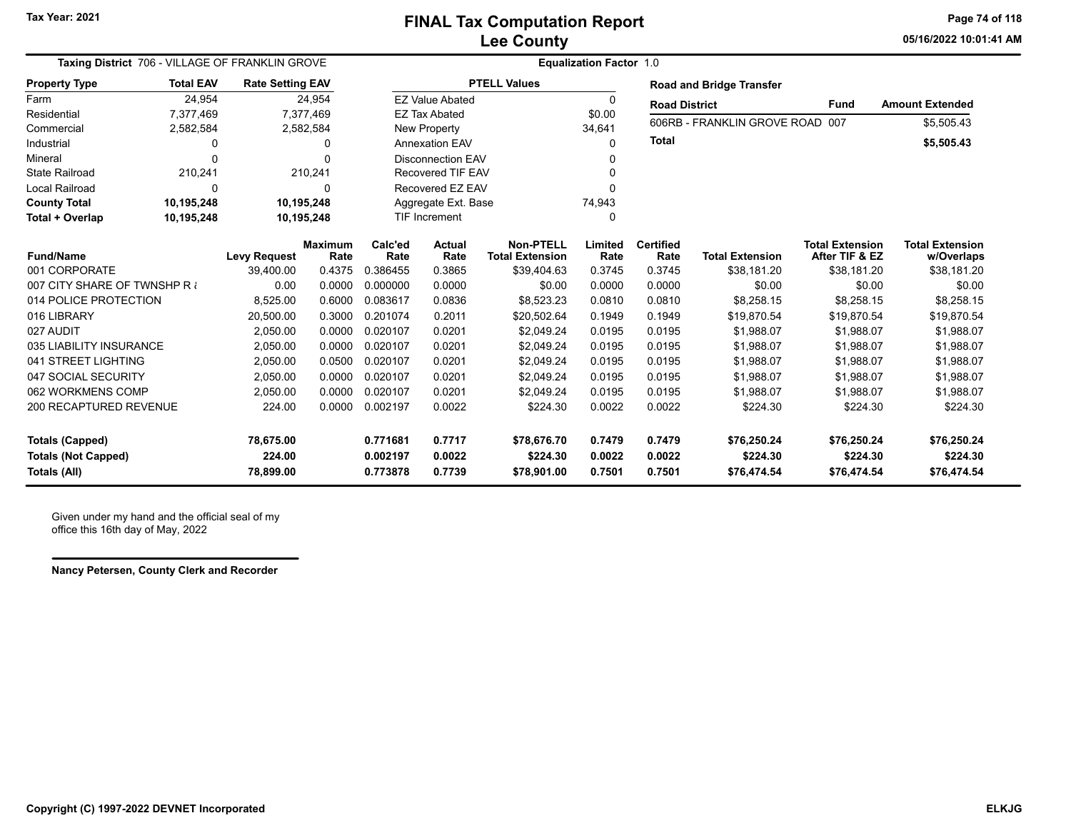# FINAL Tax Computation Report
## Lee County

Tax Year: 2021

05/16/2022 10:01:41 AM

**Taxing District** 706 - VILLAGE OF FRANKLIN GROVE

**Equalization Factor** 1.0

| Property Type | Total EAV | Rate Setting EAV |
|---|---|---|
| Farm | 24,954 | 24,954 |
| Residential | 7,377,469 | 7,377,469 |
| Commercial | 2,582,584 | 2,582,584 |
| Industrial | 0 | 0 |
| Mineral | 0 | 0 |
| State Railroad | 210,241 | 210,241 |
| Local Railroad | 0 | 0 |
| **County Total** | **10,195,248** | **10,195,248** |
| **Total + Overlap** | **10,195,248** | **10,195,248** |

| PTELL Values | |
|---|---|
| EZ Value Abated | 0 |
| EZ Tax Abated | $0.00 |
| New Property | 34,641 |
| Annexation EAV | 0 |
| Disconnection EAV | 0 |
| Recovered TIF EAV | 0 |
| Recovered EZ EAV | 0 |
| Aggregate Ext. Base | 74,943 |
| TIF Increment | 0 |

**Road and Bridge Transfer**

| Road District | Fund | Amount Extended |
|---|---|---|
| 606RB - FRANKLIN GROVE ROAD | 007 | $5,505.43 |
| **Total** | | **$5,505.43** |

| Fund/Name | Levy Request | Maximum Rate | Calc'ed Rate | Actual Rate | Non-PTELL Total Extension | Limited Rate | Certified Rate | Total Extension | Total Extension After TIF & EZ | Total Extension w/Overlaps |
|---|---|---|---|---|---|---|---|---|---|---|
| 001 CORPORATE | 39,400.00 | 0.4375 | 0.386455 | 0.3865 | $39,404.63 | 0.3745 | 0.3745 | $38,181.20 | $38,181.20 | $38,181.20 |
| 007 CITY SHARE OF TWNSHP R & | 0.00 | 0.0000 | 0.000000 | 0.0000 | $0.00 | 0.0000 | 0.0000 | $0.00 | $0.00 | $0.00 |
| 014 POLICE PROTECTION | 8,525.00 | 0.6000 | 0.083617 | 0.0836 | $8,523.23 | 0.0810 | 0.0810 | $8,258.15 | $8,258.15 | $8,258.15 |
| 016 LIBRARY | 20,500.00 | 0.3000 | 0.201074 | 0.2011 | $20,502.64 | 0.1949 | 0.1949 | $19,870.54 | $19,870.54 | $19,870.54 |
| 027 AUDIT | 2,050.00 | 0.0000 | 0.020107 | 0.0201 | $2,049.24 | 0.0195 | 0.0195 | $1,988.07 | $1,988.07 | $1,988.07 |
| 035 LIABILITY INSURANCE | 2,050.00 | 0.0000 | 0.020107 | 0.0201 | $2,049.24 | 0.0195 | 0.0195 | $1,988.07 | $1,988.07 | $1,988.07 |
| 041 STREET LIGHTING | 2,050.00 | 0.0500 | 0.020107 | 0.0201 | $2,049.24 | 0.0195 | 0.0195 | $1,988.07 | $1,988.07 | $1,988.07 |
| 047 SOCIAL SECURITY | 2,050.00 | 0.0000 | 0.020107 | 0.0201 | $2,049.24 | 0.0195 | 0.0195 | $1,988.07 | $1,988.07 | $1,988.07 |
| 062 WORKMENS COMP | 2,050.00 | 0.0000 | 0.020107 | 0.0201 | $2,049.24 | 0.0195 | 0.0195 | $1,988.07 | $1,988.07 | $1,988.07 |
| 200 RECAPTURED REVENUE | 224.00 | 0.0000 | 0.002197 | 0.0022 | $224.30 | 0.0022 | 0.0022 | $224.30 | $224.30 | $224.30 |
| **Totals (Capped)** | **78,675.00** | | **0.771681** | **0.7717** | **$78,676.70** | **0.7479** | **0.7479** | **$76,250.24** | **$76,250.24** | **$76,250.24** |
| **Totals (Not Capped)** | **224.00** | | **0.002197** | **0.0022** | **$224.30** | **0.0022** | **0.0022** | **$224.30** | **$224.30** | **$224.30** |
| **Totals (All)** | **78,899.00** | | **0.773878** | **0.7739** | **$78,901.00** | **0.7501** | **0.7501** | **$76,474.54** | **$76,474.54** | **$76,474.54** |

Given under my hand and the official seal of my office this 16th day of May, 2022

**Nancy Petersen, County Clerk and Recorder**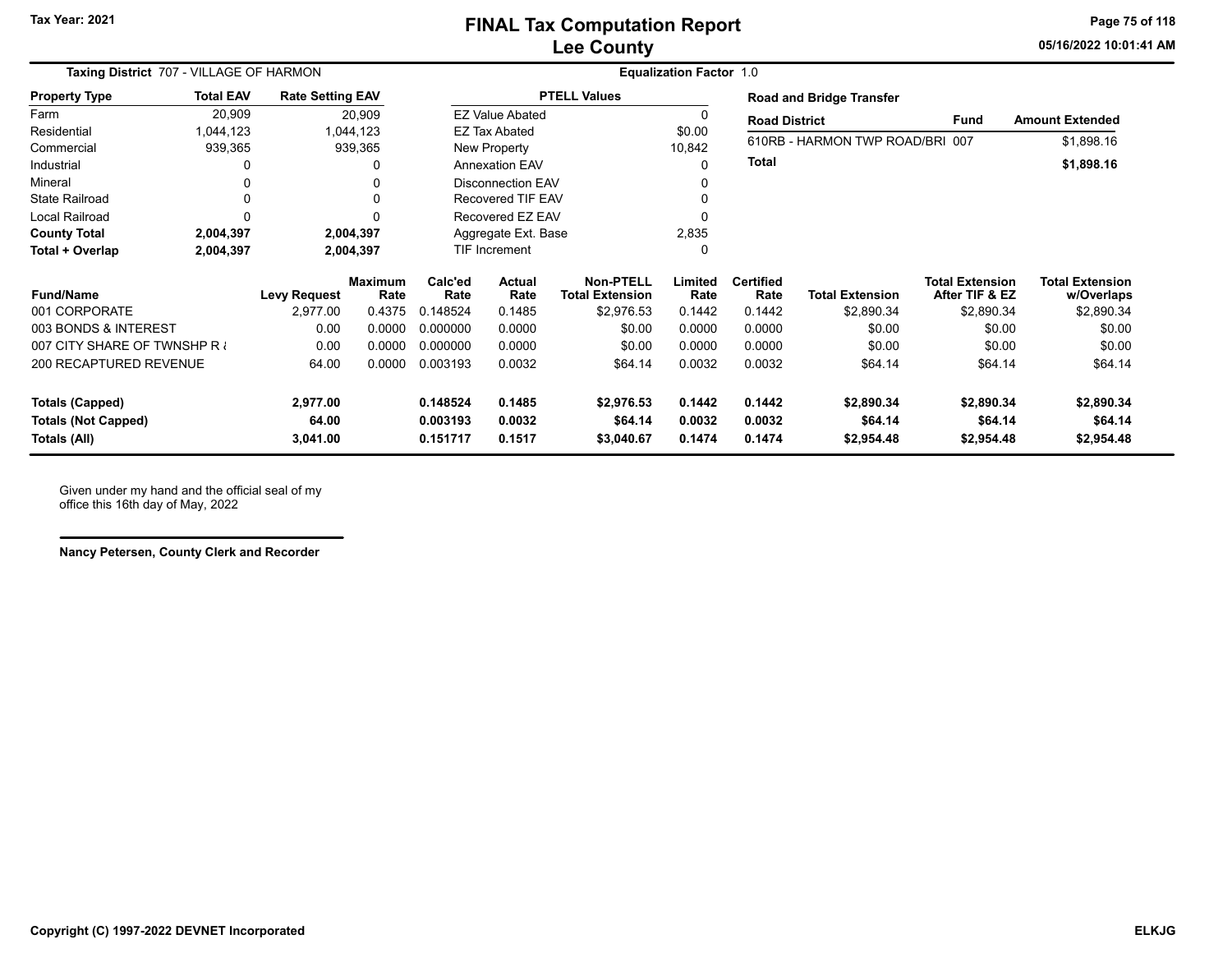# FINAL Tax Computation Report
## Lee County

**Tax Year: 2021**

05/16/2022 10:01:41 AM

**Taxing District** 707 - VILLAGE OF HARMON

**Equalization Factor** 1.0

| Property Type | Total EAV | Rate Setting EAV |
|---|---|---|
| Farm | 20,909 | 20,909 |
| Residential | 1,044,123 | 1,044,123 |
| Commercial | 939,365 | 939,365 |
| Industrial | 0 | 0 |
| Mineral | 0 | 0 |
| State Railroad | 0 | 0 |
| Local Railroad | 0 | 0 |
| **County Total** | **2,004,397** | **2,004,397** |
| **Total + Overlap** | **2,004,397** | **2,004,397** |

| PTELL Values | |
|---|---|
| EZ Value Abated | 0 |
| EZ Tax Abated | $0.00 |
| New Property | 10,842 |
| Annexation EAV | 0 |
| Disconnection EAV | 0 |
| Recovered TIF EAV | 0 |
| Recovered EZ EAV | 0 |
| Aggregate Ext. Base | 2,835 |
| TIF Increment | 0 |

**Road and Bridge Transfer**

| Road District | Fund | Amount Extended |
|---|---|---|
| 610RB - HARMON TWP ROAD/BRI | 007 | $1,898.16 |
| **Total** | | **$1,898.16** |

| Fund/Name | Levy Request | Maximum Rate | Calc'ed Rate | Actual Rate | Non-PTELL Total Extension | Limited Rate | Certified Rate | Total Extension | Total Extension After TIF & EZ | Total Extension w/Overlaps |
|---|---|---|---|---|---|---|---|---|---|---|
| 001 CORPORATE | 2,977.00 | 0.4375 | 0.148524 | 0.1485 | $2,976.53 | 0.1442 | 0.1442 | $2,890.34 | $2,890.34 | $2,890.34 |
| 003 BONDS & INTEREST | 0.00 | 0.0000 | 0.000000 | 0.0000 | $0.00 | 0.0000 | 0.0000 | $0.00 | $0.00 | $0.00 |
| 007 CITY SHARE OF TWNSHP R & | 0.00 | 0.0000 | 0.000000 | 0.0000 | $0.00 | 0.0000 | 0.0000 | $0.00 | $0.00 | $0.00 |
| 200 RECAPTURED REVENUE | 64.00 | 0.0000 | 0.003193 | 0.0032 | $64.14 | 0.0032 | 0.0032 | $64.14 | $64.14 | $64.14 |
| **Totals (Capped)** | **2,977.00** | | **0.148524** | **0.1485** | **$2,976.53** | **0.1442** | **0.1442** | **$2,890.34** | **$2,890.34** | **$2,890.34** |
| **Totals (Not Capped)** | **64.00** | | **0.003193** | **0.0032** | **$64.14** | **0.0032** | **0.0032** | **$64.14** | **$64.14** | **$64.14** |
| **Totals (All)** | **3,041.00** | | **0.151717** | **0.1517** | **$3,040.67** | **0.1474** | **0.1474** | **$2,954.48** | **$2,954.48** | **$2,954.48** |

Given under my hand and the official seal of my office this 16th day of May, 2022

**Nancy Petersen, County Clerk and Recorder**

**Copyright (C) 1997-2022 DEVNET Incorporated** **ELKJG**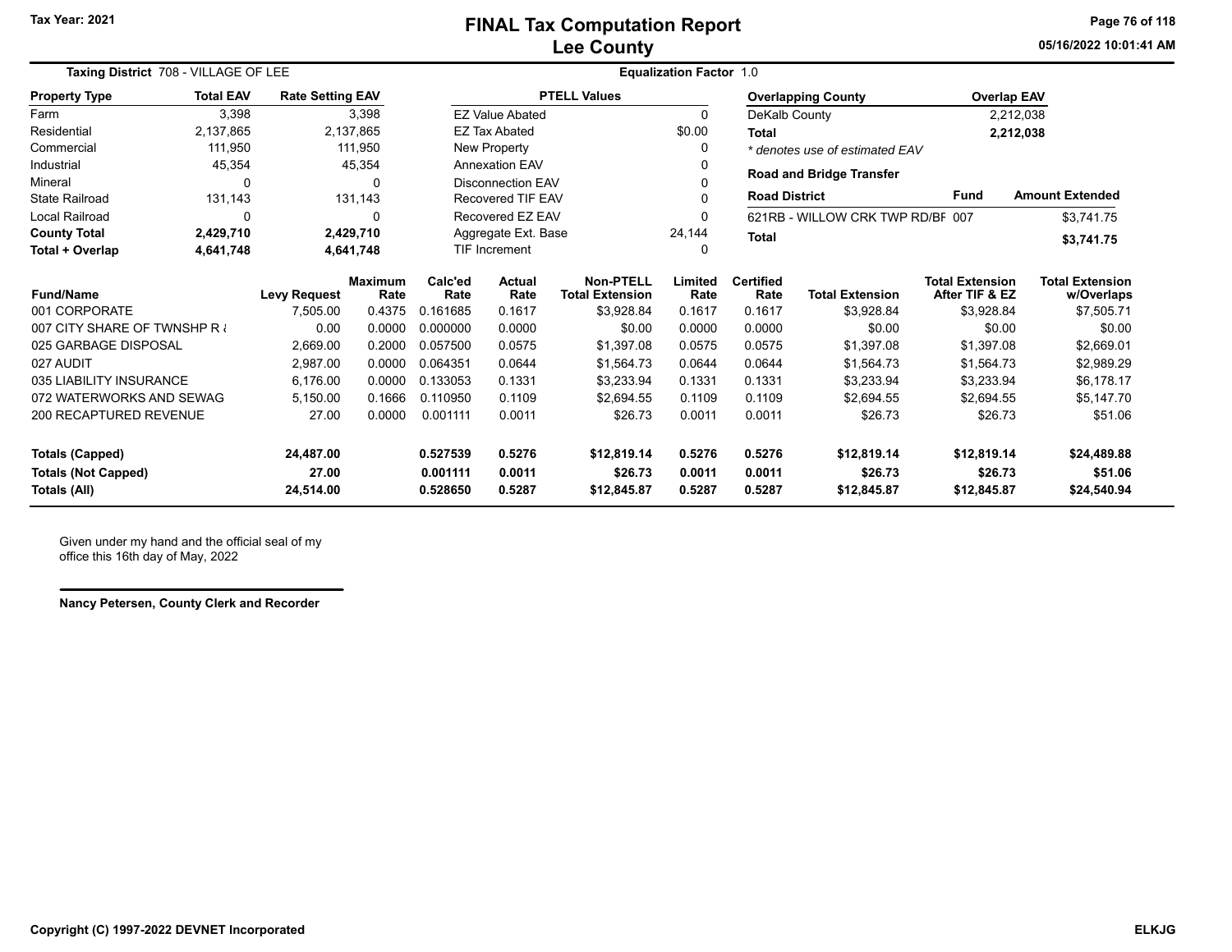# FINAL Tax Computation Report
## Lee County

**Taxing District** 708 - VILLAGE OF LEE | **Equalization Factor** 1.0

| Property Type | Total EAV | Rate Setting EAV |
|---|---|---|
| Farm | 3,398 | 3,398 |
| Residential | 2,137,865 | 2,137,865 |
| Commercial | 111,950 | 111,950 |
| Industrial | 45,354 | 45,354 |
| Mineral | 0 | 0 |
| State Railroad | 131,143 | 131,143 |
| Local Railroad | 0 | 0 |
| **County Total** | **2,429,710** | **2,429,710** |
| **Total + Overlap** | **4,641,748** | **4,641,748** |

| PTELL Values | |
|---|---|
| EZ Value Abated | 0 |
| EZ Tax Abated | $0.00 |
| New Property | 0 |
| Annexation EAV | 0 |
| Disconnection EAV | 0 |
| Recovered TIF EAV | 0 |
| Recovered EZ EAV | 0 |
| Aggregate Ext. Base | 24,144 |
| TIF Increment | 0 |

| Overlapping County | Overlap EAV |
|---|---|
| DeKalb County | 2,212,038 |
| **Total** | **2,212,038** |

*\* denotes use of estimated EAV*

**Road and Bridge Transfer**

| Road District | Fund | Amount Extended |
|---|---|---|
| 621RB - WILLOW CRK TWP RD/BI | 007 | $3,741.75 |
| **Total** | | **$3,741.75** |

| Fund/Name | Levy Request | Maximum Rate | Calc'ed Rate | Actual Rate | Non-PTELL Total Extension | Limited Rate | Certified Rate | Total Extension | Total Extension After TIF & EZ | Total Extension w/Overlaps |
|---|---|---|---|---|---|---|---|---|---|---|
| 001 CORPORATE | 7,505.00 | 0.4375 | 0.161685 | 0.1617 | $3,928.84 | 0.1617 | 0.1617 | $3,928.84 | $3,928.84 | $7,505.71 |
| 007 CITY SHARE OF TWNSHP R & | 0.00 | 0.0000 | 0.000000 | 0.0000 | $0.00 | 0.0000 | 0.0000 | $0.00 | $0.00 | $0.00 |
| 025 GARBAGE DISPOSAL | 2,669.00 | 0.2000 | 0.057500 | 0.0575 | $1,397.08 | 0.0575 | 0.0575 | $1,397.08 | $1,397.08 | $2,669.01 |
| 027 AUDIT | 2,987.00 | 0.0000 | 0.064351 | 0.0644 | $1,564.73 | 0.0644 | 0.0644 | $1,564.73 | $1,564.73 | $2,989.29 |
| 035 LIABILITY INSURANCE | 6,176.00 | 0.0000 | 0.133053 | 0.1331 | $3,233.94 | 0.1331 | 0.1331 | $3,233.94 | $3,233.94 | $6,178.17 |
| 072 WATERWORKS AND SEWAG | 5,150.00 | 0.1666 | 0.110950 | 0.1109 | $2,694.55 | 0.1109 | 0.1109 | $2,694.55 | $2,694.55 | $5,147.70 |
| 200 RECAPTURED REVENUE | 27.00 | 0.0000 | 0.001111 | 0.0011 | $26.73 | 0.0011 | 0.0011 | $26.73 | $26.73 | $51.06 |
| **Totals (Capped)** | **24,487.00** | | **0.527539** | **0.5276** | **$12,819.14** | **0.5276** | **0.5276** | **$12,819.14** | **$12,819.14** | **$24,489.88** |
| **Totals (Not Capped)** | **27.00** | | **0.001111** | **0.0011** | **$26.73** | **0.0011** | **0.0011** | **$26.73** | **$26.73** | **$51.06** |
| **Totals (All)** | **24,514.00** | | **0.528650** | **0.5287** | **$12,845.87** | **0.5287** | **0.5287** | **$12,845.87** | **$12,845.87** | **$24,540.94** |

Given under my hand and the official seal of my office this 16th day of May, 2022

**Nancy Petersen, County Clerk and Recorder**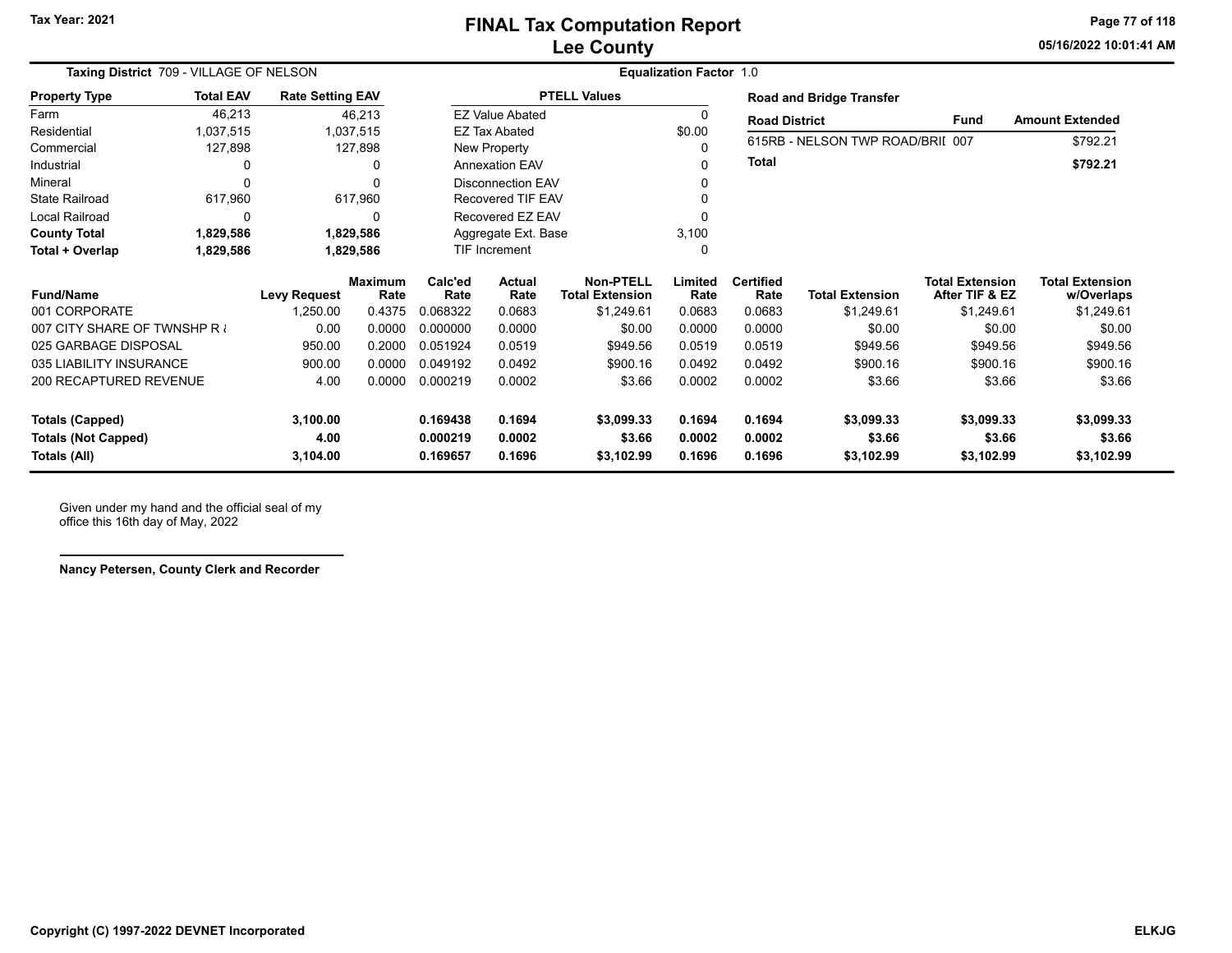# FINAL Tax Computation Report
# Lee County

Tax Year: 2021

05/16/2022 10:01:41 AM

**Taxing District** 709 - VILLAGE OF NELSON

**Equalization Factor** 1.0

| Property Type | Total EAV | Rate Setting EAV |
|---|---|---|
| Farm | 46,213 | 46,213 |
| Residential | 1,037,515 | 1,037,515 |
| Commercial | 127,898 | 127,898 |
| Industrial | 0 | 0 |
| Mineral | 0 | 0 |
| State Railroad | 617,960 | 617,960 |
| Local Railroad | 0 | 0 |
| **County Total** | **1,829,586** | **1,829,586** |
| **Total + Overlap** | **1,829,586** | **1,829,586** |

| PTELL Values | |
|---|---|
| EZ Value Abated | 0 |
| EZ Tax Abated | $0.00 |
| New Property | 0 |
| Annexation EAV | 0 |
| Disconnection EAV | 0 |
| Recovered TIF EAV | 0 |
| Recovered EZ EAV | 0 |
| Aggregate Ext. Base | 3,100 |
| TIF Increment | 0 |

**Road and Bridge Transfer**

| Road District | Fund | Amount Extended |
|---|---|---|
| 615RB - NELSON TWP ROAD/BRII | 007 | $792.21 |
| **Total** | | **$792.21** |

| Fund/Name | Levy Request | Maximum Rate | Calc'ed Rate | Actual Rate | Non-PTELL Total Extension | Limited Rate | Certified Rate | Total Extension | Total Extension After TIF & EZ | Total Extension w/Overlaps |
|---|---|---|---|---|---|---|---|---|---|---|
| 001 CORPORATE | 1,250.00 | 0.4375 | 0.068322 | 0.0683 | $1,249.61 | 0.0683 | 0.0683 | $1,249.61 | $1,249.61 | $1,249.61 |
| 007 CITY SHARE OF TWNSHP R & | 0.00 | 0.0000 | 0.000000 | 0.0000 | $0.00 | 0.0000 | 0.0000 | $0.00 | $0.00 | $0.00 |
| 025 GARBAGE DISPOSAL | 950.00 | 0.2000 | 0.051924 | 0.0519 | $949.56 | 0.0519 | 0.0519 | $949.56 | $949.56 | $949.56 |
| 035 LIABILITY INSURANCE | 900.00 | 0.0000 | 0.049192 | 0.0492 | $900.16 | 0.0492 | 0.0492 | $900.16 | $900.16 | $900.16 |
| 200 RECAPTURED REVENUE | 4.00 | 0.0000 | 0.000219 | 0.0002 | $3.66 | 0.0002 | 0.0002 | $3.66 | $3.66 | $3.66 |
| **Totals (Capped)** | **3,100.00** | | **0.169438** | **0.1694** | **$3,099.33** | **0.1694** | **0.1694** | **$3,099.33** | **$3,099.33** | **$3,099.33** |
| **Totals (Not Capped)** | **4.00** | | **0.000219** | **0.0002** | **$3.66** | **0.0002** | **0.0002** | **$3.66** | **$3.66** | **$3.66** |
| **Totals (All)** | **3,104.00** | | **0.169657** | **0.1696** | **$3,102.99** | **0.1696** | **0.1696** | **$3,102.99** | **$3,102.99** | **$3,102.99** |

Given under my hand and the official seal of my office this 16th day of May, 2022

**Nancy Petersen, County Clerk and Recorder**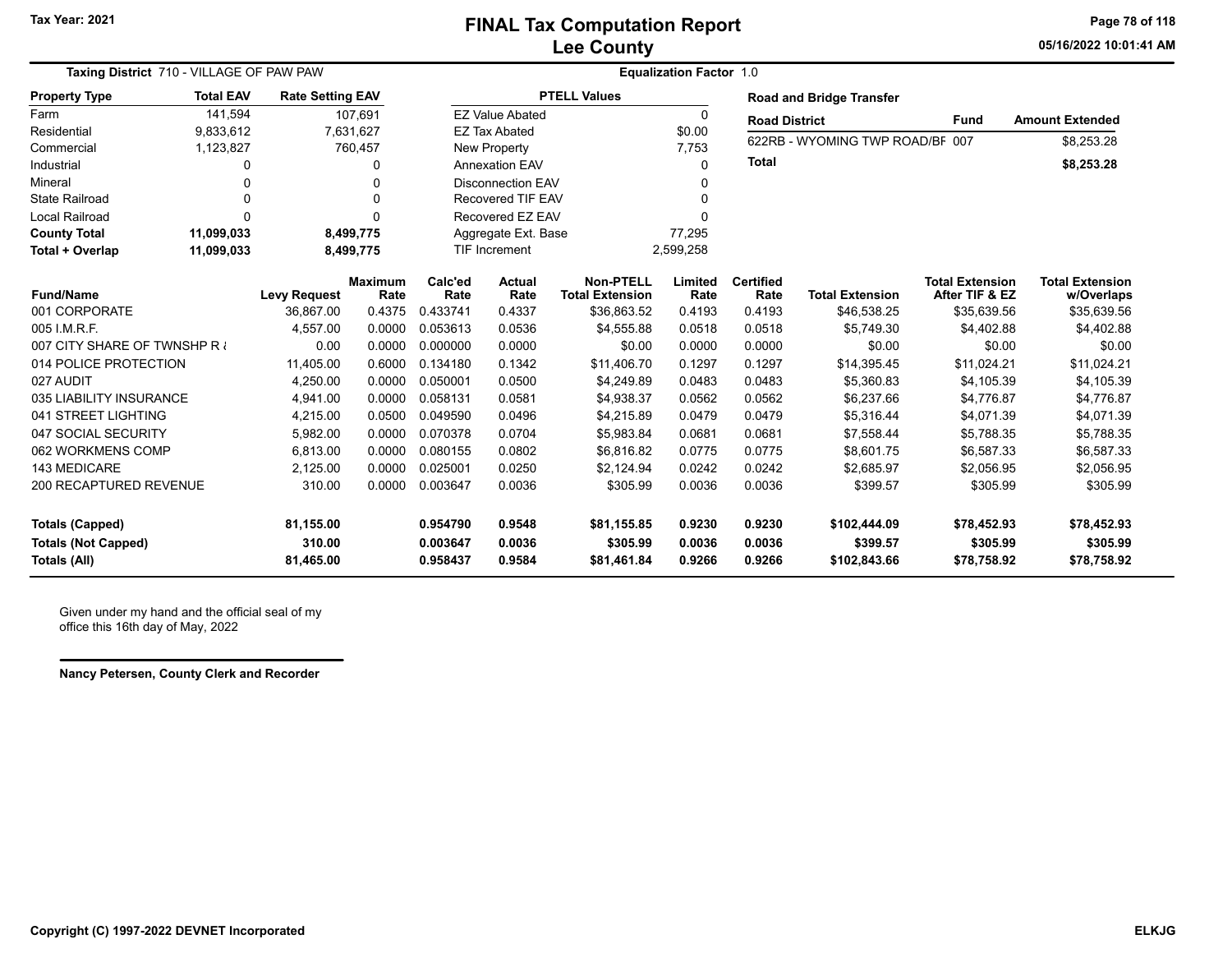# FINAL Tax Computation Report
## Lee County

Tax Year: 2021

05/16/2022 10:01:41 AM

**Taxing District** 710 - VILLAGE OF PAW PAW

**Equalization Factor** 1.0

| Property Type | Total EAV | Rate Setting EAV |
|---|---|---|
| Farm | 141,594 | 107,691 |
| Residential | 9,833,612 | 7,631,627 |
| Commercial | 1,123,827 | 760,457 |
| Industrial | 0 | 0 |
| Mineral | 0 | 0 |
| State Railroad | 0 | 0 |
| Local Railroad | 0 | 0 |
| **County Total** | **11,099,033** | **8,499,775** |
| **Total + Overlap** | **11,099,033** | **8,499,775** |

| PTELL Values | |
|---|---|
| EZ Value Abated | 0 |
| EZ Tax Abated | $0.00 |
| New Property | 7,753 |
| Annexation EAV | 0 |
| Disconnection EAV | 0 |
| Recovered TIF EAV | 0 |
| Recovered EZ EAV | 0 |
| Aggregate Ext. Base | 77,295 |
| TIF Increment | 2,599,258 |

**Road and Bridge Transfer**

| Road District | Fund | Amount Extended |
|---|---|---|
| 622RB - WYOMING TWP ROAD/BF | 007 | $8,253.28 |
| **Total** | | **$8,253.28** |

| Fund/Name | Levy Request | Maximum Rate | Calc'ed Rate | Actual Rate | Non-PTELL Total Extension | Limited Rate | Certified Rate | Total Extension | Total Extension After TIF & EZ | Total Extension w/Overlaps |
|---|---|---|---|---|---|---|---|---|---|---|
| 001 CORPORATE | 36,867.00 | 0.4375 | 0.433741 | 0.4337 | $36,863.52 | 0.4193 | 0.4193 | $46,538.25 | $35,639.56 | $35,639.56 |
| 005 I.M.R.F. | 4,557.00 | 0.0000 | 0.053613 | 0.0536 | $4,555.88 | 0.0518 | 0.0518 | $5,749.30 | $4,402.88 | $4,402.88 |
| 007 CITY SHARE OF TWNSHP R & | 0.00 | 0.0000 | 0.000000 | 0.0000 | $0.00 | 0.0000 | 0.0000 | $0.00 | $0.00 | $0.00 |
| 014 POLICE PROTECTION | 11,405.00 | 0.6000 | 0.134180 | 0.1342 | $11,406.70 | 0.1297 | 0.1297 | $14,395.45 | $11,024.21 | $11,024.21 |
| 027 AUDIT | 4,250.00 | 0.0000 | 0.050001 | 0.0500 | $4,249.89 | 0.0483 | 0.0483 | $5,360.83 | $4,105.39 | $4,105.39 |
| 035 LIABILITY INSURANCE | 4,941.00 | 0.0000 | 0.058131 | 0.0581 | $4,938.37 | 0.0562 | 0.0562 | $6,237.66 | $4,776.87 | $4,776.87 |
| 041 STREET LIGHTING | 4,215.00 | 0.0500 | 0.049590 | 0.0496 | $4,215.89 | 0.0479 | 0.0479 | $5,316.44 | $4,071.39 | $4,071.39 |
| 047 SOCIAL SECURITY | 5,982.00 | 0.0000 | 0.070378 | 0.0704 | $5,983.84 | 0.0681 | 0.0681 | $7,558.44 | $5,788.35 | $5,788.35 |
| 062 WORKMENS COMP | 6,813.00 | 0.0000 | 0.080155 | 0.0802 | $6,816.82 | 0.0775 | 0.0775 | $8,601.75 | $6,587.33 | $6,587.33 |
| 143 MEDICARE | 2,125.00 | 0.0000 | 0.025001 | 0.0250 | $2,124.94 | 0.0242 | 0.0242 | $2,685.97 | $2,056.95 | $2,056.95 |
| 200 RECAPTURED REVENUE | 310.00 | 0.0000 | 0.003647 | 0.0036 | $305.99 | 0.0036 | 0.0036 | $399.57 | $305.99 | $305.99 |
| **Totals (Capped)** | **81,155.00** | | **0.954790** | **0.9548** | **$81,155.85** | **0.9230** | **0.9230** | **$102,444.09** | **$78,452.93** | **$78,452.93** |
| **Totals (Not Capped)** | **310.00** | | **0.003647** | **0.0036** | **$305.99** | **0.0036** | **0.0036** | **$399.57** | **$305.99** | **$305.99** |
| **Totals (All)** | **81,465.00** | | **0.958437** | **0.9584** | **$81,461.84** | **0.9266** | **0.9266** | **$102,843.66** | **$78,758.92** | **$78,758.92** |

Given under my hand and the official seal of my office this 16th day of May, 2022

**Nancy Petersen, County Clerk and Recorder**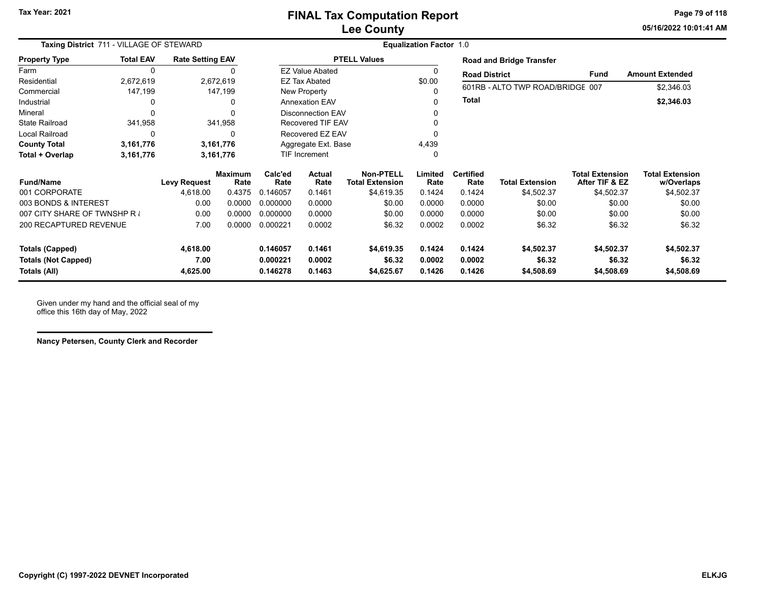# FINAL Tax Computation Report
## Lee County

Tax Year: 2021

05/16/2022 10:01:41 AM

**Taxing District** 711 - VILLAGE OF STEWARD

**Equalization Factor** 1.0

| Property Type | Total EAV | Rate Setting EAV |
|---|---|---|
| Farm | 0 | 0 |
| Residential | 2,672,619 | 2,672,619 |
| Commercial | 147,199 | 147,199 |
| Industrial | 0 | 0 |
| Mineral | 0 | 0 |
| State Railroad | 341,958 | 341,958 |
| Local Railroad | 0 | 0 |
| **County Total** | **3,161,776** | **3,161,776** |
| **Total + Overlap** | **3,161,776** | **3,161,776** |

| PTELL Values | |
|---|---|
| EZ Value Abated | 0 |
| EZ Tax Abated | $0.00 |
| New Property | 0 |
| Annexation EAV | 0 |
| Disconnection EAV | 0 |
| Recovered TIF EAV | 0 |
| Recovered EZ EAV | 0 |
| Aggregate Ext. Base | 4,439 |
| TIF Increment | 0 |

**Road and Bridge Transfer**

| Road District | Fund | Amount Extended |
|---|---|---|
| 601RB - ALTO TWP ROAD/BRIDGE | 007 | $2,346.03 |
| **Total** | | **$2,346.03** |

| Fund/Name | Levy Request | Maximum Rate | Calc'ed Rate | Actual Rate | Non-PTELL Total Extension | Limited Rate | Certified Rate | Total Extension | Total Extension After TIF & EZ | Total Extension w/Overlaps |
|---|---|---|---|---|---|---|---|---|---|---|
| 001 CORPORATE | 4,618.00 | 0.4375 | 0.146057 | 0.1461 | $4,619.35 | 0.1424 | 0.1424 | $4,502.37 | $4,502.37 | $4,502.37 |
| 003 BONDS & INTEREST | 0.00 | 0.0000 | 0.000000 | 0.0000 | $0.00 | 0.0000 | 0.0000 | $0.00 | $0.00 | $0.00 |
| 007 CITY SHARE OF TWNSHP R & | 0.00 | 0.0000 | 0.000000 | 0.0000 | $0.00 | 0.0000 | 0.0000 | $0.00 | $0.00 | $0.00 |
| 200 RECAPTURED REVENUE | 7.00 | 0.0000 | 0.000221 | 0.0002 | $6.32 | 0.0002 | 0.0002 | $6.32 | $6.32 | $6.32 |
| **Totals (Capped)** | **4,618.00** | | **0.146057** | **0.1461** | **$4,619.35** | **0.1424** | **0.1424** | **$4,502.37** | **$4,502.37** | **$4,502.37** |
| **Totals (Not Capped)** | **7.00** | | **0.000221** | **0.0002** | **$6.32** | **0.0002** | **0.0002** | **$6.32** | **$6.32** | **$6.32** |
| **Totals (All)** | **4,625.00** | | **0.146278** | **0.1463** | **$4,625.67** | **0.1426** | **0.1426** | **$4,508.69** | **$4,508.69** | **$4,508.69** |

Given under my hand and the official seal of my office this 16th day of May, 2022

**Nancy Petersen, County Clerk and Recorder**

Copyright (C) 1997-2022 DEVNET Incorporated

ELKJG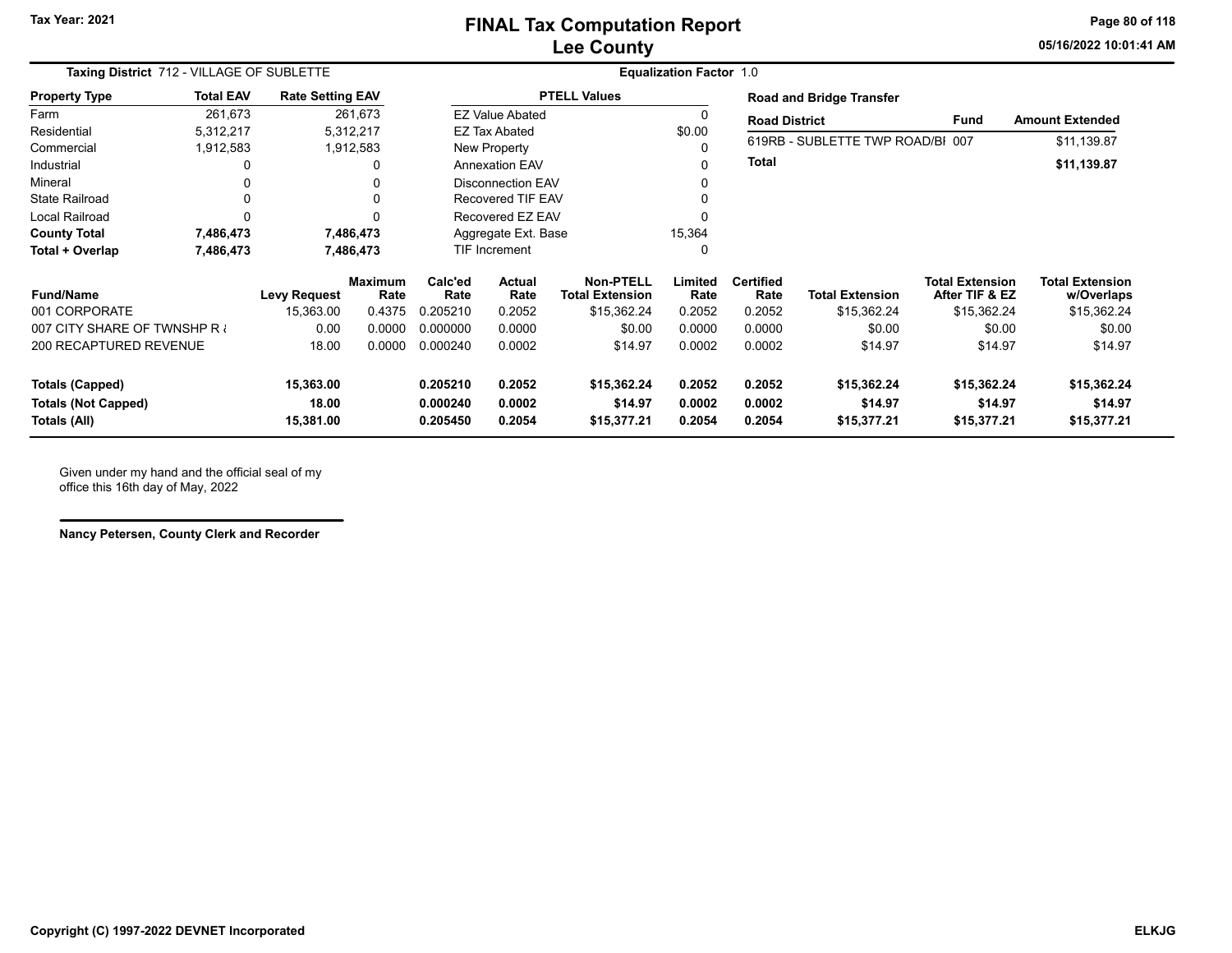# FINAL Tax Computation Report
## Lee County

Tax Year: 2021

05/16/2022 10:01:41 AM

**Taxing District** 712 - VILLAGE OF SUBLETTE

**Equalization Factor** 1.0

| Property Type | Total EAV | Rate Setting EAV |
|---|---|---|
| Farm | 261,673 | 261,673 |
| Residential | 5,312,217 | 5,312,217 |
| Commercial | 1,912,583 | 1,912,583 |
| Industrial | 0 | 0 |
| Mineral | 0 | 0 |
| State Railroad | 0 | 0 |
| Local Railroad | 0 | 0 |
| **County Total** | **7,486,473** | **7,486,473** |
| **Total + Overlap** | **7,486,473** | **7,486,473** |

| PTELL Values | |
|---|---|
| EZ Value Abated | 0 |
| EZ Tax Abated | $0.00 |
| New Property | 0 |
| Annexation EAV | 0 |
| Disconnection EAV | 0 |
| Recovered TIF EAV | 0 |
| Recovered EZ EAV | 0 |
| Aggregate Ext. Base | 15,364 |
| TIF Increment | 0 |

**Road and Bridge Transfer**

| Road District | Fund | Amount Extended |
|---|---|---|
| 619RB - SUBLETTE TWP ROAD/BI | 007 | $11,139.87 |
| **Total** | | **$11,139.87** |

| Fund/Name | Levy Request | Maximum Rate | Calc'ed Rate | Actual Rate | Non-PTELL Total Extension | Limited Rate | Certified Rate | Total Extension | Total Extension After TIF & EZ | Total Extension w/Overlaps |
|---|---|---|---|---|---|---|---|---|---|---|
| 001 CORPORATE | 15,363.00 | 0.4375 | 0.205210 | 0.2052 | $15,362.24 | 0.2052 | 0.2052 | $15,362.24 | $15,362.24 | $15,362.24 |
| 007 CITY SHARE OF TWNSHP R & | 0.00 | 0.0000 | 0.000000 | 0.0000 | $0.00 | 0.0000 | 0.0000 | $0.00 | $0.00 | $0.00 |
| 200 RECAPTURED REVENUE | 18.00 | 0.0000 | 0.000240 | 0.0002 | $14.97 | 0.0002 | 0.0002 | $14.97 | $14.97 | $14.97 |
| **Totals (Capped)** | **15,363.00** | | **0.205210** | **0.2052** | **$15,362.24** | **0.2052** | **0.2052** | **$15,362.24** | **$15,362.24** | **$15,362.24** |
| **Totals (Not Capped)** | **18.00** | | **0.000240** | **0.0002** | **$14.97** | **0.0002** | **0.0002** | **$14.97** | **$14.97** | **$14.97** |
| **Totals (All)** | **15,381.00** | | **0.205450** | **0.2054** | **$15,377.21** | **0.2054** | **0.2054** | **$15,377.21** | **$15,377.21** | **$15,377.21** |

Given under my hand and the official seal of my office this 16th day of May, 2022

**Nancy Petersen, County Clerk and Recorder**

**Copyright (C) 1997-2022 DEVNET Incorporated** ELKJG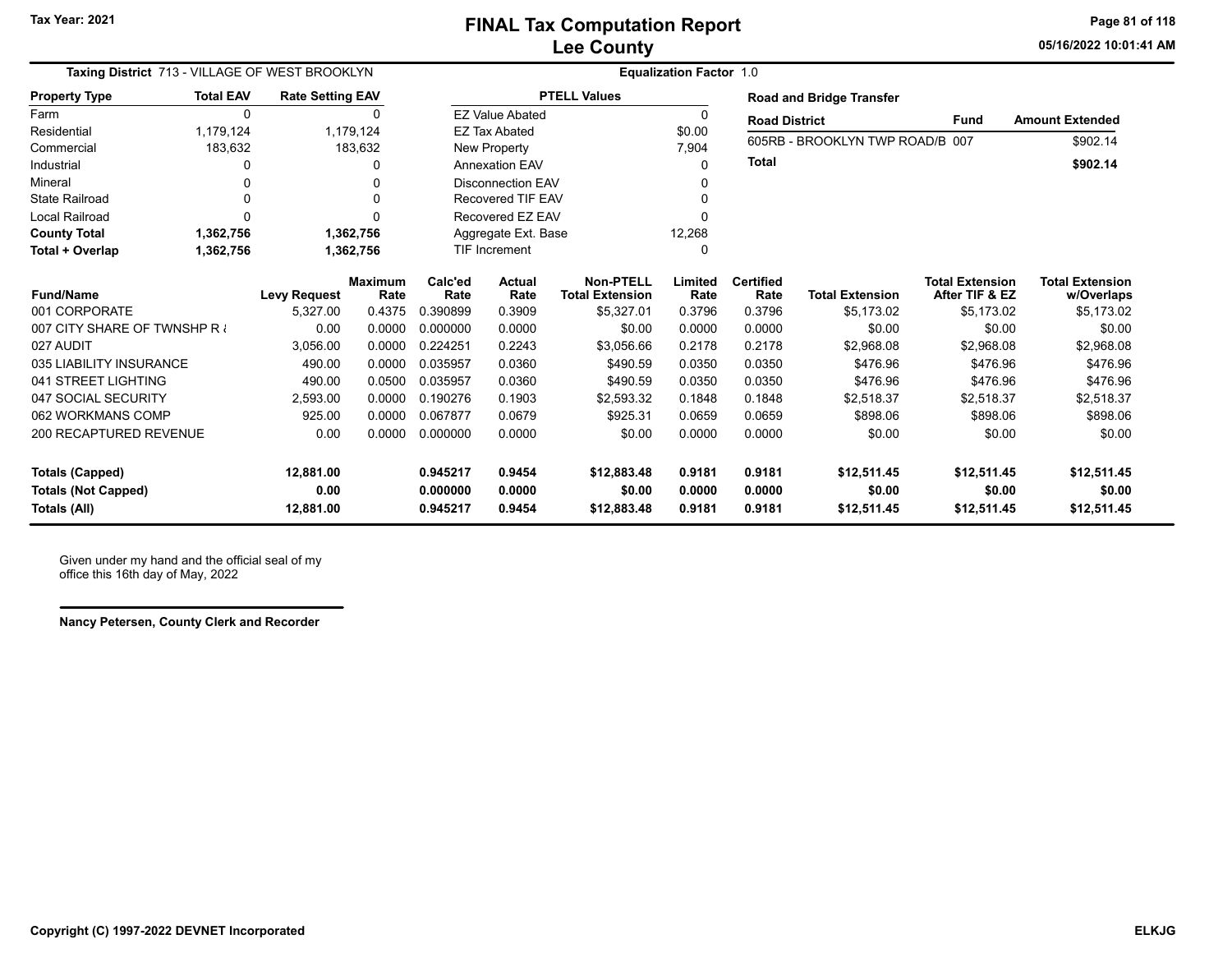Tax Year: 2021

# FINAL Tax Computation Report
## Lee County

05/16/2022 10:01:41 AM

**Taxing District** 713 - VILLAGE OF WEST BROOKLYN

**Equalization Factor** 1.0

| Property Type | Total EAV | Rate Setting EAV |
|---|---|---|
| Farm | 0 | 0 |
| Residential | 1,179,124 | 1,179,124 |
| Commercial | 183,632 | 183,632 |
| Industrial | 0 | 0 |
| Mineral | 0 | 0 |
| State Railroad | 0 | 0 |
| Local Railroad | 0 | 0 |
| **County Total** | **1,362,756** | **1,362,756** |
| **Total + Overlap** | **1,362,756** | **1,362,756** |

| PTELL Values | |
|---|---|
| EZ Value Abated | 0 |
| EZ Tax Abated | $0.00 |
| New Property | 7,904 |
| Annexation EAV | 0 |
| Disconnection EAV | 0 |
| Recovered TIF EAV | 0 |
| Recovered EZ EAV | 0 |
| Aggregate Ext. Base | 12,268 |
| TIF Increment | 0 |

**Road and Bridge Transfer**

| Road District | Fund | Amount Extended |
|---|---|---|
| 605RB - BROOKLYN TWP ROAD/B | 007 | $902.14 |
| **Total** | | **$902.14** |

| Fund/Name | Levy Request | Maximum Rate | Calc'ed Rate | Actual Rate | Non-PTELL Total Extension | Limited Rate | Certified Rate | Total Extension | Total Extension After TIF & EZ | Total Extension w/Overlaps |
|---|---|---|---|---|---|---|---|---|---|---|
| 001 CORPORATE | 5,327.00 | 0.4375 | 0.390899 | 0.3909 | $5,327.01 | 0.3796 | 0.3796 | $5,173.02 | $5,173.02 | $5,173.02 |
| 007 CITY SHARE OF TWNSHP R & | 0.00 | 0.0000 | 0.000000 | 0.0000 | $0.00 | 0.0000 | 0.0000 | $0.00 | $0.00 | $0.00 |
| 027 AUDIT | 3,056.00 | 0.0000 | 0.224251 | 0.2243 | $3,056.66 | 0.2178 | 0.2178 | $2,968.08 | $2,968.08 | $2,968.08 |
| 035 LIABILITY INSURANCE | 490.00 | 0.0000 | 0.035957 | 0.0360 | $490.59 | 0.0350 | 0.0350 | $476.96 | $476.96 | $476.96 |
| 041 STREET LIGHTING | 490.00 | 0.0500 | 0.035957 | 0.0360 | $490.59 | 0.0350 | 0.0350 | $476.96 | $476.96 | $476.96 |
| 047 SOCIAL SECURITY | 2,593.00 | 0.0000 | 0.190276 | 0.1903 | $2,593.32 | 0.1848 | 0.1848 | $2,518.37 | $2,518.37 | $2,518.37 |
| 062 WORKMANS COMP | 925.00 | 0.0000 | 0.067877 | 0.0679 | $925.31 | 0.0659 | 0.0659 | $898.06 | $898.06 | $898.06 |
| 200 RECAPTURED REVENUE | 0.00 | 0.0000 | 0.000000 | 0.0000 | $0.00 | 0.0000 | 0.0000 | $0.00 | $0.00 | $0.00 |
| **Totals (Capped)** | **12,881.00** | | **0.945217** | **0.9454** | **$12,883.48** | **0.9181** | **0.9181** | **$12,511.45** | **$12,511.45** | **$12,511.45** |
| **Totals (Not Capped)** | **0.00** | | **0.000000** | **0.0000** | **$0.00** | **0.0000** | **0.0000** | **$0.00** | **$0.00** | **$0.00** |
| **Totals (All)** | **12,881.00** | | **0.945217** | **0.9454** | **$12,883.48** | **0.9181** | **0.9181** | **$12,511.45** | **$12,511.45** | **$12,511.45** |

Given under my hand and the official seal of my office this 16th day of May, 2022

**Nancy Petersen, County Clerk and Recorder**

**Copyright (C) 1997-2022 DEVNET Incorporated**

**ELKJG**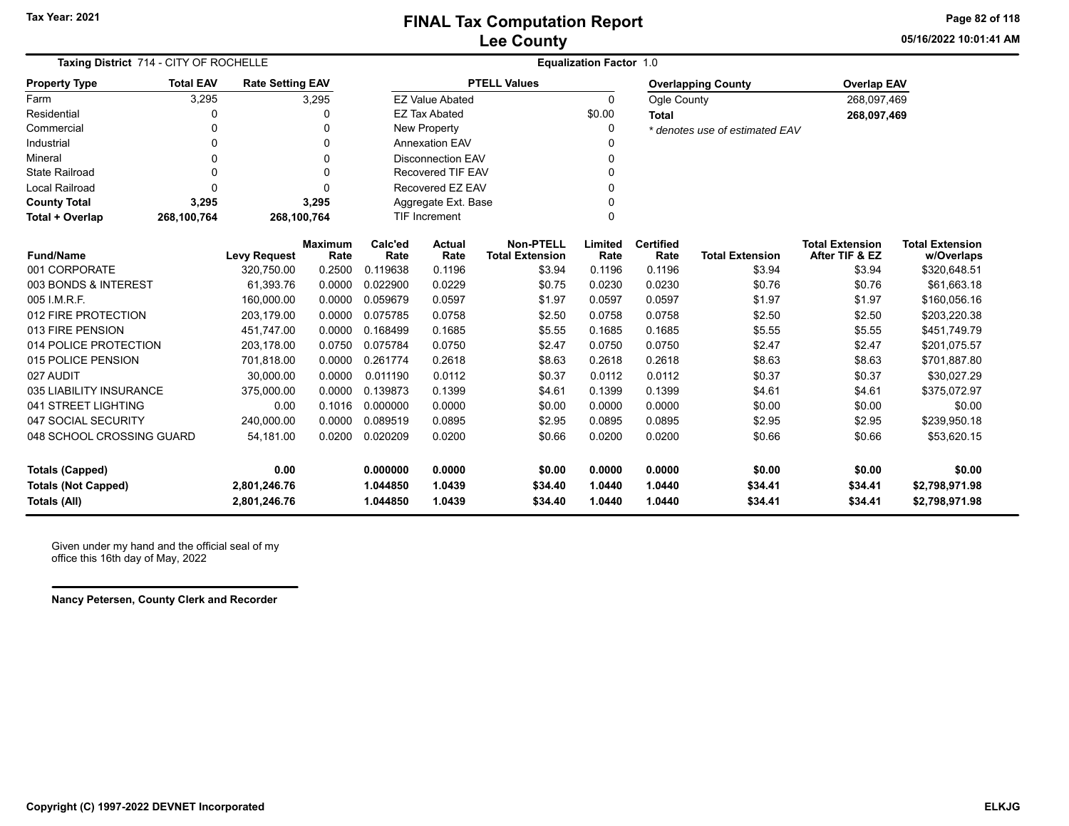# FINAL Tax Computation Report
## Lee County

Tax Year: 2021

05/16/2022 10:01:41 AM

**Taxing District** 714 - CITY OF ROCHELLE **Equalization Factor** 1.0

| Property Type | Total EAV | Rate Setting EAV |
|---|---|---|
| Farm | 3,295 | 3,295 |
| Residential | 0 | 0 |
| Commercial | 0 | 0 |
| Industrial | 0 | 0 |
| Mineral | 0 | 0 |
| State Railroad | 0 | 0 |
| Local Railroad | 0 | 0 |
| **County Total** | **3,295** | **3,295** |
| **Total + Overlap** | **268,100,764** | **268,100,764** |

| PTELL Values | |
|---|---|
| EZ Value Abated | 0 |
| EZ Tax Abated | $0.00 |
| New Property | 0 |
| Annexation EAV | 0 |
| Disconnection EAV | 0 |
| Recovered TIF EAV | 0 |
| Recovered EZ EAV | 0 |
| Aggregate Ext. Base | 0 |
| TIF Increment | 0 |

| Overlapping County | Overlap EAV |
|---|---|
| Ogle County | 268,097,469 |
| **Total** | **268,097,469** |

*\* denotes use of estimated EAV*

| Fund/Name | Levy Request | Maximum Rate | Calc'ed Rate | Actual Rate | Non-PTELL Total Extension | Limited Rate | Certified Rate | Total Extension | Total Extension After TIF & EZ | Total Extension w/Overlaps |
|---|---|---|---|---|---|---|---|---|---|---|
| 001 CORPORATE | 320,750.00 | 0.2500 | 0.119638 | 0.1196 | $3.94 | 0.1196 | 0.1196 | $3.94 | $3.94 | $320,648.51 |
| 003 BONDS & INTEREST | 61,393.76 | 0.0000 | 0.022900 | 0.0229 | $0.75 | 0.0230 | 0.0230 | $0.76 | $0.76 | $61,663.18 |
| 005 I.M.R.F. | 160,000.00 | 0.0000 | 0.059679 | 0.0597 | $1.97 | 0.0597 | 0.0597 | $1.97 | $1.97 | $160,056.16 |
| 012 FIRE PROTECTION | 203,179.00 | 0.0000 | 0.075785 | 0.0758 | $2.50 | 0.0758 | 0.0758 | $2.50 | $2.50 | $203,220.38 |
| 013 FIRE PENSION | 451,747.00 | 0.0000 | 0.168499 | 0.1685 | $5.55 | 0.1685 | 0.1685 | $5.55 | $5.55 | $451,749.79 |
| 014 POLICE PROTECTION | 203,178.00 | 0.0750 | 0.075784 | 0.0750 | $2.47 | 0.0750 | 0.0750 | $2.47 | $2.47 | $201,075.57 |
| 015 POLICE PENSION | 701,818.00 | 0.0000 | 0.261774 | 0.2618 | $8.63 | 0.2618 | 0.2618 | $8.63 | $8.63 | $701,887.80 |
| 027 AUDIT | 30,000.00 | 0.0000 | 0.011190 | 0.0112 | $0.37 | 0.0112 | 0.0112 | $0.37 | $0.37 | $30,027.29 |
| 035 LIABILITY INSURANCE | 375,000.00 | 0.0000 | 0.139873 | 0.1399 | $4.61 | 0.1399 | 0.1399 | $4.61 | $4.61 | $375,072.97 |
| 041 STREET LIGHTING | 0.00 | 0.1016 | 0.000000 | 0.0000 | $0.00 | 0.0000 | 0.0000 | $0.00 | $0.00 | $0.00 |
| 047 SOCIAL SECURITY | 240,000.00 | 0.0000 | 0.089519 | 0.0895 | $2.95 | 0.0895 | 0.0895 | $2.95 | $2.95 | $239,950.18 |
| 048 SCHOOL CROSSING GUARD | 54,181.00 | 0.0200 | 0.020209 | 0.0200 | $0.66 | 0.0200 | 0.0200 | $0.66 | $0.66 | $53,620.15 |
| **Totals (Capped)** | **0.00** | | **0.000000** | **0.0000** | **$0.00** | **0.0000** | **0.0000** | **$0.00** | **$0.00** | **$0.00** |
| **Totals (Not Capped)** | **2,801,246.76** | | **1.044850** | **1.0439** | **$34.40** | **1.0440** | **1.0440** | **$34.41** | **$34.41** | **$2,798,971.98** |
| **Totals (All)** | **2,801,246.76** | | **1.044850** | **1.0439** | **$34.40** | **1.0440** | **1.0440** | **$34.41** | **$34.41** | **$2,798,971.98** |

Given under my hand and the official seal of my office this 16th day of May, 2022

**Nancy Petersen, County Clerk and Recorder**

**Copyright (C) 1997-2022 DEVNET Incorporated** **ELKJG**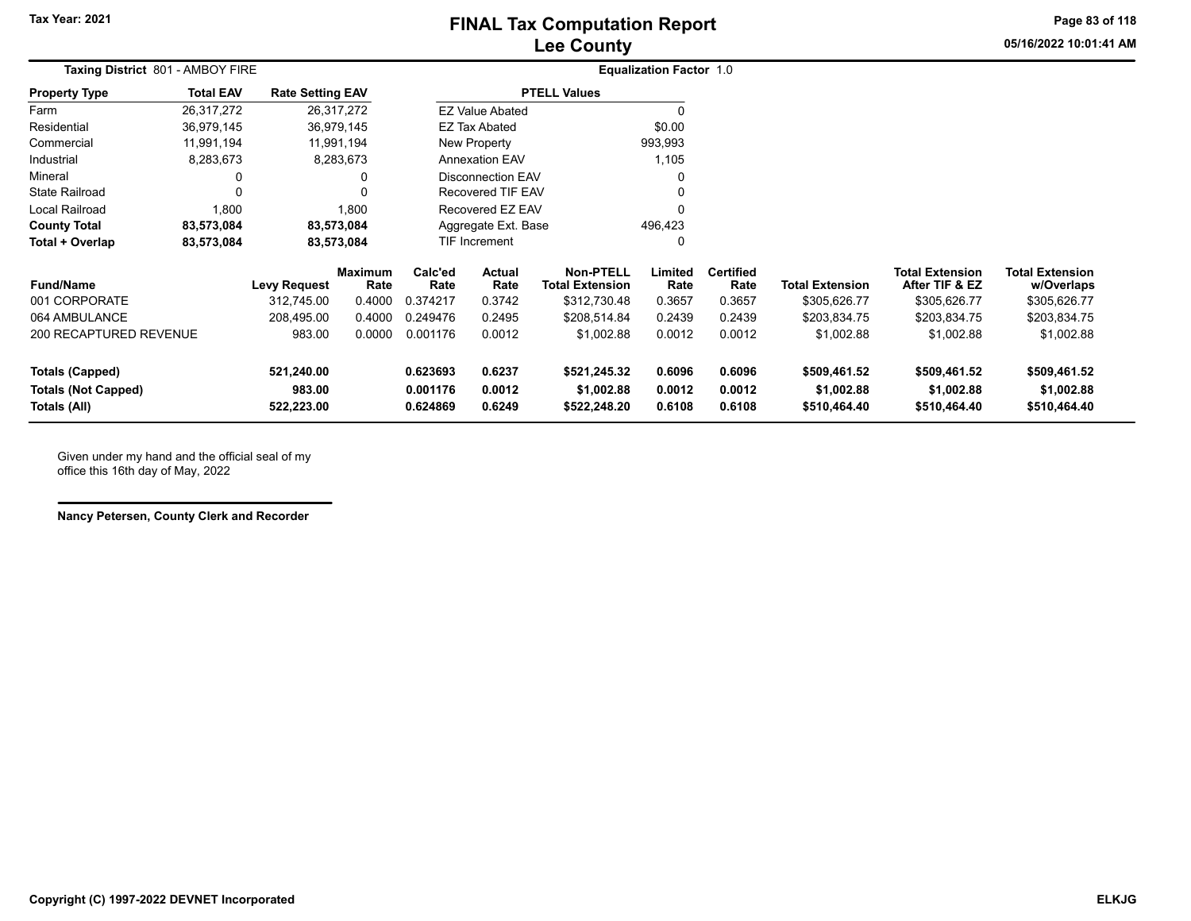# FINAL Tax Computation Report
## Lee County

Tax Year: 2021

05/16/2022 10:01:41 AM

**Taxing District** 801 - AMBOY FIRE

**Equalization Factor** 1.0

| Property Type | Total EAV | Rate Setting EAV |
|---|---|---|
| Farm | 26,317,272 | 26,317,272 |
| Residential | 36,979,145 | 36,979,145 |
| Commercial | 11,991,194 | 11,991,194 |
| Industrial | 8,283,673 | 8,283,673 |
| Mineral | 0 | 0 |
| State Railroad | 0 | 0 |
| Local Railroad | 1,800 | 1,800 |
| **County Total** | **83,573,084** | **83,573,084** |
| **Total + Overlap** | **83,573,084** | **83,573,084** |

| PTELL Values | |
|---|---|
| EZ Value Abated | 0 |
| EZ Tax Abated | $0.00 |
| New Property | 993,993 |
| Annexation EAV | 1,105 |
| Disconnection EAV | 0 |
| Recovered TIF EAV | 0 |
| Recovered EZ EAV | 0 |
| Aggregate Ext. Base | 496,423 |
| TIF Increment | 0 |

| Fund/Name | Levy Request | Maximum Rate | Calc'ed Rate | Actual Rate | Non-PTELL Total Extension | Limited Rate | Certified Rate | Total Extension | Total Extension After TIF & EZ | Total Extension w/Overlaps |
|---|---|---|---|---|---|---|---|---|---|---|
| 001 CORPORATE | 312,745.00 | 0.4000 | 0.374217 | 0.3742 | $312,730.48 | 0.3657 | 0.3657 | $305,626.77 | $305,626.77 | $305,626.77 |
| 064 AMBULANCE | 208,495.00 | 0.4000 | 0.249476 | 0.2495 | $208,514.84 | 0.2439 | 0.2439 | $203,834.75 | $203,834.75 | $203,834.75 |
| 200 RECAPTURED REVENUE | 983.00 | 0.0000 | 0.001176 | 0.0012 | $1,002.88 | 0.0012 | 0.0012 | $1,002.88 | $1,002.88 | $1,002.88 |
| **Totals (Capped)** | **521,240.00** | | **0.623693** | **0.6237** | **$521,245.32** | **0.6096** | **0.6096** | **$509,461.52** | **$509,461.52** | **$509,461.52** |
| **Totals (Not Capped)** | **983.00** | | **0.001176** | **0.0012** | **$1,002.88** | **0.0012** | **0.0012** | **$1,002.88** | **$1,002.88** | **$1,002.88** |
| **Totals (All)** | **522,223.00** | | **0.624869** | **0.6249** | **$522,248.20** | **0.6108** | **0.6108** | **$510,464.40** | **$510,464.40** | **$510,464.40** |

Given under my hand and the official seal of my office this 16th day of May, 2022

**Nancy Petersen, County Clerk and Recorder**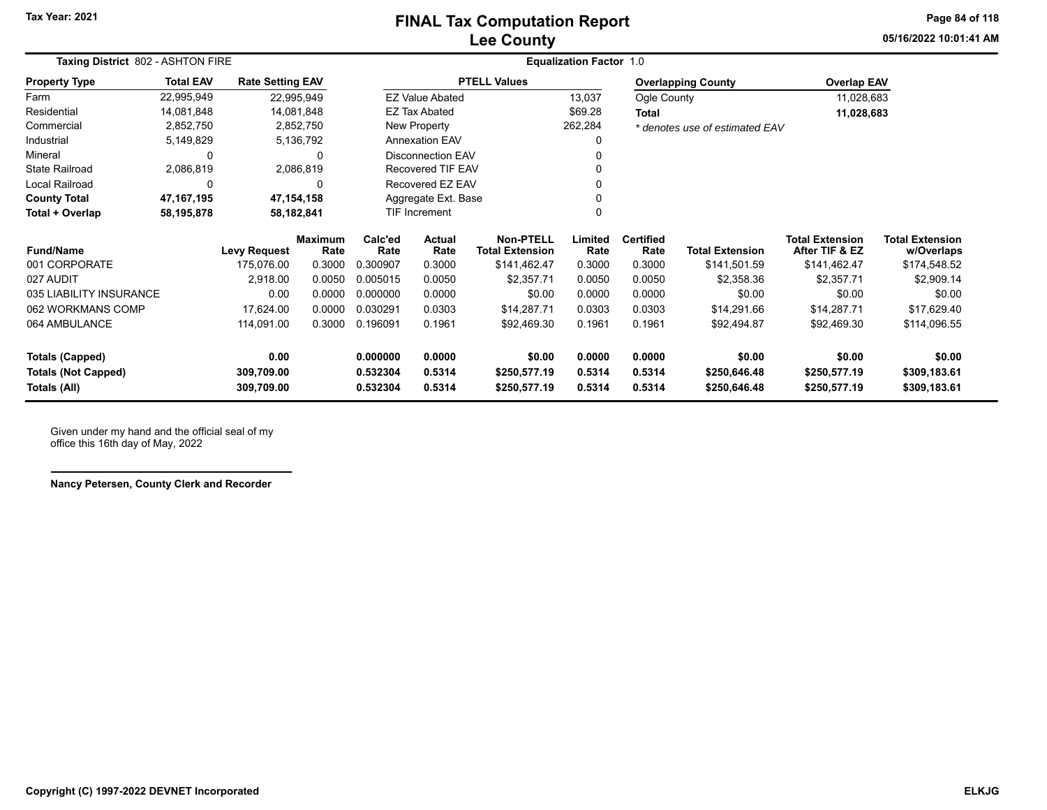# FINAL Tax Computation Report
## Lee County

Tax Year: 2021

05/16/2022 10:01:41 AM

**Taxing District** 802 - ASHTON FIRE

**Equalization Factor** 1.0

| Property Type | Total EAV | Rate Setting EAV |
|---|---|---|
| Farm | 22,995,949 | 22,995,949 |
| Residential | 14,081,848 | 14,081,848 |
| Commercial | 2,852,750 | 2,852,750 |
| Industrial | 5,149,829 | 5,136,792 |
| Mineral | 0 | 0 |
| State Railroad | 2,086,819 | 2,086,819 |
| Local Railroad | 0 | 0 |
| **County Total** | **47,167,195** | **47,154,158** |
| **Total + Overlap** | **58,195,878** | **58,182,841** |

| PTELL Values | |
|---|---|
| EZ Value Abated | 13,037 |
| EZ Tax Abated | $69.28 |
| New Property | 262,284 |
| Annexation EAV | 0 |
| Disconnection EAV | 0 |
| Recovered TIF EAV | 0 |
| Recovered EZ EAV | 0 |
| Aggregate Ext. Base | 0 |
| TIF Increment | 0 |

| Overlapping County | Overlap EAV |
|---|---|
| Ogle County | 11,028,683 |
| **Total** | **11,028,683** |

*\* denotes use of estimated EAV*

| Fund/Name | Levy Request | Maximum Rate | Calc'ed Rate | Actual Rate | Non-PTELL Total Extension | Limited Rate | Certified Rate | Total Extension | Total Extension After TIF & EZ | Total Extension w/Overlaps |
|---|---|---|---|---|---|---|---|---|---|---|
| 001 CORPORATE | 175,076.00 | 0.3000 | 0.300907 | 0.3000 | $141,462.47 | 0.3000 | 0.3000 | $141,501.59 | $141,462.47 | $174,548.52 |
| 027 AUDIT | 2,918.00 | 0.0050 | 0.005015 | 0.0050 | $2,357.71 | 0.0050 | 0.0050 | $2,358.36 | $2,357.71 | $2,909.14 |
| 035 LIABILITY INSURANCE | 0.00 | 0.0000 | 0.000000 | 0.0000 | $0.00 | 0.0000 | 0.0000 | $0.00 | $0.00 | $0.00 |
| 062 WORKMANS COMP | 17,624.00 | 0.0000 | 0.030291 | 0.0303 | $14,287.71 | 0.0303 | 0.0303 | $14,291.66 | $14,287.71 | $17,629.40 |
| 064 AMBULANCE | 114,091.00 | 0.3000 | 0.196091 | 0.1961 | $92,469.30 | 0.1961 | 0.1961 | $92,494.87 | $92,469.30 | $114,096.55 |
| **Totals (Capped)** | **0.00** | | **0.000000** | **0.0000** | **$0.00** | **0.0000** | **0.0000** | **$0.00** | **$0.00** | **$0.00** |
| **Totals (Not Capped)** | **309,709.00** | | **0.532304** | **0.5314** | **$250,577.19** | **0.5314** | **0.5314** | **$250,646.48** | **$250,577.19** | **$309,183.61** |
| **Totals (All)** | **309,709.00** | | **0.532304** | **0.5314** | **$250,577.19** | **0.5314** | **0.5314** | **$250,646.48** | **$250,577.19** | **$309,183.61** |

Given under my hand and the official seal of my office this 16th day of May, 2022

**Nancy Petersen, County Clerk and Recorder**

ELKJG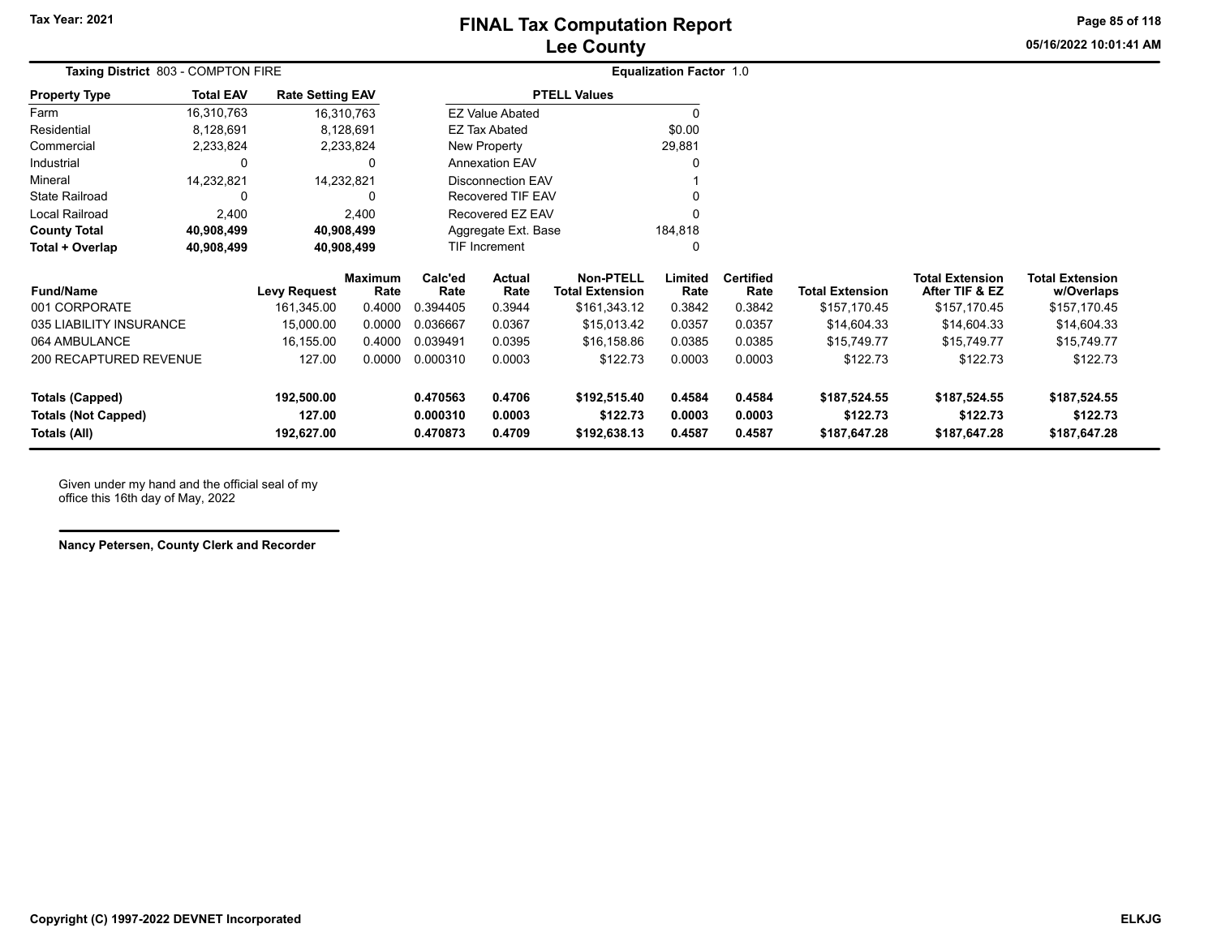# FINAL Tax Computation Report
## Lee County

Tax Year: 2021

05/16/2022 10:01:41 AM

**Taxing District** 803 - COMPTON FIRE

**Equalization Factor** 1.0

| Property Type | Total EAV | Rate Setting EAV |
|---|---|---|
| Farm | 16,310,763 | 16,310,763 |
| Residential | 8,128,691 | 8,128,691 |
| Commercial | 2,233,824 | 2,233,824 |
| Industrial | 0 | 0 |
| Mineral | 14,232,821 | 14,232,821 |
| State Railroad | 0 | 0 |
| Local Railroad | 2,400 | 2,400 |
| **County Total** | **40,908,499** | **40,908,499** |
| **Total + Overlap** | **40,908,499** | **40,908,499** |

| PTELL Values | |
|---|---|
| EZ Value Abated | 0 |
| EZ Tax Abated | $0.00 |
| New Property | 29,881 |
| Annexation EAV | 0 |
| Disconnection EAV | 1 |
| Recovered TIF EAV | 0 |
| Recovered EZ EAV | 0 |
| Aggregate Ext. Base | 184,818 |
| TIF Increment | 0 |

| Fund/Name | Levy Request | Maximum Rate | Calc'ed Rate | Actual Rate | Non-PTELL Total Extension | Limited Rate | Certified Rate | Total Extension | Total Extension After TIF & EZ | Total Extension w/Overlaps |
|---|---|---|---|---|---|---|---|---|---|---|
| 001 CORPORATE | 161,345.00 | 0.4000 | 0.394405 | 0.3944 | $161,343.12 | 0.3842 | 0.3842 | $157,170.45 | $157,170.45 | $157,170.45 |
| 035 LIABILITY INSURANCE | 15,000.00 | 0.0000 | 0.036667 | 0.0367 | $15,013.42 | 0.0357 | 0.0357 | $14,604.33 | $14,604.33 | $14,604.33 |
| 064 AMBULANCE | 16,155.00 | 0.4000 | 0.039491 | 0.0395 | $16,158.86 | 0.0385 | 0.0385 | $15,749.77 | $15,749.77 | $15,749.77 |
| 200 RECAPTURED REVENUE | 127.00 | 0.0000 | 0.000310 | 0.0003 | $122.73 | 0.0003 | 0.0003 | $122.73 | $122.73 | $122.73 |
| **Totals (Capped)** | **192,500.00** | | **0.470563** | **0.4706** | **$192,515.40** | **0.4584** | **0.4584** | **$187,524.55** | **$187,524.55** | **$187,524.55** |
| **Totals (Not Capped)** | **127.00** | | **0.000310** | **0.0003** | **$122.73** | **0.0003** | **0.0003** | **$122.73** | **$122.73** | **$122.73** |
| **Totals (All)** | **192,627.00** | | **0.470873** | **0.4709** | **$192,638.13** | **0.4587** | **0.4587** | **$187,647.28** | **$187,647.28** | **$187,647.28** |

Given under my hand and the official seal of my office this 16th day of May, 2022

**Nancy Petersen, County Clerk and Recorder**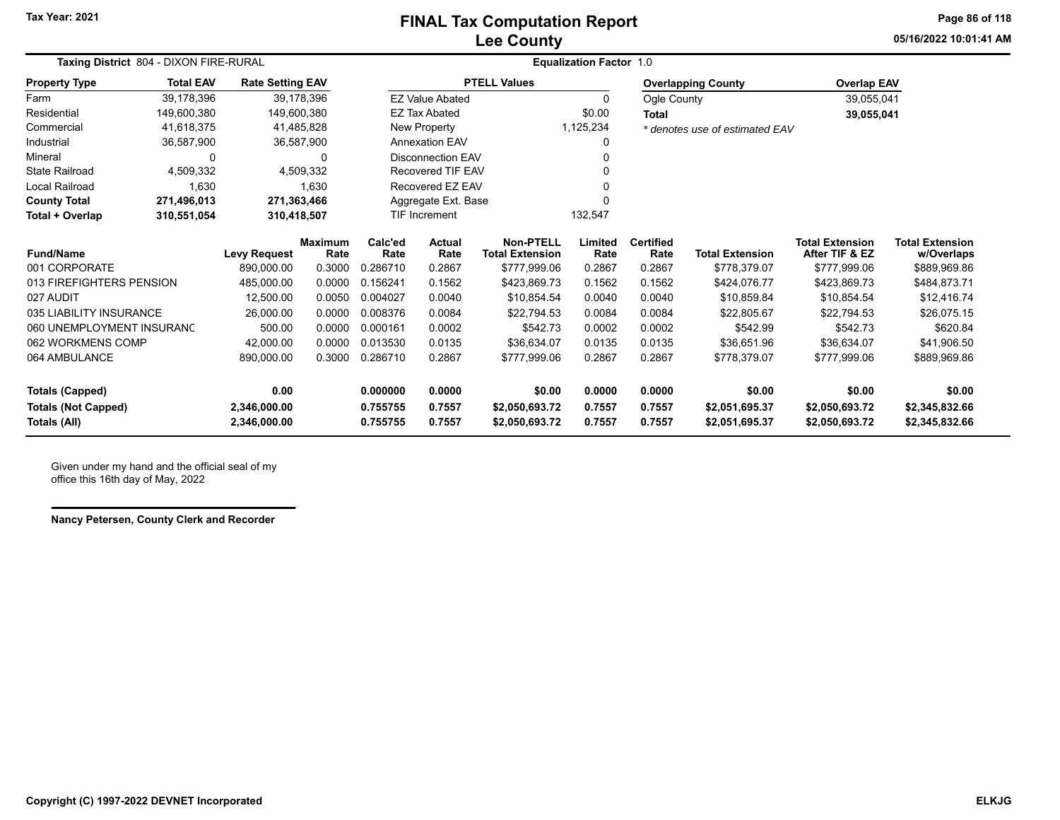Tax Year: 2021

# FINAL Tax Computation Report
## Lee County

05/16/2022 10:01:41 AM

**Taxing District** 804 - DIXON FIRE-RURAL

**Equalization Factor** 1.0

| Property Type | Total EAV | Rate Setting EAV |
|---|---|---|
| Farm | 39,178,396 | 39,178,396 |
| Residential | 149,600,380 | 149,600,380 |
| Commercial | 41,618,375 | 41,485,828 |
| Industrial | 36,587,900 | 36,587,900 |
| Mineral | 0 | 0 |
| State Railroad | 4,509,332 | 4,509,332 |
| Local Railroad | 1,630 | 1,630 |
| **County Total** | **271,496,013** | **271,363,466** |
| **Total + Overlap** | **310,551,054** | **310,418,507** |

| PTELL Values | |
|---|---|
| EZ Value Abated | 0 |
| EZ Tax Abated | $0.00 |
| New Property | 1,125,234 |
| Annexation EAV | 0 |
| Disconnection EAV | 0 |
| Recovered TIF EAV | 0 |
| Recovered EZ EAV | 0 |
| Aggregate Ext. Base | 0 |
| TIF Increment | 132,547 |

| Overlapping County | Overlap EAV |
|---|---|
| Ogle County | 39,055,041 |
| **Total** | **39,055,041** |

*\* denotes use of estimated EAV*

| Fund/Name | Levy Request | Maximum Rate | Calc'ed Rate | Actual Rate | Non-PTELL Total Extension | Limited Rate | Certified Rate | Total Extension | Total Extension After TIF & EZ | Total Extension w/Overlaps |
|---|---|---|---|---|---|---|---|---|---|---|
| 001 CORPORATE | 890,000.00 | 0.3000 | 0.286710 | 0.2867 | $777,999.06 | 0.2867 | 0.2867 | $778,379.07 | $777,999.06 | $889,969.86 |
| 013 FIREFIGHTERS PENSION | 485,000.00 | 0.0000 | 0.156241 | 0.1562 | $423,869.73 | 0.1562 | 0.1562 | $424,076.77 | $423,869.73 | $484,873.71 |
| 027 AUDIT | 12,500.00 | 0.0050 | 0.004027 | 0.0040 | $10,854.54 | 0.0040 | 0.0040 | $10,859.84 | $10,854.54 | $12,416.74 |
| 035 LIABILITY INSURANCE | 26,000.00 | 0.0000 | 0.008376 | 0.0084 | $22,794.53 | 0.0084 | 0.0084 | $22,805.67 | $22,794.53 | $26,075.15 |
| 060 UNEMPLOYMENT INSURANC | 500.00 | 0.0000 | 0.000161 | 0.0002 | $542.73 | 0.0002 | 0.0002 | $542.99 | $542.73 | $620.84 |
| 062 WORKMENS COMP | 42,000.00 | 0.0000 | 0.013530 | 0.0135 | $36,634.07 | 0.0135 | 0.0135 | $36,651.96 | $36,634.07 | $41,906.50 |
| 064 AMBULANCE | 890,000.00 | 0.3000 | 0.286710 | 0.2867 | $777,999.06 | 0.2867 | 0.2867 | $778,379.07 | $777,999.06 | $889,969.86 |
| **Totals (Capped)** | **0.00** | | **0.000000** | **0.0000** | **$0.00** | **0.0000** | **0.0000** | **$0.00** | **$0.00** | **$0.00** |
| **Totals (Not Capped)** | **2,346,000.00** | | **0.755755** | **0.7557** | **$2,050,693.72** | **0.7557** | **0.7557** | **$2,051,695.37** | **$2,050,693.72** | **$2,345,832.66** |
| **Totals (All)** | **2,346,000.00** | | **0.755755** | **0.7557** | **$2,050,693.72** | **0.7557** | **0.7557** | **$2,051,695.37** | **$2,050,693.72** | **$2,345,832.66** |

Given under my hand and the official seal of my office this 16th day of May, 2022

**Nancy Petersen, County Clerk and Recorder**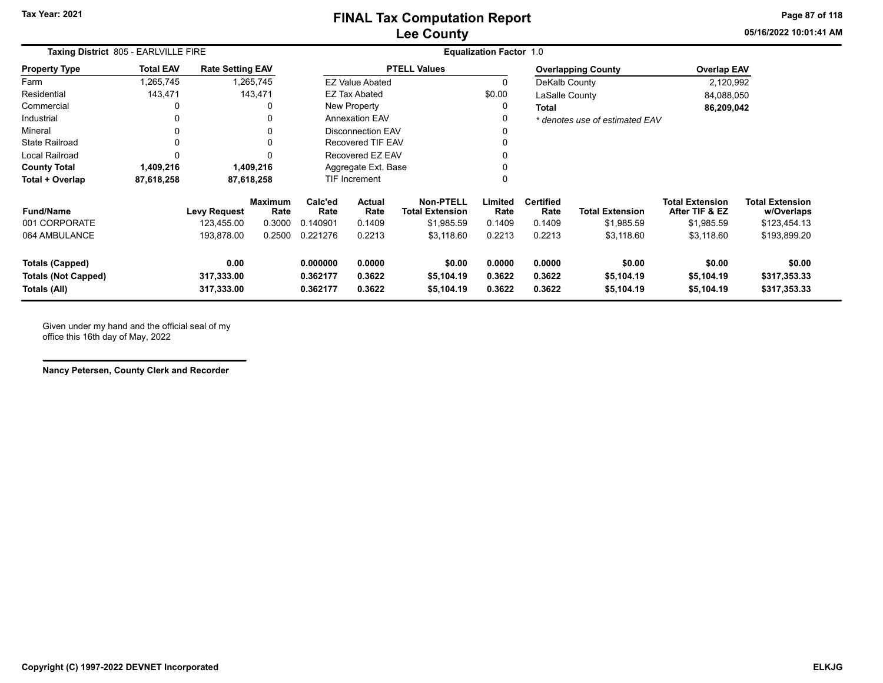# FINAL Tax Computation Report
# Lee County

Tax Year: 2021

**Taxing District** 805 - EARLVILLE FIRE

**Equalization Factor** 1.0

| Property Type | Total EAV | Rate Setting EAV |
|---|---|---|
| Farm | 1,265,745 | 1,265,745 |
| Residential | 143,471 | 143,471 |
| Commercial | 0 | 0 |
| Industrial | 0 | 0 |
| Mineral | 0 | 0 |
| State Railroad | 0 | 0 |
| Local Railroad | 0 | 0 |
| **County Total** | **1,409,216** | **1,409,216** |
| **Total + Overlap** | **87,618,258** | **87,618,258** |

| PTELL Values | |
|---|---|
| EZ Value Abated | 0 |
| EZ Tax Abated | $0.00 |
| New Property | 0 |
| Annexation EAV | 0 |
| Disconnection EAV | 0 |
| Recovered TIF EAV | 0 |
| Recovered EZ EAV | 0 |
| Aggregate Ext. Base | 0 |
| TIF Increment | 0 |

| Overlapping County | Overlap EAV |
|---|---|
| DeKalb County | 2,120,992 |
| LaSalle County | 84,088,050 |
| **Total** | **86,209,042** |

*\* denotes use of estimated EAV*

| Fund/Name | Levy Request | Maximum Rate | Calc'ed Rate | Actual Rate | Non-PTELL Total Extension | Limited Rate | Certified Rate | Total Extension | Total Extension After TIF & EZ | Total Extension w/Overlaps |
|---|---|---|---|---|---|---|---|---|---|---|
| 001 CORPORATE | 123,455.00 | 0.3000 | 0.140901 | 0.1409 | $1,985.59 | 0.1409 | 0.1409 | $1,985.59 | $1,985.59 | $123,454.13 |
| 064 AMBULANCE | 193,878.00 | 0.2500 | 0.221276 | 0.2213 | $3,118.60 | 0.2213 | 0.2213 | $3,118.60 | $3,118.60 | $193,899.20 |
| **Totals (Capped)** | **0.00** | | **0.000000** | **0.0000** | **$0.00** | **0.0000** | **0.0000** | **$0.00** | **$0.00** | **$0.00** |
| **Totals (Not Capped)** | **317,333.00** | | **0.362177** | **0.3622** | **$5,104.19** | **0.3622** | **0.3622** | **$5,104.19** | **$5,104.19** | **$317,353.33** |
| **Totals (All)** | **317,333.00** | | **0.362177** | **0.3622** | **$5,104.19** | **0.3622** | **0.3622** | **$5,104.19** | **$5,104.19** | **$317,353.33** |

Given under my hand and the official seal of my office this 16th day of May, 2022

**Nancy Petersen, County Clerk and Recorder**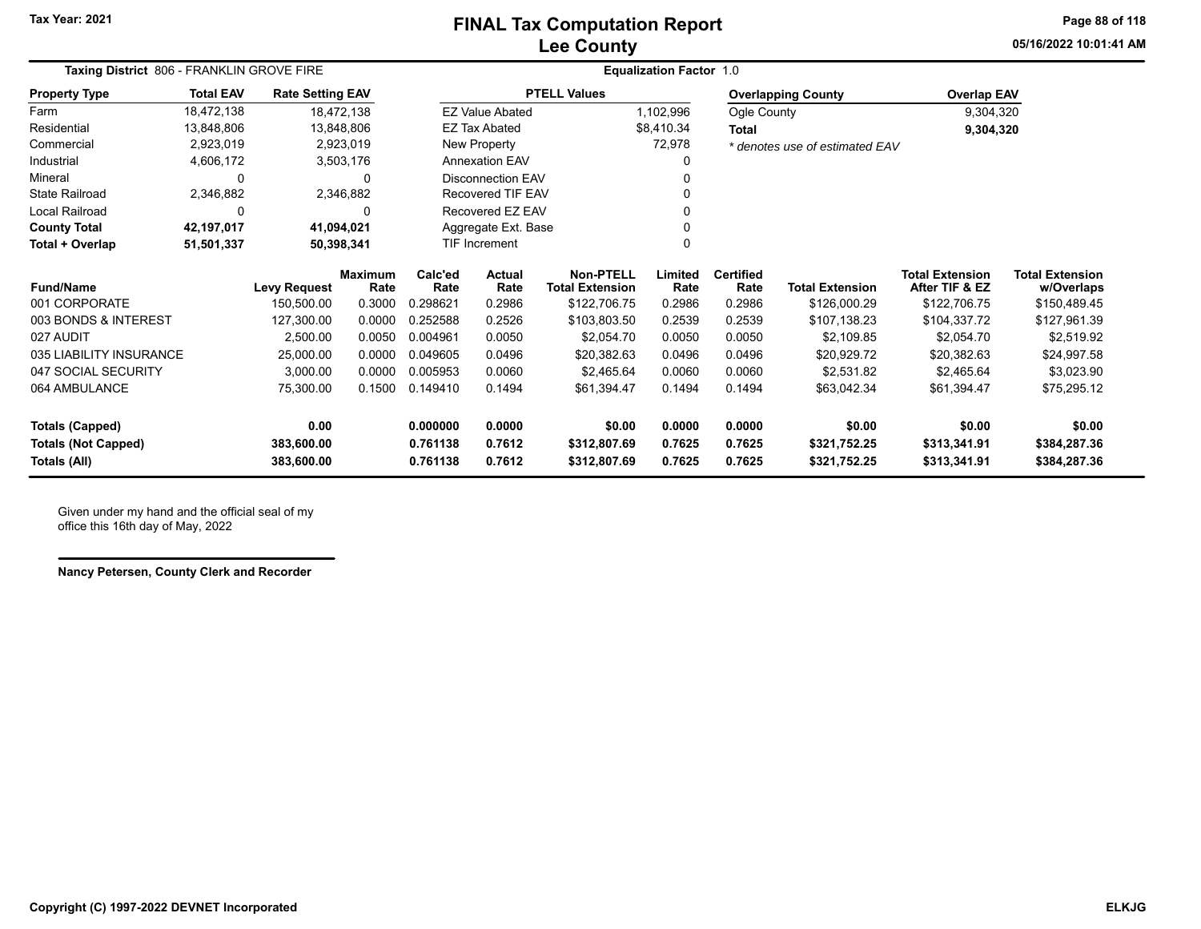# FINAL Tax Computation Report
## Lee County

Tax Year: 2021

**Taxing District** 806 - FRANKLIN GROVE FIRE

**Equalization Factor** 1.0

| Property Type | Total EAV | Rate Setting EAV |
|---|---|---|
| Farm | 18,472,138 | 18,472,138 |
| Residential | 13,848,806 | 13,848,806 |
| Commercial | 2,923,019 | 2,923,019 |
| Industrial | 4,606,172 | 3,503,176 |
| Mineral | 0 | 0 |
| State Railroad | 2,346,882 | 2,346,882 |
| Local Railroad | 0 | 0 |
| **County Total** | **42,197,017** | **41,094,021** |
| **Total + Overlap** | **51,501,337** | **50,398,341** |

| PTELL Values | |
|---|---|
| EZ Value Abated | 1,102,996 |
| EZ Tax Abated | $8,410.34 |
| New Property | 72,978 |
| Annexation EAV | 0 |
| Disconnection EAV | 0 |
| Recovered TIF EAV | 0 |
| Recovered EZ EAV | 0 |
| Aggregate Ext. Base | 0 |
| TIF Increment | 0 |

| Overlapping County | Overlap EAV |
|---|---|
| Ogle County | 9,304,320 |
| **Total** | **9,304,320** |

*\* denotes use of estimated EAV*

| Fund/Name | Levy Request | Maximum Rate | Calc'ed Rate | Actual Rate | Non-PTELL Total Extension | Limited Rate | Certified Rate | Total Extension | Total Extension After TIF & EZ | Total Extension w/Overlaps |
|---|---|---|---|---|---|---|---|---|---|---|
| 001 CORPORATE | 150,500.00 | 0.3000 | 0.298621 | 0.2986 | $122,706.75 | 0.2986 | 0.2986 | $126,000.29 | $122,706.75 | $150,489.45 |
| 003 BONDS & INTEREST | 127,300.00 | 0.0000 | 0.252588 | 0.2526 | $103,803.50 | 0.2539 | 0.2539 | $107,138.23 | $104,337.72 | $127,961.39 |
| 027 AUDIT | 2,500.00 | 0.0050 | 0.004961 | 0.0050 | $2,054.70 | 0.0050 | 0.0050 | $2,109.85 | $2,054.70 | $2,519.92 |
| 035 LIABILITY INSURANCE | 25,000.00 | 0.0000 | 0.049605 | 0.0496 | $20,382.63 | 0.0496 | 0.0496 | $20,929.72 | $20,382.63 | $24,997.58 |
| 047 SOCIAL SECURITY | 3,000.00 | 0.0000 | 0.005953 | 0.0060 | $2,465.64 | 0.0060 | 0.0060 | $2,531.82 | $2,465.64 | $3,023.90 |
| 064 AMBULANCE | 75,300.00 | 0.1500 | 0.149410 | 0.1494 | $61,394.47 | 0.1494 | 0.1494 | $63,042.34 | $61,394.47 | $75,295.12 |
| **Totals (Capped)** | **0.00** | | **0.000000** | **0.0000** | **$0.00** | **0.0000** | **0.0000** | **$0.00** | **$0.00** | **$0.00** |
| **Totals (Not Capped)** | **383,600.00** | | **0.761138** | **0.7612** | **$312,807.69** | **0.7625** | **0.7625** | **$321,752.25** | **$313,341.91** | **$384,287.36** |
| **Totals (All)** | **383,600.00** | | **0.761138** | **0.7612** | **$312,807.69** | **0.7625** | **0.7625** | **$321,752.25** | **$313,341.91** | **$384,287.36** |

Given under my hand and the official seal of my office this 16th day of May, 2022

**Nancy Petersen, County Clerk and Recorder**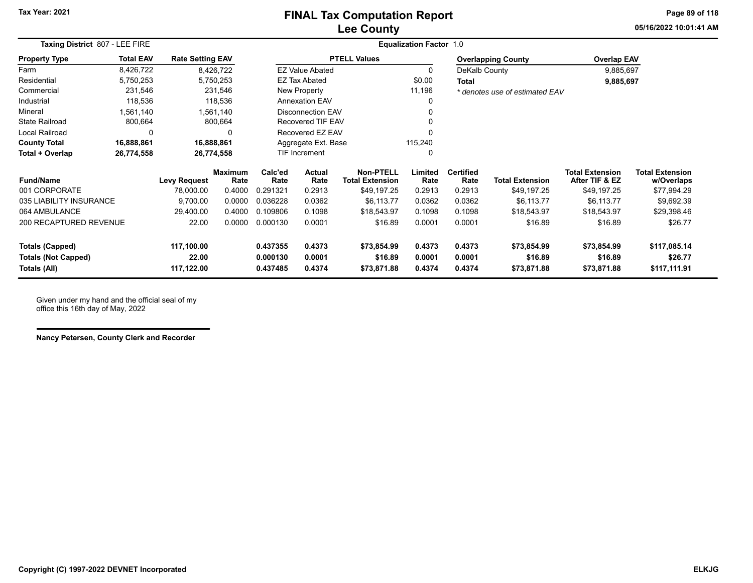# FINAL Tax Computation Report
## Lee County

Tax Year: 2021

05/16/2022 10:01:41 AM

**Taxing District** 807 - LEE FIRE

**Equalization Factor** 1.0

| Property Type | Total EAV | Rate Setting EAV |
|---|---|---|
| Farm | 8,426,722 | 8,426,722 |
| Residential | 5,750,253 | 5,750,253 |
| Commercial | 231,546 | 231,546 |
| Industrial | 118,536 | 118,536 |
| Mineral | 1,561,140 | 1,561,140 |
| State Railroad | 800,664 | 800,664 |
| Local Railroad | 0 | 0 |
| **County Total** | **16,888,861** | **16,888,861** |
| **Total + Overlap** | **26,774,558** | **26,774,558** |

| PTELL Values | |
|---|---|
| EZ Value Abated | 0 |
| EZ Tax Abated | $0.00 |
| New Property | 11,196 |
| Annexation EAV | 0 |
| Disconnection EAV | 0 |
| Recovered TIF EAV | 0 |
| Recovered EZ EAV | 0 |
| Aggregate Ext. Base | 115,240 |
| TIF Increment | 0 |

| Overlapping County | Overlap EAV |
|---|---|
| DeKalb County | 9,885,697 |
| **Total** | **9,885,697** |

* denotes use of estimated EAV

| Fund/Name | Levy Request | Maximum Rate | Calc'ed Rate | Actual Rate | Non-PTELL Total Extension | Limited Rate | Certified Rate | Total Extension | Total Extension After TIF & EZ | Total Extension w/Overlaps |
|---|---|---|---|---|---|---|---|---|---|---|
| 001 CORPORATE | 78,000.00 | 0.4000 | 0.291321 | 0.2913 | $49,197.25 | 0.2913 | 0.2913 | $49,197.25 | $49,197.25 | $77,994.29 |
| 035 LIABILITY INSURANCE | 9,700.00 | 0.0000 | 0.036228 | 0.0362 | $6,113.77 | 0.0362 | 0.0362 | $6,113.77 | $6,113.77 | $9,692.39 |
| 064 AMBULANCE | 29,400.00 | 0.4000 | 0.109806 | 0.1098 | $18,543.97 | 0.1098 | 0.1098 | $18,543.97 | $18,543.97 | $29,398.46 |
| 200 RECAPTURED REVENUE | 22.00 | 0.0000 | 0.000130 | 0.0001 | $16.89 | 0.0001 | 0.0001 | $16.89 | $16.89 | $26.77 |
| **Totals (Capped)** | **117,100.00** | | **0.437355** | **0.4373** | **$73,854.99** | **0.4373** | **0.4373** | **$73,854.99** | **$73,854.99** | **$117,085.14** |
| **Totals (Not Capped)** | **22.00** | | **0.000130** | **0.0001** | **$16.89** | **0.0001** | **0.0001** | **$16.89** | **$16.89** | **$26.77** |
| **Totals (All)** | **117,122.00** | | **0.437485** | **0.4374** | **$73,871.88** | **0.4374** | **0.4374** | **$73,871.88** | **$73,871.88** | **$117,111.91** |

Given under my hand and the official seal of my office this 16th day of May, 2022

**Nancy Petersen, County Clerk and Recorder**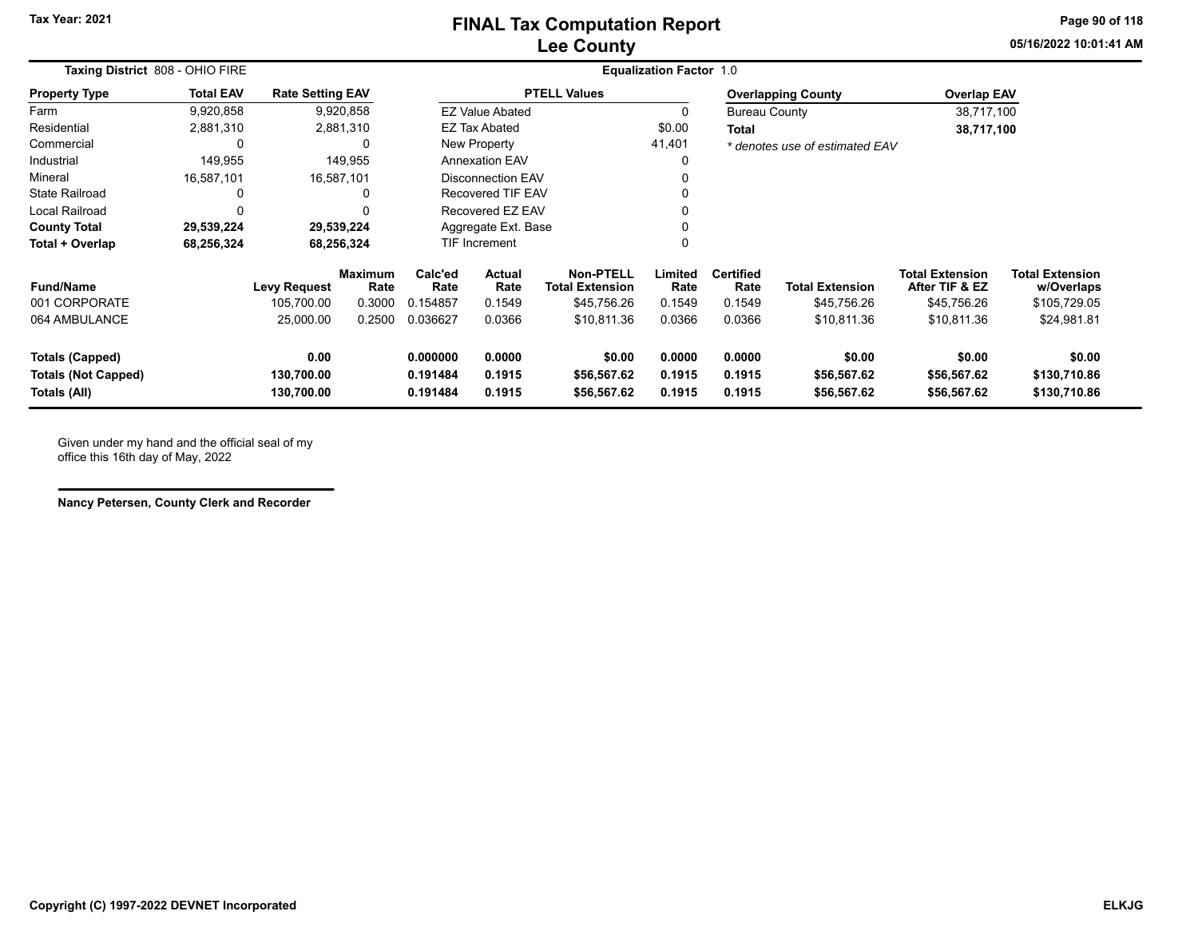# FINAL Tax Computation Report
## Lee County

Tax Year: 2021

05/16/2022 10:01:41 AM

**Taxing District** 808 - OHIO FIRE

**Equalization Factor** 1.0

| Property Type | Total EAV | Rate Setting EAV |
|---|---|---|
| Farm | 9,920,858 | 9,920,858 |
| Residential | 2,881,310 | 2,881,310 |
| Commercial | 0 | 0 |
| Industrial | 149,955 | 149,955 |
| Mineral | 16,587,101 | 16,587,101 |
| State Railroad | 0 | 0 |
| Local Railroad | 0 | 0 |
| **County Total** | **29,539,224** | **29,539,224** |
| **Total + Overlap** | **68,256,324** | **68,256,324** |

| PTELL Values | |
|---|---|
| EZ Value Abated | 0 |
| EZ Tax Abated | $0.00 |
| New Property | 41,401 |
| Annexation EAV | 0 |
| Disconnection EAV | 0 |
| Recovered TIF EAV | 0 |
| Recovered EZ EAV | 0 |
| Aggregate Ext. Base | 0 |
| TIF Increment | 0 |

| Overlapping County | Overlap EAV |
|---|---|
| Bureau County | 38,717,100 |
| **Total** | **38,717,100** |

*\* denotes use of estimated EAV*

| Fund/Name | Levy Request | Maximum Rate | Calc'ed Rate | Actual Rate | Non-PTELL Total Extension | Limited Rate | Certified Rate | Total Extension | Total Extension After TIF & EZ | Total Extension w/Overlaps |
|---|---|---|---|---|---|---|---|---|---|---|
| 001 CORPORATE | 105,700.00 | 0.3000 | 0.154857 | 0.1549 | $45,756.26 | 0.1549 | 0.1549 | $45,756.26 | $45,756.26 | $105,729.05 |
| 064 AMBULANCE | 25,000.00 | 0.2500 | 0.036627 | 0.0366 | $10,811.36 | 0.0366 | 0.0366 | $10,811.36 | $10,811.36 | $24,981.81 |
| **Totals (Capped)** | **0.00** | | **0.000000** | **0.0000** | **$0.00** | **0.0000** | **0.0000** | **$0.00** | **$0.00** | **$0.00** |
| **Totals (Not Capped)** | **130,700.00** | | **0.191484** | **0.1915** | **$56,567.62** | **0.1915** | **0.1915** | **$56,567.62** | **$56,567.62** | **$130,710.86** |
| **Totals (All)** | **130,700.00** | | **0.191484** | **0.1915** | **$56,567.62** | **0.1915** | **0.1915** | **$56,567.62** | **$56,567.62** | **$130,710.86** |

Given under my hand and the official seal of my office this 16th day of May, 2022

**Nancy Petersen, County Clerk and Recorder**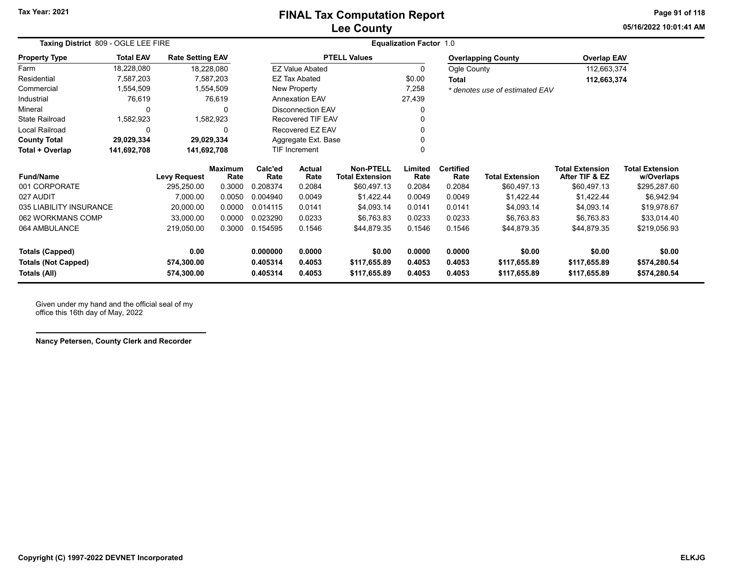# FINAL Tax Computation Report
# Lee County

Tax Year: 2021

05/16/2022 10:01:41 AM

**Taxing District** 809 - OGLE LEE FIRE

**Equalization Factor** 1.0

| Property Type | Total EAV | Rate Setting EAV |
|---|---|---|
| Farm | 18,228,080 | 18,228,080 |
| Residential | 7,587,203 | 7,587,203 |
| Commercial | 1,554,509 | 1,554,509 |
| Industrial | 76,619 | 76,619 |
| Mineral | 0 | 0 |
| State Railroad | 1,582,923 | 1,582,923 |
| Local Railroad | 0 | 0 |
| **County Total** | **29,029,334** | **29,029,334** |
| **Total + Overlap** | **141,692,708** | **141,692,708** |

| PTELL Values | |
|---|---|
| EZ Value Abated | 0 |
| EZ Tax Abated | $0.00 |
| New Property | 7,258 |
| Annexation EAV | 27,439 |
| Disconnection EAV | 0 |
| Recovered TIF EAV | 0 |
| Recovered EZ EAV | 0 |
| Aggregate Ext. Base | 0 |
| TIF Increment | 0 |

| Overlapping County | Overlap EAV |
|---|---|
| Ogle County | 112,663,374 |
| **Total** | **112,663,374** |

*\* denotes use of estimated EAV*

| Fund/Name | Levy Request | Maximum Rate | Calc'ed Rate | Actual Rate | Non-PTELL Total Extension | Limited Rate | Certified Rate | Total Extension | Total Extension After TIF & EZ | Total Extension w/Overlaps |
|---|---|---|---|---|---|---|---|---|---|---|
| 001 CORPORATE | 295,250.00 | 0.3000 | 0.208374 | 0.2084 | $60,497.13 | 0.2084 | 0.2084 | $60,497.13 | $60,497.13 | $295,287.60 |
| 027 AUDIT | 7,000.00 | 0.0050 | 0.004940 | 0.0049 | $1,422.44 | 0.0049 | 0.0049 | $1,422.44 | $1,422.44 | $6,942.94 |
| 035 LIABILITY INSURANCE | 20,000.00 | 0.0000 | 0.014115 | 0.0141 | $4,093.14 | 0.0141 | 0.0141 | $4,093.14 | $4,093.14 | $19,978.67 |
| 062 WORKMANS COMP | 33,000.00 | 0.0000 | 0.023290 | 0.0233 | $6,763.83 | 0.0233 | 0.0233 | $6,763.83 | $6,763.83 | $33,014.40 |
| 064 AMBULANCE | 219,050.00 | 0.3000 | 0.154595 | 0.1546 | $44,879.35 | 0.1546 | 0.1546 | $44,879.35 | $44,879.35 | $219,056.93 |
| **Totals (Capped)** | **0.00** | | **0.000000** | **0.0000** | **$0.00** | **0.0000** | **0.0000** | **$0.00** | **$0.00** | **$0.00** |
| **Totals (Not Capped)** | **574,300.00** | | **0.405314** | **0.4053** | **$117,655.89** | **0.4053** | **0.4053** | **$117,655.89** | **$117,655.89** | **$574,280.54** |
| **Totals (All)** | **574,300.00** | | **0.405314** | **0.4053** | **$117,655.89** | **0.4053** | **0.4053** | **$117,655.89** | **$117,655.89** | **$574,280.54** |

Given under my hand and the official seal of my office this 16th day of May, 2022

**Nancy Petersen, County Clerk and Recorder**

**Copyright (C) 1997-2022 DEVNET Incorporated** **ELKJG**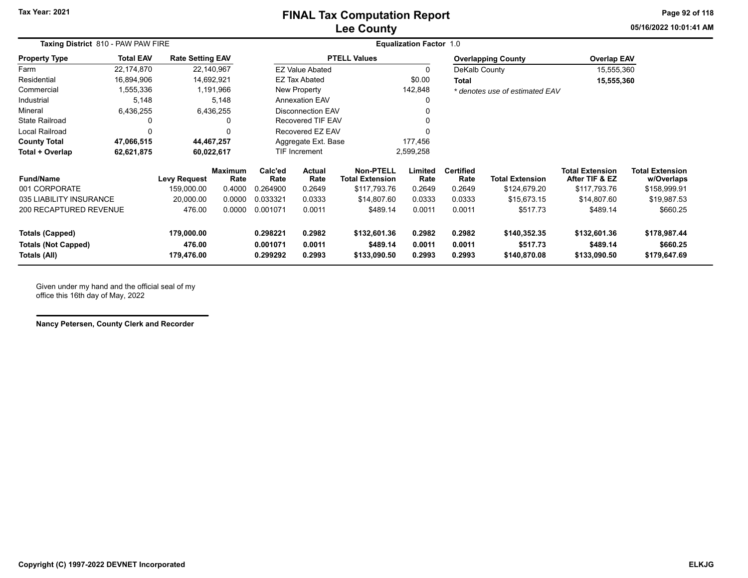# FINAL Tax Computation Report
## Lee County

Tax Year: 2021

05/16/2022 10:01:41 AM

**Taxing District** 810 - PAW PAW FIRE

**Equalization Factor** 1.0

| Property Type | Total EAV | Rate Setting EAV |
|---|---|---|
| Farm | 22,174,870 | 22,140,967 |
| Residential | 16,894,906 | 14,692,921 |
| Commercial | 1,555,336 | 1,191,966 |
| Industrial | 5,148 | 5,148 |
| Mineral | 6,436,255 | 6,436,255 |
| State Railroad | 0 | 0 |
| Local Railroad | 0 | 0 |
| **County Total** | **47,066,515** | **44,467,257** |
| **Total + Overlap** | **62,621,875** | **60,022,617** |

| PTELL Values | |
|---|---|
| EZ Value Abated | 0 |
| EZ Tax Abated | $0.00 |
| New Property | 142,848 |
| Annexation EAV | 0 |
| Disconnection EAV | 0 |
| Recovered TIF EAV | 0 |
| Recovered EZ EAV | 0 |
| Aggregate Ext. Base | 177,456 |
| TIF Increment | 2,599,258 |

| Overlapping County | Overlap EAV |
|---|---|
| DeKalb County | 15,555,360 |
| **Total** | **15,555,360** |

*\* denotes use of estimated EAV*

| Fund/Name | Levy Request | Maximum Rate | Calc'ed Rate | Actual Rate | Non-PTELL Total Extension | Limited Rate | Certified Rate | Total Extension | Total Extension After TIF & EZ | Total Extension w/Overlaps |
|---|---|---|---|---|---|---|---|---|---|---|
| 001 CORPORATE | 159,000.00 | 0.4000 | 0.264900 | 0.2649 | $117,793.76 | 0.2649 | 0.2649 | $124,679.20 | $117,793.76 | $158,999.91 |
| 035 LIABILITY INSURANCE | 20,000.00 | 0.0000 | 0.033321 | 0.0333 | $14,807.60 | 0.0333 | 0.0333 | $15,673.15 | $14,807.60 | $19,987.53 |
| 200 RECAPTURED REVENUE | 476.00 | 0.0000 | 0.001071 | 0.0011 | $489.14 | 0.0011 | 0.0011 | $517.73 | $489.14 | $660.25 |
| **Totals (Capped)** | **179,000.00** | | **0.298221** | **0.2982** | **$132,601.36** | **0.2982** | **0.2982** | **$140,352.35** | **$132,601.36** | **$178,987.44** |
| **Totals (Not Capped)** | **476.00** | | **0.001071** | **0.0011** | **$489.14** | **0.0011** | **0.0011** | **$517.73** | **$489.14** | **$660.25** |
| **Totals (All)** | **179,476.00** | | **0.299292** | **0.2993** | **$133,090.50** | **0.2993** | **0.2993** | **$140,870.08** | **$133,090.50** | **$179,647.69** |

Given under my hand and the official seal of my office this 16th day of May, 2022

**Nancy Petersen, County Clerk and Recorder**

**Copyright (C) 1997-2022 DEVNET Incorporated** ELKJG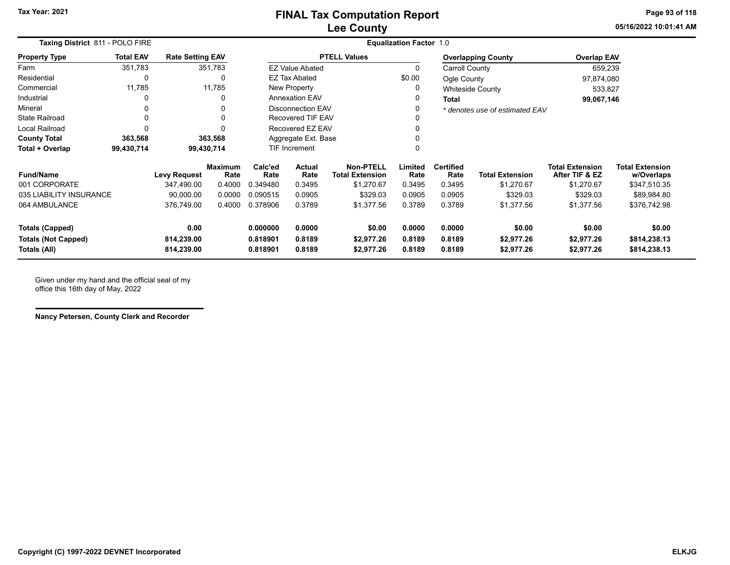# FINAL Tax Computation Report
## Lee County

Tax Year: 2021

05/16/2022 10:01:41 AM

**Taxing District** 811 - POLO FIRE

**Equalization Factor** 1.0

| Property Type | Total EAV | Rate Setting EAV |
|---|---|---|
| Farm | 351,783 | 351,783 |
| Residential | 0 | 0 |
| Commercial | 11,785 | 11,785 |
| Industrial | 0 | 0 |
| Mineral | 0 | 0 |
| State Railroad | 0 | 0 |
| Local Railroad | 0 | 0 |
| **County Total** | **363,568** | **363,568** |
| **Total + Overlap** | **99,430,714** | **99,430,714** |

| PTELL Values | |
|---|---|
| EZ Value Abated | 0 |
| EZ Tax Abated | $0.00 |
| New Property | 0 |
| Annexation EAV | 0 |
| Disconnection EAV | 0 |
| Recovered TIF EAV | 0 |
| Recovered EZ EAV | 0 |
| Aggregate Ext. Base | 0 |
| TIF Increment | 0 |

| Overlapping County | Overlap EAV |
|---|---|
| Carroll County | 659,239 |
| Ogle County | 97,874,080 |
| Whiteside County | 533,827 |
| **Total** | **99,067,146** |

*\* denotes use of estimated EAV*

| Fund/Name | Levy Request | Maximum Rate | Calc'ed Rate | Actual Rate | Non-PTELL Total Extension | Limited Rate | Certified Rate | Total Extension | Total Extension After TIF & EZ | Total Extension w/Overlaps |
|---|---|---|---|---|---|---|---|---|---|---|
| 001 CORPORATE | 347,490.00 | 0.4000 | 0.349480 | 0.3495 | $1,270.67 | 0.3495 | 0.3495 | $1,270.67 | $1,270.67 | $347,510.35 |
| 035 LIABILITY INSURANCE | 90,000.00 | 0.0000 | 0.090515 | 0.0905 | $329.03 | 0.0905 | 0.0905 | $329.03 | $329.03 | $89,984.80 |
| 064 AMBULANCE | 376,749.00 | 0.4000 | 0.378906 | 0.3789 | $1,377.56 | 0.3789 | 0.3789 | $1,377.56 | $1,377.56 | $376,742.98 |
| **Totals (Capped)** | **0.00** | | **0.000000** | **0.0000** | **$0.00** | **0.0000** | **0.0000** | **$0.00** | **$0.00** | **$0.00** |
| **Totals (Not Capped)** | **814,239.00** | | **0.818901** | **0.8189** | **$2,977.26** | **0.8189** | **0.8189** | **$2,977.26** | **$2,977.26** | **$814,238.13** |
| **Totals (All)** | **814,239.00** | | **0.818901** | **0.8189** | **$2,977.26** | **0.8189** | **0.8189** | **$2,977.26** | **$2,977.26** | **$814,238.13** |

Given under my hand and the official seal of my office this 16th day of May, 2022

**Nancy Petersen, County Clerk and Recorder**

**Copyright (C) 1997-2022 DEVNET Incorporated** **ELKJG**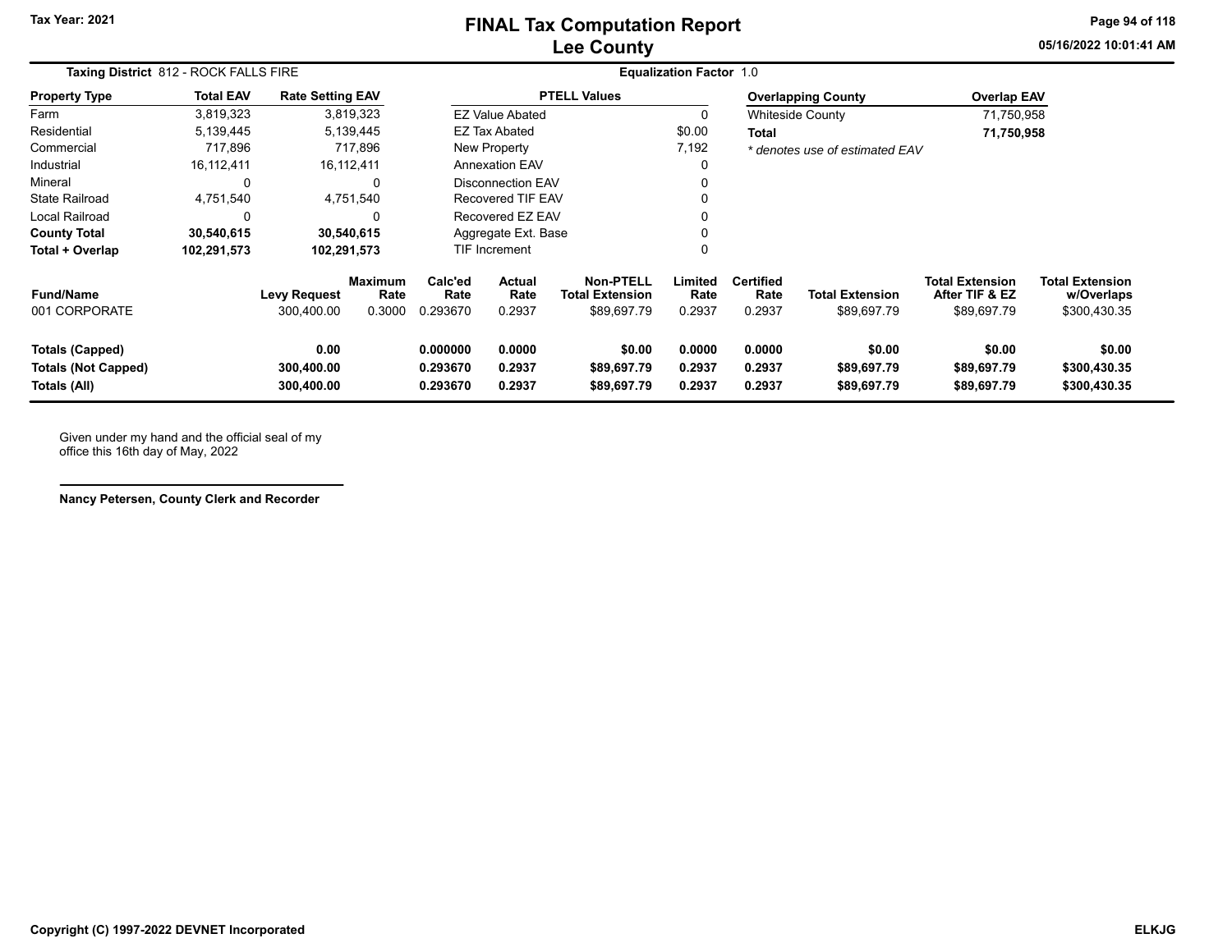# FINAL Tax Computation Report
## Lee County

Tax Year: 2021

05/16/2022 10:01:41 AM

**Taxing District** 812 - ROCK FALLS FIRE

**Equalization Factor** 1.0

| Property Type | Total EAV | Rate Setting EAV |
|---|---|---|
| Farm | 3,819,323 | 3,819,323 |
| Residential | 5,139,445 | 5,139,445 |
| Commercial | 717,896 | 717,896 |
| Industrial | 16,112,411 | 16,112,411 |
| Mineral | 0 | 0 |
| State Railroad | 4,751,540 | 4,751,540 |
| Local Railroad | 0 | 0 |
| **County Total** | **30,540,615** | **30,540,615** |
| **Total + Overlap** | **102,291,573** | **102,291,573** |

| PTELL Values | |
|---|---|
| EZ Value Abated | 0 |
| EZ Tax Abated | $0.00 |
| New Property | 7,192 |
| Annexation EAV | 0 |
| Disconnection EAV | 0 |
| Recovered TIF EAV | 0 |
| Recovered EZ EAV | 0 |
| Aggregate Ext. Base | 0 |
| TIF Increment | 0 |

| Overlapping County | Overlap EAV |
|---|---|
| Whiteside County | 71,750,958 |
| **Total** | **71,750,958** |

*\* denotes use of estimated EAV*

| Fund/Name | Levy Request | Maximum Rate | Calc'ed Rate | Actual Rate | Non-PTELL Total Extension | Limited Rate | Certified Rate | Total Extension | Total Extension After TIF & EZ | Total Extension w/Overlaps |
|---|---|---|---|---|---|---|---|---|---|---|
| 001 CORPORATE | 300,400.00 | 0.3000 | 0.293670 | 0.2937 | $89,697.79 | 0.2937 | 0.2937 | $89,697.79 | $89,697.79 | $300,430.35 |
| **Totals (Capped)** | **0.00** | | **0.000000** | **0.0000** | **$0.00** | **0.0000** | **0.0000** | **$0.00** | **$0.00** | **$0.00** |
| **Totals (Not Capped)** | **300,400.00** | | **0.293670** | **0.2937** | **$89,697.79** | **0.2937** | **0.2937** | **$89,697.79** | **$89,697.79** | **$300,430.35** |
| **Totals (All)** | **300,400.00** | | **0.293670** | **0.2937** | **$89,697.79** | **0.2937** | **0.2937** | **$89,697.79** | **$89,697.79** | **$300,430.35** |

Given under my hand and the official seal of my office this 16th day of May, 2022

**Nancy Petersen, County Clerk and Recorder**

**Copyright (C) 1997-2022 DEVNET Incorporated** **ELKJG**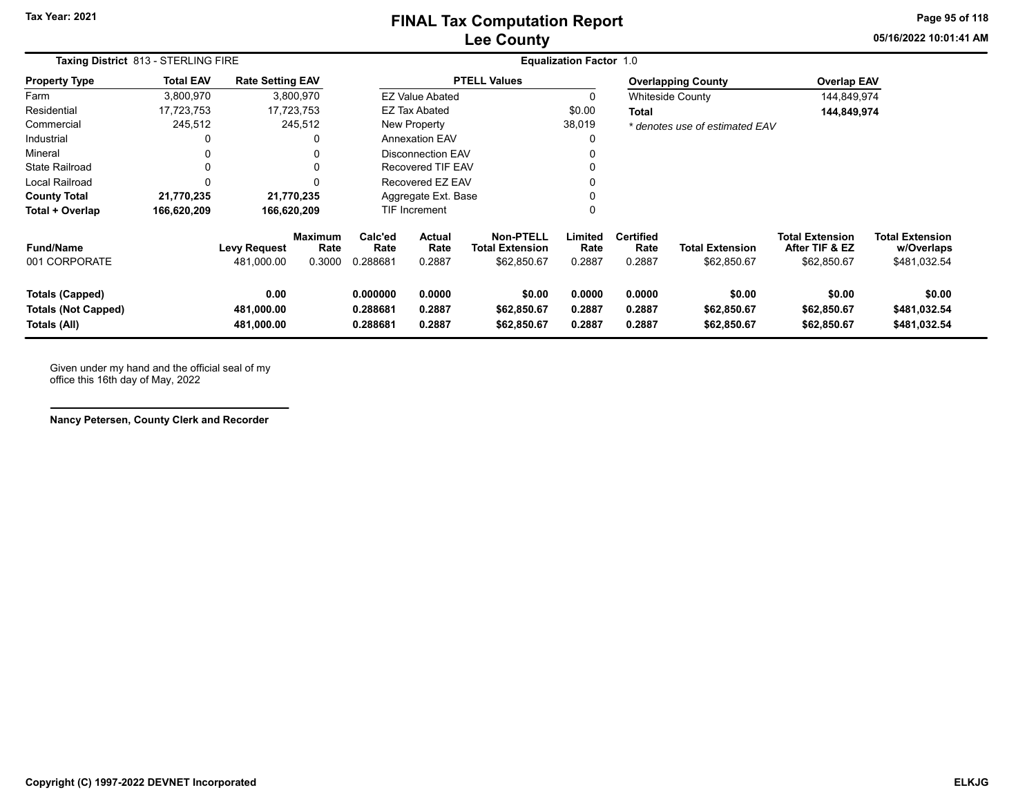# FINAL Tax Computation Report
## Lee County

Tax Year: 2021

05/16/2022 10:01:41 AM

**Taxing District** 813 - STERLING FIRE

**Equalization Factor** 1.0

| Property Type | Total EAV | Rate Setting EAV |
|---|---|---|
| Farm | 3,800,970 | 3,800,970 |
| Residential | 17,723,753 | 17,723,753 |
| Commercial | 245,512 | 245,512 |
| Industrial | 0 | 0 |
| Mineral | 0 | 0 |
| State Railroad | 0 | 0 |
| Local Railroad | 0 | 0 |
| **County Total** | **21,770,235** | **21,770,235** |
| **Total + Overlap** | **166,620,209** | **166,620,209** |

| PTELL Values | |
|---|---|
| EZ Value Abated | 0 |
| EZ Tax Abated | $0.00 |
| New Property | 38,019 |
| Annexation EAV | 0 |
| Disconnection EAV | 0 |
| Recovered TIF EAV | 0 |
| Recovered EZ EAV | 0 |
| Aggregate Ext. Base | 0 |
| TIF Increment | 0 |

| Overlapping County | Overlap EAV |
|---|---|
| Whiteside County | 144,849,974 |
| **Total** | **144,849,974** |

*\* denotes use of estimated EAV*

| Fund/Name | Levy Request | Maximum Rate | Calc'ed Rate | Actual Rate | Non-PTELL Total Extension | Limited Rate | Certified Rate | Total Extension | Total Extension After TIF & EZ | Total Extension w/Overlaps |
|---|---|---|---|---|---|---|---|---|---|---|
| 001 CORPORATE | 481,000.00 | 0.3000 | 0.288681 | 0.2887 | $62,850.67 | 0.2887 | 0.2887 | $62,850.67 | $62,850.67 | $481,032.54 |
| **Totals (Capped)** | **0.00** | | **0.000000** | **0.0000** | **$0.00** | **0.0000** | **0.0000** | **$0.00** | **$0.00** | **$0.00** |
| **Totals (Not Capped)** | **481,000.00** | | **0.288681** | **0.2887** | **$62,850.67** | **0.2887** | **0.2887** | **$62,850.67** | **$62,850.67** | **$481,032.54** |
| **Totals (All)** | **481,000.00** | | **0.288681** | **0.2887** | **$62,850.67** | **0.2887** | **0.2887** | **$62,850.67** | **$62,850.67** | **$481,032.54** |

Given under my hand and the official seal of my office this 16th day of May, 2022

**Nancy Petersen, County Clerk and Recorder**

**Copyright (C) 1997-2022 DEVNET Incorporated**

**ELKJG**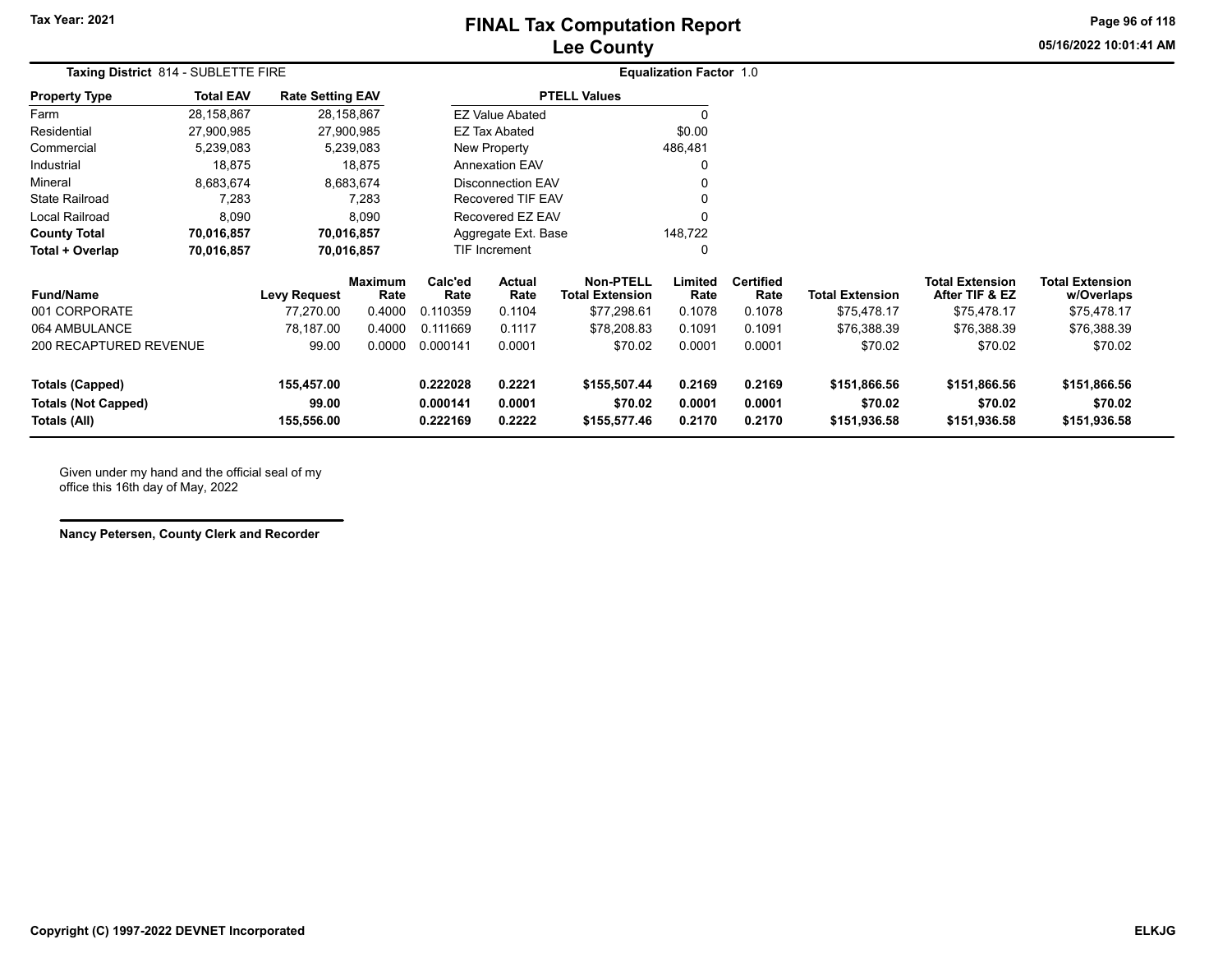# FINAL Tax Computation Report
## Lee County

Tax Year: 2021

05/16/2022 10:01:41 AM

**Taxing District** 814 - SUBLETTE FIRE

**Equalization Factor** 1.0

| Property Type | Total EAV | Rate Setting EAV |
|---|---|---|
| Farm | 28,158,867 | 28,158,867 |
| Residential | 27,900,985 | 27,900,985 |
| Commercial | 5,239,083 | 5,239,083 |
| Industrial | 18,875 | 18,875 |
| Mineral | 8,683,674 | 8,683,674 |
| State Railroad | 7,283 | 7,283 |
| Local Railroad | 8,090 | 8,090 |
| **County Total** | **70,016,857** | **70,016,857** |
| **Total + Overlap** | **70,016,857** | **70,016,857** |

| PTELL Values | |
|---|---|
| EZ Value Abated | 0 |
| EZ Tax Abated | $0.00 |
| New Property | 486,481 |
| Annexation EAV | 0 |
| Disconnection EAV | 0 |
| Recovered TIF EAV | 0 |
| Recovered EZ EAV | 0 |
| Aggregate Ext. Base | 148,722 |
| TIF Increment | 0 |

| Fund/Name | Levy Request | Maximum Rate | Calc'ed Rate | Actual Rate | Non-PTELL Total Extension | Limited Rate | Certified Rate | Total Extension | Total Extension After TIF & EZ | Total Extension w/Overlaps |
|---|---|---|---|---|---|---|---|---|---|---|
| 001 CORPORATE | 77,270.00 | 0.4000 | 0.110359 | 0.1104 | $77,298.61 | 0.1078 | 0.1078 | $75,478.17 | $75,478.17 | $75,478.17 |
| 064 AMBULANCE | 78,187.00 | 0.4000 | 0.111669 | 0.1117 | $78,208.83 | 0.1091 | 0.1091 | $76,388.39 | $76,388.39 | $76,388.39 |
| 200 RECAPTURED REVENUE | 99.00 | 0.0000 | 0.000141 | 0.0001 | $70.02 | 0.0001 | 0.0001 | $70.02 | $70.02 | $70.02 |
| **Totals (Capped)** | **155,457.00** | | **0.222028** | **0.2221** | **$155,507.44** | **0.2169** | **0.2169** | **$151,866.56** | **$151,866.56** | **$151,866.56** |
| **Totals (Not Capped)** | **99.00** | | **0.000141** | **0.0001** | **$70.02** | **0.0001** | **0.0001** | **$70.02** | **$70.02** | **$70.02** |
| **Totals (All)** | **155,556.00** | | **0.222169** | **0.2222** | **$155,577.46** | **0.2170** | **0.2170** | **$151,936.58** | **$151,936.58** | **$151,936.58** |

Given under my hand and the official seal of my office this 16th day of May, 2022

**Nancy Petersen, County Clerk and Recorder**

Copyright (C) 1997-2022 DEVNET Incorporated

ELKJG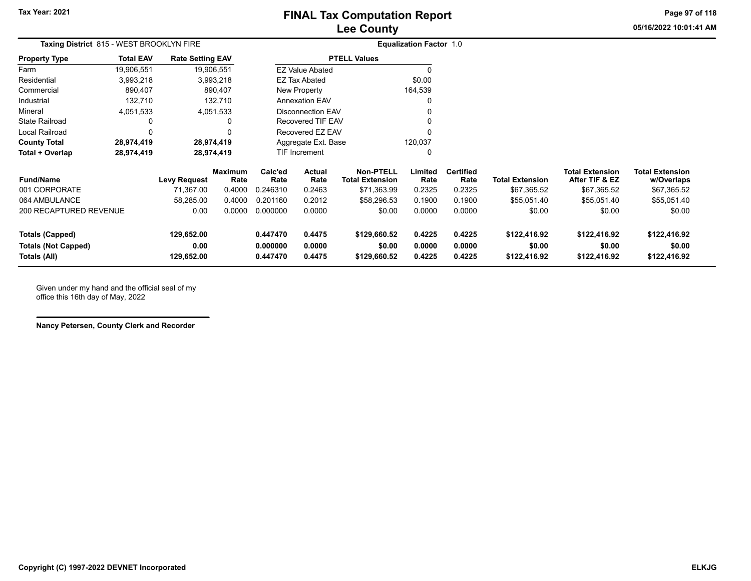# FINAL Tax Computation Report
## Lee County

Tax Year: 2021

05/16/2022 10:01:41 AM

**Taxing District** 815 - WEST BROOKLYN FIRE

**Equalization Factor** 1.0

| Property Type | Total EAV | Rate Setting EAV |
|---|---|---|
| Farm | 19,906,551 | 19,906,551 |
| Residential | 3,993,218 | 3,993,218 |
| Commercial | 890,407 | 890,407 |
| Industrial | 132,710 | 132,710 |
| Mineral | 4,051,533 | 4,051,533 |
| State Railroad | 0 | 0 |
| Local Railroad | 0 | 0 |
| **County Total** | **28,974,419** | **28,974,419** |
| **Total + Overlap** | **28,974,419** | **28,974,419** |

| PTELL Values | |
|---|---|
| EZ Value Abated | 0 |
| EZ Tax Abated | $0.00 |
| New Property | 164,539 |
| Annexation EAV | 0 |
| Disconnection EAV | 0 |
| Recovered TIF EAV | 0 |
| Recovered EZ EAV | 0 |
| Aggregate Ext. Base | 120,037 |
| TIF Increment | 0 |

| Fund/Name | Levy Request | Maximum Rate | Calc'ed Rate | Actual Rate | Non-PTELL Total Extension | Limited Rate | Certified Rate | Total Extension | Total Extension After TIF & EZ | Total Extension w/Overlaps |
|---|---|---|---|---|---|---|---|---|---|---|
| 001 CORPORATE | 71,367.00 | 0.4000 | 0.246310 | 0.2463 | $71,363.99 | 0.2325 | 0.2325 | $67,365.52 | $67,365.52 | $67,365.52 |
| 064 AMBULANCE | 58,285.00 | 0.4000 | 0.201160 | 0.2012 | $58,296.53 | 0.1900 | 0.1900 | $55,051.40 | $55,051.40 | $55,051.40 |
| 200 RECAPTURED REVENUE | 0.00 | 0.0000 | 0.000000 | 0.0000 | $0.00 | 0.0000 | 0.0000 | $0.00 | $0.00 | $0.00 |
| **Totals (Capped)** | **129,652.00** | | **0.447470** | **0.4475** | **$129,660.52** | **0.4225** | **0.4225** | **$122,416.92** | **$122,416.92** | **$122,416.92** |
| **Totals (Not Capped)** | **0.00** | | **0.000000** | **0.0000** | **$0.00** | **0.0000** | **0.0000** | **$0.00** | **$0.00** | **$0.00** |
| **Totals (All)** | **129,652.00** | | **0.447470** | **0.4475** | **$129,660.52** | **0.4225** | **0.4225** | **$122,416.92** | **$122,416.92** | **$122,416.92** |

Given under my hand and the official seal of my office this 16th day of May, 2022

**Nancy Petersen, County Clerk and Recorder**

Copyright (C) 1997-2022 DEVNET Incorporated

ELKJG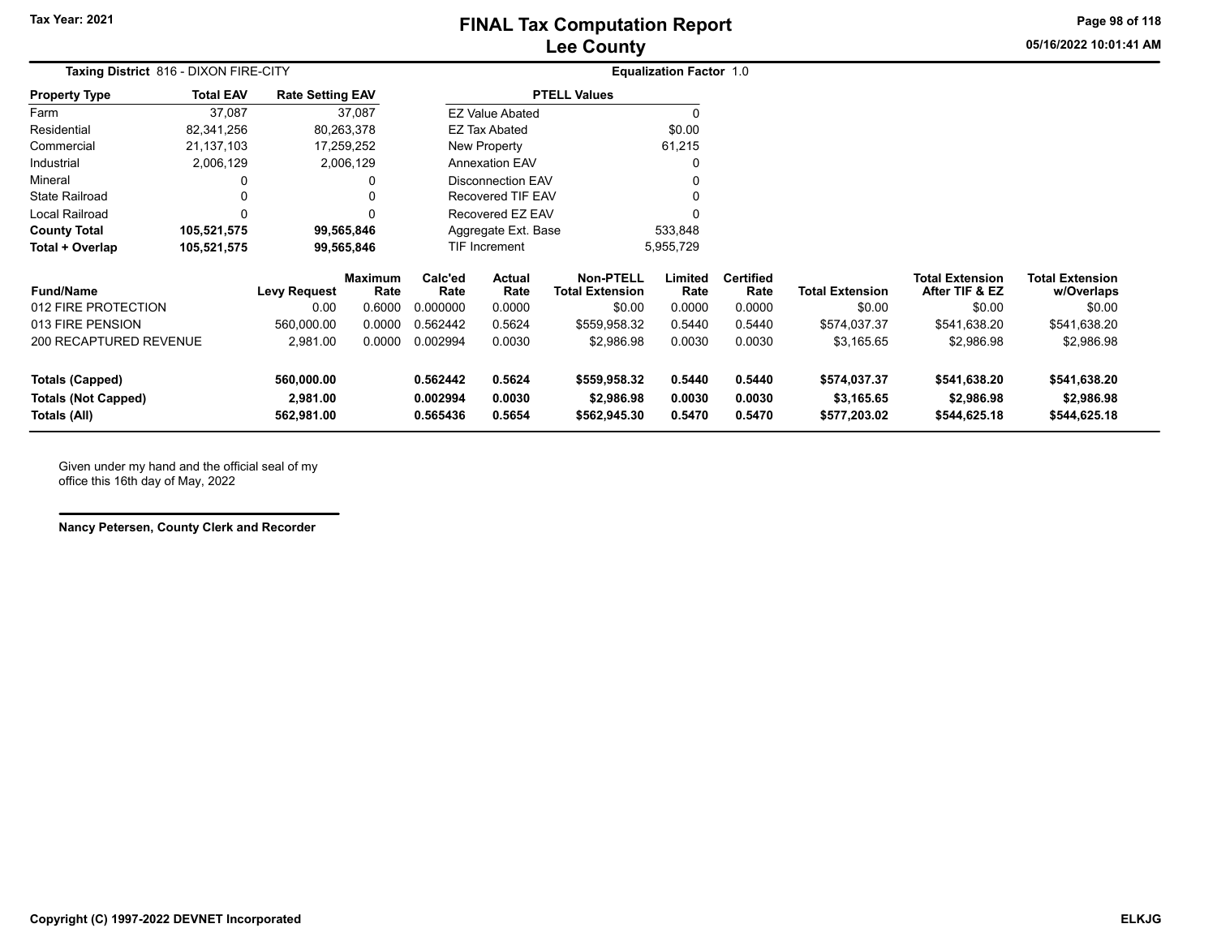# FINAL Tax Computation Report
## Lee County

Tax Year: 2021

05/16/2022 10:01:41 AM

**Taxing District** 816 - DIXON FIRE-CITY

**Equalization Factor** 1.0

| Property Type | Total EAV | Rate Setting EAV |
|---|---|---|
| Farm | 37,087 | 37,087 |
| Residential | 82,341,256 | 80,263,378 |
| Commercial | 21,137,103 | 17,259,252 |
| Industrial | 2,006,129 | 2,006,129 |
| Mineral | 0 | 0 |
| State Railroad | 0 | 0 |
| Local Railroad | 0 | 0 |
| **County Total** | **105,521,575** | **99,565,846** |
| **Total + Overlap** | **105,521,575** | **99,565,846** |

| PTELL Values | |
|---|---|
| EZ Value Abated | 0 |
| EZ Tax Abated | $0.00 |
| New Property | 61,215 |
| Annexation EAV | 0 |
| Disconnection EAV | 0 |
| Recovered TIF EAV | 0 |
| Recovered EZ EAV | 0 |
| Aggregate Ext. Base | 533,848 |
| TIF Increment | 5,955,729 |

| Fund/Name | Levy Request | Maximum Rate | Calc'ed Rate | Actual Rate | Non-PTELL Total Extension | Limited Rate | Certified Rate | Total Extension | Total Extension After TIF & EZ | Total Extension w/Overlaps |
|---|---|---|---|---|---|---|---|---|---|---|
| 012 FIRE PROTECTION | 0.00 | 0.6000 | 0.000000 | 0.0000 | $0.00 | 0.0000 | 0.0000 | $0.00 | $0.00 | $0.00 |
| 013 FIRE PENSION | 560,000.00 | 0.0000 | 0.562442 | 0.5624 | $559,958.32 | 0.5440 | 0.5440 | $574,037.37 | $541,638.20 | $541,638.20 |
| 200 RECAPTURED REVENUE | 2,981.00 | 0.0000 | 0.002994 | 0.0030 | $2,986.98 | 0.0030 | 0.0030 | $3,165.65 | $2,986.98 | $2,986.98 |
| **Totals (Capped)** | **560,000.00** | | **0.562442** | **0.5624** | **$559,958.32** | **0.5440** | **0.5440** | **$574,037.37** | **$541,638.20** | **$541,638.20** |
| **Totals (Not Capped)** | **2,981.00** | | **0.002994** | **0.0030** | **$2,986.98** | **0.0030** | **0.0030** | **$3,165.65** | **$2,986.98** | **$2,986.98** |
| **Totals (All)** | **562,981.00** | | **0.565436** | **0.5654** | **$562,945.30** | **0.5470** | **0.5470** | **$577,203.02** | **$544,625.18** | **$544,625.18** |

Given under my hand and the official seal of my office this 16th day of May, 2022

**Nancy Petersen, County Clerk and Recorder**

**Copyright (C) 1997-2022 DEVNET Incorporated**

**ELKJG**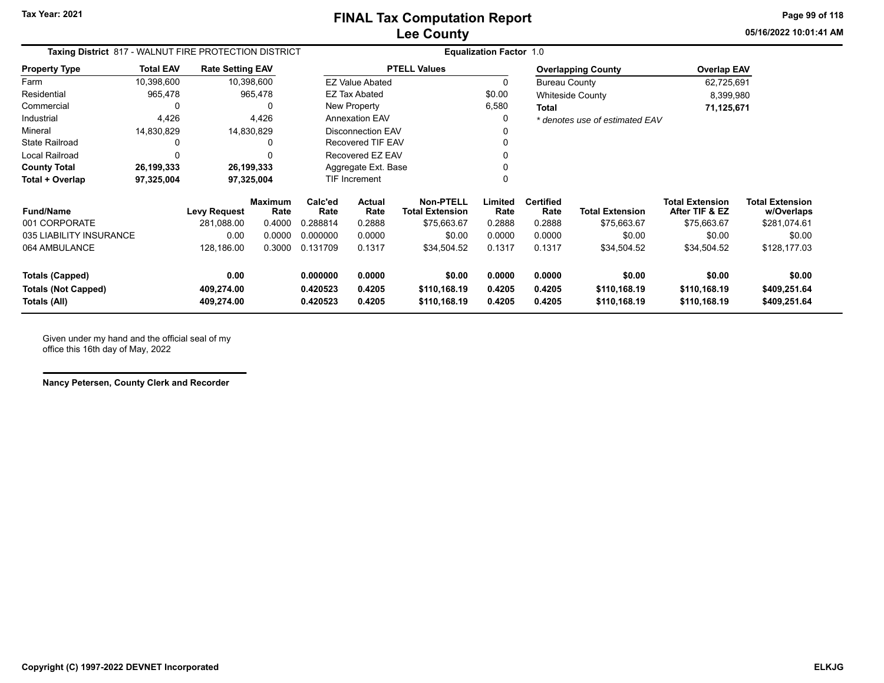# FINAL Tax Computation Report
## Lee County

Tax Year: 2021

05/16/2022 10:01:41 AM

**Taxing District** 817 - WALNUT FIRE PROTECTION DISTRICT **Equalization Factor** 1.0

| Property Type | Total EAV | Rate Setting EAV |
|---|---|---|
| Farm | 10,398,600 | 10,398,600 |
| Residential | 965,478 | 965,478 |
| Commercial | 0 | 0 |
| Industrial | 4,426 | 4,426 |
| Mineral | 14,830,829 | 14,830,829 |
| State Railroad | 0 | 0 |
| Local Railroad | 0 | 0 |
| **County Total** | **26,199,333** | **26,199,333** |
| **Total + Overlap** | **97,325,004** | **97,325,004** |

| PTELL Values | |
|---|---|
| EZ Value Abated | 0 |
| EZ Tax Abated | $0.00 |
| New Property | 6,580 |
| Annexation EAV | 0 |
| Disconnection EAV | 0 |
| Recovered TIF EAV | 0 |
| Recovered EZ EAV | 0 |
| Aggregate Ext. Base | 0 |
| TIF Increment | 0 |

| Overlapping County | Overlap EAV |
|---|---|
| Bureau County | 62,725,691 |
| Whiteside County | 8,399,980 |
| **Total** | **71,125,671** |

*\* denotes use of estimated EAV*

| Fund/Name | Levy Request | Maximum Rate | Calc'ed Rate | Actual Rate | Non-PTELL Total Extension | Limited Rate | Certified Rate | Total Extension | Total Extension After TIF & EZ | Total Extension w/Overlaps |
|---|---|---|---|---|---|---|---|---|---|---|
| 001 CORPORATE | 281,088.00 | 0.4000 | 0.288814 | 0.2888 | $75,663.67 | 0.2888 | 0.2888 | $75,663.67 | $75,663.67 | $281,074.61 |
| 035 LIABILITY INSURANCE | 0.00 | 0.0000 | 0.000000 | 0.0000 | $0.00 | 0.0000 | 0.0000 | $0.00 | $0.00 | $0.00 |
| 064 AMBULANCE | 128,186.00 | 0.3000 | 0.131709 | 0.1317 | $34,504.52 | 0.1317 | 0.1317 | $34,504.52 | $34,504.52 | $128,177.03 |
| **Totals (Capped)** | **0.00** | | **0.000000** | **0.0000** | **$0.00** | **0.0000** | **0.0000** | **$0.00** | **$0.00** | **$0.00** |
| **Totals (Not Capped)** | **409,274.00** | | **0.420523** | **0.4205** | **$110,168.19** | **0.4205** | **0.4205** | **$110,168.19** | **$110,168.19** | **$409,251.64** |
| **Totals (All)** | **409,274.00** | | **0.420523** | **0.4205** | **$110,168.19** | **0.4205** | **0.4205** | **$110,168.19** | **$110,168.19** | **$409,251.64** |

Given under my hand and the official seal of my office this 16th day of May, 2022

**Nancy Petersen, County Clerk and Recorder**

**Copyright (C) 1997-2022 DEVNET Incorporated** **ELKJG**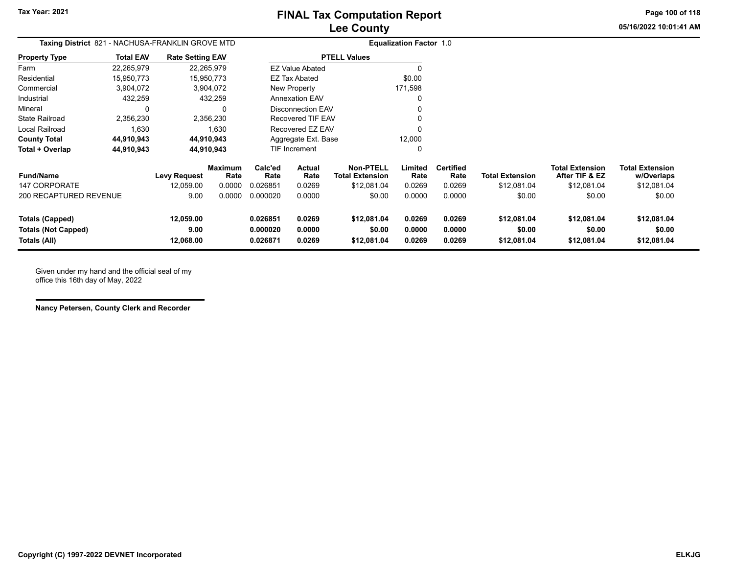# FINAL Tax Computation Report
## Lee County

**Tax Year: 2021**

05/16/2022 10:01:41 AM

**Taxing District** 821 - NACHUSA-FRANKLIN GROVE MTD

**Equalization Factor** 1.0

| Property Type | Total EAV | Rate Setting EAV |
|---|---|---|
| Farm | 22,265,979 | 22,265,979 |
| Residential | 15,950,773 | 15,950,773 |
| Commercial | 3,904,072 | 3,904,072 |
| Industrial | 432,259 | 432,259 |
| Mineral | 0 | 0 |
| State Railroad | 2,356,230 | 2,356,230 |
| Local Railroad | 1,630 | 1,630 |
| **County Total** | **44,910,943** | **44,910,943** |
| **Total + Overlap** | **44,910,943** | **44,910,943** |

| PTELL Values | |
|---|---|
| EZ Value Abated | 0 |
| EZ Tax Abated | $0.00 |
| New Property | 171,598 |
| Annexation EAV | 0 |
| Disconnection EAV | 0 |
| Recovered TIF EAV | 0 |
| Recovered EZ EAV | 0 |
| Aggregate Ext. Base | 12,000 |
| TIF Increment | 0 |

| Fund/Name | Levy Request | Maximum Rate | Calc'ed Rate | Actual Rate | Non-PTELL Total Extension | Limited Rate | Certified Rate | Total Extension | Total Extension After TIF & EZ | Total Extension w/Overlaps |
|---|---|---|---|---|---|---|---|---|---|---|
| 147 CORPORATE | 12,059.00 | 0.0000 | 0.026851 | 0.0269 | $12,081.04 | 0.0269 | 0.0269 | $12,081.04 | $12,081.04 | $12,081.04 |
| 200 RECAPTURED REVENUE | 9.00 | 0.0000 | 0.000020 | 0.0000 | $0.00 | 0.0000 | 0.0000 | $0.00 | $0.00 | $0.00 |
| **Totals (Capped)** | **12,059.00** | | **0.026851** | **0.0269** | **$12,081.04** | **0.0269** | **0.0269** | **$12,081.04** | **$12,081.04** | **$12,081.04** |
| **Totals (Not Capped)** | **9.00** | | **0.000020** | **0.0000** | **$0.00** | **0.0000** | **0.0000** | **$0.00** | **$0.00** | **$0.00** |
| **Totals (All)** | **12,068.00** | | **0.026871** | **0.0269** | **$12,081.04** | **0.0269** | **0.0269** | **$12,081.04** | **$12,081.04** | **$12,081.04** |

Given under my hand and the official seal of my office this 16th day of May, 2022

**Nancy Petersen, County Clerk and Recorder**

**Copyright (C) 1997-2022 DEVNET Incorporated** ELKJG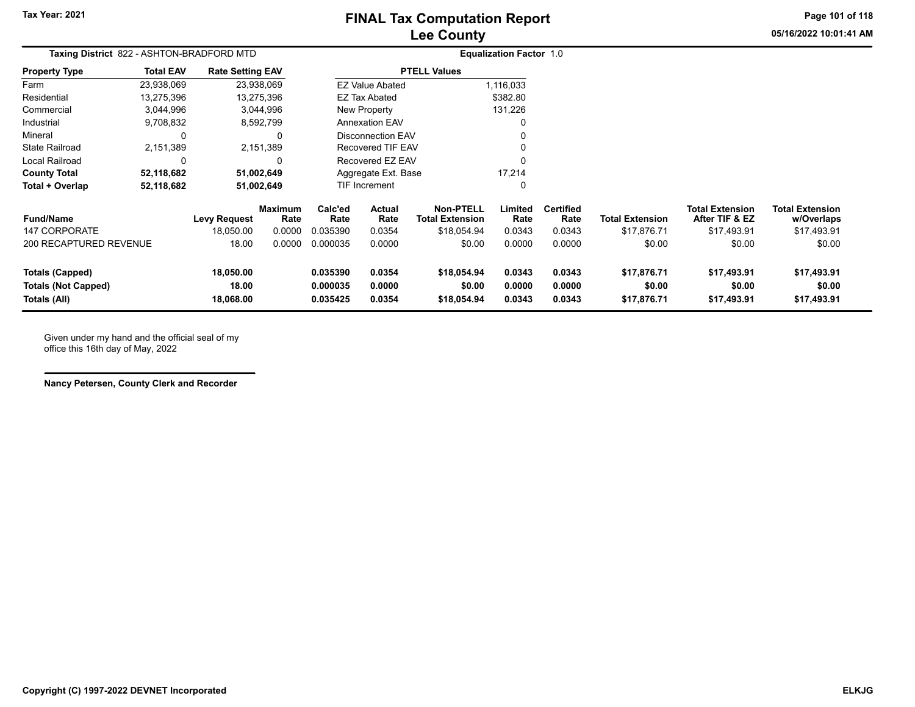# FINAL Tax Computation Report
## Lee County

Tax Year: 2021

05/16/2022 10:01:41 AM

**Taxing District** 822 - ASHTON-BRADFORD MTD

**Equalization Factor** 1.0

| Property Type | Total EAV | Rate Setting EAV |
|---|---|---|
| Farm | 23,938,069 | 23,938,069 |
| Residential | 13,275,396 | 13,275,396 |
| Commercial | 3,044,996 | 3,044,996 |
| Industrial | 9,708,832 | 8,592,799 |
| Mineral | 0 | 0 |
| State Railroad | 2,151,389 | 2,151,389 |
| Local Railroad | 0 | 0 |
| **County Total** | **52,118,682** | **51,002,649** |
| **Total + Overlap** | **52,118,682** | **51,002,649** |

| PTELL Values | |
|---|---|
| EZ Value Abated | 1,116,033 |
| EZ Tax Abated | $382.80 |
| New Property | 131,226 |
| Annexation EAV | 0 |
| Disconnection EAV | 0 |
| Recovered TIF EAV | 0 |
| Recovered EZ EAV | 0 |
| Aggregate Ext. Base | 17,214 |
| TIF Increment | 0 |

| Fund/Name | Levy Request | Maximum Rate | Calc'ed Rate | Actual Rate | Non-PTELL Total Extension | Limited Rate | Certified Rate | Total Extension | Total Extension After TIF & EZ | Total Extension w/Overlaps |
|---|---|---|---|---|---|---|---|---|---|---|
| 147 CORPORATE | 18,050.00 | 0.0000 | 0.035390 | 0.0354 | $18,054.94 | 0.0343 | 0.0343 | $17,876.71 | $17,493.91 | $17,493.91 |
| 200 RECAPTURED REVENUE | 18.00 | 0.0000 | 0.000035 | 0.0000 | $0.00 | 0.0000 | 0.0000 | $0.00 | $0.00 | $0.00 |
| **Totals (Capped)** | **18,050.00** | | **0.035390** | **0.0354** | **$18,054.94** | **0.0343** | **0.0343** | **$17,876.71** | **$17,493.91** | **$17,493.91** |
| **Totals (Not Capped)** | **18.00** | | **0.000035** | **0.0000** | **$0.00** | **0.0000** | **0.0000** | **$0.00** | **$0.00** | **$0.00** |
| **Totals (All)** | **18,068.00** | | **0.035425** | **0.0354** | **$18,054.94** | **0.0343** | **0.0343** | **$17,876.71** | **$17,493.91** | **$17,493.91** |

Given under my hand and the official seal of my office this 16th day of May, 2022

**Nancy Petersen, County Clerk and Recorder**

Copyright (C) 1997-2022 DEVNET Incorporated

ELKJG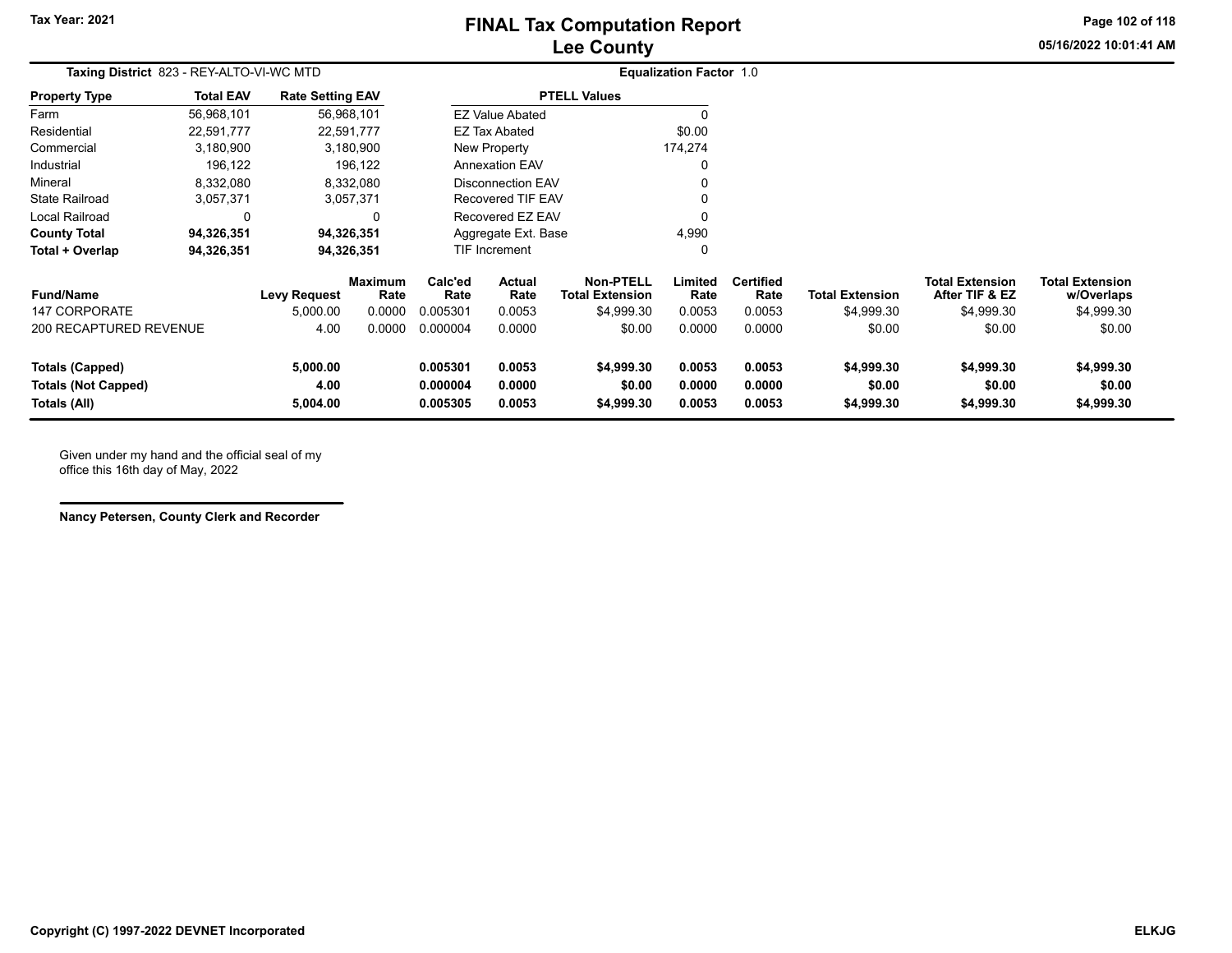# FINAL Tax Computation Report
## Lee County

Tax Year: 2021

**Taxing District** 823 - REY-ALTO-VI-WC MTD

**Equalization Factor** 1.0

| Property Type | Total EAV | Rate Setting EAV |
|---|---|---|
| Farm | 56,968,101 | 56,968,101 |
| Residential | 22,591,777 | 22,591,777 |
| Commercial | 3,180,900 | 3,180,900 |
| Industrial | 196,122 | 196,122 |
| Mineral | 8,332,080 | 8,332,080 |
| State Railroad | 3,057,371 | 3,057,371 |
| Local Railroad | 0 | 0 |
| **County Total** | **94,326,351** | **94,326,351** |
| **Total + Overlap** | **94,326,351** | **94,326,351** |

| PTELL Values | |
|---|---|
| EZ Value Abated | 0 |
| EZ Tax Abated | $0.00 |
| New Property | 174,274 |
| Annexation EAV | 0 |
| Disconnection EAV | 0 |
| Recovered TIF EAV | 0 |
| Recovered EZ EAV | 0 |
| Aggregate Ext. Base | 4,990 |
| TIF Increment | 0 |

| Fund/Name | Levy Request | Maximum Rate | Calc'ed Rate | Actual Rate | Non-PTELL Total Extension | Limited Rate | Certified Rate | Total Extension | Total Extension After TIF & EZ | Total Extension w/Overlaps |
|---|---|---|---|---|---|---|---|---|---|---|
| 147 CORPORATE | 5,000.00 | 0.0000 | 0.005301 | 0.0053 | $4,999.30 | 0.0053 | 0.0053 | $4,999.30 | $4,999.30 | $4,999.30 |
| 200 RECAPTURED REVENUE | 4.00 | 0.0000 | 0.000004 | 0.0000 | $0.00 | 0.0000 | 0.0000 | $0.00 | $0.00 | $0.00 |
| **Totals (Capped)** | **5,000.00** | | **0.005301** | **0.0053** | **$4,999.30** | **0.0053** | **0.0053** | **$4,999.30** | **$4,999.30** | **$4,999.30** |
| **Totals (Not Capped)** | **4.00** | | **0.000004** | **0.0000** | **$0.00** | **0.0000** | **0.0000** | **$0.00** | **$0.00** | **$0.00** |
| **Totals (All)** | **5,004.00** | | **0.005305** | **0.0053** | **$4,999.30** | **0.0053** | **0.0053** | **$4,999.30** | **$4,999.30** | **$4,999.30** |

Given under my hand and the official seal of my office this 16th day of May, 2022

**Nancy Petersen, County Clerk and Recorder**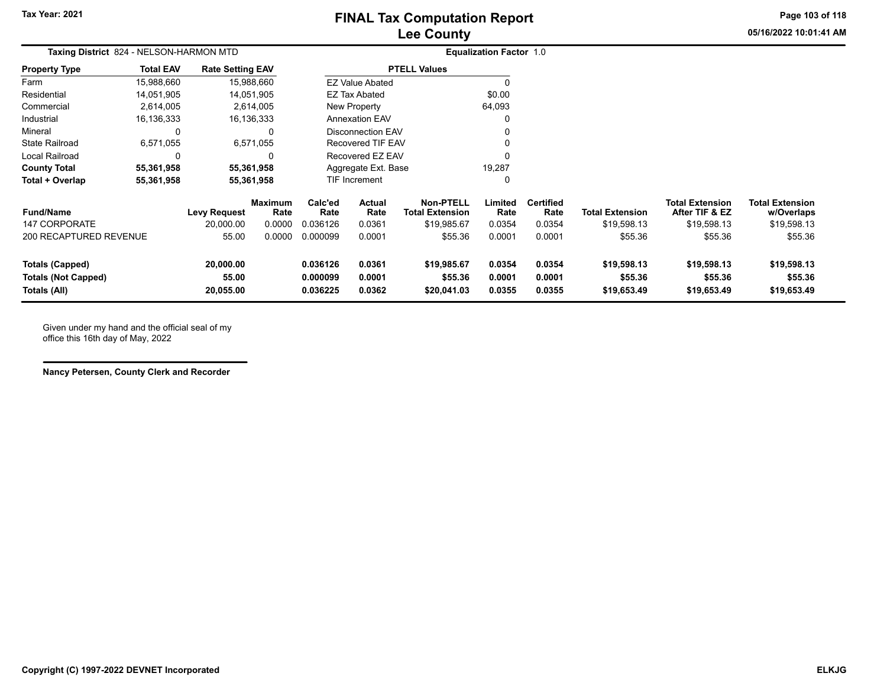# FINAL Tax Computation Report
## Lee County

Tax Year: 2021

05/16/2022 10:01:41 AM

**Taxing District** 824 - NELSON-HARMON MTD

**Equalization Factor** 1.0

| Property Type | Total EAV | Rate Setting EAV |
|---|---|---|
| Farm | 15,988,660 | 15,988,660 |
| Residential | 14,051,905 | 14,051,905 |
| Commercial | 2,614,005 | 2,614,005 |
| Industrial | 16,136,333 | 16,136,333 |
| Mineral | 0 | 0 |
| State Railroad | 6,571,055 | 6,571,055 |
| Local Railroad | 0 | 0 |
| **County Total** | **55,361,958** | **55,361,958** |
| **Total + Overlap** | **55,361,958** | **55,361,958** |

| PTELL Values | |
|---|---|
| EZ Value Abated | 0 |
| EZ Tax Abated | $0.00 |
| New Property | 64,093 |
| Annexation EAV | 0 |
| Disconnection EAV | 0 |
| Recovered TIF EAV | 0 |
| Recovered EZ EAV | 0 |
| Aggregate Ext. Base | 19,287 |
| TIF Increment | 0 |

| Fund/Name | Levy Request | Maximum Rate | Calc'ed Rate | Actual Rate | Non-PTELL Total Extension | Limited Rate | Certified Rate | Total Extension | Total Extension After TIF & EZ | Total Extension w/Overlaps |
|---|---|---|---|---|---|---|---|---|---|---|
| 147 CORPORATE | 20,000.00 | 0.0000 | 0.036126 | 0.0361 | $19,985.67 | 0.0354 | 0.0354 | $19,598.13 | $19,598.13 | $19,598.13 |
| 200 RECAPTURED REVENUE | 55.00 | 0.0000 | 0.000099 | 0.0001 | $55.36 | 0.0001 | 0.0001 | $55.36 | $55.36 | $55.36 |
| **Totals (Capped)** | **20,000.00** | | **0.036126** | **0.0361** | **$19,985.67** | **0.0354** | **0.0354** | **$19,598.13** | **$19,598.13** | **$19,598.13** |
| **Totals (Not Capped)** | **55.00** | | **0.000099** | **0.0001** | **$55.36** | **0.0001** | **0.0001** | **$55.36** | **$55.36** | **$55.36** |
| **Totals (All)** | **20,055.00** | | **0.036225** | **0.0362** | **$20,041.03** | **0.0355** | **0.0355** | **$19,653.49** | **$19,653.49** | **$19,653.49** |

Given under my hand and the official seal of my office this 16th day of May, 2022

**Nancy Petersen, County Clerk and Recorder**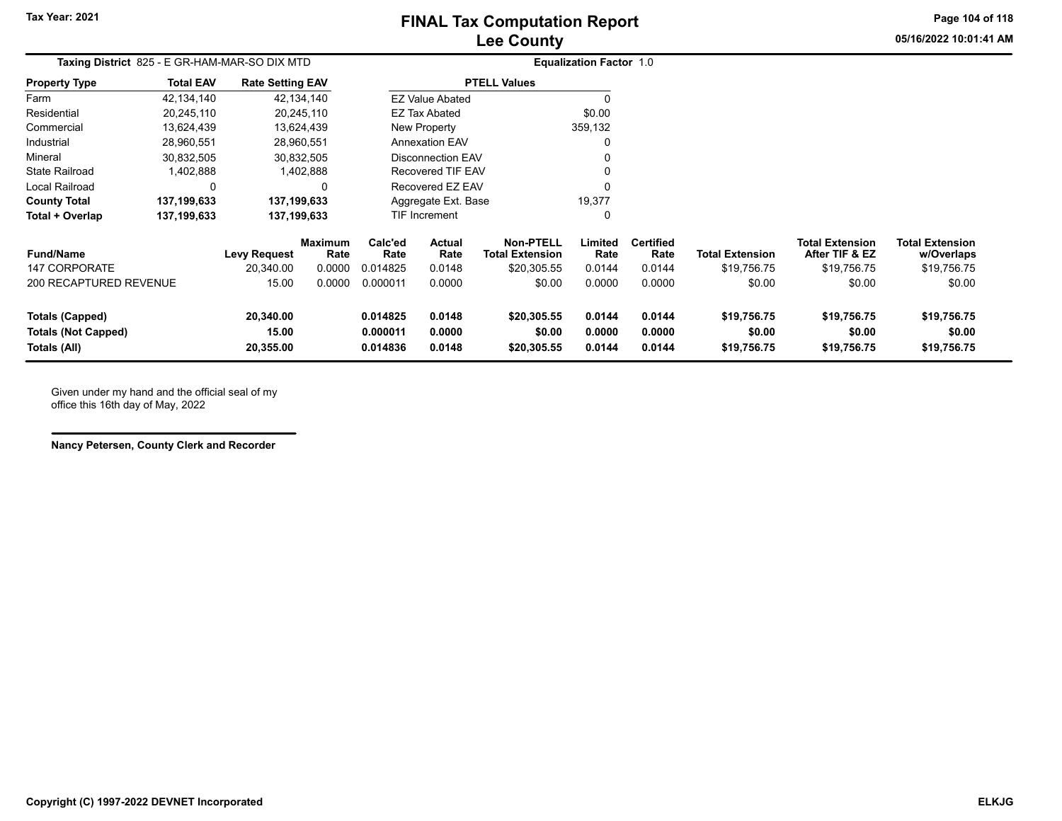# FINAL Tax Computation Report
## Lee County

Tax Year: 2021

05/16/2022 10:01:41 AM

**Taxing District** 825 - E GR-HAM-MAR-SO DIX MTD

**Equalization Factor** 1.0

| Property Type | Total EAV | Rate Setting EAV |
|---|---|---|
| Farm | 42,134,140 | 42,134,140 |
| Residential | 20,245,110 | 20,245,110 |
| Commercial | 13,624,439 | 13,624,439 |
| Industrial | 28,960,551 | 28,960,551 |
| Mineral | 30,832,505 | 30,832,505 |
| State Railroad | 1,402,888 | 1,402,888 |
| Local Railroad | 0 | 0 |
| **County Total** | **137,199,633** | **137,199,633** |
| **Total + Overlap** | **137,199,633** | **137,199,633** |

| PTELL Values | |
|---|---|
| EZ Value Abated | 0 |
| EZ Tax Abated | $0.00 |
| New Property | 359,132 |
| Annexation EAV | 0 |
| Disconnection EAV | 0 |
| Recovered TIF EAV | 0 |
| Recovered EZ EAV | 0 |
| Aggregate Ext. Base | 19,377 |
| TIF Increment | 0 |

| Fund/Name | Levy Request | Maximum Rate | Calc'ed Rate | Actual Rate | Non-PTELL Total Extension | Limited Rate | Certified Rate | Total Extension | Total Extension After TIF & EZ | Total Extension w/Overlaps |
|---|---|---|---|---|---|---|---|---|---|---|
| 147 CORPORATE | 20,340.00 | 0.0000 | 0.014825 | 0.0148 | $20,305.55 | 0.0144 | 0.0144 | $19,756.75 | $19,756.75 | $19,756.75 |
| 200 RECAPTURED REVENUE | 15.00 | 0.0000 | 0.000011 | 0.0000 | $0.00 | 0.0000 | 0.0000 | $0.00 | $0.00 | $0.00 |
| **Totals (Capped)** | **20,340.00** | | **0.014825** | **0.0148** | **$20,305.55** | **0.0144** | **0.0144** | **$19,756.75** | **$19,756.75** | **$19,756.75** |
| **Totals (Not Capped)** | **15.00** | | **0.000011** | **0.0000** | **$0.00** | **0.0000** | **0.0000** | **$0.00** | **$0.00** | **$0.00** |
| **Totals (All)** | **20,355.00** | | **0.014836** | **0.0148** | **$20,305.55** | **0.0144** | **0.0144** | **$19,756.75** | **$19,756.75** | **$19,756.75** |

Given under my hand and the official seal of my office this 16th day of May, 2022

**Nancy Petersen, County Clerk and Recorder**

Copyright (C) 1997-2022 DEVNET Incorporated

ELKJG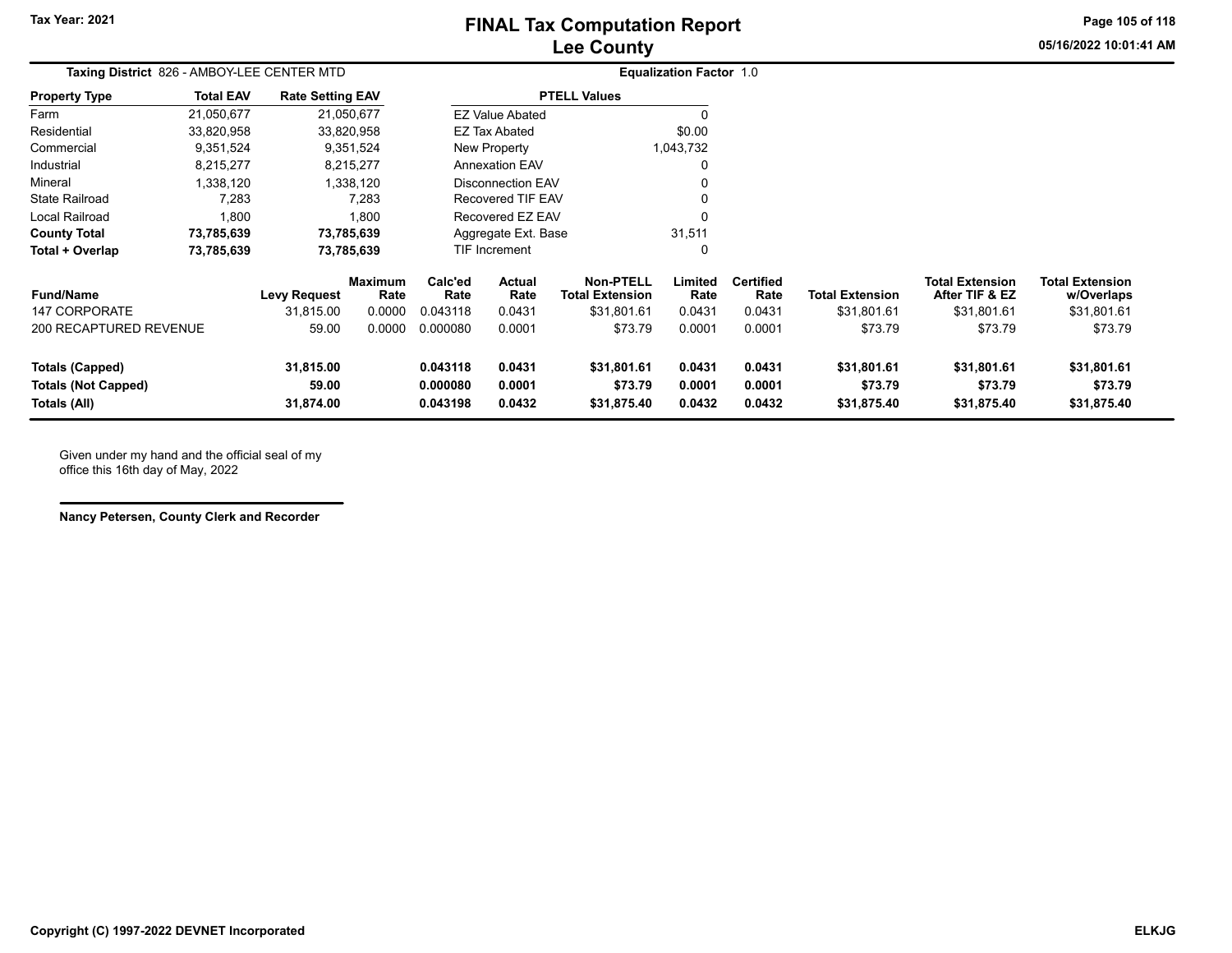# FINAL Tax Computation Report
# Lee County

**Tax Year: 2021**

**Taxing District** 826 - AMBOY-LEE CENTER MTD

**Equalization Factor** 1.0

| Property Type | Total EAV | Rate Setting EAV |
|---|---|---|
| Farm | 21,050,677 | 21,050,677 |
| Residential | 33,820,958 | 33,820,958 |
| Commercial | 9,351,524 | 9,351,524 |
| Industrial | 8,215,277 | 8,215,277 |
| Mineral | 1,338,120 | 1,338,120 |
| State Railroad | 7,283 | 7,283 |
| Local Railroad | 1,800 | 1,800 |
| **County Total** | **73,785,639** | **73,785,639** |
| **Total + Overlap** | **73,785,639** | **73,785,639** |

| PTELL Values | |
|---|---|
| EZ Value Abated | 0 |
| EZ Tax Abated | $0.00 |
| New Property | 1,043,732 |
| Annexation EAV | 0 |
| Disconnection EAV | 0 |
| Recovered TIF EAV | 0 |
| Recovered EZ EAV | 0 |
| Aggregate Ext. Base | 31,511 |
| TIF Increment | 0 |

| Fund/Name | Levy Request | Maximum Rate | Calc'ed Rate | Actual Rate | Non-PTELL Total Extension | Limited Rate | Certified Rate | Total Extension | Total Extension After TIF & EZ | Total Extension w/Overlaps |
|---|---|---|---|---|---|---|---|---|---|---|
| 147 CORPORATE | 31,815.00 | 0.0000 | 0.043118 | 0.0431 | $31,801.61 | 0.0431 | 0.0431 | $31,801.61 | $31,801.61 | $31,801.61 |
| 200 RECAPTURED REVENUE | 59.00 | 0.0000 | 0.000080 | 0.0001 | $73.79 | 0.0001 | 0.0001 | $73.79 | $73.79 | $73.79 |
| **Totals (Capped)** | **31,815.00** | | **0.043118** | **0.0431** | **$31,801.61** | **0.0431** | **0.0431** | **$31,801.61** | **$31,801.61** | **$31,801.61** |
| **Totals (Not Capped)** | **59.00** | | **0.000080** | **0.0001** | **$73.79** | **0.0001** | **0.0001** | **$73.79** | **$73.79** | **$73.79** |
| **Totals (All)** | **31,874.00** | | **0.043198** | **0.0432** | **$31,875.40** | **0.0432** | **0.0432** | **$31,875.40** | **$31,875.40** | **$31,875.40** |

Given under my hand and the official seal of my office this 16th day of May, 2022

**Nancy Petersen, County Clerk and Recorder**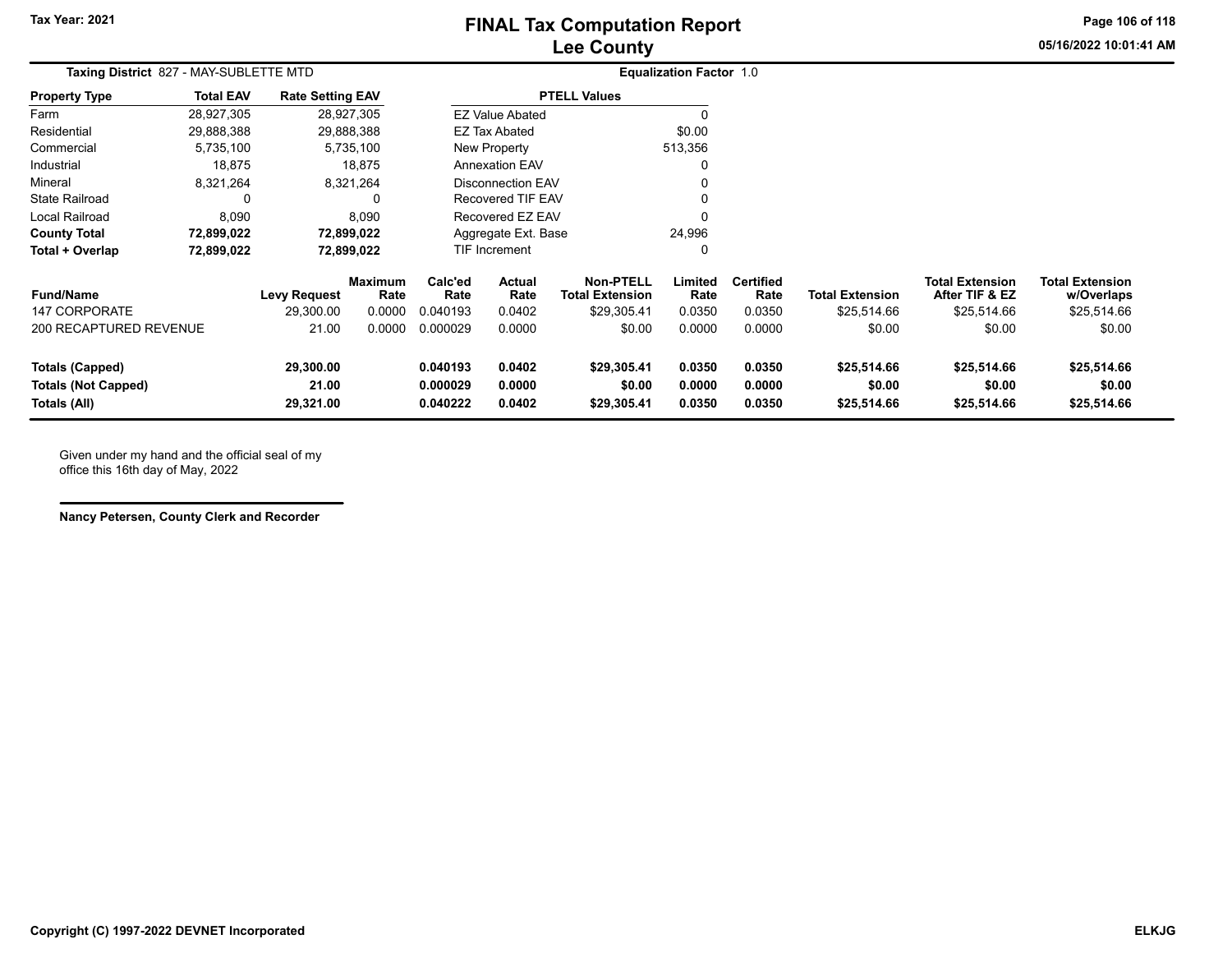# FINAL Tax Computation Report
## Lee County

Tax Year: 2021

05/16/2022 10:01:41 AM

**Taxing District** 827 - MAY-SUBLETTE MTD

**Equalization Factor** 1.0

| Property Type | Total EAV | Rate Setting EAV |
|---|---|---|
| Farm | 28,927,305 | 28,927,305 |
| Residential | 29,888,388 | 29,888,388 |
| Commercial | 5,735,100 | 5,735,100 |
| Industrial | 18,875 | 18,875 |
| Mineral | 8,321,264 | 8,321,264 |
| State Railroad | 0 | 0 |
| Local Railroad | 8,090 | 8,090 |
| **County Total** | **72,899,022** | **72,899,022** |
| **Total + Overlap** | **72,899,022** | **72,899,022** |

| PTELL Values | |
|---|---|
| EZ Value Abated | 0 |
| EZ Tax Abated | $0.00 |
| New Property | 513,356 |
| Annexation EAV | 0 |
| Disconnection EAV | 0 |
| Recovered TIF EAV | 0 |
| Recovered EZ EAV | 0 |
| Aggregate Ext. Base | 24,996 |
| TIF Increment | 0 |

| Fund/Name | Levy Request | Maximum Rate | Calc'ed Rate | Actual Rate | Non-PTELL Total Extension | Limited Rate | Certified Rate | Total Extension | Total Extension After TIF & EZ | Total Extension w/Overlaps |
|---|---|---|---|---|---|---|---|---|---|---|
| 147 CORPORATE | 29,300.00 | 0.0000 | 0.040193 | 0.0402 | $29,305.41 | 0.0350 | 0.0350 | $25,514.66 | $25,514.66 | $25,514.66 |
| 200 RECAPTURED REVENUE | 21.00 | 0.0000 | 0.000029 | 0.0000 | $0.00 | 0.0000 | 0.0000 | $0.00 | $0.00 | $0.00 |
| **Totals (Capped)** | **29,300.00** | | **0.040193** | **0.0402** | **$29,305.41** | **0.0350** | **0.0350** | **$25,514.66** | **$25,514.66** | **$25,514.66** |
| **Totals (Not Capped)** | **21.00** | | **0.000029** | **0.0000** | **$0.00** | **0.0000** | **0.0000** | **$0.00** | **$0.00** | **$0.00** |
| **Totals (All)** | **29,321.00** | | **0.040222** | **0.0402** | **$29,305.41** | **0.0350** | **0.0350** | **$25,514.66** | **$25,514.66** | **$25,514.66** |

Given under my hand and the official seal of my office this 16th day of May, 2022

**Nancy Petersen, County Clerk and Recorder**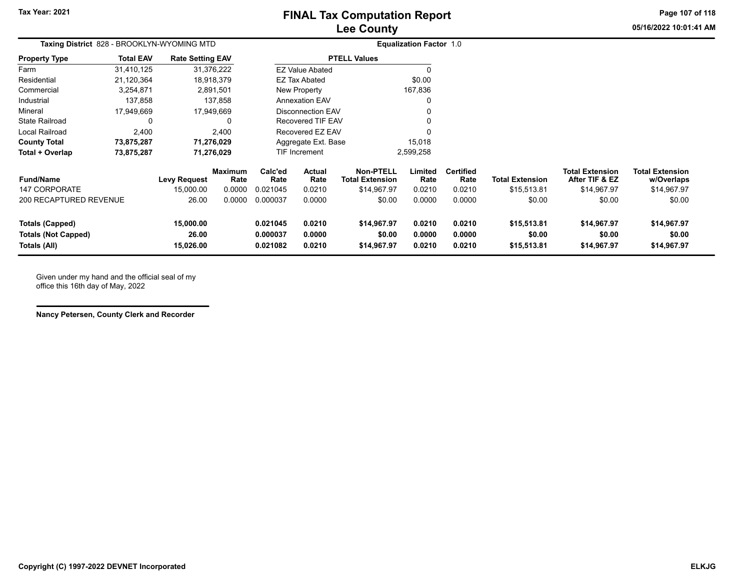# FINAL Tax Computation Report
## Lee County

Tax Year: 2021

05/16/2022 10:01:41 AM

**Taxing District** 828 - BROOKLYN-WYOMING MTD

**Equalization Factor** 1.0

| Property Type | Total EAV | Rate Setting EAV |
|---|---|---|
| Farm | 31,410,125 | 31,376,222 |
| Residential | 21,120,364 | 18,918,379 |
| Commercial | 3,254,871 | 2,891,501 |
| Industrial | 137,858 | 137,858 |
| Mineral | 17,949,669 | 17,949,669 |
| State Railroad | 0 | 0 |
| Local Railroad | 2,400 | 2,400 |
| **County Total** | **73,875,287** | **71,276,029** |
| **Total + Overlap** | **73,875,287** | **71,276,029** |

| PTELL Values | |
|---|---|
| EZ Value Abated | 0 |
| EZ Tax Abated | $0.00 |
| New Property | 167,836 |
| Annexation EAV | 0 |
| Disconnection EAV | 0 |
| Recovered TIF EAV | 0 |
| Recovered EZ EAV | 0 |
| Aggregate Ext. Base | 15,018 |
| TIF Increment | 2,599,258 |

| Fund/Name | Levy Request | Maximum Rate | Calc'ed Rate | Actual Rate | Non-PTELL Total Extension | Limited Rate | Certified Rate | Total Extension | Total Extension After TIF & EZ | Total Extension w/Overlaps |
|---|---|---|---|---|---|---|---|---|---|---|
| 147 CORPORATE | 15,000.00 | 0.0000 | 0.021045 | 0.0210 | $14,967.97 | 0.0210 | 0.0210 | $15,513.81 | $14,967.97 | $14,967.97 |
| 200 RECAPTURED REVENUE | 26.00 | 0.0000 | 0.000037 | 0.0000 | $0.00 | 0.0000 | 0.0000 | $0.00 | $0.00 | $0.00 |
| **Totals (Capped)** | **15,000.00** | | **0.021045** | **0.0210** | **$14,967.97** | **0.0210** | **0.0210** | **$15,513.81** | **$14,967.97** | **$14,967.97** |
| **Totals (Not Capped)** | **26.00** | | **0.000037** | **0.0000** | **$0.00** | **0.0000** | **0.0000** | **$0.00** | **$0.00** | **$0.00** |
| **Totals (All)** | **15,026.00** | | **0.021082** | **0.0210** | **$14,967.97** | **0.0210** | **0.0210** | **$15,513.81** | **$14,967.97** | **$14,967.97** |

Given under my hand and the official seal of my office this 16th day of May, 2022

**Nancy Petersen, County Clerk and Recorder**

**Copyright (C) 1997-2022 DEVNET Incorporated** **ELKJG**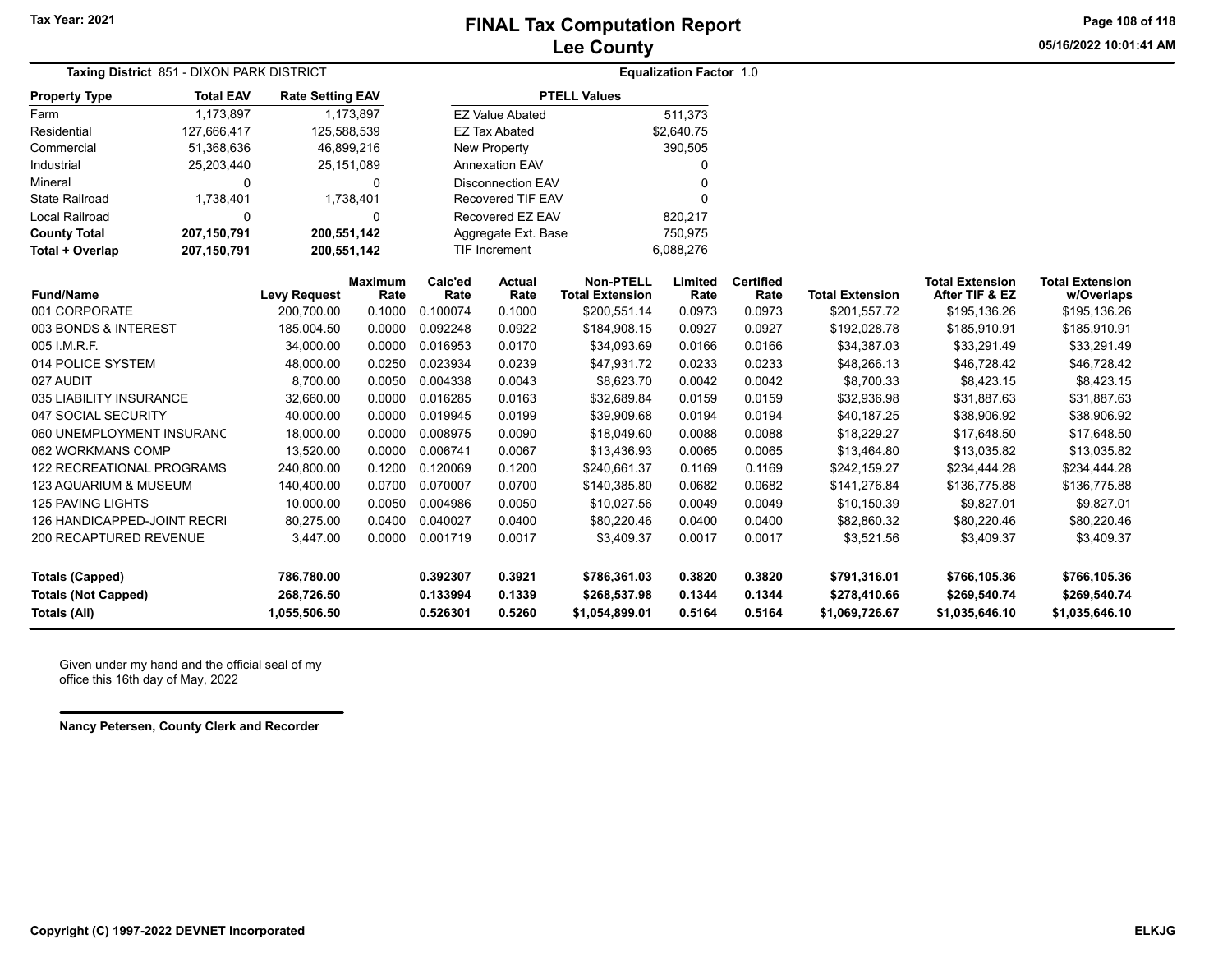# FINAL Tax Computation Report
## Lee County

Tax Year: 2021

**Taxing District** 851 - DIXON PARK DISTRICT

**Equalization Factor** 1.0

| Property Type | Total EAV | Rate Setting EAV |
|---|---|---|
| Farm | 1,173,897 | 1,173,897 |
| Residential | 127,666,417 | 125,588,539 |
| Commercial | 51,368,636 | 46,899,216 |
| Industrial | 25,203,440 | 25,151,089 |
| Mineral | 0 | 0 |
| State Railroad | 1,738,401 | 1,738,401 |
| Local Railroad | 0 | 0 |
| **County Total** | **207,150,791** | **200,551,142** |
| **Total + Overlap** | **207,150,791** | **200,551,142** |

| PTELL Values | |
|---|---|
| EZ Value Abated | 511,373 |
| EZ Tax Abated | $2,640.75 |
| New Property | 390,505 |
| Annexation EAV | 0 |
| Disconnection EAV | 0 |
| Recovered TIF EAV | 0 |
| Recovered EZ EAV | 820,217 |
| Aggregate Ext. Base | 750,975 |
| TIF Increment | 6,088,276 |

| Fund/Name | Levy Request | Maximum Rate | Calc'ed Rate | Actual Rate | Non-PTELL Total Extension | Limited Rate | Certified Rate | Total Extension | Total Extension After TIF & EZ | Total Extension w/Overlaps |
|---|---|---|---|---|---|---|---|---|---|---|
| 001 CORPORATE | 200,700.00 | 0.1000 | 0.100074 | 0.1000 | $200,551.14 | 0.0973 | 0.0973 | $201,557.72 | $195,136.26 | $195,136.26 |
| 003 BONDS & INTEREST | 185,004.50 | 0.0000 | 0.092248 | 0.0922 | $184,908.15 | 0.0927 | 0.0927 | $192,028.78 | $185,910.91 | $185,910.91 |
| 005 I.M.R.F. | 34,000.00 | 0.0000 | 0.016953 | 0.0170 | $34,093.69 | 0.0166 | 0.0166 | $34,387.03 | $33,291.49 | $33,291.49 |
| 014 POLICE SYSTEM | 48,000.00 | 0.0250 | 0.023934 | 0.0239 | $47,931.72 | 0.0233 | 0.0233 | $48,266.13 | $46,728.42 | $46,728.42 |
| 027 AUDIT | 8,700.00 | 0.0050 | 0.004338 | 0.0043 | $8,623.70 | 0.0042 | 0.0042 | $8,700.33 | $8,423.15 | $8,423.15 |
| 035 LIABILITY INSURANCE | 32,660.00 | 0.0000 | 0.016285 | 0.0163 | $32,689.84 | 0.0159 | 0.0159 | $32,936.98 | $31,887.63 | $31,887.63 |
| 047 SOCIAL SECURITY | 40,000.00 | 0.0000 | 0.019945 | 0.0199 | $39,909.68 | 0.0194 | 0.0194 | $40,187.25 | $38,906.92 | $38,906.92 |
| 060 UNEMPLOYMENT INSURANC | 18,000.00 | 0.0000 | 0.008975 | 0.0090 | $18,049.60 | 0.0088 | 0.0088 | $18,229.27 | $17,648.50 | $17,648.50 |
| 062 WORKMANS COMP | 13,520.00 | 0.0000 | 0.006741 | 0.0067 | $13,436.93 | 0.0065 | 0.0065 | $13,464.80 | $13,035.82 | $13,035.82 |
| 122 RECREATIONAL PROGRAMS | 240,800.00 | 0.1200 | 0.120069 | 0.1200 | $240,661.37 | 0.1169 | 0.1169 | $242,159.27 | $234,444.28 | $234,444.28 |
| 123 AQUARIUM & MUSEUM | 140,400.00 | 0.0700 | 0.070007 | 0.0700 | $140,385.80 | 0.0682 | 0.0682 | $141,276.84 | $136,775.88 | $136,775.88 |
| 125 PAVING LIGHTS | 10,000.00 | 0.0050 | 0.004986 | 0.0050 | $10,027.56 | 0.0049 | 0.0049 | $10,150.39 | $9,827.01 | $9,827.01 |
| 126 HANDICAPPED-JOINT RECRI | 80,275.00 | 0.0400 | 0.040027 | 0.0400 | $80,220.46 | 0.0400 | 0.0400 | $82,860.32 | $80,220.46 | $80,220.46 |
| 200 RECAPTURED REVENUE | 3,447.00 | 0.0000 | 0.001719 | 0.0017 | $3,409.37 | 0.0017 | 0.0017 | $3,521.56 | $3,409.37 | $3,409.37 |
| **Totals (Capped)** | **786,780.00** | | **0.392307** | **0.3921** | **$786,361.03** | **0.3820** | **0.3820** | **$791,316.01** | **$766,105.36** | **$766,105.36** |
| **Totals (Not Capped)** | **268,726.50** | | **0.133994** | **0.1339** | **$268,537.98** | **0.1344** | **0.1344** | **$278,410.66** | **$269,540.74** | **$269,540.74** |
| **Totals (All)** | **1,055,506.50** | | **0.526301** | **0.5260** | **$1,054,899.01** | **0.5164** | **0.5164** | **$1,069,726.67** | **$1,035,646.10** | **$1,035,646.10** |

Given under my hand and the official seal of my office this 16th day of May, 2022

**Nancy Petersen, County Clerk and Recorder**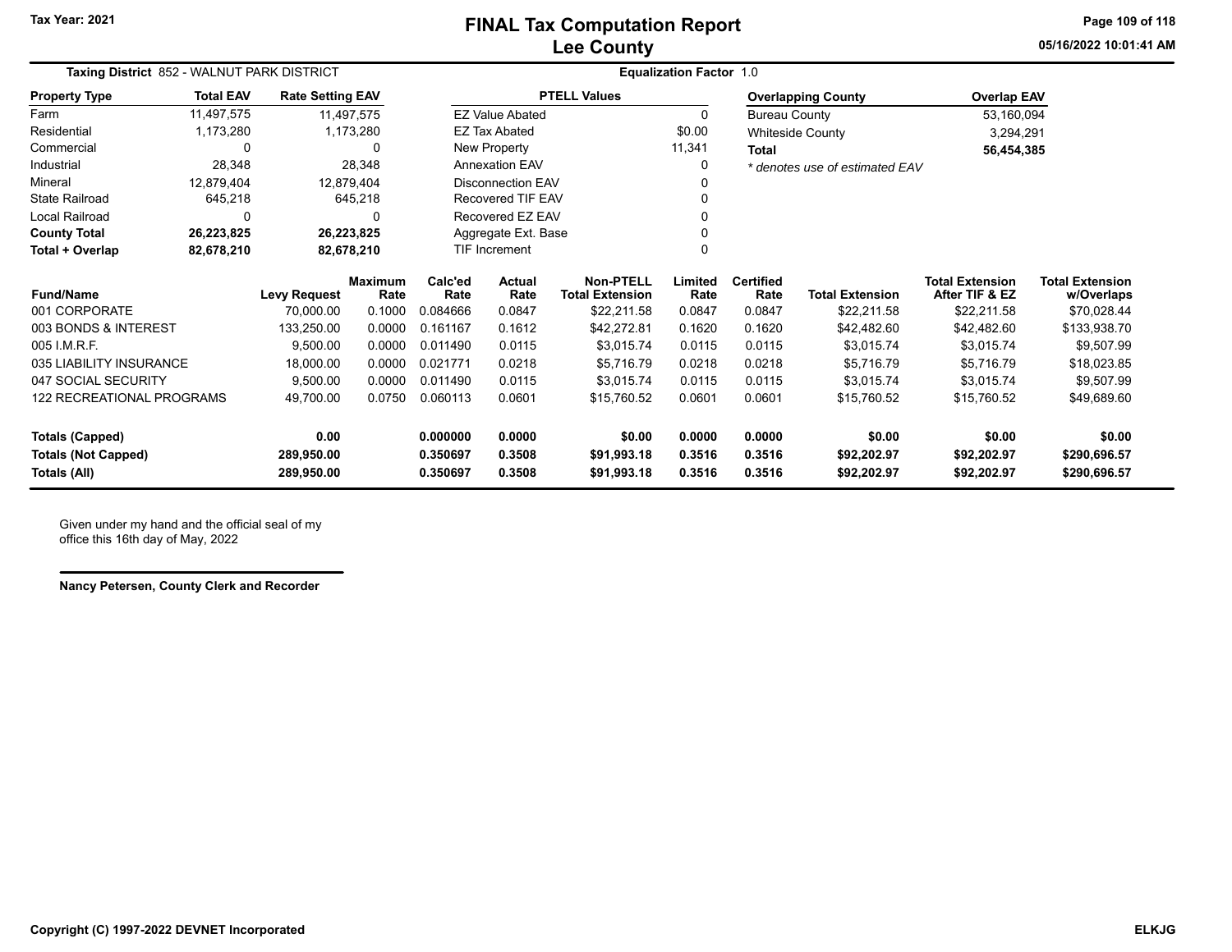# FINAL Tax Computation Report
## Lee County

Tax Year: 2021

**Taxing District** 852 - WALNUT PARK DISTRICT

**Equalization Factor** 1.0

| Property Type | Total EAV | Rate Setting EAV |
|---|---|---|
| Farm | 11,497,575 | 11,497,575 |
| Residential | 1,173,280 | 1,173,280 |
| Commercial | 0 | 0 |
| Industrial | 28,348 | 28,348 |
| Mineral | 12,879,404 | 12,879,404 |
| State Railroad | 645,218 | 645,218 |
| Local Railroad | 0 | 0 |
| **County Total** | **26,223,825** | **26,223,825** |
| **Total + Overlap** | **82,678,210** | **82,678,210** |

| PTELL Values | |
|---|---|
| EZ Value Abated | 0 |
| EZ Tax Abated | $0.00 |
| New Property | 11,341 |
| Annexation EAV | 0 |
| Disconnection EAV | 0 |
| Recovered TIF EAV | 0 |
| Recovered EZ EAV | 0 |
| Aggregate Ext. Base | 0 |
| TIF Increment | 0 |

| Overlapping County | Overlap EAV |
|---|---|
| Bureau County | 53,160,094 |
| Whiteside County | 3,294,291 |
| **Total** | **56,454,385** |

*\* denotes use of estimated EAV*

| Fund/Name | Levy Request | Maximum Rate | Calc'ed Rate | Actual Rate | Non-PTELL Total Extension | Limited Rate | Certified Rate | Total Extension | Total Extension After TIF & EZ | Total Extension w/Overlaps |
|---|---|---|---|---|---|---|---|---|---|---|
| 001 CORPORATE | 70,000.00 | 0.1000 | 0.084666 | 0.0847 | $22,211.58 | 0.0847 | 0.0847 | $22,211.58 | $22,211.58 | $70,028.44 |
| 003 BONDS & INTEREST | 133,250.00 | 0.0000 | 0.161167 | 0.1612 | $42,272.81 | 0.1620 | 0.1620 | $42,482.60 | $42,482.60 | $133,938.70 |
| 005 I.M.R.F. | 9,500.00 | 0.0000 | 0.011490 | 0.0115 | $3,015.74 | 0.0115 | 0.0115 | $3,015.74 | $3,015.74 | $9,507.99 |
| 035 LIABILITY INSURANCE | 18,000.00 | 0.0000 | 0.021771 | 0.0218 | $5,716.79 | 0.0218 | 0.0218 | $5,716.79 | $5,716.79 | $18,023.85 |
| 047 SOCIAL SECURITY | 9,500.00 | 0.0000 | 0.011490 | 0.0115 | $3,015.74 | 0.0115 | 0.0115 | $3,015.74 | $3,015.74 | $9,507.99 |
| 122 RECREATIONAL PROGRAMS | 49,700.00 | 0.0750 | 0.060113 | 0.0601 | $15,760.52 | 0.0601 | 0.0601 | $15,760.52 | $15,760.52 | $49,689.60 |
| **Totals (Capped)** | **0.00** | | **0.000000** | **0.0000** | **$0.00** | **0.0000** | **0.0000** | **$0.00** | **$0.00** | **$0.00** |
| **Totals (Not Capped)** | **289,950.00** | | **0.350697** | **0.3508** | **$91,993.18** | **0.3516** | **0.3516** | **$92,202.97** | **$92,202.97** | **$290,696.57** |
| **Totals (All)** | **289,950.00** | | **0.350697** | **0.3508** | **$91,993.18** | **0.3516** | **0.3516** | **$92,202.97** | **$92,202.97** | **$290,696.57** |

Given under my hand and the official seal of my office this 16th day of May, 2022

**Nancy Petersen, County Clerk and Recorder**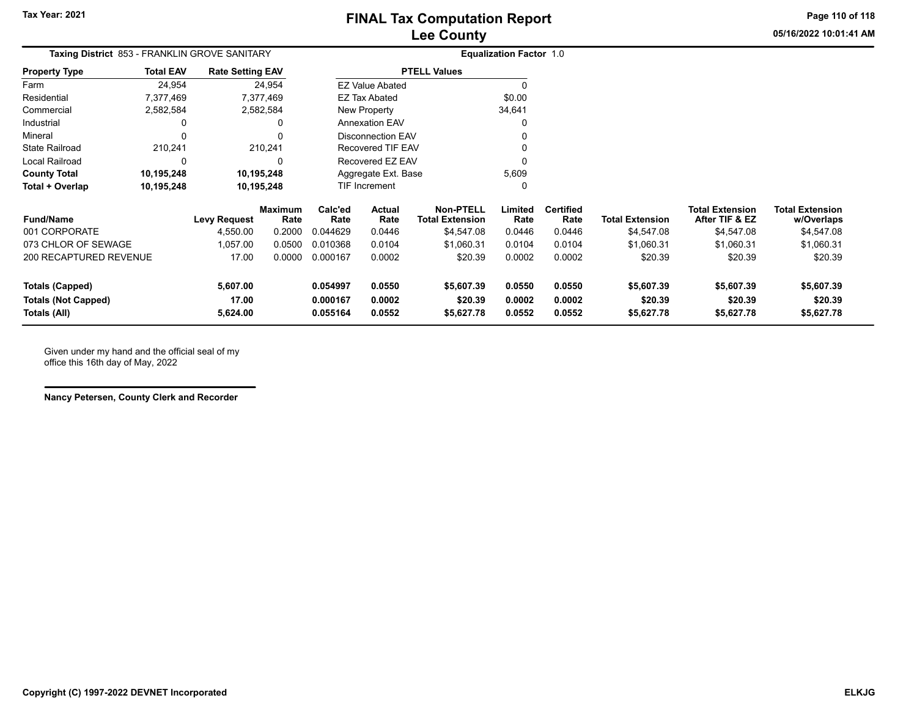# FINAL Tax Computation Report
## Lee County

Tax Year: 2021

**Taxing District** 853 - FRANKLIN GROVE SANITARY

**Equalization Factor** 1.0

| Property Type | Total EAV | Rate Setting EAV |
|---|---|---|
| Farm | 24,954 | 24,954 |
| Residential | 7,377,469 | 7,377,469 |
| Commercial | 2,582,584 | 2,582,584 |
| Industrial | 0 | 0 |
| Mineral | 0 | 0 |
| State Railroad | 210,241 | 210,241 |
| Local Railroad | 0 | 0 |
| **County Total** | **10,195,248** | **10,195,248** |
| **Total + Overlap** | **10,195,248** | **10,195,248** |

| PTELL Values | |
|---|---|
| EZ Value Abated | 0 |
| EZ Tax Abated | $0.00 |
| New Property | 34,641 |
| Annexation EAV | 0 |
| Disconnection EAV | 0 |
| Recovered TIF EAV | 0 |
| Recovered EZ EAV | 0 |
| Aggregate Ext. Base | 5,609 |
| TIF Increment | 0 |

| Fund/Name | Levy Request | Maximum Rate | Calc'ed Rate | Actual Rate | Non-PTELL Total Extension | Limited Rate | Certified Rate | Total Extension | Total Extension After TIF & EZ | Total Extension w/Overlaps |
|---|---|---|---|---|---|---|---|---|---|---|
| 001 CORPORATE | 4,550.00 | 0.2000 | 0.044629 | 0.0446 | $4,547.08 | 0.0446 | 0.0446 | $4,547.08 | $4,547.08 | $4,547.08 |
| 073 CHLOR OF SEWAGE | 1,057.00 | 0.0500 | 0.010368 | 0.0104 | $1,060.31 | 0.0104 | 0.0104 | $1,060.31 | $1,060.31 | $1,060.31 |
| 200 RECAPTURED REVENUE | 17.00 | 0.0000 | 0.000167 | 0.0002 | $20.39 | 0.0002 | 0.0002 | $20.39 | $20.39 | $20.39 |
| **Totals (Capped)** | **5,607.00** | | **0.054997** | **0.0550** | **$5,607.39** | **0.0550** | **0.0550** | **$5,607.39** | **$5,607.39** | **$5,607.39** |
| **Totals (Not Capped)** | **17.00** | | **0.000167** | **0.0002** | **$20.39** | **0.0002** | **0.0002** | **$20.39** | **$20.39** | **$20.39** |
| **Totals (All)** | **5,624.00** | | **0.055164** | **0.0552** | **$5,627.78** | **0.0552** | **0.0552** | **$5,627.78** | **$5,627.78** | **$5,627.78** |

Given under my hand and the official seal of my office this 16th day of May, 2022

**Nancy Petersen, County Clerk and Recorder**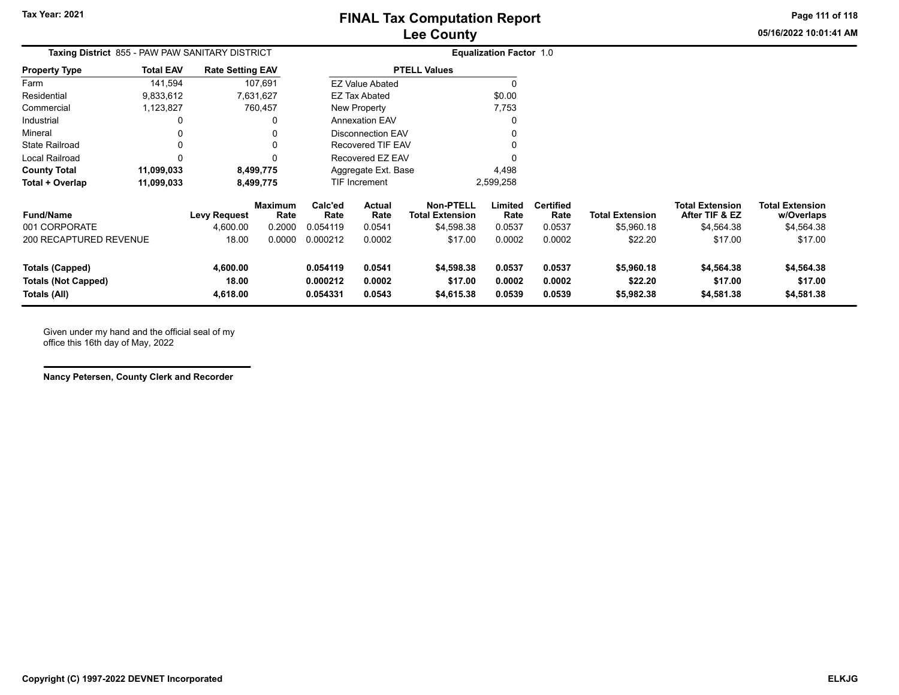# FINAL Tax Computation Report
## Lee County

Tax Year: 2021

05/16/2022 10:01:41 AM

**Taxing District** 855 - PAW PAW SANITARY DISTRICT

**Equalization Factor** 1.0

| Property Type | Total EAV | Rate Setting EAV |
|---|---|---|
| Farm | 141,594 | 107,691 |
| Residential | 9,833,612 | 7,631,627 |
| Commercial | 1,123,827 | 760,457 |
| Industrial | 0 | 0 |
| Mineral | 0 | 0 |
| State Railroad | 0 | 0 |
| Local Railroad | 0 | 0 |
| **County Total** | **11,099,033** | **8,499,775** |
| **Total + Overlap** | **11,099,033** | **8,499,775** |

| PTELL Values | |
|---|---|
| EZ Value Abated | 0 |
| EZ Tax Abated | $0.00 |
| New Property | 7,753 |
| Annexation EAV | 0 |
| Disconnection EAV | 0 |
| Recovered TIF EAV | 0 |
| Recovered EZ EAV | 0 |
| Aggregate Ext. Base | 4,498 |
| TIF Increment | 2,599,258 |

| Fund/Name | Levy Request | Maximum Rate | Calc'ed Rate | Actual Rate | Non-PTELL Total Extension | Limited Rate | Certified Rate | Total Extension | Total Extension After TIF & EZ | Total Extension w/Overlaps |
|---|---|---|---|---|---|---|---|---|---|---|
| 001 CORPORATE | 4,600.00 | 0.2000 | 0.054119 | 0.0541 | $4,598.38 | 0.0537 | 0.0537 | $5,960.18 | $4,564.38 | $4,564.38 |
| 200 RECAPTURED REVENUE | 18.00 | 0.0000 | 0.000212 | 0.0002 | $17.00 | 0.0002 | 0.0002 | $22.20 | $17.00 | $17.00 |
| **Totals (Capped)** | **4,600.00** | | **0.054119** | **0.0541** | **$4,598.38** | **0.0537** | **0.0537** | **$5,960.18** | **$4,564.38** | **$4,564.38** |
| **Totals (Not Capped)** | **18.00** | | **0.000212** | **0.0002** | **$17.00** | **0.0002** | **0.0002** | **$22.20** | **$17.00** | **$17.00** |
| **Totals (All)** | **4,618.00** | | **0.054331** | **0.0543** | **$4,615.38** | **0.0539** | **0.0539** | **$5,982.38** | **$4,581.38** | **$4,581.38** |

Given under my hand and the official seal of my office this 16th day of May, 2022

**Nancy Petersen, County Clerk and Recorder**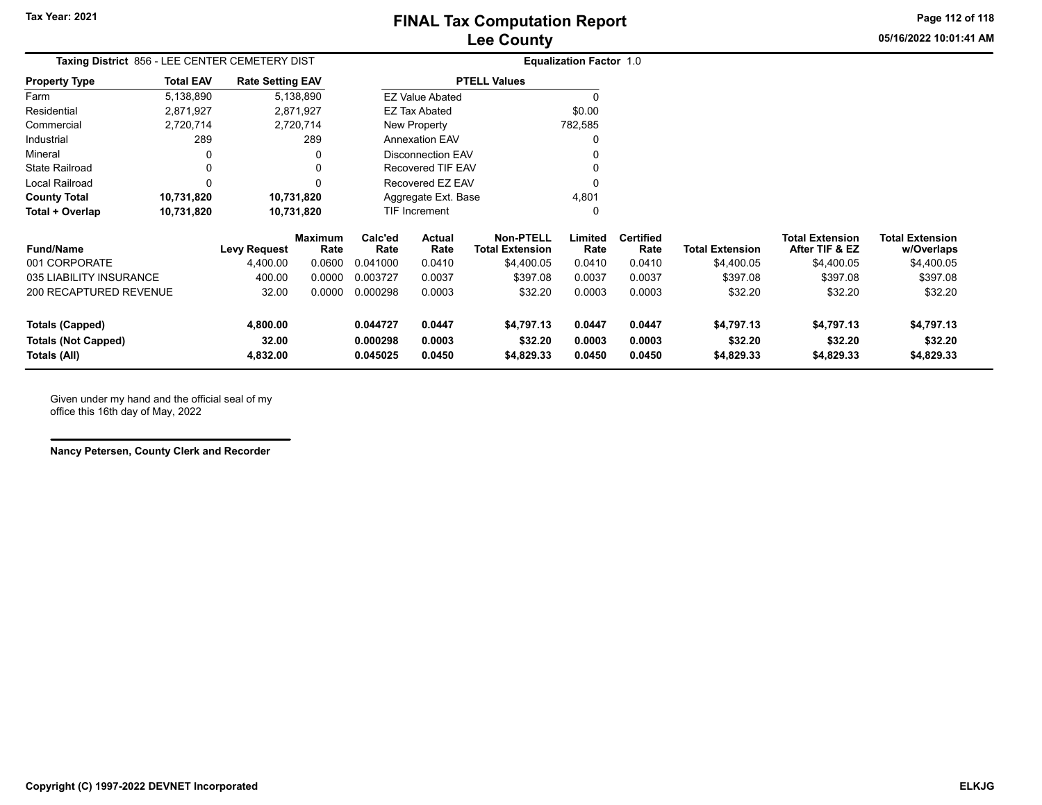# FINAL Tax Computation Report
## Lee County

Tax Year: 2021

05/16/2022 10:01:41 AM

**Taxing District** 856 - LEE CENTER CEMETERY DIST

**Equalization Factor** 1.0

| Property Type | Total EAV | Rate Setting EAV |
|---|---|---|
| Farm | 5,138,890 | 5,138,890 |
| Residential | 2,871,927 | 2,871,927 |
| Commercial | 2,720,714 | 2,720,714 |
| Industrial | 289 | 289 |
| Mineral | 0 | 0 |
| State Railroad | 0 | 0 |
| Local Railroad | 0 | 0 |
| **County Total** | **10,731,820** | **10,731,820** |
| **Total + Overlap** | **10,731,820** | **10,731,820** |

| PTELL Values | |
|---|---|
| EZ Value Abated | 0 |
| EZ Tax Abated | $0.00 |
| New Property | 782,585 |
| Annexation EAV | 0 |
| Disconnection EAV | 0 |
| Recovered TIF EAV | 0 |
| Recovered EZ EAV | 0 |
| Aggregate Ext. Base | 4,801 |
| TIF Increment | 0 |

| Fund/Name | Levy Request | Maximum Rate | Calc'ed Rate | Actual Rate | Non-PTELL Total Extension | Limited Rate | Certified Rate | Total Extension | Total Extension After TIF & EZ | Total Extension w/Overlaps |
|---|---|---|---|---|---|---|---|---|---|---|
| 001 CORPORATE | 4,400.00 | 0.0600 | 0.041000 | 0.0410 | $4,400.05 | 0.0410 | 0.0410 | $4,400.05 | $4,400.05 | $4,400.05 |
| 035 LIABILITY INSURANCE | 400.00 | 0.0000 | 0.003727 | 0.0037 | $397.08 | 0.0037 | 0.0037 | $397.08 | $397.08 | $397.08 |
| 200 RECAPTURED REVENUE | 32.00 | 0.0000 | 0.000298 | 0.0003 | $32.20 | 0.0003 | 0.0003 | $32.20 | $32.20 | $32.20 |
| **Totals (Capped)** | **4,800.00** | | **0.044727** | **0.0447** | **$4,797.13** | **0.0447** | **0.0447** | **$4,797.13** | **$4,797.13** | **$4,797.13** |
| **Totals (Not Capped)** | **32.00** | | **0.000298** | **0.0003** | **$32.20** | **0.0003** | **0.0003** | **$32.20** | **$32.20** | **$32.20** |
| **Totals (All)** | **4,832.00** | | **0.045025** | **0.0450** | **$4,829.33** | **0.0450** | **0.0450** | **$4,829.33** | **$4,829.33** | **$4,829.33** |

Given under my hand and the official seal of my office this 16th day of May, 2022

**Nancy Petersen, County Clerk and Recorder**

Copyright (C) 1997-2022 DEVNET Incorporated

ELKJG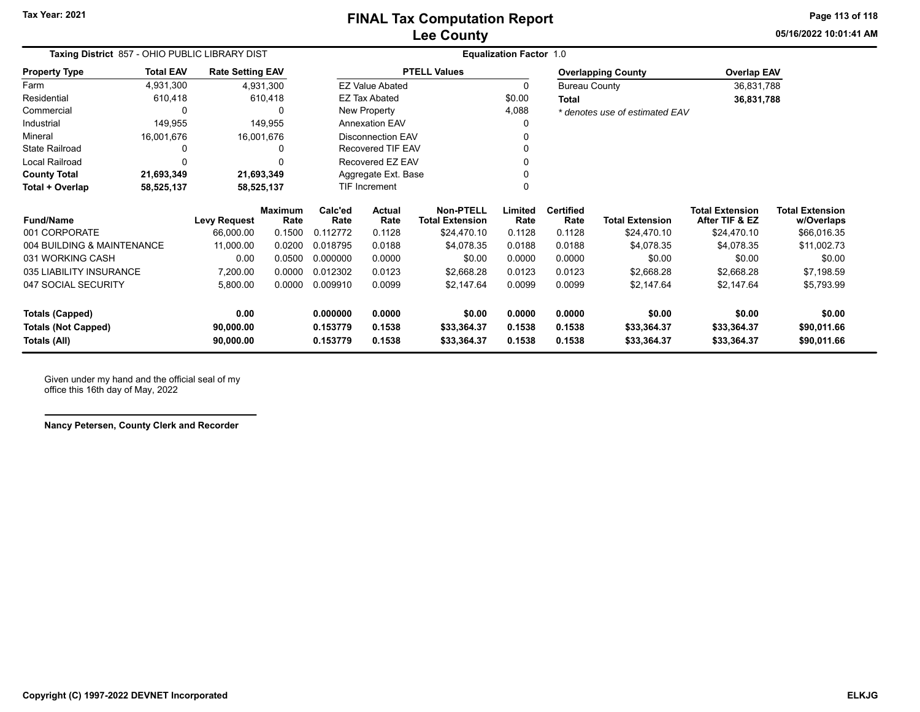Tax Year: 2021

# FINAL Tax Computation Report
## Lee County

05/16/2022 10:01:41 AM

**Taxing District** 857 - OHIO PUBLIC LIBRARY DIST

**Equalization Factor** 1.0

| Property Type | Total EAV | Rate Setting EAV |
|---|---|---|
| Farm | 4,931,300 | 4,931,300 |
| Residential | 610,418 | 610,418 |
| Commercial | 0 | 0 |
| Industrial | 149,955 | 149,955 |
| Mineral | 16,001,676 | 16,001,676 |
| State Railroad | 0 | 0 |
| Local Railroad | 0 | 0 |
| **County Total** | **21,693,349** | **21,693,349** |
| **Total + Overlap** | **58,525,137** | **58,525,137** |

| PTELL Values | |
|---|---|
| EZ Value Abated | 0 |
| EZ Tax Abated | $0.00 |
| New Property | 4,088 |
| Annexation EAV | 0 |
| Disconnection EAV | 0 |
| Recovered TIF EAV | 0 |
| Recovered EZ EAV | 0 |
| Aggregate Ext. Base | 0 |
| TIF Increment | 0 |

| Overlapping County | Overlap EAV |
|---|---|
| Bureau County | 36,831,788 |
| **Total** | **36,831,788** |

*\* denotes use of estimated EAV*

| Fund/Name | Levy Request | Maximum Rate | Calc'ed Rate | Actual Rate | Non-PTELL Total Extension | Limited Rate | Certified Rate | Total Extension | Total Extension After TIF & EZ | Total Extension w/Overlaps |
|---|---|---|---|---|---|---|---|---|---|---|
| 001 CORPORATE | 66,000.00 | 0.1500 | 0.112772 | 0.1128 | $24,470.10 | 0.1128 | 0.1128 | $24,470.10 | $24,470.10 | $66,016.35 |
| 004 BUILDING & MAINTENANCE | 11,000.00 | 0.0200 | 0.018795 | 0.0188 | $4,078.35 | 0.0188 | 0.0188 | $4,078.35 | $4,078.35 | $11,002.73 |
| 031 WORKING CASH | 0.00 | 0.0500 | 0.000000 | 0.0000 | $0.00 | 0.0000 | 0.0000 | $0.00 | $0.00 | $0.00 |
| 035 LIABILITY INSURANCE | 7,200.00 | 0.0000 | 0.012302 | 0.0123 | $2,668.28 | 0.0123 | 0.0123 | $2,668.28 | $2,668.28 | $7,198.59 |
| 047 SOCIAL SECURITY | 5,800.00 | 0.0000 | 0.009910 | 0.0099 | $2,147.64 | 0.0099 | 0.0099 | $2,147.64 | $2,147.64 | $5,793.99 |
| **Totals (Capped)** | **0.00** | | **0.000000** | **0.0000** | **$0.00** | **0.0000** | **0.0000** | **$0.00** | **$0.00** | **$0.00** |
| **Totals (Not Capped)** | **90,000.00** | | **0.153779** | **0.1538** | **$33,364.37** | **0.1538** | **0.1538** | **$33,364.37** | **$33,364.37** | **$90,011.66** |
| **Totals (All)** | **90,000.00** | | **0.153779** | **0.1538** | **$33,364.37** | **0.1538** | **0.1538** | **$33,364.37** | **$33,364.37** | **$90,011.66** |

Given under my hand and the official seal of my office this 16th day of May, 2022

**Nancy Petersen, County Clerk and Recorder**

**Copyright (C) 1997-2022 DEVNET Incorporated** **ELKJG**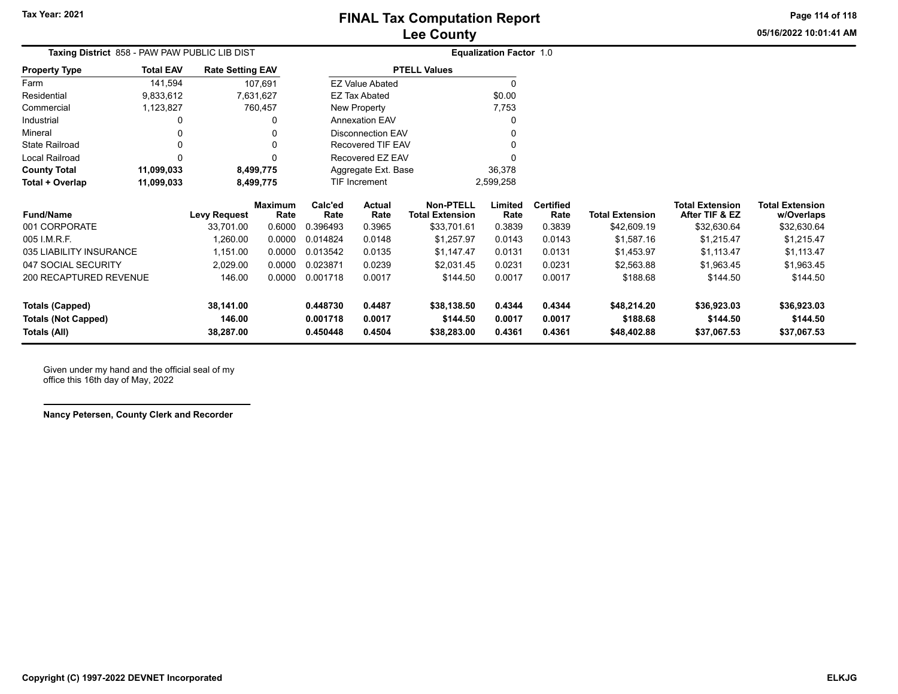# FINAL Tax Computation Report
## Lee County

Tax Year: 2021

**Taxing District** 858 - PAW PAW PUBLIC LIB DIST

**Equalization Factor** 1.0

| Property Type | Total EAV | Rate Setting EAV |
|---|---|---|
| Farm | 141,594 | 107,691 |
| Residential | 9,833,612 | 7,631,627 |
| Commercial | 1,123,827 | 760,457 |
| Industrial | 0 | 0 |
| Mineral | 0 | 0 |
| State Railroad | 0 | 0 |
| Local Railroad | 0 | 0 |
| **County Total** | **11,099,033** | **8,499,775** |
| **Total + Overlap** | **11,099,033** | **8,499,775** |

| PTELL Values | |
|---|---|
| EZ Value Abated | 0 |
| EZ Tax Abated | $0.00 |
| New Property | 7,753 |
| Annexation EAV | 0 |
| Disconnection EAV | 0 |
| Recovered TIF EAV | 0 |
| Recovered EZ EAV | 0 |
| Aggregate Ext. Base | 36,378 |
| TIF Increment | 2,599,258 |

| Fund/Name | Levy Request | Maximum Rate | Calc'ed Rate | Actual Rate | Non-PTELL Total Extension | Limited Rate | Certified Rate | Total Extension | Total Extension After TIF & EZ | Total Extension w/Overlaps |
|---|---|---|---|---|---|---|---|---|---|---|
| 001 CORPORATE | 33,701.00 | 0.6000 | 0.396493 | 0.3965 | $33,701.61 | 0.3839 | 0.3839 | $42,609.19 | $32,630.64 | $32,630.64 |
| 005 I.M.R.F. | 1,260.00 | 0.0000 | 0.014824 | 0.0148 | $1,257.97 | 0.0143 | 0.0143 | $1,587.16 | $1,215.47 | $1,215.47 |
| 035 LIABILITY INSURANCE | 1,151.00 | 0.0000 | 0.013542 | 0.0135 | $1,147.47 | 0.0131 | 0.0131 | $1,453.97 | $1,113.47 | $1,113.47 |
| 047 SOCIAL SECURITY | 2,029.00 | 0.0000 | 0.023871 | 0.0239 | $2,031.45 | 0.0231 | 0.0231 | $2,563.88 | $1,963.45 | $1,963.45 |
| 200 RECAPTURED REVENUE | 146.00 | 0.0000 | 0.001718 | 0.0017 | $144.50 | 0.0017 | 0.0017 | $188.68 | $144.50 | $144.50 |
| **Totals (Capped)** | **38,141.00** | | **0.448730** | **0.4487** | **$38,138.50** | **0.4344** | **0.4344** | **$48,214.20** | **$36,923.03** | **$36,923.03** |
| **Totals (Not Capped)** | **146.00** | | **0.001718** | **0.0017** | **$144.50** | **0.0017** | **0.0017** | **$188.68** | **$144.50** | **$144.50** |
| **Totals (All)** | **38,287.00** | | **0.450448** | **0.4504** | **$38,283.00** | **0.4361** | **0.4361** | **$48,402.88** | **$37,067.53** | **$37,067.53** |

Given under my hand and the official seal of my office this 16th day of May, 2022

**Nancy Petersen, County Clerk and Recorder**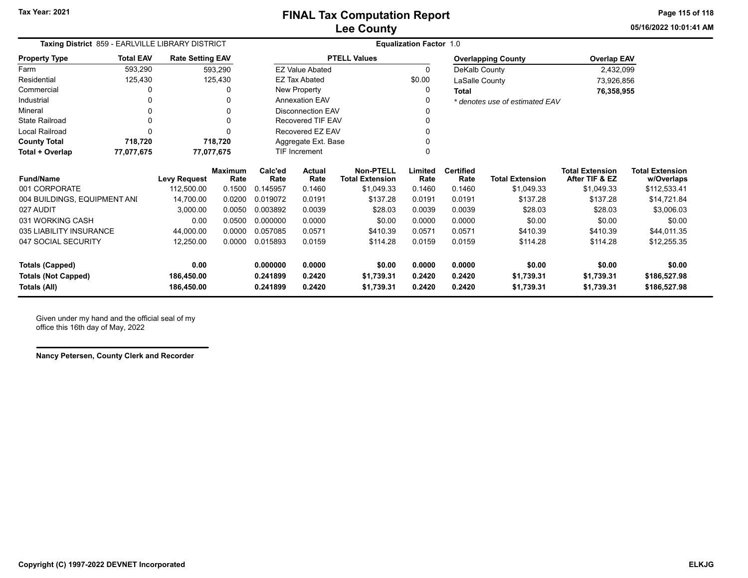# FINAL Tax Computation Report
## Lee County

Tax Year: 2021

05/16/2022 10:01:41 AM

**Taxing District** 859 - EARLVILLE LIBRARY DISTRICT **Equalization Factor** 1.0

| Property Type | Total EAV | Rate Setting EAV |
|---|---|---|
| Farm | 593,290 | 593,290 |
| Residential | 125,430 | 125,430 |
| Commercial | 0 | 0 |
| Industrial | 0 | 0 |
| Mineral | 0 | 0 |
| State Railroad | 0 | 0 |
| Local Railroad | 0 | 0 |
| **County Total** | **718,720** | **718,720** |
| **Total + Overlap** | **77,077,675** | **77,077,675** |

| PTELL Values | |
|---|---|
| EZ Value Abated | 0 |
| EZ Tax Abated | $0.00 |
| New Property | 0 |
| Annexation EAV | 0 |
| Disconnection EAV | 0 |
| Recovered TIF EAV | 0 |
| Recovered EZ EAV | 0 |
| Aggregate Ext. Base | 0 |
| TIF Increment | 0 |

| Overlapping County | Overlap EAV |
|---|---|
| DeKalb County | 2,432,099 |
| LaSalle County | 73,926,856 |
| **Total** | **76,358,955** |

*\* denotes use of estimated EAV*

| Fund/Name | Levy Request | Maximum Rate | Calc'ed Rate | Actual Rate | Non-PTELL Total Extension | Limited Rate | Certified Rate | Total Extension | Total Extension After TIF & EZ | Total Extension w/Overlaps |
|---|---|---|---|---|---|---|---|---|---|---|
| 001 CORPORATE | 112,500.00 | 0.1500 | 0.145957 | 0.1460 | $1,049.33 | 0.1460 | 0.1460 | $1,049.33 | $1,049.33 | $112,533.41 |
| 004 BUILDINGS, EQUIPMENT ANI | 14,700.00 | 0.0200 | 0.019072 | 0.0191 | $137.28 | 0.0191 | 0.0191 | $137.28 | $137.28 | $14,721.84 |
| 027 AUDIT | 3,000.00 | 0.0050 | 0.003892 | 0.0039 | $28.03 | 0.0039 | 0.0039 | $28.03 | $28.03 | $3,006.03 |
| 031 WORKING CASH | 0.00 | 0.0500 | 0.000000 | 0.0000 | $0.00 | 0.0000 | 0.0000 | $0.00 | $0.00 | $0.00 |
| 035 LIABILITY INSURANCE | 44,000.00 | 0.0000 | 0.057085 | 0.0571 | $410.39 | 0.0571 | 0.0571 | $410.39 | $410.39 | $44,011.35 |
| 047 SOCIAL SECURITY | 12,250.00 | 0.0000 | 0.015893 | 0.0159 | $114.28 | 0.0159 | 0.0159 | $114.28 | $114.28 | $12,255.35 |
| **Totals (Capped)** | **0.00** | | **0.000000** | **0.0000** | **$0.00** | **0.0000** | **0.0000** | **$0.00** | **$0.00** | **$0.00** |
| **Totals (Not Capped)** | **186,450.00** | | **0.241899** | **0.2420** | **$1,739.31** | **0.2420** | **0.2420** | **$1,739.31** | **$1,739.31** | **$186,527.98** |
| **Totals (All)** | **186,450.00** | | **0.241899** | **0.2420** | **$1,739.31** | **0.2420** | **0.2420** | **$1,739.31** | **$1,739.31** | **$186,527.98** |

Given under my hand and the official seal of my office this 16th day of May, 2022

**Nancy Petersen, County Clerk and Recorder**

Copyright (C) 1997-2022 DEVNET Incorporated

ELKJG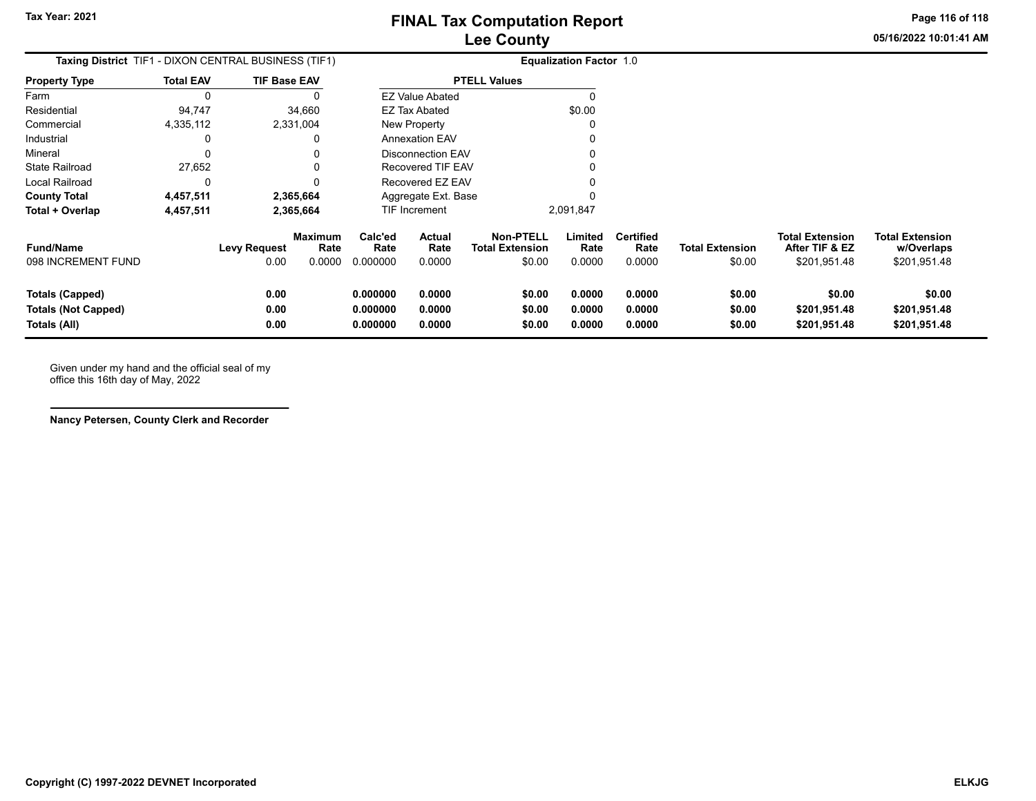# FINAL Tax Computation Report
## Lee County

Tax Year: 2021

**Taxing District** TIF1 - DIXON CENTRAL BUSINESS (TIF1) **Equalization Factor** 1.0

| Property Type | Total EAV | TIF Base EAV |
|---|---|---|
| Farm | 0 | 0 |
| Residential | 94,747 | 34,660 |
| Commercial | 4,335,112 | 2,331,004 |
| Industrial | 0 | 0 |
| Mineral | 0 | 0 |
| State Railroad | 27,652 | 0 |
| Local Railroad | 0 | 0 |
| **County Total** | **4,457,511** | **2,365,664** |
| **Total + Overlap** | **4,457,511** | **2,365,664** |

| PTELL Values | |
|---|---|
| EZ Value Abated | 0 |
| EZ Tax Abated | $0.00 |
| New Property | 0 |
| Annexation EAV | 0 |
| Disconnection EAV | 0 |
| Recovered TIF EAV | 0 |
| Recovered EZ EAV | 0 |
| Aggregate Ext. Base | 0 |
| TIF Increment | 2,091,847 |

| Fund/Name | Levy Request | Maximum Rate | Calc'ed Rate | Actual Rate | Non-PTELL Total Extension | Limited Rate | Certified Rate | Total Extension | Total Extension After TIF & EZ | Total Extension w/Overlaps |
|---|---|---|---|---|---|---|---|---|---|---|
| 098 INCREMENT FUND | 0.00 | 0.0000 | 0.000000 | 0.0000 | $0.00 | 0.0000 | 0.0000 | $0.00 | $201,951.48 | $201,951.48 |
| **Totals (Capped)** | **0.00** | | **0.000000** | **0.0000** | **$0.00** | **0.0000** | **0.0000** | **$0.00** | **$0.00** | **$0.00** |
| **Totals (Not Capped)** | **0.00** | | **0.000000** | **0.0000** | **$0.00** | **0.0000** | **0.0000** | **$0.00** | **$201,951.48** | **$201,951.48** |
| **Totals (All)** | **0.00** | | **0.000000** | **0.0000** | **$0.00** | **0.0000** | **0.0000** | **$0.00** | **$201,951.48** | **$201,951.48** |

Given under my hand and the official seal of my office this 16th day of May, 2022

**Nancy Petersen, County Clerk and Recorder**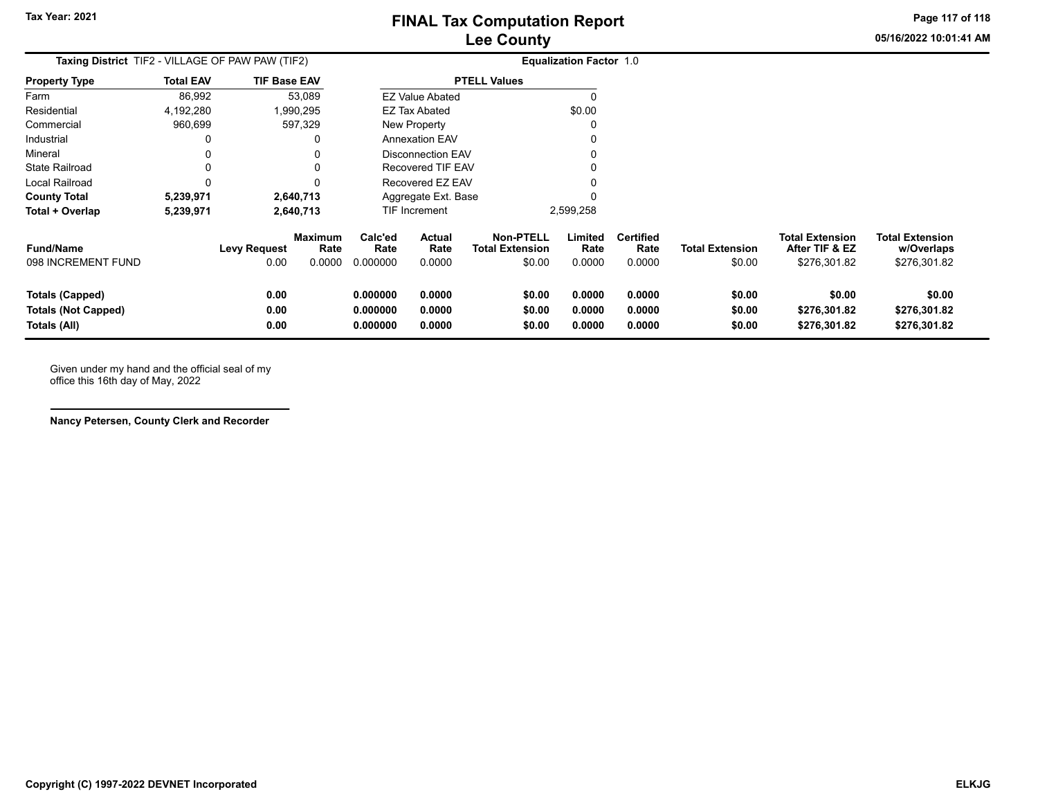Tax Year: 2021

# FINAL Tax Computation Report
## Lee County

05/16/2022 10:01:41 AM

**Taxing District** TIF2 - VILLAGE OF PAW PAW (TIF2) **Equalization Factor** 1.0

| Property Type | Total EAV | TIF Base EAV |
|---|---|---|
| Farm | 86,992 | 53,089 |
| Residential | 4,192,280 | 1,990,295 |
| Commercial | 960,699 | 597,329 |
| Industrial | 0 | 0 |
| Mineral | 0 | 0 |
| State Railroad | 0 | 0 |
| Local Railroad | 0 | 0 |
| **County Total** | **5,239,971** | **2,640,713** |
| **Total + Overlap** | **5,239,971** | **2,640,713** |

| PTELL Values | |
|---|---|
| EZ Value Abated | 0 |
| EZ Tax Abated | $0.00 |
| New Property | 0 |
| Annexation EAV | 0 |
| Disconnection EAV | 0 |
| Recovered TIF EAV | 0 |
| Recovered EZ EAV | 0 |
| Aggregate Ext. Base | 0 |
| TIF Increment | 2,599,258 |

| Fund/Name | Levy Request | Maximum Rate | Calc'ed Rate | Actual Rate | Non-PTELL Total Extension | Limited Rate | Certified Rate | Total Extension | Total Extension After TIF & EZ | Total Extension w/Overlaps |
|---|---|---|---|---|---|---|---|---|---|---|
| 098 INCREMENT FUND | 0.00 | 0.0000 | 0.000000 | 0.0000 | $0.00 | 0.0000 | 0.0000 | $0.00 | $276,301.82 | $276,301.82 |
| **Totals (Capped)** | **0.00** | | **0.000000** | **0.0000** | **$0.00** | **0.0000** | **0.0000** | **$0.00** | **$0.00** | **$0.00** |
| **Totals (Not Capped)** | **0.00** | | **0.000000** | **0.0000** | **$0.00** | **0.0000** | **0.0000** | **$0.00** | **$276,301.82** | **$276,301.82** |
| **Totals (All)** | **0.00** | | **0.000000** | **0.0000** | **$0.00** | **0.0000** | **0.0000** | **$0.00** | **$276,301.82** | **$276,301.82** |

Given under my hand and the official seal of my office this 16th day of May, 2022

**Nancy Petersen, County Clerk and Recorder**

**Copyright (C) 1997-2022 DEVNET Incorporated** **ELKJG**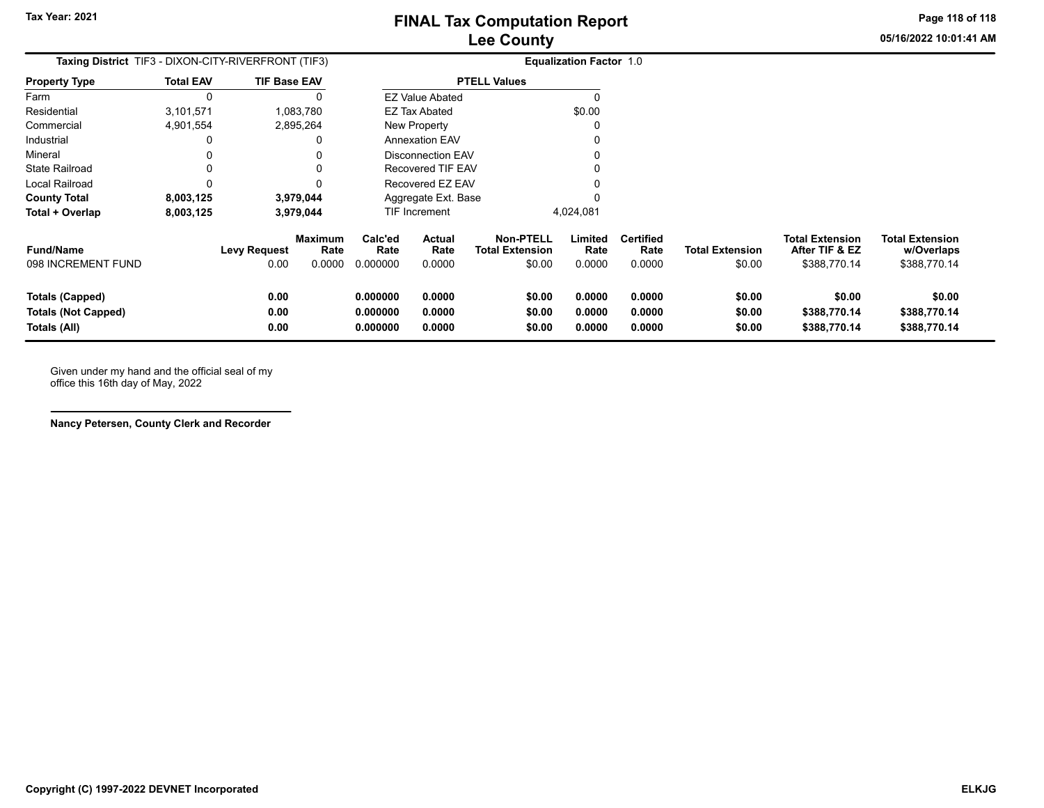# FINAL Tax Computation Report
## Lee County

Tax Year: 2021

05/16/2022 10:01:41 AM

**Taxing District** TIF3 - DIXON-CITY-RIVERFRONT (TIF3)

**Equalization Factor** 1.0

| Property Type | Total EAV | TIF Base EAV |
|---|---|---|
| Farm | 0 | 0 |
| Residential | 3,101,571 | 1,083,780 |
| Commercial | 4,901,554 | 2,895,264 |
| Industrial | 0 | 0 |
| Mineral | 0 | 0 |
| State Railroad | 0 | 0 |
| Local Railroad | 0 | 0 |
| **County Total** | **8,003,125** | **3,979,044** |
| **Total + Overlap** | **8,003,125** | **3,979,044** |

| PTELL Values | |
|---|---|
| EZ Value Abated | 0 |
| EZ Tax Abated | $0.00 |
| New Property | 0 |
| Annexation EAV | 0 |
| Disconnection EAV | 0 |
| Recovered TIF EAV | 0 |
| Recovered EZ EAV | 0 |
| Aggregate Ext. Base | 0 |
| TIF Increment | 4,024,081 |

| Fund/Name | Levy Request | Maximum Rate | Calc'ed Rate | Actual Rate | Non-PTELL Total Extension | Limited Rate | Certified Rate | Total Extension | Total Extension After TIF & EZ | Total Extension w/Overlaps |
|---|---|---|---|---|---|---|---|---|---|---|
| 098 INCREMENT FUND | 0.00 | 0.0000 | 0.000000 | 0.0000 | $0.00 | 0.0000 | 0.0000 | $0.00 | $388,770.14 | $388,770.14 |
| **Totals (Capped)** | **0.00** | | **0.000000** | **0.0000** | **$0.00** | **0.0000** | **0.0000** | **$0.00** | **$0.00** | **$0.00** |
| **Totals (Not Capped)** | **0.00** | | **0.000000** | **0.0000** | **$0.00** | **0.0000** | **0.0000** | **$0.00** | **$388,770.14** | **$388,770.14** |
| **Totals (All)** | **0.00** | | **0.000000** | **0.0000** | **$0.00** | **0.0000** | **0.0000** | **$0.00** | **$388,770.14** | **$388,770.14** |

Given under my hand and the official seal of my office this 16th day of May, 2022

**Nancy Petersen, County Clerk and Recorder**

**Copyright (C) 1997-2022 DEVNET Incorporated** **ELKJG**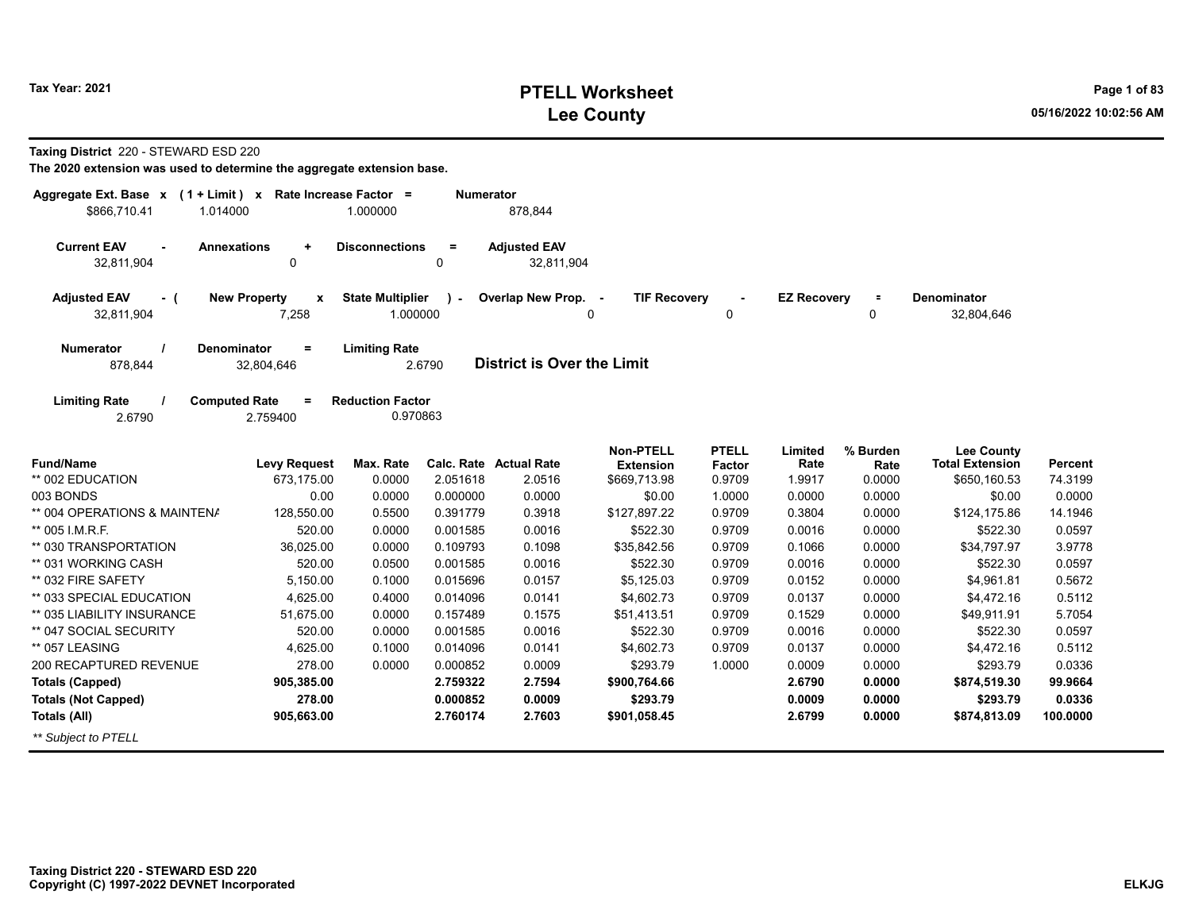Tax Year: 2021

# PTELL Worksheet
## Lee County

**Taxing District** 220 - STEWARD ESD 220

**The 2020 extension was used to determine the aggregate extension base.**

| Aggregate Ext. Base | x | (1 + Limit) | x | Rate Increase Factor | = | Numerator |
|---|---|---|---|---|---|---|
| $866,710.41 | | 1.014000 | | 1.000000 | | 878,844 |

| Current EAV | - | Annexations | + | Disconnections | = | Adjusted EAV |
|---|---|---|---|---|---|---|
| 32,811,904 | | 0 | | 0 | | 32,811,904 |

| Adjusted EAV | - ( | New Property | x | State Multiplier | ) - | Overlap New Prop. | - | TIF Recovery | - | EZ Recovery | = | Denominator |
|---|---|---|---|---|---|---|---|---|---|---|---|---|
| 32,811,904 | | 7,258 | | 1.000000 | | 0 | | 0 | | 0 | | 32,804,646 |

| Numerator | / | Denominator | = | Limiting Rate |
|---|---|---|---|---|
| 878,844 | | 32,804,646 | | 2.6790 |

**District is Over the Limit**

| Limiting Rate | / | Computed Rate | = | Reduction Factor |
|---|---|---|---|---|
| 2.6790 | | 2.759400 | | 0.970863 |

| Fund/Name | Levy Request | Max. Rate | Calc. Rate | Actual Rate | Non-PTELL Extension | PTELL Factor | Limited Rate | % Burden Rate | Lee County Total Extension | Percent |
|---|---|---|---|---|---|---|---|---|---|---|
| ** 002 EDUCATION | 673,175.00 | 0.0000 | 2.051618 | 2.0516 | $669,713.98 | 0.9709 | 1.9917 | 0.0000 | $650,160.53 | 74.3199 |
| 003 BONDS | 0.00 | 0.0000 | 0.000000 | 0.0000 | $0.00 | 1.0000 | 0.0000 | 0.0000 | $0.00 | 0.0000 |
| ** 004 OPERATIONS & MAINTENA | 128,550.00 | 0.5500 | 0.391779 | 0.3918 | $127,897.22 | 0.9709 | 0.3804 | 0.0000 | $124,175.86 | 14.1946 |
| ** 005 I.M.R.F. | 520.00 | 0.0000 | 0.001585 | 0.0016 | $522.30 | 0.9709 | 0.0016 | 0.0000 | $522.30 | 0.0597 |
| ** 030 TRANSPORTATION | 36,025.00 | 0.0000 | 0.109793 | 0.1098 | $35,842.56 | 0.9709 | 0.1066 | 0.0000 | $34,797.97 | 3.9778 |
| ** 031 WORKING CASH | 520.00 | 0.0500 | 0.001585 | 0.0016 | $522.30 | 0.9709 | 0.0016 | 0.0000 | $522.30 | 0.0597 |
| ** 032 FIRE SAFETY | 5,150.00 | 0.1000 | 0.015696 | 0.0157 | $5,125.03 | 0.9709 | 0.0152 | 0.0000 | $4,961.81 | 0.5672 |
| ** 033 SPECIAL EDUCATION | 4,625.00 | 0.4000 | 0.014096 | 0.0141 | $4,602.73 | 0.9709 | 0.0137 | 0.0000 | $4,472.16 | 0.5112 |
| ** 035 LIABILITY INSURANCE | 51,675.00 | 0.0000 | 0.157489 | 0.1575 | $51,413.51 | 0.9709 | 0.1529 | 0.0000 | $49,911.91 | 5.7054 |
| ** 047 SOCIAL SECURITY | 520.00 | 0.0000 | 0.001585 | 0.0016 | $522.30 | 0.9709 | 0.0016 | 0.0000 | $522.30 | 0.0597 |
| ** 057 LEASING | 4,625.00 | 0.1000 | 0.014096 | 0.0141 | $4,602.73 | 0.9709 | 0.0137 | 0.0000 | $4,472.16 | 0.5112 |
| 200 RECAPTURED REVENUE | 278.00 | 0.0000 | 0.000852 | 0.0009 | $293.79 | 1.0000 | 0.0009 | 0.0000 | $293.79 | 0.0336 |
| **Totals (Capped)** | **905,385.00** | | **2.759322** | **2.7594** | **$900,764.66** | | **2.6790** | **0.0000** | **$874,519.30** | **99.9664** |
| **Totals (Not Capped)** | **278.00** | | **0.000852** | **0.0009** | **$293.79** | | **0.0009** | **0.0000** | **$293.79** | **0.0336** |
| **Totals (All)** | **905,663.00** | | **2.760174** | **2.7603** | **$901,058.45** | | **2.6799** | **0.0000** | **$874,813.09** | **100.0000** |

*** Subject to PTELL*

**Taxing District 220 - STEWARD ESD 220**
**Copyright (C) 1997-2022 DEVNET Incorporated**

ELKJG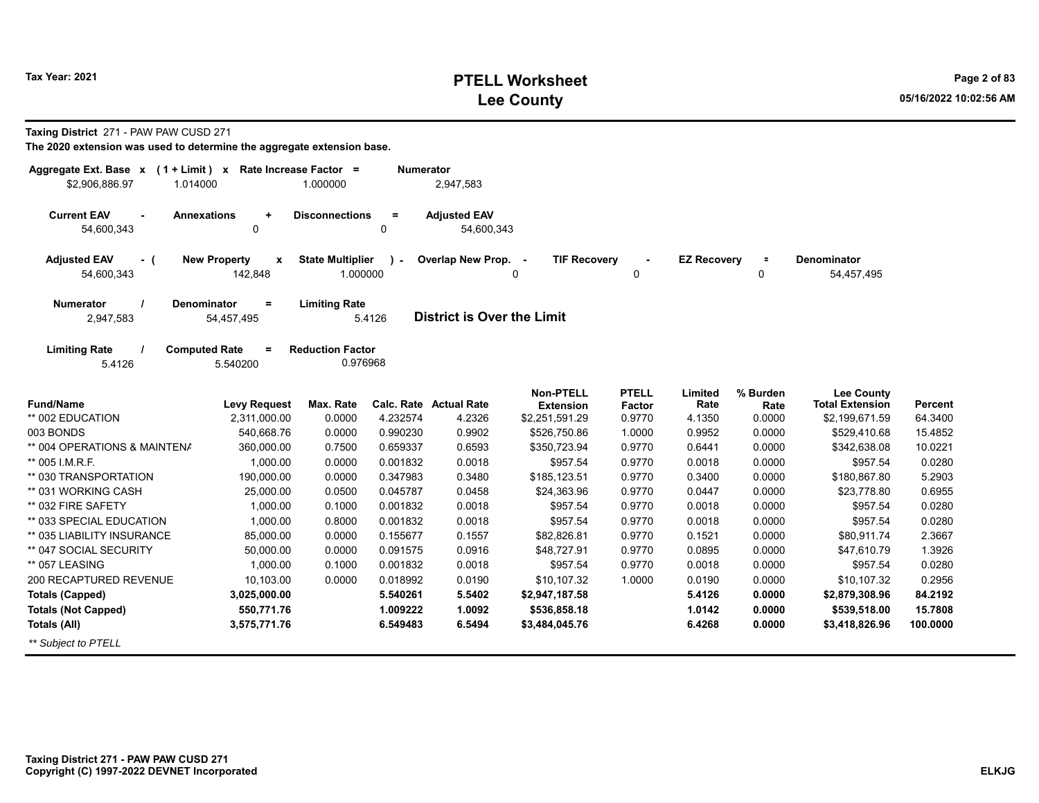# PTELL Worksheet
# Lee County

**Tax Year: 2021**

**Taxing District** 271 - PAW PAW CUSD 271

**The 2020 extension was used to determine the aggregate extension base.**

| Aggregate Ext. Base | x | (1 + Limit) | x | Rate Increase Factor | = | Numerator |
|---|---|---|---|---|---|---|
| $2,906,886.97 | | 1.014000 | | 1.000000 | | 2,947,583 |

| Current EAV | - | Annexations | + | Disconnections | = | Adjusted EAV |
|---|---|---|---|---|---|---|
| 54,600,343 | | 0 | | 0 | | 54,600,343 |

| Adjusted EAV | - ( | New Property | x | State Multiplier | ) - | Overlap New Prop. | - | TIF Recovery | - | EZ Recovery | = | Denominator |
|---|---|---|---|---|---|---|---|---|---|---|---|---|
| 54,600,343 | | 142,848 | | 1.000000 | | 0 | | 0 | | 0 | | 54,457,495 |

| Numerator | / | Denominator | = | Limiting Rate |
|---|---|---|---|---|
| 2,947,583 | | 54,457,495 | | 5.4126 |

**District is Over the Limit**

| Limiting Rate | / | Computed Rate | = | Reduction Factor |
|---|---|---|---|---|
| 5.4126 | | 5.540200 | | 0.976968 |

| Fund/Name | Levy Request | Max. Rate | Calc. Rate | Actual Rate | Non-PTELL Extension | PTELL Factor | Limited Rate | % Burden Rate | Lee County Total Extension | Percent |
|---|---|---|---|---|---|---|---|---|---|---|
| ** 002 EDUCATION | 2,311,000.00 | 0.0000 | 4.232574 | 4.2326 | $2,251,591.29 | 0.9770 | 4.1350 | 0.0000 | $2,199,671.59 | 64.3400 |
| 003 BONDS | 540,668.76 | 0.0000 | 0.990230 | 0.9902 | $526,750.86 | 1.0000 | 0.9952 | 0.0000 | $529,410.68 | 15.4852 |
| ** 004 OPERATIONS & MAINTENA | 360,000.00 | 0.7500 | 0.659337 | 0.6593 | $350,723.94 | 0.9770 | 0.6441 | 0.0000 | $342,638.08 | 10.0221 |
| ** 005 I.M.R.F. | 1,000.00 | 0.0000 | 0.001832 | 0.0018 | $957.54 | 0.9770 | 0.0018 | 0.0000 | $957.54 | 0.0280 |
| ** 030 TRANSPORTATION | 190,000.00 | 0.0000 | 0.347983 | 0.3480 | $185,123.51 | 0.9770 | 0.3400 | 0.0000 | $180,867.80 | 5.2903 |
| ** 031 WORKING CASH | 25,000.00 | 0.0500 | 0.045787 | 0.0458 | $24,363.96 | 0.9770 | 0.0447 | 0.0000 | $23,778.80 | 0.6955 |
| ** 032 FIRE SAFETY | 1,000.00 | 0.1000 | 0.001832 | 0.0018 | $957.54 | 0.9770 | 0.0018 | 0.0000 | $957.54 | 0.0280 |
| ** 033 SPECIAL EDUCATION | 1,000.00 | 0.8000 | 0.001832 | 0.0018 | $957.54 | 0.9770 | 0.0018 | 0.0000 | $957.54 | 0.0280 |
| ** 035 LIABILITY INSURANCE | 85,000.00 | 0.0000 | 0.155677 | 0.1557 | $82,826.81 | 0.9770 | 0.1521 | 0.0000 | $80,911.74 | 2.3667 |
| ** 047 SOCIAL SECURITY | 50,000.00 | 0.0000 | 0.091575 | 0.0916 | $48,727.91 | 0.9770 | 0.0895 | 0.0000 | $47,610.79 | 1.3926 |
| ** 057 LEASING | 1,000.00 | 0.1000 | 0.001832 | 0.0018 | $957.54 | 0.9770 | 0.0018 | 0.0000 | $957.54 | 0.0280 |
| 200 RECAPTURED REVENUE | 10,103.00 | 0.0000 | 0.018992 | 0.0190 | $10,107.32 | 1.0000 | 0.0190 | 0.0000 | $10,107.32 | 0.2956 |
| **Totals (Capped)** | **3,025,000.00** | | **5.540261** | **5.5402** | **$2,947,187.58** | | **5.4126** | **0.0000** | **$2,879,308.96** | **84.2192** |
| **Totals (Not Capped)** | **550,771.76** | | **1.009222** | **1.0092** | **$536,858.18** | | **1.0142** | **0.0000** | **$539,518.00** | **15.7808** |
| **Totals (All)** | **3,575,771.76** | | **6.549483** | **6.5494** | **$3,484,045.76** | | **6.4268** | **0.0000** | **$3,418,826.96** | **100.0000** |

*** Subject to PTELL*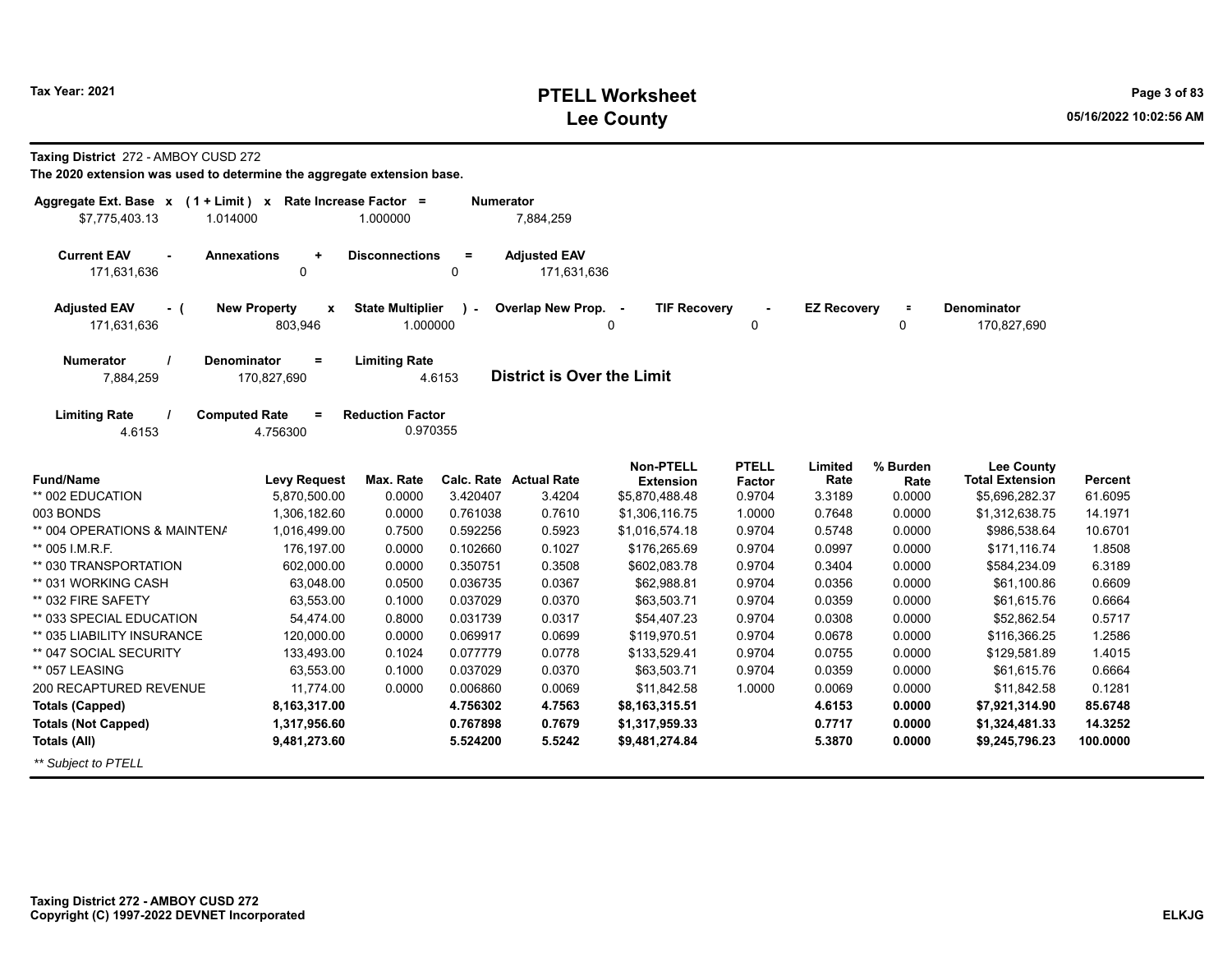**Taxing District** 272 - AMBOY CUSD 272

**The 2020 extension was used to determine the aggregate extension base.**

| Aggregate Ext. Base x | (1 + Limit) x | Rate Increase Factor = | Numerator |
|---|---|---|---|
| $7,775,403.13 | 1.014000 | 1.000000 | 7,884,259 |

| Current EAV - | Annexations + | Disconnections = | Adjusted EAV |
|---|---|---|---|
| 171,631,636 | 0 | 0 | 171,631,636 |

| Adjusted EAV - ( | New Property x | State Multiplier ) - | Overlap New Prop. - | TIF Recovery - | EZ Recovery = | Denominator |
|---|---|---|---|---|---|---|
| 171,631,636 | 803,946 | 1.000000 | 0 | 0 | 0 | 170,827,690 |

| Numerator / | Denominator = | Limiting Rate |
|---|---|---|
| 7,884,259 | 170,827,690 | 4.6153 |

**District is Over the Limit**

| Limiting Rate / | Computed Rate = | Reduction Factor |
|---|---|---|
| 4.6153 | 4.756300 | 0.970355 |

| Fund/Name | Levy Request | Max. Rate | Calc. Rate | Actual Rate | Non-PTELL Extension | PTELL Factor | Limited Rate | % Burden Rate | Lee County Total Extension | Percent |
|---|---|---|---|---|---|---|---|---|---|---|
| ** 002 EDUCATION | 5,870,500.00 | 0.0000 | 3.420407 | 3.4204 | $5,870,488.48 | 0.9704 | 3.3189 | 0.0000 | $5,696,282.37 | 61.6095 |
| 003 BONDS | 1,306,182.60 | 0.0000 | 0.761038 | 0.7610 | $1,306,116.75 | 1.0000 | 0.7648 | 0.0000 | $1,312,638.75 | 14.1971 |
| ** 004 OPERATIONS & MAINTENA | 1,016,499.00 | 0.7500 | 0.592256 | 0.5923 | $1,016,574.18 | 0.9704 | 0.5748 | 0.0000 | $986,538.64 | 10.6701 |
| ** 005 I.M.R.F. | 176,197.00 | 0.0000 | 0.102660 | 0.1027 | $176,265.69 | 0.9704 | 0.0997 | 0.0000 | $171,116.74 | 1.8508 |
| ** 030 TRANSPORTATION | 602,000.00 | 0.0000 | 0.350751 | 0.3508 | $602,083.78 | 0.9704 | 0.3404 | 0.0000 | $584,234.09 | 6.3189 |
| ** 031 WORKING CASH | 63,048.00 | 0.0500 | 0.036735 | 0.0367 | $62,988.81 | 0.9704 | 0.0356 | 0.0000 | $61,100.86 | 0.6609 |
| ** 032 FIRE SAFETY | 63,553.00 | 0.1000 | 0.037029 | 0.0370 | $63,503.71 | 0.9704 | 0.0359 | 0.0000 | $61,615.76 | 0.6664 |
| ** 033 SPECIAL EDUCATION | 54,474.00 | 0.8000 | 0.031739 | 0.0317 | $54,407.23 | 0.9704 | 0.0308 | 0.0000 | $52,862.54 | 0.5717 |
| ** 035 LIABILITY INSURANCE | 120,000.00 | 0.0000 | 0.069917 | 0.0699 | $119,970.51 | 0.9704 | 0.0678 | 0.0000 | $116,366.25 | 1.2586 |
| ** 047 SOCIAL SECURITY | 133,493.00 | 0.1024 | 0.077779 | 0.0778 | $133,529.41 | 0.9704 | 0.0755 | 0.0000 | $129,581.89 | 1.4015 |
| ** 057 LEASING | 63,553.00 | 0.1000 | 0.037029 | 0.0370 | $63,503.71 | 0.9704 | 0.0359 | 0.0000 | $61,615.76 | 0.6664 |
| 200 RECAPTURED REVENUE | 11,774.00 | 0.0000 | 0.006860 | 0.0069 | $11,842.58 | 1.0000 | 0.0069 | 0.0000 | $11,842.58 | 0.1281 |
| **Totals (Capped)** | **8,163,317.00** | | **4.756302** | **4.7563** | **$8,163,315.51** | | **4.6153** | **0.0000** | **$7,921,314.90** | **85.6748** |
| **Totals (Not Capped)** | **1,317,956.60** | | **0.767898** | **0.7679** | **$1,317,959.33** | | **0.7717** | **0.0000** | **$1,324,481.33** | **14.3252** |
| **Totals (All)** | **9,481,273.60** | | **5.524200** | **5.5242** | **$9,481,274.84** | | **5.3870** | **0.0000** | **$9,245,796.23** | **100.0000** |

*** Subject to PTELL*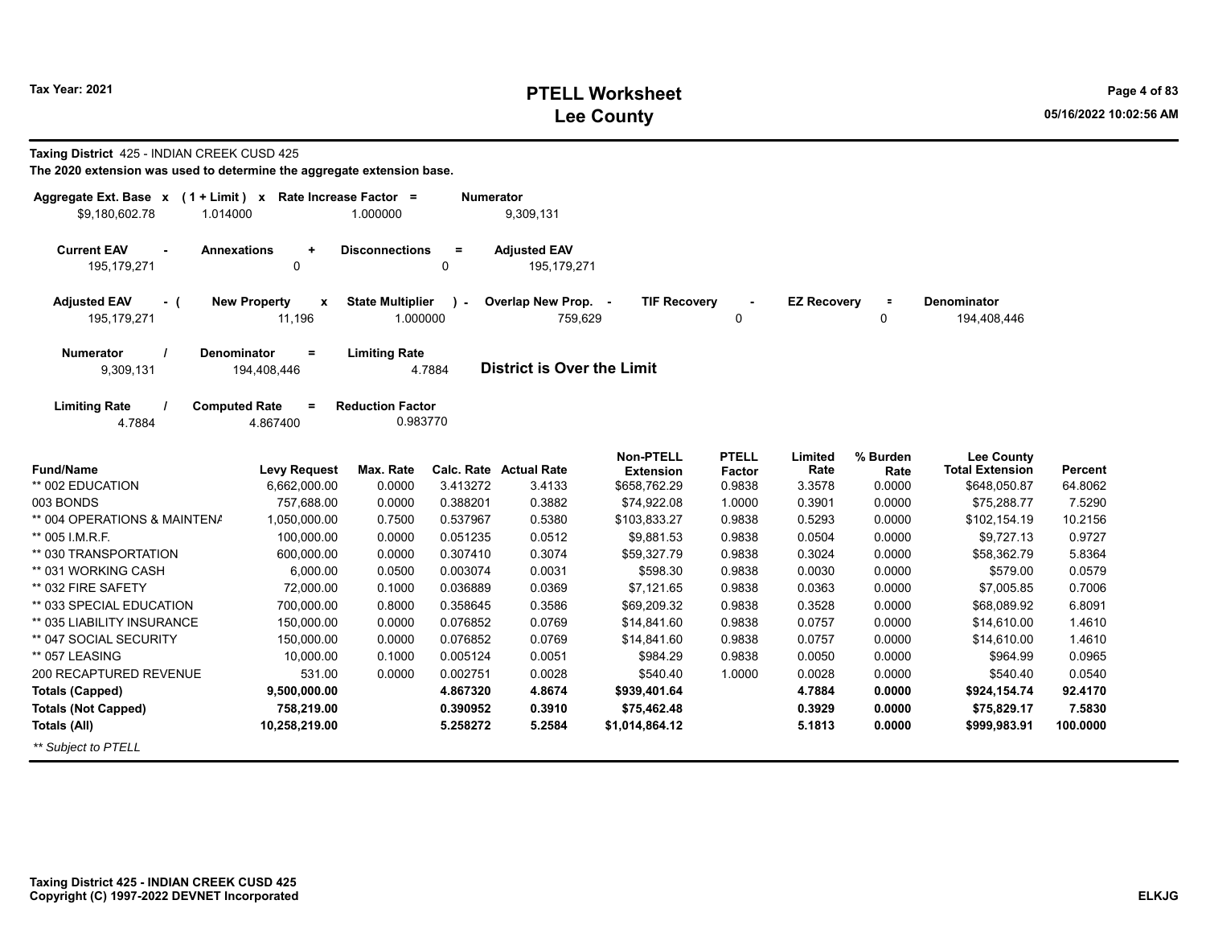# PTELL Worksheet
# Lee County

Tax Year: 2021

**Taxing District** 425 - INDIAN CREEK CUSD 425

**The 2020 extension was used to determine the aggregate extension base.**

| Aggregate Ext. Base x | (1 + Limit) x | Rate Increase Factor = | Numerator |
|---|---|---|---|
| $9,180,602.78 | 1.014000 | 1.000000 | 9,309,131 |

| Current EAV - | Annexations + | Disconnections = | Adjusted EAV |
|---|---|---|---|
| 195,179,271 | 0 | 0 | 195,179,271 |

| Adjusted EAV - ( | New Property x | State Multiplier ) - | Overlap New Prop. - | TIF Recovery - | EZ Recovery = | Denominator |
|---|---|---|---|---|---|---|
| 195,179,271 | 11,196 | 1.000000 | 759,629 | 0 | 0 | 194,408,446 |

| Numerator / | Denominator = | Limiting Rate |
|---|---|---|
| 9,309,131 | 194,408,446 | 4.7884 |

**District is Over the Limit**

| Limiting Rate / | Computed Rate = | Reduction Factor |
|---|---|---|
| 4.7884 | 4.867400 | 0.983770 |

| Fund/Name | Levy Request | Max. Rate | Calc. Rate | Actual Rate | Non-PTELL Extension | PTELL Factor | Limited Rate | % Burden Rate | Lee County Total Extension | Percent |
|---|---|---|---|---|---|---|---|---|---|---|
| ** 002 EDUCATION | 6,662,000.00 | 0.0000 | 3.413272 | 3.4133 | $658,762.29 | 0.9838 | 3.3578 | 0.0000 | $648,050.87 | 64.8062 |
| 003 BONDS | 757,688.00 | 0.0000 | 0.388201 | 0.3882 | $74,922.08 | 1.0000 | 0.3901 | 0.0000 | $75,288.77 | 7.5290 |
| ** 004 OPERATIONS & MAINTENA | 1,050,000.00 | 0.7500 | 0.537967 | 0.5380 | $103,833.27 | 0.9838 | 0.5293 | 0.0000 | $102,154.19 | 10.2156 |
| ** 005 I.M.R.F. | 100,000.00 | 0.0000 | 0.051235 | 0.0512 | $9,881.53 | 0.9838 | 0.0504 | 0.0000 | $9,727.13 | 0.9727 |
| ** 030 TRANSPORTATION | 600,000.00 | 0.0000 | 0.307410 | 0.3074 | $59,327.79 | 0.9838 | 0.3024 | 0.0000 | $58,362.79 | 5.8364 |
| ** 031 WORKING CASH | 6,000.00 | 0.0500 | 0.003074 | 0.0031 | $598.30 | 0.9838 | 0.0030 | 0.0000 | $579.00 | 0.0579 |
| ** 032 FIRE SAFETY | 72,000.00 | 0.1000 | 0.036889 | 0.0369 | $7,121.65 | 0.9838 | 0.0363 | 0.0000 | $7,005.85 | 0.7006 |
| ** 033 SPECIAL EDUCATION | 700,000.00 | 0.8000 | 0.358645 | 0.3586 | $69,209.32 | 0.9838 | 0.3528 | 0.0000 | $68,089.92 | 6.8091 |
| ** 035 LIABILITY INSURANCE | 150,000.00 | 0.0000 | 0.076852 | 0.0769 | $14,841.60 | 0.9838 | 0.0757 | 0.0000 | $14,610.00 | 1.4610 |
| ** 047 SOCIAL SECURITY | 150,000.00 | 0.0000 | 0.076852 | 0.0769 | $14,841.60 | 0.9838 | 0.0757 | 0.0000 | $14,610.00 | 1.4610 |
| ** 057 LEASING | 10,000.00 | 0.1000 | 0.005124 | 0.0051 | $984.29 | 0.9838 | 0.0050 | 0.0000 | $964.99 | 0.0965 |
| 200 RECAPTURED REVENUE | 531.00 | 0.0000 | 0.002751 | 0.0028 | $540.40 | 1.0000 | 0.0028 | 0.0000 | $540.40 | 0.0540 |
| **Totals (Capped)** | **9,500,000.00** | | **4.867320** | **4.8674** | **$939,401.64** | | **4.7884** | **0.0000** | **$924,154.74** | **92.4170** |
| **Totals (Not Capped)** | **758,219.00** | | **0.390952** | **0.3910** | **$75,462.48** | | **0.3929** | **0.0000** | **$75,829.17** | **7.5830** |
| **Totals (All)** | **10,258,219.00** | | **5.258272** | **5.2584** | **$1,014,864.12** | | **5.1813** | **0.0000** | **$999,983.91** | **100.0000** |

*** Subject to PTELL*

**Taxing District 425 - INDIAN CREEK CUSD 425**
**Copyright (C) 1997-2022 DEVNET Incorporated**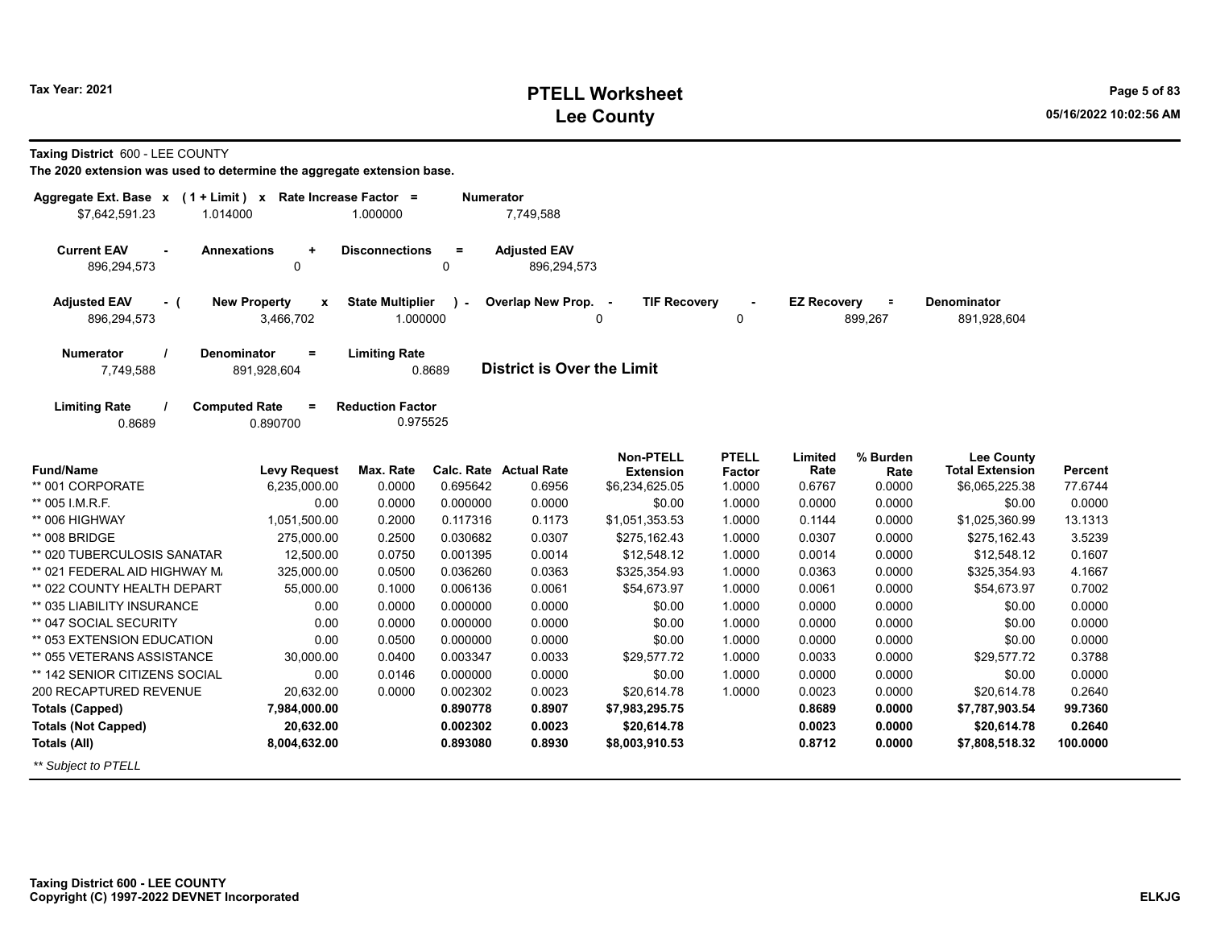# PTELL Worksheet
# Lee County

Tax Year: 2021

**Taxing District** 600 - LEE COUNTY

**The 2020 extension was used to determine the aggregate extension base.**

| Aggregate Ext. Base | x | (1 + Limit) | x | Rate Increase Factor | = | Numerator |
|---|---|---|---|---|---|---|
| $7,642,591.23 | | 1.014000 | | 1.000000 | | 7,749,588 |

| Current EAV | - | Annexations | + | Disconnections | = | Adjusted EAV |
|---|---|---|---|---|---|---|
| 896,294,573 | | 0 | | 0 | | 896,294,573 |

| Adjusted EAV | - ( | New Property | x | State Multiplier | ) - | Overlap New Prop. | - | TIF Recovery | - | EZ Recovery | = | Denominator |
|---|---|---|---|---|---|---|---|---|---|---|---|---|
| 896,294,573 | | 3,466,702 | | 1.000000 | | 0 | | 0 | | 899,267 | | 891,928,604 |

| Numerator | / | Denominator | = | Limiting Rate |
|---|---|---|---|---|
| 7,749,588 | | 891,928,604 | | 0.8689 |

**District is Over the Limit**

| Limiting Rate | / | Computed Rate | = | Reduction Factor |
|---|---|---|---|---|
| 0.8689 | | 0.890700 | | 0.975525 |

| Fund/Name | Levy Request | Max. Rate | Calc. Rate | Actual Rate | Non-PTELL Extension | PTELL Factor | Limited Rate | % Burden Rate | Lee County Total Extension | Percent |
|---|---|---|---|---|---|---|---|---|---|---|
| ** 001 CORPORATE | 6,235,000.00 | 0.0000 | 0.695642 | 0.6956 | $6,234,625.05 | 1.0000 | 0.6767 | 0.0000 | $6,065,225.38 | 77.6744 |
| ** 005 I.M.R.F. | 0.00 | 0.0000 | 0.000000 | 0.0000 | $0.00 | 1.0000 | 0.0000 | 0.0000 | $0.00 | 0.0000 |
| ** 006 HIGHWAY | 1,051,500.00 | 0.2000 | 0.117316 | 0.1173 | $1,051,353.53 | 1.0000 | 0.1144 | 0.0000 | $1,025,360.99 | 13.1313 |
| ** 008 BRIDGE | 275,000.00 | 0.2500 | 0.030682 | 0.0307 | $275,162.43 | 1.0000 | 0.0307 | 0.0000 | $275,162.43 | 3.5239 |
| ** 020 TUBERCULOSIS SANATAR | 12,500.00 | 0.0750 | 0.001395 | 0.0014 | $12,548.12 | 1.0000 | 0.0014 | 0.0000 | $12,548.12 | 0.1607 |
| ** 021 FEDERAL AID HIGHWAY M. | 325,000.00 | 0.0500 | 0.036260 | 0.0363 | $325,354.93 | 1.0000 | 0.0363 | 0.0000 | $325,354.93 | 4.1667 |
| ** 022 COUNTY HEALTH DEPART | 55,000.00 | 0.1000 | 0.006136 | 0.0061 | $54,673.97 | 1.0000 | 0.0061 | 0.0000 | $54,673.97 | 0.7002 |
| ** 035 LIABILITY INSURANCE | 0.00 | 0.0000 | 0.000000 | 0.0000 | $0.00 | 1.0000 | 0.0000 | 0.0000 | $0.00 | 0.0000 |
| ** 047 SOCIAL SECURITY | 0.00 | 0.0000 | 0.000000 | 0.0000 | $0.00 | 1.0000 | 0.0000 | 0.0000 | $0.00 | 0.0000 |
| ** 053 EXTENSION EDUCATION | 0.00 | 0.0500 | 0.000000 | 0.0000 | $0.00 | 1.0000 | 0.0000 | 0.0000 | $0.00 | 0.0000 |
| ** 055 VETERANS ASSISTANCE | 30,000.00 | 0.0400 | 0.003347 | 0.0033 | $29,577.72 | 1.0000 | 0.0033 | 0.0000 | $29,577.72 | 0.3788 |
| ** 142 SENIOR CITIZENS SOCIAL | 0.00 | 0.0146 | 0.000000 | 0.0000 | $0.00 | 1.0000 | 0.0000 | 0.0000 | $0.00 | 0.0000 |
| 200 RECAPTURED REVENUE | 20,632.00 | 0.0000 | 0.002302 | 0.0023 | $20,614.78 | 1.0000 | 0.0023 | 0.0000 | $20,614.78 | 0.2640 |
| **Totals (Capped)** | **7,984,000.00** | | **0.890778** | **0.8907** | **$7,983,295.75** | | **0.8689** | **0.0000** | **$7,787,903.54** | **99.7360** |
| **Totals (Not Capped)** | **20,632.00** | | **0.002302** | **0.0023** | **$20,614.78** | | **0.0023** | **0.0000** | **$20,614.78** | **0.2640** |
| **Totals (All)** | **8,004,632.00** | | **0.893080** | **0.8930** | **$8,003,910.53** | | **0.8712** | **0.0000** | **$7,808,518.32** | **100.0000** |

*** Subject to PTELL*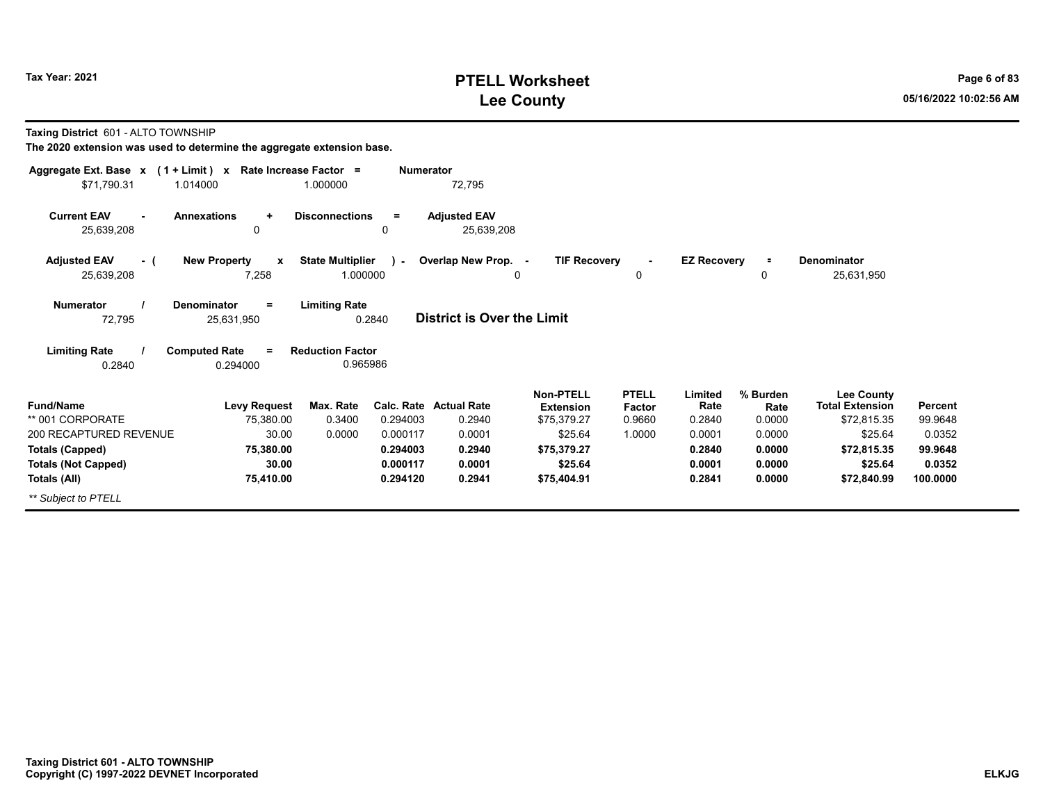**Taxing District** 601 - ALTO TOWNSHIP

**The 2020 extension was used to determine the aggregate extension base.**

| Aggregate Ext. Base | x | (1 + Limit) | x | Rate Increase Factor | = | Numerator |
|---|---|---|---|---|---|---|
| $71,790.31 | | 1.014000 | | 1.000000 | | 72,795 |

| Current EAV | - | Annexations | + | Disconnections | = | Adjusted EAV |
|---|---|---|---|---|---|---|
| 25,639,208 | | 0 | | 0 | | 25,639,208 |

| Adjusted EAV | - ( | New Property | x | State Multiplier | ) - | Overlap New Prop. | - | TIF Recovery | - | EZ Recovery | = | Denominator |
|---|---|---|---|---|---|---|---|---|---|---|---|---|
| 25,639,208 | | 7,258 | | 1.000000 | | 0 | | 0 | | 0 | | 25,631,950 |

| Numerator | / | Denominator | = | Limiting Rate |
|---|---|---|---|---|
| 72,795 | | 25,631,950 | | 0.2840 |

**District is Over the Limit**

| Limiting Rate | / | Computed Rate | = | Reduction Factor |
|---|---|---|---|---|
| 0.2840 | | 0.294000 | | 0.965986 |

| Fund/Name | Levy Request | Max. Rate | Calc. Rate | Actual Rate | Non-PTELL Extension | PTELL Factor | Limited Rate | % Burden Rate | Lee County Total Extension | Percent |
|---|---|---|---|---|---|---|---|---|---|---|
| ** 001 CORPORATE | 75,380.00 | 0.3400 | 0.294003 | 0.2940 | $75,379.27 | 0.9660 | 0.2840 | 0.0000 | $72,815.35 | 99.9648 |
| 200 RECAPTURED REVENUE | 30.00 | 0.0000 | 0.000117 | 0.0001 | $25.64 | 1.0000 | 0.0001 | 0.0000 | $25.64 | 0.0352 |
| **Totals (Capped)** | **75,380.00** | | **0.294003** | **0.2940** | **$75,379.27** | | **0.2840** | **0.0000** | **$72,815.35** | **99.9648** |
| **Totals (Not Capped)** | **30.00** | | **0.000117** | **0.0001** | **$25.64** | | **0.0001** | **0.0000** | **$25.64** | **0.0352** |
| **Totals (All)** | **75,410.00** | | **0.294120** | **0.2941** | **$75,404.91** | | **0.2841** | **0.0000** | **$72,840.99** | **100.0000** |

*** Subject to PTELL*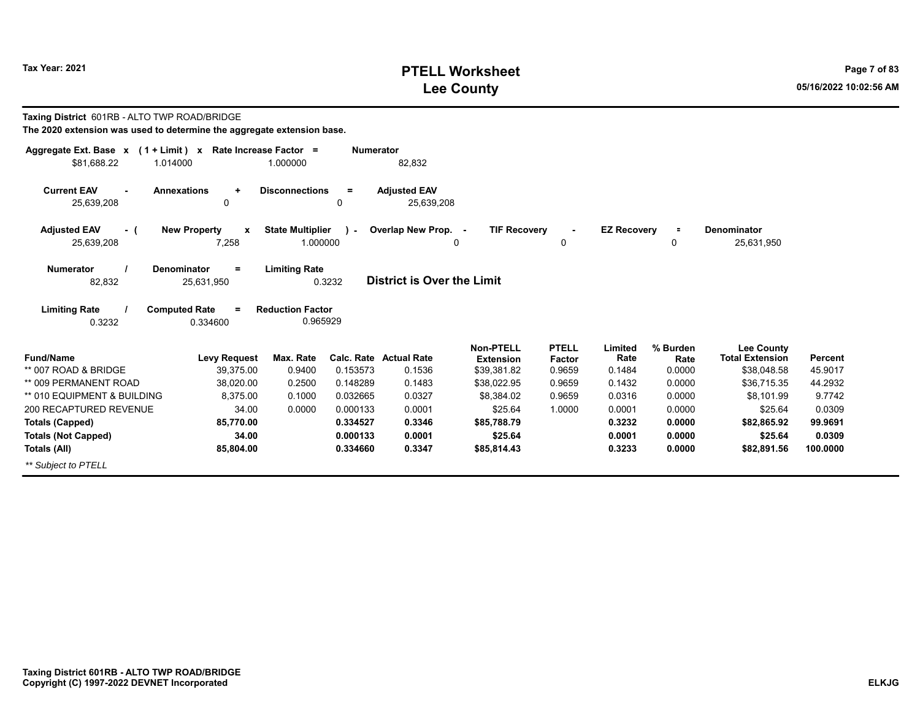# PTELL Worksheet
# Lee County

Tax Year: 2021

**Taxing District** 601RB - ALTO TWP ROAD/BRIDGE

**The 2020 extension was used to determine the aggregate extension base.**

| Aggregate Ext. Base | x | (1 + Limit) | x | Rate Increase Factor | = | Numerator |
|---|---|---|---|---|---|---|
| $81,688.22 | | 1.014000 | | 1.000000 | | 82,832 |

| Current EAV | - | Annexations | + | Disconnections | = | Adjusted EAV |
|---|---|---|---|---|---|---|
| 25,639,208 | | 0 | | 0 | | 25,639,208 |

| Adjusted EAV | - ( | New Property | x | State Multiplier | ) - | Overlap New Prop. | - | TIF Recovery | - | EZ Recovery | = | Denominator |
|---|---|---|---|---|---|---|---|---|---|---|---|---|
| 25,639,208 | | 7,258 | | 1.000000 | | 0 | | 0 | | 0 | | 25,631,950 |

| Numerator | / | Denominator | = | Limiting Rate |
|---|---|---|---|---|
| 82,832 | | 25,631,950 | | 0.3232 |

**District is Over the Limit**

| Limiting Rate | / | Computed Rate | = | Reduction Factor |
|---|---|---|---|---|
| 0.3232 | | 0.334600 | | 0.965929 |

| Fund/Name | Levy Request | Max. Rate | Calc. Rate | Actual Rate | Non-PTELL Extension | PTELL Factor | Limited Rate | % Burden Rate | Lee County Total Extension | Percent |
|---|---|---|---|---|---|---|---|---|---|---|
| ** 007 ROAD & BRIDGE | 39,375.00 | 0.9400 | 0.153573 | 0.1536 | $39,381.82 | 0.9659 | 0.1484 | 0.0000 | $38,048.58 | 45.9017 |
| ** 009 PERMANENT ROAD | 38,020.00 | 0.2500 | 0.148289 | 0.1483 | $38,022.95 | 0.9659 | 0.1432 | 0.0000 | $36,715.35 | 44.2932 |
| ** 010 EQUIPMENT & BUILDING | 8,375.00 | 0.1000 | 0.032665 | 0.0327 | $8,384.02 | 0.9659 | 0.0316 | 0.0000 | $8,101.99 | 9.7742 |
| 200 RECAPTURED REVENUE | 34.00 | 0.0000 | 0.000133 | 0.0001 | $25.64 | 1.0000 | 0.0001 | 0.0000 | $25.64 | 0.0309 |
| **Totals (Capped)** | **85,770.00** | | **0.334527** | **0.3346** | **$85,788.79** | | **0.3232** | **0.0000** | **$82,865.92** | **99.9691** |
| **Totals (Not Capped)** | **34.00** | | **0.000133** | **0.0001** | **$25.64** | | **0.0001** | **0.0000** | **$25.64** | **0.0309** |
| **Totals (All)** | **85,804.00** | | **0.334660** | **0.3347** | **$85,814.43** | | **0.3233** | **0.0000** | **$82,891.56** | **100.0000** |

*** Subject to PTELL*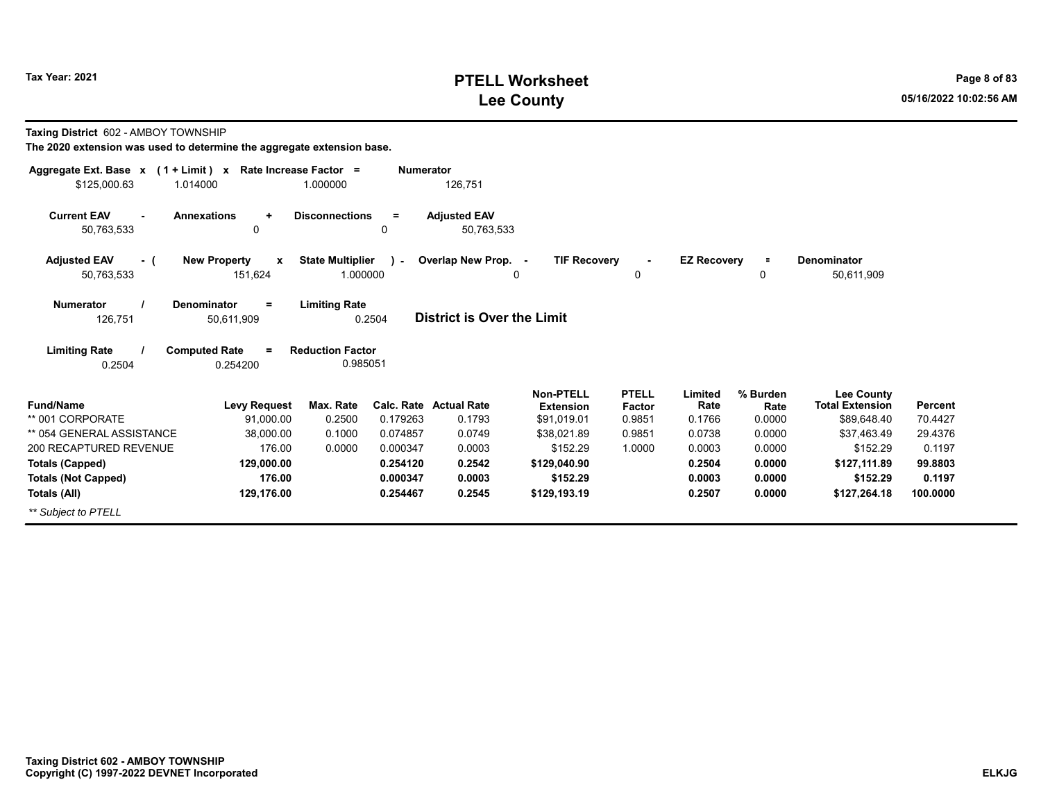# PTELL Worksheet
# Lee County

Tax Year: 2021

**Taxing District** 602 - AMBOY TOWNSHIP

**The 2020 extension was used to determine the aggregate extension base.**

| Aggregate Ext. Base x | (1 + Limit) x | Rate Increase Factor = | Numerator |
|---|---|---|---|
| $125,000.63 | 1.014000 | 1.000000 | 126,751 |

| Current EAV - | Annexations + | Disconnections = | Adjusted EAV |
|---|---|---|---|
| 50,763,533 | 0 | 0 | 50,763,533 |

| Adjusted EAV - ( | New Property x | State Multiplier ) - | Overlap New Prop. - | TIF Recovery - | EZ Recovery = | Denominator |
|---|---|---|---|---|---|---|
| 50,763,533 | 151,624 | 1.000000 | 0 | 0 | 0 | 50,611,909 |

| Numerator / | Denominator = | Limiting Rate |
|---|---|---|
| 126,751 | 50,611,909 | 0.2504 |

**District is Over the Limit**

| Limiting Rate / | Computed Rate = | Reduction Factor |
|---|---|---|
| 0.2504 | 0.254200 | 0.985051 |

| Fund/Name | Levy Request | Max. Rate | Calc. Rate | Actual Rate | Non-PTELL Extension | PTELL Factor | Limited Rate | % Burden Rate | Lee County Total Extension | Percent |
|---|---|---|---|---|---|---|---|---|---|---|
| ** 001 CORPORATE | 91,000.00 | 0.2500 | 0.179263 | 0.1793 | $91,019.01 | 0.9851 | 0.1766 | 0.0000 | $89,648.40 | 70.4427 |
| ** 054 GENERAL ASSISTANCE | 38,000.00 | 0.1000 | 0.074857 | 0.0749 | $38,021.89 | 0.9851 | 0.0738 | 0.0000 | $37,463.49 | 29.4376 |
| 200 RECAPTURED REVENUE | 176.00 | 0.0000 | 0.000347 | 0.0003 | $152.29 | 1.0000 | 0.0003 | 0.0000 | $152.29 | 0.1197 |
| **Totals (Capped)** | **129,000.00** | | **0.254120** | **0.2542** | **$129,040.90** | | **0.2504** | **0.0000** | **$127,111.89** | **99.8803** |
| **Totals (Not Capped)** | **176.00** | | **0.000347** | **0.0003** | **$152.29** | | **0.0003** | **0.0000** | **$152.29** | **0.1197** |
| **Totals (All)** | **129,176.00** | | **0.254467** | **0.2545** | **$129,193.19** | | **0.2507** | **0.0000** | **$127,264.18** | **100.0000** |

*** Subject to PTELL*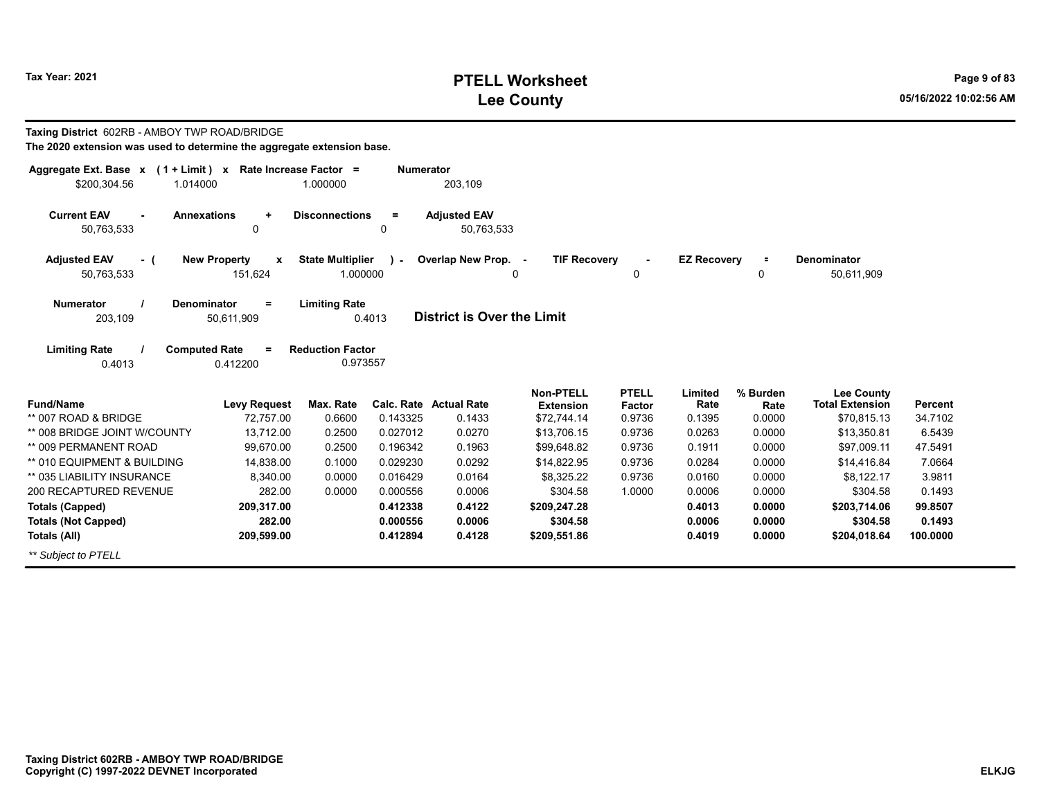# PTELL Worksheet
# Lee County

Tax Year: 2021

**Taxing District** 602RB - AMBOY TWP ROAD/BRIDGE

**The 2020 extension was used to determine the aggregate extension base.**

| Aggregate Ext. Base x | (1 + Limit) x | Rate Increase Factor = | Numerator |
|---|---|---|---|
| $200,304.56 | 1.014000 | 1.000000 | 203,109 |

| Current EAV - | Annexations + | Disconnections = | Adjusted EAV |
|---|---|---|---|
| 50,763,533 | 0 | 0 | 50,763,533 |

| Adjusted EAV - ( | New Property x | State Multiplier ) - | Overlap New Prop. - | TIF Recovery - | EZ Recovery = | Denominator |
|---|---|---|---|---|---|---|
| 50,763,533 | 151,624 | 1.000000 | 0 | 0 | 0 | 50,611,909 |

| Numerator / | Denominator = | Limiting Rate |
|---|---|---|
| 203,109 | 50,611,909 | 0.4013 |

**District is Over the Limit**

| Limiting Rate / | Computed Rate = | Reduction Factor |
|---|---|---|
| 0.4013 | 0.412200 | 0.973557 |

| Fund/Name | Levy Request | Max. Rate | Calc. Rate | Actual Rate | Non-PTELL Extension | PTELL Factor | Limited Rate | % Burden Rate | Lee County Total Extension | Percent |
|---|---|---|---|---|---|---|---|---|---|---|
| ** 007 ROAD & BRIDGE | 72,757.00 | 0.6600 | 0.143325 | 0.1433 | $72,744.14 | 0.9736 | 0.1395 | 0.0000 | $70,815.13 | 34.7102 |
| ** 008 BRIDGE JOINT W/COUNTY | 13,712.00 | 0.2500 | 0.027012 | 0.0270 | $13,706.15 | 0.9736 | 0.0263 | 0.0000 | $13,350.81 | 6.5439 |
| ** 009 PERMANENT ROAD | 99,670.00 | 0.2500 | 0.196342 | 0.1963 | $99,648.82 | 0.9736 | 0.1911 | 0.0000 | $97,009.11 | 47.5491 |
| ** 010 EQUIPMENT & BUILDING | 14,838.00 | 0.1000 | 0.029230 | 0.0292 | $14,822.95 | 0.9736 | 0.0284 | 0.0000 | $14,416.84 | 7.0664 |
| ** 035 LIABILITY INSURANCE | 8,340.00 | 0.0000 | 0.016429 | 0.0164 | $8,325.22 | 0.9736 | 0.0160 | 0.0000 | $8,122.17 | 3.9811 |
| 200 RECAPTURED REVENUE | 282.00 | 0.0000 | 0.000556 | 0.0006 | $304.58 | 1.0000 | 0.0006 | 0.0000 | $304.58 | 0.1493 |
| **Totals (Capped)** | **209,317.00** | | **0.412338** | **0.4122** | **$209,247.28** | | **0.4013** | **0.0000** | **$203,714.06** | **99.8507** |
| **Totals (Not Capped)** | **282.00** | | **0.000556** | **0.0006** | **$304.58** | | **0.0006** | **0.0000** | **$304.58** | **0.1493** |
| **Totals (All)** | **209,599.00** | | **0.412894** | **0.4128** | **$209,551.86** | | **0.4019** | **0.0000** | **$204,018.64** | **100.0000** |

*** Subject to PTELL*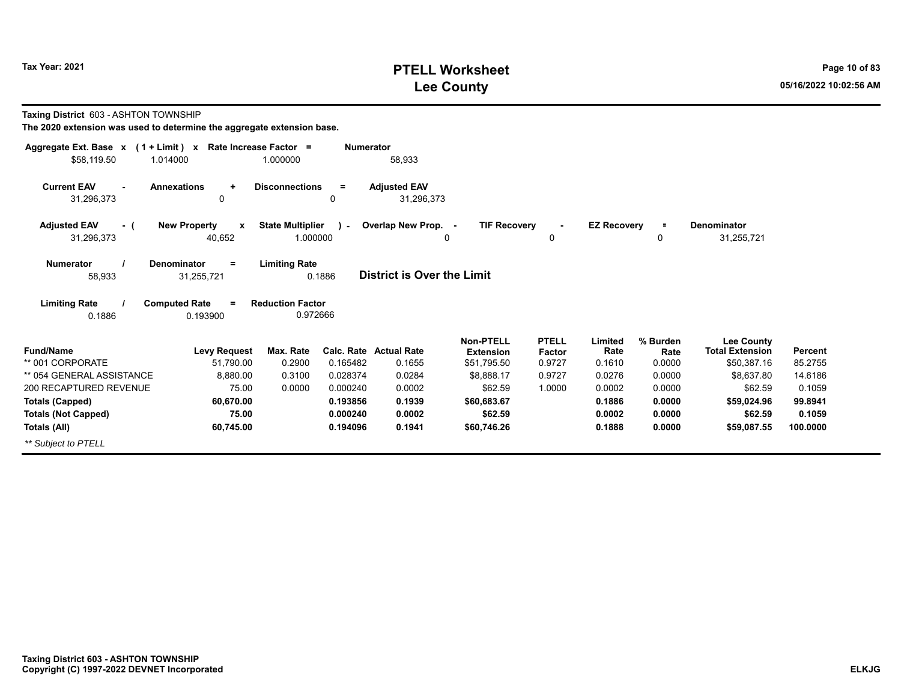# PTELL Worksheet
## Lee County

Tax Year: 2021

**Taxing District** 603 - ASHTON TOWNSHIP

**The 2020 extension was used to determine the aggregate extension base.**

| Aggregate Ext. Base x | (1 + Limit) x | Rate Increase Factor = | Numerator |
|---|---|---|---|
| $58,119.50 | 1.014000 | 1.000000 | 58,933 |

| Current EAV - | Annexations + | Disconnections = | Adjusted EAV |
|---|---|---|---|
| 31,296,373 | 0 | 0 | 31,296,373 |

| Adjusted EAV - ( | New Property x | State Multiplier ) - | Overlap New Prop. - | TIF Recovery - | EZ Recovery = | Denominator |
|---|---|---|---|---|---|---|
| 31,296,373 | 40,652 | 1.000000 | 0 | 0 | 0 | 31,255,721 |

| Numerator / | Denominator = | Limiting Rate |
|---|---|---|
| 58,933 | 31,255,721 | 0.1886 |

**District is Over the Limit**

| Limiting Rate / | Computed Rate = | Reduction Factor |
|---|---|---|
| 0.1886 | 0.193900 | 0.972666 |

| Fund/Name | Levy Request | Max. Rate | Calc. Rate | Actual Rate | Non-PTELL Extension | PTELL Factor | Limited Rate | % Burden Rate | Lee County Total Extension | Percent |
|---|---|---|---|---|---|---|---|---|---|---|
| ** 001 CORPORATE | 51,790.00 | 0.2900 | 0.165482 | 0.1655 | $51,795.50 | 0.9727 | 0.1610 | 0.0000 | $50,387.16 | 85.2755 |
| ** 054 GENERAL ASSISTANCE | 8,880.00 | 0.3100 | 0.028374 | 0.0284 | $8,888.17 | 0.9727 | 0.0276 | 0.0000 | $8,637.80 | 14.6186 |
| 200 RECAPTURED REVENUE | 75.00 | 0.0000 | 0.000240 | 0.0002 | $62.59 | 1.0000 | 0.0002 | 0.0000 | $62.59 | 0.1059 |
| **Totals (Capped)** | **60,670.00** | | **0.193856** | **0.1939** | **$60,683.67** | | **0.1886** | **0.0000** | **$59,024.96** | **99.8941** |
| **Totals (Not Capped)** | **75.00** | | **0.000240** | **0.0002** | **$62.59** | | **0.0002** | **0.0000** | **$62.59** | **0.1059** |
| **Totals (All)** | **60,745.00** | | **0.194096** | **0.1941** | **$60,746.26** | | **0.1888** | **0.0000** | **$59,087.55** | **100.0000** |

*** Subject to PTELL*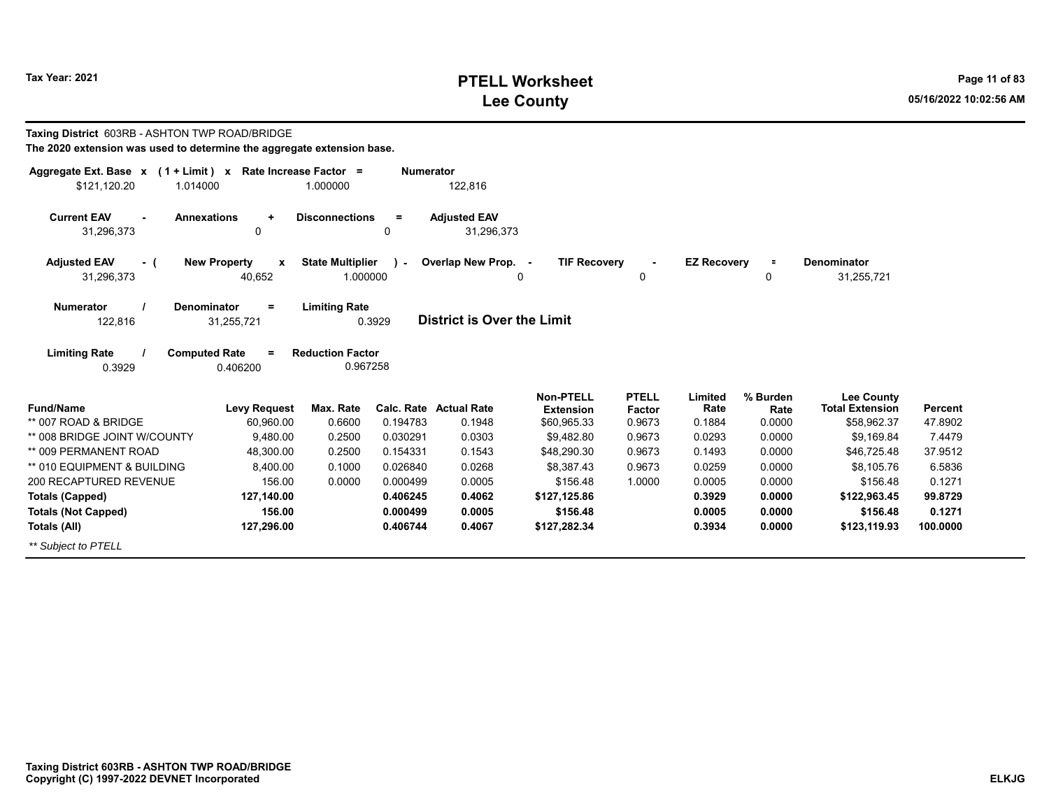**Taxing District** 603RB - ASHTON TWP ROAD/BRIDGE

**The 2020 extension was used to determine the aggregate extension base.**

| Aggregate Ext. Base x | (1 + Limit) x | Rate Increase Factor = | Numerator |
|---|---|---|---|
| $121,120.20 | 1.014000 | 1.000000 | 122,816 |

| Current EAV - | Annexations + | Disconnections = | Adjusted EAV |
|---|---|---|---|
| 31,296,373 | 0 | 0 | 31,296,373 |

| Adjusted EAV - ( | New Property x | State Multiplier ) - | Overlap New Prop. - | TIF Recovery - | EZ Recovery = | Denominator |
|---|---|---|---|---|---|---|
| 31,296,373 | 40,652 | 1.000000 | 0 | 0 | 0 | 31,255,721 |

| Numerator / | Denominator = | Limiting Rate |
|---|---|---|
| 122,816 | 31,255,721 | 0.3929 |

**District is Over the Limit**

| Limiting Rate / | Computed Rate = | Reduction Factor |
|---|---|---|
| 0.3929 | 0.406200 | 0.967258 |

| Fund/Name | Levy Request | Max. Rate | Calc. Rate | Actual Rate | Non-PTELL Extension | PTELL Factor | Limited Rate | % Burden Rate | Lee County Total Extension | Percent |
|---|---|---|---|---|---|---|---|---|---|---|
| ** 007 ROAD & BRIDGE | 60,960.00 | 0.6600 | 0.194783 | 0.1948 | $60,965.33 | 0.9673 | 0.1884 | 0.0000 | $58,962.37 | 47.8902 |
| ** 008 BRIDGE JOINT W/COUNTY | 9,480.00 | 0.2500 | 0.030291 | 0.0303 | $9,482.80 | 0.9673 | 0.0293 | 0.0000 | $9,169.84 | 7.4479 |
| ** 009 PERMANENT ROAD | 48,300.00 | 0.2500 | 0.154331 | 0.1543 | $48,290.30 | 0.9673 | 0.1493 | 0.0000 | $46,725.48 | 37.9512 |
| ** 010 EQUIPMENT & BUILDING | 8,400.00 | 0.1000 | 0.026840 | 0.0268 | $8,387.43 | 0.9673 | 0.0259 | 0.0000 | $8,105.76 | 6.5836 |
| 200 RECAPTURED REVENUE | 156.00 | 0.0000 | 0.000499 | 0.0005 | $156.48 | 1.0000 | 0.0005 | 0.0000 | $156.48 | 0.1271 |
| **Totals (Capped)** | **127,140.00** | | **0.406245** | **0.4062** | **$127,125.86** | | **0.3929** | **0.0000** | **$122,963.45** | **99.8729** |
| **Totals (Not Capped)** | **156.00** | | **0.000499** | **0.0005** | **$156.48** | | **0.0005** | **0.0000** | **$156.48** | **0.1271** |
| **Totals (All)** | **127,296.00** | | **0.406744** | **0.4067** | **$127,282.34** | | **0.3934** | **0.0000** | **$123,119.93** | **100.0000** |

*** Subject to PTELL*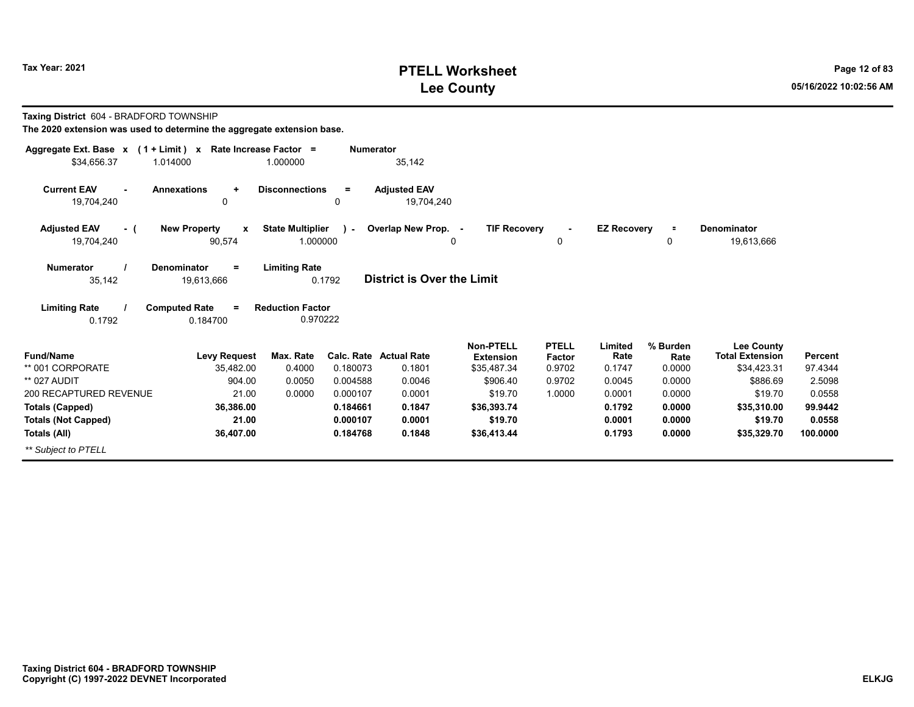**Taxing District** 604 - BRADFORD TOWNSHIP

**The 2020 extension was used to determine the aggregate extension base.**

| Aggregate Ext. Base | x | (1 + Limit) | x | Rate Increase Factor | = | Numerator |
|---|---|---|---|---|---|---|
| $34,656.37 | | 1.014000 | | 1.000000 | | 35,142 |

| Current EAV | - | Annexations | + | Disconnections | = | Adjusted EAV |
|---|---|---|---|---|---|---|
| 19,704,240 | | 0 | | 0 | | 19,704,240 |

| Adjusted EAV | - ( | New Property | x | State Multiplier | ) - | Overlap New Prop. | - | TIF Recovery | - | EZ Recovery | = | Denominator |
|---|---|---|---|---|---|---|---|---|---|---|---|---|
| 19,704,240 | | 90,574 | | 1.000000 | | 0 | | 0 | | 0 | | 19,613,666 |

| Numerator | / | Denominator | = | Limiting Rate |
|---|---|---|---|---|
| 35,142 | | 19,613,666 | | 0.1792 |

**District is Over the Limit**

| Limiting Rate | / | Computed Rate | = | Reduction Factor |
|---|---|---|---|---|
| 0.1792 | | 0.184700 | | 0.970222 |

| Fund/Name | Levy Request | Max. Rate | Calc. Rate | Actual Rate | Non-PTELL Extension | PTELL Factor | Limited Rate | % Burden Rate | Lee County Total Extension | Percent |
|---|---|---|---|---|---|---|---|---|---|---|
| ** 001 CORPORATE | 35,482.00 | 0.4000 | 0.180073 | 0.1801 | $35,487.34 | 0.9702 | 0.1747 | 0.0000 | $34,423.31 | 97.4344 |
| ** 027 AUDIT | 904.00 | 0.0050 | 0.004588 | 0.0046 | $906.40 | 0.9702 | 0.0045 | 0.0000 | $886.69 | 2.5098 |
| 200 RECAPTURED REVENUE | 21.00 | 0.0000 | 0.000107 | 0.0001 | $19.70 | 1.0000 | 0.0001 | 0.0000 | $19.70 | 0.0558 |
| **Totals (Capped)** | **36,386.00** | | **0.184661** | **0.1847** | **$36,393.74** | | **0.1792** | **0.0000** | **$35,310.00** | **99.9442** |
| **Totals (Not Capped)** | **21.00** | | **0.000107** | **0.0001** | **$19.70** | | **0.0001** | **0.0000** | **$19.70** | **0.0558** |
| **Totals (All)** | **36,407.00** | | **0.184768** | **0.1848** | **$36,413.44** | | **0.1793** | **0.0000** | **$35,329.70** | **100.0000** |

*** Subject to PTELL*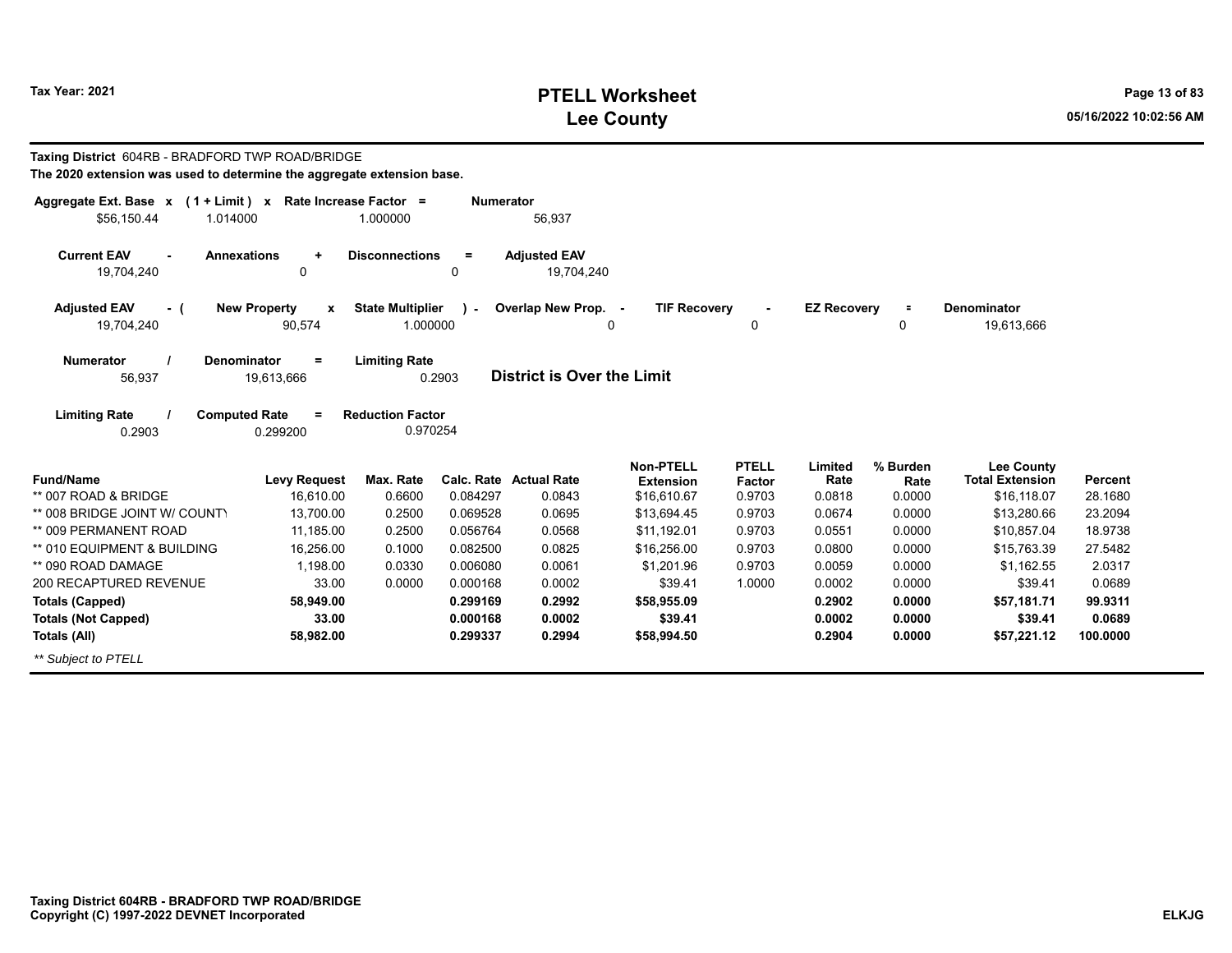# PTELL Worksheet
# Lee County

Tax Year: 2021

**Taxing District** 604RB - BRADFORD TWP ROAD/BRIDGE

**The 2020 extension was used to determine the aggregate extension base.**

| Aggregate Ext. Base | x | (1 + Limit) | x | Rate Increase Factor | = | Numerator |
|---|---|---|---|---|---|---|
| $56,150.44 | | 1.014000 | | 1.000000 | | 56,937 |

| Current EAV | - | Annexations | + | Disconnections | = | Adjusted EAV |
|---|---|---|---|---|---|---|
| 19,704,240 | | 0 | | 0 | | 19,704,240 |

| Adjusted EAV | - ( | New Property | x | State Multiplier | ) - | Overlap New Prop. | - | TIF Recovery | - | EZ Recovery | = | Denominator |
|---|---|---|---|---|---|---|---|---|---|---|---|---|
| 19,704,240 | | 90,574 | | 1.000000 | | 0 | | 0 | | 0 | | 19,613,666 |

| Numerator | / | Denominator | = | Limiting Rate | |
|---|---|---|---|---|---|
| 56,937 | | 19,613,666 | | 0.2903 | **District is Over the Limit** |

| Limiting Rate | / | Computed Rate | = | Reduction Factor |
|---|---|---|---|---|
| 0.2903 | | 0.299200 | | 0.970254 |

| Fund/Name | Levy Request | Max. Rate | Calc. Rate | Actual Rate | Non-PTELL Extension | PTELL Factor | Limited Rate | % Burden Rate | Lee County Total Extension | Percent |
|---|---|---|---|---|---|---|---|---|---|---|
| ** 007 ROAD & BRIDGE | 16,610.00 | 0.6600 | 0.084297 | 0.0843 | $16,610.67 | 0.9703 | 0.0818 | 0.0000 | $16,118.07 | 28.1680 |
| ** 008 BRIDGE JOINT W/ COUNTY | 13,700.00 | 0.2500 | 0.069528 | 0.0695 | $13,694.45 | 0.9703 | 0.0674 | 0.0000 | $13,280.66 | 23.2094 |
| ** 009 PERMANENT ROAD | 11,185.00 | 0.2500 | 0.056764 | 0.0568 | $11,192.01 | 0.9703 | 0.0551 | 0.0000 | $10,857.04 | 18.9738 |
| ** 010 EQUIPMENT & BUILDING | 16,256.00 | 0.1000 | 0.082500 | 0.0825 | $16,256.00 | 0.9703 | 0.0800 | 0.0000 | $15,763.39 | 27.5482 |
| ** 090 ROAD DAMAGE | 1,198.00 | 0.0330 | 0.006080 | 0.0061 | $1,201.96 | 0.9703 | 0.0059 | 0.0000 | $1,162.55 | 2.0317 |
| 200 RECAPTURED REVENUE | 33.00 | 0.0000 | 0.000168 | 0.0002 | $39.41 | 1.0000 | 0.0002 | 0.0000 | $39.41 | 0.0689 |
| **Totals (Capped)** | **58,949.00** | | **0.299169** | **0.2992** | **$58,955.09** | | **0.2902** | **0.0000** | **$57,181.71** | **99.9311** |
| **Totals (Not Capped)** | **33.00** | | **0.000168** | **0.0002** | **$39.41** | | **0.0002** | **0.0000** | **$39.41** | **0.0689** |
| **Totals (All)** | **58,982.00** | | **0.299337** | **0.2994** | **$58,994.50** | | **0.2904** | **0.0000** | **$57,221.12** | **100.0000** |

*** Subject to PTELL*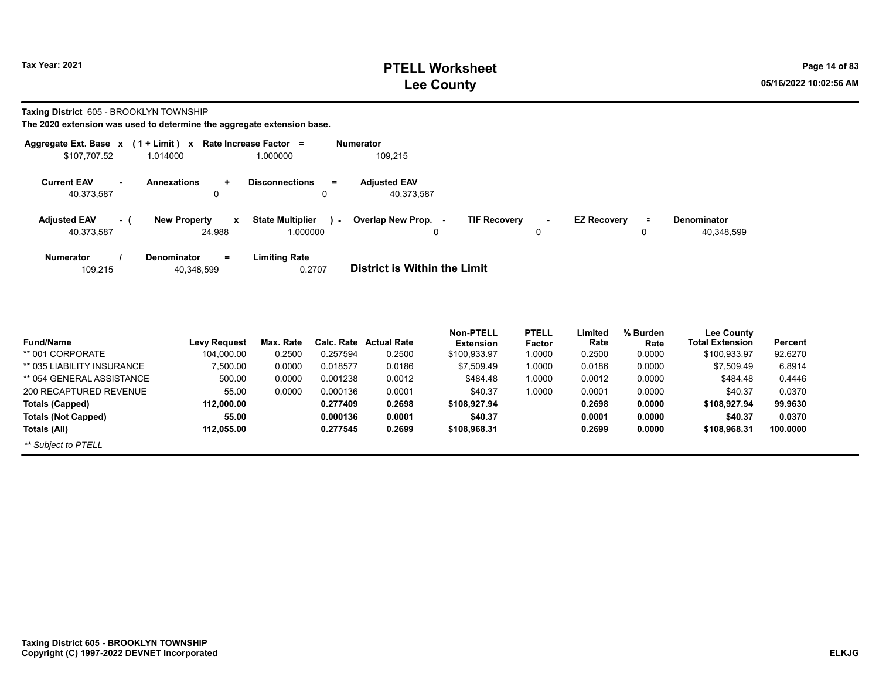# PTELL Worksheet
# Lee County

Tax Year: 2021

**Taxing District** 605 - BROOKLYN TOWNSHIP

**The 2020 extension was used to determine the aggregate extension base.**

| Aggregate Ext. Base x | (1 + Limit) x | Rate Increase Factor = | Numerator |
|---|---|---|---|
| $107,707.52 | 1.014000 | 1.000000 | 109,215 |

| Current EAV - | Annexations + | Disconnections = | Adjusted EAV |
|---|---|---|---|
| 40,373,587 | 0 | 0 | 40,373,587 |

| Adjusted EAV - ( | New Property x | State Multiplier ) - | Overlap New Prop. - | TIF Recovery - | EZ Recovery = | Denominator |
|---|---|---|---|---|---|---|
| 40,373,587 | 24,988 | 1.000000 | 0 | 0 | 0 | 40,348,599 |

| Numerator / | Denominator = | Limiting Rate |
|---|---|---|
| 109,215 | 40,348,599 | 0.2707 |

**District is Within the Limit**

| Fund/Name | Levy Request | Max. Rate | Calc. Rate | Actual Rate | Non-PTELL Extension | PTELL Factor | Limited Rate | % Burden Rate | Lee County Total Extension | Percent |
|---|---|---|---|---|---|---|---|---|---|---|
| ** 001 CORPORATE | 104,000.00 | 0.2500 | 0.257594 | 0.2500 | $100,933.97 | 1.0000 | 0.2500 | 0.0000 | $100,933.97 | 92.6270 |
| ** 035 LIABILITY INSURANCE | 7,500.00 | 0.0000 | 0.018577 | 0.0186 | $7,509.49 | 1.0000 | 0.0186 | 0.0000 | $7,509.49 | 6.8914 |
| ** 054 GENERAL ASSISTANCE | 500.00 | 0.0000 | 0.001238 | 0.0012 | $484.48 | 1.0000 | 0.0012 | 0.0000 | $484.48 | 0.4446 |
| 200 RECAPTURED REVENUE | 55.00 | 0.0000 | 0.000136 | 0.0001 | $40.37 | 1.0000 | 0.0001 | 0.0000 | $40.37 | 0.0370 |
| **Totals (Capped)** | **112,000.00** | | **0.277409** | **0.2698** | **$108,927.94** | | **0.2698** | **0.0000** | **$108,927.94** | **99.9630** |
| **Totals (Not Capped)** | **55.00** | | **0.000136** | **0.0001** | **$40.37** | | **0.0001** | **0.0000** | **$40.37** | **0.0370** |
| **Totals (All)** | **112,055.00** | | **0.277545** | **0.2699** | **$108,968.31** | | **0.2699** | **0.0000** | **$108,968.31** | **100.0000** |

*** Subject to PTELL*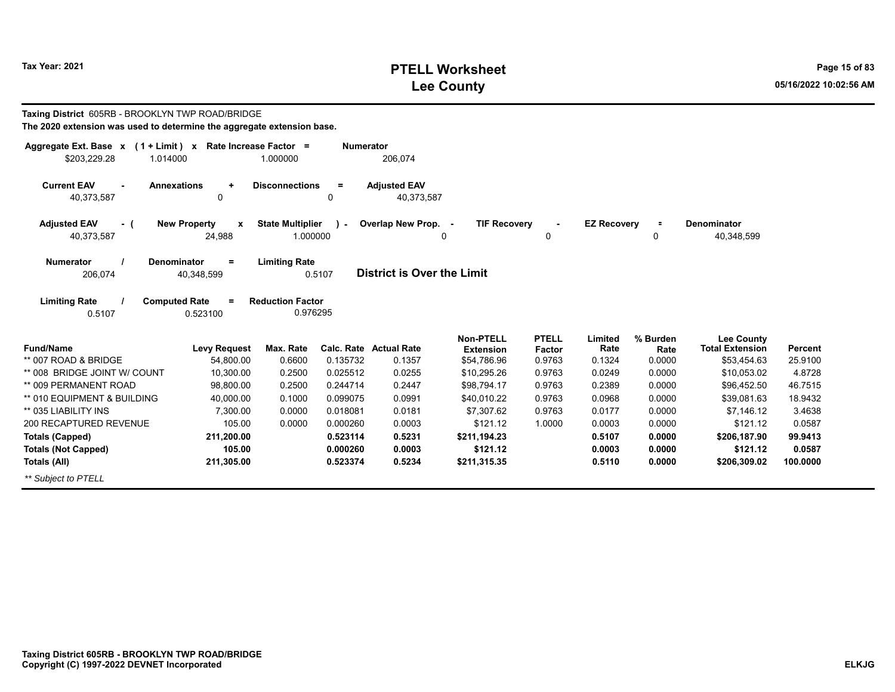# PTELL Worksheet
# Lee County

Tax Year: 2021

**Taxing District** 605RB - BROOKLYN TWP ROAD/BRIDGE

**The 2020 extension was used to determine the aggregate extension base.**

| Aggregate Ext. Base x | (1 + Limit) x | Rate Increase Factor = | Numerator |
|---|---|---|---|
| $203,229.28 | 1.014000 | 1.000000 | 206,074 |

| Current EAV - | Annexations + | Disconnections = | Adjusted EAV |
|---|---|---|---|
| 40,373,587 | 0 | 0 | 40,373,587 |

| Adjusted EAV - ( | New Property x | State Multiplier ) - | Overlap New Prop. - | TIF Recovery - | EZ Recovery = | Denominator |
|---|---|---|---|---|---|---|
| 40,373,587 | 24,988 | 1.000000 | 0 | 0 | 0 | 40,348,599 |

| Numerator / | Denominator = | Limiting Rate |
|---|---|---|
| 206,074 | 40,348,599 | 0.5107 |

**District is Over the Limit**

| Limiting Rate / | Computed Rate = | Reduction Factor |
|---|---|---|
| 0.5107 | 0.523100 | 0.976295 |

| Fund/Name | Levy Request | Max. Rate | Calc. Rate | Actual Rate | Non-PTELL Extension | PTELL Factor | Limited Rate | % Burden Rate | Lee County Total Extension | Percent |
|---|---|---|---|---|---|---|---|---|---|---|
| ** 007 ROAD & BRIDGE | 54,800.00 | 0.6600 | 0.135732 | 0.1357 | $54,786.96 | 0.9763 | 0.1324 | 0.0000 | $53,454.63 | 25.9100 |
| ** 008 BRIDGE JOINT W/ COUNT | 10,300.00 | 0.2500 | 0.025512 | 0.0255 | $10,295.26 | 0.9763 | 0.0249 | 0.0000 | $10,053.02 | 4.8728 |
| ** 009 PERMANENT ROAD | 98,800.00 | 0.2500 | 0.244714 | 0.2447 | $98,794.17 | 0.9763 | 0.2389 | 0.0000 | $96,452.50 | 46.7515 |
| ** 010 EQUIPMENT & BUILDING | 40,000.00 | 0.1000 | 0.099075 | 0.0991 | $40,010.22 | 0.9763 | 0.0968 | 0.0000 | $39,081.63 | 18.9432 |
| ** 035 LIABILITY INS | 7,300.00 | 0.0000 | 0.018081 | 0.0181 | $7,307.62 | 0.9763 | 0.0177 | 0.0000 | $7,146.12 | 3.4638 |
| 200 RECAPTURED REVENUE | 105.00 | 0.0000 | 0.000260 | 0.0003 | $121.12 | 1.0000 | 0.0003 | 0.0000 | $121.12 | 0.0587 |
| **Totals (Capped)** | **211,200.00** | | **0.523114** | **0.5231** | **$211,194.23** | | **0.5107** | **0.0000** | **$206,187.90** | **99.9413** |
| **Totals (Not Capped)** | **105.00** | | **0.000260** | **0.0003** | **$121.12** | | **0.0003** | **0.0000** | **$121.12** | **0.0587** |
| **Totals (All)** | **211,305.00** | | **0.523374** | **0.5234** | **$211,315.35** | | **0.5110** | **0.0000** | **$206,309.02** | **100.0000** |

*** Subject to PTELL*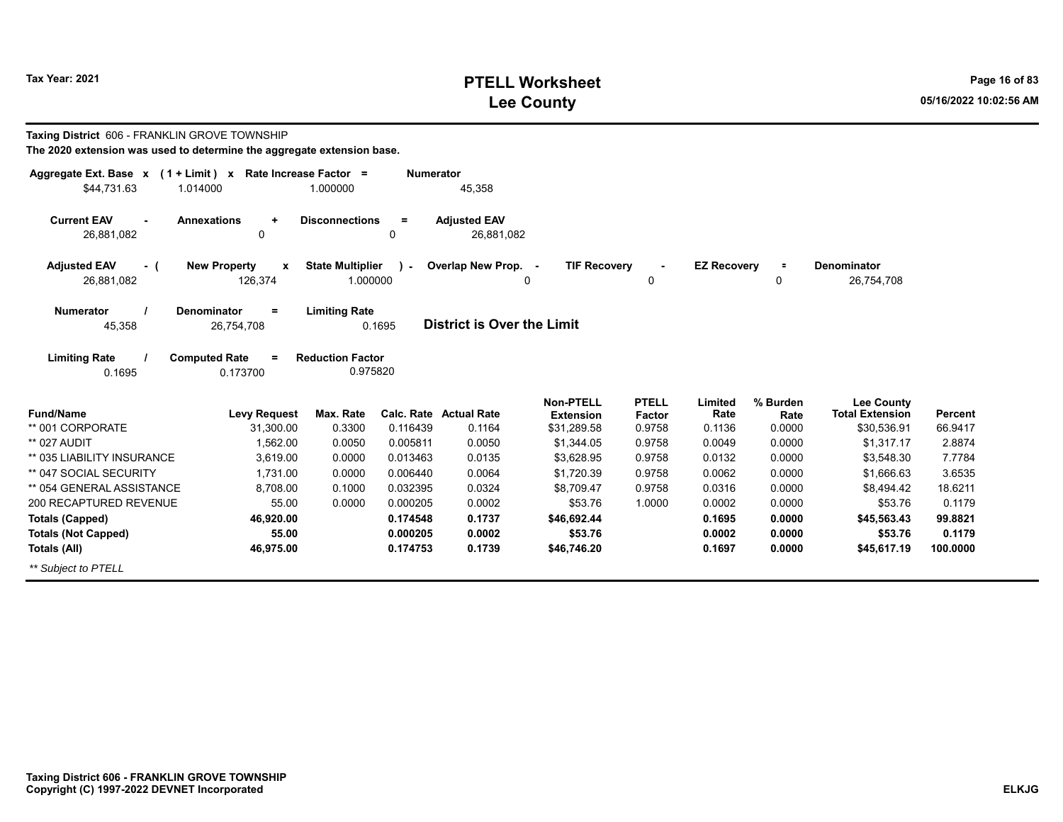**Taxing District** 606 - FRANKLIN GROVE TOWNSHIP

**The 2020 extension was used to determine the aggregate extension base.**

| Aggregate Ext. Base | x | (1 + Limit) | x | Rate Increase Factor | = | Numerator |
|---|---|---|---|---|---|---|
| $44,731.63 | | 1.014000 | | 1.000000 | | 45,358 |

| Current EAV | - | Annexations | + | Disconnections | = | Adjusted EAV |
|---|---|---|---|---|---|---|
| 26,881,082 | | 0 | | 0 | | 26,881,082 |

| Adjusted EAV | - ( | New Property | x | State Multiplier | ) - | Overlap New Prop. | - | TIF Recovery | - | EZ Recovery | = | Denominator |
|---|---|---|---|---|---|---|---|---|---|---|---|---|
| 26,881,082 | | 126,374 | | 1.000000 | | 0 | | 0 | | 0 | | 26,754,708 |

| Numerator | / | Denominator | = | Limiting Rate |
|---|---|---|---|---|
| 45,358 | | 26,754,708 | | 0.1695 |

**District is Over the Limit**

| Limiting Rate | / | Computed Rate | = | Reduction Factor |
|---|---|---|---|---|
| 0.1695 | | 0.173700 | | 0.975820 |

| Fund/Name | Levy Request | Max. Rate | Calc. Rate | Actual Rate | Non-PTELL Extension | PTELL Factor | Limited Rate | % Burden Rate | Lee County Total Extension | Percent |
|---|---|---|---|---|---|---|---|---|---|---|
| ** 001 CORPORATE | 31,300.00 | 0.3300 | 0.116439 | 0.1164 | $31,289.58 | 0.9758 | 0.1136 | 0.0000 | $30,536.91 | 66.9417 |
| ** 027 AUDIT | 1,562.00 | 0.0050 | 0.005811 | 0.0050 | $1,344.05 | 0.9758 | 0.0049 | 0.0000 | $1,317.17 | 2.8874 |
| ** 035 LIABILITY INSURANCE | 3,619.00 | 0.0000 | 0.013463 | 0.0135 | $3,628.95 | 0.9758 | 0.0132 | 0.0000 | $3,548.30 | 7.7784 |
| ** 047 SOCIAL SECURITY | 1,731.00 | 0.0000 | 0.006440 | 0.0064 | $1,720.39 | 0.9758 | 0.0062 | 0.0000 | $1,666.63 | 3.6535 |
| ** 054 GENERAL ASSISTANCE | 8,708.00 | 0.1000 | 0.032395 | 0.0324 | $8,709.47 | 0.9758 | 0.0316 | 0.0000 | $8,494.42 | 18.6211 |
| 200 RECAPTURED REVENUE | 55.00 | 0.0000 | 0.000205 | 0.0002 | $53.76 | 1.0000 | 0.0002 | 0.0000 | $53.76 | 0.1179 |
| **Totals (Capped)** | **46,920.00** | | **0.174548** | **0.1737** | **$46,692.44** | | **0.1695** | **0.0000** | **$45,563.43** | **99.8821** |
| **Totals (Not Capped)** | **55.00** | | **0.000205** | **0.0002** | **$53.76** | | **0.0002** | **0.0000** | **$53.76** | **0.1179** |
| **Totals (All)** | **46,975.00** | | **0.174753** | **0.1739** | **$46,746.20** | | **0.1697** | **0.0000** | **$45,617.19** | **100.0000** |

*** Subject to PTELL*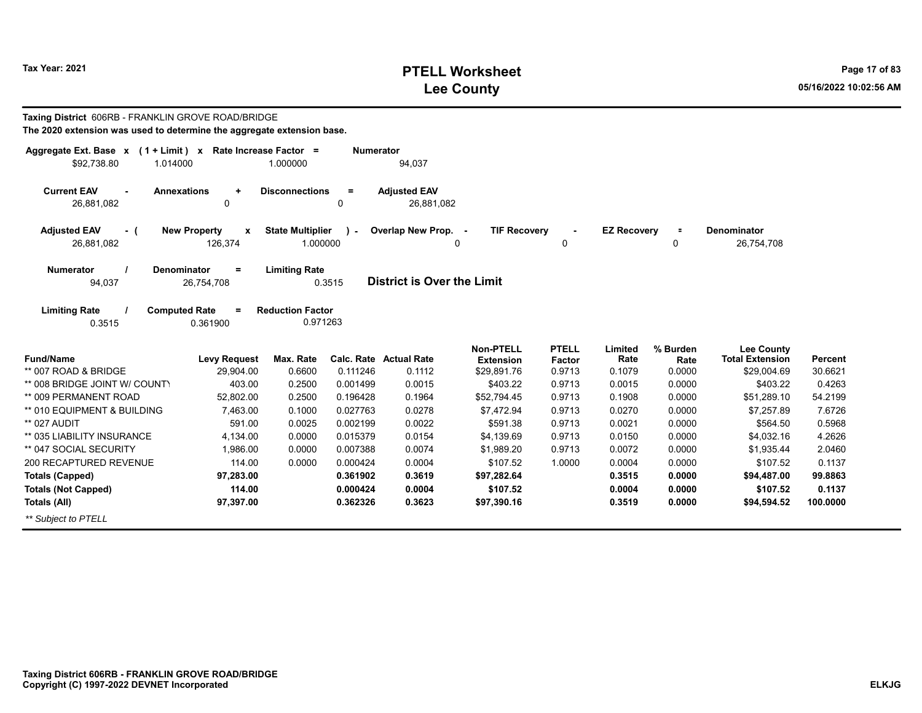**Taxing District** 606RB - FRANKLIN GROVE ROAD/BRIDGE

**The 2020 extension was used to determine the aggregate extension base.**

| Aggregate Ext. Base | x | (1 + Limit) | x | Rate Increase Factor | = | Numerator |
|---|---|---|---|---|---|---|
| $92,738.80 | | 1.014000 | | 1.000000 | | 94,037 |

| Current EAV | - | Annexations | + | Disconnections | = | Adjusted EAV |
|---|---|---|---|---|---|---|
| 26,881,082 | | 0 | | 0 | | 26,881,082 |

| Adjusted EAV | - ( | New Property | x | State Multiplier | ) - | Overlap New Prop. | - | TIF Recovery | - | EZ Recovery | = | Denominator |
|---|---|---|---|---|---|---|---|---|---|---|---|---|
| 26,881,082 | | 126,374 | | 1.000000 | | 0 | | 0 | | 0 | | 26,754,708 |

| Numerator | / | Denominator | = | Limiting Rate |
|---|---|---|---|---|
| 94,037 | | 26,754,708 | | 0.3515 |

**District is Over the Limit**

| Limiting Rate | / | Computed Rate | = | Reduction Factor |
|---|---|---|---|---|
| 0.3515 | | 0.361900 | | 0.971263 |

| Fund/Name | Levy Request | Max. Rate | Calc. Rate | Actual Rate | Non-PTELL Extension | PTELL Factor | Limited Rate | % Burden Rate | Lee County Total Extension | Percent |
|---|---|---|---|---|---|---|---|---|---|---|
| ** 007 ROAD & BRIDGE | 29,904.00 | 0.6600 | 0.111246 | 0.1112 | $29,891.76 | 0.9713 | 0.1079 | 0.0000 | $29,004.69 | 30.6621 |
| ** 008 BRIDGE JOINT W/ COUNTY | 403.00 | 0.2500 | 0.001499 | 0.0015 | $403.22 | 0.9713 | 0.0015 | 0.0000 | $403.22 | 0.4263 |
| ** 009 PERMANENT ROAD | 52,802.00 | 0.2500 | 0.196428 | 0.1964 | $52,794.45 | 0.9713 | 0.1908 | 0.0000 | $51,289.10 | 54.2199 |
| ** 010 EQUIPMENT & BUILDING | 7,463.00 | 0.1000 | 0.027763 | 0.0278 | $7,472.94 | 0.9713 | 0.0270 | 0.0000 | $7,257.89 | 7.6726 |
| ** 027 AUDIT | 591.00 | 0.0025 | 0.002199 | 0.0022 | $591.38 | 0.9713 | 0.0021 | 0.0000 | $564.50 | 0.5968 |
| ** 035 LIABILITY INSURANCE | 4,134.00 | 0.0000 | 0.015379 | 0.0154 | $4,139.69 | 0.9713 | 0.0150 | 0.0000 | $4,032.16 | 4.2626 |
| ** 047 SOCIAL SECURITY | 1,986.00 | 0.0000 | 0.007388 | 0.0074 | $1,989.20 | 0.9713 | 0.0072 | 0.0000 | $1,935.44 | 2.0460 |
| 200 RECAPTURED REVENUE | 114.00 | 0.0000 | 0.000424 | 0.0004 | $107.52 | 1.0000 | 0.0004 | 0.0000 | $107.52 | 0.1137 |
| **Totals (Capped)** | **97,283.00** | | **0.361902** | **0.3619** | **$97,282.64** | | **0.3515** | **0.0000** | **$94,487.00** | **99.8863** |
| **Totals (Not Capped)** | **114.00** | | **0.000424** | **0.0004** | **$107.52** | | **0.0004** | **0.0000** | **$107.52** | **0.1137** |
| **Totals (All)** | **97,397.00** | | **0.362326** | **0.3623** | **$97,390.16** | | **0.3519** | **0.0000** | **$94,594.52** | **100.0000** |

*** Subject to PTELL*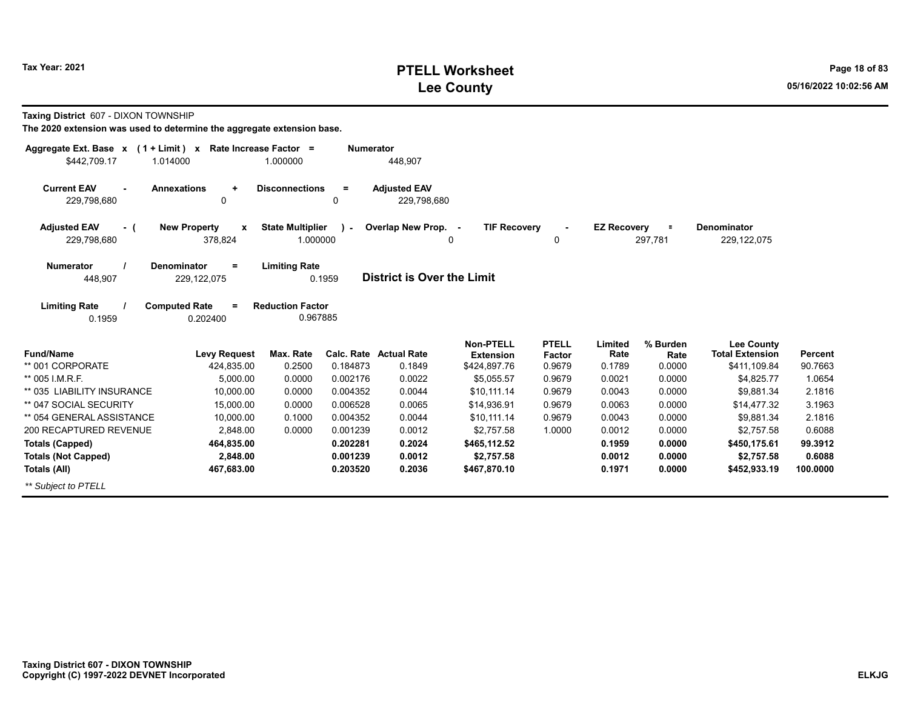**Taxing District** 607 - DIXON TOWNSHIP

**The 2020 extension was used to determine the aggregate extension base.**

| Aggregate Ext. Base | x | (1 + Limit) | x | Rate Increase Factor | = | Numerator |
|---|---|---|---|---|---|---|
| $442,709.17 | | 1.014000 | | 1.000000 | | 448,907 |

| Current EAV | - | Annexations | + | Disconnections | = | Adjusted EAV |
|---|---|---|---|---|---|---|
| 229,798,680 | | 0 | | 0 | | 229,798,680 |

| Adjusted EAV | - ( | New Property | x | State Multiplier | ) - | Overlap New Prop. | - | TIF Recovery | - | EZ Recovery | = | Denominator |
|---|---|---|---|---|---|---|---|---|---|---|---|---|
| 229,798,680 | | 378,824 | | 1.000000 | | 0 | | 0 | | 297,781 | | 229,122,075 |

| Numerator | / | Denominator | = | Limiting Rate |
|---|---|---|---|---|
| 448,907 | | 229,122,075 | | 0.1959 |

**District is Over the Limit**

| Limiting Rate | / | Computed Rate | = | Reduction Factor |
|---|---|---|---|---|
| 0.1959 | | 0.202400 | | 0.967885 |

| Fund/Name | Levy Request | Max. Rate | Calc. Rate | Actual Rate | Non-PTELL Extension | PTELL Factor | Limited Rate | % Burden Rate | Lee County Total Extension | Percent |
|---|---|---|---|---|---|---|---|---|---|---|
| ** 001 CORPORATE | 424,835.00 | 0.2500 | 0.184873 | 0.1849 | $424,897.76 | 0.9679 | 0.1789 | 0.0000 | $411,109.84 | 90.7663 |
| ** 005 I.M.R.F. | 5,000.00 | 0.0000 | 0.002176 | 0.0022 | $5,055.57 | 0.9679 | 0.0021 | 0.0000 | $4,825.77 | 1.0654 |
| ** 035 LIABILITY INSURANCE | 10,000.00 | 0.0000 | 0.004352 | 0.0044 | $10,111.14 | 0.9679 | 0.0043 | 0.0000 | $9,881.34 | 2.1816 |
| ** 047 SOCIAL SECURITY | 15,000.00 | 0.0000 | 0.006528 | 0.0065 | $14,936.91 | 0.9679 | 0.0063 | 0.0000 | $14,477.32 | 3.1963 |
| ** 054 GENERAL ASSISTANCE | 10,000.00 | 0.1000 | 0.004352 | 0.0044 | $10,111.14 | 0.9679 | 0.0043 | 0.0000 | $9,881.34 | 2.1816 |
| 200 RECAPTURED REVENUE | 2,848.00 | 0.0000 | 0.001239 | 0.0012 | $2,757.58 | 1.0000 | 0.0012 | 0.0000 | $2,757.58 | 0.6088 |
| **Totals (Capped)** | **464,835.00** | | **0.202281** | **0.2024** | **$465,112.52** | | **0.1959** | **0.0000** | **$450,175.61** | **99.3912** |
| **Totals (Not Capped)** | **2,848.00** | | **0.001239** | **0.0012** | **$2,757.58** | | **0.0012** | **0.0000** | **$2,757.58** | **0.6088** |
| **Totals (All)** | **467,683.00** | | **0.203520** | **0.2036** | **$467,870.10** | | **0.1971** | **0.0000** | **$452,933.19** | **100.0000** |

*** Subject to PTELL*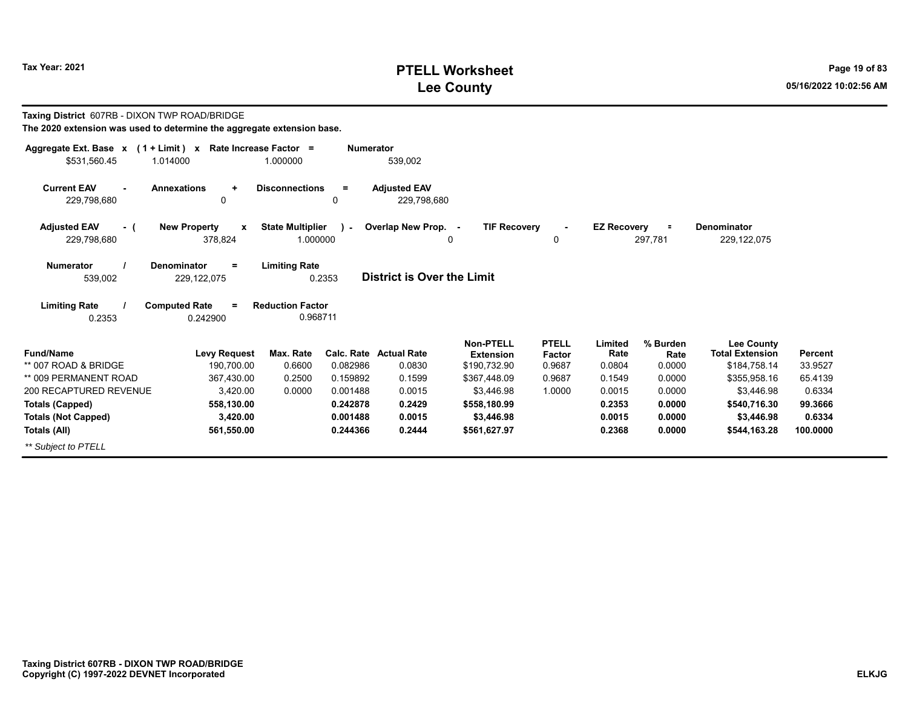**Taxing District** 607RB - DIXON TWP ROAD/BRIDGE

**The 2020 extension was used to determine the aggregate extension base.**

| Aggregate Ext. Base x | (1 + Limit) x | Rate Increase Factor = | Numerator |
|---|---|---|---|
| $531,560.45 | 1.014000 | 1.000000 | 539,002 |

| Current EAV - | Annexations + | Disconnections = | Adjusted EAV |
|---|---|---|---|
| 229,798,680 | 0 | 0 | 229,798,680 |

| Adjusted EAV - ( | New Property x | State Multiplier ) - | Overlap New Prop. - | TIF Recovery - | EZ Recovery = | Denominator |
|---|---|---|---|---|---|---|
| 229,798,680 | 378,824 | 1.000000 | 0 | 0 | 297,781 | 229,122,075 |

| Numerator / | Denominator = | Limiting Rate | |
|---|---|---|---|
| 539,002 | 229,122,075 | 0.2353 | **District is Over the Limit** |

| Limiting Rate / | Computed Rate = | Reduction Factor |
|---|---|---|
| 0.2353 | 0.242900 | 0.968711 |

| Fund/Name | Levy Request | Max. Rate | Calc. Rate | Actual Rate | Non-PTELL Extension | PTELL Factor | Limited Rate | % Burden Rate | Lee County Total Extension | Percent |
|---|---|---|---|---|---|---|---|---|---|---|
| ** 007 ROAD & BRIDGE | 190,700.00 | 0.6600 | 0.082986 | 0.0830 | $190,732.90 | 0.9687 | 0.0804 | 0.0000 | $184,758.14 | 33.9527 |
| ** 009 PERMANENT ROAD | 367,430.00 | 0.2500 | 0.159892 | 0.1599 | $367,448.09 | 0.9687 | 0.1549 | 0.0000 | $355,958.16 | 65.4139 |
| 200 RECAPTURED REVENUE | 3,420.00 | 0.0000 | 0.001488 | 0.0015 | $3,446.98 | 1.0000 | 0.0015 | 0.0000 | $3,446.98 | 0.6334 |
| **Totals (Capped)** | **558,130.00** | | **0.242878** | **0.2429** | **$558,180.99** | | **0.2353** | **0.0000** | **$540,716.30** | **99.3666** |
| **Totals (Not Capped)** | **3,420.00** | | **0.001488** | **0.0015** | **$3,446.98** | | **0.0015** | **0.0000** | **$3,446.98** | **0.6334** |
| **Totals (All)** | **561,550.00** | | **0.244366** | **0.2444** | **$561,627.97** | | **0.2368** | **0.0000** | **$544,163.28** | **100.0000** |

*** Subject to PTELL*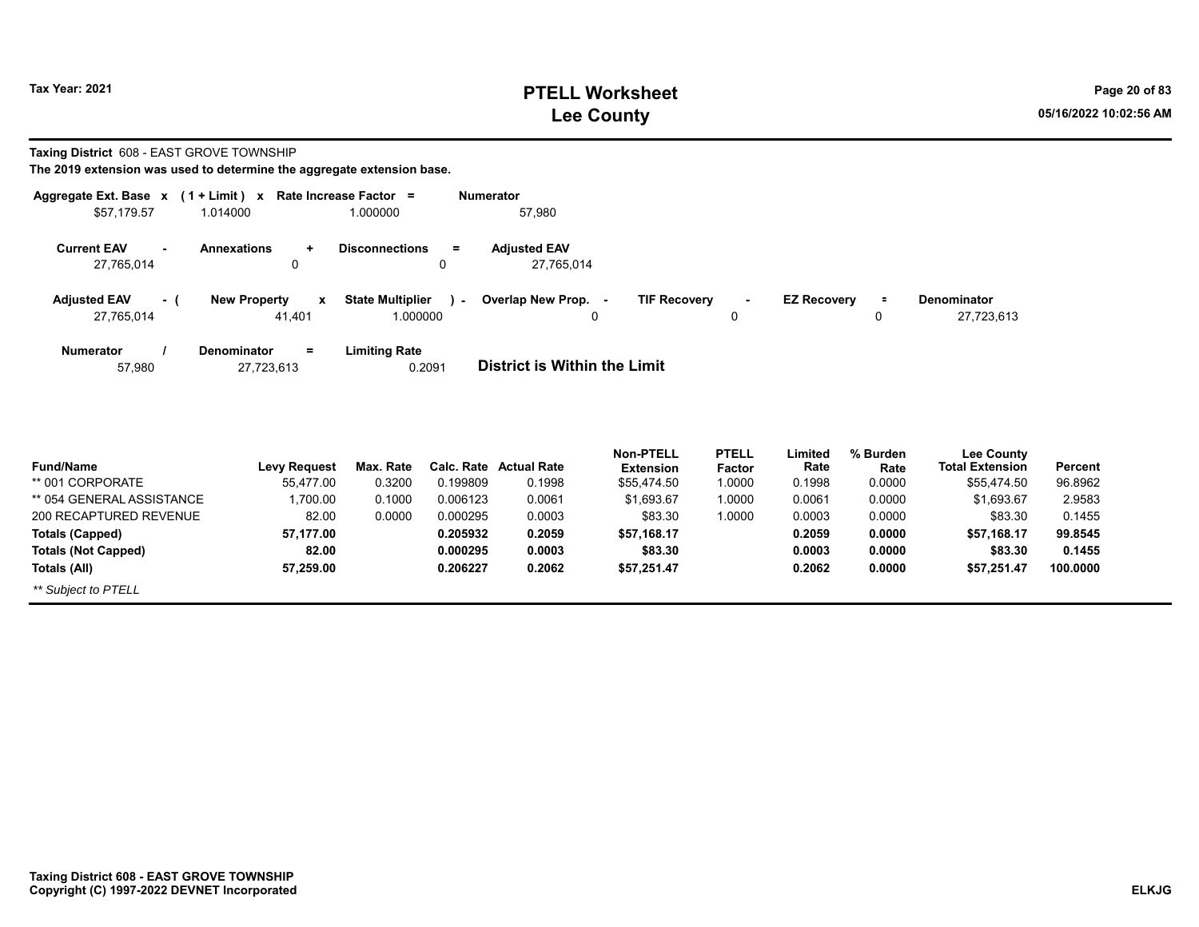# PTELL Worksheet
# Lee County

Tax Year: 2021

**Taxing District** 608 - EAST GROVE TOWNSHIP

**The 2019 extension was used to determine the aggregate extension base.**

| Aggregate Ext. Base x | (1 + Limit) x | Rate Increase Factor = | Numerator |
|---|---|---|---|
| $57,179.57 | 1.014000 | 1.000000 | 57,980 |

| Current EAV - | Annexations + | Disconnections = | Adjusted EAV |
|---|---|---|---|
| 27,765,014 | 0 | 0 | 27,765,014 |

| Adjusted EAV - ( | New Property x | State Multiplier ) - | Overlap New Prop. - | TIF Recovery - | EZ Recovery = | Denominator |
|---|---|---|---|---|---|---|
| 27,765,014 | 41,401 | 1.000000 | 0 | 0 | 0 | 27,723,613 |

| Numerator / | Denominator = | Limiting Rate |
|---|---|---|
| 57,980 | 27,723,613 | 0.2091 |

**District is Within the Limit**

| Fund/Name | Levy Request | Max. Rate | Calc. Rate | Actual Rate | Non-PTELL Extension | PTELL Factor | Limited Rate | % Burden Rate | Lee County Total Extension | Percent |
|---|---|---|---|---|---|---|---|---|---|---|
| ** 001 CORPORATE | 55,477.00 | 0.3200 | 0.199809 | 0.1998 | $55,474.50 | 1.0000 | 0.1998 | 0.0000 | $55,474.50 | 96.8962 |
| ** 054 GENERAL ASSISTANCE | 1,700.00 | 0.1000 | 0.006123 | 0.0061 | $1,693.67 | 1.0000 | 0.0061 | 0.0000 | $1,693.67 | 2.9583 |
| 200 RECAPTURED REVENUE | 82.00 | 0.0000 | 0.000295 | 0.0003 | $83.30 | 1.0000 | 0.0003 | 0.0000 | $83.30 | 0.1455 |
| **Totals (Capped)** | **57,177.00** | | **0.205932** | **0.2059** | **$57,168.17** | | **0.2059** | **0.0000** | **$57,168.17** | **99.8545** |
| **Totals (Not Capped)** | **82.00** | | **0.000295** | **0.0003** | **$83.30** | | **0.0003** | **0.0000** | **$83.30** | **0.1455** |
| **Totals (All)** | **57,259.00** | | **0.206227** | **0.2062** | **$57,251.47** | | **0.2062** | **0.0000** | **$57,251.47** | **100.0000** |

*** Subject to PTELL*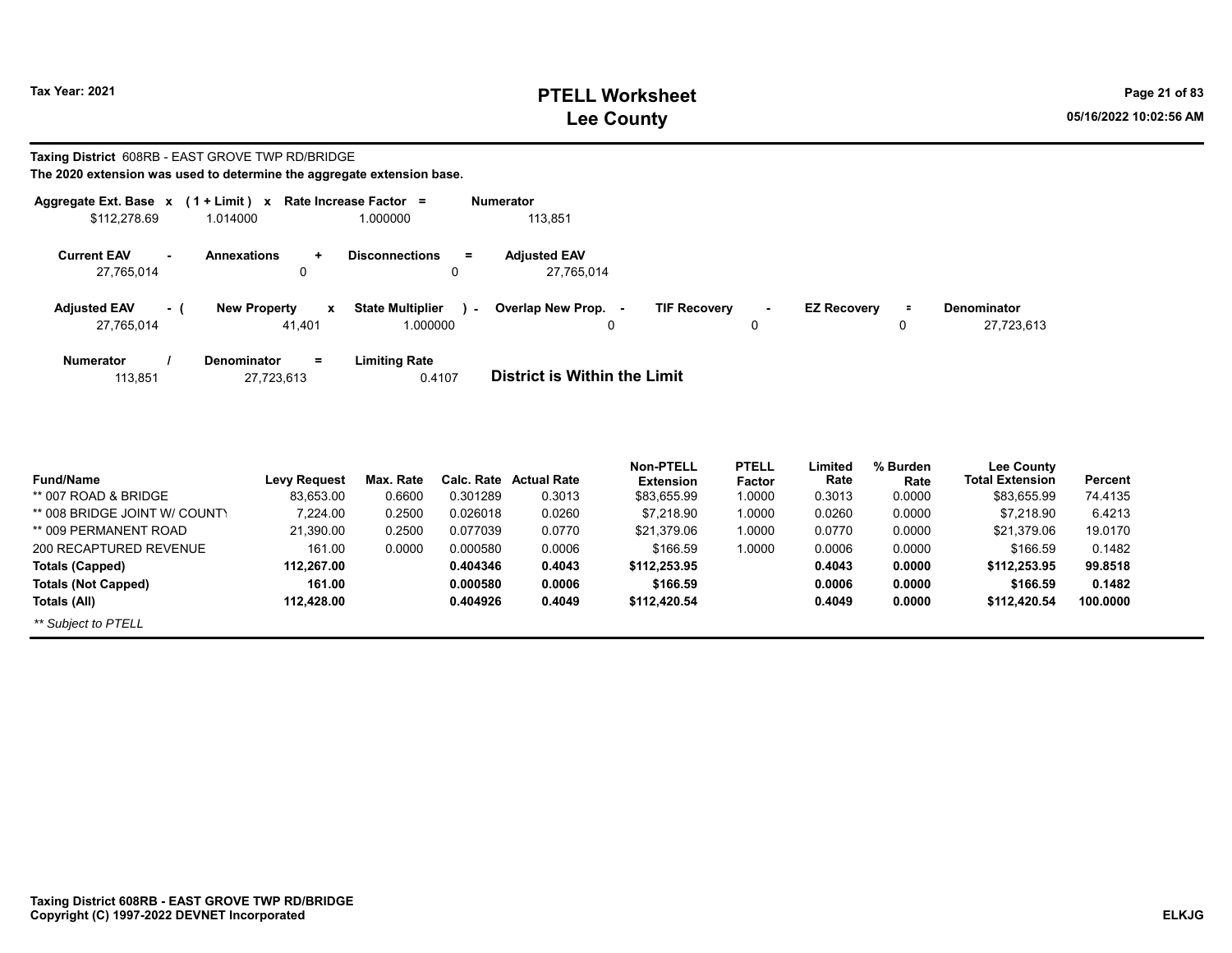# PTELL Worksheet
# Lee County

Tax Year: 2021

**Taxing District** 608RB - EAST GROVE TWP RD/BRIDGE

**The 2020 extension was used to determine the aggregate extension base.**

| Aggregate Ext. Base x | (1 + Limit) x | Rate Increase Factor = | Numerator |
|---|---|---|---|
| $112,278.69 | 1.014000 | 1.000000 | 113,851 |

| Current EAV - | Annexations + | Disconnections = | Adjusted EAV |
|---|---|---|---|
| 27,765,014 | 0 | 0 | 27,765,014 |

| Adjusted EAV - ( | New Property x | State Multiplier ) - | Overlap New Prop. - | TIF Recovery - | EZ Recovery = | Denominator |
|---|---|---|---|---|---|---|
| 27,765,014 | 41,401 | 1.000000 | 0 | 0 | 0 | 27,723,613 |

| Numerator / | Denominator = | Limiting Rate |
|---|---|---|
| 113,851 | 27,723,613 | 0.4107 |

**District is Within the Limit**

| Fund/Name | Levy Request | Max. Rate | Calc. Rate | Actual Rate | Non-PTELL Extension | PTELL Factor | Limited Rate | % Burden Rate | Lee County Total Extension | Percent |
|---|---|---|---|---|---|---|---|---|---|---|
| ** 007 ROAD & BRIDGE | 83,653.00 | 0.6600 | 0.301289 | 0.3013 | $83,655.99 | 1.0000 | 0.3013 | 0.0000 | $83,655.99 | 74.4135 |
| ** 008 BRIDGE JOINT W/ COUNTY | 7,224.00 | 0.2500 | 0.026018 | 0.0260 | $7,218.90 | 1.0000 | 0.0260 | 0.0000 | $7,218.90 | 6.4213 |
| ** 009 PERMANENT ROAD | 21,390.00 | 0.2500 | 0.077039 | 0.0770 | $21,379.06 | 1.0000 | 0.0770 | 0.0000 | $21,379.06 | 19.0170 |
| 200 RECAPTURED REVENUE | 161.00 | 0.0000 | 0.000580 | 0.0006 | $166.59 | 1.0000 | 0.0006 | 0.0000 | $166.59 | 0.1482 |
| **Totals (Capped)** | **112,267.00** | | **0.404346** | **0.4043** | **$112,253.95** | | **0.4043** | **0.0000** | **$112,253.95** | **99.8518** |
| **Totals (Not Capped)** | **161.00** | | **0.000580** | **0.0006** | **$166.59** | | **0.0006** | **0.0000** | **$166.59** | **0.1482** |
| **Totals (All)** | **112,428.00** | | **0.404926** | **0.4049** | **$112,420.54** | | **0.4049** | **0.0000** | **$112,420.54** | **100.0000** |

*** Subject to PTELL*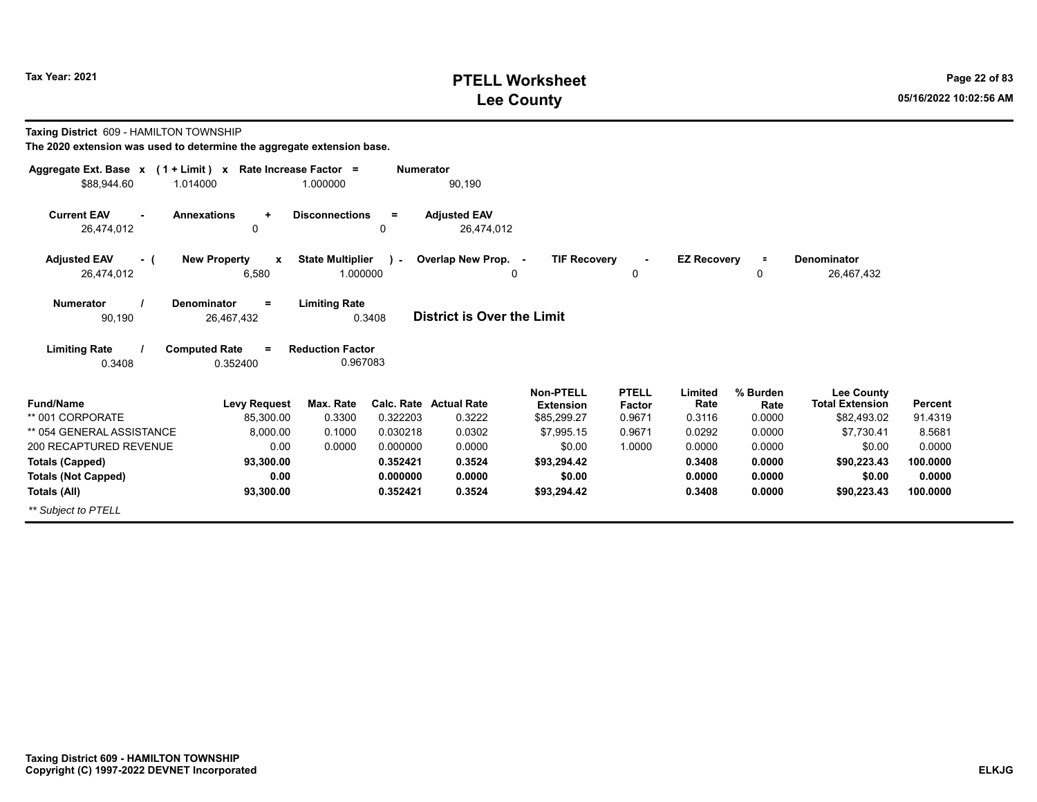# PTELL Worksheet
# Lee County

Tax Year: 2021

**Taxing District** 609 - HAMILTON TOWNSHIP

**The 2020 extension was used to determine the aggregate extension base.**

| Aggregate Ext. Base | x | (1 + Limit) | x | Rate Increase Factor | = | Numerator |
|---|---|---|---|---|---|---|
| $88,944.60 | | 1.014000 | | 1.000000 | | 90,190 |

| Current EAV | - | Annexations | + | Disconnections | = | Adjusted EAV |
|---|---|---|---|---|---|---|
| 26,474,012 | | 0 | | 0 | | 26,474,012 |

| Adjusted EAV | - ( | New Property | x | State Multiplier | ) - | Overlap New Prop. | - | TIF Recovery | - | EZ Recovery | = | Denominator |
|---|---|---|---|---|---|---|---|---|---|---|---|---|
| 26,474,012 | | 6,580 | | 1.000000 | | 0 | | 0 | | 0 | | 26,467,432 |

| Numerator | / | Denominator | = | Limiting Rate |
|---|---|---|---|---|
| 90,190 | | 26,467,432 | | 0.3408 |

**District is Over the Limit**

| Limiting Rate | / | Computed Rate | = | Reduction Factor |
|---|---|---|---|---|
| 0.3408 | | 0.352400 | | 0.967083 |

| Fund/Name | Levy Request | Max. Rate | Calc. Rate | Actual Rate | Non-PTELL Extension | PTELL Factor | Limited Rate | % Burden Rate | Lee County Total Extension | Percent |
|---|---|---|---|---|---|---|---|---|---|---|
| ** 001 CORPORATE | 85,300.00 | 0.3300 | 0.322203 | 0.3222 | $85,299.27 | 0.9671 | 0.3116 | 0.0000 | $82,493.02 | 91.4319 |
| ** 054 GENERAL ASSISTANCE | 8,000.00 | 0.1000 | 0.030218 | 0.0302 | $7,995.15 | 0.9671 | 0.0292 | 0.0000 | $7,730.41 | 8.5681 |
| 200 RECAPTURED REVENUE | 0.00 | 0.0000 | 0.000000 | 0.0000 | $0.00 | 1.0000 | 0.0000 | 0.0000 | $0.00 | 0.0000 |
| **Totals (Capped)** | **93,300.00** | | **0.352421** | **0.3524** | **$93,294.42** | | **0.3408** | **0.0000** | **$90,223.43** | **100.0000** |
| **Totals (Not Capped)** | **0.00** | | **0.000000** | **0.0000** | **$0.00** | | **0.0000** | **0.0000** | **$0.00** | **0.0000** |
| **Totals (All)** | **93,300.00** | | **0.352421** | **0.3524** | **$93,294.42** | | **0.3408** | **0.0000** | **$90,223.43** | **100.0000** |

*** Subject to PTELL*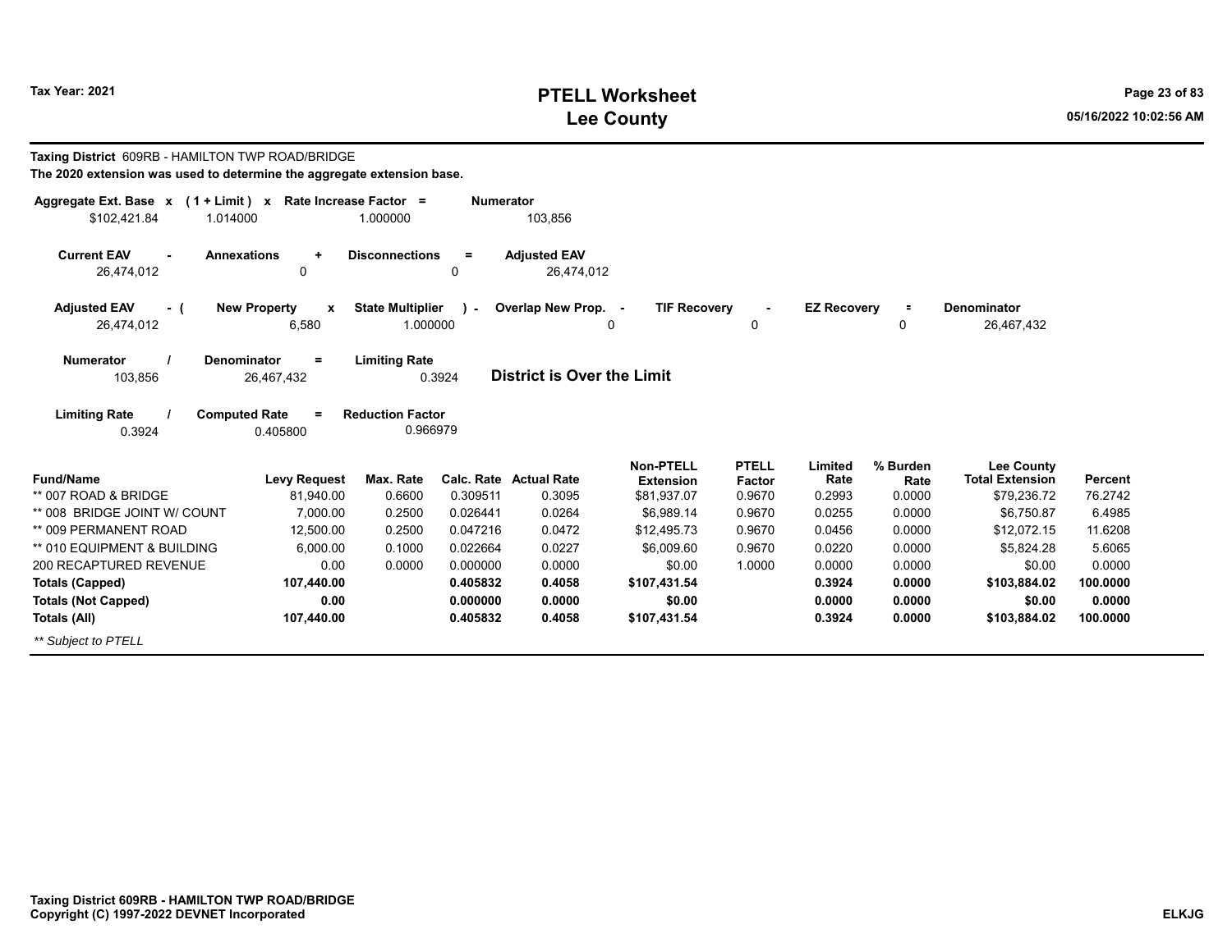# PTELL Worksheet
# Lee County

Tax Year: 2021

**Taxing District** 609RB - HAMILTON TWP ROAD/BRIDGE

**The 2020 extension was used to determine the aggregate extension base.**

| Aggregate Ext. Base x | (1 + Limit) x | Rate Increase Factor = | Numerator |
|---|---|---|---|
| $102,421.84 | 1.014000 | 1.000000 | 103,856 |

| Current EAV - | Annexations + | Disconnections = | Adjusted EAV |
|---|---|---|---|
| 26,474,012 | 0 | 0 | 26,474,012 |

| Adjusted EAV - ( | New Property x | State Multiplier ) - | Overlap New Prop. - | TIF Recovery - | EZ Recovery = | Denominator |
|---|---|---|---|---|---|---|
| 26,474,012 | 6,580 | 1.000000 | 0 | 0 | 0 | 26,467,432 |

| Numerator / | Denominator = | Limiting Rate |
|---|---|---|
| 103,856 | 26,467,432 | 0.3924 |

**District is Over the Limit**

| Limiting Rate / | Computed Rate = | Reduction Factor |
|---|---|---|
| 0.3924 | 0.405800 | 0.966979 |

| Fund/Name | Levy Request | Max. Rate | Calc. Rate | Actual Rate | Non-PTELL Extension | PTELL Factor | Limited Rate | % Burden Rate | Lee County Total Extension | Percent |
|---|---|---|---|---|---|---|---|---|---|---|
| ** 007 ROAD & BRIDGE | 81,940.00 | 0.6600 | 0.309511 | 0.3095 | $81,937.07 | 0.9670 | 0.2993 | 0.0000 | $79,236.72 | 76.2742 |
| ** 008 BRIDGE JOINT W/ COUNT | 7,000.00 | 0.2500 | 0.026441 | 0.0264 | $6,989.14 | 0.9670 | 0.0255 | 0.0000 | $6,750.87 | 6.4985 |
| ** 009 PERMANENT ROAD | 12,500.00 | 0.2500 | 0.047216 | 0.0472 | $12,495.73 | 0.9670 | 0.0456 | 0.0000 | $12,072.15 | 11.6208 |
| ** 010 EQUIPMENT & BUILDING | 6,000.00 | 0.1000 | 0.022664 | 0.0227 | $6,009.60 | 0.9670 | 0.0220 | 0.0000 | $5,824.28 | 5.6065 |
| 200 RECAPTURED REVENUE | 0.00 | 0.0000 | 0.000000 | 0.0000 | $0.00 | 1.0000 | 0.0000 | 0.0000 | $0.00 | 0.0000 |
| **Totals (Capped)** | **107,440.00** | | **0.405832** | **0.4058** | **$107,431.54** | | **0.3924** | **0.0000** | **$103,884.02** | **100.0000** |
| **Totals (Not Capped)** | **0.00** | | **0.000000** | **0.0000** | **$0.00** | | **0.0000** | **0.0000** | **$0.00** | **0.0000** |
| **Totals (All)** | **107,440.00** | | **0.405832** | **0.4058** | **$107,431.54** | | **0.3924** | **0.0000** | **$103,884.02** | **100.0000** |

*** Subject to PTELL*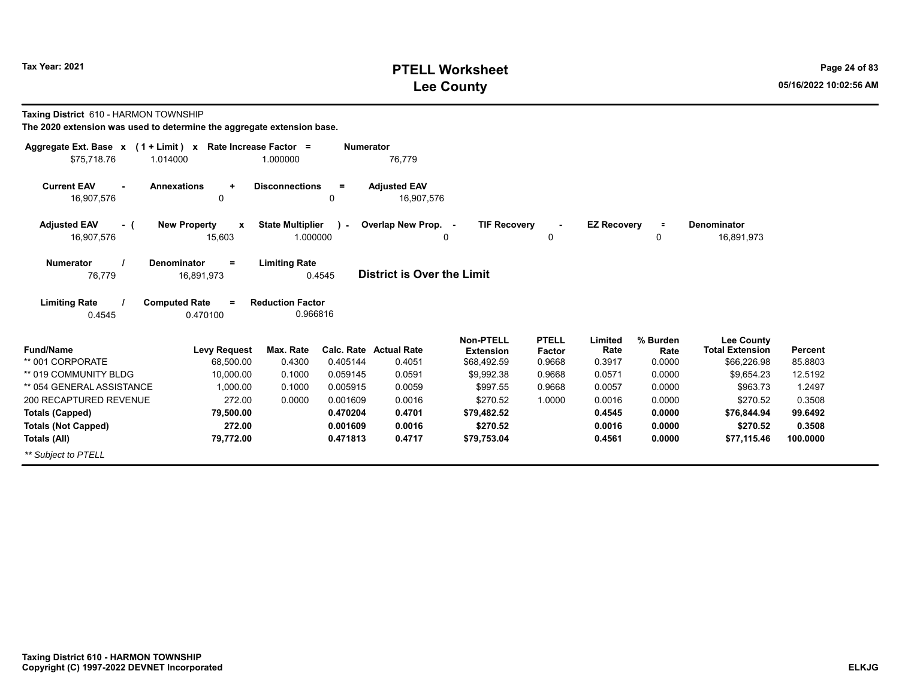# PTELL Worksheet
# Lee County

Tax Year: 2021

**Taxing District** 610 - HARMON TOWNSHIP

**The 2020 extension was used to determine the aggregate extension base.**

| Aggregate Ext. Base x | (1 + Limit) x | Rate Increase Factor = | Numerator |
|---|---|---|---|
| $75,718.76 | 1.014000 | 1.000000 | 76,779 |

| Current EAV - | Annexations + | Disconnections = | Adjusted EAV |
|---|---|---|---|
| 16,907,576 | 0 | 0 | 16,907,576 |

| Adjusted EAV - ( | New Property x | State Multiplier ) - | Overlap New Prop. - | TIF Recovery - | EZ Recovery = | Denominator |
|---|---|---|---|---|---|---|
| 16,907,576 | 15,603 | 1.000000 | 0 | 0 | 0 | 16,891,973 |

| Numerator / | Denominator = | Limiting Rate |
|---|---|---|
| 76,779 | 16,891,973 | 0.4545 |

**District is Over the Limit**

| Limiting Rate / | Computed Rate = | Reduction Factor |
|---|---|---|
| 0.4545 | 0.470100 | 0.966816 |

| Fund/Name | Levy Request | Max. Rate | Calc. Rate | Actual Rate | Non-PTELL Extension | PTELL Factor | Limited Rate | % Burden Rate | Lee County Total Extension | Percent |
|---|---|---|---|---|---|---|---|---|---|---|
| ** 001 CORPORATE | 68,500.00 | 0.4300 | 0.405144 | 0.4051 | $68,492.59 | 0.9668 | 0.3917 | 0.0000 | $66,226.98 | 85.8803 |
| ** 019 COMMUNITY BLDG | 10,000.00 | 0.1000 | 0.059145 | 0.0591 | $9,992.38 | 0.9668 | 0.0571 | 0.0000 | $9,654.23 | 12.5192 |
| ** 054 GENERAL ASSISTANCE | 1,000.00 | 0.1000 | 0.005915 | 0.0059 | $997.55 | 0.9668 | 0.0057 | 0.0000 | $963.73 | 1.2497 |
| 200 RECAPTURED REVENUE | 272.00 | 0.0000 | 0.001609 | 0.0016 | $270.52 | 1.0000 | 0.0016 | 0.0000 | $270.52 | 0.3508 |
| **Totals (Capped)** | **79,500.00** | | **0.470204** | **0.4701** | **$79,482.52** | | **0.4545** | **0.0000** | **$76,844.94** | **99.6492** |
| **Totals (Not Capped)** | **272.00** | | **0.001609** | **0.0016** | **$270.52** | | **0.0016** | **0.0000** | **$270.52** | **0.3508** |
| **Totals (All)** | **79,772.00** | | **0.471813** | **0.4717** | **$79,753.04** | | **0.4561** | **0.0000** | **$77,115.46** | **100.0000** |

*** Subject to PTELL*

**Taxing District 610 - HARMON TOWNSHIP**
**Copyright (C) 1997-2022 DEVNET Incorporated**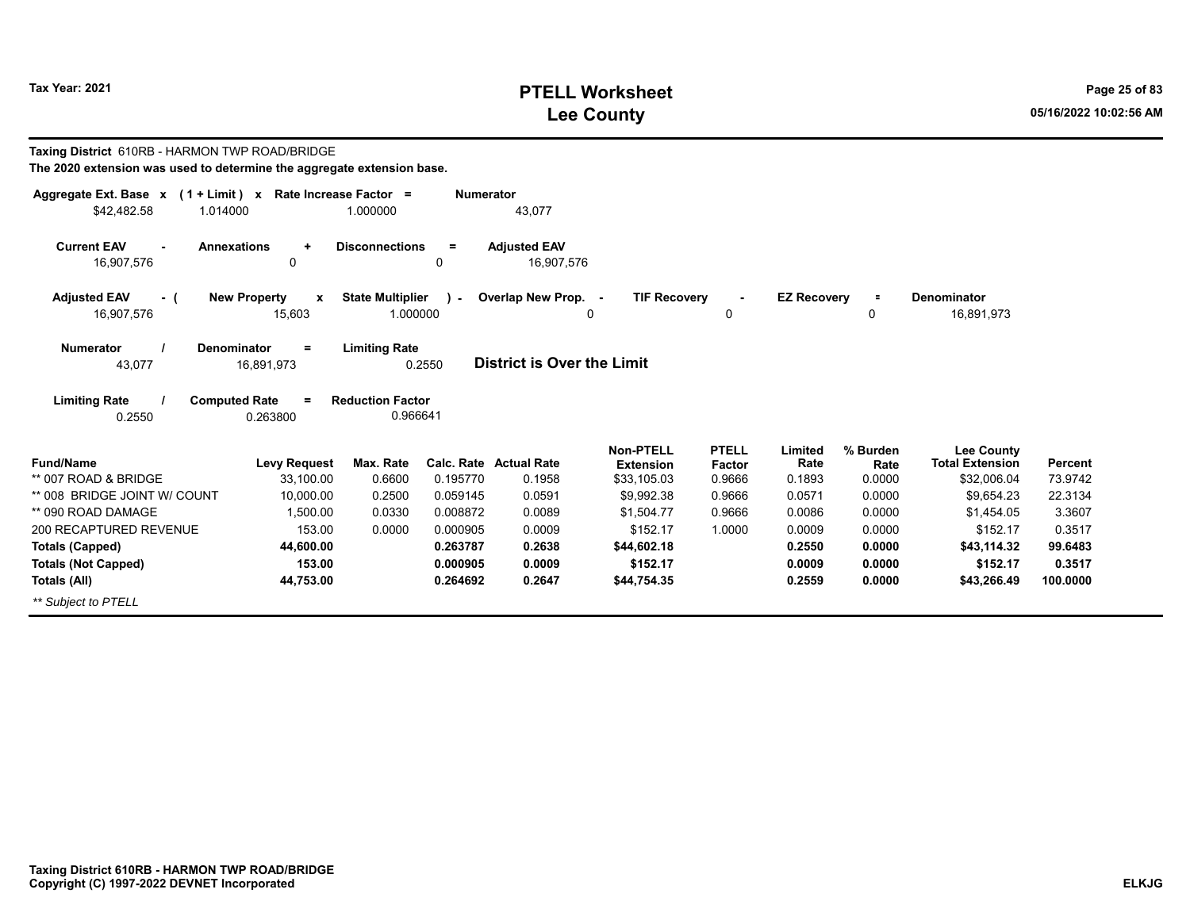**Taxing District** 610RB - HARMON TWP ROAD/BRIDGE

**The 2020 extension was used to determine the aggregate extension base.**

| Aggregate Ext. Base | x | (1 + Limit) | x | Rate Increase Factor | = | Numerator |
|---|---|---|---|---|---|---|
| $42,482.58 | | 1.014000 | | 1.000000 | | 43,077 |

| Current EAV | - | Annexations | + | Disconnections | = | Adjusted EAV |
|---|---|---|---|---|---|---|
| 16,907,576 | | 0 | | 0 | | 16,907,576 |

| Adjusted EAV | - ( | New Property | x | State Multiplier | ) - | Overlap New Prop. | - | TIF Recovery | - | EZ Recovery | = | Denominator |
|---|---|---|---|---|---|---|---|---|---|---|---|---|
| 16,907,576 | | 15,603 | | 1.000000 | | 0 | | 0 | | 0 | | 16,891,973 |

| Numerator | / | Denominator | = | Limiting Rate | |
|---|---|---|---|---|---|
| 43,077 | | 16,891,973 | | 0.2550 | **District is Over the Limit** |

| Limiting Rate | / | Computed Rate | = | Reduction Factor |
|---|---|---|---|---|
| 0.2550 | | 0.263800 | | 0.966641 |

| Fund/Name | Levy Request | Max. Rate | Calc. Rate | Actual Rate | Non-PTELL Extension | PTELL Factor | Limited Rate | % Burden Rate | Lee County Total Extension | Percent |
|---|---|---|---|---|---|---|---|---|---|---|
| ** 007 ROAD & BRIDGE | 33,100.00 | 0.6600 | 0.195770 | 0.1958 | $33,105.03 | 0.9666 | 0.1893 | 0.0000 | $32,006.04 | 73.9742 |
| ** 008 BRIDGE JOINT W/ COUNT | 10,000.00 | 0.2500 | 0.059145 | 0.0591 | $9,992.38 | 0.9666 | 0.0571 | 0.0000 | $9,654.23 | 22.3134 |
| ** 090 ROAD DAMAGE | 1,500.00 | 0.0330 | 0.008872 | 0.0089 | $1,504.77 | 0.9666 | 0.0086 | 0.0000 | $1,454.05 | 3.3607 |
| 200 RECAPTURED REVENUE | 153.00 | 0.0000 | 0.000905 | 0.0009 | $152.17 | 1.0000 | 0.0009 | 0.0000 | $152.17 | 0.3517 |
| **Totals (Capped)** | **44,600.00** | | **0.263787** | **0.2638** | **$44,602.18** | | **0.2550** | **0.0000** | **$43,114.32** | **99.6483** |
| **Totals (Not Capped)** | **153.00** | | **0.000905** | **0.0009** | **$152.17** | | **0.0009** | **0.0000** | **$152.17** | **0.3517** |
| **Totals (All)** | **44,753.00** | | **0.264692** | **0.2647** | **$44,754.35** | | **0.2559** | **0.0000** | **$43,266.49** | **100.0000** |

*** Subject to PTELL*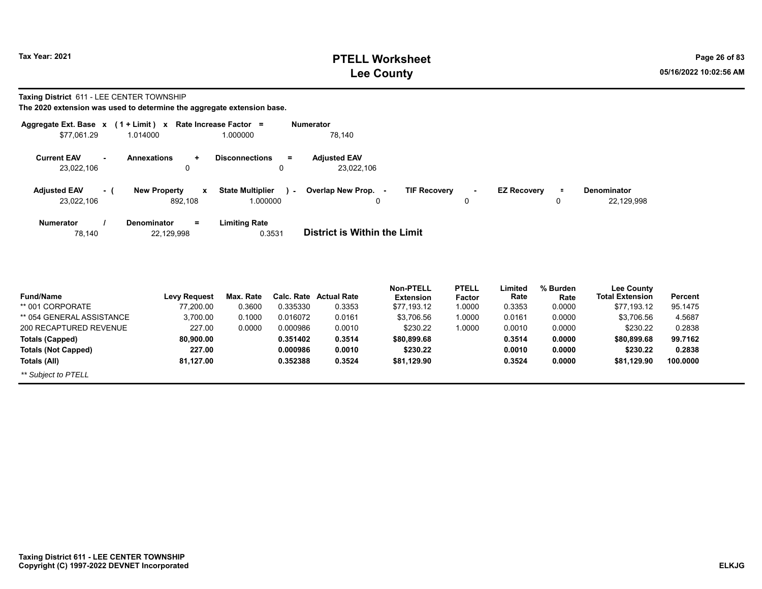# PTELL Worksheet
# Lee County

Tax Year: 2021

**Taxing District** 611 - LEE CENTER TOWNSHIP

**The 2020 extension was used to determine the aggregate extension base.**

| Aggregate Ext. Base | x | (1 + Limit) | x | Rate Increase Factor | = | Numerator |
|---|---|---|---|---|---|---|
| $77,061.29 | | 1.014000 | | 1.000000 | | 78,140 |

| Current EAV | - | Annexations | + | Disconnections | = | Adjusted EAV |
|---|---|---|---|---|---|---|
| 23,022,106 | | 0 | | 0 | | 23,022,106 |

| Adjusted EAV | - ( | New Property | x | State Multiplier | ) - | Overlap New Prop. | - | TIF Recovery | - | EZ Recovery | = | Denominator |
|---|---|---|---|---|---|---|---|---|---|---|---|---|
| 23,022,106 | | 892,108 | | 1.000000 | | 0 | | 0 | | 0 | | 22,129,998 |

| Numerator | / | Denominator | = | Limiting Rate |
|---|---|---|---|---|
| 78,140 | | 22,129,998 | | 0.3531 |

**District is Within the Limit**

| Fund/Name | Levy Request | Max. Rate | Calc. Rate | Actual Rate | Non-PTELL Extension | PTELL Factor | Limited Rate | % Burden Rate | Lee County Total Extension | Percent |
|---|---|---|---|---|---|---|---|---|---|---|
| ** 001 CORPORATE | 77,200.00 | 0.3600 | 0.335330 | 0.3353 | $77,193.12 | 1.0000 | 0.3353 | 0.0000 | $77,193.12 | 95.1475 |
| ** 054 GENERAL ASSISTANCE | 3,700.00 | 0.1000 | 0.016072 | 0.0161 | $3,706.56 | 1.0000 | 0.0161 | 0.0000 | $3,706.56 | 4.5687 |
| 200 RECAPTURED REVENUE | 227.00 | 0.0000 | 0.000986 | 0.0010 | $230.22 | 1.0000 | 0.0010 | 0.0000 | $230.22 | 0.2838 |
| **Totals (Capped)** | **80,900.00** | | **0.351402** | **0.3514** | **$80,899.68** | | **0.3514** | **0.0000** | **$80,899.68** | **99.7162** |
| **Totals (Not Capped)** | **227.00** | | **0.000986** | **0.0010** | **$230.22** | | **0.0010** | **0.0000** | **$230.22** | **0.2838** |
| **Totals (All)** | **81,127.00** | | **0.352388** | **0.3524** | **$81,129.90** | | **0.3524** | **0.0000** | **$81,129.90** | **100.0000** |

*** Subject to PTELL*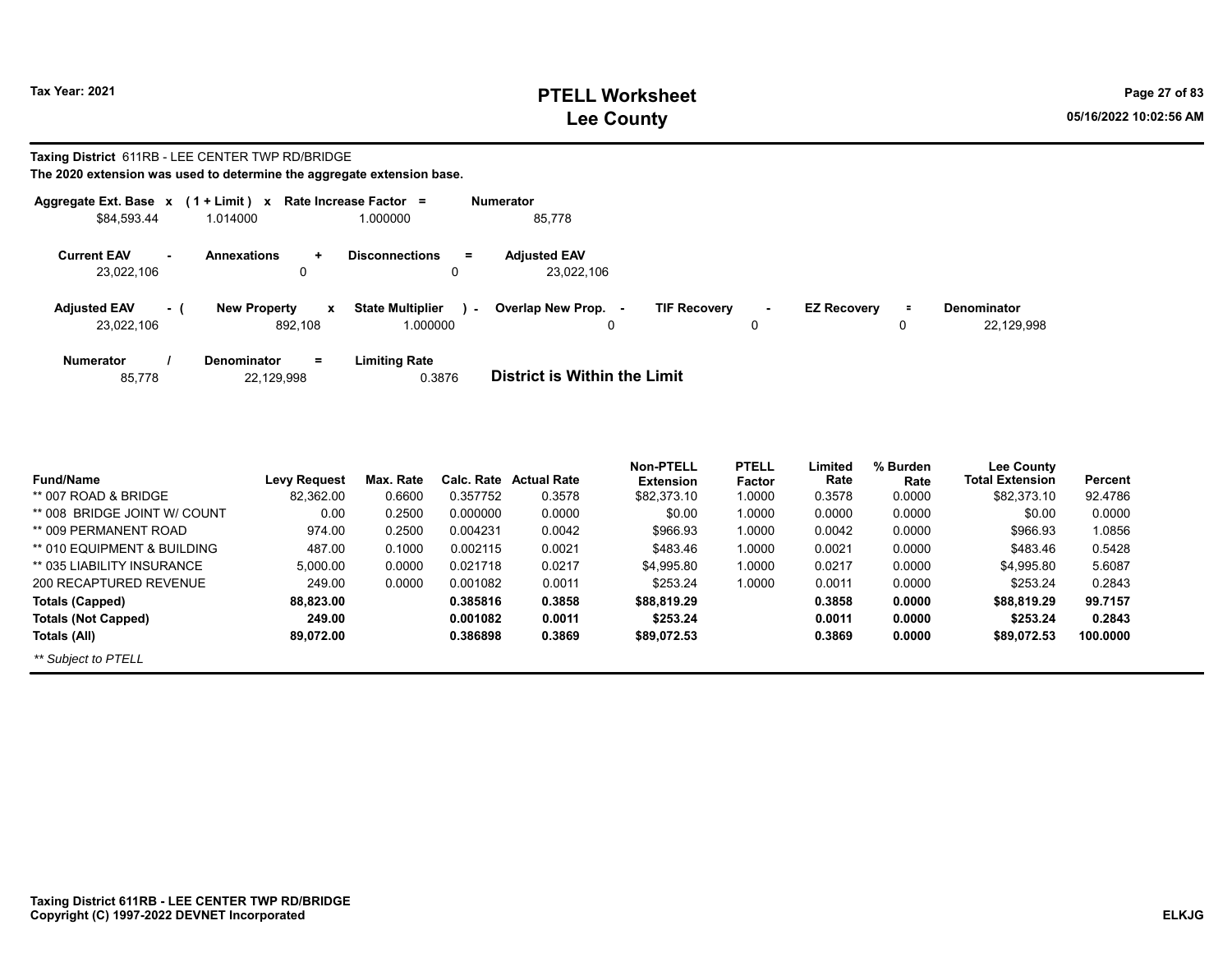# PTELL Worksheet
# Lee County

Tax Year: 2021

**Taxing District** 611RB - LEE CENTER TWP RD/BRIDGE

**The 2020 extension was used to determine the aggregate extension base.**

| Aggregate Ext. Base x | (1 + Limit) x | Rate Increase Factor = | Numerator |
|---|---|---|---|
| $84,593.44 | 1.014000 | 1.000000 | 85,778 |

| Current EAV - | Annexations + | Disconnections = | Adjusted EAV |
|---|---|---|---|
| 23,022,106 | 0 | 0 | 23,022,106 |

| Adjusted EAV - ( | New Property x | State Multiplier ) - | Overlap New Prop. - | TIF Recovery - | EZ Recovery = | Denominator |
|---|---|---|---|---|---|---|
| 23,022,106 | 892,108 | 1.000000 | 0 | 0 | 0 | 22,129,998 |

| Numerator / | Denominator = | Limiting Rate |
|---|---|---|
| 85,778 | 22,129,998 | 0.3876 |

**District is Within the Limit**

| Fund/Name | Levy Request | Max. Rate | Calc. Rate | Actual Rate | Non-PTELL Extension | PTELL Factor | Limited Rate | % Burden Rate | Lee County Total Extension | Percent |
|---|---|---|---|---|---|---|---|---|---|---|
| ** 007 ROAD & BRIDGE | 82,362.00 | 0.6600 | 0.357752 | 0.3578 | $82,373.10 | 1.0000 | 0.3578 | 0.0000 | $82,373.10 | 92.4786 |
| ** 008 BRIDGE JOINT W/ COUNT | 0.00 | 0.2500 | 0.000000 | 0.0000 | $0.00 | 1.0000 | 0.0000 | 0.0000 | $0.00 | 0.0000 |
| ** 009 PERMANENT ROAD | 974.00 | 0.2500 | 0.004231 | 0.0042 | $966.93 | 1.0000 | 0.0042 | 0.0000 | $966.93 | 1.0856 |
| ** 010 EQUIPMENT & BUILDING | 487.00 | 0.1000 | 0.002115 | 0.0021 | $483.46 | 1.0000 | 0.0021 | 0.0000 | $483.46 | 0.5428 |
| ** 035 LIABILITY INSURANCE | 5,000.00 | 0.0000 | 0.021718 | 0.0217 | $4,995.80 | 1.0000 | 0.0217 | 0.0000 | $4,995.80 | 5.6087 |
| 200 RECAPTURED REVENUE | 249.00 | 0.0000 | 0.001082 | 0.0011 | $253.24 | 1.0000 | 0.0011 | 0.0000 | $253.24 | 0.2843 |
| **Totals (Capped)** | **88,823.00** | | **0.385816** | **0.3858** | **$88,819.29** | | **0.3858** | **0.0000** | **$88,819.29** | **99.7157** |
| **Totals (Not Capped)** | **249.00** | | **0.001082** | **0.0011** | **$253.24** | | **0.0011** | **0.0000** | **$253.24** | **0.2843** |
| **Totals (All)** | **89,072.00** | | **0.386898** | **0.3869** | **$89,072.53** | | **0.3869** | **0.0000** | **$89,072.53** | **100.0000** |

*** Subject to PTELL*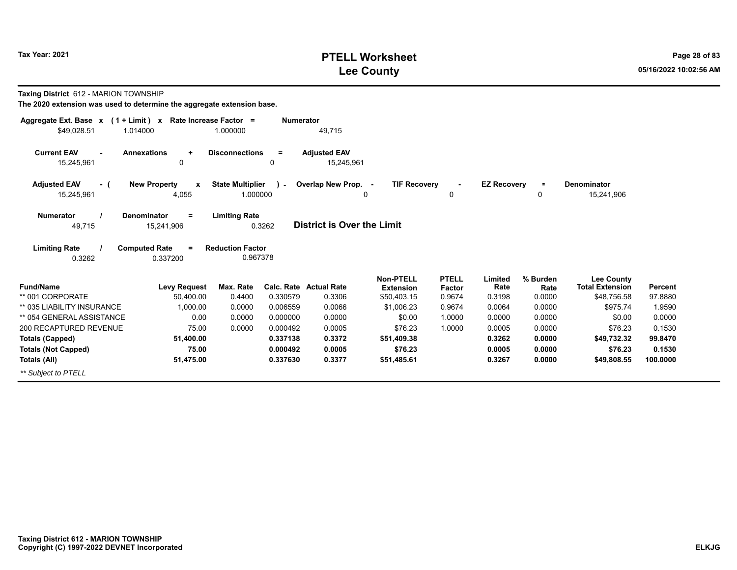# PTELL Worksheet
# Lee County

Tax Year: 2021

**Taxing District** 612 - MARION TOWNSHIP

**The 2020 extension was used to determine the aggregate extension base.**

| Aggregate Ext. Base x | (1 + Limit) x | Rate Increase Factor = | Numerator |
|---|---|---|---|
| $49,028.51 | 1.014000 | 1.000000 | 49,715 |

| Current EAV - | Annexations + | Disconnections = | Adjusted EAV |
|---|---|---|---|
| 15,245,961 | 0 | 0 | 15,245,961 |

| Adjusted EAV - ( | New Property x | State Multiplier ) - | Overlap New Prop. - | TIF Recovery - | EZ Recovery = | Denominator |
|---|---|---|---|---|---|---|
| 15,245,961 | 4,055 | 1.000000 | 0 | 0 | 0 | 15,241,906 |

| Numerator / | Denominator = | Limiting Rate |
|---|---|---|
| 49,715 | 15,241,906 | 0.3262 |

**District is Over the Limit**

| Limiting Rate / | Computed Rate = | Reduction Factor |
|---|---|---|
| 0.3262 | 0.337200 | 0.967378 |

| Fund/Name | Levy Request | Max. Rate | Calc. Rate | Actual Rate | Non-PTELL Extension | PTELL Factor | Limited Rate | % Burden Rate | Lee County Total Extension | Percent |
|---|---|---|---|---|---|---|---|---|---|---|
| ** 001 CORPORATE | 50,400.00 | 0.4400 | 0.330579 | 0.3306 | $50,403.15 | 0.9674 | 0.3198 | 0.0000 | $48,756.58 | 97.8880 |
| ** 035 LIABILITY INSURANCE | 1,000.00 | 0.0000 | 0.006559 | 0.0066 | $1,006.23 | 0.9674 | 0.0064 | 0.0000 | $975.74 | 1.9590 |
| ** 054 GENERAL ASSISTANCE | 0.00 | 0.0000 | 0.000000 | 0.0000 | $0.00 | 1.0000 | 0.0000 | 0.0000 | $0.00 | 0.0000 |
| 200 RECAPTURED REVENUE | 75.00 | 0.0000 | 0.000492 | 0.0005 | $76.23 | 1.0000 | 0.0005 | 0.0000 | $76.23 | 0.1530 |
| **Totals (Capped)** | **51,400.00** | | **0.337138** | **0.3372** | **$51,409.38** | | **0.3262** | **0.0000** | **$49,732.32** | **99.8470** |
| **Totals (Not Capped)** | **75.00** | | **0.000492** | **0.0005** | **$76.23** | | **0.0005** | **0.0000** | **$76.23** | **0.1530** |
| **Totals (All)** | **51,475.00** | | **0.337630** | **0.3377** | **$51,485.61** | | **0.3267** | **0.0000** | **$49,808.55** | **100.0000** |

*** Subject to PTELL*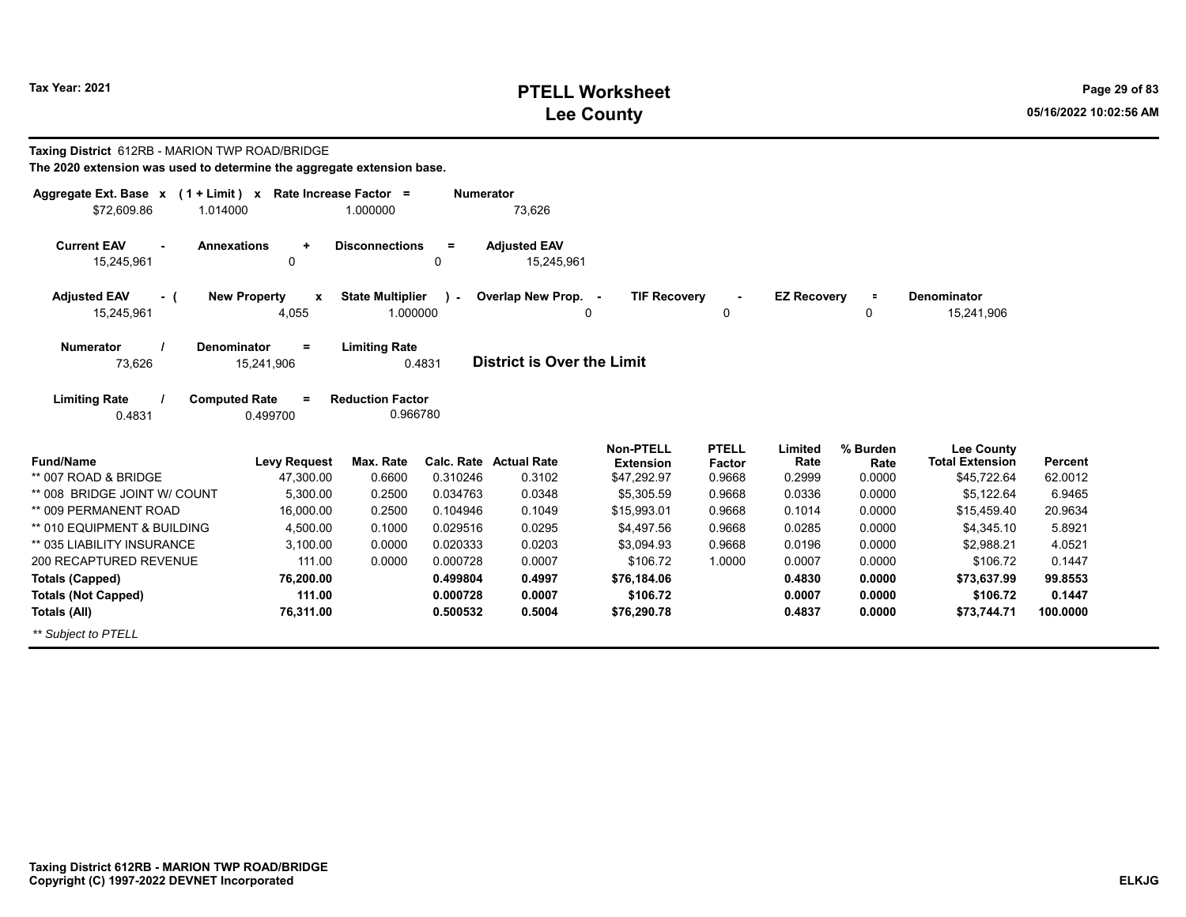**Taxing District** 612RB - MARION TWP ROAD/BRIDGE

**The 2020 extension was used to determine the aggregate extension base.**

| Aggregate Ext. Base x | (1 + Limit) x | Rate Increase Factor = | Numerator |
|---|---|---|---|
| $72,609.86 | 1.014000 | 1.000000 | 73,626 |

| Current EAV - | Annexations + | Disconnections = | Adjusted EAV |
|---|---|---|---|
| 15,245,961 | 0 | 0 | 15,245,961 |

| Adjusted EAV - ( | New Property x | State Multiplier ) - | Overlap New Prop. - | TIF Recovery - | EZ Recovery = | Denominator |
|---|---|---|---|---|---|---|
| 15,245,961 | 4,055 | 1.000000 | 0 | 0 | 0 | 15,241,906 |

| Numerator / | Denominator = | Limiting Rate | |
|---|---|---|---|
| 73,626 | 15,241,906 | 0.4831 | **District is Over the Limit** |

| Limiting Rate / | Computed Rate = | Reduction Factor |
|---|---|---|
| 0.4831 | 0.499700 | 0.966780 |

| Fund/Name | Levy Request | Max. Rate | Calc. Rate | Actual Rate | Non-PTELL Extension | PTELL Factor | Limited Rate | % Burden Rate | Lee County Total Extension | Percent |
|---|---|---|---|---|---|---|---|---|---|---|
| ** 007 ROAD & BRIDGE | 47,300.00 | 0.6600 | 0.310246 | 0.3102 | $47,292.97 | 0.9668 | 0.2999 | 0.0000 | $45,722.64 | 62.0012 |
| ** 008 BRIDGE JOINT W/ COUNT | 5,300.00 | 0.2500 | 0.034763 | 0.0348 | $5,305.59 | 0.9668 | 0.0336 | 0.0000 | $5,122.64 | 6.9465 |
| ** 009 PERMANENT ROAD | 16,000.00 | 0.2500 | 0.104946 | 0.1049 | $15,993.01 | 0.9668 | 0.1014 | 0.0000 | $15,459.40 | 20.9634 |
| ** 010 EQUIPMENT & BUILDING | 4,500.00 | 0.1000 | 0.029516 | 0.0295 | $4,497.56 | 0.9668 | 0.0285 | 0.0000 | $4,345.10 | 5.8921 |
| ** 035 LIABILITY INSURANCE | 3,100.00 | 0.0000 | 0.020333 | 0.0203 | $3,094.93 | 0.9668 | 0.0196 | 0.0000 | $2,988.21 | 4.0521 |
| 200 RECAPTURED REVENUE | 111.00 | 0.0000 | 0.000728 | 0.0007 | $106.72 | 1.0000 | 0.0007 | 0.0000 | $106.72 | 0.1447 |
| **Totals (Capped)** | **76,200.00** | | **0.499804** | **0.4997** | **$76,184.06** | | **0.4830** | **0.0000** | **$73,637.99** | **99.8553** |
| **Totals (Not Capped)** | **111.00** | | **0.000728** | **0.0007** | **$106.72** | | **0.0007** | **0.0000** | **$106.72** | **0.1447** |
| **Totals (All)** | **76,311.00** | | **0.500532** | **0.5004** | **$76,290.78** | | **0.4837** | **0.0000** | **$73,744.71** | **100.0000** |

*** Subject to PTELL*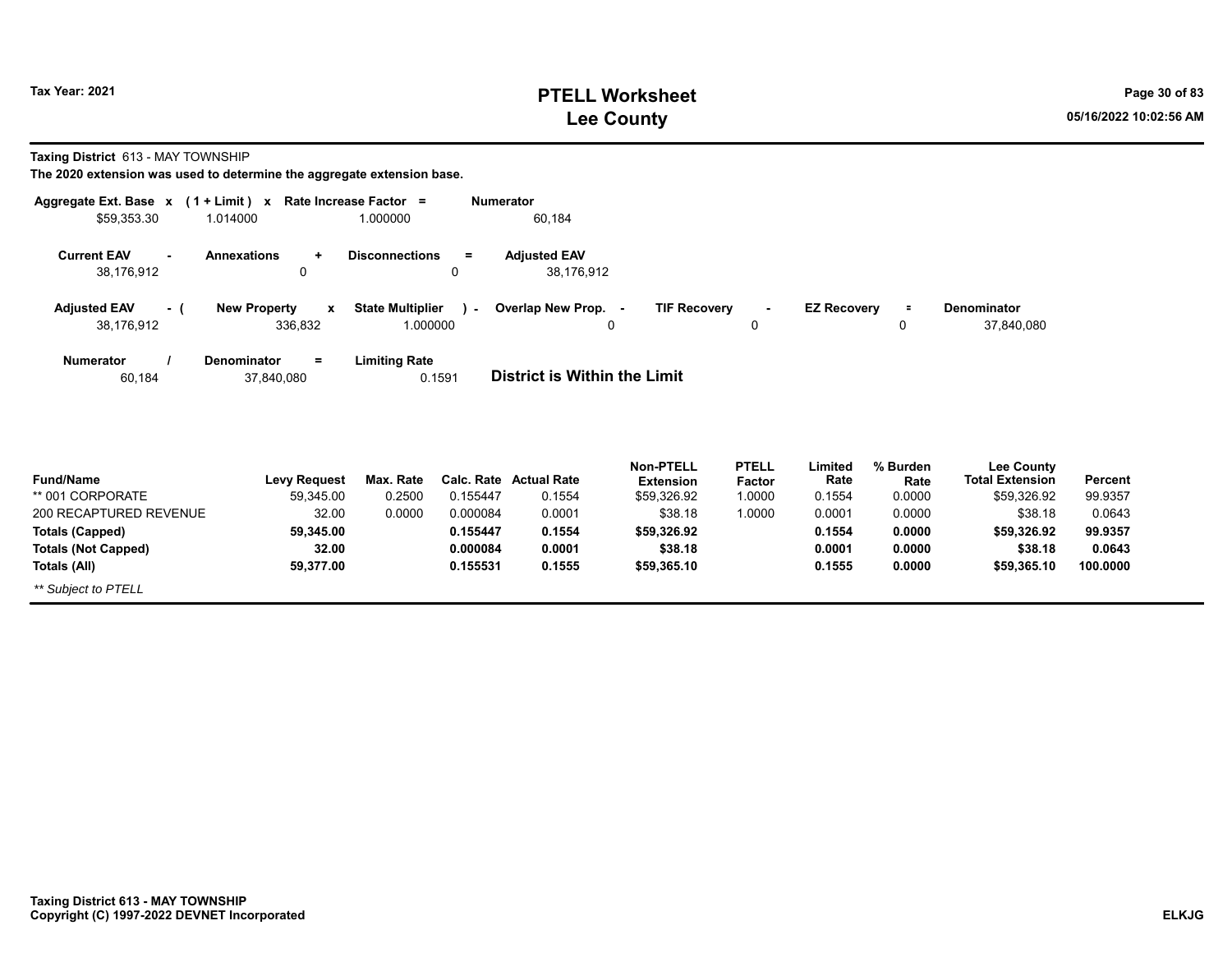# PTELL Worksheet
# Lee County

Tax Year: 2021

**Taxing District** 613 - MAY TOWNSHIP

**The 2020 extension was used to determine the aggregate extension base.**

| Aggregate Ext. Base x | (1 + Limit) x | Rate Increase Factor = | Numerator |
|---|---|---|---|
| $59,353.30 | 1.014000 | 1.000000 | 60,184 |

| Current EAV - | Annexations + | Disconnections = | Adjusted EAV |
|---|---|---|---|
| 38,176,912 | 0 | 0 | 38,176,912 |

| Adjusted EAV - ( | New Property x | State Multiplier ) - | Overlap New Prop. - | TIF Recovery - | EZ Recovery = | Denominator |
|---|---|---|---|---|---|---|
| 38,176,912 | 336,832 | 1.000000 | 0 | 0 | 0 | 37,840,080 |

| Numerator / | Denominator = | Limiting Rate |
|---|---|---|
| 60,184 | 37,840,080 | 0.1591 |

**District is Within the Limit**

| Fund/Name | Levy Request | Max. Rate | Calc. Rate | Actual Rate | Non-PTELL Extension | PTELL Factor | Limited Rate | % Burden Rate | Lee County Total Extension | Percent |
|---|---|---|---|---|---|---|---|---|---|---|
| ** 001 CORPORATE | 59,345.00 | 0.2500 | 0.155447 | 0.1554 | $59,326.92 | 1.0000 | 0.1554 | 0.0000 | $59,326.92 | 99.9357 |
| 200 RECAPTURED REVENUE | 32.00 | 0.0000 | 0.000084 | 0.0001 | $38.18 | 1.0000 | 0.0001 | 0.0000 | $38.18 | 0.0643 |
| **Totals (Capped)** | **59,345.00** | | **0.155447** | **0.1554** | **$59,326.92** | | **0.1554** | **0.0000** | **$59,326.92** | **99.9357** |
| **Totals (Not Capped)** | **32.00** | | **0.000084** | **0.0001** | **$38.18** | | **0.0001** | **0.0000** | **$38.18** | **0.0643** |
| **Totals (All)** | **59,377.00** | | **0.155531** | **0.1555** | **$59,365.10** | | **0.1555** | **0.0000** | **$59,365.10** | **100.0000** |

*** Subject to PTELL*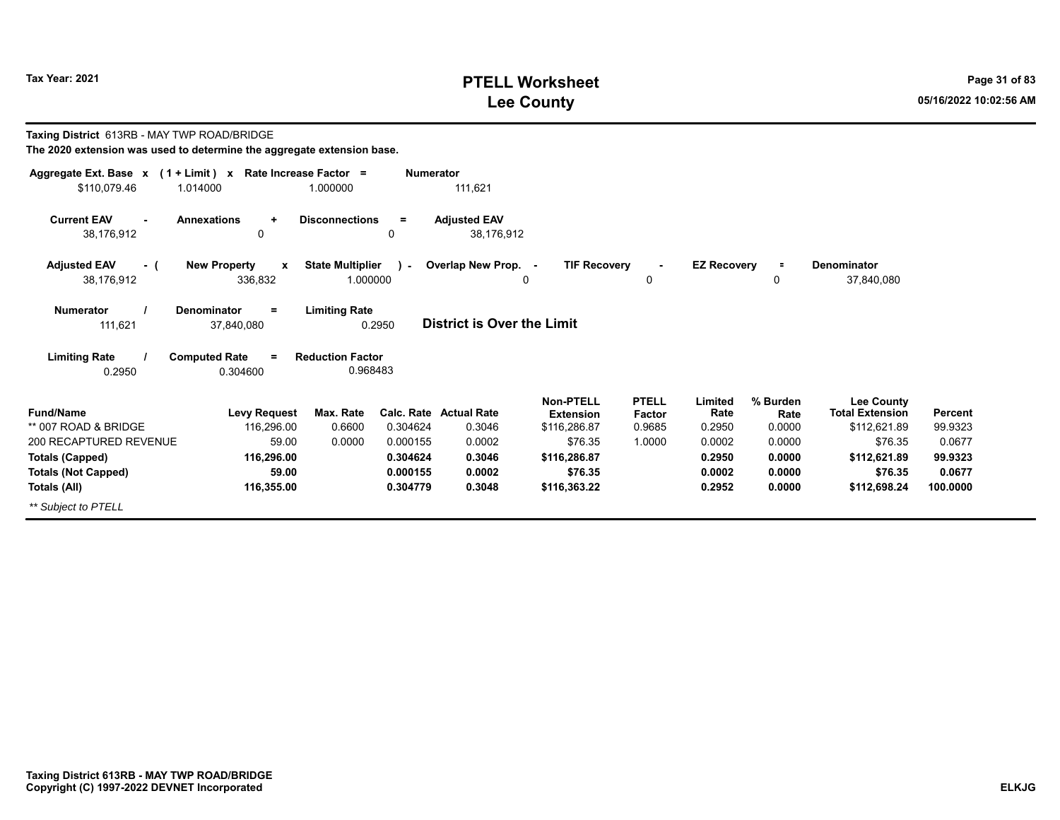# PTELL Worksheet
# Lee County

Tax Year: 2021

**Taxing District** 613RB - MAY TWP ROAD/BRIDGE

**The 2020 extension was used to determine the aggregate extension base.**

| Aggregate Ext. Base x | (1 + Limit) x | Rate Increase Factor = | Numerator |
|---|---|---|---|
| $110,079.46 | 1.014000 | 1.000000 | 111,621 |

| Current EAV - | Annexations + | Disconnections = | Adjusted EAV |
|---|---|---|---|
| 38,176,912 | 0 | 0 | 38,176,912 |

| Adjusted EAV - ( | New Property x | State Multiplier ) - | Overlap New Prop. - | TIF Recovery - | EZ Recovery = | Denominator |
|---|---|---|---|---|---|---|
| 38,176,912 | 336,832 | 1.000000 | 0 | 0 | 0 | 37,840,080 |

| Numerator / | Denominator = | Limiting Rate |
|---|---|---|
| 111,621 | 37,840,080 | 0.2950 |

**District is Over the Limit**

| Limiting Rate / | Computed Rate = | Reduction Factor |
|---|---|---|
| 0.2950 | 0.304600 | 0.968483 |

| Fund/Name | Levy Request | Max. Rate | Calc. Rate | Actual Rate | Non-PTELL Extension | PTELL Factor | Limited Rate | % Burden Rate | Lee County Total Extension | Percent |
|---|---|---|---|---|---|---|---|---|---|---|
| ** 007 ROAD & BRIDGE | 116,296.00 | 0.6600 | 0.304624 | 0.3046 | $116,286.87 | 0.9685 | 0.2950 | 0.0000 | $112,621.89 | 99.9323 |
| 200 RECAPTURED REVENUE | 59.00 | 0.0000 | 0.000155 | 0.0002 | $76.35 | 1.0000 | 0.0002 | 0.0000 | $76.35 | 0.0677 |
| **Totals (Capped)** | **116,296.00** | | **0.304624** | **0.3046** | **$116,286.87** | | **0.2950** | **0.0000** | **$112,621.89** | **99.9323** |
| **Totals (Not Capped)** | **59.00** | | **0.000155** | **0.0002** | **$76.35** | | **0.0002** | **0.0000** | **$76.35** | **0.0677** |
| **Totals (All)** | **116,355.00** | | **0.304779** | **0.3048** | **$116,363.22** | | **0.2952** | **0.0000** | **$112,698.24** | **100.0000** |

*** Subject to PTELL*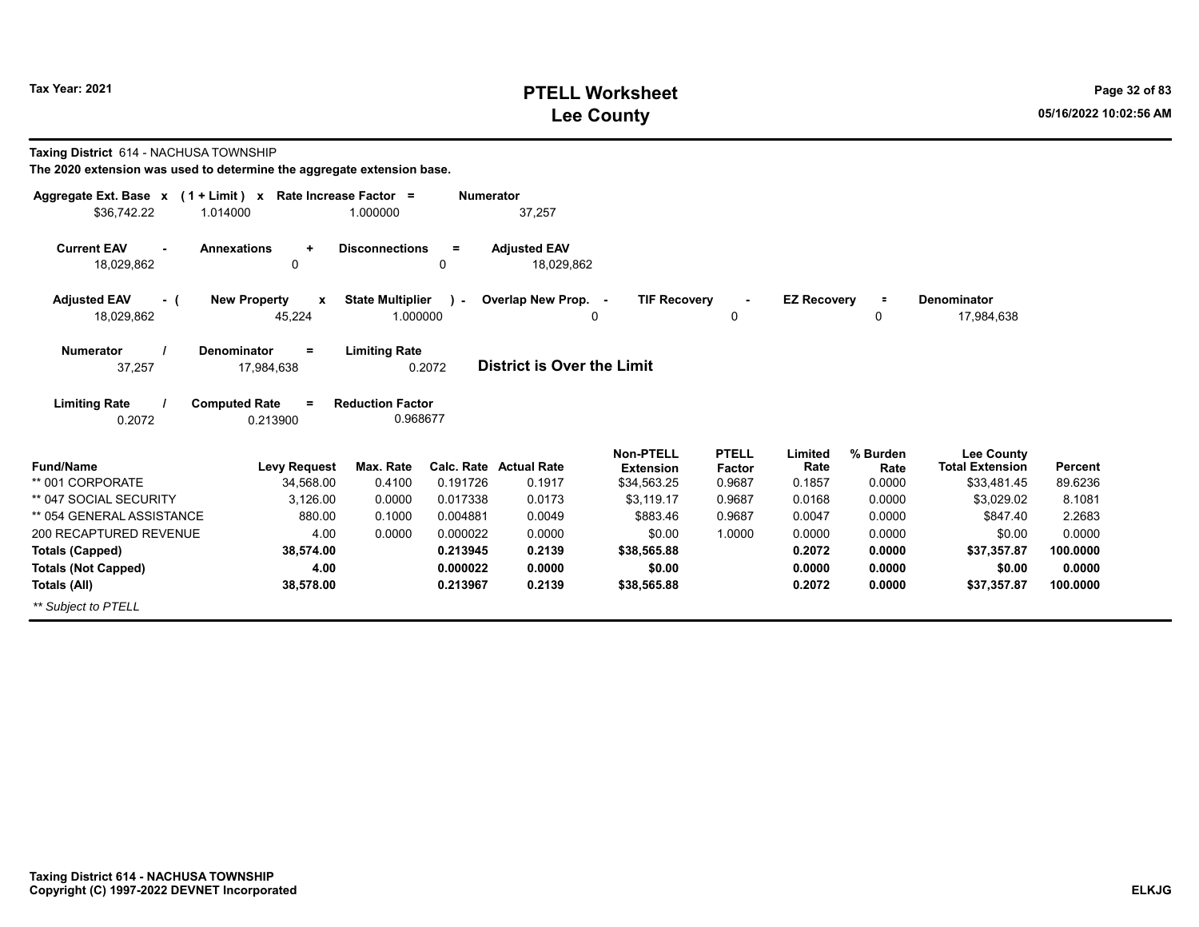# PTELL Worksheet
# Lee County

Tax Year: 2021

**Taxing District** 614 - NACHUSA TOWNSHIP

**The 2020 extension was used to determine the aggregate extension base.**

| Aggregate Ext. Base x | (1 + Limit) x | Rate Increase Factor = | Numerator |
|---|---|---|---|
| $36,742.22 | 1.014000 | 1.000000 | 37,257 |

| Current EAV - | Annexations + | Disconnections = | Adjusted EAV |
|---|---|---|---|
| 18,029,862 | 0 | 0 | 18,029,862 |

| Adjusted EAV - ( | New Property x | State Multiplier ) - | Overlap New Prop. - | TIF Recovery - | EZ Recovery = | Denominator |
|---|---|---|---|---|---|---|
| 18,029,862 | 45,224 | 1.000000 | 0 | 0 | 0 | 17,984,638 |

| Numerator / | Denominator = | Limiting Rate |
|---|---|---|
| 37,257 | 17,984,638 | 0.2072 |

**District is Over the Limit**

| Limiting Rate / | Computed Rate = | Reduction Factor |
|---|---|---|
| 0.2072 | 0.213900 | 0.968677 |

| Fund/Name | Levy Request | Max. Rate | Calc. Rate | Actual Rate | Non-PTELL Extension | PTELL Factor | Limited Rate | % Burden Rate | Lee County Total Extension | Percent |
|---|---|---|---|---|---|---|---|---|---|---|
| ** 001 CORPORATE | 34,568.00 | 0.4100 | 0.191726 | 0.1917 | $34,563.25 | 0.9687 | 0.1857 | 0.0000 | $33,481.45 | 89.6236 |
| ** 047 SOCIAL SECURITY | 3,126.00 | 0.0000 | 0.017338 | 0.0173 | $3,119.17 | 0.9687 | 0.0168 | 0.0000 | $3,029.02 | 8.1081 |
| ** 054 GENERAL ASSISTANCE | 880.00 | 0.1000 | 0.004881 | 0.0049 | $883.46 | 0.9687 | 0.0047 | 0.0000 | $847.40 | 2.2683 |
| 200 RECAPTURED REVENUE | 4.00 | 0.0000 | 0.000022 | 0.0000 | $0.00 | 1.0000 | 0.0000 | 0.0000 | $0.00 | 0.0000 |
| **Totals (Capped)** | **38,574.00** | | **0.213945** | **0.2139** | **$38,565.88** | | **0.2072** | **0.0000** | **$37,357.87** | **100.0000** |
| **Totals (Not Capped)** | **4.00** | | **0.000022** | **0.0000** | **$0.00** | | **0.0000** | **0.0000** | **$0.00** | **0.0000** |
| **Totals (All)** | **38,578.00** | | **0.213967** | **0.2139** | **$38,565.88** | | **0.2072** | **0.0000** | **$37,357.87** | **100.0000** |

*** Subject to PTELL*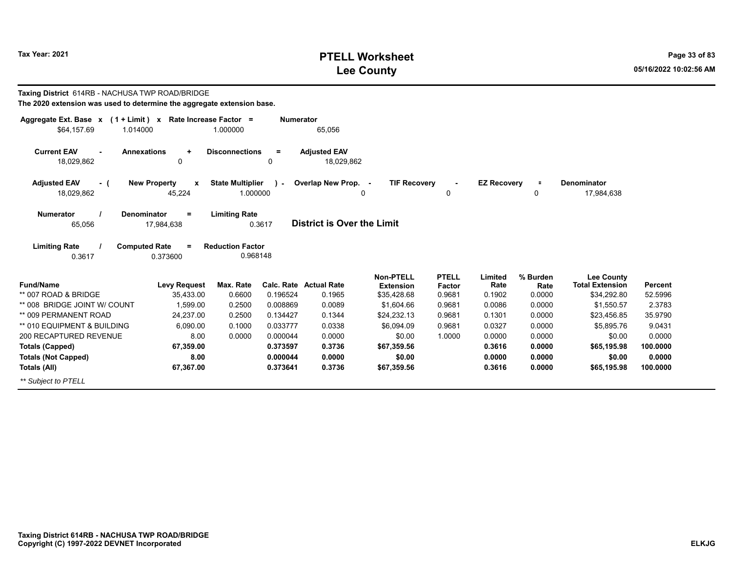**Taxing District** 614RB - NACHUSA TWP ROAD/BRIDGE

**The 2020 extension was used to determine the aggregate extension base.**

| Aggregate Ext. Base x | (1 + Limit) x | Rate Increase Factor = | Numerator |
|---|---|---|---|
| $64,157.69 | 1.014000 | 1.000000 | 65,056 |

| Current EAV - | Annexations + | Disconnections = | Adjusted EAV |
|---|---|---|---|
| 18,029,862 | 0 | 0 | 18,029,862 |

| Adjusted EAV - ( | New Property x | State Multiplier ) - | Overlap New Prop. - | TIF Recovery - | EZ Recovery = | Denominator |
|---|---|---|---|---|---|---|
| 18,029,862 | 45,224 | 1.000000 | 0 | 0 | 0 | 17,984,638 |

| Numerator / | Denominator = | Limiting Rate |
|---|---|---|
| 65,056 | 17,984,638 | 0.3617 |

**District is Over the Limit**

| Limiting Rate / | Computed Rate = | Reduction Factor |
|---|---|---|
| 0.3617 | 0.373600 | 0.968148 |

| Fund/Name | Levy Request | Max. Rate | Calc. Rate | Actual Rate | Non-PTELL Extension | PTELL Factor | Limited Rate | % Burden Rate | Lee County Total Extension | Percent |
|---|---|---|---|---|---|---|---|---|---|---|
| ** 007 ROAD & BRIDGE | 35,433.00 | 0.6600 | 0.196524 | 0.1965 | $35,428.68 | 0.9681 | 0.1902 | 0.0000 | $34,292.80 | 52.5996 |
| ** 008 BRIDGE JOINT W/ COUNT | 1,599.00 | 0.2500 | 0.008869 | 0.0089 | $1,604.66 | 0.9681 | 0.0086 | 0.0000 | $1,550.57 | 2.3783 |
| ** 009 PERMANENT ROAD | 24,237.00 | 0.2500 | 0.134427 | 0.1344 | $24,232.13 | 0.9681 | 0.1301 | 0.0000 | $23,456.85 | 35.9790 |
| ** 010 EQUIPMENT & BUILDING | 6,090.00 | 0.1000 | 0.033777 | 0.0338 | $6,094.09 | 0.9681 | 0.0327 | 0.0000 | $5,895.76 | 9.0431 |
| 200 RECAPTURED REVENUE | 8.00 | 0.0000 | 0.000044 | 0.0000 | $0.00 | 1.0000 | 0.0000 | 0.0000 | $0.00 | 0.0000 |
| **Totals (Capped)** | **67,359.00** | | **0.373597** | **0.3736** | **$67,359.56** | | **0.3616** | **0.0000** | **$65,195.98** | **100.0000** |
| **Totals (Not Capped)** | **8.00** | | **0.000044** | **0.0000** | **$0.00** | | **0.0000** | **0.0000** | **$0.00** | **0.0000** |
| **Totals (All)** | **67,367.00** | | **0.373641** | **0.3736** | **$67,359.56** | | **0.3616** | **0.0000** | **$65,195.98** | **100.0000** |

*** Subject to PTELL*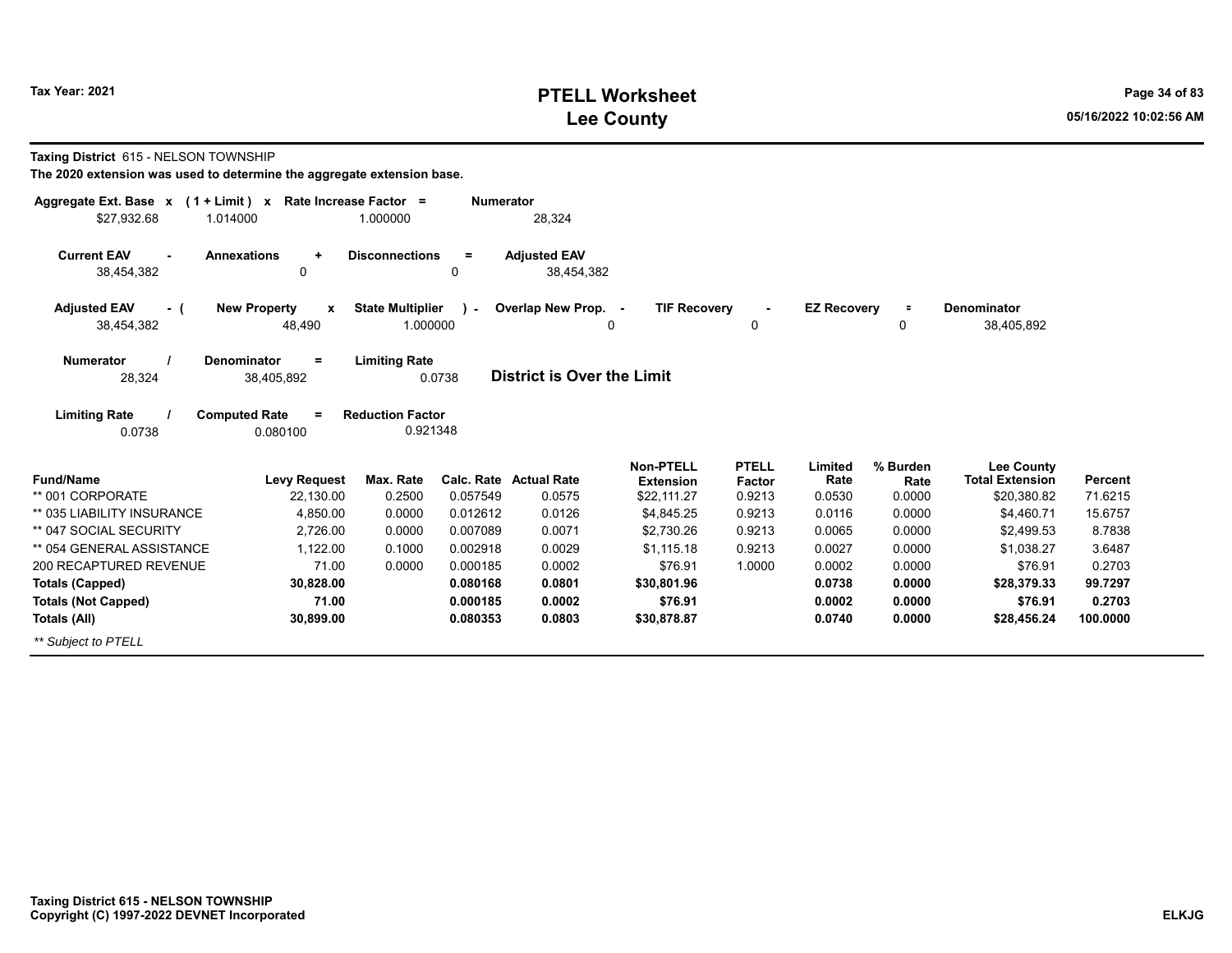**Taxing District** 615 - NELSON TOWNSHIP

**The 2020 extension was used to determine the aggregate extension base.**

| Aggregate Ext. Base | x | (1 + Limit) | x | Rate Increase Factor | = | Numerator |
|---|---|---|---|---|---|---|
| $27,932.68 | | 1.014000 | | 1.000000 | | 28,324 |

| Current EAV | - | Annexations | + | Disconnections | = | Adjusted EAV |
|---|---|---|---|---|---|---|
| 38,454,382 | | 0 | | 0 | | 38,454,382 |

| Adjusted EAV | - ( | New Property | x | State Multiplier | ) - | Overlap New Prop. | - | TIF Recovery | - | EZ Recovery | = | Denominator |
|---|---|---|---|---|---|---|---|---|---|---|---|---|
| 38,454,382 | | 48,490 | | 1.000000 | | 0 | | 0 | | 0 | | 38,405,892 |

| Numerator | / | Denominator | = | Limiting Rate |
|---|---|---|---|---|
| 28,324 | | 38,405,892 | | 0.0738 |

**District is Over the Limit**

| Limiting Rate | / | Computed Rate | = | Reduction Factor |
|---|---|---|---|---|
| 0.0738 | | 0.080100 | | 0.921348 |

| Fund/Name | Levy Request | Max. Rate | Calc. Rate | Actual Rate | Non-PTELL Extension | PTELL Factor | Limited Rate | % Burden Rate | Lee County Total Extension | Percent |
|---|---|---|---|---|---|---|---|---|---|---|
| ** 001 CORPORATE | 22,130.00 | 0.2500 | 0.057549 | 0.0575 | $22,111.27 | 0.9213 | 0.0530 | 0.0000 | $20,380.82 | 71.6215 |
| ** 035 LIABILITY INSURANCE | 4,850.00 | 0.0000 | 0.012612 | 0.0126 | $4,845.25 | 0.9213 | 0.0116 | 0.0000 | $4,460.71 | 15.6757 |
| ** 047 SOCIAL SECURITY | 2,726.00 | 0.0000 | 0.007089 | 0.0071 | $2,730.26 | 0.9213 | 0.0065 | 0.0000 | $2,499.53 | 8.7838 |
| ** 054 GENERAL ASSISTANCE | 1,122.00 | 0.1000 | 0.002918 | 0.0029 | $1,115.18 | 0.9213 | 0.0027 | 0.0000 | $1,038.27 | 3.6487 |
| 200 RECAPTURED REVENUE | 71.00 | 0.0000 | 0.000185 | 0.0002 | $76.91 | 1.0000 | 0.0002 | 0.0000 | $76.91 | 0.2703 |
| **Totals (Capped)** | **30,828.00** | | **0.080168** | **0.0801** | **$30,801.96** | | **0.0738** | **0.0000** | **$28,379.33** | **99.7297** |
| **Totals (Not Capped)** | **71.00** | | **0.000185** | **0.0002** | **$76.91** | | **0.0002** | **0.0000** | **$76.91** | **0.2703** |
| **Totals (All)** | **30,899.00** | | **0.080353** | **0.0803** | **$30,878.87** | | **0.0740** | **0.0000** | **$28,456.24** | **100.0000** |

*** Subject to PTELL*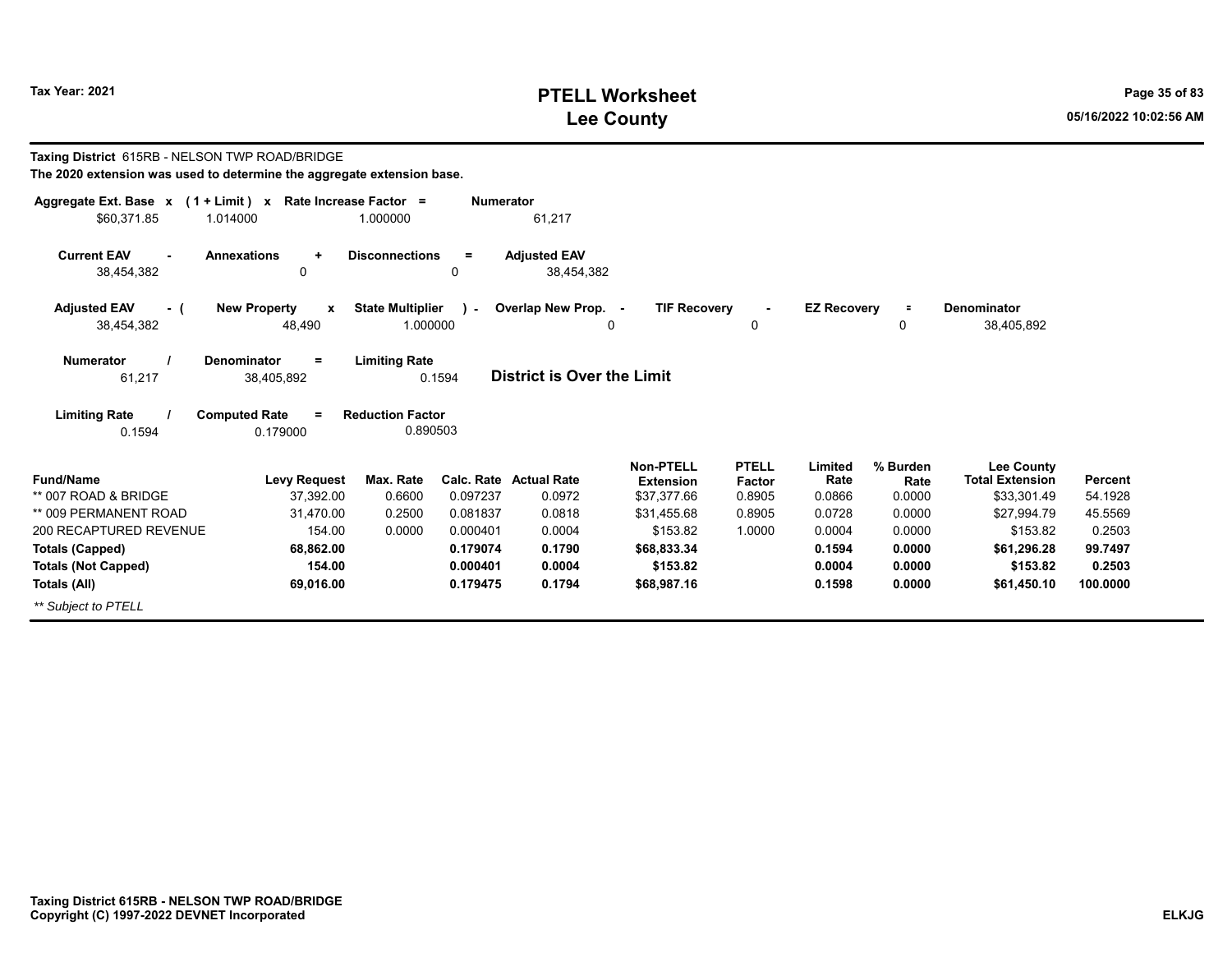# PTELL Worksheet
# Lee County

Tax Year: 2021

**Taxing District** 615RB - NELSON TWP ROAD/BRIDGE

**The 2020 extension was used to determine the aggregate extension base.**

| Aggregate Ext. Base | x | (1 + Limit) | x | Rate Increase Factor | = | Numerator |
|---|---|---|---|---|---|---|
| $60,371.85 | | 1.014000 | | 1.000000 | | 61,217 |

| Current EAV | - | Annexations | + | Disconnections | = | Adjusted EAV |
|---|---|---|---|---|---|---|
| 38,454,382 | | 0 | | 0 | | 38,454,382 |

| Adjusted EAV | - ( | New Property | x | State Multiplier | ) - | Overlap New Prop. | - | TIF Recovery | - | EZ Recovery | = | Denominator |
|---|---|---|---|---|---|---|---|---|---|---|---|---|
| 38,454,382 | | 48,490 | | 1.000000 | | 0 | | 0 | | 0 | | 38,405,892 |

| Numerator | / | Denominator | = | Limiting Rate | |
|---|---|---|---|---|---|
| 61,217 | | 38,405,892 | | 0.1594 | **District is Over the Limit** |

| Limiting Rate | / | Computed Rate | = | Reduction Factor |
|---|---|---|---|---|
| 0.1594 | | 0.179000 | | 0.890503 |

| Fund/Name | Levy Request | Max. Rate | Calc. Rate | Actual Rate | Non-PTELL Extension | PTELL Factor | Limited Rate | % Burden Rate | Lee County Total Extension | Percent |
|---|---|---|---|---|---|---|---|---|---|---|
| ** 007 ROAD & BRIDGE | 37,392.00 | 0.6600 | 0.097237 | 0.0972 | $37,377.66 | 0.8905 | 0.0866 | 0.0000 | $33,301.49 | 54.1928 |
| ** 009 PERMANENT ROAD | 31,470.00 | 0.2500 | 0.081837 | 0.0818 | $31,455.68 | 0.8905 | 0.0728 | 0.0000 | $27,994.79 | 45.5569 |
| 200 RECAPTURED REVENUE | 154.00 | 0.0000 | 0.000401 | 0.0004 | $153.82 | 1.0000 | 0.0004 | 0.0000 | $153.82 | 0.2503 |
| **Totals (Capped)** | **68,862.00** | | **0.179074** | **0.1790** | **$68,833.34** | | **0.1594** | **0.0000** | **$61,296.28** | **99.7497** |
| **Totals (Not Capped)** | **154.00** | | **0.000401** | **0.0004** | **$153.82** | | **0.0004** | **0.0000** | **$153.82** | **0.2503** |
| **Totals (All)** | **69,016.00** | | **0.179475** | **0.1794** | **$68,987.16** | | **0.1598** | **0.0000** | **$61,450.10** | **100.0000** |

*** Subject to PTELL*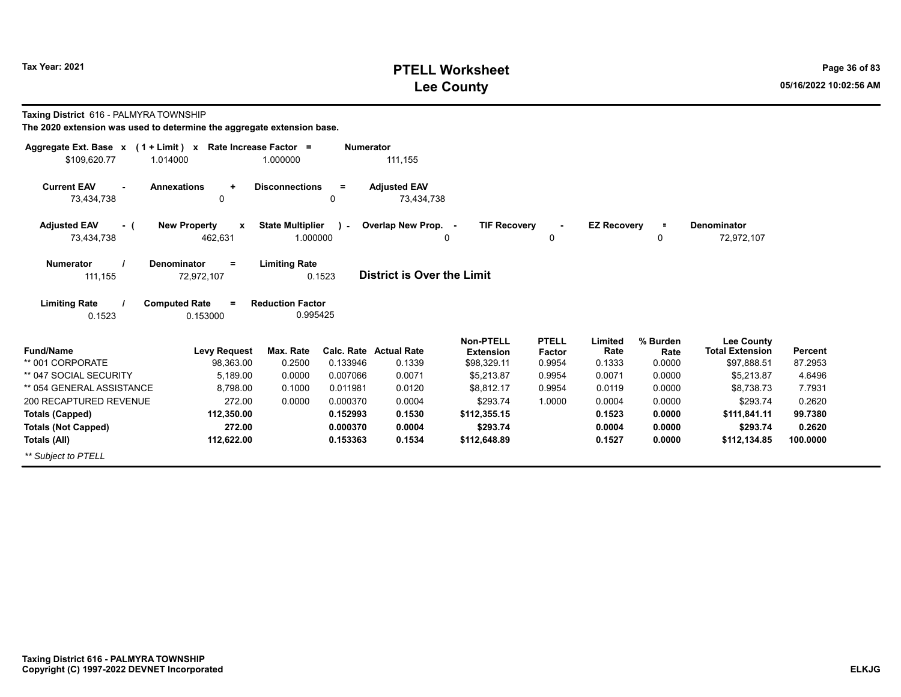# PTELL Worksheet
# Lee County

Tax Year: 2021

**Taxing District** 616 - PALMYRA TOWNSHIP

**The 2020 extension was used to determine the aggregate extension base.**

| Aggregate Ext. Base x | (1 + Limit) x | Rate Increase Factor = | Numerator |
|---|---|---|---|
| $109,620.77 | 1.014000 | 1.000000 | 111,155 |

| Current EAV - | Annexations + | Disconnections = | Adjusted EAV |
|---|---|---|---|
| 73,434,738 | 0 | 0 | 73,434,738 |

| Adjusted EAV - ( | New Property x | State Multiplier ) - | Overlap New Prop. - | TIF Recovery - | EZ Recovery = | Denominator |
|---|---|---|---|---|---|---|
| 73,434,738 | 462,631 | 1.000000 | 0 | 0 | 0 | 72,972,107 |

| Numerator / | Denominator = | Limiting Rate |
|---|---|---|
| 111,155 | 72,972,107 | 0.1523 |

**District is Over the Limit**

| Limiting Rate / | Computed Rate = | Reduction Factor |
|---|---|---|
| 0.1523 | 0.153000 | 0.995425 |

| Fund/Name | Levy Request | Max. Rate | Calc. Rate | Actual Rate | Non-PTELL Extension | PTELL Factor | Limited Rate | % Burden Rate | Lee County Total Extension | Percent |
|---|---|---|---|---|---|---|---|---|---|---|
| ** 001 CORPORATE | 98,363.00 | 0.2500 | 0.133946 | 0.1339 | $98,329.11 | 0.9954 | 0.1333 | 0.0000 | $97,888.51 | 87.2953 |
| ** 047 SOCIAL SECURITY | 5,189.00 | 0.0000 | 0.007066 | 0.0071 | $5,213.87 | 0.9954 | 0.0071 | 0.0000 | $5,213.87 | 4.6496 |
| ** 054 GENERAL ASSISTANCE | 8,798.00 | 0.1000 | 0.011981 | 0.0120 | $8,812.17 | 0.9954 | 0.0119 | 0.0000 | $8,738.73 | 7.7931 |
| 200 RECAPTURED REVENUE | 272.00 | 0.0000 | 0.000370 | 0.0004 | $293.74 | 1.0000 | 0.0004 | 0.0000 | $293.74 | 0.2620 |
| **Totals (Capped)** | **112,350.00** | | **0.152993** | **0.1530** | **$112,355.15** | | **0.1523** | **0.0000** | **$111,841.11** | **99.7380** |
| **Totals (Not Capped)** | **272.00** | | **0.000370** | **0.0004** | **$293.74** | | **0.0004** | **0.0000** | **$293.74** | **0.2620** |
| **Totals (All)** | **112,622.00** | | **0.153363** | **0.1534** | **$112,648.89** | | **0.1527** | **0.0000** | **$112,134.85** | **100.0000** |

*** Subject to PTELL*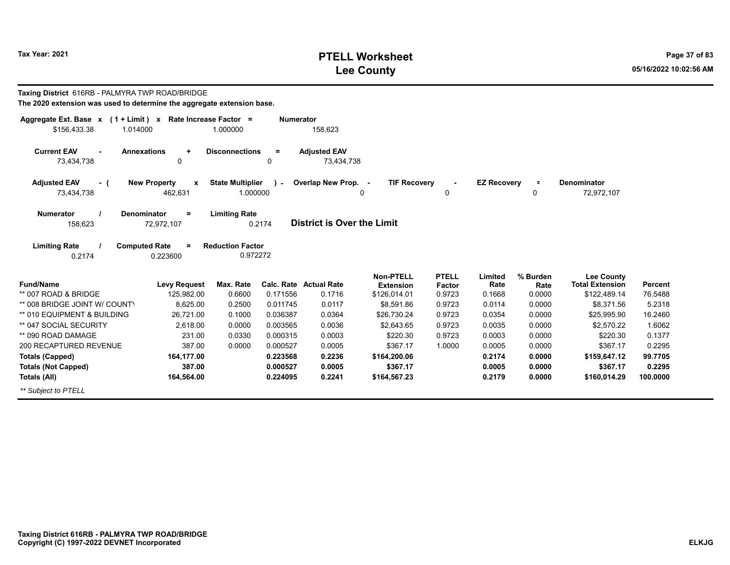# PTELL Worksheet
# Lee County

Tax Year: 2021

**Taxing District** 616RB - PALMYRA TWP ROAD/BRIDGE

**The 2020 extension was used to determine the aggregate extension base.**

| Aggregate Ext. Base | x | (1 + Limit) | x | Rate Increase Factor | = | Numerator |
|---|---|---|---|---|---|---|
| $156,433.38 | | 1.014000 | | 1.000000 | | 158,623 |

| Current EAV | - | Annexations | + | Disconnections | = | Adjusted EAV |
|---|---|---|---|---|---|---|
| 73,434,738 | | 0 | | 0 | | 73,434,738 |

| Adjusted EAV | - ( | New Property | x | State Multiplier | ) - | Overlap New Prop. | - | TIF Recovery | - | EZ Recovery | = | Denominator |
|---|---|---|---|---|---|---|---|---|---|---|---|---|
| 73,434,738 | | 462,631 | | 1.000000 | | 0 | | 0 | | 0 | | 72,972,107 |

| Numerator | / | Denominator | = | Limiting Rate |
|---|---|---|---|---|
| 158,623 | | 72,972,107 | | 0.2174 |

**District is Over the Limit**

| Limiting Rate | / | Computed Rate | = | Reduction Factor |
|---|---|---|---|---|
| 0.2174 | | 0.223600 | | 0.972272 |

| Fund/Name | Levy Request | Max. Rate | Calc. Rate | Actual Rate | Non-PTELL Extension | PTELL Factor | Limited Rate | % Burden Rate | Lee County Total Extension | Percent |
|---|---|---|---|---|---|---|---|---|---|---|
| ** 007 ROAD & BRIDGE | 125,982.00 | 0.6600 | 0.171556 | 0.1716 | $126,014.01 | 0.9723 | 0.1668 | 0.0000 | $122,489.14 | 76.5488 |
| ** 008 BRIDGE JOINT W/ COUNTY | 8,625.00 | 0.2500 | 0.011745 | 0.0117 | $8,591.86 | 0.9723 | 0.0114 | 0.0000 | $8,371.56 | 5.2318 |
| ** 010 EQUIPMENT & BUILDING | 26,721.00 | 0.1000 | 0.036387 | 0.0364 | $26,730.24 | 0.9723 | 0.0354 | 0.0000 | $25,995.90 | 16.2460 |
| ** 047 SOCIAL SECURITY | 2,618.00 | 0.0000 | 0.003565 | 0.0036 | $2,643.65 | 0.9723 | 0.0035 | 0.0000 | $2,570.22 | 1.6062 |
| ** 090 ROAD DAMAGE | 231.00 | 0.0330 | 0.000315 | 0.0003 | $220.30 | 0.9723 | 0.0003 | 0.0000 | $220.30 | 0.1377 |
| 200 RECAPTURED REVENUE | 387.00 | 0.0000 | 0.000527 | 0.0005 | $367.17 | 1.0000 | 0.0005 | 0.0000 | $367.17 | 0.2295 |
| **Totals (Capped)** | **164,177.00** | | **0.223568** | **0.2236** | **$164,200.06** | | **0.2174** | **0.0000** | **$159,647.12** | **99.7705** |
| **Totals (Not Capped)** | **387.00** | | **0.000527** | **0.0005** | **$367.17** | | **0.0005** | **0.0000** | **$367.17** | **0.2295** |
| **Totals (All)** | **164,564.00** | | **0.224095** | **0.2241** | **$164,567.23** | | **0.2179** | **0.0000** | **$160,014.29** | **100.0000** |

*** Subject to PTELL*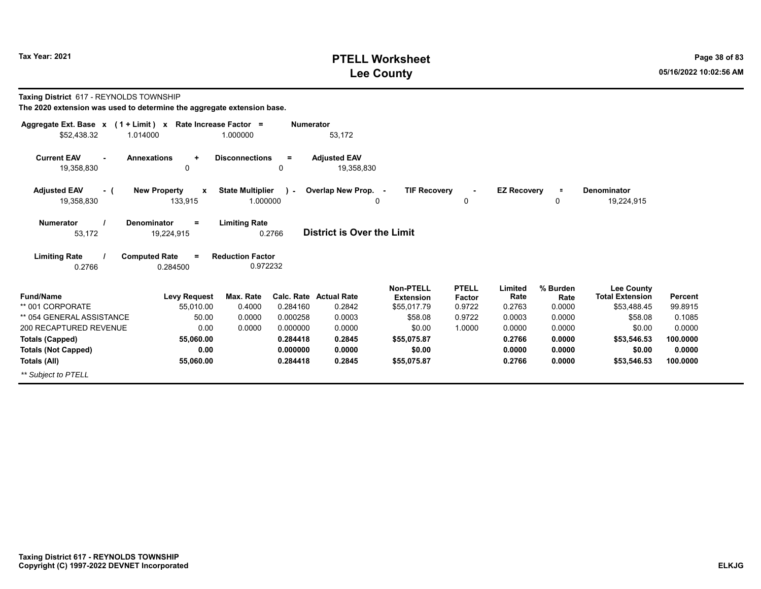# PTELL Worksheet
# Lee County

Tax Year: 2021

**Taxing District** 617 - REYNOLDS TOWNSHIP

**The 2020 extension was used to determine the aggregate extension base.**

| Aggregate Ext. Base x | (1 + Limit) x | Rate Increase Factor = | Numerator |
|---|---|---|---|
| $52,438.32 | 1.014000 | 1.000000 | 53,172 |

| Current EAV - | Annexations + | Disconnections = | Adjusted EAV |
|---|---|---|---|
| 19,358,830 | 0 | 0 | 19,358,830 |

| Adjusted EAV - ( | New Property x | State Multiplier ) - | Overlap New Prop. - | TIF Recovery - | EZ Recovery = | Denominator |
|---|---|---|---|---|---|---|
| 19,358,830 | 133,915 | 1.000000 | 0 | 0 | 0 | 19,224,915 |

| Numerator / | Denominator = | Limiting Rate | |
|---|---|---|---|
| 53,172 | 19,224,915 | 0.2766 | **District is Over the Limit** |

| Limiting Rate / | Computed Rate = | Reduction Factor |
|---|---|---|
| 0.2766 | 0.284500 | 0.972232 |

| Fund/Name | Levy Request | Max. Rate | Calc. Rate | Actual Rate | Non-PTELL Extension | PTELL Factor | Limited Rate | % Burden Rate | Lee County Total Extension | Percent |
|---|---|---|---|---|---|---|---|---|---|---|
| ** 001 CORPORATE | 55,010.00 | 0.4000 | 0.284160 | 0.2842 | $55,017.79 | 0.9722 | 0.2763 | 0.0000 | $53,488.45 | 99.8915 |
| ** 054 GENERAL ASSISTANCE | 50.00 | 0.0000 | 0.000258 | 0.0003 | $58.08 | 0.9722 | 0.0003 | 0.0000 | $58.08 | 0.1085 |
| 200 RECAPTURED REVENUE | 0.00 | 0.0000 | 0.000000 | 0.0000 | $0.00 | 1.0000 | 0.0000 | 0.0000 | $0.00 | 0.0000 |
| **Totals (Capped)** | **55,060.00** | | **0.284418** | **0.2845** | **$55,075.87** | | **0.2766** | **0.0000** | **$53,546.53** | **100.0000** |
| **Totals (Not Capped)** | **0.00** | | **0.000000** | **0.0000** | **$0.00** | | **0.0000** | **0.0000** | **$0.00** | **0.0000** |
| **Totals (All)** | **55,060.00** | | **0.284418** | **0.2845** | **$55,075.87** | | **0.2766** | **0.0000** | **$53,546.53** | **100.0000** |

*** Subject to PTELL*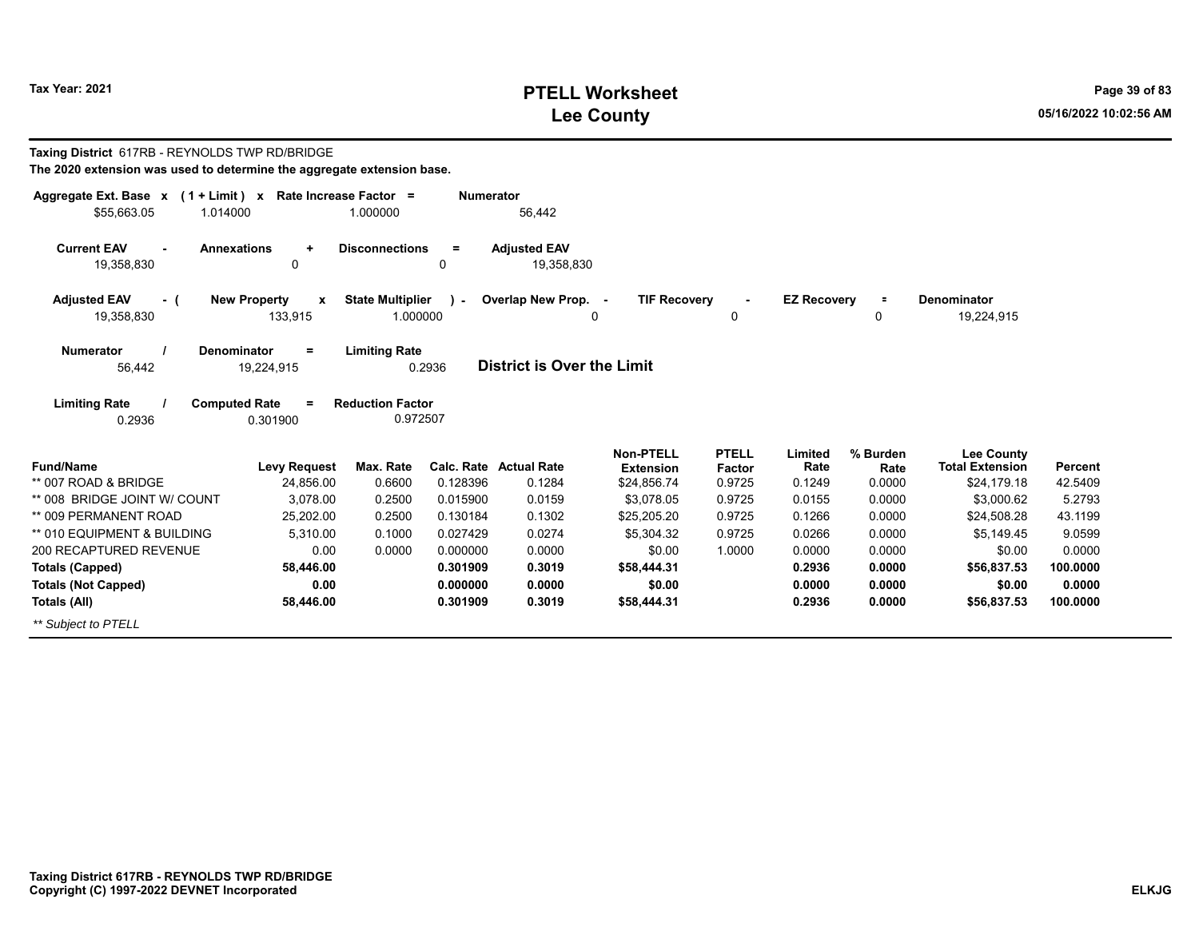# PTELL Worksheet
# Lee County

Tax Year: 2021

**Taxing District** 617RB - REYNOLDS TWP RD/BRIDGE

**The 2020 extension was used to determine the aggregate extension base.**

| Aggregate Ext. Base x | (1 + Limit) x | Rate Increase Factor = | Numerator |
|---|---|---|---|
| $55,663.05 | 1.014000 | 1.000000 | 56,442 |

| Current EAV - | Annexations + | Disconnections = | Adjusted EAV |
|---|---|---|---|
| 19,358,830 | 0 | 0 | 19,358,830 |

| Adjusted EAV - ( | New Property x | State Multiplier ) - | Overlap New Prop. - | TIF Recovery - | EZ Recovery = | Denominator |
|---|---|---|---|---|---|---|
| 19,358,830 | 133,915 | 1.000000 | 0 | 0 | 0 | 19,224,915 |

| Numerator / | Denominator = | Limiting Rate |
|---|---|---|
| 56,442 | 19,224,915 | 0.2936 |

**District is Over the Limit**

| Limiting Rate / | Computed Rate = | Reduction Factor |
|---|---|---|
| 0.2936 | 0.301900 | 0.972507 |

| Fund/Name | Levy Request | Max. Rate | Calc. Rate | Actual Rate | Non-PTELL Extension | PTELL Factor | Limited Rate | % Burden Rate | Lee County Total Extension | Percent |
|---|---|---|---|---|---|---|---|---|---|---|
| ** 007 ROAD & BRIDGE | 24,856.00 | 0.6600 | 0.128396 | 0.1284 | $24,856.74 | 0.9725 | 0.1249 | 0.0000 | $24,179.18 | 42.5409 |
| ** 008 BRIDGE JOINT W/ COUNT | 3,078.00 | 0.2500 | 0.015900 | 0.0159 | $3,078.05 | 0.9725 | 0.0155 | 0.0000 | $3,000.62 | 5.2793 |
| ** 009 PERMANENT ROAD | 25,202.00 | 0.2500 | 0.130184 | 0.1302 | $25,205.20 | 0.9725 | 0.1266 | 0.0000 | $24,508.28 | 43.1199 |
| ** 010 EQUIPMENT & BUILDING | 5,310.00 | 0.1000 | 0.027429 | 0.0274 | $5,304.32 | 0.9725 | 0.0266 | 0.0000 | $5,149.45 | 9.0599 |
| 200 RECAPTURED REVENUE | 0.00 | 0.0000 | 0.000000 | 0.0000 | $0.00 | 1.0000 | 0.0000 | 0.0000 | $0.00 | 0.0000 |
| **Totals (Capped)** | **58,446.00** | | **0.301909** | **0.3019** | **$58,444.31** | | **0.2936** | **0.0000** | **$56,837.53** | **100.0000** |
| **Totals (Not Capped)** | **0.00** | | **0.000000** | **0.0000** | **$0.00** | | **0.0000** | **0.0000** | **$0.00** | **0.0000** |
| **Totals (All)** | **58,446.00** | | **0.301909** | **0.3019** | **$58,444.31** | | **0.2936** | **0.0000** | **$56,837.53** | **100.0000** |

*** Subject to PTELL*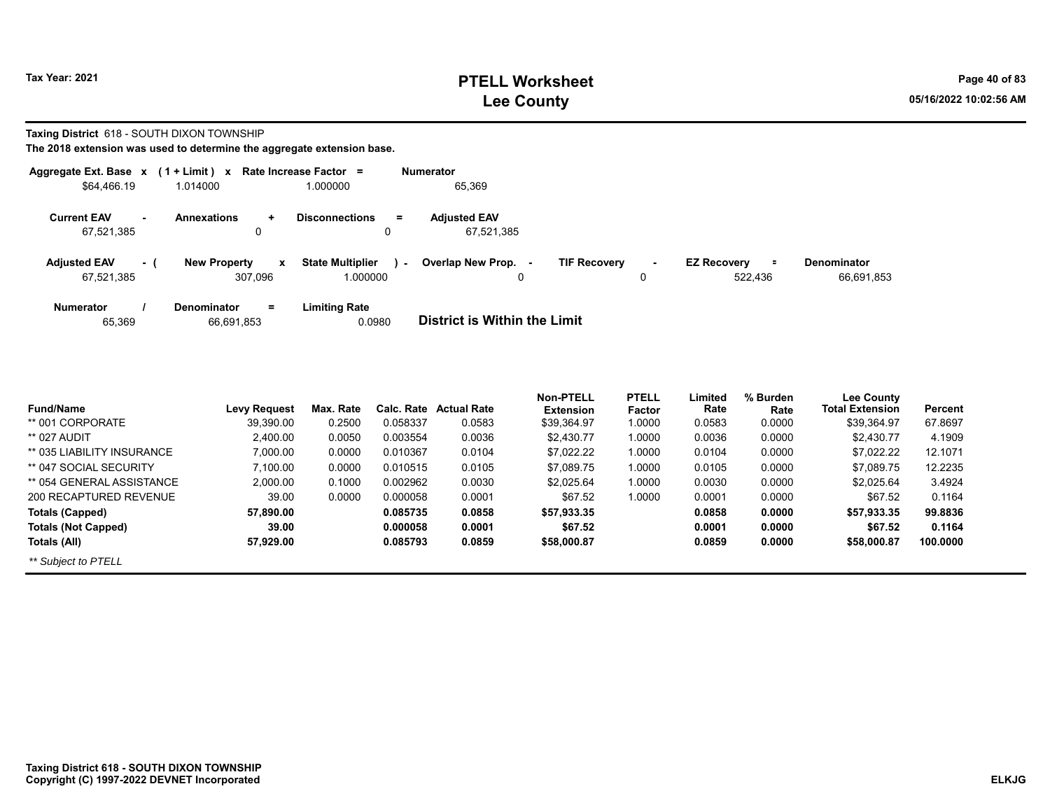# PTELL Worksheet
# Lee County

Tax Year: 2021

**Taxing District** 618 - SOUTH DIXON TOWNSHIP

**The 2018 extension was used to determine the aggregate extension base.**

| Aggregate Ext. Base | x | (1 + Limit) | x | Rate Increase Factor | = | Numerator |
|---|---|---|---|---|---|---|
| $64,466.19 | | 1.014000 | | 1.000000 | | 65,369 |

| Current EAV | - | Annexations | + | Disconnections | = | Adjusted EAV |
|---|---|---|---|---|---|---|
| 67,521,385 | | 0 | | 0 | | 67,521,385 |

| Adjusted EAV | - ( | New Property | x | State Multiplier | ) - | Overlap New Prop. | - | TIF Recovery | - | EZ Recovery | = | Denominator |
|---|---|---|---|---|---|---|---|---|---|---|---|---|
| 67,521,385 | | 307,096 | | 1.000000 | | 0 | | 0 | | 522,436 | | 66,691,853 |

| Numerator | / | Denominator | = | Limiting Rate |
|---|---|---|---|---|
| 65,369 | | 66,691,853 | | 0.0980 |

**District is Within the Limit**

| Fund/Name | Levy Request | Max. Rate | Calc. Rate | Actual Rate | Non-PTELL Extension | PTELL Factor | Limited Rate | % Burden Rate | Lee County Total Extension | Percent |
|---|---|---|---|---|---|---|---|---|---|---|
| ** 001 CORPORATE | 39,390.00 | 0.2500 | 0.058337 | 0.0583 | $39,364.97 | 1.0000 | 0.0583 | 0.0000 | $39,364.97 | 67.8697 |
| ** 027 AUDIT | 2,400.00 | 0.0050 | 0.003554 | 0.0036 | $2,430.77 | 1.0000 | 0.0036 | 0.0000 | $2,430.77 | 4.1909 |
| ** 035 LIABILITY INSURANCE | 7,000.00 | 0.0000 | 0.010367 | 0.0104 | $7,022.22 | 1.0000 | 0.0104 | 0.0000 | $7,022.22 | 12.1071 |
| ** 047 SOCIAL SECURITY | 7,100.00 | 0.0000 | 0.010515 | 0.0105 | $7,089.75 | 1.0000 | 0.0105 | 0.0000 | $7,089.75 | 12.2235 |
| ** 054 GENERAL ASSISTANCE | 2,000.00 | 0.1000 | 0.002962 | 0.0030 | $2,025.64 | 1.0000 | 0.0030 | 0.0000 | $2,025.64 | 3.4924 |
| 200 RECAPTURED REVENUE | 39.00 | 0.0000 | 0.000058 | 0.0001 | $67.52 | 1.0000 | 0.0001 | 0.0000 | $67.52 | 0.1164 |
| **Totals (Capped)** | **57,890.00** | | **0.085735** | **0.0858** | **$57,933.35** | | **0.0858** | **0.0000** | **$57,933.35** | **99.8836** |
| **Totals (Not Capped)** | **39.00** | | **0.000058** | **0.0001** | **$67.52** | | **0.0001** | **0.0000** | **$67.52** | **0.1164** |
| **Totals (All)** | **57,929.00** | | **0.085793** | **0.0859** | **$58,000.87** | | **0.0859** | **0.0000** | **$58,000.87** | **100.0000** |

*** Subject to PTELL*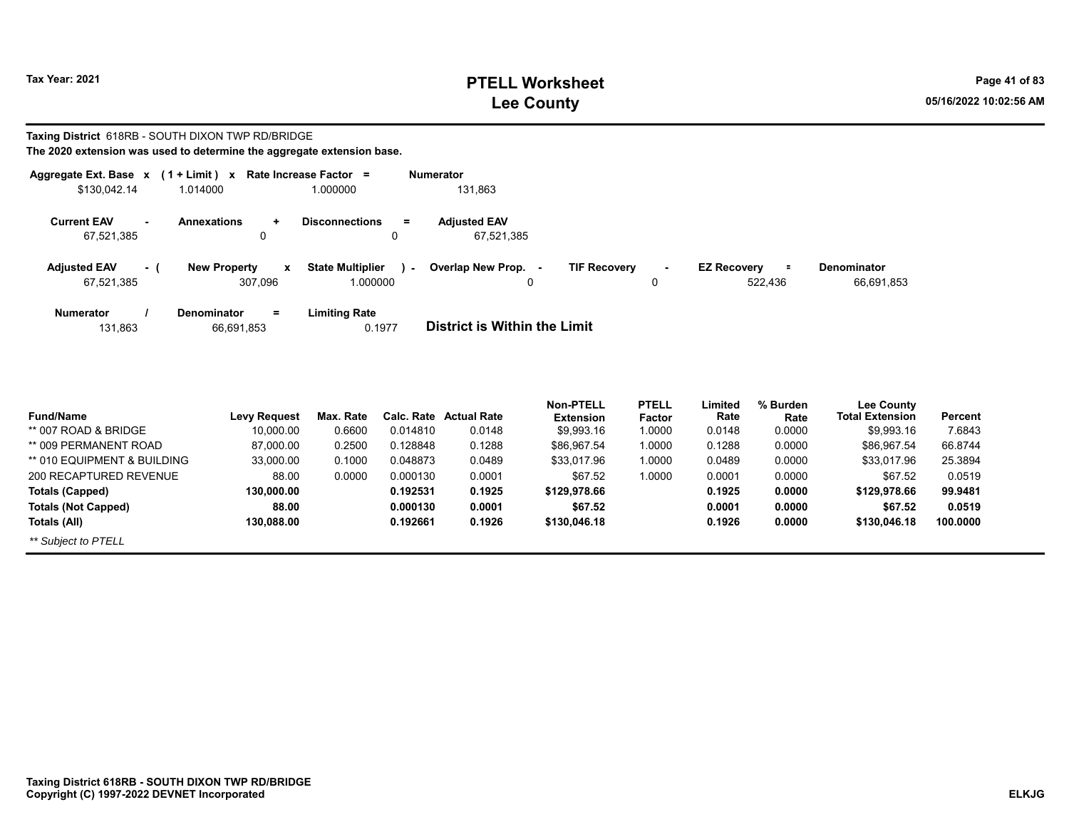# PTELL Worksheet
# Lee County

Tax Year: 2021

**Taxing District** 618RB - SOUTH DIXON TWP RD/BRIDGE

**The 2020 extension was used to determine the aggregate extension base.**

| Aggregate Ext. Base x | (1 + Limit) x | Rate Increase Factor = | Numerator |
|---|---|---|---|
| $130,042.14 | 1.014000 | 1.000000 | 131,863 |

| Current EAV - | Annexations + | Disconnections = | Adjusted EAV |
|---|---|---|---|
| 67,521,385 | 0 | 0 | 67,521,385 |

| Adjusted EAV - ( | New Property x | State Multiplier ) - | Overlap New Prop. - | TIF Recovery - | EZ Recovery = | Denominator |
|---|---|---|---|---|---|---|
| 67,521,385 | 307,096 | 1.000000 | 0 | 0 | 522,436 | 66,691,853 |

| Numerator / | Denominator = | Limiting Rate | |
|---|---|---|---|
| 131,863 | 66,691,853 | 0.1977 | **District is Within the Limit** |

| Fund/Name | Levy Request | Max. Rate | Calc. Rate | Actual Rate | Non-PTELL Extension | PTELL Factor | Limited Rate | % Burden Rate | Lee County Total Extension | Percent |
|---|---|---|---|---|---|---|---|---|---|---|
| ** 007 ROAD & BRIDGE | 10,000.00 | 0.6600 | 0.014810 | 0.0148 | $9,993.16 | 1.0000 | 0.0148 | 0.0000 | $9,993.16 | 7.6843 |
| ** 009 PERMANENT ROAD | 87,000.00 | 0.2500 | 0.128848 | 0.1288 | $86,967.54 | 1.0000 | 0.1288 | 0.0000 | $86,967.54 | 66.8744 |
| ** 010 EQUIPMENT & BUILDING | 33,000.00 | 0.1000 | 0.048873 | 0.0489 | $33,017.96 | 1.0000 | 0.0489 | 0.0000 | $33,017.96 | 25.3894 |
| 200 RECAPTURED REVENUE | 88.00 | 0.0000 | 0.000130 | 0.0001 | $67.52 | 1.0000 | 0.0001 | 0.0000 | $67.52 | 0.0519 |
| **Totals (Capped)** | **130,000.00** | | **0.192531** | **0.1925** | **$129,978.66** | | **0.1925** | **0.0000** | **$129,978.66** | **99.9481** |
| **Totals (Not Capped)** | **88.00** | | **0.000130** | **0.0001** | **$67.52** | | **0.0001** | **0.0000** | **$67.52** | **0.0519** |
| **Totals (All)** | **130,088.00** | | **0.192661** | **0.1926** | **$130,046.18** | | **0.1926** | **0.0000** | **$130,046.18** | **100.0000** |

*** Subject to PTELL*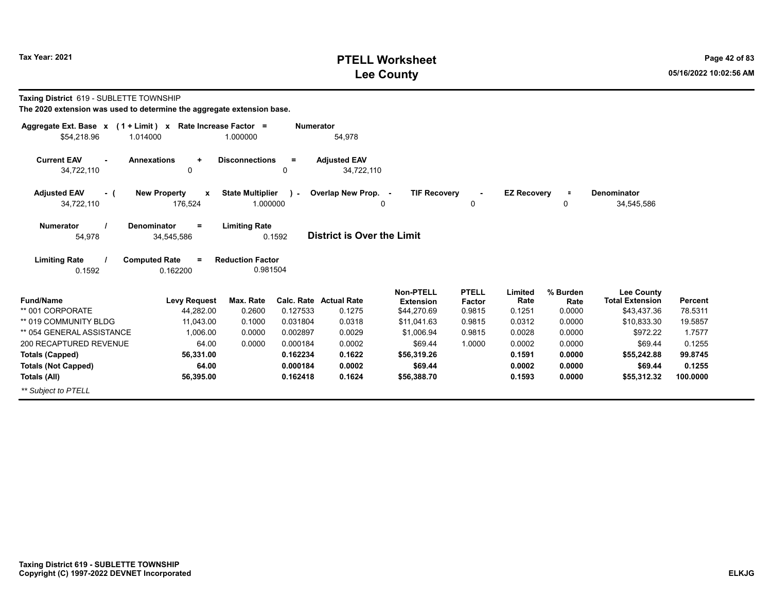**Taxing District** 619 - SUBLETTE TOWNSHIP

**The 2020 extension was used to determine the aggregate extension base.**

| Aggregate Ext. Base x | (1 + Limit) x | Rate Increase Factor = | Numerator |
|---|---|---|---|
| $54,218.96 | 1.014000 | 1.000000 | 54,978 |

| Current EAV - | Annexations + | Disconnections = | Adjusted EAV |
|---|---|---|---|
| 34,722,110 | 0 | 0 | 34,722,110 |

| Adjusted EAV - ( | New Property x | State Multiplier ) - | Overlap New Prop. - | TIF Recovery - | EZ Recovery = | Denominator |
|---|---|---|---|---|---|---|
| 34,722,110 | 176,524 | 1.000000 | 0 | 0 | 0 | 34,545,586 |

| Numerator / | Denominator = | Limiting Rate | |
|---|---|---|---|
| 54,978 | 34,545,586 | 0.1592 | **District is Over the Limit** |

| Limiting Rate / | Computed Rate = | Reduction Factor |
|---|---|---|
| 0.1592 | 0.162200 | 0.981504 |

| Fund/Name | Levy Request | Max. Rate | Calc. Rate | Actual Rate | Non-PTELL Extension | PTELL Factor | Limited Rate | % Burden Rate | Lee County Total Extension | Percent |
|---|---|---|---|---|---|---|---|---|---|---|
| ** 001 CORPORATE | 44,282.00 | 0.2600 | 0.127533 | 0.1275 | $44,270.69 | 0.9815 | 0.1251 | 0.0000 | $43,437.36 | 78.5311 |
| ** 019 COMMUNITY BLDG | 11,043.00 | 0.1000 | 0.031804 | 0.0318 | $11,041.63 | 0.9815 | 0.0312 | 0.0000 | $10,833.30 | 19.5857 |
| ** 054 GENERAL ASSISTANCE | 1,006.00 | 0.0000 | 0.002897 | 0.0029 | $1,006.94 | 0.9815 | 0.0028 | 0.0000 | $972.22 | 1.7577 |
| 200 RECAPTURED REVENUE | 64.00 | 0.0000 | 0.000184 | 0.0002 | $69.44 | 1.0000 | 0.0002 | 0.0000 | $69.44 | 0.1255 |
| **Totals (Capped)** | **56,331.00** | | **0.162234** | **0.1622** | **$56,319.26** | | **0.1591** | **0.0000** | **$55,242.88** | **99.8745** |
| **Totals (Not Capped)** | **64.00** | | **0.000184** | **0.0002** | **$69.44** | | **0.0002** | **0.0000** | **$69.44** | **0.1255** |
| **Totals (All)** | **56,395.00** | | **0.162418** | **0.1624** | **$56,388.70** | | **0.1593** | **0.0000** | **$55,312.32** | **100.0000** |

*** Subject to PTELL*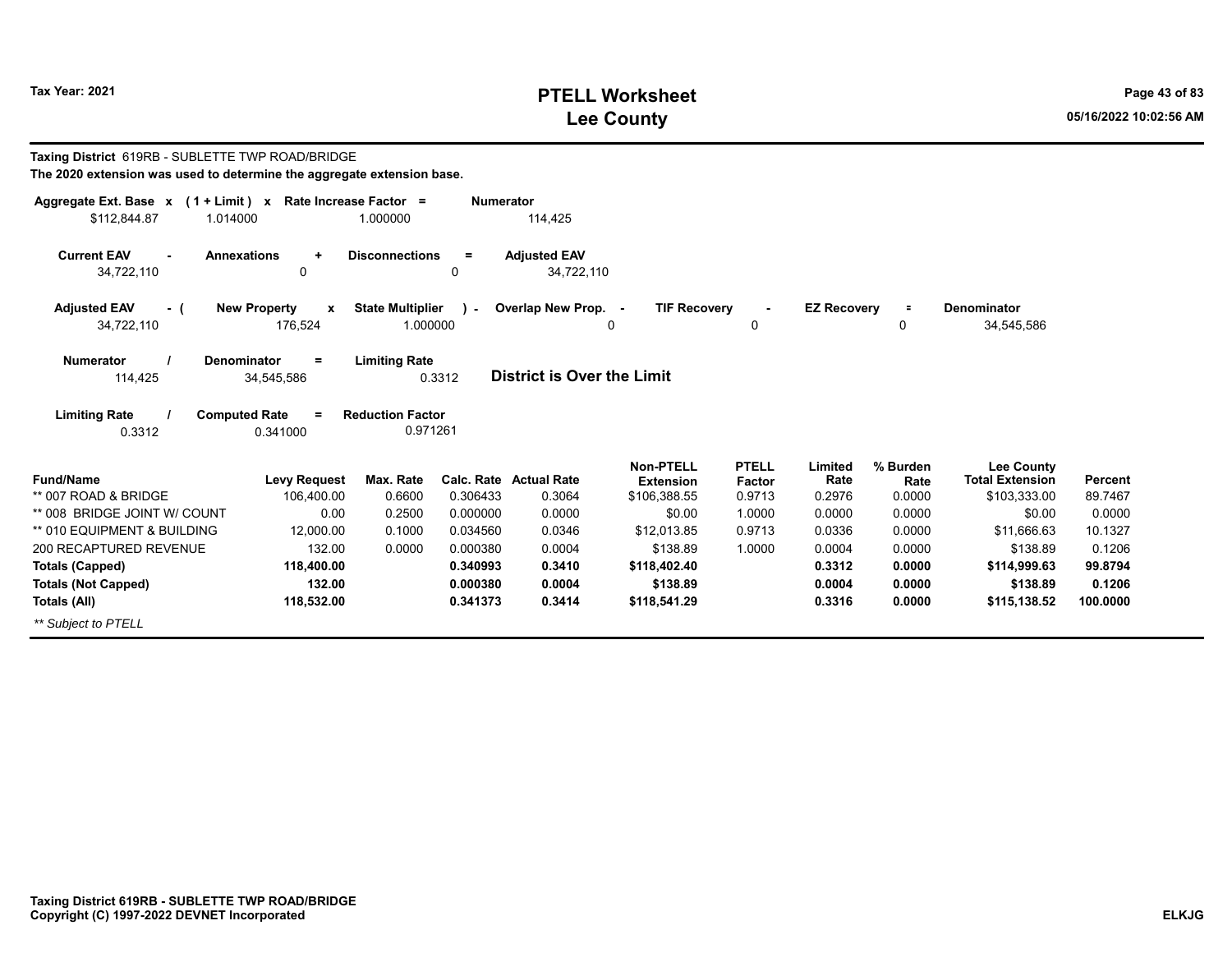# PTELL Worksheet
# Lee County

Tax Year: 2021

**Taxing District** 619RB - SUBLETTE TWP ROAD/BRIDGE

**The 2020 extension was used to determine the aggregate extension base.**

| Aggregate Ext. Base x | (1 + Limit) x | Rate Increase Factor = | Numerator |
|---|---|---|---|
| $112,844.87 | 1.014000 | 1.000000 | 114,425 |

| Current EAV - | Annexations + | Disconnections = | Adjusted EAV |
|---|---|---|---|
| 34,722,110 | 0 | 0 | 34,722,110 |

| Adjusted EAV - ( | New Property x | State Multiplier ) - | Overlap New Prop. - | TIF Recovery - | EZ Recovery = | Denominator |
|---|---|---|---|---|---|---|
| 34,722,110 | 176,524 | 1.000000 | 0 | 0 | 0 | 34,545,586 |

| Numerator / | Denominator = | Limiting Rate |
|---|---|---|
| 114,425 | 34,545,586 | 0.3312 |

**District is Over the Limit**

| Limiting Rate / | Computed Rate = | Reduction Factor |
|---|---|---|
| 0.3312 | 0.341000 | 0.971261 |

| Fund/Name | Levy Request | Max. Rate | Calc. Rate | Actual Rate | Non-PTELL Extension | PTELL Factor | Limited Rate | % Burden Rate | Lee County Total Extension | Percent |
|---|---|---|---|---|---|---|---|---|---|---|
| ** 007 ROAD & BRIDGE | 106,400.00 | 0.6600 | 0.306433 | 0.3064 | $106,388.55 | 0.9713 | 0.2976 | 0.0000 | $103,333.00 | 89.7467 |
| ** 008 BRIDGE JOINT W/ COUNT | 0.00 | 0.2500 | 0.000000 | 0.0000 | $0.00 | 1.0000 | 0.0000 | 0.0000 | $0.00 | 0.0000 |
| ** 010 EQUIPMENT & BUILDING | 12,000.00 | 0.1000 | 0.034560 | 0.0346 | $12,013.85 | 0.9713 | 0.0336 | 0.0000 | $11,666.63 | 10.1327 |
| 200 RECAPTURED REVENUE | 132.00 | 0.0000 | 0.000380 | 0.0004 | $138.89 | 1.0000 | 0.0004 | 0.0000 | $138.89 | 0.1206 |
| **Totals (Capped)** | **118,400.00** | | **0.340993** | **0.3410** | **$118,402.40** | | **0.3312** | **0.0000** | **$114,999.63** | **99.8794** |
| **Totals (Not Capped)** | **132.00** | | **0.000380** | **0.0004** | **$138.89** | | **0.0004** | **0.0000** | **$138.89** | **0.1206** |
| **Totals (All)** | **118,532.00** | | **0.341373** | **0.3414** | **$118,541.29** | | **0.3316** | **0.0000** | **$115,138.52** | **100.0000** |

*** Subject to PTELL*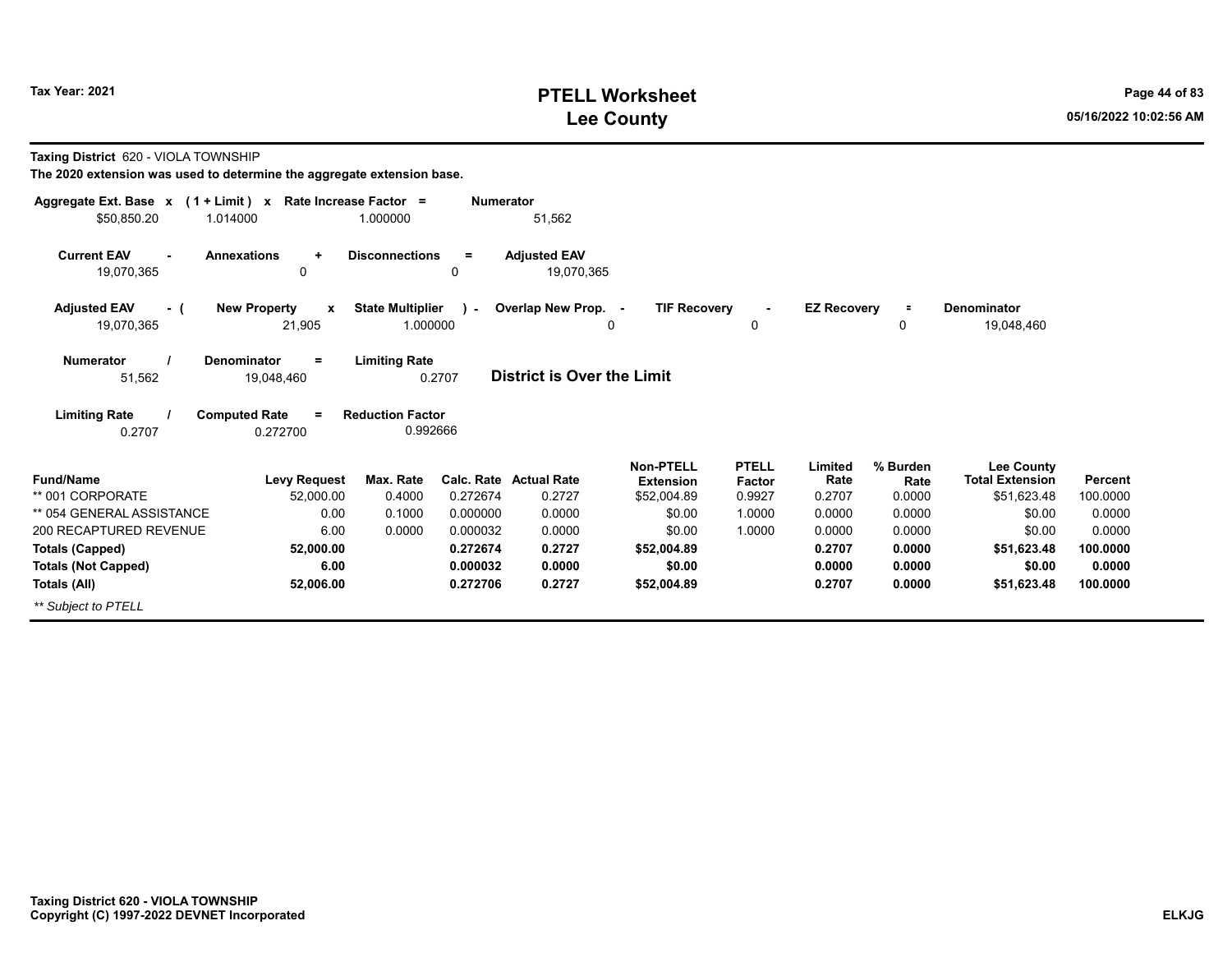# PTELL Worksheet
# Lee County

Tax Year: 2021

**Taxing District** 620 - VIOLA TOWNSHIP

**The 2020 extension was used to determine the aggregate extension base.**

| Aggregate Ext. Base | x | (1 + Limit) | x | Rate Increase Factor | = | Numerator |
|---|---|---|---|---|---|---|
| $50,850.20 | | 1.014000 | | 1.000000 | | 51,562 |

| Current EAV | - | Annexations | + | Disconnections | = | Adjusted EAV |
|---|---|---|---|---|---|---|
| 19,070,365 | | 0 | | 0 | | 19,070,365 |

| Adjusted EAV | - ( | New Property | x | State Multiplier | ) - | Overlap New Prop. | - | TIF Recovery | - | EZ Recovery | = | Denominator |
|---|---|---|---|---|---|---|---|---|---|---|---|---|
| 19,070,365 | | 21,905 | | 1.000000 | | 0 | | 0 | | 0 | | 19,048,460 |

| Numerator | / | Denominator | = | Limiting Rate |
|---|---|---|---|---|
| 51,562 | | 19,048,460 | | 0.2707 |

**District is Over the Limit**

| Limiting Rate | / | Computed Rate | = | Reduction Factor |
|---|---|---|---|---|
| 0.2707 | | 0.272700 | | 0.992666 |

| Fund/Name | Levy Request | Max. Rate | Calc. Rate | Actual Rate | Non-PTELL Extension | PTELL Factor | Limited Rate | % Burden Rate | Lee County Total Extension | Percent |
|---|---|---|---|---|---|---|---|---|---|---|
| ** 001 CORPORATE | 52,000.00 | 0.4000 | 0.272674 | 0.2727 | $52,004.89 | 0.9927 | 0.2707 | 0.0000 | $51,623.48 | 100.0000 |
| ** 054 GENERAL ASSISTANCE | 0.00 | 0.1000 | 0.000000 | 0.0000 | $0.00 | 1.0000 | 0.0000 | 0.0000 | $0.00 | 0.0000 |
| 200 RECAPTURED REVENUE | 6.00 | 0.0000 | 0.000032 | 0.0000 | $0.00 | 1.0000 | 0.0000 | 0.0000 | $0.00 | 0.0000 |
| **Totals (Capped)** | **52,000.00** | | **0.272674** | **0.2727** | **$52,004.89** | | **0.2707** | **0.0000** | **$51,623.48** | **100.0000** |
| **Totals (Not Capped)** | **6.00** | | **0.000032** | **0.0000** | **$0.00** | | **0.0000** | **0.0000** | **$0.00** | **0.0000** |
| **Totals (All)** | **52,006.00** | | **0.272706** | **0.2727** | **$52,004.89** | | **0.2707** | **0.0000** | **$51,623.48** | **100.0000** |

*\*\* Subject to PTELL*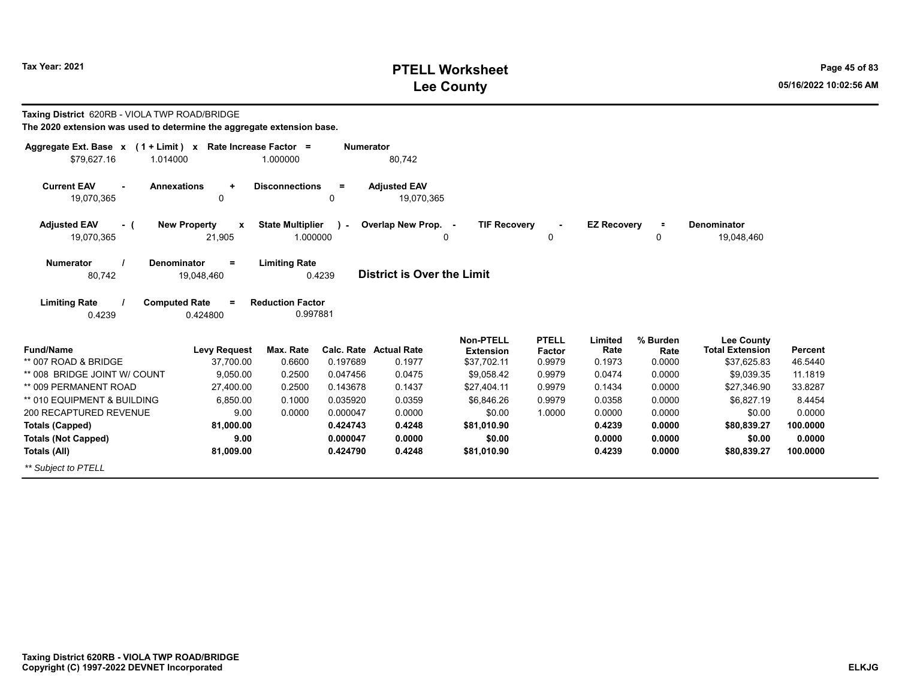# PTELL Worksheet
# Lee County

Tax Year: 2021

**Taxing District** 620RB - VIOLA TWP ROAD/BRIDGE

**The 2020 extension was used to determine the aggregate extension base.**

| Aggregate Ext. Base x | (1 + Limit) x | Rate Increase Factor = | Numerator |
|---|---|---|---|
| $79,627.16 | 1.014000 | 1.000000 | 80,742 |

| Current EAV - | Annexations + | Disconnections = | Adjusted EAV |
|---|---|---|---|
| 19,070,365 | 0 | 0 | 19,070,365 |

| Adjusted EAV - ( | New Property x | State Multiplier ) - | Overlap New Prop. - | TIF Recovery - | EZ Recovery = | Denominator |
|---|---|---|---|---|---|---|
| 19,070,365 | 21,905 | 1.000000 | 0 | 0 | 0 | 19,048,460 |

| Numerator / | Denominator = | Limiting Rate |
|---|---|---|
| 80,742 | 19,048,460 | 0.4239 |

**District is Over the Limit**

| Limiting Rate / | Computed Rate = | Reduction Factor |
|---|---|---|
| 0.4239 | 0.424800 | 0.997881 |

| Fund/Name | Levy Request | Max. Rate | Calc. Rate | Actual Rate | Non-PTELL Extension | PTELL Factor | Limited Rate | % Burden Rate | Lee County Total Extension | Percent |
|---|---|---|---|---|---|---|---|---|---|---|
| ** 007 ROAD & BRIDGE | 37,700.00 | 0.6600 | 0.197689 | 0.1977 | $37,702.11 | 0.9979 | 0.1973 | 0.0000 | $37,625.83 | 46.5440 |
| ** 008 BRIDGE JOINT W/ COUNT | 9,050.00 | 0.2500 | 0.047456 | 0.0475 | $9,058.42 | 0.9979 | 0.0474 | 0.0000 | $9,039.35 | 11.1819 |
| ** 009 PERMANENT ROAD | 27,400.00 | 0.2500 | 0.143678 | 0.1437 | $27,404.11 | 0.9979 | 0.1434 | 0.0000 | $27,346.90 | 33.8287 |
| ** 010 EQUIPMENT & BUILDING | 6,850.00 | 0.1000 | 0.035920 | 0.0359 | $6,846.26 | 0.9979 | 0.0358 | 0.0000 | $6,827.19 | 8.4454 |
| 200 RECAPTURED REVENUE | 9.00 | 0.0000 | 0.000047 | 0.0000 | $0.00 | 1.0000 | 0.0000 | 0.0000 | $0.00 | 0.0000 |
| **Totals (Capped)** | **81,000.00** | | **0.424743** | **0.4248** | **$81,010.90** | | **0.4239** | **0.0000** | **$80,839.27** | **100.0000** |
| **Totals (Not Capped)** | **9.00** | | **0.000047** | **0.0000** | **$0.00** | | **0.0000** | **0.0000** | **$0.00** | **0.0000** |
| **Totals (All)** | **81,009.00** | | **0.424790** | **0.4248** | **$81,010.90** | | **0.4239** | **0.0000** | **$80,839.27** | **100.0000** |

*** Subject to PTELL*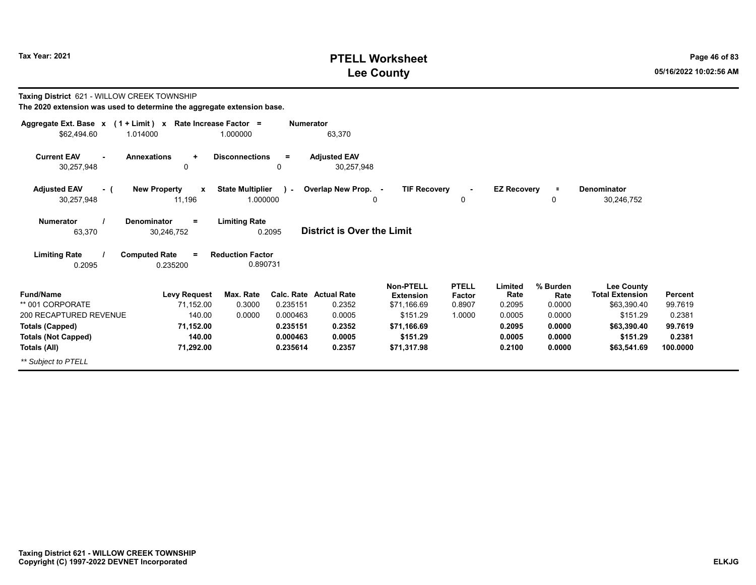# PTELL Worksheet
# Lee County

Tax Year: 2021

**Taxing District** 621 - WILLOW CREEK TOWNSHIP

**The 2020 extension was used to determine the aggregate extension base.**

| Aggregate Ext. Base | x | (1 + Limit) | x | Rate Increase Factor | = | Numerator |
|---|---|---|---|---|---|---|
| $62,494.60 | | 1.014000 | | 1.000000 | | 63,370 |

| Current EAV | - | Annexations | + | Disconnections | = | Adjusted EAV |
|---|---|---|---|---|---|---|
| 30,257,948 | | 0 | | 0 | | 30,257,948 |

| Adjusted EAV | - ( | New Property | x | State Multiplier | ) - | Overlap New Prop. | - | TIF Recovery | - | EZ Recovery | = | Denominator |
|---|---|---|---|---|---|---|---|---|---|---|---|---|
| 30,257,948 | | 11,196 | | 1.000000 | | 0 | | 0 | | 0 | | 30,246,752 |

| Numerator | / | Denominator | = | Limiting Rate |
|---|---|---|---|---|
| 63,370 | | 30,246,752 | | 0.2095 |

**District is Over the Limit**

| Limiting Rate | / | Computed Rate | = | Reduction Factor |
|---|---|---|---|---|
| 0.2095 | | 0.235200 | | 0.890731 |

| Fund/Name | Levy Request | Max. Rate | Calc. Rate | Actual Rate | Non-PTELL Extension | PTELL Factor | Limited Rate | % Burden Rate | Lee County Total Extension | Percent |
|---|---|---|---|---|---|---|---|---|---|---|
| ** 001 CORPORATE | 71,152.00 | 0.3000 | 0.235151 | 0.2352 | $71,166.69 | 0.8907 | 0.2095 | 0.0000 | $63,390.40 | 99.7619 |
| 200 RECAPTURED REVENUE | 140.00 | 0.0000 | 0.000463 | 0.0005 | $151.29 | 1.0000 | 0.0005 | 0.0000 | $151.29 | 0.2381 |
| **Totals (Capped)** | **71,152.00** | | **0.235151** | **0.2352** | **$71,166.69** | | **0.2095** | **0.0000** | **$63,390.40** | **99.7619** |
| **Totals (Not Capped)** | **140.00** | | **0.000463** | **0.0005** | **$151.29** | | **0.0005** | **0.0000** | **$151.29** | **0.2381** |
| **Totals (All)** | **71,292.00** | | **0.235614** | **0.2357** | **$71,317.98** | | **0.2100** | **0.0000** | **$63,541.69** | **100.0000** |

*** Subject to PTELL*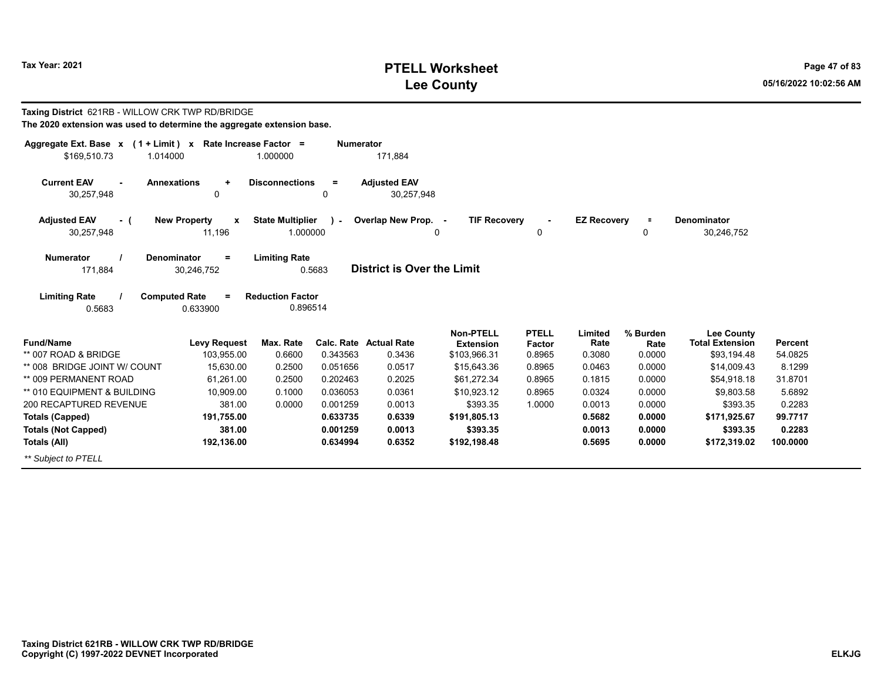# PTELL Worksheet
# Lee County

Tax Year: 2021

**Taxing District** 621RB - WILLOW CRK TWP RD/BRIDGE
**The 2020 extension was used to determine the aggregate extension base.**

| Aggregate Ext. Base | x | (1 + Limit) | x | Rate Increase Factor | = | Numerator |
|---|---|---|---|---|---|---|
| $169,510.73 | | 1.014000 | | 1.000000 | | 171,884 |

| Current EAV | - | Annexations | + | Disconnections | = | Adjusted EAV |
|---|---|---|---|---|---|---|
| 30,257,948 | | 0 | | 0 | | 30,257,948 |

| Adjusted EAV | - ( | New Property | x | State Multiplier | ) - | Overlap New Prop. | - | TIF Recovery | - | EZ Recovery | = | Denominator |
|---|---|---|---|---|---|---|---|---|---|---|---|---|
| 30,257,948 | | 11,196 | | 1.000000 | | 0 | | 0 | | 0 | | 30,246,752 |

| Numerator | / | Denominator | = | Limiting Rate | |
|---|---|---|---|---|---|
| 171,884 | | 30,246,752 | | 0.5683 | **District is Over the Limit** |

| Limiting Rate | / | Computed Rate | = | Reduction Factor |
|---|---|---|---|---|
| 0.5683 | | 0.633900 | | 0.896514 |

| Fund/Name | Levy Request | Max. Rate | Calc. Rate | Actual Rate | Non-PTELL Extension | PTELL Factor | Limited Rate | % Burden Rate | Lee County Total Extension | Percent |
|---|---|---|---|---|---|---|---|---|---|---|
| ** 007 ROAD & BRIDGE | 103,955.00 | 0.6600 | 0.343563 | 0.3436 | $103,966.31 | 0.8965 | 0.3080 | 0.0000 | $93,194.48 | 54.0825 |
| ** 008 BRIDGE JOINT W/ COUNT | 15,630.00 | 0.2500 | 0.051656 | 0.0517 | $15,643.36 | 0.8965 | 0.0463 | 0.0000 | $14,009.43 | 8.1299 |
| ** 009 PERMANENT ROAD | 61,261.00 | 0.2500 | 0.202463 | 0.2025 | $61,272.34 | 0.8965 | 0.1815 | 0.0000 | $54,918.18 | 31.8701 |
| ** 010 EQUIPMENT & BUILDING | 10,909.00 | 0.1000 | 0.036053 | 0.0361 | $10,923.12 | 0.8965 | 0.0324 | 0.0000 | $9,803.58 | 5.6892 |
| 200 RECAPTURED REVENUE | 381.00 | 0.0000 | 0.001259 | 0.0013 | $393.35 | 1.0000 | 0.0013 | 0.0000 | $393.35 | 0.2283 |
| **Totals (Capped)** | **191,755.00** | | **0.633735** | **0.6339** | **$191,805.13** | | **0.5682** | **0.0000** | **$171,925.67** | **99.7717** |
| **Totals (Not Capped)** | **381.00** | | **0.001259** | **0.0013** | **$393.35** | | **0.0013** | **0.0000** | **$393.35** | **0.2283** |
| **Totals (All)** | **192,136.00** | | **0.634994** | **0.6352** | **$192,198.48** | | **0.5695** | **0.0000** | **$172,319.02** | **100.0000** |

*** Subject to PTELL*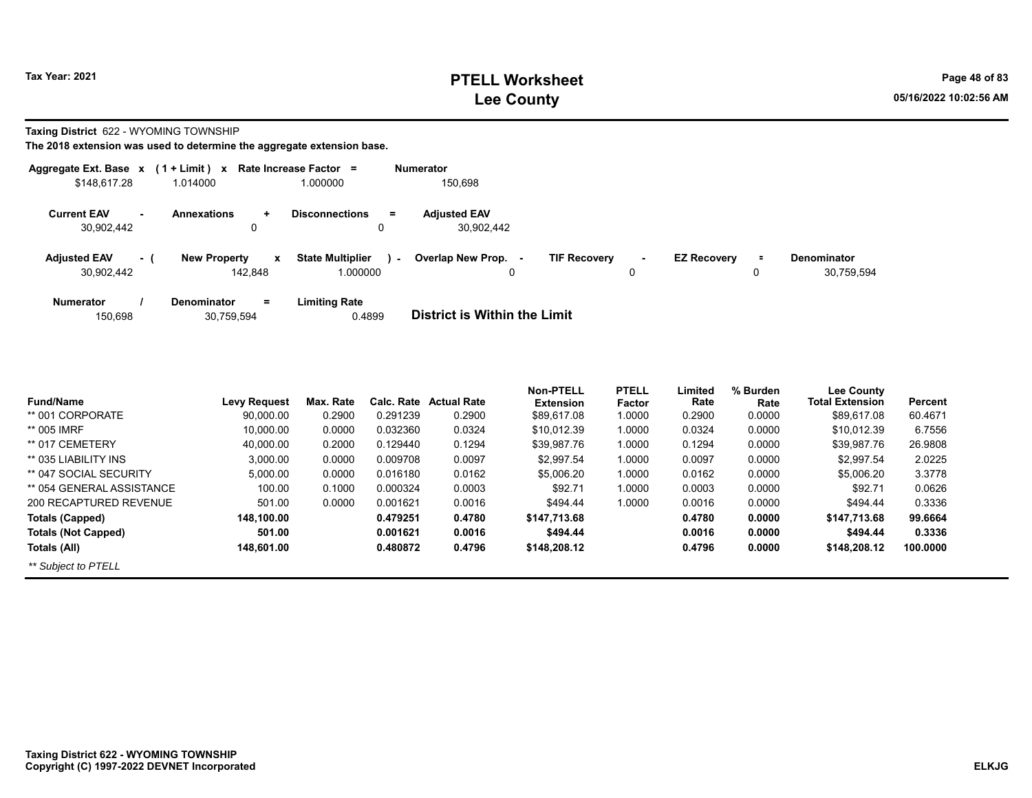# PTELL Worksheet
# Lee County

Tax Year: 2021

**Taxing District** 622 - WYOMING TOWNSHIP

**The 2018 extension was used to determine the aggregate extension base.**

| Aggregate Ext. Base | x | (1 + Limit) | x | Rate Increase Factor | = | Numerator |
|---|---|---|---|---|---|---|
| $148,617.28 | | 1.014000 | | 1.000000 | | 150,698 |

| Current EAV | - | Annexations | + | Disconnections | = | Adjusted EAV |
|---|---|---|---|---|---|---|
| 30,902,442 | | 0 | | 0 | | 30,902,442 |

| Adjusted EAV | - ( | New Property | x | State Multiplier | ) - | Overlap New Prop. | - | TIF Recovery | - | EZ Recovery | = | Denominator |
|---|---|---|---|---|---|---|---|---|---|---|---|---|
| 30,902,442 | | 142,848 | | 1.000000 | | 0 | | 0 | | 0 | | 30,759,594 |

| Numerator | / | Denominator | = | Limiting Rate |
|---|---|---|---|---|
| 150,698 | | 30,759,594 | | 0.4899 |

**District is Within the Limit**

| Fund/Name | Levy Request | Max. Rate | Calc. Rate | Actual Rate | Non-PTELL Extension | PTELL Factor | Limited Rate | % Burden Rate | Lee County Total Extension | Percent |
|---|---|---|---|---|---|---|---|---|---|---|
| ** 001 CORPORATE | 90,000.00 | 0.2900 | 0.291239 | 0.2900 | $89,617.08 | 1.0000 | 0.2900 | 0.0000 | $89,617.08 | 60.4671 |
| ** 005 IMRF | 10,000.00 | 0.0000 | 0.032360 | 0.0324 | $10,012.39 | 1.0000 | 0.0324 | 0.0000 | $10,012.39 | 6.7556 |
| ** 017 CEMETERY | 40,000.00 | 0.2000 | 0.129440 | 0.1294 | $39,987.76 | 1.0000 | 0.1294 | 0.0000 | $39,987.76 | 26.9808 |
| ** 035 LIABILITY INS | 3,000.00 | 0.0000 | 0.009708 | 0.0097 | $2,997.54 | 1.0000 | 0.0097 | 0.0000 | $2,997.54 | 2.0225 |
| ** 047 SOCIAL SECURITY | 5,000.00 | 0.0000 | 0.016180 | 0.0162 | $5,006.20 | 1.0000 | 0.0162 | 0.0000 | $5,006.20 | 3.3778 |
| ** 054 GENERAL ASSISTANCE | 100.00 | 0.1000 | 0.000324 | 0.0003 | $92.71 | 1.0000 | 0.0003 | 0.0000 | $92.71 | 0.0626 |
| 200 RECAPTURED REVENUE | 501.00 | 0.0000 | 0.001621 | 0.0016 | $494.44 | 1.0000 | 0.0016 | 0.0000 | $494.44 | 0.3336 |
| **Totals (Capped)** | **148,100.00** | | **0.479251** | **0.4780** | **$147,713.68** | | **0.4780** | **0.0000** | **$147,713.68** | **99.6664** |
| **Totals (Not Capped)** | **501.00** | | **0.001621** | **0.0016** | **$494.44** | | **0.0016** | **0.0000** | **$494.44** | **0.3336** |
| **Totals (All)** | **148,601.00** | | **0.480872** | **0.4796** | **$148,208.12** | | **0.4796** | **0.0000** | **$148,208.12** | **100.0000** |

*** Subject to PTELL*

**Taxing District 622 - WYOMING TOWNSHIP**
**Copyright (C) 1997-2022 DEVNET Incorporated**

ELKJG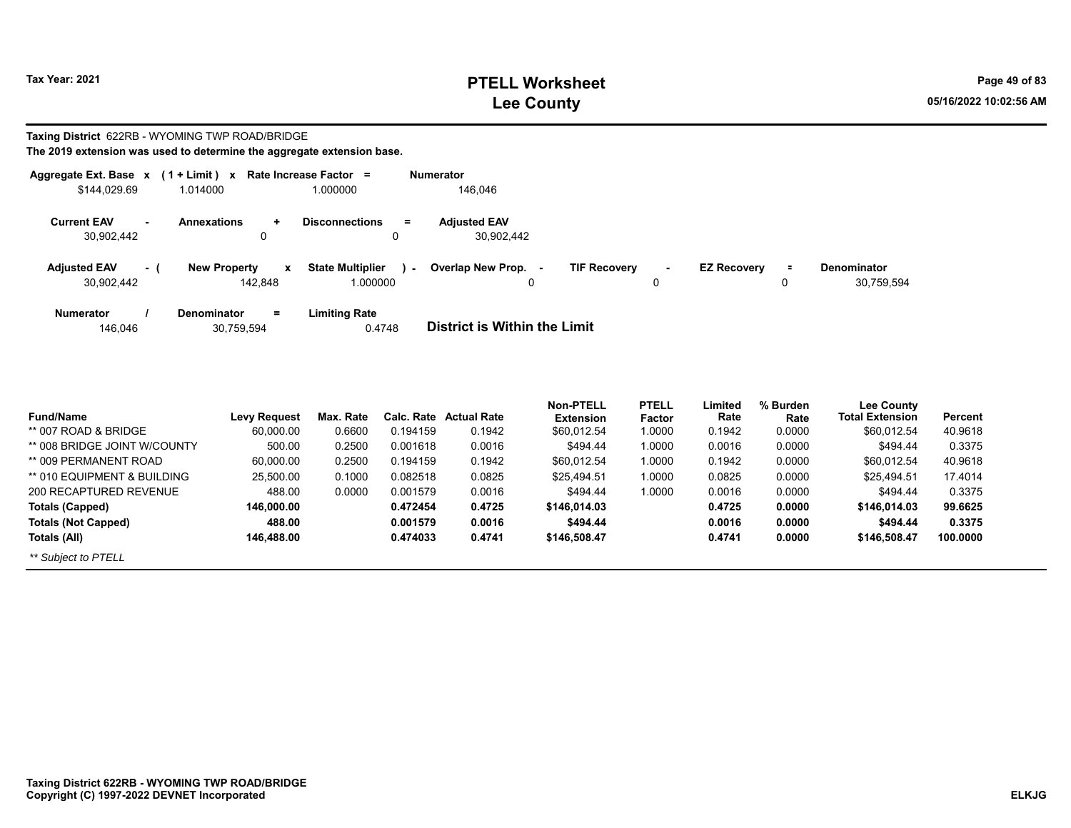# PTELL Worksheet
# Lee County

Tax Year: 2021

**Taxing District** 622RB - WYOMING TWP ROAD/BRIDGE

**The 2019 extension was used to determine the aggregate extension base.**

| Aggregate Ext. Base | x | (1 + Limit) | x | Rate Increase Factor | = | Numerator |
|---|---|---|---|---|---|---|
| \$144,029.69 | | 1.014000 | | 1.000000 | | 146,046 |

| Current EAV | - | Annexations | + | Disconnections | = | Adjusted EAV |
|---|---|---|---|---|---|---|
| 30,902,442 | | 0 | | 0 | | 30,902,442 |

| Adjusted EAV | - ( | New Property | x | State Multiplier | ) - | Overlap New Prop. | - | TIF Recovery | - | EZ Recovery | = | Denominator |
|---|---|---|---|---|---|---|---|---|---|---|---|---|
| 30,902,442 | | 142,848 | | 1.000000 | | 0 | | 0 | | 0 | | 30,759,594 |

| Numerator | / | Denominator | = | Limiting Rate |
|---|---|---|---|---|
| 146,046 | | 30,759,594 | | 0.4748 |

**District is Within the Limit**

| Fund/Name | Levy Request | Max. Rate | Calc. Rate | Actual Rate | Non-PTELL Extension | PTELL Factor | Limited Rate | % Burden Rate | Lee County Total Extension | Percent |
|---|---|---|---|---|---|---|---|---|---|---|
| ** 007 ROAD & BRIDGE | 60,000.00 | 0.6600 | 0.194159 | 0.1942 | \$60,012.54 | 1.0000 | 0.1942 | 0.0000 | \$60,012.54 | 40.9618 |
| ** 008 BRIDGE JOINT W/COUNTY | 500.00 | 0.2500 | 0.001618 | 0.0016 | \$494.44 | 1.0000 | 0.0016 | 0.0000 | \$494.44 | 0.3375 |
| ** 009 PERMANENT ROAD | 60,000.00 | 0.2500 | 0.194159 | 0.1942 | \$60,012.54 | 1.0000 | 0.1942 | 0.0000 | \$60,012.54 | 40.9618 |
| ** 010 EQUIPMENT & BUILDING | 25,500.00 | 0.1000 | 0.082518 | 0.0825 | \$25,494.51 | 1.0000 | 0.0825 | 0.0000 | \$25,494.51 | 17.4014 |
| 200 RECAPTURED REVENUE | 488.00 | 0.0000 | 0.001579 | 0.0016 | \$494.44 | 1.0000 | 0.0016 | 0.0000 | \$494.44 | 0.3375 |
| **Totals (Capped)** | **146,000.00** | | **0.472454** | **0.4725** | **\$146,014.03** | | **0.4725** | **0.0000** | **\$146,014.03** | **99.6625** |
| **Totals (Not Capped)** | **488.00** | | **0.001579** | **0.0016** | **\$494.44** | | **0.0016** | **0.0000** | **\$494.44** | **0.3375** |
| **Totals (All)** | **146,488.00** | | **0.474033** | **0.4741** | **\$146,508.47** | | **0.4741** | **0.0000** | **\$146,508.47** | **100.0000** |

*** Subject to PTELL*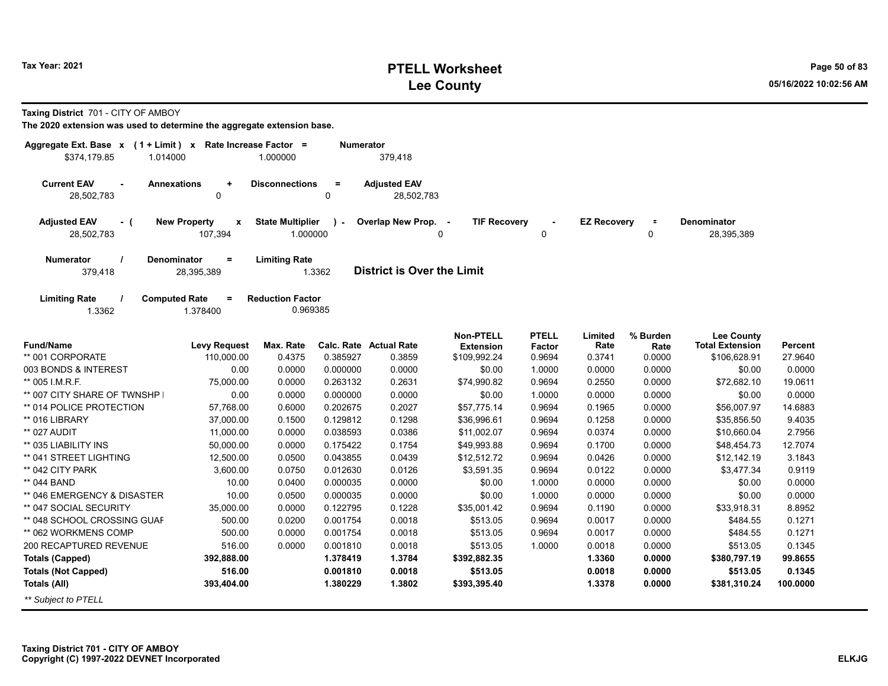**Tax Year: 2021**

# PTELL Worksheet
# Lee County

**Taxing District** 701 - CITY OF AMBOY

**The 2020 extension was used to determine the aggregate extension base.**

| Aggregate Ext. Base | x | (1 + Limit) | x | Rate Increase Factor | = | Numerator |
|---|---|---|---|---|---|---|
| $374,179.85 | | 1.014000 | | 1.000000 | | 379,418 |

| Current EAV | - | Annexations | + | Disconnections | = | Adjusted EAV |
|---|---|---|---|---|---|---|
| 28,502,783 | | 0 | | 0 | | 28,502,783 |

| Adjusted EAV | - ( | New Property | x | State Multiplier | ) - | Overlap New Prop. | - | TIF Recovery | - | EZ Recovery | = | Denominator |
|---|---|---|---|---|---|---|---|---|---|---|---|---|
| 28,502,783 | | 107,394 | | 1.000000 | | 0 | | 0 | | 0 | | 28,395,389 |

| Numerator | / | Denominator | = | Limiting Rate |
|---|---|---|---|---|
| 379,418 | | 28,395,389 | | 1.3362 |

**District is Over the Limit**

| Limiting Rate | / | Computed Rate | = | Reduction Factor |
|---|---|---|---|---|
| 1.3362 | | 1.378400 | | 0.969385 |

| Fund/Name | Levy Request | Max. Rate | Calc. Rate | Actual Rate | Non-PTELL Extension | PTELL Factor | Limited Rate | % Burden Rate | Lee County Total Extension | Percent |
|---|---|---|---|---|---|---|---|---|---|---|
| ** 001 CORPORATE | 110,000.00 | 0.4375 | 0.385927 | 0.3859 | $109,992.24 | 0.9694 | 0.3741 | 0.0000 | $106,628.91 | 27.9640 |
| 003 BONDS & INTEREST | 0.00 | 0.0000 | 0.000000 | 0.0000 | $0.00 | 1.0000 | 0.0000 | 0.0000 | $0.00 | 0.0000 |
| ** 005 I.M.R.F. | 75,000.00 | 0.0000 | 0.263132 | 0.2631 | $74,990.82 | 0.9694 | 0.2550 | 0.0000 | $72,682.10 | 19.0611 |
| ** 007 CITY SHARE OF TWNSHP I | 0.00 | 0.0000 | 0.000000 | 0.0000 | $0.00 | 1.0000 | 0.0000 | 0.0000 | $0.00 | 0.0000 |
| ** 014 POLICE PROTECTION | 57,768.00 | 0.6000 | 0.202675 | 0.2027 | $57,775.14 | 0.9694 | 0.1965 | 0.0000 | $56,007.97 | 14.6883 |
| ** 016 LIBRARY | 37,000.00 | 0.1500 | 0.129812 | 0.1298 | $36,996.61 | 0.9694 | 0.1258 | 0.0000 | $35,856.50 | 9.4035 |
| ** 027 AUDIT | 11,000.00 | 0.0000 | 0.038593 | 0.0386 | $11,002.07 | 0.9694 | 0.0374 | 0.0000 | $10,660.04 | 2.7956 |
| ** 035 LIABILITY INS | 50,000.00 | 0.0000 | 0.175422 | 0.1754 | $49,993.88 | 0.9694 | 0.1700 | 0.0000 | $48,454.73 | 12.7074 |
| ** 041 STREET LIGHTING | 12,500.00 | 0.0500 | 0.043855 | 0.0439 | $12,512.72 | 0.9694 | 0.0426 | 0.0000 | $12,142.19 | 3.1843 |
| ** 042 CITY PARK | 3,600.00 | 0.0750 | 0.012630 | 0.0126 | $3,591.35 | 0.9694 | 0.0122 | 0.0000 | $3,477.34 | 0.9119 |
| ** 044 BAND | 10.00 | 0.0400 | 0.000035 | 0.0000 | $0.00 | 1.0000 | 0.0000 | 0.0000 | $0.00 | 0.0000 |
| ** 046 EMERGENCY & DISASTER | 10.00 | 0.0500 | 0.000035 | 0.0000 | $0.00 | 1.0000 | 0.0000 | 0.0000 | $0.00 | 0.0000 |
| ** 047 SOCIAL SECURITY | 35,000.00 | 0.0000 | 0.122795 | 0.1228 | $35,001.42 | 0.9694 | 0.1190 | 0.0000 | $33,918.31 | 8.8952 |
| ** 048 SCHOOL CROSSING GUAF | 500.00 | 0.0200 | 0.001754 | 0.0018 | $513.05 | 0.9694 | 0.0017 | 0.0000 | $484.55 | 0.1271 |
| ** 062 WORKMENS COMP | 500.00 | 0.0000 | 0.001754 | 0.0018 | $513.05 | 0.9694 | 0.0017 | 0.0000 | $484.55 | 0.1271 |
| 200 RECAPTURED REVENUE | 516.00 | 0.0000 | 0.001810 | 0.0018 | $513.05 | 1.0000 | 0.0018 | 0.0000 | $513.05 | 0.1345 |
| **Totals (Capped)** | **392,888.00** | | **1.378419** | **1.3784** | **$392,882.35** | | **1.3360** | **0.0000** | **$380,797.19** | **99.8655** |
| **Totals (Not Capped)** | **516.00** | | **0.001810** | **0.0018** | **$513.05** | | **0.0018** | **0.0000** | **$513.05** | **0.1345** |
| **Totals (All)** | **393,404.00** | | **1.380229** | **1.3802** | **$393,395.40** | | **1.3378** | **0.0000** | **$381,310.24** | **100.0000** |

*** Subject to PTELL*

**Taxing District 701 - CITY OF AMBOY**
**Copyright (C) 1997-2022 DEVNET Incorporated**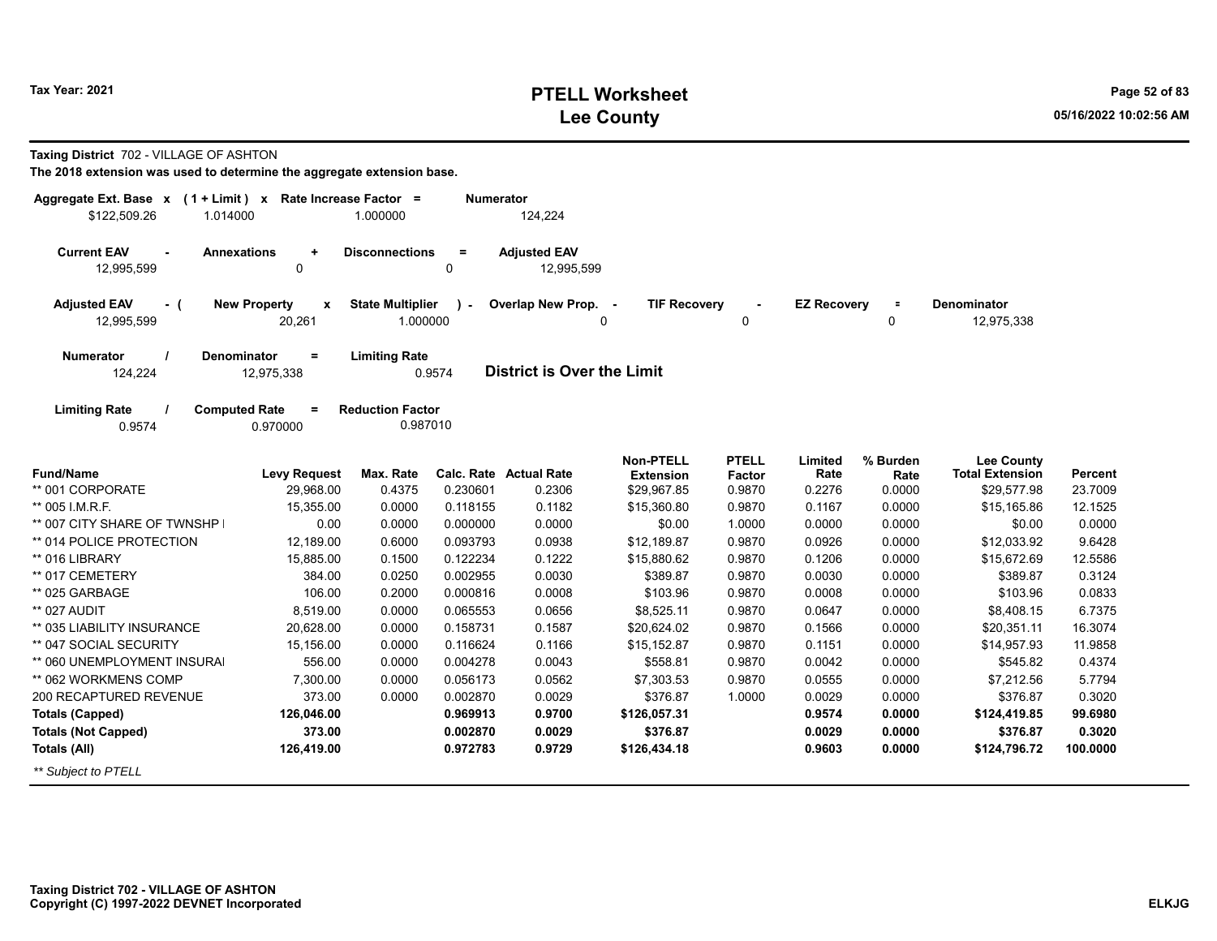# PTELL Worksheet
# Lee County

Tax Year: 2021

**Taxing District** 702 - VILLAGE OF ASHTON

**The 2018 extension was used to determine the aggregate extension base.**

| Aggregate Ext. Base x | (1 + Limit) x | Rate Increase Factor = | Numerator |
|---|---|---|---|
| $122,509.26 | 1.014000 | 1.000000 | 124,224 |

| Current EAV - | Annexations + | Disconnections = | Adjusted EAV |
|---|---|---|---|
| 12,995,599 | 0 | 0 | 12,995,599 |

| Adjusted EAV - ( | New Property x | State Multiplier ) - | Overlap New Prop. - | TIF Recovery - | EZ Recovery = | Denominator |
|---|---|---|---|---|---|---|
| 12,995,599 | 20,261 | 1.000000 | 0 | 0 | 0 | 12,975,338 |

| Numerator / | Denominator = | Limiting Rate |
|---|---|---|
| 124,224 | 12,975,338 | 0.9574 |

**District is Over the Limit**

| Limiting Rate / | Computed Rate = | Reduction Factor |
|---|---|---|
| 0.9574 | 0.970000 | 0.987010 |

| Fund/Name | Levy Request | Max. Rate | Calc. Rate | Actual Rate | Non-PTELL Extension | PTELL Factor | Limited Rate | % Burden Rate | Lee County Total Extension | Percent |
|---|---|---|---|---|---|---|---|---|---|---|
| ** 001 CORPORATE | 29,968.00 | 0.4375 | 0.230601 | 0.2306 | $29,967.85 | 0.9870 | 0.2276 | 0.0000 | $29,577.98 | 23.7009 |
| ** 005 I.M.R.F. | 15,355.00 | 0.0000 | 0.118155 | 0.1182 | $15,360.80 | 0.9870 | 0.1167 | 0.0000 | $15,165.86 | 12.1525 |
| ** 007 CITY SHARE OF TWNSHP I | 0.00 | 0.0000 | 0.000000 | 0.0000 | $0.00 | 1.0000 | 0.0000 | 0.0000 | $0.00 | 0.0000 |
| ** 014 POLICE PROTECTION | 12,189.00 | 0.6000 | 0.093793 | 0.0938 | $12,189.87 | 0.9870 | 0.0926 | 0.0000 | $12,033.92 | 9.6428 |
| ** 016 LIBRARY | 15,885.00 | 0.1500 | 0.122234 | 0.1222 | $15,880.62 | 0.9870 | 0.1206 | 0.0000 | $15,672.69 | 12.5586 |
| ** 017 CEMETERY | 384.00 | 0.0250 | 0.002955 | 0.0030 | $389.87 | 0.9870 | 0.0030 | 0.0000 | $389.87 | 0.3124 |
| ** 025 GARBAGE | 106.00 | 0.2000 | 0.000816 | 0.0008 | $103.96 | 0.9870 | 0.0008 | 0.0000 | $103.96 | 0.0833 |
| ** 027 AUDIT | 8,519.00 | 0.0000 | 0.065553 | 0.0656 | $8,525.11 | 0.9870 | 0.0647 | 0.0000 | $8,408.15 | 6.7375 |
| ** 035 LIABILITY INSURANCE | 20,628.00 | 0.0000 | 0.158731 | 0.1587 | $20,624.02 | 0.9870 | 0.1566 | 0.0000 | $20,351.11 | 16.3074 |
| ** 047 SOCIAL SECURITY | 15,156.00 | 0.0000 | 0.116624 | 0.1166 | $15,152.87 | 0.9870 | 0.1151 | 0.0000 | $14,957.93 | 11.9858 |
| ** 060 UNEMPLOYMENT INSURAI | 556.00 | 0.0000 | 0.004278 | 0.0043 | $558.81 | 0.9870 | 0.0042 | 0.0000 | $545.82 | 0.4374 |
| ** 062 WORKMENS COMP | 7,300.00 | 0.0000 | 0.056173 | 0.0562 | $7,303.53 | 0.9870 | 0.0555 | 0.0000 | $7,212.56 | 5.7794 |
| 200 RECAPTURED REVENUE | 373.00 | 0.0000 | 0.002870 | 0.0029 | $376.87 | 1.0000 | 0.0029 | 0.0000 | $376.87 | 0.3020 |
| **Totals (Capped)** | **126,046.00** | | **0.969913** | **0.9700** | **$126,057.31** | | **0.9574** | **0.0000** | **$124,419.85** | **99.6980** |
| **Totals (Not Capped)** | **373.00** | | **0.002870** | **0.0029** | **$376.87** | | **0.0029** | **0.0000** | **$376.87** | **0.3020** |
| **Totals (All)** | **126,419.00** | | **0.972783** | **0.9729** | **$126,434.18** | | **0.9603** | **0.0000** | **$124,796.72** | **100.0000** |

*** Subject to PTELL*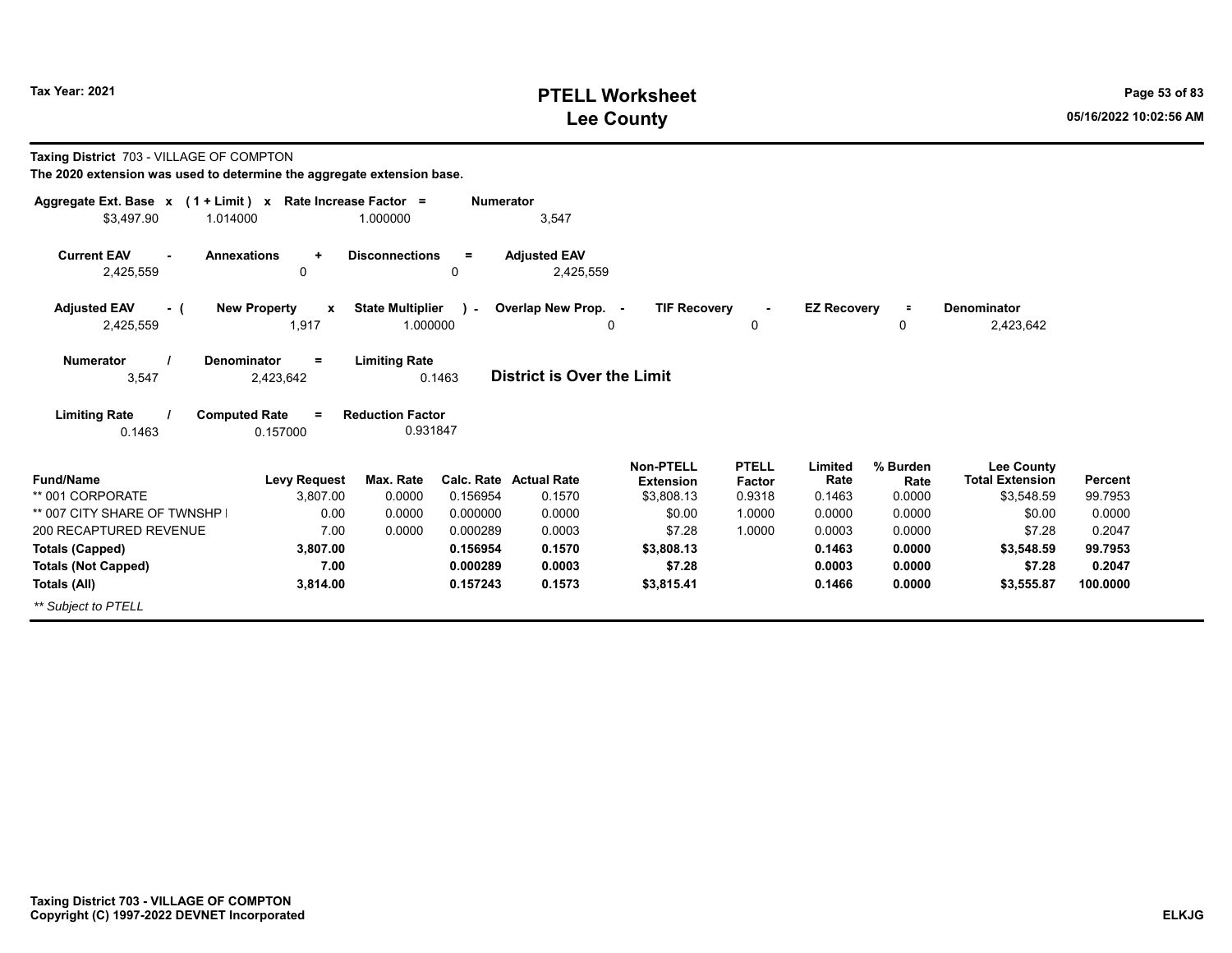**Taxing District** 703 - VILLAGE OF COMPTON

**The 2020 extension was used to determine the aggregate extension base.**

| Aggregate Ext. Base | x | (1 + Limit) | x | Rate Increase Factor | = | Numerator |
|---|---|---|---|---|---|---|
| $3,497.90 | | 1.014000 | | 1.000000 | | 3,547 |

| Current EAV | - | Annexations | + | Disconnections | = | Adjusted EAV |
|---|---|---|---|---|---|---|
| 2,425,559 | | 0 | | 0 | | 2,425,559 |

| Adjusted EAV | - ( | New Property | x | State Multiplier | ) - | Overlap New Prop. | - | TIF Recovery | - | EZ Recovery | = | Denominator |
|---|---|---|---|---|---|---|---|---|---|---|---|---|
| 2,425,559 | | 1,917 | | 1.000000 | | 0 | | 0 | | 0 | | 2,423,642 |

| Numerator | / | Denominator | = | Limiting Rate |
|---|---|---|---|---|
| 3,547 | | 2,423,642 | | 0.1463 |

**District is Over the Limit**

| Limiting Rate | / | Computed Rate | = | Reduction Factor |
|---|---|---|---|---|
| 0.1463 | | 0.157000 | | 0.931847 |

| Fund/Name | Levy Request | Max. Rate | Calc. Rate | Actual Rate | Non-PTELL Extension | PTELL Factor | Limited Rate | % Burden Rate | Lee County Total Extension | Percent |
|---|---|---|---|---|---|---|---|---|---|---|
| ** 001 CORPORATE | 3,807.00 | 0.0000 | 0.156954 | 0.1570 | $3,808.13 | 0.9318 | 0.1463 | 0.0000 | $3,548.59 | 99.7953 |
| ** 007 CITY SHARE OF TWNSHP I | 0.00 | 0.0000 | 0.000000 | 0.0000 | $0.00 | 1.0000 | 0.0000 | 0.0000 | $0.00 | 0.0000 |
| 200 RECAPTURED REVENUE | 7.00 | 0.0000 | 0.000289 | 0.0003 | $7.28 | 1.0000 | 0.0003 | 0.0000 | $7.28 | 0.2047 |
| **Totals (Capped)** | **3,807.00** | | **0.156954** | **0.1570** | **$3,808.13** | | **0.1463** | **0.0000** | **$3,548.59** | **99.7953** |
| **Totals (Not Capped)** | **7.00** | | **0.000289** | **0.0003** | **$7.28** | | **0.0003** | **0.0000** | **$7.28** | **0.2047** |
| **Totals (All)** | **3,814.00** | | **0.157243** | **0.1573** | **$3,815.41** | | **0.1466** | **0.0000** | **$3,555.87** | **100.0000** |

*** Subject to PTELL*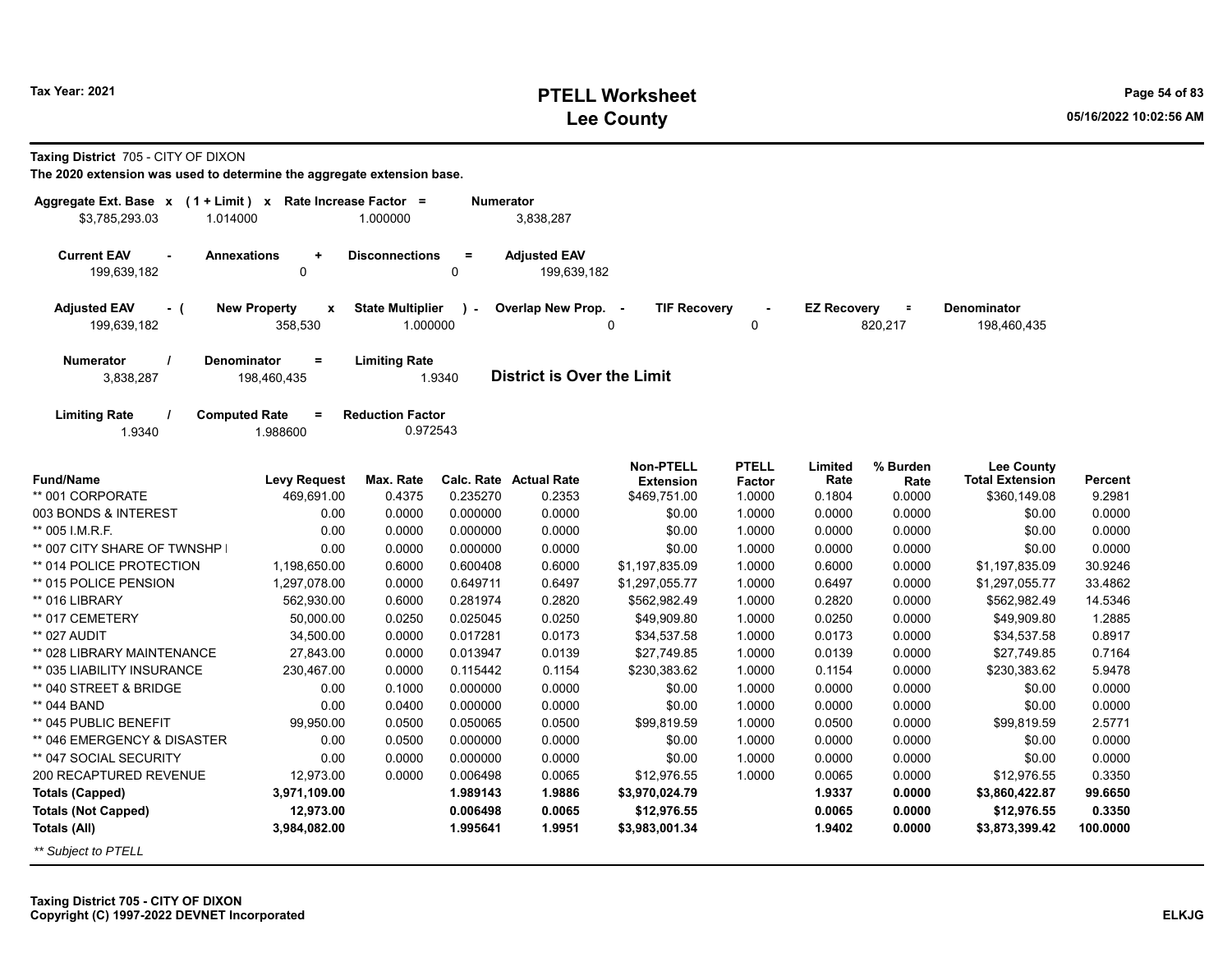# PTELL Worksheet
# Lee County

Tax Year: 2021

**Taxing District** 705 - CITY OF DIXON

**The 2020 extension was used to determine the aggregate extension base.**

| Aggregate Ext. Base x | (1 + Limit) x | Rate Increase Factor = | Numerator |
|---|---|---|---|
| $3,785,293.03 | 1.014000 | 1.000000 | 3,838,287 |

| Current EAV - | Annexations + | Disconnections = | Adjusted EAV |
|---|---|---|---|
| 199,639,182 | 0 | 0 | 199,639,182 |

| Adjusted EAV - ( | New Property x | State Multiplier ) - | Overlap New Prop. - | TIF Recovery - | EZ Recovery = | Denominator |
|---|---|---|---|---|---|---|
| 199,639,182 | 358,530 | 1.000000 | 0 | 0 | 820,217 | 198,460,435 |

| Numerator / | Denominator = | Limiting Rate |
|---|---|---|
| 3,838,287 | 198,460,435 | 1.9340 |

**District is Over the Limit**

| Limiting Rate / | Computed Rate = | Reduction Factor |
|---|---|---|
| 1.9340 | 1.988600 | 0.972543 |

| Fund/Name | Levy Request | Max. Rate | Calc. Rate | Actual Rate | Non-PTELL Extension | PTELL Factor | Limited Rate | % Burden Rate | Lee County Total Extension | Percent |
|---|---|---|---|---|---|---|---|---|---|---|
| ** 001 CORPORATE | 469,691.00 | 0.4375 | 0.235270 | 0.2353 | $469,751.00 | 1.0000 | 0.1804 | 0.0000 | $360,149.08 | 9.2981 |
| 003 BONDS & INTEREST | 0.00 | 0.0000 | 0.000000 | 0.0000 | $0.00 | 1.0000 | 0.0000 | 0.0000 | $0.00 | 0.0000 |
| ** 005 I.M.R.F. | 0.00 | 0.0000 | 0.000000 | 0.0000 | $0.00 | 1.0000 | 0.0000 | 0.0000 | $0.00 | 0.0000 |
| ** 007 CITY SHARE OF TWNSHP I | 0.00 | 0.0000 | 0.000000 | 0.0000 | $0.00 | 1.0000 | 0.0000 | 0.0000 | $0.00 | 0.0000 |
| ** 014 POLICE PROTECTION | 1,198,650.00 | 0.6000 | 0.600408 | 0.6000 | $1,197,835.09 | 1.0000 | 0.6000 | 0.0000 | $1,197,835.09 | 30.9246 |
| ** 015 POLICE PENSION | 1,297,078.00 | 0.0000 | 0.649711 | 0.6497 | $1,297,055.77 | 1.0000 | 0.6497 | 0.0000 | $1,297,055.77 | 33.4862 |
| ** 016 LIBRARY | 562,930.00 | 0.6000 | 0.281974 | 0.2820 | $562,982.49 | 1.0000 | 0.2820 | 0.0000 | $562,982.49 | 14.5346 |
| ** 017 CEMETERY | 50,000.00 | 0.0250 | 0.025045 | 0.0250 | $49,909.80 | 1.0000 | 0.0250 | 0.0000 | $49,909.80 | 1.2885 |
| ** 027 AUDIT | 34,500.00 | 0.0000 | 0.017281 | 0.0173 | $34,537.58 | 1.0000 | 0.0173 | 0.0000 | $34,537.58 | 0.8917 |
| ** 028 LIBRARY MAINTENANCE | 27,843.00 | 0.0000 | 0.013947 | 0.0139 | $27,749.85 | 1.0000 | 0.0139 | 0.0000 | $27,749.85 | 0.7164 |
| ** 035 LIABILITY INSURANCE | 230,467.00 | 0.0000 | 0.115442 | 0.1154 | $230,383.62 | 1.0000 | 0.1154 | 0.0000 | $230,383.62 | 5.9478 |
| ** 040 STREET & BRIDGE | 0.00 | 0.1000 | 0.000000 | 0.0000 | $0.00 | 1.0000 | 0.0000 | 0.0000 | $0.00 | 0.0000 |
| ** 044 BAND | 0.00 | 0.0400 | 0.000000 | 0.0000 | $0.00 | 1.0000 | 0.0000 | 0.0000 | $0.00 | 0.0000 |
| ** 045 PUBLIC BENEFIT | 99,950.00 | 0.0500 | 0.050065 | 0.0500 | $99,819.59 | 1.0000 | 0.0500 | 0.0000 | $99,819.59 | 2.5771 |
| ** 046 EMERGENCY & DISASTER | 0.00 | 0.0500 | 0.000000 | 0.0000 | $0.00 | 1.0000 | 0.0000 | 0.0000 | $0.00 | 0.0000 |
| ** 047 SOCIAL SECURITY | 0.00 | 0.0000 | 0.000000 | 0.0000 | $0.00 | 1.0000 | 0.0000 | 0.0000 | $0.00 | 0.0000 |
| 200 RECAPTURED REVENUE | 12,973.00 | 0.0000 | 0.006498 | 0.0065 | $12,976.55 | 1.0000 | 0.0065 | 0.0000 | $12,976.55 | 0.3350 |
| **Totals (Capped)** | **3,971,109.00** | | **1.989143** | **1.9886** | **$3,970,024.79** | | **1.9337** | **0.0000** | **$3,860,422.87** | **99.6650** |
| **Totals (Not Capped)** | **12,973.00** | | **0.006498** | **0.0065** | **$12,976.55** | | **0.0065** | **0.0000** | **$12,976.55** | **0.3350** |
| **Totals (All)** | **3,984,082.00** | | **1.995641** | **1.9951** | **$3,983,001.34** | | **1.9402** | **0.0000** | **$3,873,399.42** | **100.0000** |

*** Subject to PTELL*

**Taxing District 705 - CITY OF DIXON**
**Copyright (C) 1997-2022 DEVNET Incorporated**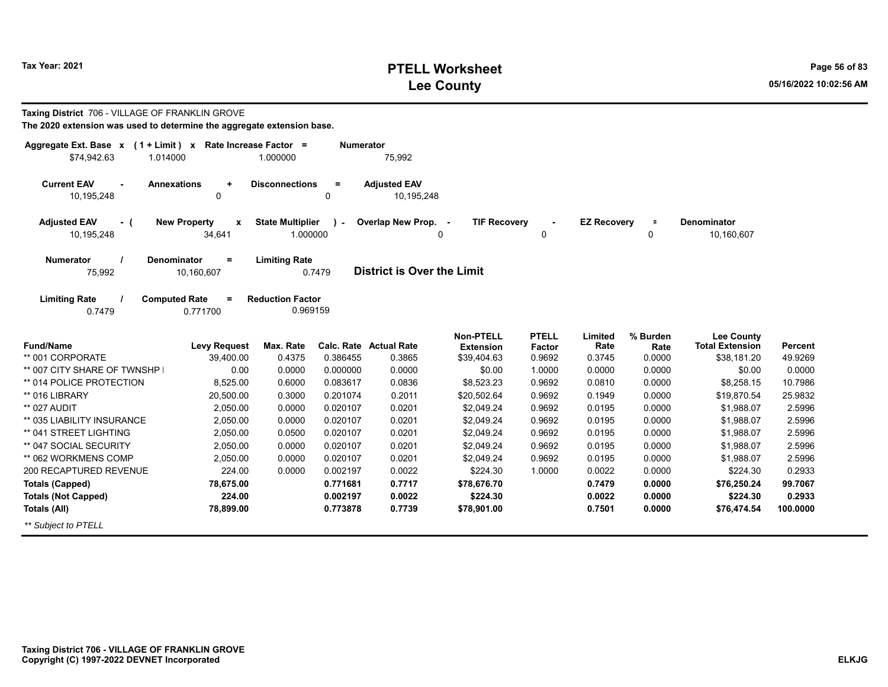**Taxing District** 706 - VILLAGE OF FRANKLIN GROVE

**The 2020 extension was used to determine the aggregate extension base.**

| Aggregate Ext. Base | x | (1 + Limit) | x | Rate Increase Factor | = | Numerator |
|---|---|---|---|---|---|---|
| $74,942.63 | | 1.014000 | | 1.000000 | | 75,992 |

| Current EAV | - | Annexations | + | Disconnections | = | Adjusted EAV |
|---|---|---|---|---|---|---|
| 10,195,248 | | 0 | | 0 | | 10,195,248 |

| Adjusted EAV | - ( | New Property | x | State Multiplier | ) - | Overlap New Prop. | - | TIF Recovery | - | EZ Recovery | = | Denominator |
|---|---|---|---|---|---|---|---|---|---|---|---|---|
| 10,195,248 | | 34,641 | | 1.000000 | | 0 | | 0 | | 0 | | 10,160,607 |

| Numerator | / | Denominator | = | Limiting Rate |
|---|---|---|---|---|
| 75,992 | | 10,160,607 | | 0.7479 |

**District is Over the Limit**

| Limiting Rate | / | Computed Rate | = | Reduction Factor |
|---|---|---|---|---|
| 0.7479 | | 0.771700 | | 0.969159 |

| Fund/Name | Levy Request | Max. Rate | Calc. Rate | Actual Rate | Non-PTELL Extension | PTELL Factor | Limited Rate | % Burden Rate | Lee County Total Extension | Percent |
|---|---|---|---|---|---|---|---|---|---|---|
| ** 001 CORPORATE | 39,400.00 | 0.4375 | 0.386455 | 0.3865 | $39,404.63 | 0.9692 | 0.3745 | 0.0000 | $38,181.20 | 49.9269 |
| ** 007 CITY SHARE OF TWNSHP I | 0.00 | 0.0000 | 0.000000 | 0.0000 | $0.00 | 1.0000 | 0.0000 | 0.0000 | $0.00 | 0.0000 |
| ** 014 POLICE PROTECTION | 8,525.00 | 0.6000 | 0.083617 | 0.0836 | $8,523.23 | 0.9692 | 0.0810 | 0.0000 | $8,258.15 | 10.7986 |
| ** 016 LIBRARY | 20,500.00 | 0.3000 | 0.201074 | 0.2011 | $20,502.64 | 0.9692 | 0.1949 | 0.0000 | $19,870.54 | 25.9832 |
| ** 027 AUDIT | 2,050.00 | 0.0000 | 0.020107 | 0.0201 | $2,049.24 | 0.9692 | 0.0195 | 0.0000 | $1,988.07 | 2.5996 |
| ** 035 LIABILITY INSURANCE | 2,050.00 | 0.0000 | 0.020107 | 0.0201 | $2,049.24 | 0.9692 | 0.0195 | 0.0000 | $1,988.07 | 2.5996 |
| ** 041 STREET LIGHTING | 2,050.00 | 0.0500 | 0.020107 | 0.0201 | $2,049.24 | 0.9692 | 0.0195 | 0.0000 | $1,988.07 | 2.5996 |
| ** 047 SOCIAL SECURITY | 2,050.00 | 0.0000 | 0.020107 | 0.0201 | $2,049.24 | 0.9692 | 0.0195 | 0.0000 | $1,988.07 | 2.5996 |
| ** 062 WORKMENS COMP | 2,050.00 | 0.0000 | 0.020107 | 0.0201 | $2,049.24 | 0.9692 | 0.0195 | 0.0000 | $1,988.07 | 2.5996 |
| 200 RECAPTURED REVENUE | 224.00 | 0.0000 | 0.002197 | 0.0022 | $224.30 | 1.0000 | 0.0022 | 0.0000 | $224.30 | 0.2933 |
| **Totals (Capped)** | **78,675.00** | | **0.771681** | **0.7717** | **$78,676.70** | | **0.7479** | **0.0000** | **$76,250.24** | **99.7067** |
| **Totals (Not Capped)** | **224.00** | | **0.002197** | **0.0022** | **$224.30** | | **0.0022** | **0.0000** | **$224.30** | **0.2933** |
| **Totals (All)** | **78,899.00** | | **0.773878** | **0.7739** | **$78,901.00** | | **0.7501** | **0.0000** | **$76,474.54** | **100.0000** |

*** Subject to PTELL*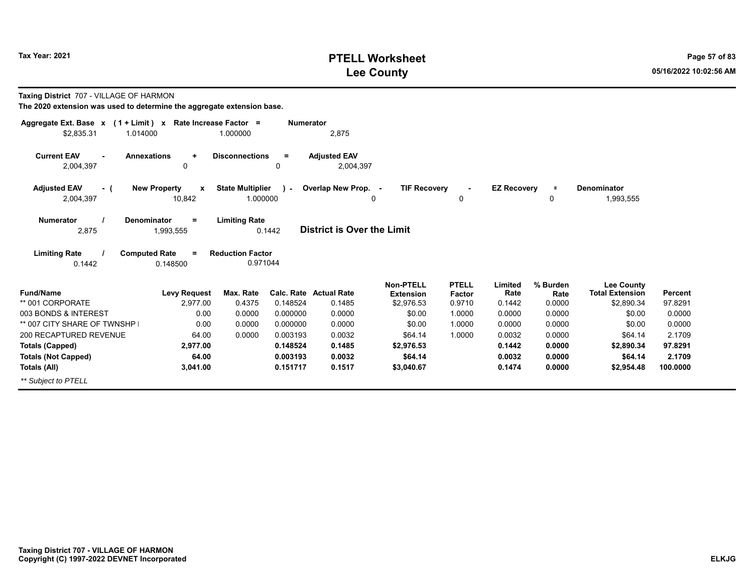**Taxing District** 707 - VILLAGE OF HARMON

**The 2020 extension was used to determine the aggregate extension base.**

| Aggregate Ext. Base | x | (1 + Limit) | x | Rate Increase Factor | = | Numerator |
|---|---|---|---|---|---|---|
| $2,835.31 | | 1.014000 | | 1.000000 | | 2,875 |

| Current EAV | - | Annexations | + | Disconnections | = | Adjusted EAV |
|---|---|---|---|---|---|---|
| 2,004,397 | | 0 | | 0 | | 2,004,397 |

| Adjusted EAV | - ( | New Property | x | State Multiplier | ) - | Overlap New Prop. | - | TIF Recovery | - | EZ Recovery | = | Denominator |
|---|---|---|---|---|---|---|---|---|---|---|---|---|
| 2,004,397 | | 10,842 | | 1.000000 | | 0 | | 0 | | 0 | | 1,993,555 |

| Numerator | / | Denominator | = | Limiting Rate |
|---|---|---|---|---|
| 2,875 | | 1,993,555 | | 0.1442 |

**District is Over the Limit**

| Limiting Rate | / | Computed Rate | = | Reduction Factor |
|---|---|---|---|---|
| 0.1442 | | 0.148500 | | 0.971044 |

| Fund/Name | Levy Request | Max. Rate | Calc. Rate | Actual Rate | Non-PTELL Extension | PTELL Factor | Limited Rate | % Burden Rate | Lee County Total Extension | Percent |
|---|---|---|---|---|---|---|---|---|---|---|
| ** 001 CORPORATE | 2,977.00 | 0.4375 | 0.148524 | 0.1485 | $2,976.53 | 0.9710 | 0.1442 | 0.0000 | $2,890.34 | 97.8291 |
| 003 BONDS & INTEREST | 0.00 | 0.0000 | 0.000000 | 0.0000 | $0.00 | 1.0000 | 0.0000 | 0.0000 | $0.00 | 0.0000 |
| ** 007 CITY SHARE OF TWNSHP I | 0.00 | 0.0000 | 0.000000 | 0.0000 | $0.00 | 1.0000 | 0.0000 | 0.0000 | $0.00 | 0.0000 |
| 200 RECAPTURED REVENUE | 64.00 | 0.0000 | 0.003193 | 0.0032 | $64.14 | 1.0000 | 0.0032 | 0.0000 | $64.14 | 2.1709 |
| **Totals (Capped)** | **2,977.00** | | **0.148524** | **0.1485** | **$2,976.53** | | **0.1442** | **0.0000** | **$2,890.34** | **97.8291** |
| **Totals (Not Capped)** | **64.00** | | **0.003193** | **0.0032** | **$64.14** | | **0.0032** | **0.0000** | **$64.14** | **2.1709** |
| **Totals (All)** | **3,041.00** | | **0.151717** | **0.1517** | **$3,040.67** | | **0.1474** | **0.0000** | **$2,954.48** | **100.0000** |

*** Subject to PTELL*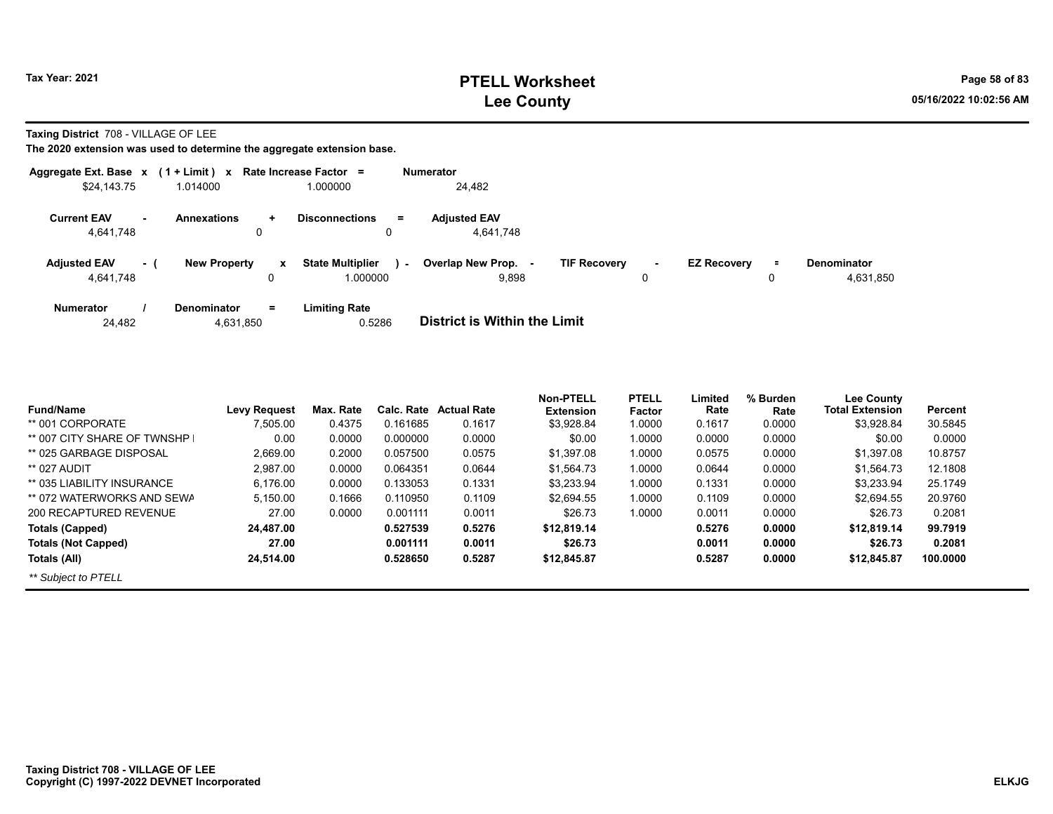# PTELL Worksheet
## Lee County

Tax Year: 2021

**Taxing District** 708 - VILLAGE OF LEE

**The 2020 extension was used to determine the aggregate extension base.**

| Aggregate Ext. Base | x | (1 + Limit) | x | Rate Increase Factor | = | Numerator |
|---|---|---|---|---|---|---|
| $24,143.75 | | 1.014000 | | 1.000000 | | 24,482 |

| Current EAV | - | Annexations | + | Disconnections | = | Adjusted EAV |
|---|---|---|---|---|---|---|
| 4,641,748 | | 0 | | 0 | | 4,641,748 |

| Adjusted EAV | - ( | New Property | x | State Multiplier | ) - | Overlap New Prop. | - | TIF Recovery | - | EZ Recovery | = | Denominator |
|---|---|---|---|---|---|---|---|---|---|---|---|---|
| 4,641,748 | | 0 | | 1.000000 | | 9,898 | | 0 | | 0 | | 4,631,850 |

| Numerator | / | Denominator | = | Limiting Rate |
|---|---|---|---|---|
| 24,482 | | 4,631,850 | | 0.5286 |

**District is Within the Limit**

| Fund/Name | Levy Request | Max. Rate | Calc. Rate | Actual Rate | Non-PTELL Extension | PTELL Factor | Limited Rate | % Burden Rate | Lee County Total Extension | Percent |
|---|---|---|---|---|---|---|---|---|---|---|
| ** 001 CORPORATE | 7,505.00 | 0.4375 | 0.161685 | 0.1617 | $3,928.84 | 1.0000 | 0.1617 | 0.0000 | $3,928.84 | 30.5845 |
| ** 007 CITY SHARE OF TWNSHP I | 0.00 | 0.0000 | 0.000000 | 0.0000 | $0.00 | 1.0000 | 0.0000 | 0.0000 | $0.00 | 0.0000 |
| ** 025 GARBAGE DISPOSAL | 2,669.00 | 0.2000 | 0.057500 | 0.0575 | $1,397.08 | 1.0000 | 0.0575 | 0.0000 | $1,397.08 | 10.8757 |
| ** 027 AUDIT | 2,987.00 | 0.0000 | 0.064351 | 0.0644 | $1,564.73 | 1.0000 | 0.0644 | 0.0000 | $1,564.73 | 12.1808 |
| ** 035 LIABILITY INSURANCE | 6,176.00 | 0.0000 | 0.133053 | 0.1331 | $3,233.94 | 1.0000 | 0.1331 | 0.0000 | $3,233.94 | 25.1749 |
| ** 072 WATERWORKS AND SEWA | 5,150.00 | 0.1666 | 0.110950 | 0.1109 | $2,694.55 | 1.0000 | 0.1109 | 0.0000 | $2,694.55 | 20.9760 |
| 200 RECAPTURED REVENUE | 27.00 | 0.0000 | 0.001111 | 0.0011 | $26.73 | 1.0000 | 0.0011 | 0.0000 | $26.73 | 0.2081 |
| **Totals (Capped)** | **24,487.00** | | **0.527539** | **0.5276** | **$12,819.14** | | **0.5276** | **0.0000** | **$12,819.14** | **99.7919** |
| **Totals (Not Capped)** | **27.00** | | **0.001111** | **0.0011** | **$26.73** | | **0.0011** | **0.0000** | **$26.73** | **0.2081** |
| **Totals (All)** | **24,514.00** | | **0.528650** | **0.5287** | **$12,845.87** | | **0.5287** | **0.0000** | **$12,845.87** | **100.0000** |

*** Subject to PTELL*

**Taxing District 708 - VILLAGE OF LEE**
**Copyright (C) 1997-2022 DEVNET Incorporated**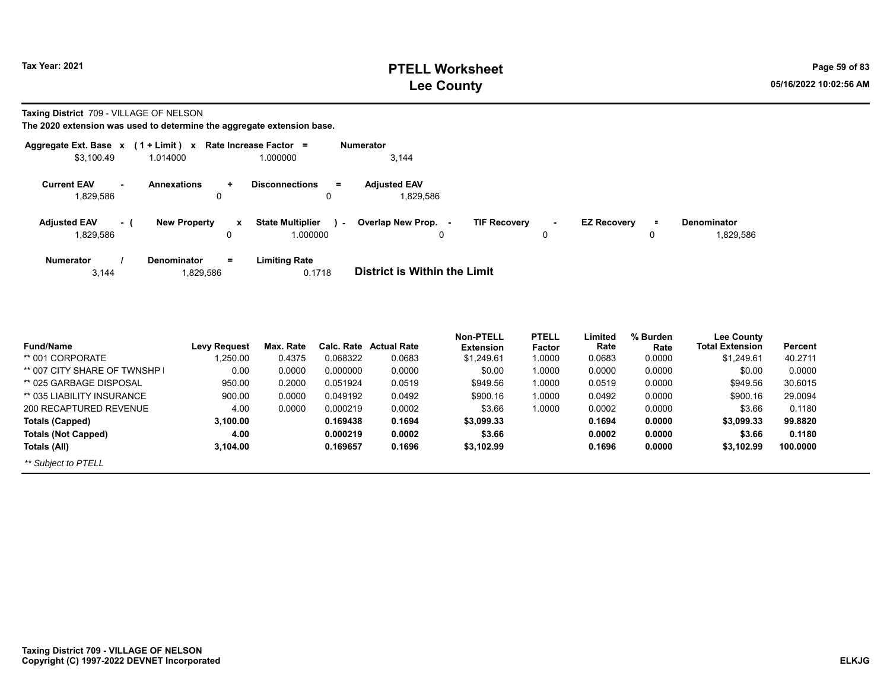**Taxing District** 709 - VILLAGE OF NELSON

**The 2020 extension was used to determine the aggregate extension base.**

| Aggregate Ext. Base | x | (1 + Limit) | x | Rate Increase Factor | = | Numerator |
|---|---|---|---|---|---|---|
| $3,100.49 | | 1.014000 | | 1.000000 | | 3,144 |

| Current EAV | - | Annexations | + | Disconnections | = | Adjusted EAV |
|---|---|---|---|---|---|---|
| 1,829,586 | | 0 | | 0 | | 1,829,586 |

| Adjusted EAV | - ( | New Property | x | State Multiplier | ) - | Overlap New Prop. | - | TIF Recovery | - | EZ Recovery | = | Denominator |
|---|---|---|---|---|---|---|---|---|---|---|---|---|
| 1,829,586 | | 0 | | 1.000000 | | 0 | | 0 | | 0 | | 1,829,586 |

| Numerator | / | Denominator | = | Limiting Rate |
|---|---|---|---|---|
| 3,144 | | 1,829,586 | | 0.1718 |

**District is Within the Limit**

| Fund/Name | Levy Request | Max. Rate | Calc. Rate | Actual Rate | Non-PTELL Extension | PTELL Factor | Limited Rate | % Burden Rate | Lee County Total Extension | Percent |
|---|---|---|---|---|---|---|---|---|---|---|
| ** 001 CORPORATE | 1,250.00 | 0.4375 | 0.068322 | 0.0683 | $1,249.61 | 1.0000 | 0.0683 | 0.0000 | $1,249.61 | 40.2711 |
| ** 007 CITY SHARE OF TWNSHP I | 0.00 | 0.0000 | 0.000000 | 0.0000 | $0.00 | 1.0000 | 0.0000 | 0.0000 | $0.00 | 0.0000 |
| ** 025 GARBAGE DISPOSAL | 950.00 | 0.2000 | 0.051924 | 0.0519 | $949.56 | 1.0000 | 0.0519 | 0.0000 | $949.56 | 30.6015 |
| ** 035 LIABILITY INSURANCE | 900.00 | 0.0000 | 0.049192 | 0.0492 | $900.16 | 1.0000 | 0.0492 | 0.0000 | $900.16 | 29.0094 |
| 200 RECAPTURED REVENUE | 4.00 | 0.0000 | 0.000219 | 0.0002 | $3.66 | 1.0000 | 0.0002 | 0.0000 | $3.66 | 0.1180 |
| **Totals (Capped)** | **3,100.00** | | **0.169438** | **0.1694** | **$3,099.33** | | **0.1694** | **0.0000** | **$3,099.33** | **99.8820** |
| **Totals (Not Capped)** | **4.00** | | **0.000219** | **0.0002** | **$3.66** | | **0.0002** | **0.0000** | **$3.66** | **0.1180** |
| **Totals (All)** | **3,104.00** | | **0.169657** | **0.1696** | **$3,102.99** | | **0.1696** | **0.0000** | **$3,102.99** | **100.0000** |

*** Subject to PTELL*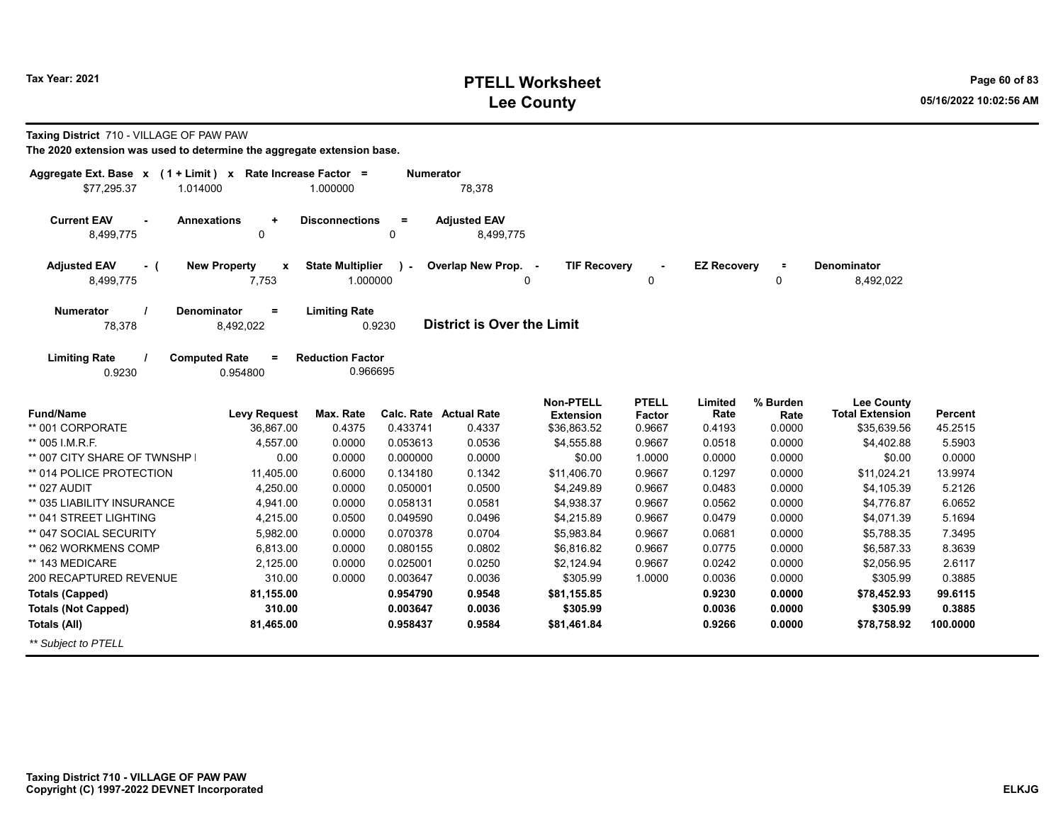**Taxing District** 710 - VILLAGE OF PAW PAW

**The 2020 extension was used to determine the aggregate extension base.**

| Aggregate Ext. Base x | (1 + Limit) x | Rate Increase Factor = | Numerator |
|---|---|---|---|
| $77,295.37 | 1.014000 | 1.000000 | 78,378 |

| Current EAV - | Annexations + | Disconnections = | Adjusted EAV |
|---|---|---|---|
| 8,499,775 | 0 | 0 | 8,499,775 |

| Adjusted EAV - ( | New Property x | State Multiplier ) - | Overlap New Prop. - | TIF Recovery - | EZ Recovery = | Denominator |
|---|---|---|---|---|---|---|
| 8,499,775 | 7,753 | 1.000000 | 0 | 0 | 0 | 8,492,022 |

| Numerator / | Denominator = | Limiting Rate |
|---|---|---|
| 78,378 | 8,492,022 | 0.9230 |

**District is Over the Limit**

| Limiting Rate / | Computed Rate = | Reduction Factor |
|---|---|---|
| 0.9230 | 0.954800 | 0.966695 |

| Fund/Name | Levy Request | Max. Rate | Calc. Rate | Actual Rate | Non-PTELL Extension | PTELL Factor | Limited Rate | % Burden Rate | Lee County Total Extension | Percent |
|---|---|---|---|---|---|---|---|---|---|---|
| ** 001 CORPORATE | 36,867.00 | 0.4375 | 0.433741 | 0.4337 | $36,863.52 | 0.9667 | 0.4193 | 0.0000 | $35,639.56 | 45.2515 |
| ** 005 I.M.R.F. | 4,557.00 | 0.0000 | 0.053613 | 0.0536 | $4,555.88 | 0.9667 | 0.0518 | 0.0000 | $4,402.88 | 5.5903 |
| ** 007 CITY SHARE OF TWNSHP I | 0.00 | 0.0000 | 0.000000 | 0.0000 | $0.00 | 1.0000 | 0.0000 | 0.0000 | $0.00 | 0.0000 |
| ** 014 POLICE PROTECTION | 11,405.00 | 0.6000 | 0.134180 | 0.1342 | $11,406.70 | 0.9667 | 0.1297 | 0.0000 | $11,024.21 | 13.9974 |
| ** 027 AUDIT | 4,250.00 | 0.0000 | 0.050001 | 0.0500 | $4,249.89 | 0.9667 | 0.0483 | 0.0000 | $4,105.39 | 5.2126 |
| ** 035 LIABILITY INSURANCE | 4,941.00 | 0.0000 | 0.058131 | 0.0581 | $4,938.37 | 0.9667 | 0.0562 | 0.0000 | $4,776.87 | 6.0652 |
| ** 041 STREET LIGHTING | 4,215.00 | 0.0500 | 0.049590 | 0.0496 | $4,215.89 | 0.9667 | 0.0479 | 0.0000 | $4,071.39 | 5.1694 |
| ** 047 SOCIAL SECURITY | 5,982.00 | 0.0000 | 0.070378 | 0.0704 | $5,983.84 | 0.9667 | 0.0681 | 0.0000 | $5,788.35 | 7.3495 |
| ** 062 WORKMENS COMP | 6,813.00 | 0.0000 | 0.080155 | 0.0802 | $6,816.82 | 0.9667 | 0.0775 | 0.0000 | $6,587.33 | 8.3639 |
| ** 143 MEDICARE | 2,125.00 | 0.0000 | 0.025001 | 0.0250 | $2,124.94 | 0.9667 | 0.0242 | 0.0000 | $2,056.95 | 2.6117 |
| 200 RECAPTURED REVENUE | 310.00 | 0.0000 | 0.003647 | 0.0036 | $305.99 | 1.0000 | 0.0036 | 0.0000 | $305.99 | 0.3885 |
| **Totals (Capped)** | **81,155.00** | | **0.954790** | **0.9548** | **$81,155.85** | | **0.9230** | **0.0000** | **$78,452.93** | **99.6115** |
| **Totals (Not Capped)** | **310.00** | | **0.003647** | **0.0036** | **$305.99** | | **0.0036** | **0.0000** | **$305.99** | **0.3885** |
| **Totals (All)** | **81,465.00** | | **0.958437** | **0.9584** | **$81,461.84** | | **0.9266** | **0.0000** | **$78,758.92** | **100.0000** |

*** Subject to PTELL*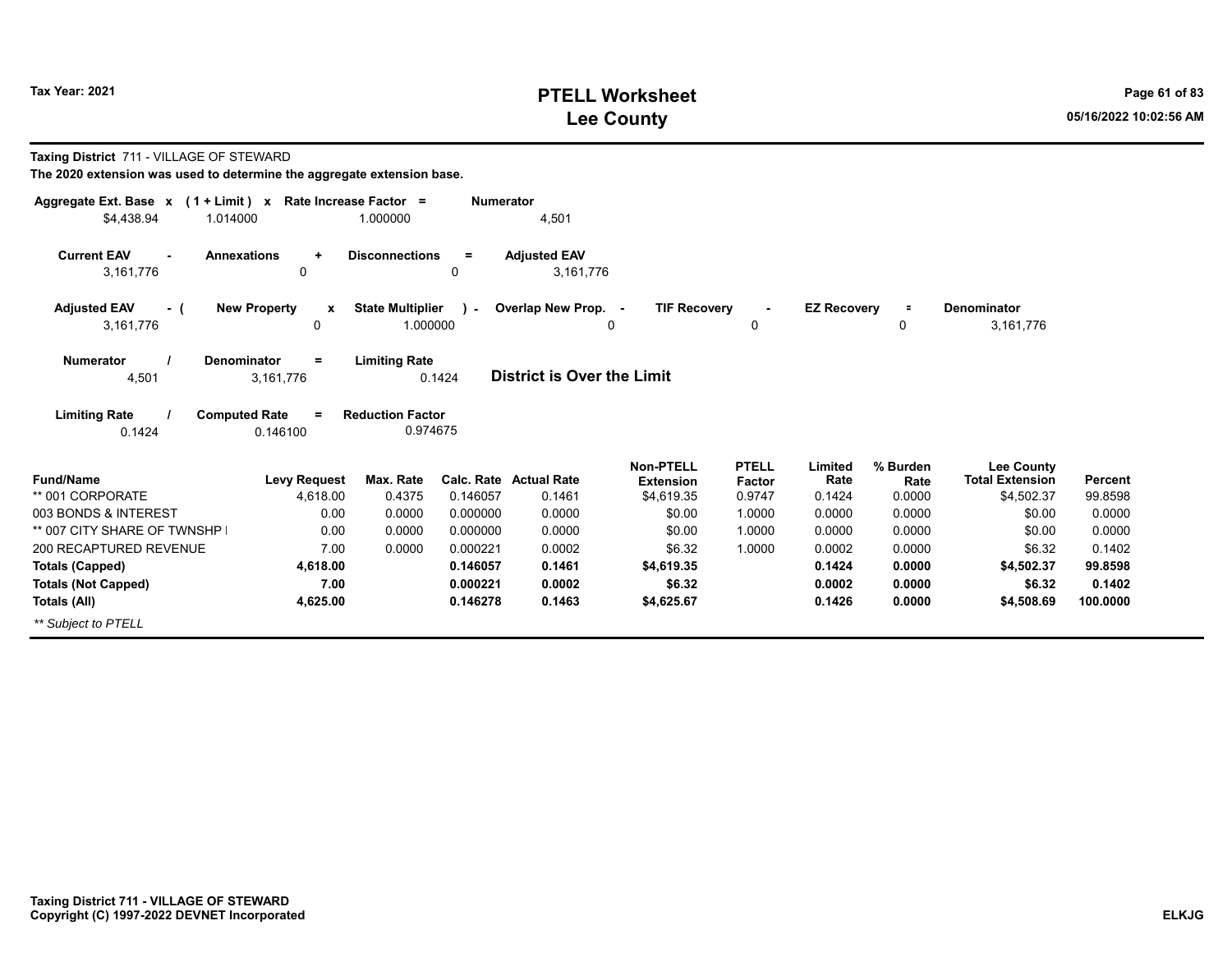# PTELL Worksheet
# Lee County

Tax Year: 2021

**Taxing District** 711 - VILLAGE OF STEWARD

**The 2020 extension was used to determine the aggregate extension base.**

| Aggregate Ext. Base x | (1 + Limit) x | Rate Increase Factor = | Numerator |
|---|---|---|---|
| $4,438.94 | 1.014000 | 1.000000 | 4,501 |

| Current EAV - | Annexations + | Disconnections = | Adjusted EAV |
|---|---|---|---|
| 3,161,776 | 0 | 0 | 3,161,776 |

| Adjusted EAV - ( | New Property x | State Multiplier ) - | Overlap New Prop. - | TIF Recovery - | EZ Recovery = | Denominator |
|---|---|---|---|---|---|---|
| 3,161,776 | 0 | 1.000000 | 0 | 0 | 0 | 3,161,776 |

| Numerator / | Denominator = | Limiting Rate |
|---|---|---|
| 4,501 | 3,161,776 | 0.1424 |

**District is Over the Limit**

| Limiting Rate / | Computed Rate = | Reduction Factor |
|---|---|---|
| 0.1424 | 0.146100 | 0.974675 |

| Fund/Name | Levy Request | Max. Rate | Calc. Rate | Actual Rate | Non-PTELL Extension | PTELL Factor | Limited Rate | % Burden Rate | Lee County Total Extension | Percent |
|---|---|---|---|---|---|---|---|---|---|---|
| ** 001 CORPORATE | 4,618.00 | 0.4375 | 0.146057 | 0.1461 | $4,619.35 | 0.9747 | 0.1424 | 0.0000 | $4,502.37 | 99.8598 |
| 003 BONDS & INTEREST | 0.00 | 0.0000 | 0.000000 | 0.0000 | $0.00 | 1.0000 | 0.0000 | 0.0000 | $0.00 | 0.0000 |
| ** 007 CITY SHARE OF TWNSHP I | 0.00 | 0.0000 | 0.000000 | 0.0000 | $0.00 | 1.0000 | 0.0000 | 0.0000 | $0.00 | 0.0000 |
| 200 RECAPTURED REVENUE | 7.00 | 0.0000 | 0.000221 | 0.0002 | $6.32 | 1.0000 | 0.0002 | 0.0000 | $6.32 | 0.1402 |
| **Totals (Capped)** | **4,618.00** | | **0.146057** | **0.1461** | **$4,619.35** | | **0.1424** | **0.0000** | **$4,502.37** | **99.8598** |
| **Totals (Not Capped)** | **7.00** | | **0.000221** | **0.0002** | **$6.32** | | **0.0002** | **0.0000** | **$6.32** | **0.1402** |
| **Totals (All)** | **4,625.00** | | **0.146278** | **0.1463** | **$4,625.67** | | **0.1426** | **0.0000** | **$4,508.69** | **100.0000** |

*** Subject to PTELL*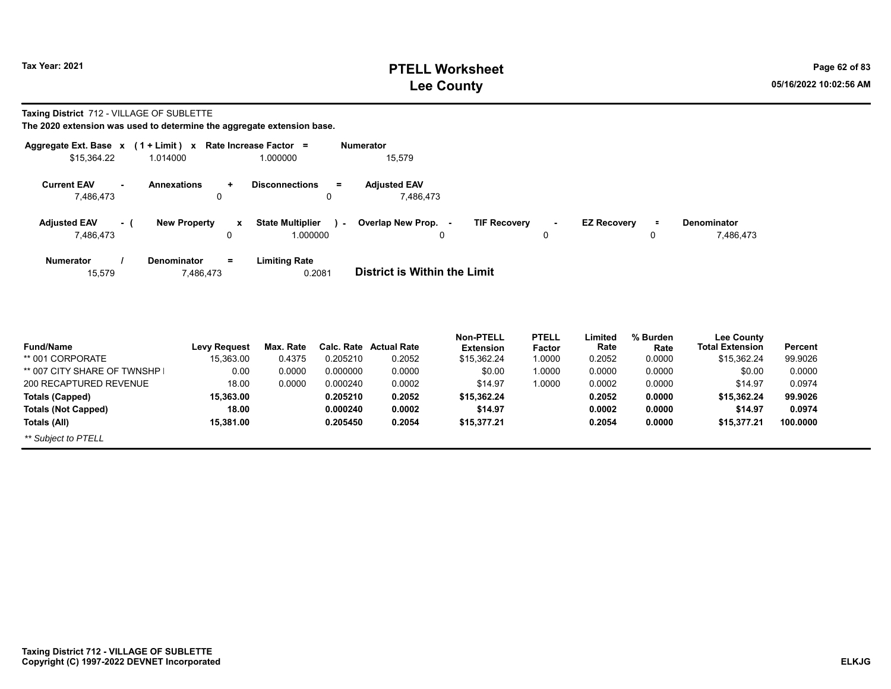# PTELL Worksheet
# Lee County

Tax Year: 2021

**Taxing District** 712 - VILLAGE OF SUBLETTE

**The 2020 extension was used to determine the aggregate extension base.**

| Aggregate Ext. Base x | (1 + Limit) x | Rate Increase Factor = | Numerator |
|---|---|---|---|
| $15,364.22 | 1.014000 | 1.000000 | 15,579 |

| Current EAV - | Annexations + | Disconnections = | Adjusted EAV |
|---|---|---|---|
| 7,486,473 | 0 | 0 | 7,486,473 |

| Adjusted EAV - ( | New Property x | State Multiplier ) - | Overlap New Prop. - | TIF Recovery - | EZ Recovery = | Denominator |
|---|---|---|---|---|---|---|
| 7,486,473 | 0 | 1.000000 | 0 | 0 | 0 | 7,486,473 |

| Numerator / | Denominator = | Limiting Rate |
|---|---|---|
| 15,579 | 7,486,473 | 0.2081 |

**District is Within the Limit**

| Fund/Name | Levy Request | Max. Rate | Calc. Rate | Actual Rate | Non-PTELL Extension | PTELL Factor | Limited Rate | % Burden Rate | Lee County Total Extension | Percent |
|---|---|---|---|---|---|---|---|---|---|---|
| ** 001 CORPORATE | 15,363.00 | 0.4375 | 0.205210 | 0.2052 | $15,362.24 | 1.0000 | 0.2052 | 0.0000 | $15,362.24 | 99.9026 |
| ** 007 CITY SHARE OF TWNSHP I | 0.00 | 0.0000 | 0.000000 | 0.0000 | $0.00 | 1.0000 | 0.0000 | 0.0000 | $0.00 | 0.0000 |
| 200 RECAPTURED REVENUE | 18.00 | 0.0000 | 0.000240 | 0.0002 | $14.97 | 1.0000 | 0.0002 | 0.0000 | $14.97 | 0.0974 |
| **Totals (Capped)** | **15,363.00** | | **0.205210** | **0.2052** | **$15,362.24** | | **0.2052** | **0.0000** | **$15,362.24** | **99.9026** |
| **Totals (Not Capped)** | **18.00** | | **0.000240** | **0.0002** | **$14.97** | | **0.0002** | **0.0000** | **$14.97** | **0.0974** |
| **Totals (All)** | **15,381.00** | | **0.205450** | **0.2054** | **$15,377.21** | | **0.2054** | **0.0000** | **$15,377.21** | **100.0000** |

*** Subject to PTELL*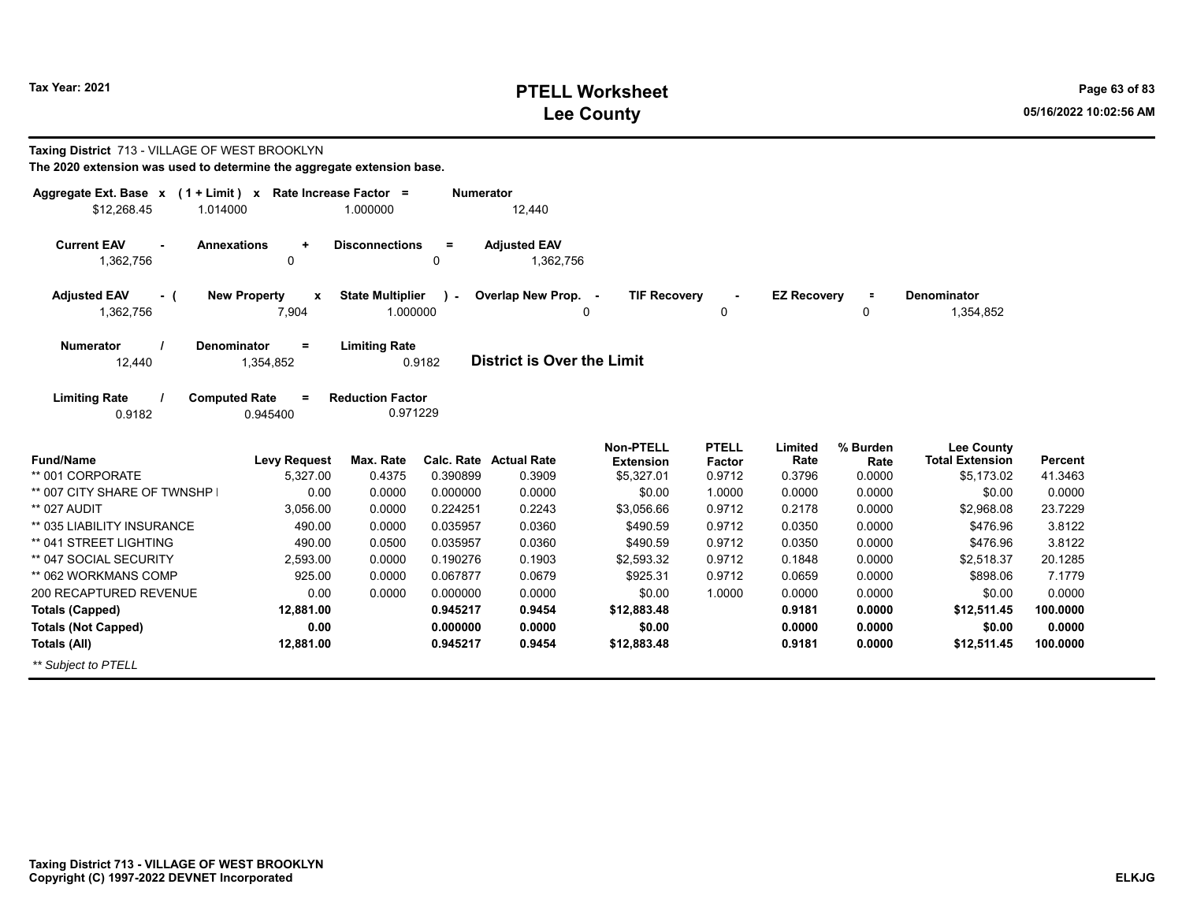**Taxing District** 713 - VILLAGE OF WEST BROOKLYN

**The 2020 extension was used to determine the aggregate extension base.**

| Aggregate Ext. Base x | (1 + Limit) x | Rate Increase Factor = | Numerator |
|---|---|---|---|
| $12,268.45 | 1.014000 | 1.000000 | 12,440 |

| Current EAV - | Annexations + | Disconnections = | Adjusted EAV |
|---|---|---|---|
| 1,362,756 | 0 | 0 | 1,362,756 |

| Adjusted EAV - ( | New Property x | State Multiplier ) - | Overlap New Prop. - | TIF Recovery - | EZ Recovery = | Denominator |
|---|---|---|---|---|---|---|
| 1,362,756 | 7,904 | 1.000000 | 0 | 0 | 0 | 1,354,852 |

| Numerator / | Denominator = | Limiting Rate | |
|---|---|---|---|
| 12,440 | 1,354,852 | 0.9182 | **District is Over the Limit** |

| Limiting Rate / | Computed Rate = | Reduction Factor |
|---|---|---|
| 0.9182 | 0.945400 | 0.971229 |

| Fund/Name | Levy Request | Max. Rate | Calc. Rate | Actual Rate | Non-PTELL Extension | PTELL Factor | Limited Rate | % Burden Rate | Lee County Total Extension | Percent |
|---|---|---|---|---|---|---|---|---|---|---|
| ** 001 CORPORATE | 5,327.00 | 0.4375 | 0.390899 | 0.3909 | $5,327.01 | 0.9712 | 0.3796 | 0.0000 | $5,173.02 | 41.3463 |
| ** 007 CITY SHARE OF TWNSHP I | 0.00 | 0.0000 | 0.000000 | 0.0000 | $0.00 | 1.0000 | 0.0000 | 0.0000 | $0.00 | 0.0000 |
| ** 027 AUDIT | 3,056.00 | 0.0000 | 0.224251 | 0.2243 | $3,056.66 | 0.9712 | 0.2178 | 0.0000 | $2,968.08 | 23.7229 |
| ** 035 LIABILITY INSURANCE | 490.00 | 0.0000 | 0.035957 | 0.0360 | $490.59 | 0.9712 | 0.0350 | 0.0000 | $476.96 | 3.8122 |
| ** 041 STREET LIGHTING | 490.00 | 0.0500 | 0.035957 | 0.0360 | $490.59 | 0.9712 | 0.0350 | 0.0000 | $476.96 | 3.8122 |
| ** 047 SOCIAL SECURITY | 2,593.00 | 0.0000 | 0.190276 | 0.1903 | $2,593.32 | 0.9712 | 0.1848 | 0.0000 | $2,518.37 | 20.1285 |
| ** 062 WORKMANS COMP | 925.00 | 0.0000 | 0.067877 | 0.0679 | $925.31 | 0.9712 | 0.0659 | 0.0000 | $898.06 | 7.1779 |
| 200 RECAPTURED REVENUE | 0.00 | 0.0000 | 0.000000 | 0.0000 | $0.00 | 1.0000 | 0.0000 | 0.0000 | $0.00 | 0.0000 |
| **Totals (Capped)** | **12,881.00** | | **0.945217** | **0.9454** | **$12,883.48** | | **0.9181** | **0.0000** | **$12,511.45** | **100.0000** |
| **Totals (Not Capped)** | **0.00** | | **0.000000** | **0.0000** | **$0.00** | | **0.0000** | **0.0000** | **$0.00** | **0.0000** |
| **Totals (All)** | **12,881.00** | | **0.945217** | **0.9454** | **$12,883.48** | | **0.9181** | **0.0000** | **$12,511.45** | **100.0000** |

*** Subject to PTELL*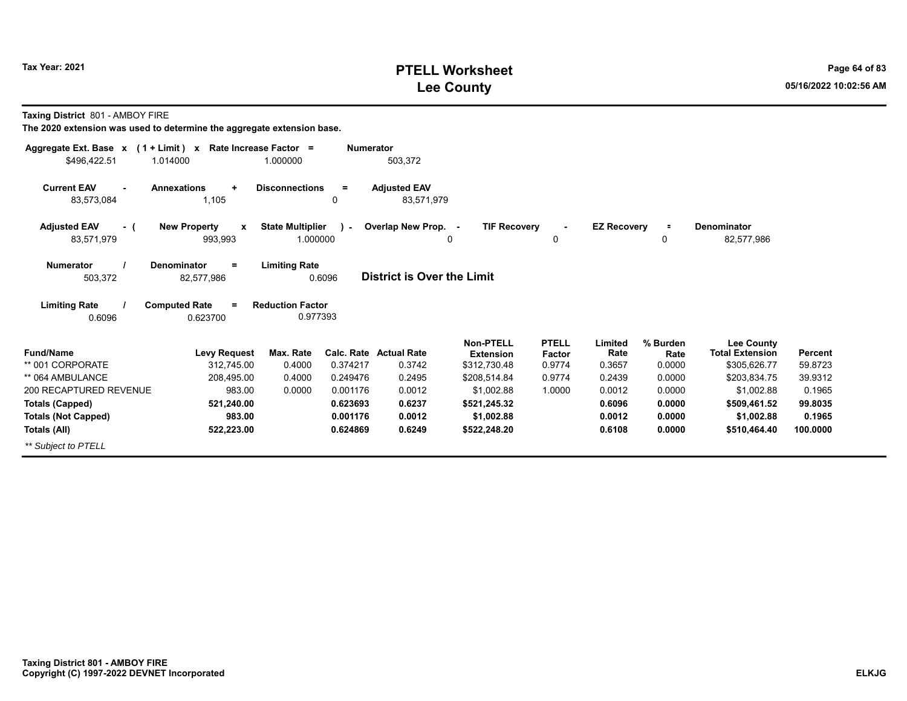**Taxing District** 801 - AMBOY FIRE

**The 2020 extension was used to determine the aggregate extension base.**

| Aggregate Ext. Base x | (1 + Limit) x | Rate Increase Factor = | Numerator |
|---|---|---|---|
| $496,422.51 | 1.014000 | 1.000000 | 503,372 |

| Current EAV - | Annexations + | Disconnections = | Adjusted EAV |
|---|---|---|---|
| 83,573,084 | 1,105 | 0 | 83,571,979 |

| Adjusted EAV - ( | New Property x | State Multiplier ) - | Overlap New Prop. - | TIF Recovery - | EZ Recovery = | Denominator |
|---|---|---|---|---|---|---|
| 83,571,979 | 993,993 | 1.000000 | 0 | 0 | 0 | 82,577,986 |

| Numerator / | Denominator = | Limiting Rate |
|---|---|---|
| 503,372 | 82,577,986 | 0.6096 |

**District is Over the Limit**

| Limiting Rate / | Computed Rate = | Reduction Factor |
|---|---|---|
| 0.6096 | 0.623700 | 0.977393 |

| Fund/Name | Levy Request | Max. Rate | Calc. Rate | Actual Rate | Non-PTELL Extension | PTELL Factor | Limited Rate | % Burden Rate | Lee County Total Extension | Percent |
|---|---|---|---|---|---|---|---|---|---|---|
| ** 001 CORPORATE | 312,745.00 | 0.4000 | 0.374217 | 0.3742 | $312,730.48 | 0.9774 | 0.3657 | 0.0000 | $305,626.77 | 59.8723 |
| ** 064 AMBULANCE | 208,495.00 | 0.4000 | 0.249476 | 0.2495 | $208,514.84 | 0.9774 | 0.2439 | 0.0000 | $203,834.75 | 39.9312 |
| 200 RECAPTURED REVENUE | 983.00 | 0.0000 | 0.001176 | 0.0012 | $1,002.88 | 1.0000 | 0.0012 | 0.0000 | $1,002.88 | 0.1965 |
| **Totals (Capped)** | **521,240.00** | | **0.623693** | **0.6237** | **$521,245.32** | | **0.6096** | **0.0000** | **$509,461.52** | **99.8035** |
| **Totals (Not Capped)** | **983.00** | | **0.001176** | **0.0012** | **$1,002.88** | | **0.0012** | **0.0000** | **$1,002.88** | **0.1965** |
| **Totals (All)** | **522,223.00** | | **0.624869** | **0.6249** | **$522,248.20** | | **0.6108** | **0.0000** | **$510,464.40** | **100.0000** |

*** Subject to PTELL*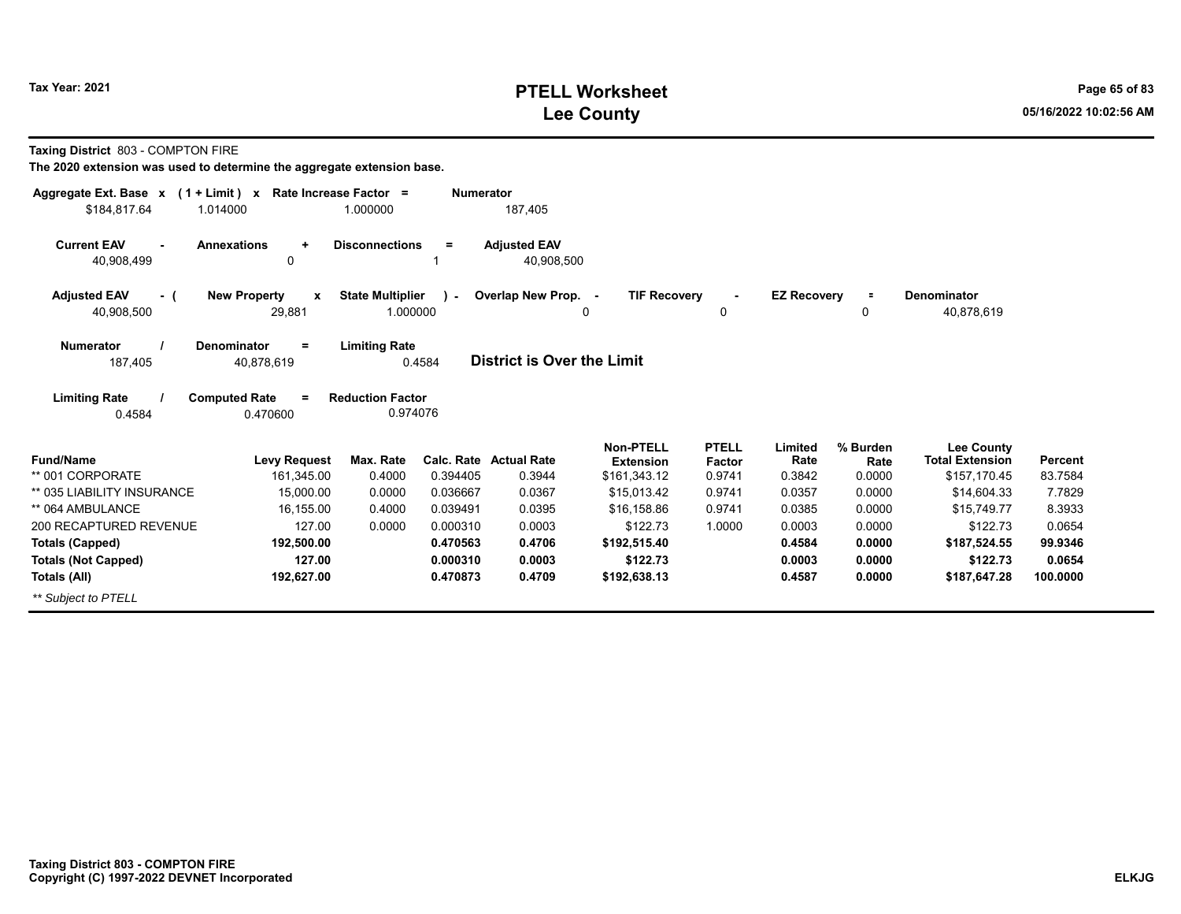# PTELL Worksheet
# Lee County

Tax Year: 2021

**Taxing District** 803 - COMPTON FIRE

**The 2020 extension was used to determine the aggregate extension base.**

| Aggregate Ext. Base x | (1 + Limit) x | Rate Increase Factor = | Numerator |
|---|---|---|---|
| $184,817.64 | 1.014000 | 1.000000 | 187,405 |

| Current EAV - | Annexations + | Disconnections = | Adjusted EAV |
|---|---|---|---|
| 40,908,499 | 0 | 1 | 40,908,500 |

| Adjusted EAV - ( | New Property x | State Multiplier ) - | Overlap New Prop. - | TIF Recovery - | EZ Recovery = | Denominator |
|---|---|---|---|---|---|---|
| 40,908,500 | 29,881 | 1.000000 | 0 | 0 | 0 | 40,878,619 |

| Numerator / | Denominator = | Limiting Rate |
|---|---|---|
| 187,405 | 40,878,619 | 0.4584 |

**District is Over the Limit**

| Limiting Rate / | Computed Rate = | Reduction Factor |
|---|---|---|
| 0.4584 | 0.470600 | 0.974076 |

| Fund/Name | Levy Request | Max. Rate | Calc. Rate | Actual Rate | Non-PTELL Extension | PTELL Factor | Limited Rate | % Burden Rate | Lee County Total Extension | Percent |
|---|---|---|---|---|---|---|---|---|---|---|
| ** 001 CORPORATE | 161,345.00 | 0.4000 | 0.394405 | 0.3944 | $161,343.12 | 0.9741 | 0.3842 | 0.0000 | $157,170.45 | 83.7584 |
| ** 035 LIABILITY INSURANCE | 15,000.00 | 0.0000 | 0.036667 | 0.0367 | $15,013.42 | 0.9741 | 0.0357 | 0.0000 | $14,604.33 | 7.7829 |
| ** 064 AMBULANCE | 16,155.00 | 0.4000 | 0.039491 | 0.0395 | $16,158.86 | 0.9741 | 0.0385 | 0.0000 | $15,749.77 | 8.3933 |
| 200 RECAPTURED REVENUE | 127.00 | 0.0000 | 0.000310 | 0.0003 | $122.73 | 1.0000 | 0.0003 | 0.0000 | $122.73 | 0.0654 |
| **Totals (Capped)** | **192,500.00** | | **0.470563** | **0.4706** | **$192,515.40** | | **0.4584** | **0.0000** | **$187,524.55** | **99.9346** |
| **Totals (Not Capped)** | **127.00** | | **0.000310** | **0.0003** | **$122.73** | | **0.0003** | **0.0000** | **$122.73** | **0.0654** |
| **Totals (All)** | **192,627.00** | | **0.470873** | **0.4709** | **$192,638.13** | | **0.4587** | **0.0000** | **$187,647.28** | **100.0000** |

*** Subject to PTELL*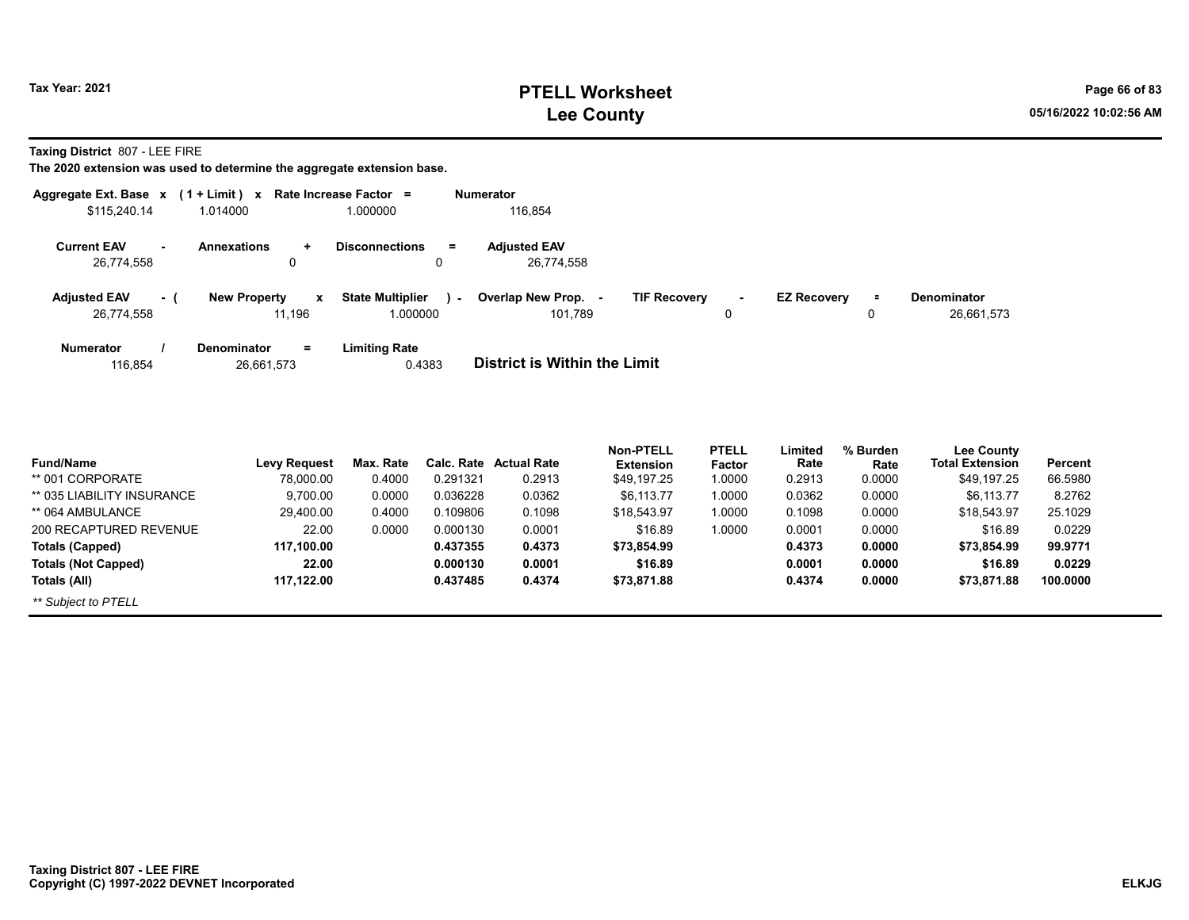**Taxing District** 807 - LEE FIRE

**The 2020 extension was used to determine the aggregate extension base.**

| Aggregate Ext. Base | x | (1 + Limit) | x | Rate Increase Factor | = | Numerator |
|---|---|---|---|---|---|---|
| $115,240.14 | | 1.014000 | | 1.000000 | | 116,854 |

| Current EAV | - | Annexations | + | Disconnections | = | Adjusted EAV |
|---|---|---|---|---|---|---|
| 26,774,558 | | 0 | | 0 | | 26,774,558 |

| Adjusted EAV | - ( | New Property | x | State Multiplier | ) - | Overlap New Prop. | - | TIF Recovery | - | EZ Recovery | = | Denominator |
|---|---|---|---|---|---|---|---|---|---|---|---|---|
| 26,774,558 | | 11,196 | | 1.000000 | | 101,789 | | 0 | | 0 | | 26,661,573 |

| Numerator | / | Denominator | = | Limiting Rate |
|---|---|---|---|---|
| 116,854 | | 26,661,573 | | 0.4383 |

**District is Within the Limit**

| Fund/Name | Levy Request | Max. Rate | Calc. Rate | Actual Rate | Non-PTELL Extension | PTELL Factor | Limited Rate | % Burden Rate | Lee County Total Extension | Percent |
|---|---|---|---|---|---|---|---|---|---|---|
| ** 001 CORPORATE | 78,000.00 | 0.4000 | 0.291321 | 0.2913 | $49,197.25 | 1.0000 | 0.2913 | 0.0000 | $49,197.25 | 66.5980 |
| ** 035 LIABILITY INSURANCE | 9,700.00 | 0.0000 | 0.036228 | 0.0362 | $6,113.77 | 1.0000 | 0.0362 | 0.0000 | $6,113.77 | 8.2762 |
| ** 064 AMBULANCE | 29,400.00 | 0.4000 | 0.109806 | 0.1098 | $18,543.97 | 1.0000 | 0.1098 | 0.0000 | $18,543.97 | 25.1029 |
| 200 RECAPTURED REVENUE | 22.00 | 0.0000 | 0.000130 | 0.0001 | $16.89 | 1.0000 | 0.0001 | 0.0000 | $16.89 | 0.0229 |
| **Totals (Capped)** | **117,100.00** | | **0.437355** | **0.4373** | **$73,854.99** | | **0.4373** | **0.0000** | **$73,854.99** | **99.9771** |
| **Totals (Not Capped)** | **22.00** | | **0.000130** | **0.0001** | **$16.89** | | **0.0001** | **0.0000** | **$16.89** | **0.0229** |
| **Totals (All)** | **117,122.00** | | **0.437485** | **0.4374** | **$73,871.88** | | **0.4374** | **0.0000** | **$73,871.88** | **100.0000** |

*** Subject to PTELL*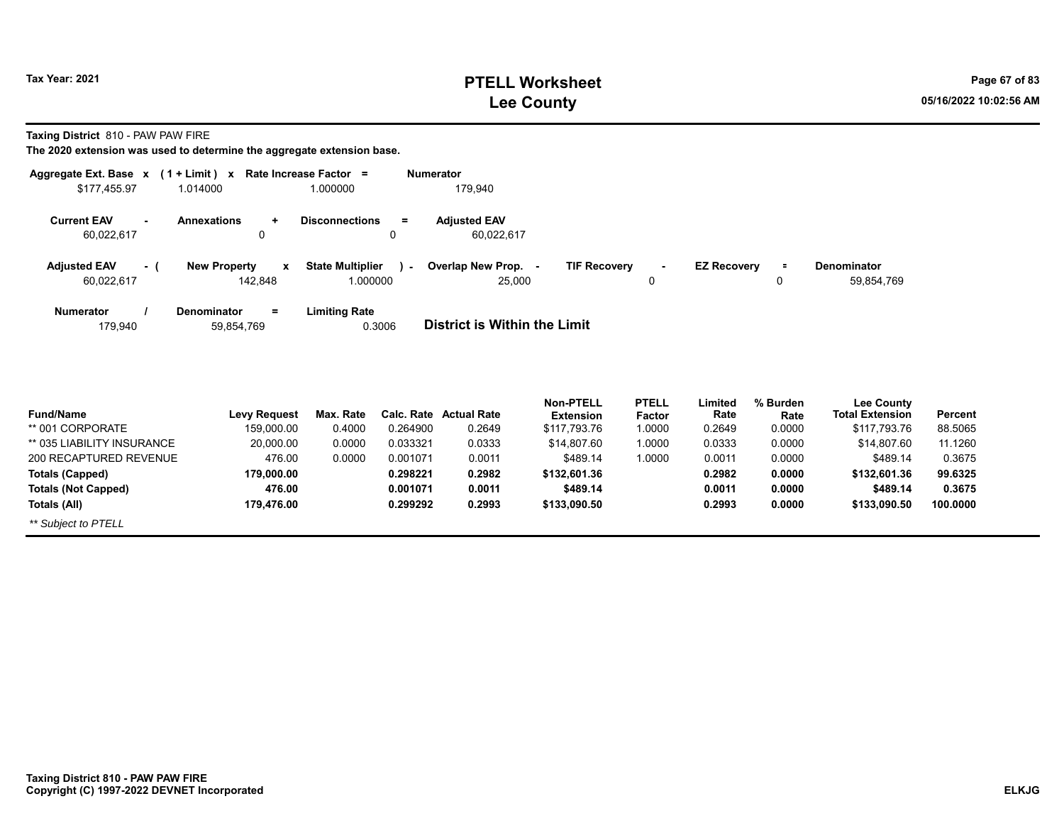**Taxing District** 810 - PAW PAW FIRE

**The 2020 extension was used to determine the aggregate extension base.**

| Aggregate Ext. Base x | (1 + Limit) x | Rate Increase Factor = | Numerator |
|---|---|---|---|
| $177,455.97 | 1.014000 | 1.000000 | 179,940 |

| Current EAV - | Annexations + | Disconnections = | Adjusted EAV |
|---|---|---|---|
| 60,022,617 | 0 | 0 | 60,022,617 |

| Adjusted EAV - ( | New Property x | State Multiplier ) - | Overlap New Prop. - | TIF Recovery - | EZ Recovery = | Denominator |
|---|---|---|---|---|---|---|
| 60,022,617 | 142,848 | 1.000000 | 25,000 | 0 | 0 | 59,854,769 |

| Numerator / | Denominator = | Limiting Rate |
|---|---|---|
| 179,940 | 59,854,769 | 0.3006 |

**District is Within the Limit**

| Fund/Name | Levy Request | Max. Rate | Calc. Rate | Actual Rate | Non-PTELL Extension | PTELL Factor | Limited Rate | % Burden Rate | Lee County Total Extension | Percent |
|---|---|---|---|---|---|---|---|---|---|---|
| ** 001 CORPORATE | 159,000.00 | 0.4000 | 0.264900 | 0.2649 | $117,793.76 | 1.0000 | 0.2649 | 0.0000 | $117,793.76 | 88.5065 |
| ** 035 LIABILITY INSURANCE | 20,000.00 | 0.0000 | 0.033321 | 0.0333 | $14,807.60 | 1.0000 | 0.0333 | 0.0000 | $14,807.60 | 11.1260 |
| 200 RECAPTURED REVENUE | 476.00 | 0.0000 | 0.001071 | 0.0011 | $489.14 | 1.0000 | 0.0011 | 0.0000 | $489.14 | 0.3675 |
| **Totals (Capped)** | **179,000.00** | | **0.298221** | **0.2982** | **$132,601.36** | | **0.2982** | **0.0000** | **$132,601.36** | **99.6325** |
| **Totals (Not Capped)** | **476.00** | | **0.001071** | **0.0011** | **$489.14** | | **0.0011** | **0.0000** | **$489.14** | **0.3675** |
| **Totals (All)** | **179,476.00** | | **0.299292** | **0.2993** | **$133,090.50** | | **0.2993** | **0.0000** | **$133,090.50** | **100.0000** |

*** Subject to PTELL*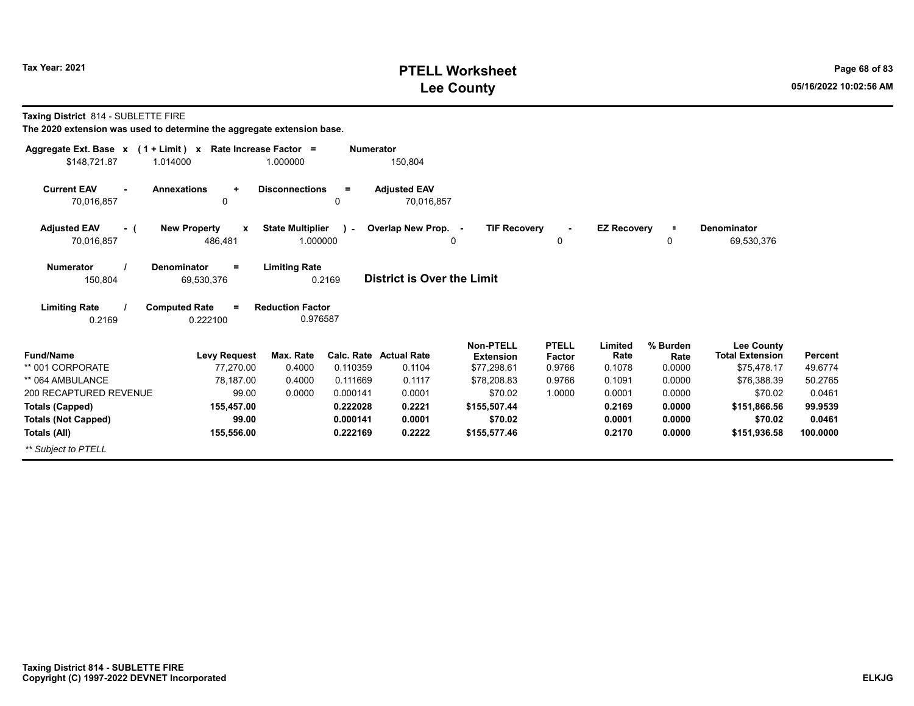# PTELL Worksheet

## Lee County

Tax Year: 2021

**Taxing District** 814 - SUBLETTE FIRE

**The 2020 extension was used to determine the aggregate extension base.**

| Aggregate Ext. Base | x | (1 + Limit) | x | Rate Increase Factor | = | Numerator |
|---|---|---|---|---|---|---|
| $148,721.87 | | 1.014000 | | 1.000000 | | 150,804 |

| Current EAV | - | Annexations | + | Disconnections | = | Adjusted EAV |
|---|---|---|---|---|---|---|
| 70,016,857 | | 0 | | 0 | | 70,016,857 |

| Adjusted EAV | - ( | New Property | x | State Multiplier | ) - | Overlap New Prop. | - | TIF Recovery | - | EZ Recovery | = | Denominator |
|---|---|---|---|---|---|---|---|---|---|---|---|---|
| 70,016,857 | | 486,481 | | 1.000000 | | 0 | | 0 | | 0 | | 69,530,376 |

| Numerator | / | Denominator | = | Limiting Rate |
|---|---|---|---|---|
| 150,804 | | 69,530,376 | | 0.2169 |

**District is Over the Limit**

| Limiting Rate | / | Computed Rate | = | Reduction Factor |
|---|---|---|---|---|
| 0.2169 | | 0.222100 | | 0.976587 |

| Fund/Name | Levy Request | Max. Rate | Calc. Rate | Actual Rate | Non-PTELL Extension | PTELL Factor | Limited Rate | % Burden Rate | Lee County Total Extension | Percent |
|---|---|---|---|---|---|---|---|---|---|---|
| ** 001 CORPORATE | 77,270.00 | 0.4000 | 0.110359 | 0.1104 | $77,298.61 | 0.9766 | 0.1078 | 0.0000 | $75,478.17 | 49.6774 |
| ** 064 AMBULANCE | 78,187.00 | 0.4000 | 0.111669 | 0.1117 | $78,208.83 | 0.9766 | 0.1091 | 0.0000 | $76,388.39 | 50.2765 |
| 200 RECAPTURED REVENUE | 99.00 | 0.0000 | 0.000141 | 0.0001 | $70.02 | 1.0000 | 0.0001 | 0.0000 | $70.02 | 0.0461 |
| **Totals (Capped)** | **155,457.00** | | **0.222028** | **0.2221** | **$155,507.44** | | **0.2169** | **0.0000** | **$151,866.56** | **99.9539** |
| **Totals (Not Capped)** | **99.00** | | **0.000141** | **0.0001** | **$70.02** | | **0.0001** | **0.0000** | **$70.02** | **0.0461** |
| **Totals (All)** | **155,556.00** | | **0.222169** | **0.2222** | **$155,577.46** | | **0.2170** | **0.0000** | **$151,936.58** | **100.0000** |

*** Subject to PTELL*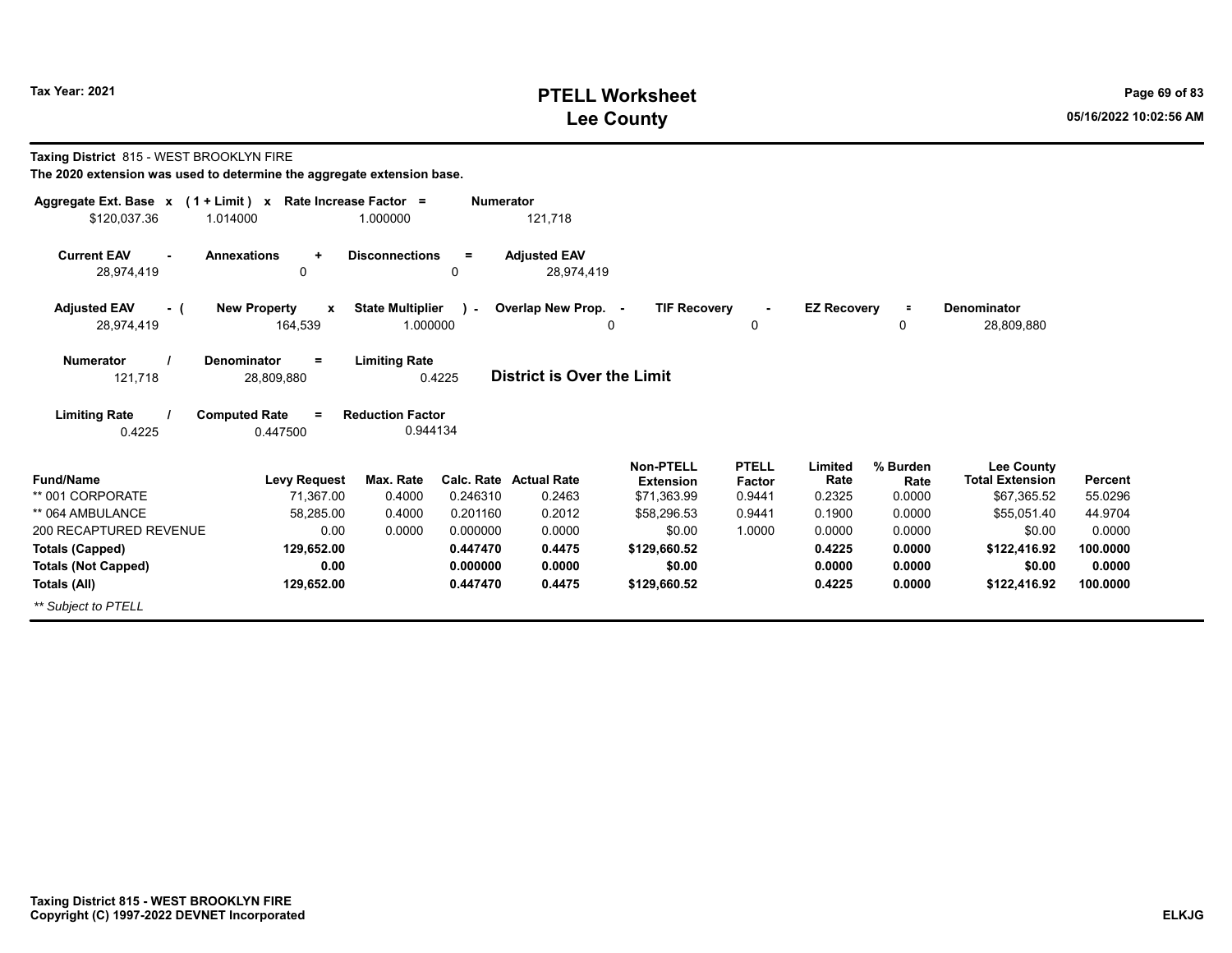**Taxing District** 815 - WEST BROOKLYN FIRE

**The 2020 extension was used to determine the aggregate extension base.**

| Aggregate Ext. Base | x | (1 + Limit) | x | Rate Increase Factor | = | Numerator |
|---|---|---|---|---|---|---|
| $120,037.36 | | 1.014000 | | 1.000000 | | 121,718 |

| Current EAV | - | Annexations | + | Disconnections | = | Adjusted EAV |
|---|---|---|---|---|---|---|
| 28,974,419 | | 0 | | 0 | | 28,974,419 |

| Adjusted EAV | - ( | New Property | x | State Multiplier | ) - | Overlap New Prop. | - | TIF Recovery | - | EZ Recovery | = | Denominator |
|---|---|---|---|---|---|---|---|---|---|---|---|---|
| 28,974,419 | | 164,539 | | 1.000000 | | 0 | | 0 | | 0 | | 28,809,880 |

| Numerator | / | Denominator | = | Limiting Rate |
|---|---|---|---|---|
| 121,718 | | 28,809,880 | | 0.4225 |

**District is Over the Limit**

| Limiting Rate | / | Computed Rate | = | Reduction Factor |
|---|---|---|---|---|
| 0.4225 | | 0.447500 | | 0.944134 |

| Fund/Name | Levy Request | Max. Rate | Calc. Rate | Actual Rate | Non-PTELL Extension | PTELL Factor | Limited Rate | % Burden Rate | Lee County Total Extension | Percent |
|---|---|---|---|---|---|---|---|---|---|---|
| ** 001 CORPORATE | 71,367.00 | 0.4000 | 0.246310 | 0.2463 | $71,363.99 | 0.9441 | 0.2325 | 0.0000 | $67,365.52 | 55.0296 |
| ** 064 AMBULANCE | 58,285.00 | 0.4000 | 0.201160 | 0.2012 | $58,296.53 | 0.9441 | 0.1900 | 0.0000 | $55,051.40 | 44.9704 |
| 200 RECAPTURED REVENUE | 0.00 | 0.0000 | 0.000000 | 0.0000 | $0.00 | 1.0000 | 0.0000 | 0.0000 | $0.00 | 0.0000 |
| **Totals (Capped)** | **129,652.00** | | **0.447470** | **0.4475** | **$129,660.52** | | **0.4225** | **0.0000** | **$122,416.92** | **100.0000** |
| **Totals (Not Capped)** | **0.00** | | **0.000000** | **0.0000** | **$0.00** | | **0.0000** | **0.0000** | **$0.00** | **0.0000** |
| **Totals (All)** | **129,652.00** | | **0.447470** | **0.4475** | **$129,660.52** | | **0.4225** | **0.0000** | **$122,416.92** | **100.0000** |

*** Subject to PTELL*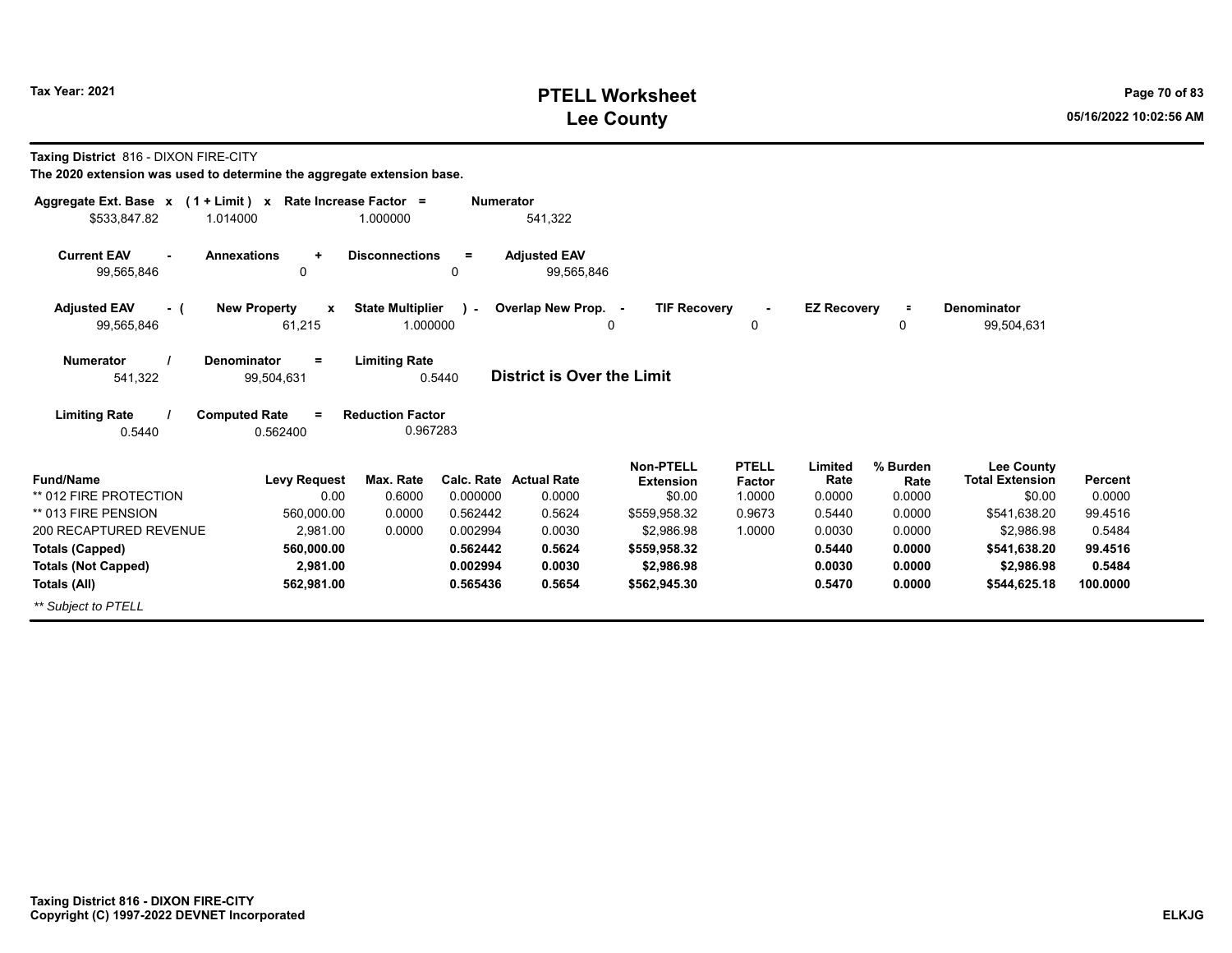**Taxing District** 816 - DIXON FIRE-CITY

**The 2020 extension was used to determine the aggregate extension base.**

| Aggregate Ext. Base x | (1 + Limit) x | Rate Increase Factor = | Numerator |
|---|---|---|---|
| $533,847.82 | 1.014000 | 1.000000 | 541,322 |

| Current EAV - | Annexations + | Disconnections = | Adjusted EAV |
|---|---|---|---|
| 99,565,846 | 0 | 0 | 99,565,846 |

| Adjusted EAV - ( | New Property x | State Multiplier ) - | Overlap New Prop. - | TIF Recovery - | EZ Recovery = | Denominator |
|---|---|---|---|---|---|---|
| 99,565,846 | 61,215 | 1.000000 | 0 | 0 | 0 | 99,504,631 |

| Numerator / | Denominator = | Limiting Rate | |
|---|---|---|---|
| 541,322 | 99,504,631 | 0.5440 | **District is Over the Limit** |

| Limiting Rate / | Computed Rate = | Reduction Factor |
|---|---|---|
| 0.5440 | 0.562400 | 0.967283 |

| Fund/Name | Levy Request | Max. Rate | Calc. Rate | Actual Rate | Non-PTELL Extension | PTELL Factor | Limited Rate | % Burden Rate | Lee County Total Extension | Percent |
|---|---|---|---|---|---|---|---|---|---|---|
| ** 012 FIRE PROTECTION | 0.00 | 0.6000 | 0.000000 | 0.0000 | $0.00 | 1.0000 | 0.0000 | 0.0000 | $0.00 | 0.0000 |
| ** 013 FIRE PENSION | 560,000.00 | 0.0000 | 0.562442 | 0.5624 | $559,958.32 | 0.9673 | 0.5440 | 0.0000 | $541,638.20 | 99.4516 |
| 200 RECAPTURED REVENUE | 2,981.00 | 0.0000 | 0.002994 | 0.0030 | $2,986.98 | 1.0000 | 0.0030 | 0.0000 | $2,986.98 | 0.5484 |
| **Totals (Capped)** | **560,000.00** | | **0.562442** | **0.5624** | **$559,958.32** | | **0.5440** | **0.0000** | **$541,638.20** | **99.4516** |
| **Totals (Not Capped)** | **2,981.00** | | **0.002994** | **0.0030** | **$2,986.98** | | **0.0030** | **0.0000** | **$2,986.98** | **0.5484** |
| **Totals (All)** | **562,981.00** | | **0.565436** | **0.5654** | **$562,945.30** | | **0.5470** | **0.0000** | **$544,625.18** | **100.0000** |

*** Subject to PTELL*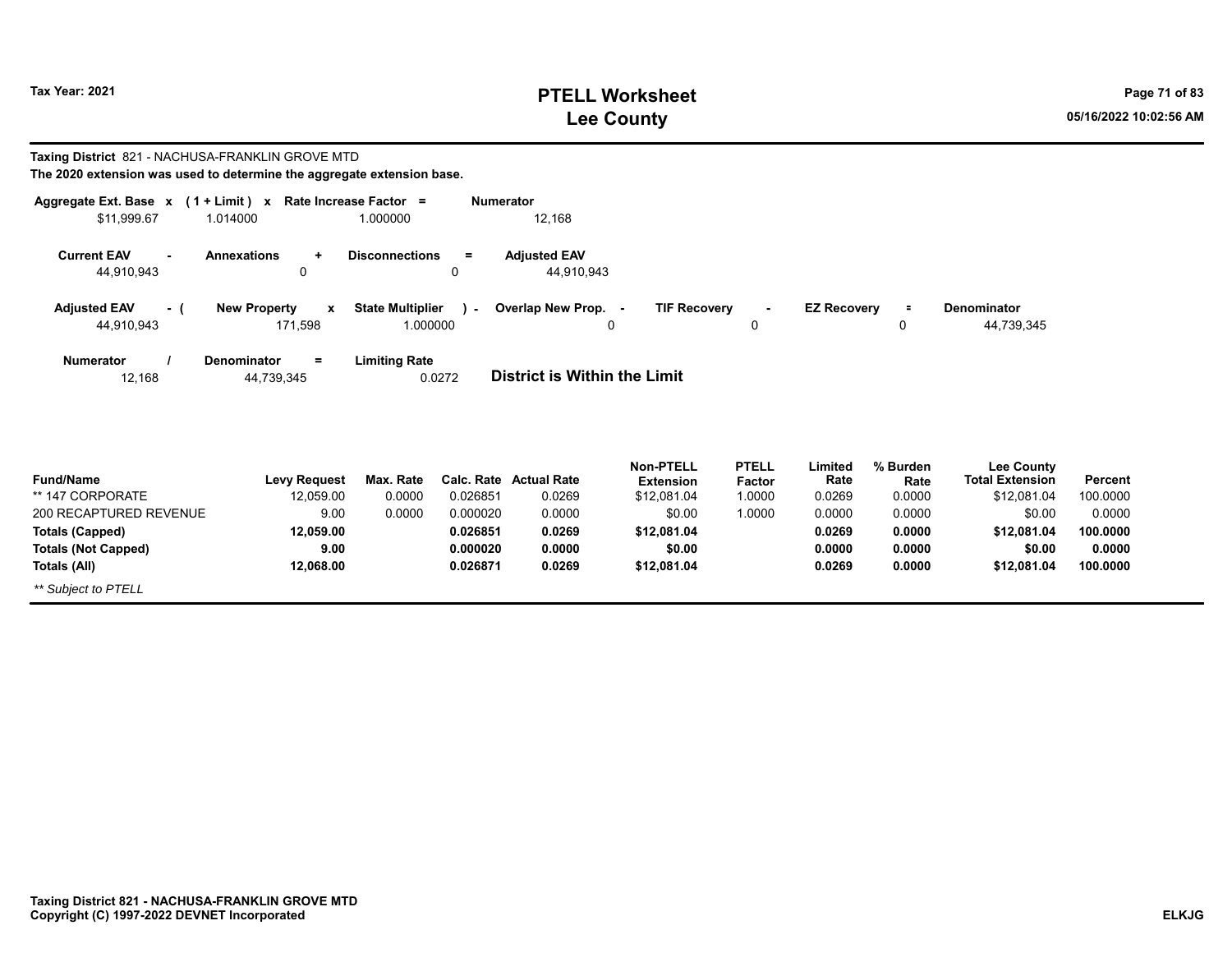# PTELL Worksheet
# Lee County

Tax Year: 2021

**Taxing District** 821 - NACHUSA-FRANKLIN GROVE MTD

**The 2020 extension was used to determine the aggregate extension base.**

| Aggregate Ext. Base x | (1 + Limit) x | Rate Increase Factor = | Numerator |
|---|---|---|---|
| $11,999.67 | 1.014000 | 1.000000 | 12,168 |

| Current EAV - | Annexations + | Disconnections = | Adjusted EAV |
|---|---|---|---|
| 44,910,943 | 0 | 0 | 44,910,943 |

| Adjusted EAV - ( | New Property x | State Multiplier ) - | Overlap New Prop. - | TIF Recovery - | EZ Recovery = | Denominator |
|---|---|---|---|---|---|---|
| 44,910,943 | 171,598 | 1.000000 | 0 | 0 | 0 | 44,739,345 |

| Numerator / | Denominator = | Limiting Rate |
|---|---|---|
| 12,168 | 44,739,345 | 0.0272 |

**District is Within the Limit**

| Fund/Name | Levy Request | Max. Rate | Calc. Rate | Actual Rate | Non-PTELL Extension | PTELL Factor | Limited Rate | % Burden Rate | Lee County Total Extension | Percent |
|---|---|---|---|---|---|---|---|---|---|---|
| ** 147 CORPORATE | 12,059.00 | 0.0000 | 0.026851 | 0.0269 | $12,081.04 | 1.0000 | 0.0269 | 0.0000 | $12,081.04 | 100.0000 |
| 200 RECAPTURED REVENUE | 9.00 | 0.0000 | 0.000020 | 0.0000 | $0.00 | 1.0000 | 0.0000 | 0.0000 | $0.00 | 0.0000 |
| **Totals (Capped)** | **12,059.00** | | **0.026851** | **0.0269** | **$12,081.04** | | **0.0269** | **0.0000** | **$12,081.04** | **100.0000** |
| **Totals (Not Capped)** | **9.00** | | **0.000020** | **0.0000** | **$0.00** | | **0.0000** | **0.0000** | **$0.00** | **0.0000** |
| **Totals (All)** | **12,068.00** | | **0.026871** | **0.0269** | **$12,081.04** | | **0.0269** | **0.0000** | **$12,081.04** | **100.0000** |

*** Subject to PTELL*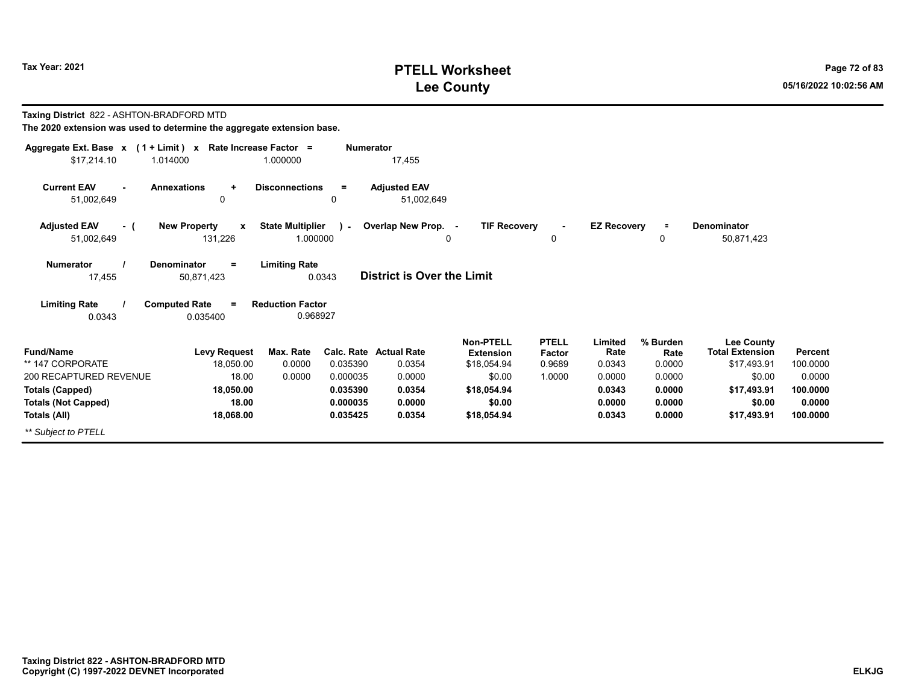**Taxing District** 822 - ASHTON-BRADFORD MTD

**The 2020 extension was used to determine the aggregate extension base.**

| Aggregate Ext. Base | x | (1 + Limit) | x | Rate Increase Factor | = | Numerator |
|---|---|---|---|---|---|---|
| $17,214.10 | | 1.014000 | | 1.000000 | | 17,455 |

| Current EAV | - | Annexations | + | Disconnections | = | Adjusted EAV |
|---|---|---|---|---|---|---|
| 51,002,649 | | 0 | | 0 | | 51,002,649 |

| Adjusted EAV | - ( | New Property | x | State Multiplier | ) - | Overlap New Prop. | - | TIF Recovery | - | EZ Recovery | = | Denominator |
|---|---|---|---|---|---|---|---|---|---|---|---|---|
| 51,002,649 | | 131,226 | | 1.000000 | | 0 | | 0 | | 0 | | 50,871,423 |

| Numerator | / | Denominator | = | Limiting Rate |
|---|---|---|---|---|
| 17,455 | | 50,871,423 | | 0.0343 |

**District is Over the Limit**

| Limiting Rate | / | Computed Rate | = | Reduction Factor |
|---|---|---|---|---|
| 0.0343 | | 0.035400 | | 0.968927 |

| Fund/Name | Levy Request | Max. Rate | Calc. Rate | Actual Rate | Non-PTELL Extension | PTELL Factor | Limited Rate | % Burden Rate | Lee County Total Extension | Percent |
|---|---|---|---|---|---|---|---|---|---|---|
| ** 147 CORPORATE | 18,050.00 | 0.0000 | 0.035390 | 0.0354 | $18,054.94 | 0.9689 | 0.0343 | 0.0000 | $17,493.91 | 100.0000 |
| 200 RECAPTURED REVENUE | 18.00 | 0.0000 | 0.000035 | 0.0000 | $0.00 | 1.0000 | 0.0000 | 0.0000 | $0.00 | 0.0000 |
| **Totals (Capped)** | **18,050.00** | | **0.035390** | **0.0354** | **$18,054.94** | | **0.0343** | **0.0000** | **$17,493.91** | **100.0000** |
| **Totals (Not Capped)** | **18.00** | | **0.000035** | **0.0000** | **$0.00** | | **0.0000** | **0.0000** | **$0.00** | **0.0000** |
| **Totals (All)** | **18,068.00** | | **0.035425** | **0.0354** | **$18,054.94** | | **0.0343** | **0.0000** | **$17,493.91** | **100.0000** |

*** Subject to PTELL*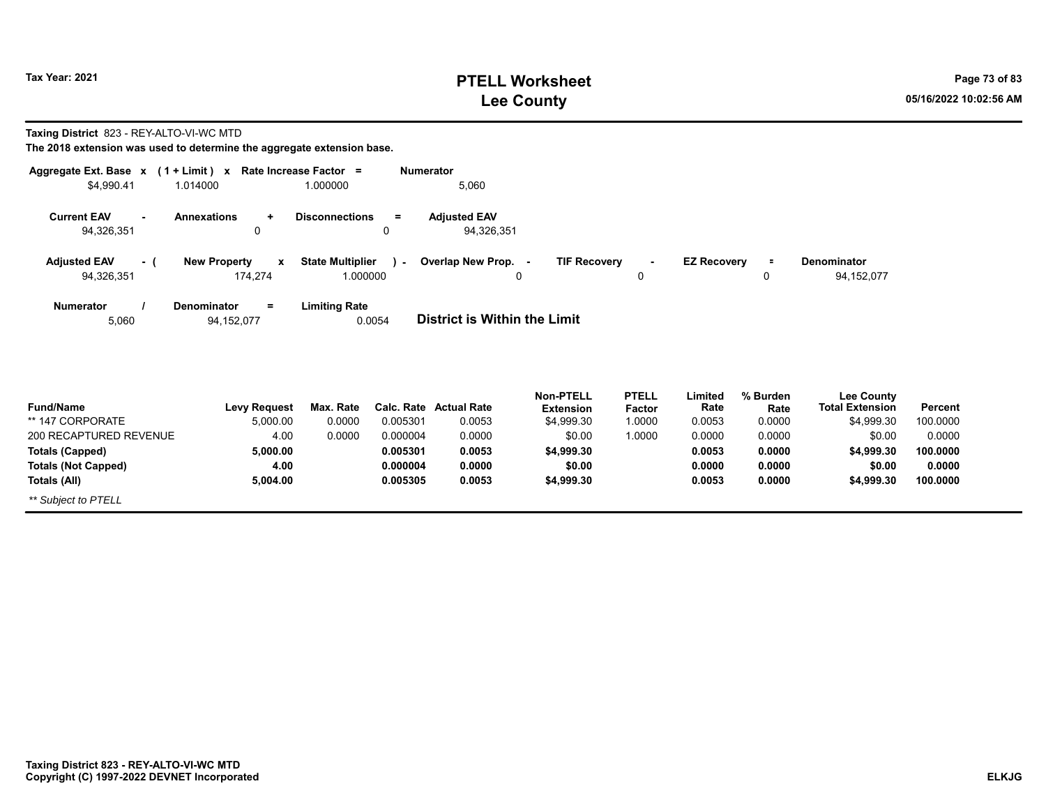**Taxing District** 823 - REY-ALTO-VI-WC MTD

**The 2018 extension was used to determine the aggregate extension base.**

| Aggregate Ext. Base | x | (1 + Limit) | x | Rate Increase Factor | = | Numerator |
|---|---|---|---|---|---|---|
| $4,990.41 | | 1.014000 | | 1.000000 | | 5,060 |

| Current EAV | - | Annexations | + | Disconnections | = | Adjusted EAV |
|---|---|---|---|---|---|---|
| 94,326,351 | | 0 | | 0 | | 94,326,351 |

| Adjusted EAV | - ( | New Property | x | State Multiplier | ) - | Overlap New Prop. | - | TIF Recovery | - | EZ Recovery | = | Denominator |
|---|---|---|---|---|---|---|---|---|---|---|---|---|
| 94,326,351 | | 174,274 | | 1.000000 | | 0 | | 0 | | 0 | | 94,152,077 |

| Numerator | / | Denominator | = | Limiting Rate |
|---|---|---|---|---|
| 5,060 | | 94,152,077 | | 0.0054 |

**District is Within the Limit**

| Fund/Name | Levy Request | Max. Rate | Calc. Rate | Actual Rate | Non-PTELL Extension | PTELL Factor | Limited Rate | % Burden Rate | Lee County Total Extension | Percent |
|---|---|---|---|---|---|---|---|---|---|---|
| ** 147 CORPORATE | 5,000.00 | 0.0000 | 0.005301 | 0.0053 | $4,999.30 | 1.0000 | 0.0053 | 0.0000 | $4,999.30 | 100.0000 |
| 200 RECAPTURED REVENUE | 4.00 | 0.0000 | 0.000004 | 0.0000 | $0.00 | 1.0000 | 0.0000 | 0.0000 | $0.00 | 0.0000 |
| **Totals (Capped)** | **5,000.00** | | **0.005301** | **0.0053** | **$4,999.30** | | **0.0053** | **0.0000** | **$4,999.30** | **100.0000** |
| **Totals (Not Capped)** | **4.00** | | **0.000004** | **0.0000** | **$0.00** | | **0.0000** | **0.0000** | **$0.00** | **0.0000** |
| **Totals (All)** | **5,004.00** | | **0.005305** | **0.0053** | **$4,999.30** | | **0.0053** | **0.0000** | **$4,999.30** | **100.0000** |

*** Subject to PTELL*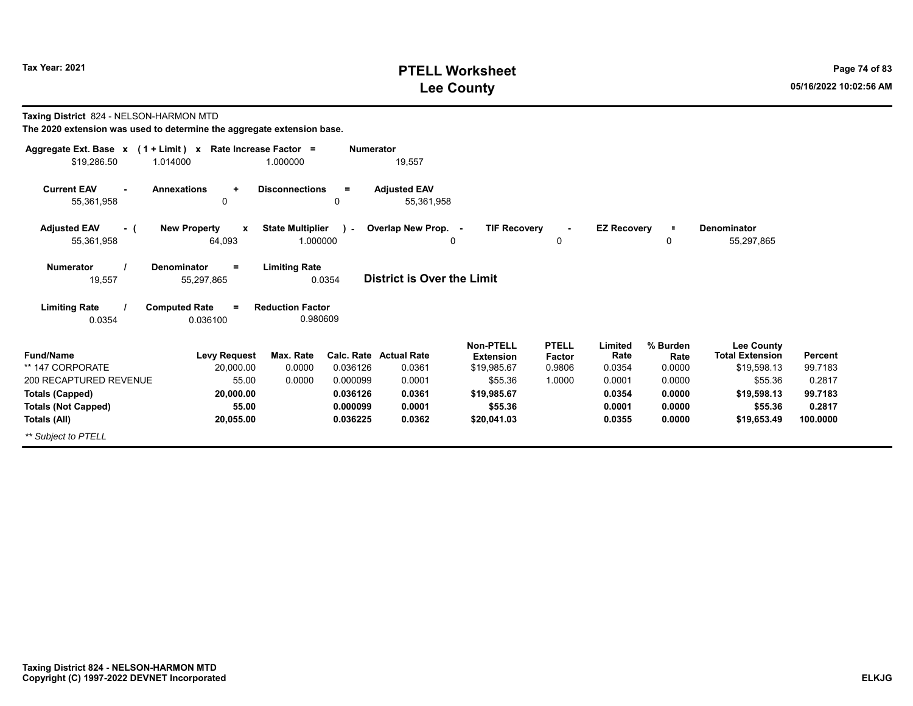**Taxing District** 824 - NELSON-HARMON MTD

**The 2020 extension was used to determine the aggregate extension base.**

| Aggregate Ext. Base x | (1 + Limit) x | Rate Increase Factor = | Numerator |
|---|---|---|---|
| $19,286.50 | 1.014000 | 1.000000 | 19,557 |

| Current EAV - | Annexations + | Disconnections = | Adjusted EAV |
|---|---|---|---|
| 55,361,958 | 0 | 0 | 55,361,958 |

| Adjusted EAV - ( | New Property x | State Multiplier ) - | Overlap New Prop. - | TIF Recovery - | EZ Recovery = | Denominator |
|---|---|---|---|---|---|---|
| 55,361,958 | 64,093 | 1.000000 | 0 | 0 | 0 | 55,297,865 |

| Numerator / | Denominator = | Limiting Rate | |
|---|---|---|---|
| 19,557 | 55,297,865 | 0.0354 | **District is Over the Limit** |

| Limiting Rate / | Computed Rate = | Reduction Factor |
|---|---|---|
| 0.0354 | 0.036100 | 0.980609 |

| Fund/Name | Levy Request | Max. Rate | Calc. Rate | Actual Rate | Non-PTELL Extension | PTELL Factor | Limited Rate | % Burden Rate | Lee County Total Extension | Percent |
|---|---|---|---|---|---|---|---|---|---|---|
| ** 147 CORPORATE | 20,000.00 | 0.0000 | 0.036126 | 0.0361 | $19,985.67 | 0.9806 | 0.0354 | 0.0000 | $19,598.13 | 99.7183 |
| 200 RECAPTURED REVENUE | 55.00 | 0.0000 | 0.000099 | 0.0001 | $55.36 | 1.0000 | 0.0001 | 0.0000 | $55.36 | 0.2817 |
| **Totals (Capped)** | **20,000.00** | | **0.036126** | **0.0361** | **$19,985.67** | | **0.0354** | **0.0000** | **$19,598.13** | **99.7183** |
| **Totals (Not Capped)** | **55.00** | | **0.000099** | **0.0001** | **$55.36** | | **0.0001** | **0.0000** | **$55.36** | **0.2817** |
| **Totals (All)** | **20,055.00** | | **0.036225** | **0.0362** | **$20,041.03** | | **0.0355** | **0.0000** | **$19,653.49** | **100.0000** |

*** Subject to PTELL*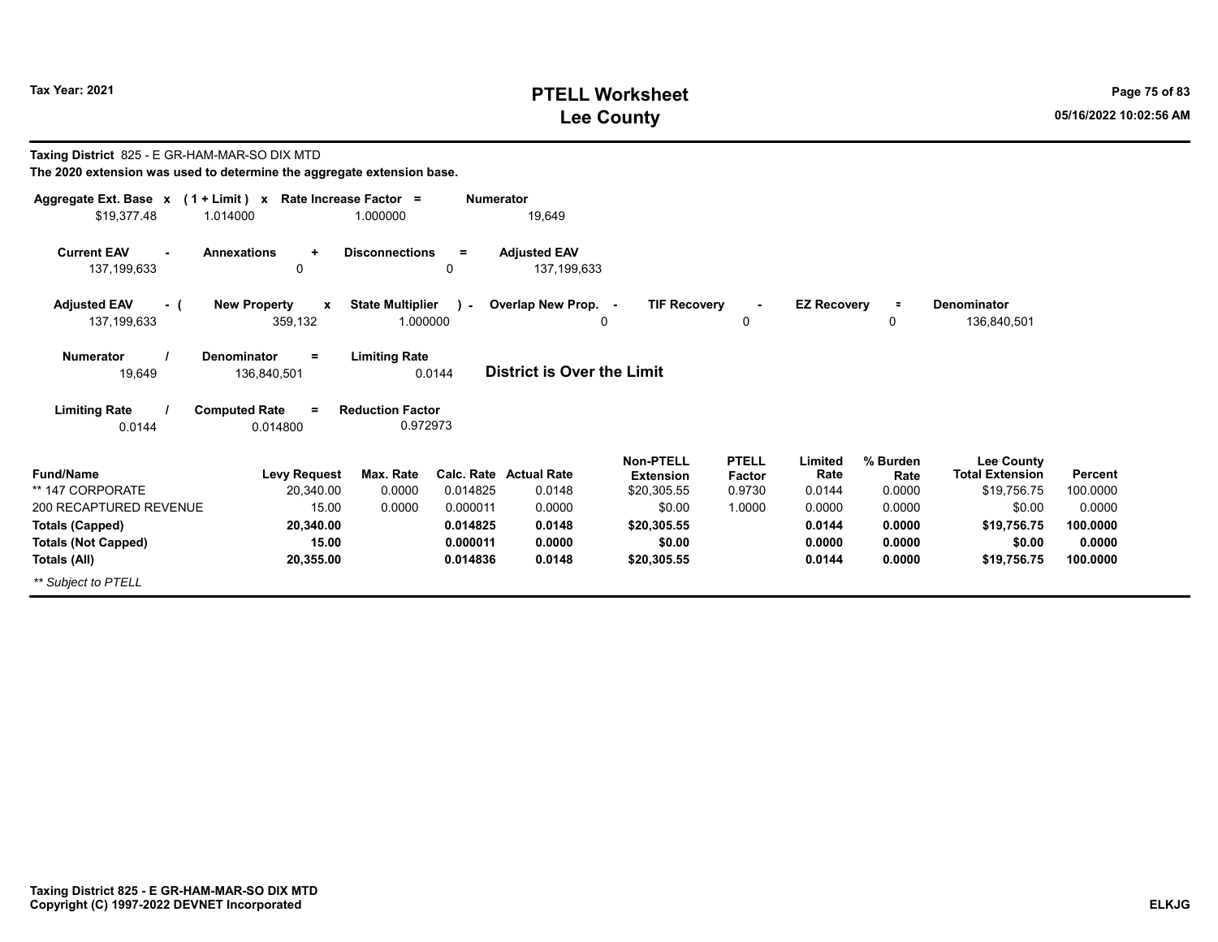**Taxing District** 825 - E GR-HAM-MAR-SO DIX MTD

**The 2020 extension was used to determine the aggregate extension base.**

| Aggregate Ext. Base x | (1 + Limit) x | Rate Increase Factor = | Numerator |
|---|---|---|---|
| $19,377.48 | 1.014000 | 1.000000 | 19,649 |

| Current EAV - | Annexations + | Disconnections = | Adjusted EAV |
|---|---|---|---|
| 137,199,633 | 0 | 0 | 137,199,633 |

| Adjusted EAV - ( | New Property x | State Multiplier ) - | Overlap New Prop. - | TIF Recovery - | EZ Recovery = | Denominator |
|---|---|---|---|---|---|---|
| 137,199,633 | 359,132 | 1.000000 | 0 | 0 | 0 | 136,840,501 |

| Numerator / | Denominator = | Limiting Rate | |
|---|---|---|---|
| 19,649 | 136,840,501 | 0.0144 | **District is Over the Limit** |

| Limiting Rate / | Computed Rate = | Reduction Factor |
|---|---|---|
| 0.0144 | 0.014800 | 0.972973 |

| Fund/Name | Levy Request | Max. Rate | Calc. Rate | Actual Rate | Non-PTELL Extension | PTELL Factor | Limited Rate | % Burden Rate | Lee County Total Extension | Percent |
|---|---|---|---|---|---|---|---|---|---|---|
| ** 147 CORPORATE | 20,340.00 | 0.0000 | 0.014825 | 0.0148 | $20,305.55 | 0.9730 | 0.0144 | 0.0000 | $19,756.75 | 100.0000 |
| 200 RECAPTURED REVENUE | 15.00 | 0.0000 | 0.000011 | 0.0000 | $0.00 | 1.0000 | 0.0000 | 0.0000 | $0.00 | 0.0000 |
| **Totals (Capped)** | **20,340.00** | | **0.014825** | **0.0148** | **$20,305.55** | | **0.0144** | **0.0000** | **$19,756.75** | **100.0000** |
| **Totals (Not Capped)** | **15.00** | | **0.000011** | **0.0000** | **$0.00** | | **0.0000** | **0.0000** | **$0.00** | **0.0000** |
| **Totals (All)** | **20,355.00** | | **0.014836** | **0.0148** | **$20,305.55** | | **0.0144** | **0.0000** | **$19,756.75** | **100.0000** |

*** Subject to PTELL*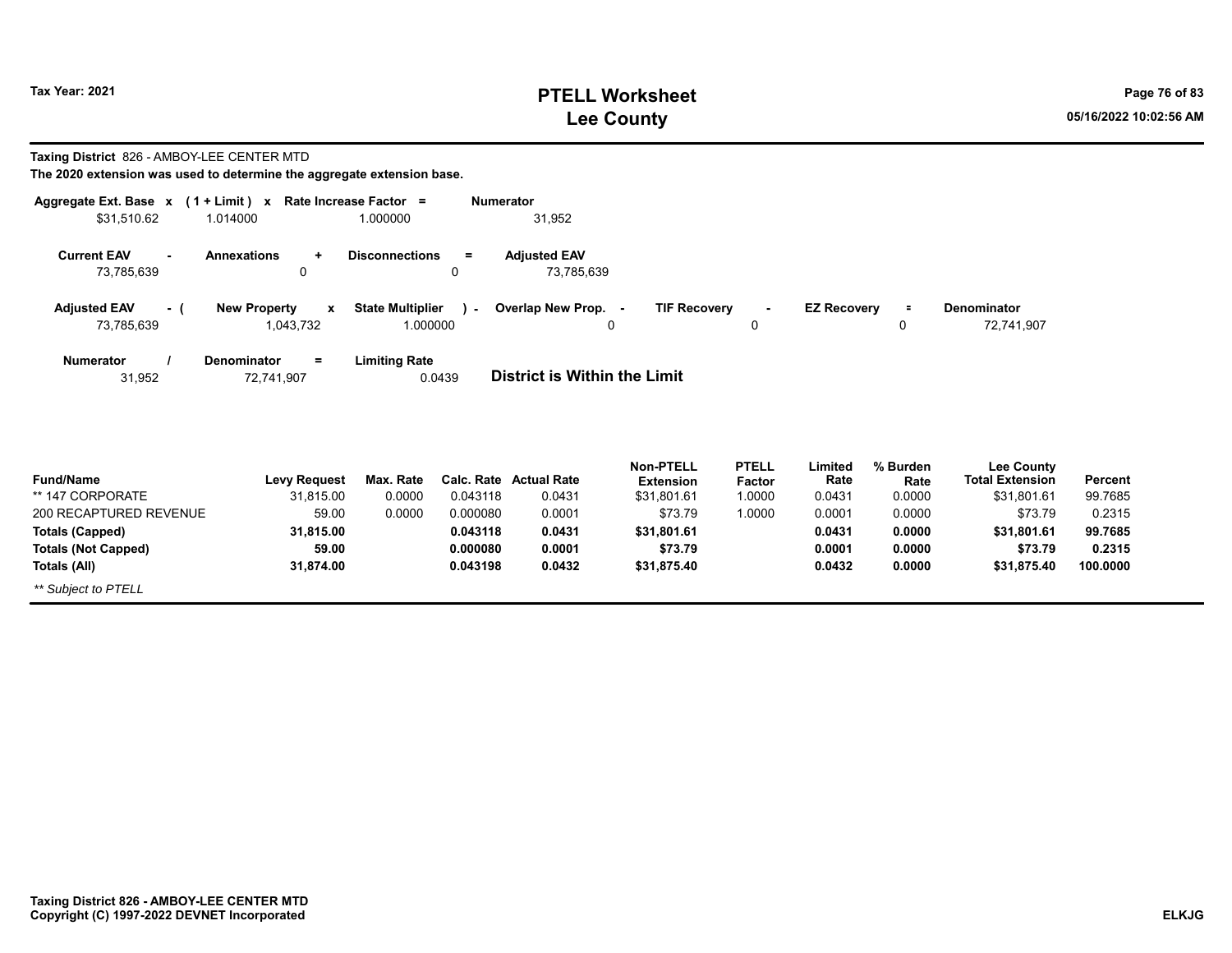# PTELL Worksheet
# Lee County

Tax Year: 2021

**Taxing District** 826 - AMBOY-LEE CENTER MTD

**The 2020 extension was used to determine the aggregate extension base.**

| Aggregate Ext. Base | x | (1 + Limit) | x | Rate Increase Factor | = | Numerator |
|---|---|---|---|---|---|---|
| $31,510.62 | | 1.014000 | | 1.000000 | | 31,952 |

| Current EAV | - | Annexations | + | Disconnections | = | Adjusted EAV |
|---|---|---|---|---|---|---|
| 73,785,639 | | 0 | | 0 | | 73,785,639 |

| Adjusted EAV | - ( | New Property | x | State Multiplier | ) - | Overlap New Prop. | - | TIF Recovery | - | EZ Recovery | = | Denominator |
|---|---|---|---|---|---|---|---|---|---|---|---|---|
| 73,785,639 | | 1,043,732 | | 1.000000 | | 0 | | 0 | | 0 | | 72,741,907 |

| Numerator | / | Denominator | = | Limiting Rate |
|---|---|---|---|---|
| 31,952 | | 72,741,907 | | 0.0439 |

**District is Within the Limit**

| Fund/Name | Levy Request | Max. Rate | Calc. Rate | Actual Rate | Non-PTELL Extension | PTELL Factor | Limited Rate | % Burden Rate | Lee County Total Extension | Percent |
|---|---|---|---|---|---|---|---|---|---|---|
| ** 147 CORPORATE | 31,815.00 | 0.0000 | 0.043118 | 0.0431 | $31,801.61 | 1.0000 | 0.0431 | 0.0000 | $31,801.61 | 99.7685 |
| 200 RECAPTURED REVENUE | 59.00 | 0.0000 | 0.000080 | 0.0001 | $73.79 | 1.0000 | 0.0001 | 0.0000 | $73.79 | 0.2315 |
| **Totals (Capped)** | **31,815.00** | | **0.043118** | **0.0431** | **$31,801.61** | | **0.0431** | **0.0000** | **$31,801.61** | **99.7685** |
| **Totals (Not Capped)** | **59.00** | | **0.000080** | **0.0001** | **$73.79** | | **0.0001** | **0.0000** | **$73.79** | **0.2315** |
| **Totals (All)** | **31,874.00** | | **0.043198** | **0.0432** | **$31,875.40** | | **0.0432** | **0.0000** | **$31,875.40** | **100.0000** |

*** Subject to PTELL*

**Taxing District 826 - AMBOY-LEE CENTER MTD**
**Copyright (C) 1997-2022 DEVNET Incorporated**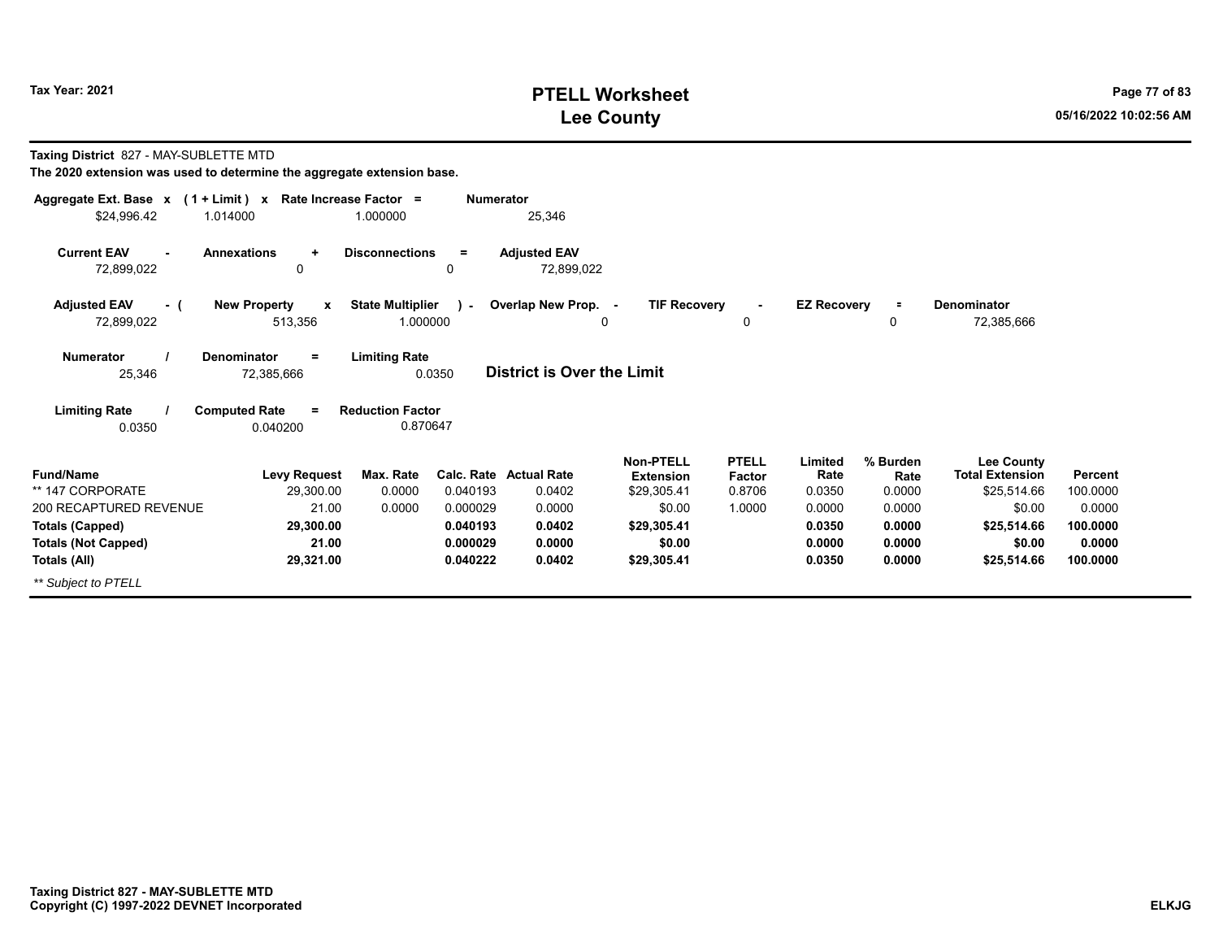**Taxing District** 827 - MAY-SUBLETTE MTD

**The 2020 extension was used to determine the aggregate extension base.**

| Aggregate Ext. Base | x | (1 + Limit) | x | Rate Increase Factor | = | Numerator |
|---|---|---|---|---|---|---|
| $24,996.42 | | 1.014000 | | 1.000000 | | 25,346 |

| Current EAV | - | Annexations | + | Disconnections | = | Adjusted EAV |
|---|---|---|---|---|---|---|
| 72,899,022 | | 0 | | 0 | | 72,899,022 |

| Adjusted EAV | - ( | New Property | x | State Multiplier | ) - | Overlap New Prop. | - | TIF Recovery | - | EZ Recovery | = | Denominator |
|---|---|---|---|---|---|---|---|---|---|---|---|---|
| 72,899,022 | | 513,356 | | 1.000000 | | 0 | | 0 | | 0 | | 72,385,666 |

| Numerator | / | Denominator | = | Limiting Rate |
|---|---|---|---|---|
| 25,346 | | 72,385,666 | | 0.0350 |

**District is Over the Limit**

| Limiting Rate | / | Computed Rate | = | Reduction Factor |
|---|---|---|---|---|
| 0.0350 | | 0.040200 | | 0.870647 |

| Fund/Name | Levy Request | Max. Rate | Calc. Rate | Actual Rate | Non-PTELL Extension | PTELL Factor | Limited Rate | % Burden Rate | Lee County Total Extension | Percent |
|---|---|---|---|---|---|---|---|---|---|---|
| ** 147 CORPORATE | 29,300.00 | 0.0000 | 0.040193 | 0.0402 | $29,305.41 | 0.8706 | 0.0350 | 0.0000 | $25,514.66 | 100.0000 |
| 200 RECAPTURED REVENUE | 21.00 | 0.0000 | 0.000029 | 0.0000 | $0.00 | 1.0000 | 0.0000 | 0.0000 | $0.00 | 0.0000 |
| **Totals (Capped)** | **29,300.00** | | **0.040193** | **0.0402** | **$29,305.41** | | **0.0350** | **0.0000** | **$25,514.66** | **100.0000** |
| **Totals (Not Capped)** | **21.00** | | **0.000029** | **0.0000** | **$0.00** | | **0.0000** | **0.0000** | **$0.00** | **0.0000** |
| **Totals (All)** | **29,321.00** | | **0.040222** | **0.0402** | **$29,305.41** | | **0.0350** | **0.0000** | **$25,514.66** | **100.0000** |

*** Subject to PTELL*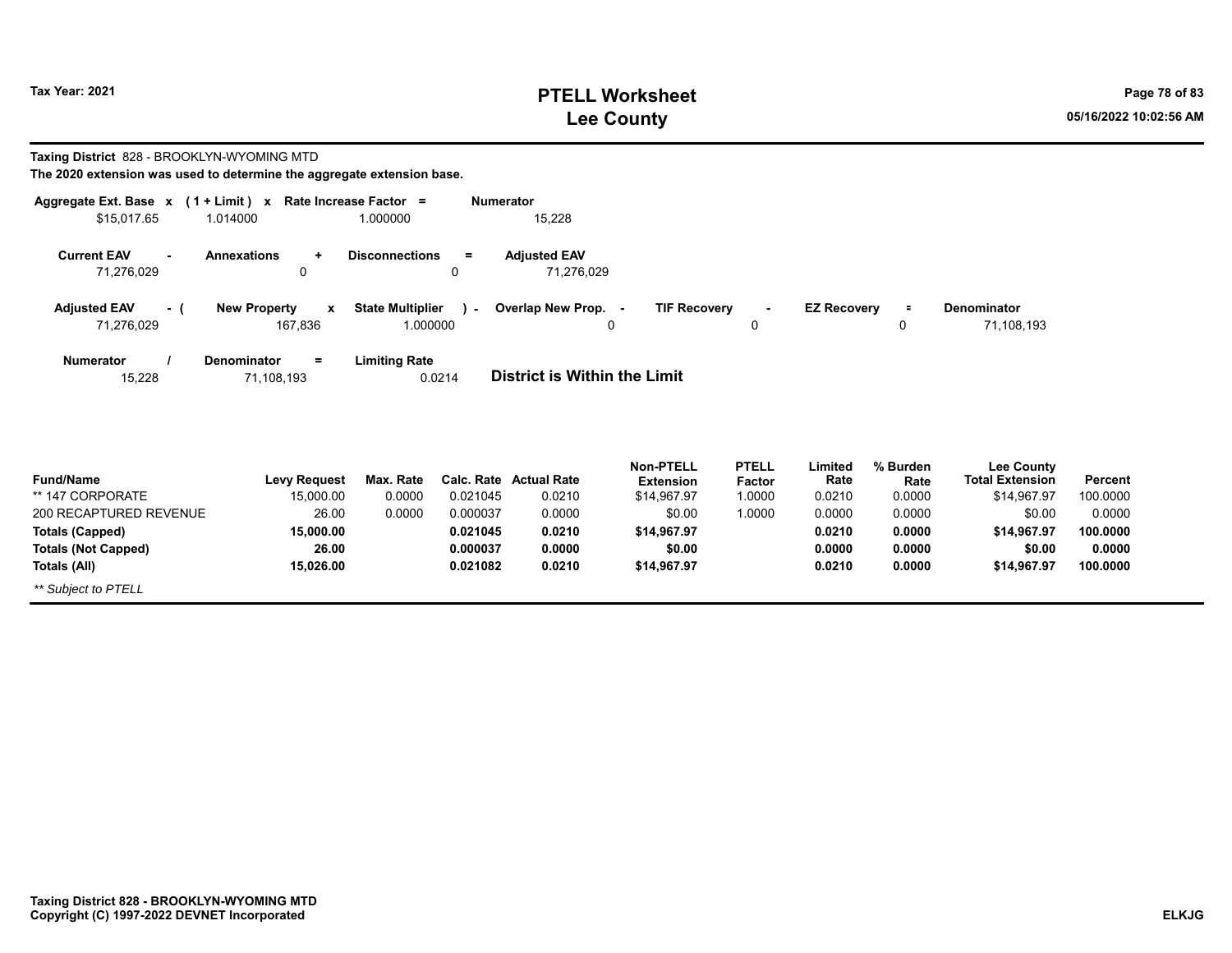# PTELL Worksheet
# Lee County

Tax Year: 2021

**Taxing District** 828 - BROOKLYN-WYOMING MTD

**The 2020 extension was used to determine the aggregate extension base.**

| Aggregate Ext. Base x | ( 1 + Limit ) x | Rate Increase Factor = | Numerator |
|---|---|---|---|
| $15,017.65 | 1.014000 | 1.000000 | 15,228 |

| Current EAV - | Annexations + | Disconnections = | Adjusted EAV |
|---|---|---|---|
| 71,276,029 | 0 | 0 | 71,276,029 |

| Adjusted EAV - ( | New Property x | State Multiplier ) - | Overlap New Prop. - | TIF Recovery - | EZ Recovery = | Denominator |
|---|---|---|---|---|---|---|
| 71,276,029 | 167,836 | 1.000000 | 0 | 0 | 0 | 71,108,193 |

| Numerator / | Denominator = | Limiting Rate |
|---|---|---|
| 15,228 | 71,108,193 | 0.0214 |

**District is Within the Limit**

| Fund/Name | Levy Request | Max. Rate | Calc. Rate | Actual Rate | Non-PTELL Extension | PTELL Factor | Limited Rate | % Burden Rate | Lee County Total Extension | Percent |
|---|---|---|---|---|---|---|---|---|---|---|
| ** 147 CORPORATE | 15,000.00 | 0.0000 | 0.021045 | 0.0210 | $14,967.97 | 1.0000 | 0.0210 | 0.0000 | $14,967.97 | 100.0000 |
| 200 RECAPTURED REVENUE | 26.00 | 0.0000 | 0.000037 | 0.0000 | $0.00 | 1.0000 | 0.0000 | 0.0000 | $0.00 | 0.0000 |
| **Totals (Capped)** | **15,000.00** | | **0.021045** | **0.0210** | **$14,967.97** | | **0.0210** | **0.0000** | **$14,967.97** | **100.0000** |
| **Totals (Not Capped)** | **26.00** | | **0.000037** | **0.0000** | **$0.00** | | **0.0000** | **0.0000** | **$0.00** | **0.0000** |
| **Totals (All)** | **15,026.00** | | **0.021082** | **0.0210** | **$14,967.97** | | **0.0210** | **0.0000** | **$14,967.97** | **100.0000** |

*** Subject to PTELL*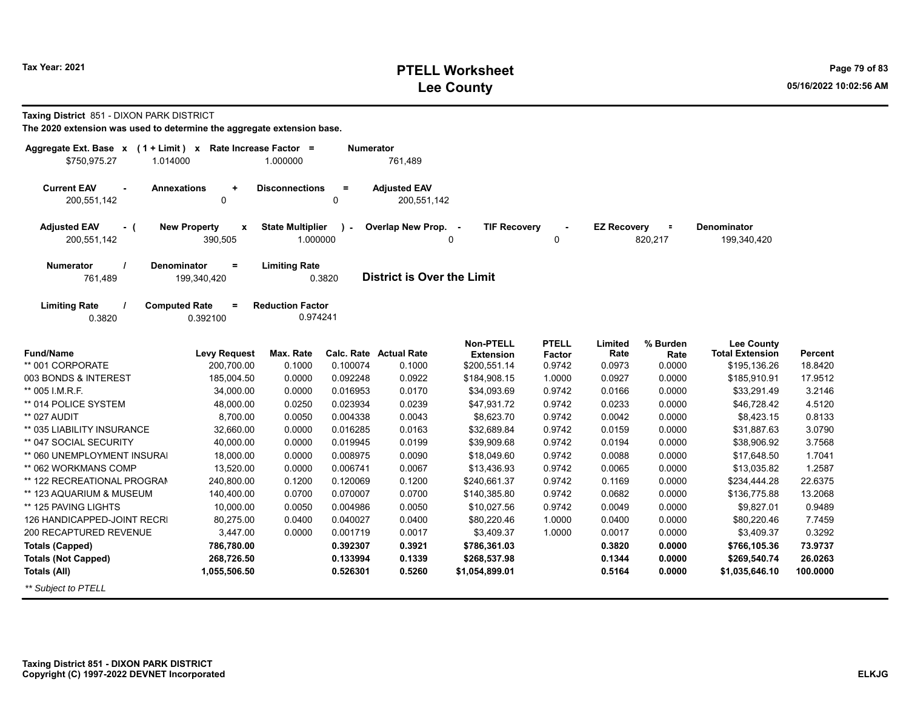**Taxing District** 851 - DIXON PARK DISTRICT

**The 2020 extension was used to determine the aggregate extension base.**

| Aggregate Ext. Base | x | (1 + Limit) | x | Rate Increase Factor | = | Numerator |
|---|---|---|---|---|---|---|
| $750,975.27 | | 1.014000 | | 1.000000 | | 761,489 |

| Current EAV | - | Annexations | + | Disconnections | = | Adjusted EAV |
|---|---|---|---|---|---|---|
| 200,551,142 | | 0 | | 0 | | 200,551,142 |

| Adjusted EAV | - ( | New Property | x | State Multiplier | ) - | Overlap New Prop. | - | TIF Recovery | - | EZ Recovery | = | Denominator |
|---|---|---|---|---|---|---|---|---|---|---|---|---|
| 200,551,142 | | 390,505 | | 1.000000 | | 0 | | 0 | | 820,217 | | 199,340,420 |

| Numerator | / | Denominator | = | Limiting Rate |
|---|---|---|---|---|
| 761,489 | | 199,340,420 | | 0.3820 |

**District is Over the Limit**

| Limiting Rate | / | Computed Rate | = | Reduction Factor |
|---|---|---|---|---|
| 0.3820 | | 0.392100 | | 0.974241 |

| Fund/Name | Levy Request | Max. Rate | Calc. Rate | Actual Rate | Non-PTELL Extension | PTELL Factor | Limited Rate | % Burden Rate | Lee County Total Extension | Percent |
|---|---|---|---|---|---|---|---|---|---|---|
| ** 001 CORPORATE | 200,700.00 | 0.1000 | 0.100074 | 0.1000 | $200,551.14 | 0.9742 | 0.0973 | 0.0000 | $195,136.26 | 18.8420 |
| 003 BONDS & INTEREST | 185,004.50 | 0.0000 | 0.092248 | 0.0922 | $184,908.15 | 1.0000 | 0.0927 | 0.0000 | $185,910.91 | 17.9512 |
| ** 005 I.M.R.F. | 34,000.00 | 0.0000 | 0.016953 | 0.0170 | $34,093.69 | 0.9742 | 0.0166 | 0.0000 | $33,291.49 | 3.2146 |
| ** 014 POLICE SYSTEM | 48,000.00 | 0.0250 | 0.023934 | 0.0239 | $47,931.72 | 0.9742 | 0.0233 | 0.0000 | $46,728.42 | 4.5120 |
| ** 027 AUDIT | 8,700.00 | 0.0050 | 0.004338 | 0.0043 | $8,623.70 | 0.9742 | 0.0042 | 0.0000 | $8,423.15 | 0.8133 |
| ** 035 LIABILITY INSURANCE | 32,660.00 | 0.0000 | 0.016285 | 0.0163 | $32,689.84 | 0.9742 | 0.0159 | 0.0000 | $31,887.63 | 3.0790 |
| ** 047 SOCIAL SECURITY | 40,000.00 | 0.0000 | 0.019945 | 0.0199 | $39,909.68 | 0.9742 | 0.0194 | 0.0000 | $38,906.92 | 3.7568 |
| ** 060 UNEMPLOYMENT INSURAI | 18,000.00 | 0.0000 | 0.008975 | 0.0090 | $18,049.60 | 0.9742 | 0.0088 | 0.0000 | $17,648.50 | 1.7041 |
| ** 062 WORKMANS COMP | 13,520.00 | 0.0000 | 0.006741 | 0.0067 | $13,436.93 | 0.9742 | 0.0065 | 0.0000 | $13,035.82 | 1.2587 |
| ** 122 RECREATIONAL PROGRAM | 240,800.00 | 0.1200 | 0.120069 | 0.1200 | $240,661.37 | 0.9742 | 0.1169 | 0.0000 | $234,444.28 | 22.6375 |
| ** 123 AQUARIUM & MUSEUM | 140,400.00 | 0.0700 | 0.070007 | 0.0700 | $140,385.80 | 0.9742 | 0.0682 | 0.0000 | $136,775.88 | 13.2068 |
| ** 125 PAVING LIGHTS | 10,000.00 | 0.0050 | 0.004986 | 0.0050 | $10,027.56 | 0.9742 | 0.0049 | 0.0000 | $9,827.01 | 0.9489 |
| 126 HANDICAPPED-JOINT RECRI | 80,275.00 | 0.0400 | 0.040027 | 0.0400 | $80,220.46 | 1.0000 | 0.0400 | 0.0000 | $80,220.46 | 7.7459 |
| 200 RECAPTURED REVENUE | 3,447.00 | 0.0000 | 0.001719 | 0.0017 | $3,409.37 | 1.0000 | 0.0017 | 0.0000 | $3,409.37 | 0.3292 |
| **Totals (Capped)** | **786,780.00** | | **0.392307** | **0.3921** | **$786,361.03** | | **0.3820** | **0.0000** | **$766,105.36** | **73.9737** |
| **Totals (Not Capped)** | **268,726.50** | | **0.133994** | **0.1339** | **$268,537.98** | | **0.1344** | **0.0000** | **$269,540.74** | **26.0263** |
| **Totals (All)** | **1,055,506.50** | | **0.526301** | **0.5260** | **$1,054,899.01** | | **0.5164** | **0.0000** | **$1,035,646.10** | **100.0000** |

*** Subject to PTELL*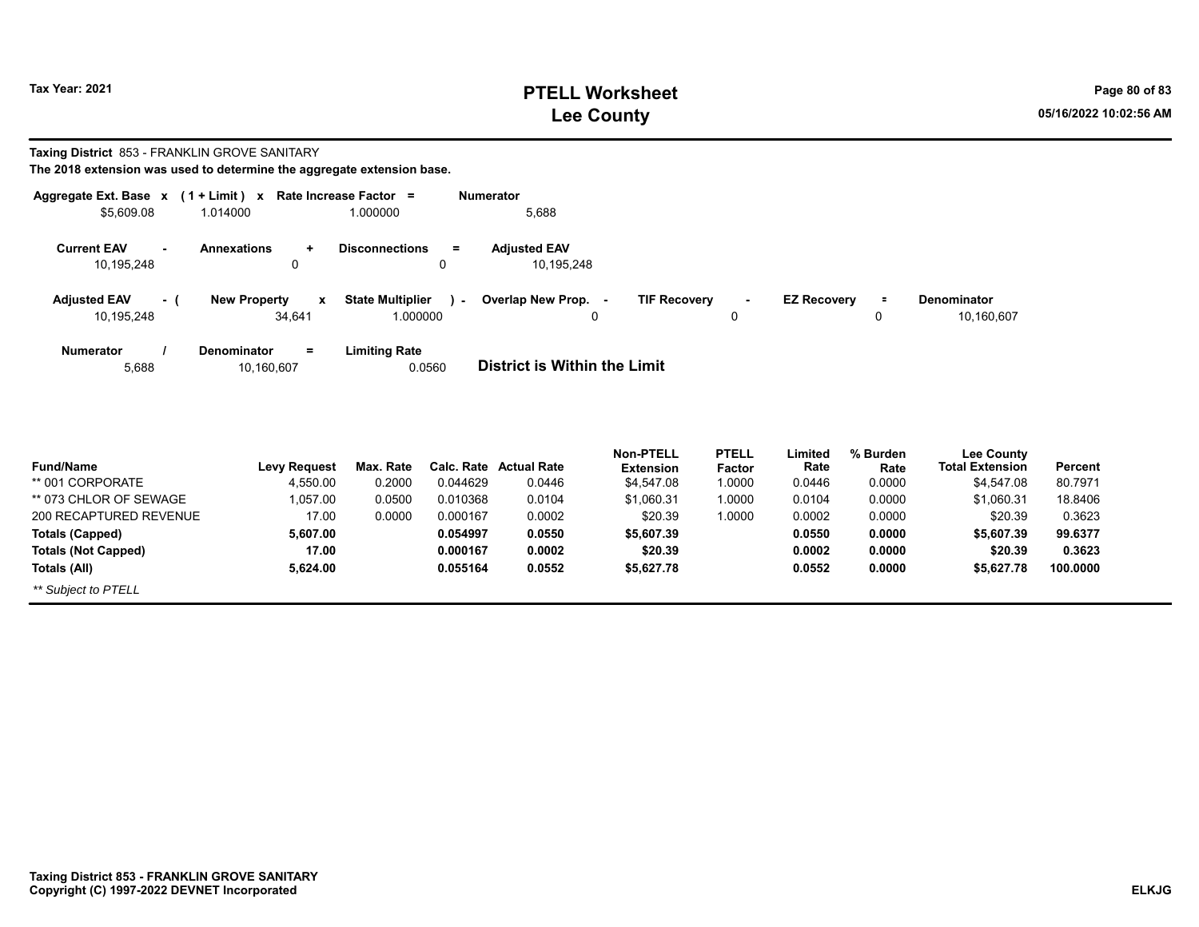**Taxing District** 853 - FRANKLIN GROVE SANITARY

**The 2018 extension was used to determine the aggregate extension base.**

| Aggregate Ext. Base | x | (1 + Limit) | x | Rate Increase Factor | = | Numerator |
|---|---|---|---|---|---|---|
| $5,609.08 | | 1.014000 | | 1.000000 | | 5,688 |

| Current EAV | - | Annexations | + | Disconnections | = | Adjusted EAV |
|---|---|---|---|---|---|---|
| 10,195,248 | | 0 | | 0 | | 10,195,248 |

| Adjusted EAV | - ( | New Property | x | State Multiplier | ) - | Overlap New Prop. | - | TIF Recovery | - | EZ Recovery | = | Denominator |
|---|---|---|---|---|---|---|---|---|---|---|---|---|
| 10,195,248 | | 34,641 | | 1.000000 | | 0 | | 0 | | 0 | | 10,160,607 |

| Numerator | / | Denominator | = | Limiting Rate |
|---|---|---|---|---|
| 5,688 | | 10,160,607 | | 0.0560 |

**District is Within the Limit**

| Fund/Name | Levy Request | Max. Rate | Calc. Rate | Actual Rate | Non-PTELL Extension | PTELL Factor | Limited Rate | % Burden Rate | Lee County Total Extension | Percent |
|---|---|---|---|---|---|---|---|---|---|---|
| ** 001 CORPORATE | 4,550.00 | 0.2000 | 0.044629 | 0.0446 | $4,547.08 | 1.0000 | 0.0446 | 0.0000 | $4,547.08 | 80.7971 |
| ** 073 CHLOR OF SEWAGE | 1,057.00 | 0.0500 | 0.010368 | 0.0104 | $1,060.31 | 1.0000 | 0.0104 | 0.0000 | $1,060.31 | 18.8406 |
| 200 RECAPTURED REVENUE | 17.00 | 0.0000 | 0.000167 | 0.0002 | $20.39 | 1.0000 | 0.0002 | 0.0000 | $20.39 | 0.3623 |
| **Totals (Capped)** | **5,607.00** | | **0.054997** | **0.0550** | **$5,607.39** | | **0.0550** | **0.0000** | **$5,607.39** | **99.6377** |
| **Totals (Not Capped)** | **17.00** | | **0.000167** | **0.0002** | **$20.39** | | **0.0002** | **0.0000** | **$20.39** | **0.3623** |
| **Totals (All)** | **5,624.00** | | **0.055164** | **0.0552** | **$5,627.78** | | **0.0552** | **0.0000** | **$5,627.78** | **100.0000** |

*** Subject to PTELL*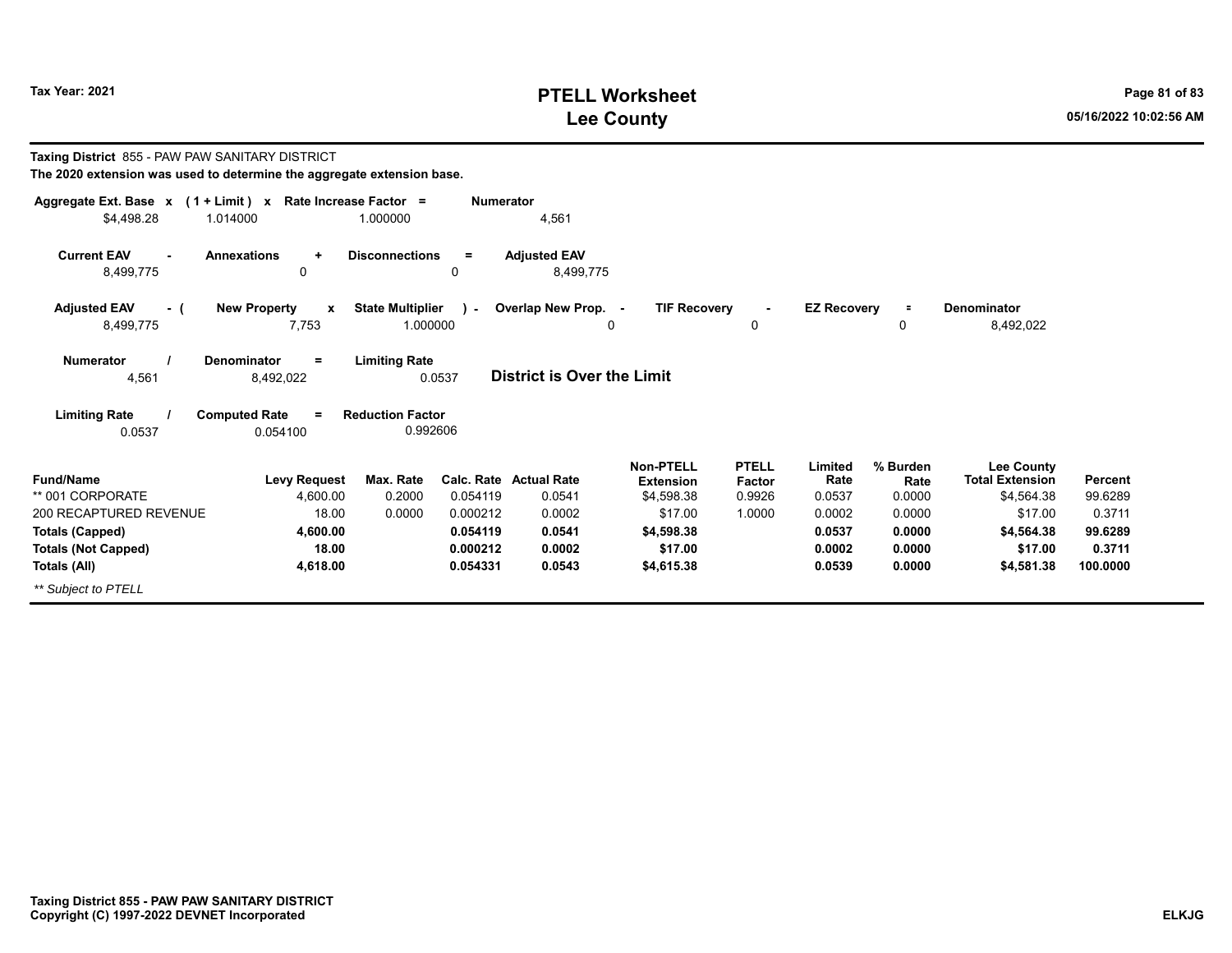**Taxing District** 855 - PAW PAW SANITARY DISTRICT

**The 2020 extension was used to determine the aggregate extension base.**

| Aggregate Ext. Base | x | (1 + Limit) | x | Rate Increase Factor | = | Numerator |
|---|---|---|---|---|---|---|
| $4,498.28 | | 1.014000 | | 1.000000 | | 4,561 |

| Current EAV | - | Annexations | + | Disconnections | = | Adjusted EAV |
|---|---|---|---|---|---|---|
| 8,499,775 | | 0 | | 0 | | 8,499,775 |

| Adjusted EAV | - ( | New Property | x | State Multiplier | ) - | Overlap New Prop. | - | TIF Recovery | - | EZ Recovery | = | Denominator |
|---|---|---|---|---|---|---|---|---|---|---|---|---|
| 8,499,775 | | 7,753 | | 1.000000 | | 0 | | 0 | | 0 | | 8,492,022 |

| Numerator | / | Denominator | = | Limiting Rate |
|---|---|---|---|---|
| 4,561 | | 8,492,022 | | 0.0537 |

**District is Over the Limit**

| Limiting Rate | / | Computed Rate | = | Reduction Factor |
|---|---|---|---|---|
| 0.0537 | | 0.054100 | | 0.992606 |

| Fund/Name | Levy Request | Max. Rate | Calc. Rate | Actual Rate | Non-PTELL Extension | PTELL Factor | Limited Rate | % Burden Rate | Lee County Total Extension | Percent |
|---|---|---|---|---|---|---|---|---|---|---|
| ** 001 CORPORATE | 4,600.00 | 0.2000 | 0.054119 | 0.0541 | $4,598.38 | 0.9926 | 0.0537 | 0.0000 | $4,564.38 | 99.6289 |
| 200 RECAPTURED REVENUE | 18.00 | 0.0000 | 0.000212 | 0.0002 | $17.00 | 1.0000 | 0.0002 | 0.0000 | $17.00 | 0.3711 |
| **Totals (Capped)** | **4,600.00** | | **0.054119** | **0.0541** | **$4,598.38** | | **0.0537** | **0.0000** | **$4,564.38** | **99.6289** |
| **Totals (Not Capped)** | **18.00** | | **0.000212** | **0.0002** | **$17.00** | | **0.0002** | **0.0000** | **$17.00** | **0.3711** |
| **Totals (All)** | **4,618.00** | | **0.054331** | **0.0543** | **$4,615.38** | | **0.0539** | **0.0000** | **$4,581.38** | **100.0000** |

*** Subject to PTELL*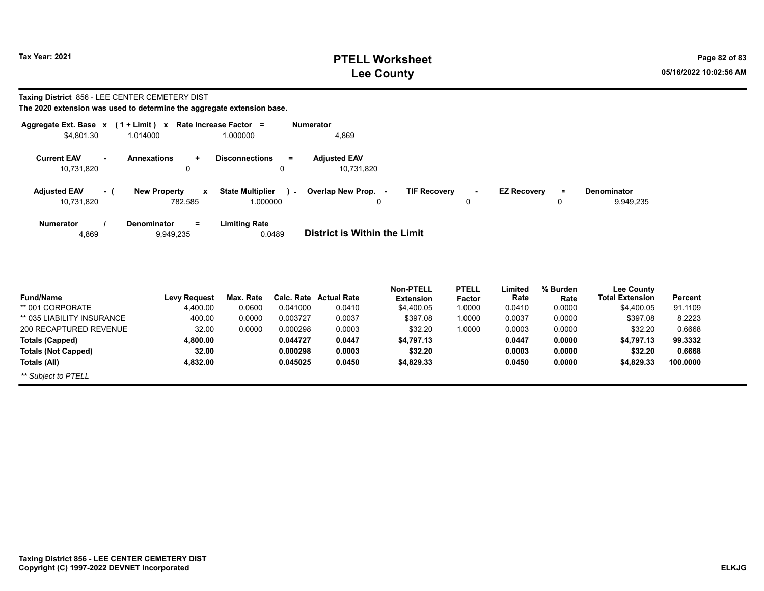**Taxing District** 856 - LEE CENTER CEMETERY DIST

**The 2020 extension was used to determine the aggregate extension base.**

| Aggregate Ext. Base x | (1 + Limit) x | Rate Increase Factor = | Numerator |
|---|---|---|---|
| $4,801.30 | 1.014000 | 1.000000 | 4,869 |

| Current EAV - | Annexations + | Disconnections = | Adjusted EAV |
|---|---|---|---|
| 10,731,820 | 0 | 0 | 10,731,820 |

| Adjusted EAV - ( | New Property x | State Multiplier ) - | Overlap New Prop. - | TIF Recovery - | EZ Recovery = | Denominator |
|---|---|---|---|---|---|---|
| 10,731,820 | 782,585 | 1.000000 | 0 | 0 | 0 | 9,949,235 |

| Numerator / | Denominator = | Limiting Rate |
|---|---|---|
| 4,869 | 9,949,235 | 0.0489 |

**District is Within the Limit**

| Fund/Name | Levy Request | Max. Rate | Calc. Rate | Actual Rate | Non-PTELL Extension | PTELL Factor | Limited Rate | % Burden Rate | Lee County Total Extension | Percent |
|---|---|---|---|---|---|---|---|---|---|---|
| ** 001 CORPORATE | 4,400.00 | 0.0600 | 0.041000 | 0.0410 | $4,400.05 | 1.0000 | 0.0410 | 0.0000 | $4,400.05 | 91.1109 |
| ** 035 LIABILITY INSURANCE | 400.00 | 0.0000 | 0.003727 | 0.0037 | $397.08 | 1.0000 | 0.0037 | 0.0000 | $397.08 | 8.2223 |
| 200 RECAPTURED REVENUE | 32.00 | 0.0000 | 0.000298 | 0.0003 | $32.20 | 1.0000 | 0.0003 | 0.0000 | $32.20 | 0.6668 |
| **Totals (Capped)** | **4,800.00** | | **0.044727** | **0.0447** | **$4,797.13** | | **0.0447** | **0.0000** | **$4,797.13** | **99.3332** |
| **Totals (Not Capped)** | **32.00** | | **0.000298** | **0.0003** | **$32.20** | | **0.0003** | **0.0000** | **$32.20** | **0.6668** |
| **Totals (All)** | **4,832.00** | | **0.045025** | **0.0450** | **$4,829.33** | | **0.0450** | **0.0000** | **$4,829.33** | **100.0000** |

*** Subject to PTELL*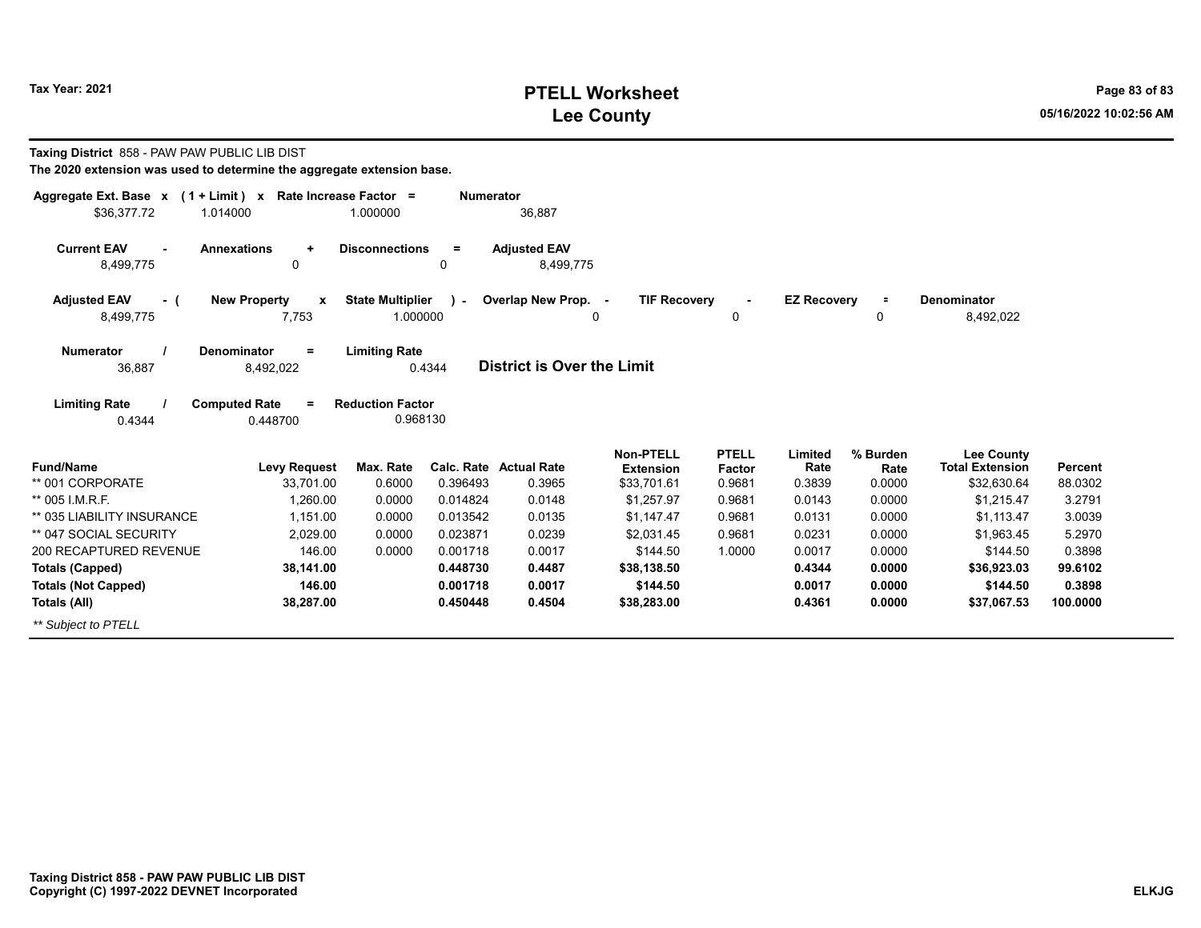**Taxing District** 858 - PAW PAW PUBLIC LIB DIST

**The 2020 extension was used to determine the aggregate extension base.**

| Aggregate Ext. Base x | (1 + Limit) x | Rate Increase Factor = | Numerator |
|---|---|---|---|
| $36,377.72 | 1.014000 | 1.000000 | 36,887 |

| Current EAV - | Annexations + | Disconnections = | Adjusted EAV |
|---|---|---|---|
| 8,499,775 | 0 | 0 | 8,499,775 |

| Adjusted EAV - ( | New Property x | State Multiplier ) - | Overlap New Prop. - | TIF Recovery - | EZ Recovery = | Denominator |
|---|---|---|---|---|---|---|
| 8,499,775 | 7,753 | 1.000000 | 0 | 0 | 0 | 8,492,022 |

| Numerator / | Denominator = | Limiting Rate |
|---|---|---|
| 36,887 | 8,492,022 | 0.4344 |

**District is Over the Limit**

| Limiting Rate / | Computed Rate = | Reduction Factor |
|---|---|---|
| 0.4344 | 0.448700 | 0.968130 |

| Fund/Name | Levy Request | Max. Rate | Calc. Rate | Actual Rate | Non-PTELL Extension | PTELL Factor | Limited Rate | % Burden Rate | Lee County Total Extension | Percent |
|---|---|---|---|---|---|---|---|---|---|---|
| ** 001 CORPORATE | 33,701.00 | 0.6000 | 0.396493 | 0.3965 | $33,701.61 | 0.9681 | 0.3839 | 0.0000 | $32,630.64 | 88.0302 |
| ** 005 I.M.R.F. | 1,260.00 | 0.0000 | 0.014824 | 0.0148 | $1,257.97 | 0.9681 | 0.0143 | 0.0000 | $1,215.47 | 3.2791 |
| ** 035 LIABILITY INSURANCE | 1,151.00 | 0.0000 | 0.013542 | 0.0135 | $1,147.47 | 0.9681 | 0.0131 | 0.0000 | $1,113.47 | 3.0039 |
| ** 047 SOCIAL SECURITY | 2,029.00 | 0.0000 | 0.023871 | 0.0239 | $2,031.45 | 0.9681 | 0.0231 | 0.0000 | $1,963.45 | 5.2970 |
| 200 RECAPTURED REVENUE | 146.00 | 0.0000 | 0.001718 | 0.0017 | $144.50 | 1.0000 | 0.0017 | 0.0000 | $144.50 | 0.3898 |
| **Totals (Capped)** | **38,141.00** | | **0.448730** | **0.4487** | **$38,138.50** | | **0.4344** | **0.0000** | **$36,923.03** | **99.6102** |
| **Totals (Not Capped)** | **146.00** | | **0.001718** | **0.0017** | **$144.50** | | **0.0017** | **0.0000** | **$144.50** | **0.3898** |
| **Totals (All)** | **38,287.00** | | **0.450448** | **0.4504** | **$38,283.00** | | **0.4361** | **0.0000** | **$37,067.53** | **100.0000** |

*** Subject to PTELL*